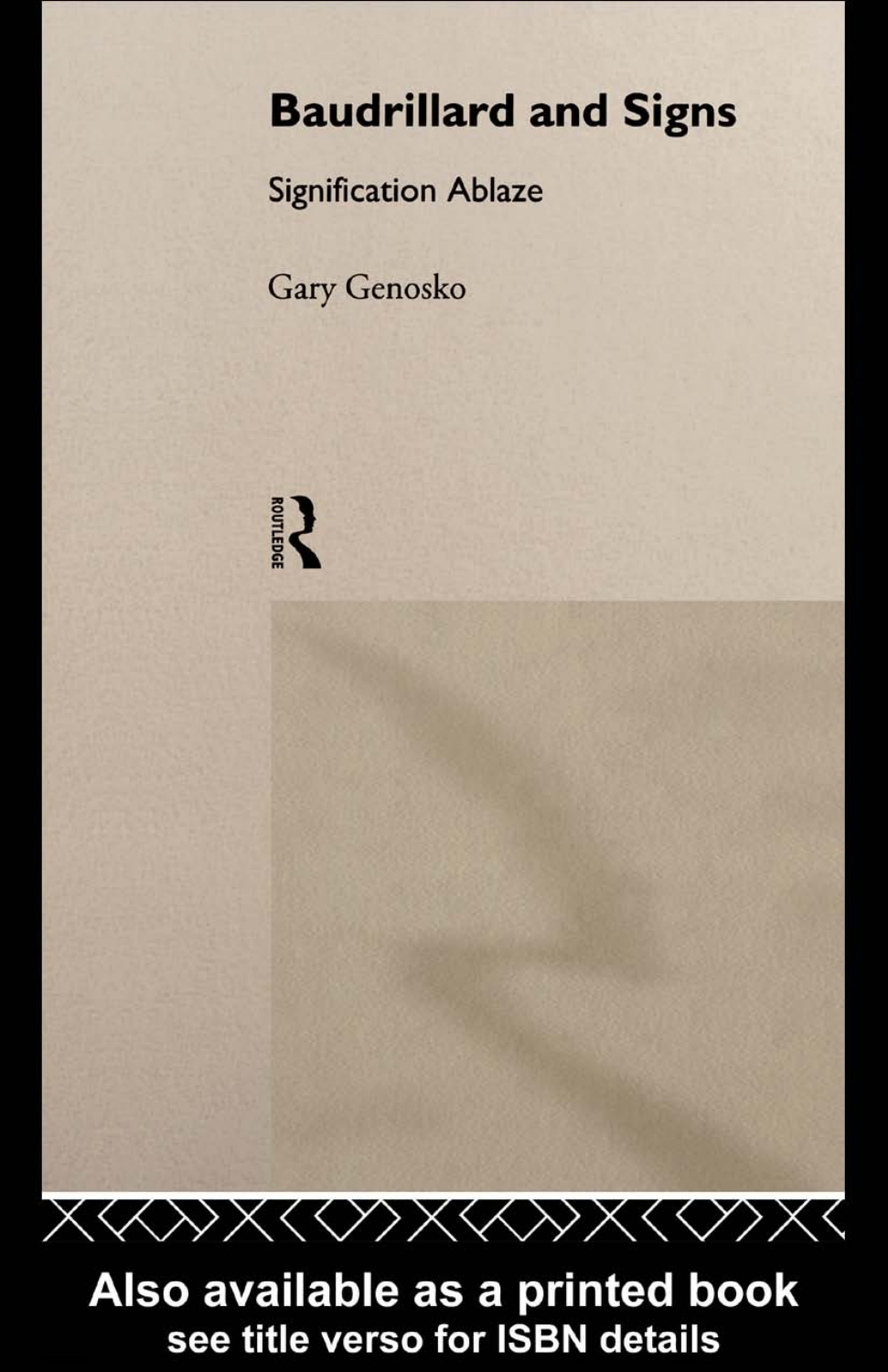# Baudrillard and Signs

## Signification Ablaze

Gary Genosko

ROUTLEDGE

Also available as a printed book
see title verso for ISBN details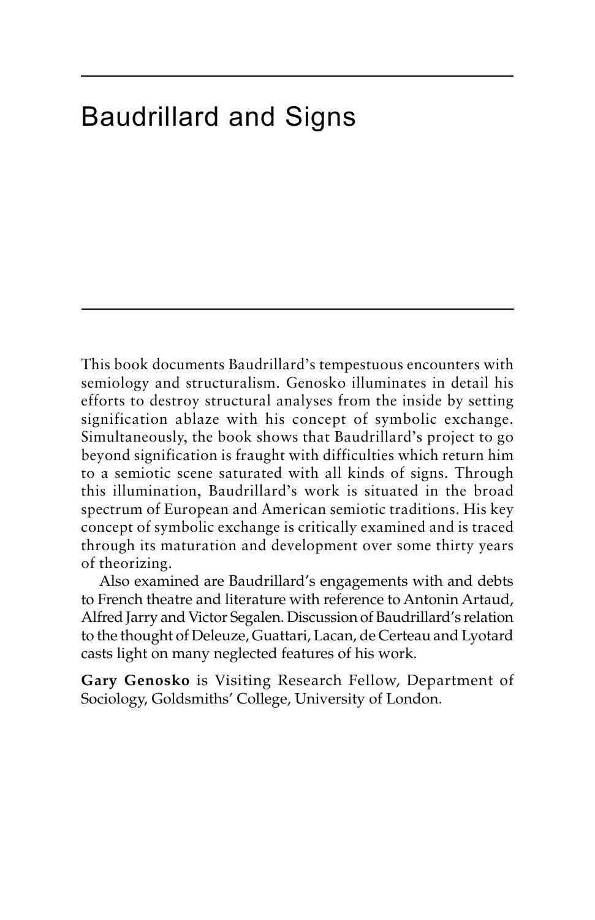# Baudrillard and Signs

This book documents Baudrillard's tempestuous encounters with semiology and structuralism. Genosko illuminates in detail his efforts to destroy structural analyses from the inside by setting signification ablaze with his concept of symbolic exchange. Simultaneously, the book shows that Baudrillard's project to go beyond signification is fraught with difficulties which return him to a semiotic scene saturated with all kinds of signs. Through this illumination, Baudrillard's work is situated in the broad spectrum of European and American semiotic traditions. His key concept of symbolic exchange is critically examined and is traced through its maturation and development over some thirty years of theorizing.

Also examined are Baudrillard's engagements with and debts to French theatre and literature with reference to Antonin Artaud, Alfred Jarry and Victor Segalen. Discussion of Baudrillard's relation to the thought of Deleuze, Guattari, Lacan, de Certeau and Lyotard casts light on many neglected features of his work.

**Gary Genosko** is Visiting Research Fellow, Department of Sociology, Goldsmiths' College, University of London.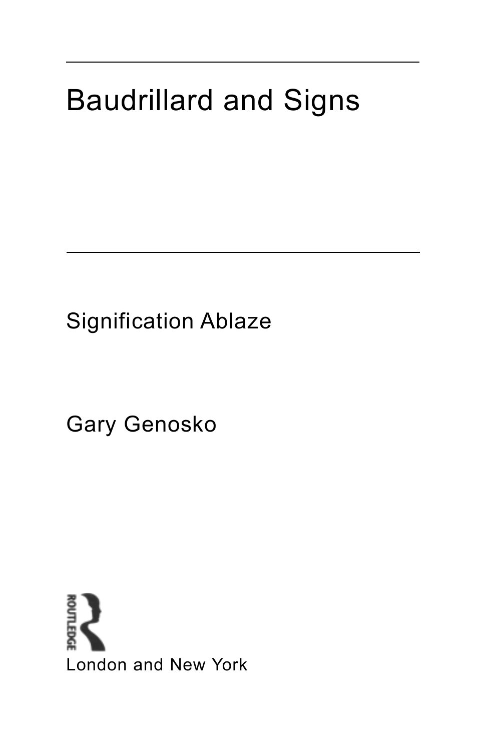# Baudrillard and Signs

## Signification Ablaze

Gary Genosko

ROUTLEDGE

London and New York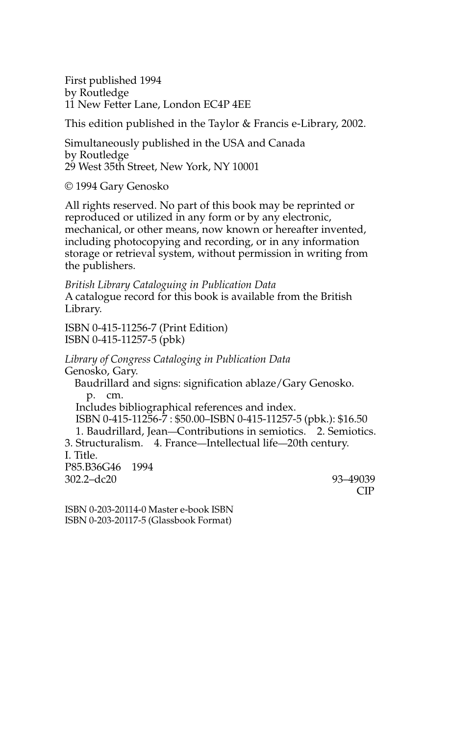First published 1994
by Routledge
11 New Fetter Lane, London EC4P 4EE

This edition published in the Taylor & Francis e-Library, 2002.

Simultaneously published in the USA and Canada
by Routledge
29 West 35th Street, New York, NY 10001

© 1994 Gary Genosko

All rights reserved. No part of this book may be reprinted or reproduced or utilized in any form or by any electronic, mechanical, or other means, now known or hereafter invented, including photocopying and recording, or in any information storage or retrieval system, without permission in writing from the publishers.

*British Library Cataloguing in Publication Data*
A catalogue record for this book is available from the British Library.

ISBN 0-415-11256-7 (Print Edition)
ISBN 0-415-11257-5 (pbk)

*Library of Congress Cataloging in Publication Data*
Genosko, Gary.
Baudrillard and signs: signification ablaze/Gary Genosko.
p. cm.
Includes bibliographical references and index.
ISBN 0-415-11256-7 : $50.00–ISBN 0-415-11257-5 (pbk.): $16.50
1. Baudrillard, Jean—Contributions in semiotics. 2. Semiotics.
3. Structuralism. 4. France—Intellectual life—20th century.
I. Title.
P85.B36G46 1994
302.2–dc20 93–49039
CIP

ISBN 0-203-20114-0 Master e-book ISBN
ISBN 0-203-20117-5 (Glassbook Format)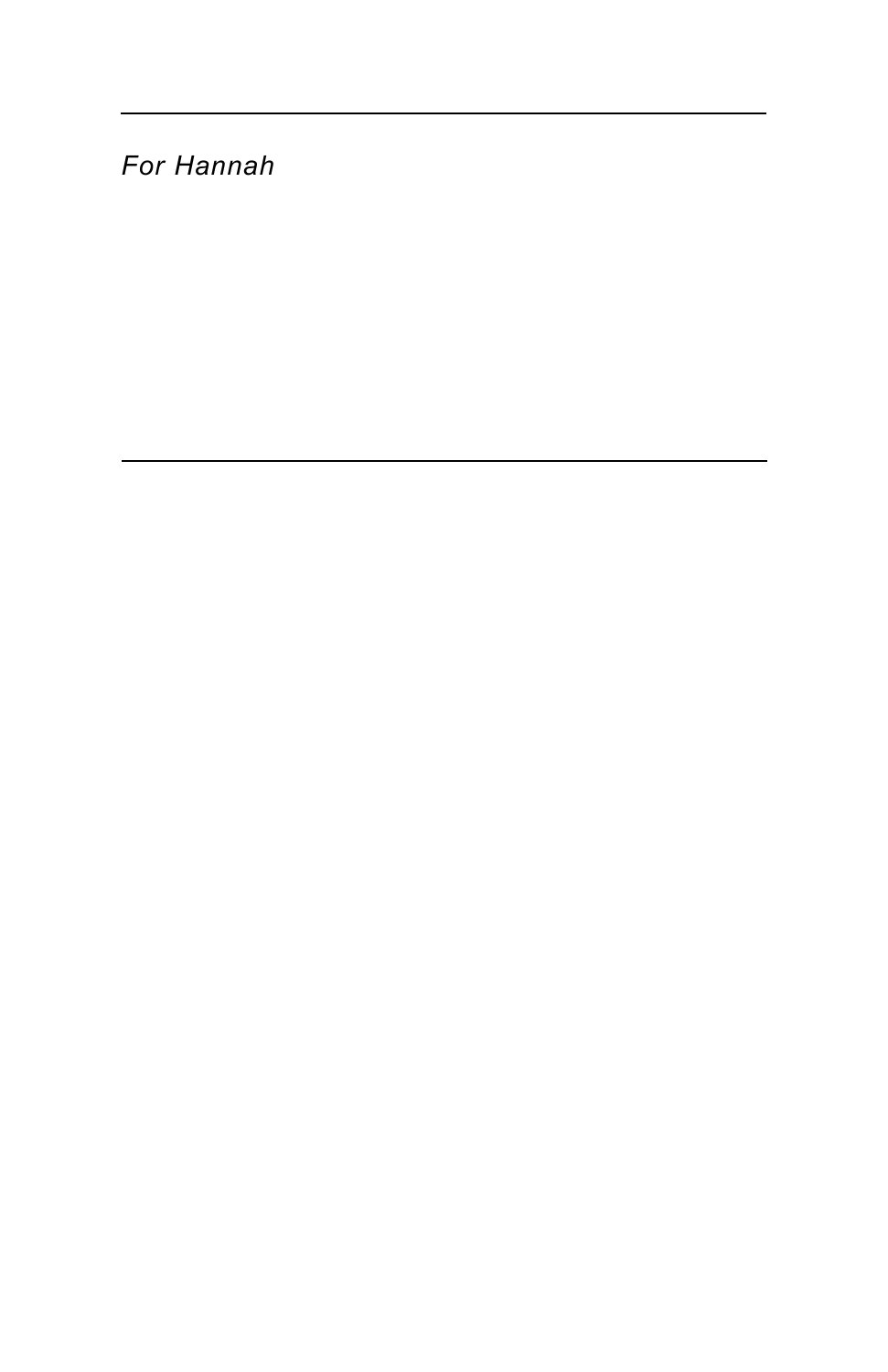*For Hannah*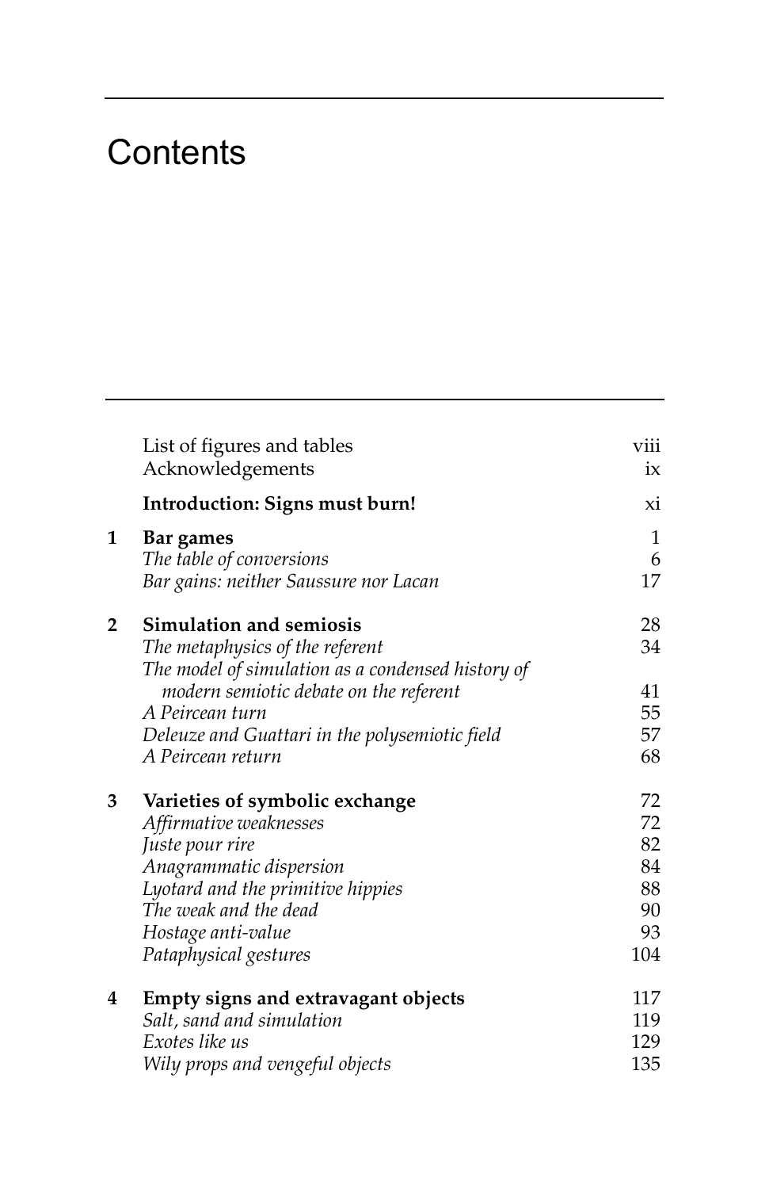# Contents

| | | |
|---|---|---|
| | List of figures and tables | viii |
| | Acknowledgements | ix |
| | **Introduction: Signs must burn!** | xi |
| **1** | **Bar games** | 1 |
| | *The table of conversions* | 6 |
| | *Bar gains: neither Saussure nor Lacan* | 17 |
| **2** | **Simulation and semiosis** | 28 |
| | *The metaphysics of the referent* | 34 |
| | *The model of simulation as a condensed history of modern semiotic debate on the referent* | 41 |
| | *A Peircean turn* | 55 |
| | *Deleuze and Guattari in the polysemiotic field* | 57 |
| | *A Peircean return* | 68 |
| **3** | **Varieties of symbolic exchange** | 72 |
| | *Affirmative weaknesses* | 72 |
| | *Juste pour rire* | 82 |
| | *Anagrammatic dispersion* | 84 |
| | *Lyotard and the primitive hippies* | 88 |
| | *The weak and the dead* | 90 |
| | *Hostage anti-value* | 93 |
| | *Pataphysical gestures* | 104 |
| **4** | **Empty signs and extravagant objects** | 117 |
| | *Salt, sand and simulation* | 119 |
| | *Exotes like us* | 129 |
| | *Wily props and vengeful objects* | 135 |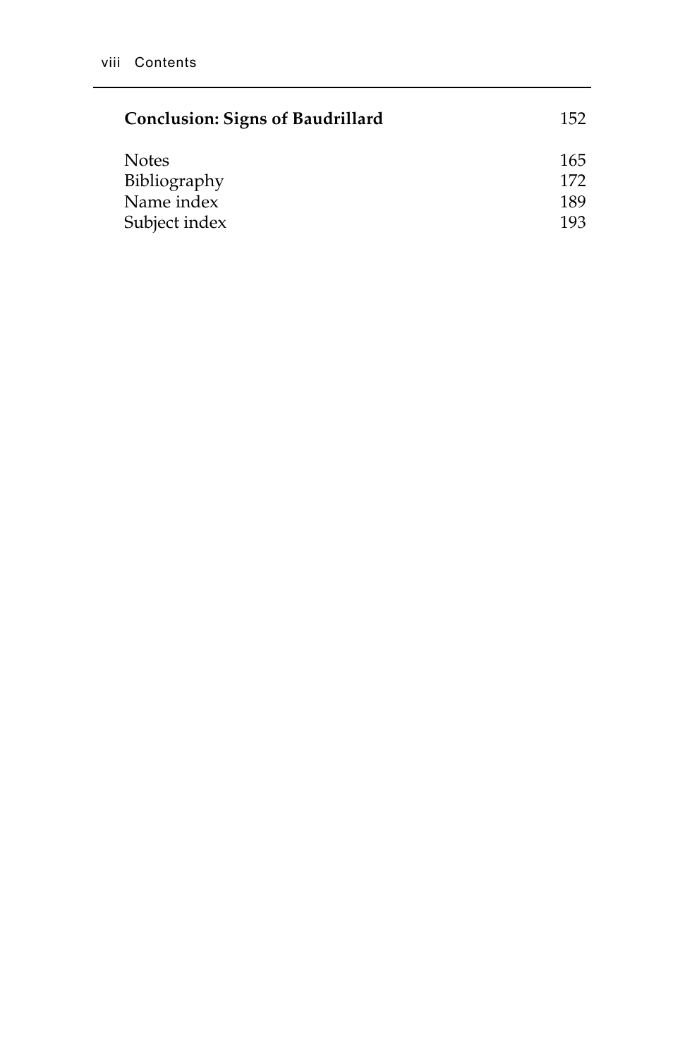| | |
|---|---|
| **Conclusion: Signs of Baudrillard** | 152 |
| Notes | 165 |
| Bibliography | 172 |
| Name index | 189 |
| Subject index | 193 |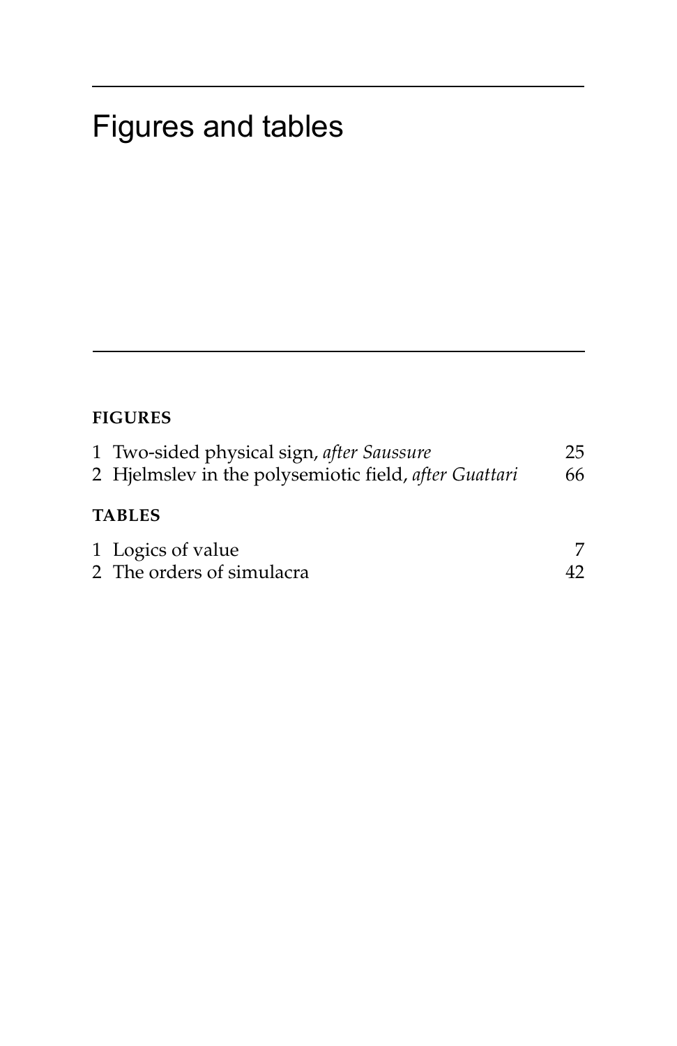# Figures and tables

**FIGURES**

1 Two-sided physical sign, *after Saussure* 25

2 Hjelmslev in the polysemiotic field, *after Guattari* 66

**TABLES**

1 Logics of value 7

2 The orders of simulacra 42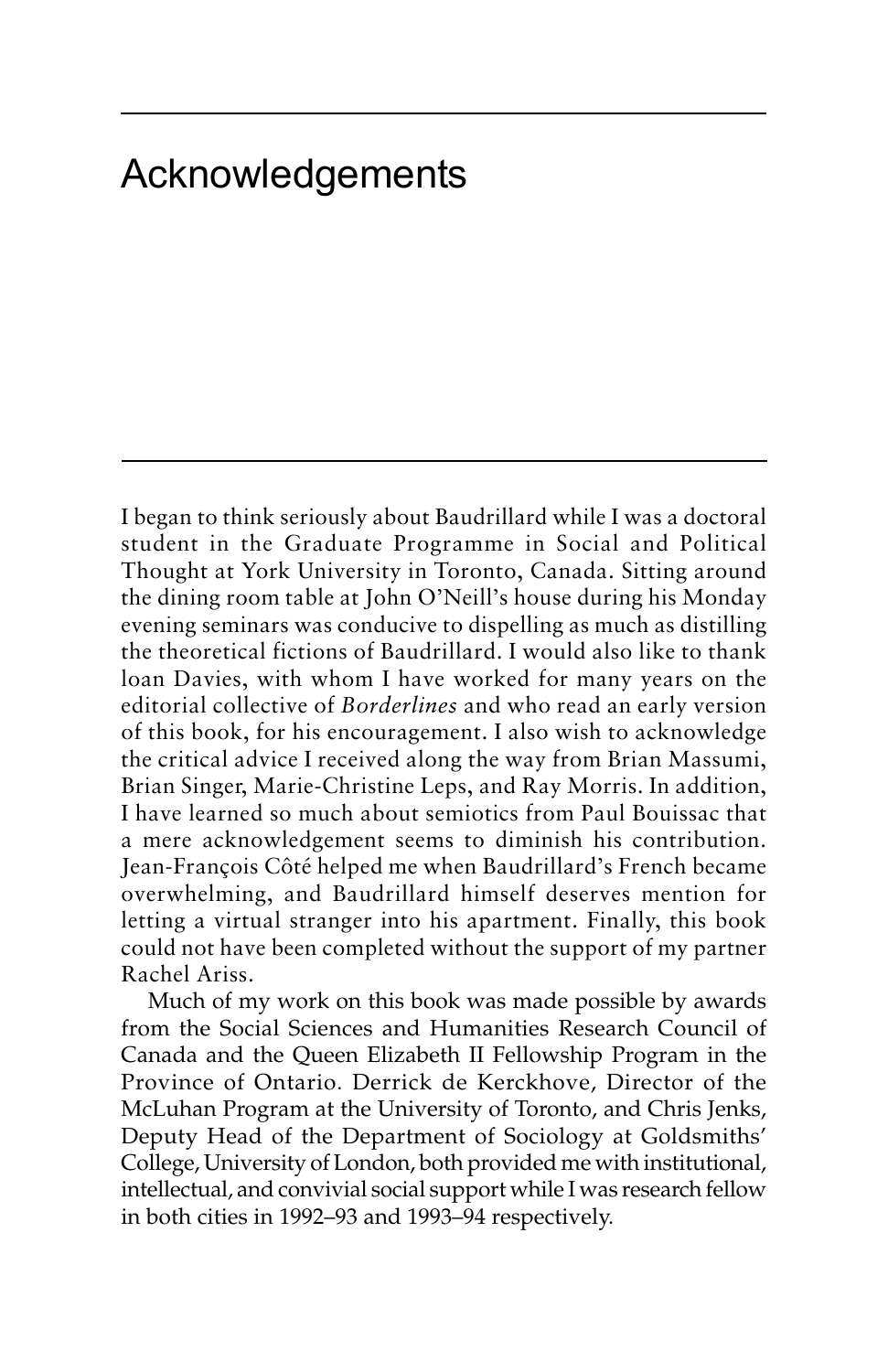# Acknowledgements

I began to think seriously about Baudrillard while I was a doctoral student in the Graduate Programme in Social and Political Thought at York University in Toronto, Canada. Sitting around the dining room table at John O'Neill's house during his Monday evening seminars was conducive to dispelling as much as distilling the theoretical fictions of Baudrillard. I would also like to thank loan Davies, with whom I have worked for many years on the editorial collective of *Borderlines* and who read an early version of this book, for his encouragement. I also wish to acknowledge the critical advice I received along the way from Brian Massumi, Brian Singer, Marie-Christine Leps, and Ray Morris. In addition, I have learned so much about semiotics from Paul Bouissac that a mere acknowledgement seems to diminish his contribution. Jean-François Côté helped me when Baudrillard's French became overwhelming, and Baudrillard himself deserves mention for letting a virtual stranger into his apartment. Finally, this book could not have been completed without the support of my partner Rachel Ariss.

Much of my work on this book was made possible by awards from the Social Sciences and Humanities Research Council of Canada and the Queen Elizabeth II Fellowship Program in the Province of Ontario. Derrick de Kerckhove, Director of the McLuhan Program at the University of Toronto, and Chris Jenks, Deputy Head of the Department of Sociology at Goldsmiths' College, University of London, both provided me with institutional, intellectual, and convivial social support while I was research fellow in both cities in 1992–93 and 1993–94 respectively.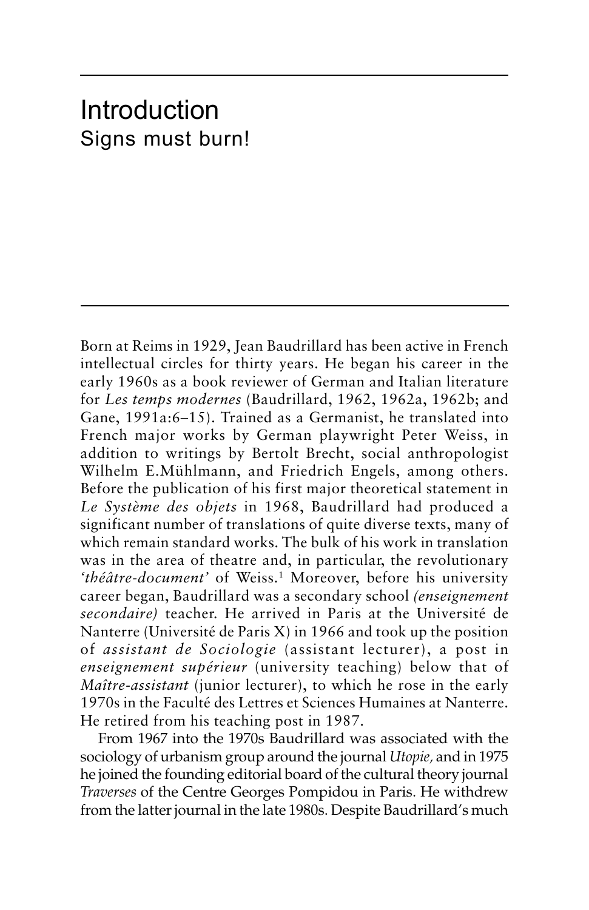# Introduction
## Signs must burn!

Born at Reims in 1929, Jean Baudrillard has been active in French intellectual circles for thirty years. He began his career in the early 1960s as a book reviewer of German and Italian literature for *Les temps modernes* (Baudrillard, 1962, 1962a, 1962b; and Gane, 1991a:6–15). Trained as a Germanist, he translated into French major works by German playwright Peter Weiss, in addition to writings by Bertolt Brecht, social anthropologist Wilhelm E.Mühlmann, and Friedrich Engels, among others. Before the publication of his first major theoretical statement in *Le Système des objets* in 1968, Baudrillard had produced a significant number of translations of quite diverse texts, many of which remain standard works. The bulk of his work in translation was in the area of theatre and, in particular, the revolutionary *'théâtre-document'* of Weiss.[1] Moreover, before his university career began, Baudrillard was a secondary school *(enseignement secondaire)* teacher. He arrived in Paris at the Université de Nanterre (Université de Paris X) in 1966 and took up the position of *assistant de Sociologie* (assistant lecturer), a post in *enseignement supérieur* (university teaching) below that of *Maître-assistant* (junior lecturer), to which he rose in the early 1970s in the Faculté des Lettres et Sciences Humaines at Nanterre. He retired from his teaching post in 1987.

From 1967 into the 1970s Baudrillard was associated with the sociology of urbanism group around the journal *Utopie,* and in 1975 he joined the founding editorial board of the cultural theory journal *Traverses* of the Centre Georges Pompidou in Paris. He withdrew from the latter journal in the late 1980s. Despite Baudrillard's much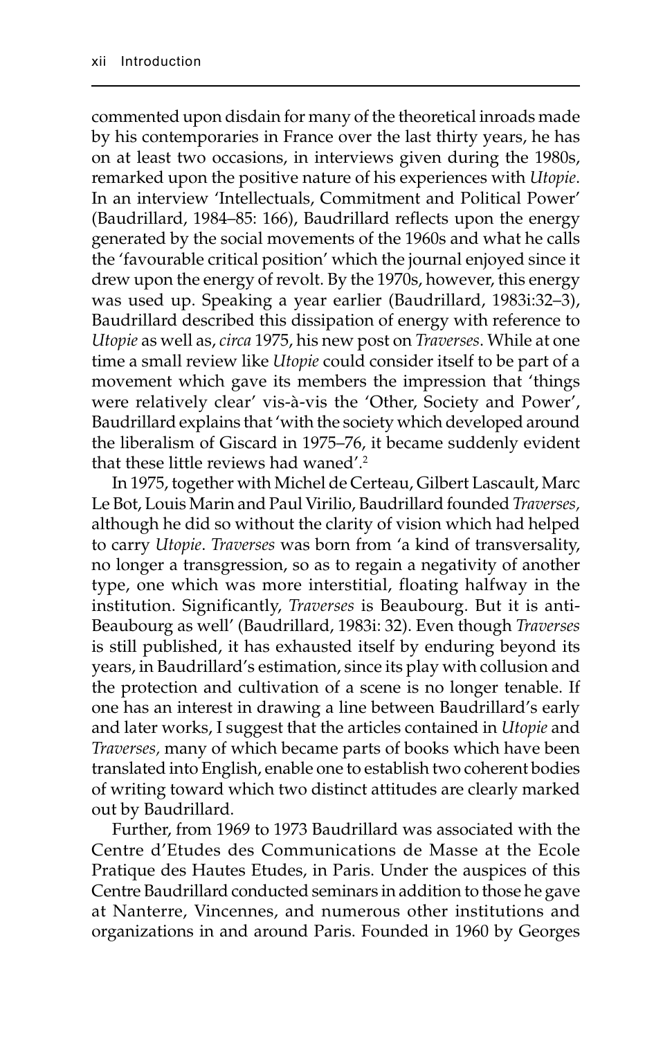commented upon disdain for many of the theoretical inroads made by his contemporaries in France over the last thirty years, he has on at least two occasions, in interviews given during the 1980s, remarked upon the positive nature of his experiences with *Utopie*. In an interview 'Intellectuals, Commitment and Political Power' (Baudrillard, 1984–85: 166), Baudrillard reflects upon the energy generated by the social movements of the 1960s and what he calls the 'favourable critical position' which the journal enjoyed since it drew upon the energy of revolt. By the 1970s, however, this energy was used up. Speaking a year earlier (Baudrillard, 1983i:32–3), Baudrillard described this dissipation of energy with reference to *Utopie* as well as, *circa* 1975, his new post on *Traverses*. While at one time a small review like *Utopie* could consider itself to be part of a movement which gave its members the impression that 'things were relatively clear' vis-à-vis the 'Other, Society and Power', Baudrillard explains that 'with the society which developed around the liberalism of Giscard in 1975–76, it became suddenly evident that these little reviews had waned'.[2]

In 1975, together with Michel de Certeau, Gilbert Lascault, Marc Le Bot, Louis Marin and Paul Virilio, Baudrillard founded *Traverses,* although he did so without the clarity of vision which had helped to carry *Utopie*. *Traverses* was born from 'a kind of transversality, no longer a transgression, so as to regain a negativity of another type, one which was more interstitial, floating halfway in the institution. Significantly, *Traverses* is Beaubourg. But it is anti-Beaubourg as well' (Baudrillard, 1983i: 32). Even though *Traverses* is still published, it has exhausted itself by enduring beyond its years, in Baudrillard's estimation, since its play with collusion and the protection and cultivation of a scene is no longer tenable. If one has an interest in drawing a line between Baudrillard's early and later works, I suggest that the articles contained in *Utopie* and *Traverses,* many of which became parts of books which have been translated into English, enable one to establish two coherent bodies of writing toward which two distinct attitudes are clearly marked out by Baudrillard.

Further, from 1969 to 1973 Baudrillard was associated with the Centre d'Etudes des Communications de Masse at the Ecole Pratique des Hautes Etudes, in Paris. Under the auspices of this Centre Baudrillard conducted seminars in addition to those he gave at Nanterre, Vincennes, and numerous other institutions and organizations in and around Paris. Founded in 1960 by Georges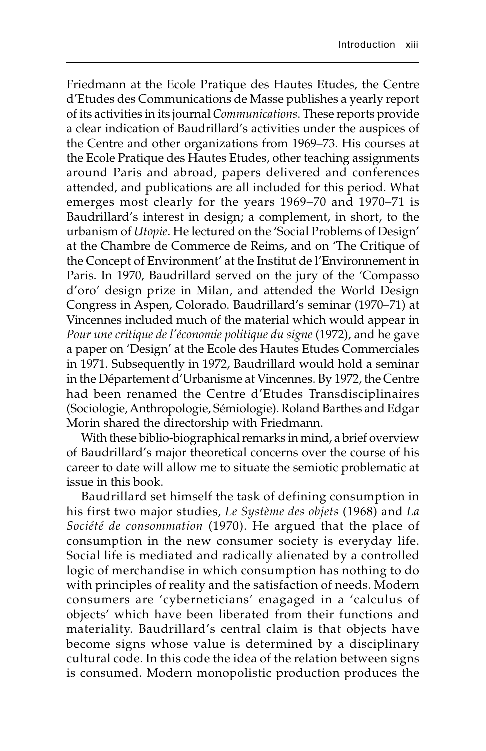Friedmann at the Ecole Pratique des Hautes Etudes, the Centre d'Etudes des Communications de Masse publishes a yearly report of its activities in its journal *Communications*. These reports provide a clear indication of Baudrillard's activities under the auspices of the Centre and other organizations from 1969–73. His courses at the Ecole Pratique des Hautes Etudes, other teaching assignments around Paris and abroad, papers delivered and conferences attended, and publications are all included for this period. What emerges most clearly for the years 1969–70 and 1970–71 is Baudrillard's interest in design; a complement, in short, to the urbanism of *Utopie*. He lectured on the 'Social Problems of Design' at the Chambre de Commerce de Reims, and on 'The Critique of the Concept of Environment' at the Institut de l'Environnement in Paris. In 1970, Baudrillard served on the jury of the 'Compasso d'oro' design prize in Milan, and attended the World Design Congress in Aspen, Colorado. Baudrillard's seminar (1970–71) at Vincennes included much of the material which would appear in *Pour une critique de l'économie politique du signe* (1972), and he gave a paper on 'Design' at the Ecole des Hautes Etudes Commerciales in 1971. Subsequently in 1972, Baudrillard would hold a seminar in the Département d'Urbanisme at Vincennes. By 1972, the Centre had been renamed the Centre d'Etudes Transdisciplinaires (Sociologie, Anthropologie, Sémiologie). Roland Barthes and Edgar Morin shared the directorship with Friedmann.

With these biblio-biographical remarks in mind, a brief overview of Baudrillard's major theoretical concerns over the course of his career to date will allow me to situate the semiotic problematic at issue in this book.

Baudrillard set himself the task of defining consumption in his first two major studies, *Le Système des objets* (1968) and *La Société de consommation* (1970). He argued that the place of consumption in the new consumer society is everyday life. Social life is mediated and radically alienated by a controlled logic of merchandise in which consumption has nothing to do with principles of reality and the satisfaction of needs. Modern consumers are 'cyberneticians' engaged in a 'calculus of objects' which have been liberated from their functions and materiality. Baudrillard's central claim is that objects have become signs whose value is determined by a disciplinary cultural code. In this code the idea of the relation between signs is consumed. Modern monopolistic production produces the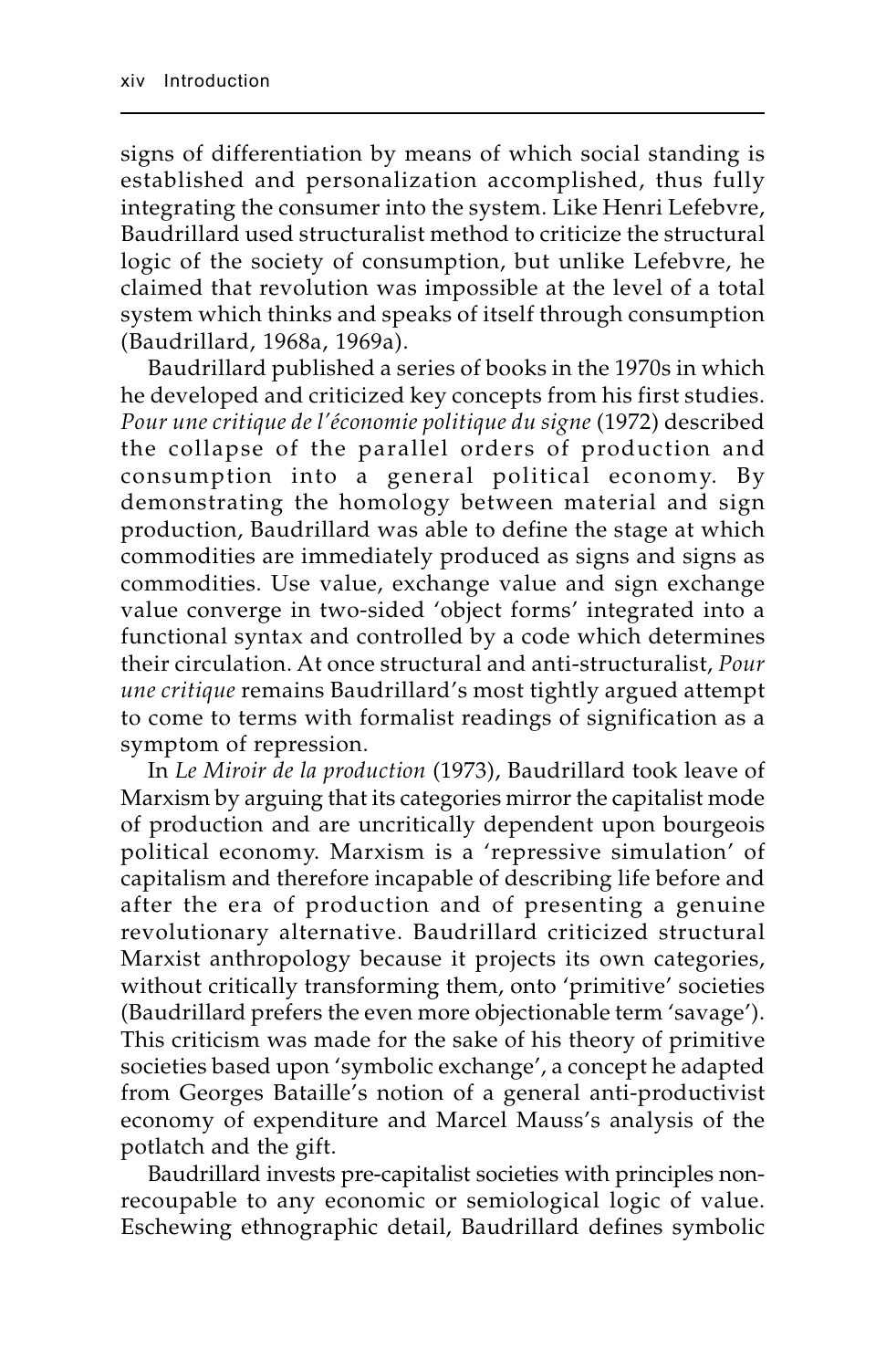signs of differentiation by means of which social standing is established and personalization accomplished, thus fully integrating the consumer into the system. Like Henri Lefebvre, Baudrillard used structuralist method to criticize the structural logic of the society of consumption, but unlike Lefebvre, he claimed that revolution was impossible at the level of a total system which thinks and speaks of itself through consumption (Baudrillard, 1968a, 1969a).

Baudrillard published a series of books in the 1970s in which he developed and criticized key concepts from his first studies. *Pour une critique de l'économie politique du signe* (1972) described the collapse of the parallel orders of production and consumption into a general political economy. By demonstrating the homology between material and sign production, Baudrillard was able to define the stage at which commodities are immediately produced as signs and signs as commodities. Use value, exchange value and sign exchange value converge in two-sided 'object forms' integrated into a functional syntax and controlled by a code which determines their circulation. At once structural and anti-structuralist, *Pour une critique* remains Baudrillard's most tightly argued attempt to come to terms with formalist readings of signification as a symptom of repression.

In *Le Miroir de la production* (1973), Baudrillard took leave of Marxism by arguing that its categories mirror the capitalist mode of production and are uncritically dependent upon bourgeois political economy. Marxism is a 'repressive simulation' of capitalism and therefore incapable of describing life before and after the era of production and of presenting a genuine revolutionary alternative. Baudrillard criticized structural Marxist anthropology because it projects its own categories, without critically transforming them, onto 'primitive' societies (Baudrillard prefers the even more objectionable term 'savage'). This criticism was made for the sake of his theory of primitive societies based upon 'symbolic exchange', a concept he adapted from Georges Bataille's notion of a general anti-productivist economy of expenditure and Marcel Mauss's analysis of the potlatch and the gift.

Baudrillard invests pre-capitalist societies with principles non-recoupable to any economic or semiological logic of value. Eschewing ethnographic detail, Baudrillard defines symbolic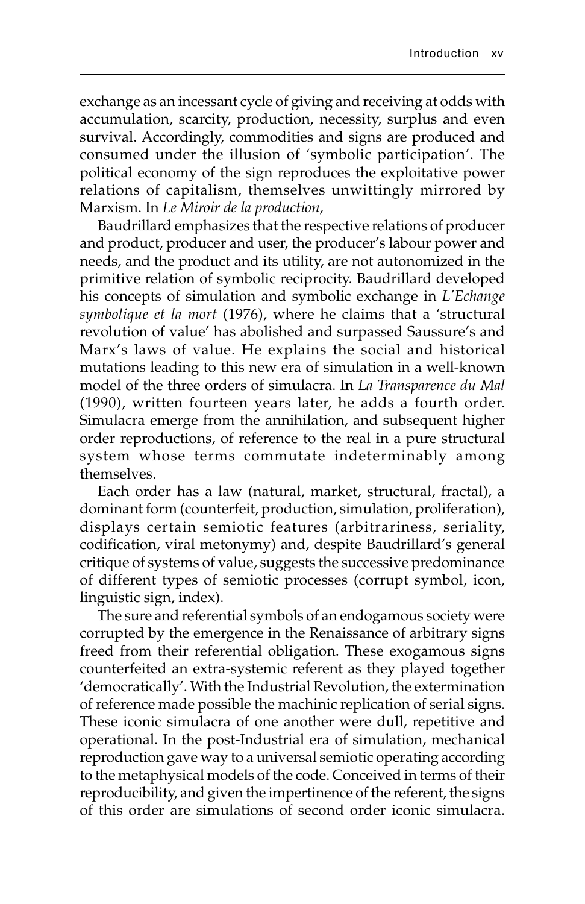exchange as an incessant cycle of giving and receiving at odds with accumulation, scarcity, production, necessity, surplus and even survival. Accordingly, commodities and signs are produced and consumed under the illusion of 'symbolic participation'. The political economy of the sign reproduces the exploitative power relations of capitalism, themselves unwittingly mirrored by Marxism. In *Le Miroir de la production,*

Baudrillard emphasizes that the respective relations of producer and product, producer and user, the producer's labour power and needs, and the product and its utility, are not autonomized in the primitive relation of symbolic reciprocity. Baudrillard developed his concepts of simulation and symbolic exchange in *L'Echange symbolique et la mort* (1976), where he claims that a 'structural revolution of value' has abolished and surpassed Saussure's and Marx's laws of value. He explains the social and historical mutations leading to this new era of simulation in a well-known model of the three orders of simulacra. In *La Transparence du Mal* (1990), written fourteen years later, he adds a fourth order. Simulacra emerge from the annihilation, and subsequent higher order reproductions, of reference to the real in a pure structural system whose terms commutate indeterminably among themselves.

Each order has a law (natural, market, structural, fractal), a dominant form (counterfeit, production, simulation, proliferation), displays certain semiotic features (arbitrariness, seriality, codification, viral metonymy) and, despite Baudrillard's general critique of systems of value, suggests the successive predominance of different types of semiotic processes (corrupt symbol, icon, linguistic sign, index).

The sure and referential symbols of an endogamous society were corrupted by the emergence in the Renaissance of arbitrary signs freed from their referential obligation. These exogamous signs counterfeited an extra-systemic referent as they played together 'democratically'. With the Industrial Revolution, the extermination of reference made possible the machinic replication of serial signs. These iconic simulacra of one another were dull, repetitive and operational. In the post-Industrial era of simulation, mechanical reproduction gave way to a universal semiotic operating according to the metaphysical models of the code. Conceived in terms of their reproducibility, and given the impertinence of the referent, the signs of this order are simulations of second order iconic simulacra.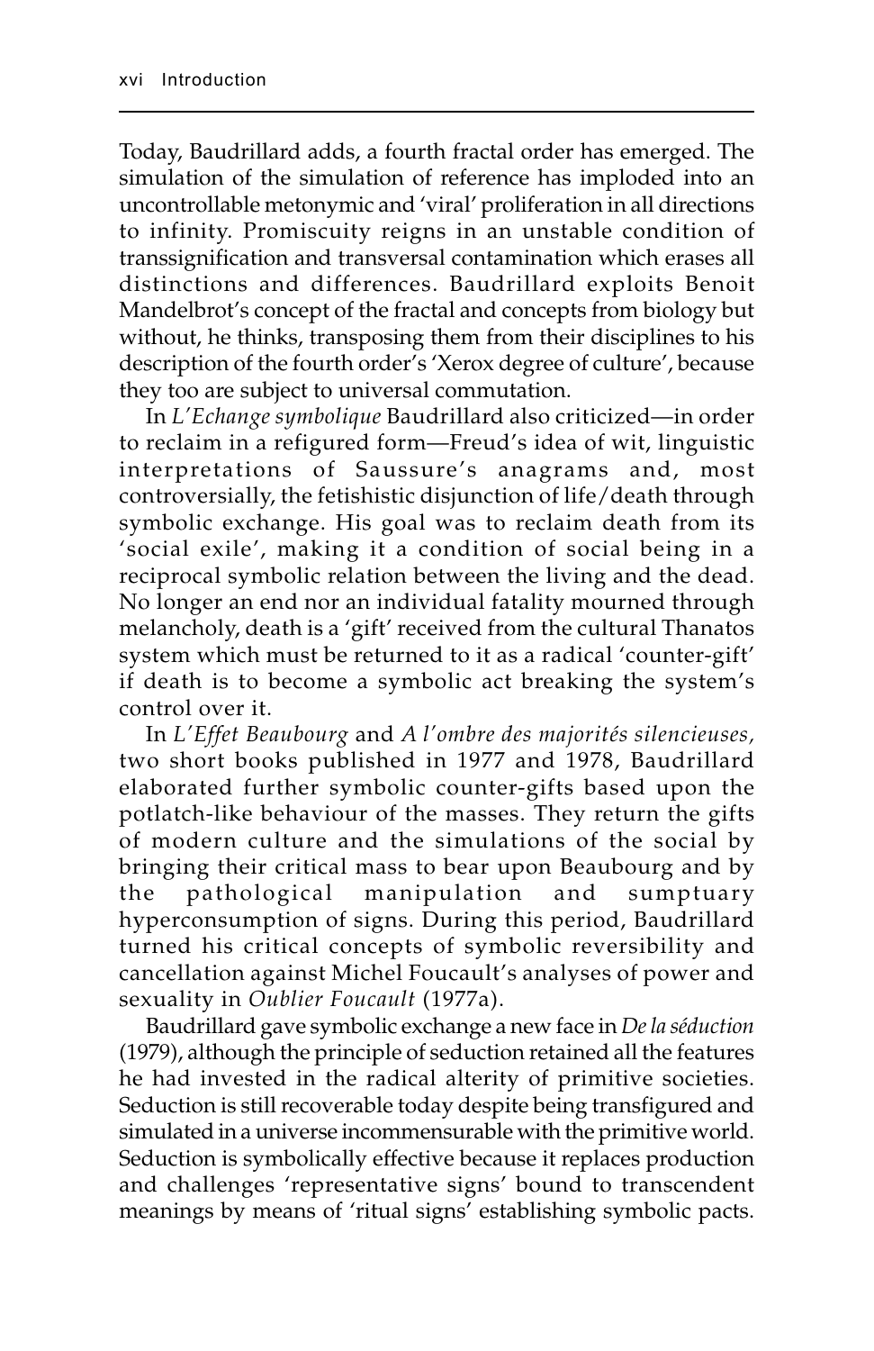Today, Baudrillard adds, a fourth fractal order has emerged. The simulation of the simulation of reference has imploded into an uncontrollable metonymic and 'viral' proliferation in all directions to infinity. Promiscuity reigns in an unstable condition of transsignification and transversal contamination which erases all distinctions and differences. Baudrillard exploits Benoit Mandelbrot's concept of the fractal and concepts from biology but without, he thinks, transposing them from their disciplines to his description of the fourth order's 'Xerox degree of culture', because they too are subject to universal commutation.

In *L'Echange symbolique* Baudrillard also criticized—in order to reclaim in a refigured form—Freud's idea of wit, linguistic interpretations of Saussure's anagrams and, most controversially, the fetishistic disjunction of life/death through symbolic exchange. His goal was to reclaim death from its 'social exile', making it a condition of social being in a reciprocal symbolic relation between the living and the dead. No longer an end nor an individual fatality mourned through melancholy, death is a 'gift' received from the cultural Thanatos system which must be returned to it as a radical 'counter-gift' if death is to become a symbolic act breaking the system's control over it.

In *L'Effet Beaubourg* and *A l'ombre des majorités silencieuses*, two short books published in 1977 and 1978, Baudrillard elaborated further symbolic counter-gifts based upon the potlatch-like behaviour of the masses. They return the gifts of modern culture and the simulations of the social by bringing their critical mass to bear upon Beaubourg and by the pathological manipulation and sumptuary hyperconsumption of signs. During this period, Baudrillard turned his critical concepts of symbolic reversibility and cancellation against Michel Foucault's analyses of power and sexuality in *Oublier Foucault* (1977a).

Baudrillard gave symbolic exchange a new face in *De la séduction* (1979), although the principle of seduction retained all the features he had invested in the radical alterity of primitive societies. Seduction is still recoverable today despite being transfigured and simulated in a universe incommensurable with the primitive world. Seduction is symbolically effective because it replaces production and challenges 'representative signs' bound to transcendent meanings by means of 'ritual signs' establishing symbolic pacts.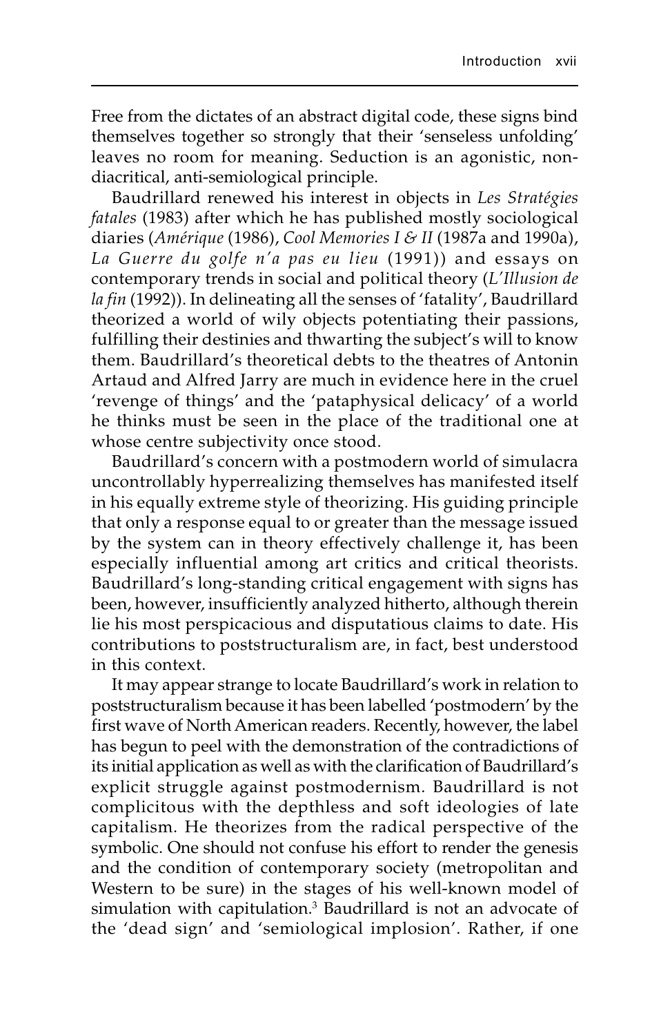Free from the dictates of an abstract digital code, these signs bind themselves together so strongly that their 'senseless unfolding' leaves no room for meaning. Seduction is an agonistic, non-diacritical, anti-semiological principle.

Baudrillard renewed his interest in objects in *Les Stratégies fatales* (1983) after which he has published mostly sociological diaries (*Amérique* (1986), *Cool Memories I & II* (1987a and 1990a), *La Guerre du golfe n'a pas eu lieu* (1991)) and essays on contemporary trends in social and political theory (*L'Illusion de la fin* (1992)). In delineating all the senses of 'fatality', Baudrillard theorized a world of wily objects potentiating their passions, fulfilling their destinies and thwarting the subject's will to know them. Baudrillard's theoretical debts to the theatres of Antonin Artaud and Alfred Jarry are much in evidence here in the cruel 'revenge of things' and the 'pataphysical delicacy' of a world he thinks must be seen in the place of the traditional one at whose centre subjectivity once stood.

Baudrillard's concern with a postmodern world of simulacra uncontrollably hyperrealizing themselves has manifested itself in his equally extreme style of theorizing. His guiding principle that only a response equal to or greater than the message issued by the system can in theory effectively challenge it, has been especially influential among art critics and critical theorists. Baudrillard's long-standing critical engagement with signs has been, however, insufficiently analyzed hitherto, although therein lie his most perspicacious and disputatious claims to date. His contributions to poststructuralism are, in fact, best understood in this context.

It may appear strange to locate Baudrillard's work in relation to poststructuralism because it has been labelled 'postmodern' by the first wave of North American readers. Recently, however, the label has begun to peel with the demonstration of the contradictions of its initial application as well as with the clarification of Baudrillard's explicit struggle against postmodernism. Baudrillard is not complicitous with the depthless and soft ideologies of late capitalism. He theorizes from the radical perspective of the symbolic. One should not confuse his effort to render the genesis and the condition of contemporary society (metropolitan and Western to be sure) in the stages of his well-known model of simulation with capitulation.[3] Baudrillard is not an advocate of the 'dead sign' and 'semiological implosion'. Rather, if one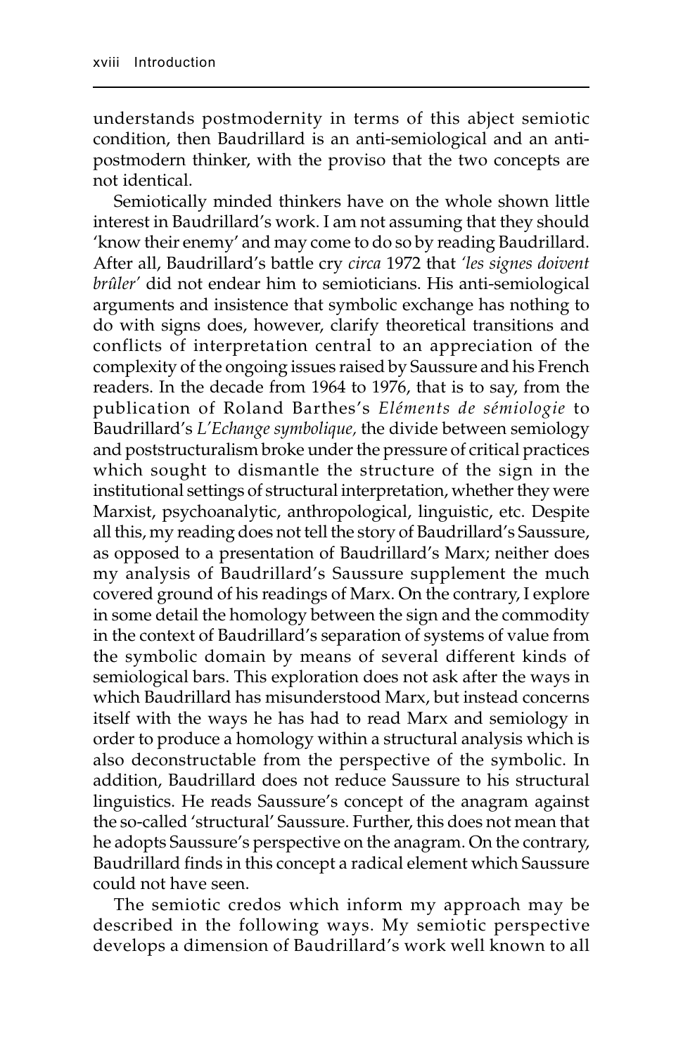understands postmodernity in terms of this abject semiotic condition, then Baudrillard is an anti-semiological and an anti-postmodern thinker, with the proviso that the two concepts are not identical.

Semiotically minded thinkers have on the whole shown little interest in Baudrillard's work. I am not assuming that they should 'know their enemy' and may come to do so by reading Baudrillard. After all, Baudrillard's battle cry *circa* 1972 that *'les signes doivent brûler'* did not endear him to semioticians. His anti-semiological arguments and insistence that symbolic exchange has nothing to do with signs does, however, clarify theoretical transitions and conflicts of interpretation central to an appreciation of the complexity of the ongoing issues raised by Saussure and his French readers. In the decade from 1964 to 1976, that is to say, from the publication of Roland Barthes's *Eléments de sémiologie* to Baudrillard's *L'Echange symbolique,* the divide between semiology and poststructuralism broke under the pressure of critical practices which sought to dismantle the structure of the sign in the institutional settings of structural interpretation, whether they were Marxist, psychoanalytic, anthropological, linguistic, etc. Despite all this, my reading does not tell the story of Baudrillard's Saussure, as opposed to a presentation of Baudrillard's Marx; neither does my analysis of Baudrillard's Saussure supplement the much covered ground of his readings of Marx. On the contrary, I explore in some detail the homology between the sign and the commodity in the context of Baudrillard's separation of systems of value from the symbolic domain by means of several different kinds of semiological bars. This exploration does not ask after the ways in which Baudrillard has misunderstood Marx, but instead concerns itself with the ways he has had to read Marx and semiology in order to produce a homology within a structural analysis which is also deconstructable from the perspective of the symbolic. In addition, Baudrillard does not reduce Saussure to his structural linguistics. He reads Saussure's concept of the anagram against the so-called 'structural' Saussure. Further, this does not mean that he adopts Saussure's perspective on the anagram. On the contrary, Baudrillard finds in this concept a radical element which Saussure could not have seen.

The semiotic credos which inform my approach may be described in the following ways. My semiotic perspective develops a dimension of Baudrillard's work well known to all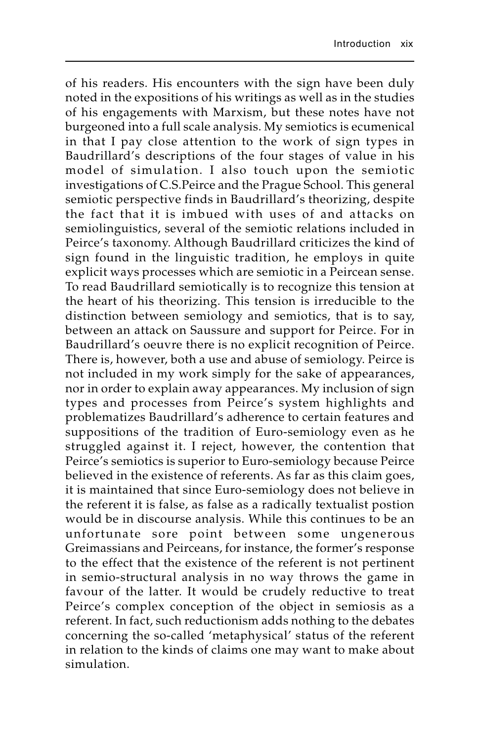of his readers. His encounters with the sign have been duly noted in the expositions of his writings as well as in the studies of his engagements with Marxism, but these notes have not burgeoned into a full scale analysis. My semiotics is ecumenical in that I pay close attention to the work of sign types in Baudrillard's descriptions of the four stages of value in his model of simulation. I also touch upon the semiotic investigations of C.S.Peirce and the Prague School. This general semiotic perspective finds in Baudrillard's theorizing, despite the fact that it is imbued with uses of and attacks on semiolinguistics, several of the semiotic relations included in Peirce's taxonomy. Although Baudrillard criticizes the kind of sign found in the linguistic tradition, he employs in quite explicit ways processes which are semiotic in a Peircean sense. To read Baudrillard semiotically is to recognize this tension at the heart of his theorizing. This tension is irreducible to the distinction between semiology and semiotics, that is to say, between an attack on Saussure and support for Peirce. For in Baudrillard's oeuvre there is no explicit recognition of Peirce. There is, however, both a use and abuse of semiology. Peirce is not included in my work simply for the sake of appearances, nor in order to explain away appearances. My inclusion of sign types and processes from Peirce's system highlights and problematizes Baudrillard's adherence to certain features and suppositions of the tradition of Euro-semiology even as he struggled against it. I reject, however, the contention that Peirce's semiotics is superior to Euro-semiology because Peirce believed in the existence of referents. As far as this claim goes, it is maintained that since Euro-semiology does not believe in the referent it is false, as false as a radically textualist postion would be in discourse analysis. While this continues to be an unfortunate sore point between some ungenerous Greimassians and Peirceans, for instance, the former's response to the effect that the existence of the referent is not pertinent in semio-structural analysis in no way throws the game in favour of the latter. It would be crudely reductive to treat Peirce's complex conception of the object in semiosis as a referent. In fact, such reductionism adds nothing to the debates concerning the so-called 'metaphysical' status of the referent in relation to the kinds of claims one may want to make about simulation.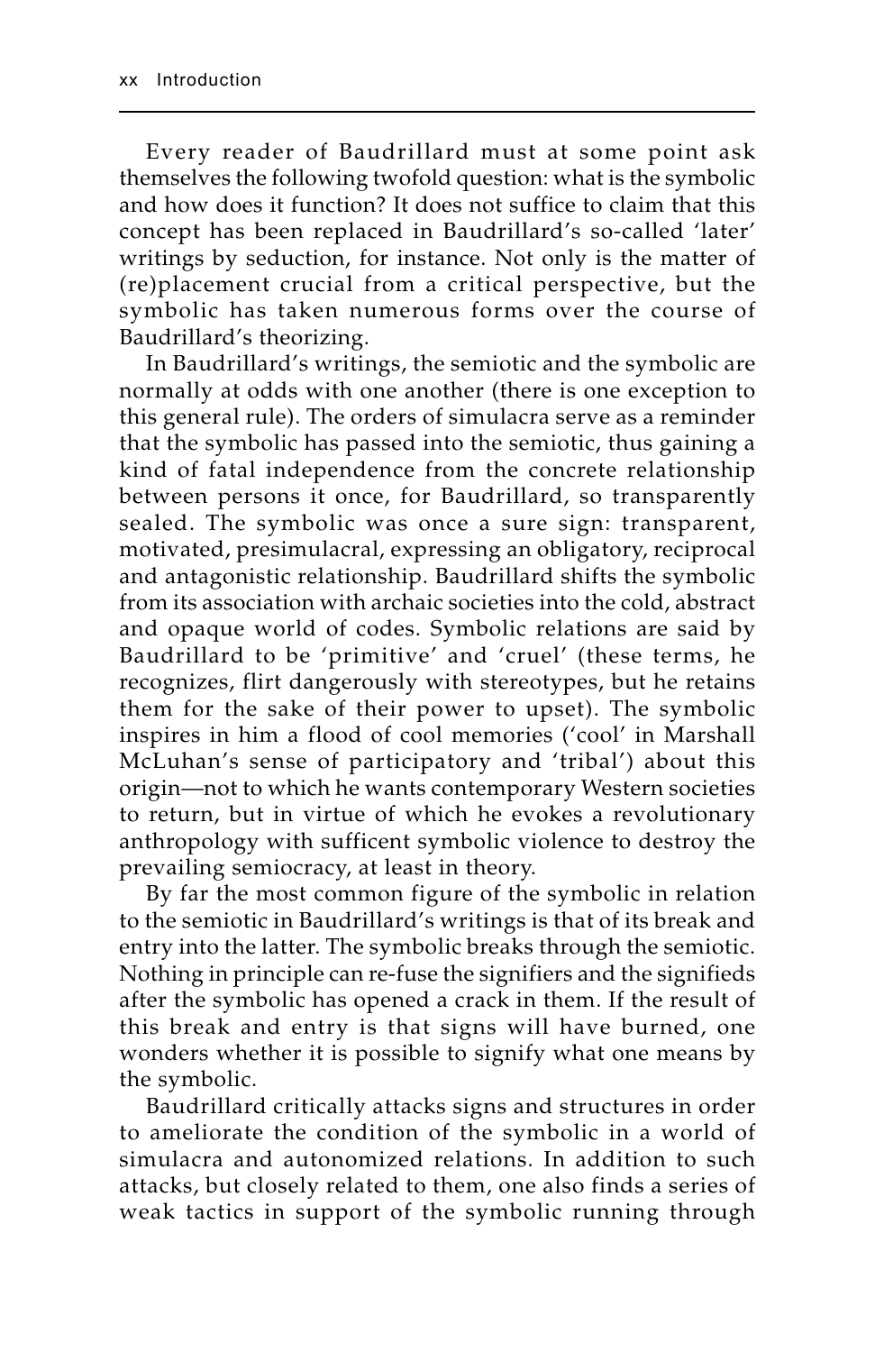Every reader of Baudrillard must at some point ask themselves the following twofold question: what is the symbolic and how does it function? It does not suffice to claim that this concept has been replaced in Baudrillard's so-called 'later' writings by seduction, for instance. Not only is the matter of (re)placement crucial from a critical perspective, but the symbolic has taken numerous forms over the course of Baudrillard's theorizing.

In Baudrillard's writings, the semiotic and the symbolic are normally at odds with one another (there is one exception to this general rule). The orders of simulacra serve as a reminder that the symbolic has passed into the semiotic, thus gaining a kind of fatal independence from the concrete relationship between persons it once, for Baudrillard, so transparently sealed. The symbolic was once a sure sign: transparent, motivated, presimulacral, expressing an obligatory, reciprocal and antagonistic relationship. Baudrillard shifts the symbolic from its association with archaic societies into the cold, abstract and opaque world of codes. Symbolic relations are said by Baudrillard to be 'primitive' and 'cruel' (these terms, he recognizes, flirt dangerously with stereotypes, but he retains them for the sake of their power to upset). The symbolic inspires in him a flood of cool memories ('cool' in Marshall McLuhan's sense of participatory and 'tribal') about this origin—not to which he wants contemporary Western societies to return, but in virtue of which he evokes a revolutionary anthropology with sufficent symbolic violence to destroy the prevailing semiocracy, at least in theory.

By far the most common figure of the symbolic in relation to the semiotic in Baudrillard's writings is that of its break and entry into the latter. The symbolic breaks through the semiotic. Nothing in principle can re-fuse the signifiers and the signifieds after the symbolic has opened a crack in them. If the result of this break and entry is that signs will have burned, one wonders whether it is possible to signify what one means by the symbolic.

Baudrillard critically attacks signs and structures in order to ameliorate the condition of the symbolic in a world of simulacra and autonomized relations. In addition to such attacks, but closely related to them, one also finds a series of weak tactics in support of the symbolic running through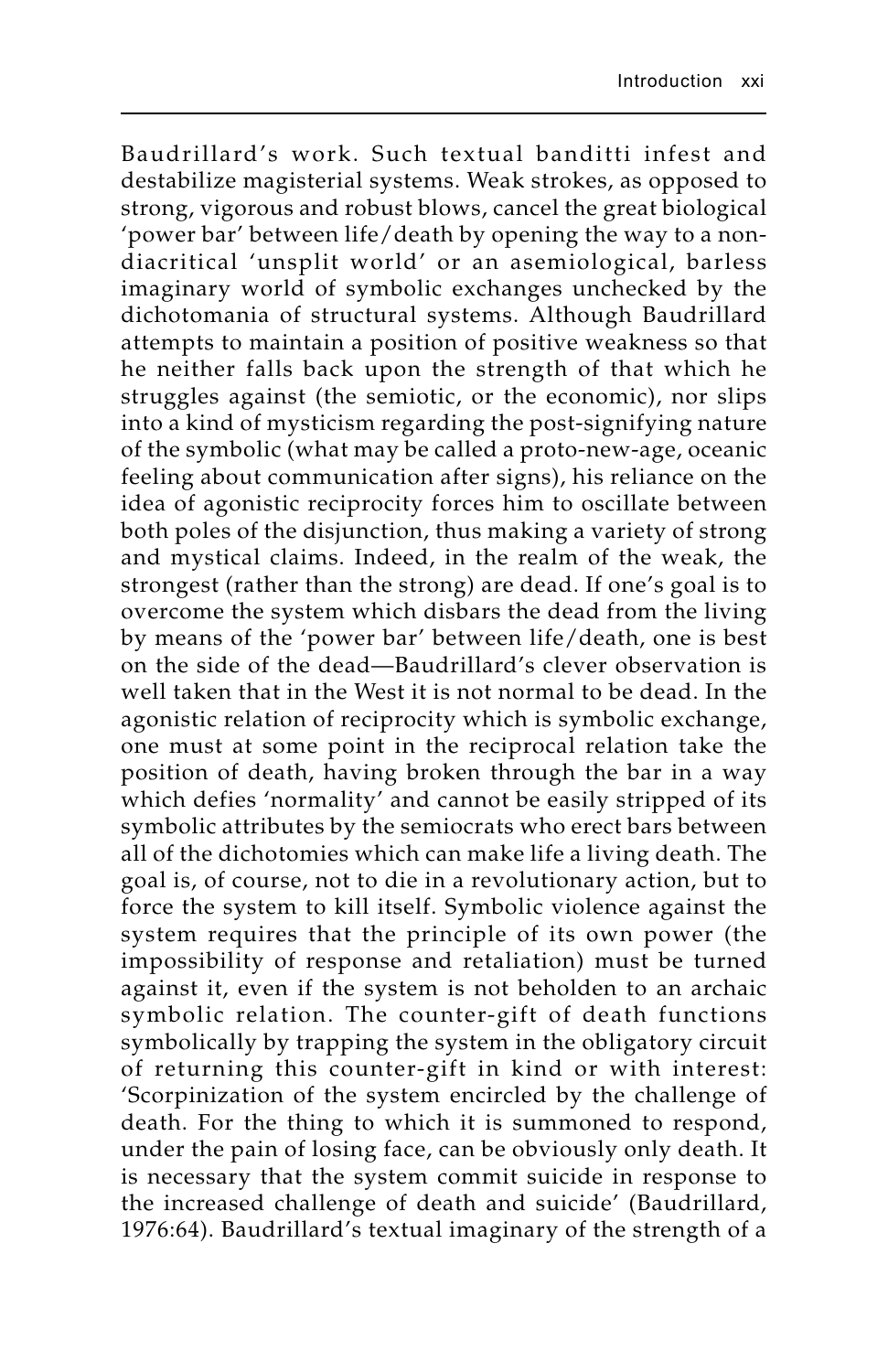Baudrillard's work. Such textual banditti infest and destabilize magisterial systems. Weak strokes, as opposed to strong, vigorous and robust blows, cancel the great biological 'power bar' between life/death by opening the way to a non-diacritical 'unsplit world' or an asemiological, barless imaginary world of symbolic exchanges unchecked by the dichotomania of structural systems. Although Baudrillard attempts to maintain a position of positive weakness so that he neither falls back upon the strength of that which he struggles against (the semiotic, or the economic), nor slips into a kind of mysticism regarding the post-signifying nature of the symbolic (what may be called a proto-new-age, oceanic feeling about communication after signs), his reliance on the idea of agonistic reciprocity forces him to oscillate between both poles of the disjunction, thus making a variety of strong and mystical claims. Indeed, in the realm of the weak, the strongest (rather than the strong) are dead. If one's goal is to overcome the system which disbars the dead from the living by means of the 'power bar' between life/death, one is best on the side of the dead—Baudrillard's clever observation is well taken that in the West it is not normal to be dead. In the agonistic relation of reciprocity which is symbolic exchange, one must at some point in the reciprocal relation take the position of death, having broken through the bar in a way which defies 'normality' and cannot be easily stripped of its symbolic attributes by the semiocrats who erect bars between all of the dichotomies which can make life a living death. The goal is, of course, not to die in a revolutionary action, but to force the system to kill itself. Symbolic violence against the system requires that the principle of its own power (the impossibility of response and retaliation) must be turned against it, even if the system is not beholden to an archaic symbolic relation. The counter-gift of death functions symbolically by trapping the system in the obligatory circuit of returning this counter-gift in kind or with interest: 'Scorpinization of the system encircled by the challenge of death. For the thing to which it is summoned to respond, under the pain of losing face, can be obviously only death. It is necessary that the system commit suicide in response to the increased challenge of death and suicide' (Baudrillard, 1976:64). Baudrillard's textual imaginary of the strength of a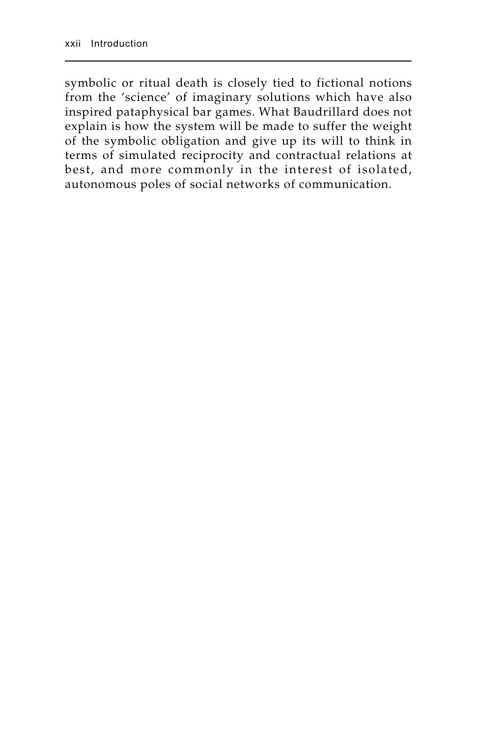symbolic or ritual death is closely tied to fictional notions from the 'science' of imaginary solutions which have also inspired pataphysical bar games. What Baudrillard does not explain is how the system will be made to suffer the weight of the symbolic obligation and give up its will to think in terms of simulated reciprocity and contractual relations at best, and more commonly in the interest of isolated, autonomous poles of social networks of communication.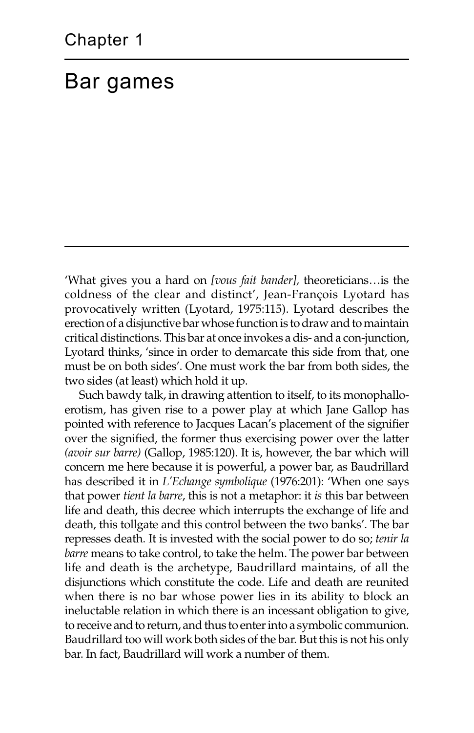Chapter 1

# Bar games

'What gives you a hard on *[vous fait bander],* theoreticians…is the coldness of the clear and distinct', Jean-François Lyotard has provocatively written (Lyotard, 1975:115). Lyotard describes the erection of a disjunctive bar whose function is to draw and to maintain critical distinctions. This bar at once invokes a dis- and a con-junction, Lyotard thinks, 'since in order to demarcate this side from that, one must be on both sides'. One must work the bar from both sides, the two sides (at least) which hold it up.

Such bawdy talk, in drawing attention to itself, to its monophallo-erotism, has given rise to a power play at which Jane Gallop has pointed with reference to Jacques Lacan's placement of the signifier over the signified, the former thus exercising power over the latter *(avoir sur barre)* (Gallop, 1985:120). It is, however, the bar which will concern me here because it is powerful, a power bar, as Baudrillard has described it in *L'Echange symbolique* (1976:201): 'When one says that power *tient la barre*, this is not a metaphor: it *is* this bar between life and death, this decree which interrupts the exchange of life and death, this tollgate and this control between the two banks'. The bar represses death. It is invested with the social power to do so; *tenir la barre* means to take control, to take the helm. The power bar between life and death is the archetype, Baudrillard maintains, of all the disjunctions which constitute the code. Life and death are reunited when there is no bar whose power lies in its ability to block an ineluctable relation in which there is an incessant obligation to give, to receive and to return, and thus to enter into a symbolic communion. Baudrillard too will work both sides of the bar. But this is not his only bar. In fact, Baudrillard will work a number of them.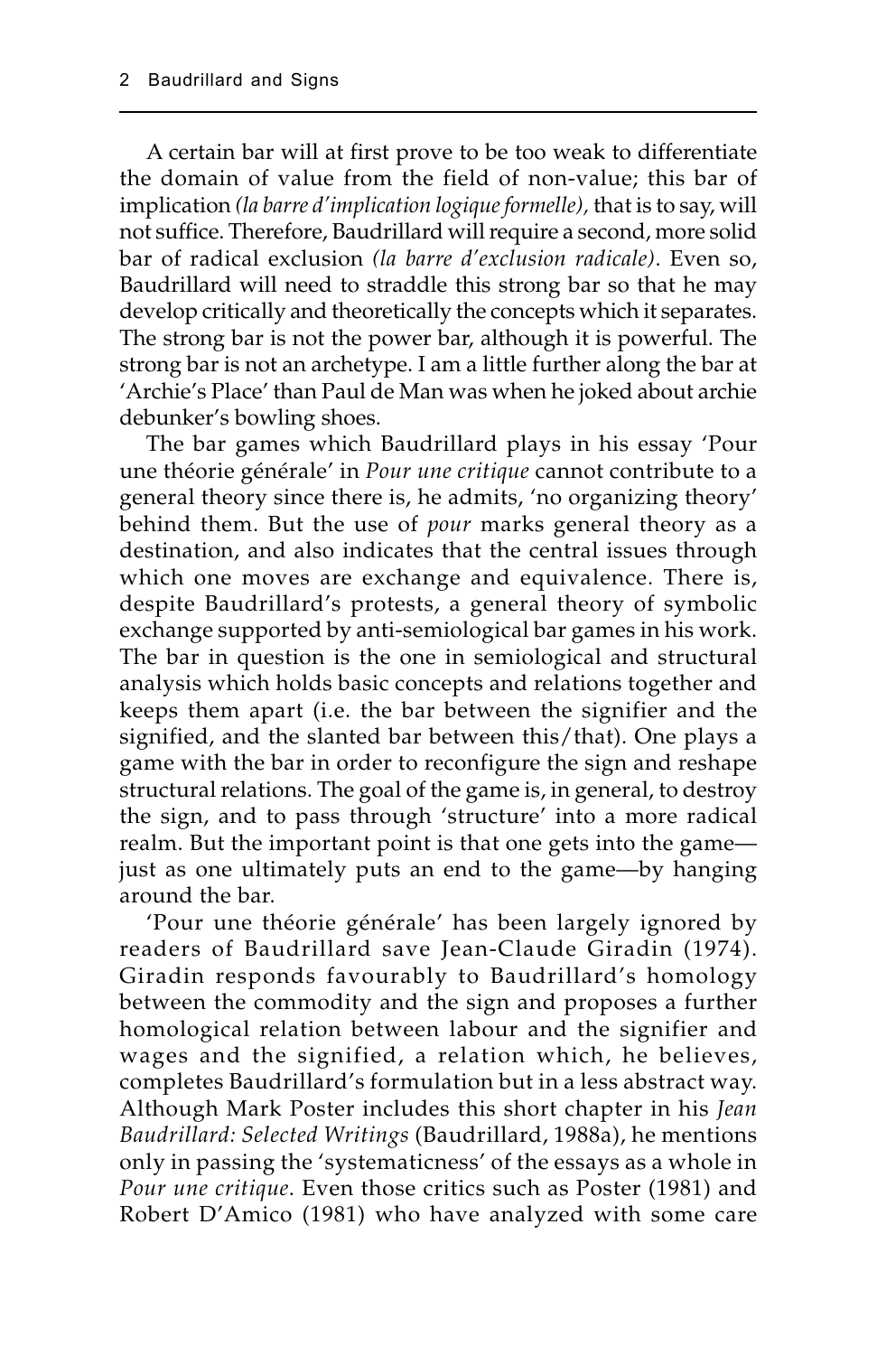A certain bar will at first prove to be too weak to differentiate the domain of value from the field of non-value; this bar of implication *(la barre d'implication logique formelle),* that is to say, will not suffice. Therefore, Baudrillard will require a second, more solid bar of radical exclusion *(la barre d'exclusion radicale)*. Even so, Baudrillard will need to straddle this strong bar so that he may develop critically and theoretically the concepts which it separates. The strong bar is not the power bar, although it is powerful. The strong bar is not an archetype. I am a little further along the bar at 'Archie's Place' than Paul de Man was when he joked about archie debunker's bowling shoes.

The bar games which Baudrillard plays in his essay 'Pour une théorie générale' in *Pour une critique* cannot contribute to a general theory since there is, he admits, 'no organizing theory' behind them. But the use of *pour* marks general theory as a destination, and also indicates that the central issues through which one moves are exchange and equivalence. There is, despite Baudrillard's protests, a general theory of symbolic exchange supported by anti-semiological bar games in his work. The bar in question is the one in semiological and structural analysis which holds basic concepts and relations together and keeps them apart (i.e. the bar between the signifier and the signified, and the slanted bar between this/that). One plays a game with the bar in order to reconfigure the sign and reshape structural relations. The goal of the game is, in general, to destroy the sign, and to pass through 'structure' into a more radical realm. But the important point is that one gets into the game—just as one ultimately puts an end to the game—by hanging around the bar.

'Pour une théorie générale' has been largely ignored by readers of Baudrillard save Jean-Claude Giradin (1974). Giradin responds favourably to Baudrillard's homology between the commodity and the sign and proposes a further homological relation between labour and the signifier and wages and the signified, a relation which, he believes, completes Baudrillard's formulation but in a less abstract way. Although Mark Poster includes this short chapter in his *Jean Baudrillard: Selected Writings* (Baudrillard, 1988a), he mentions only in passing the 'systematicness' of the essays as a whole in *Pour une critique*. Even those critics such as Poster (1981) and Robert D'Amico (1981) who have analyzed with some care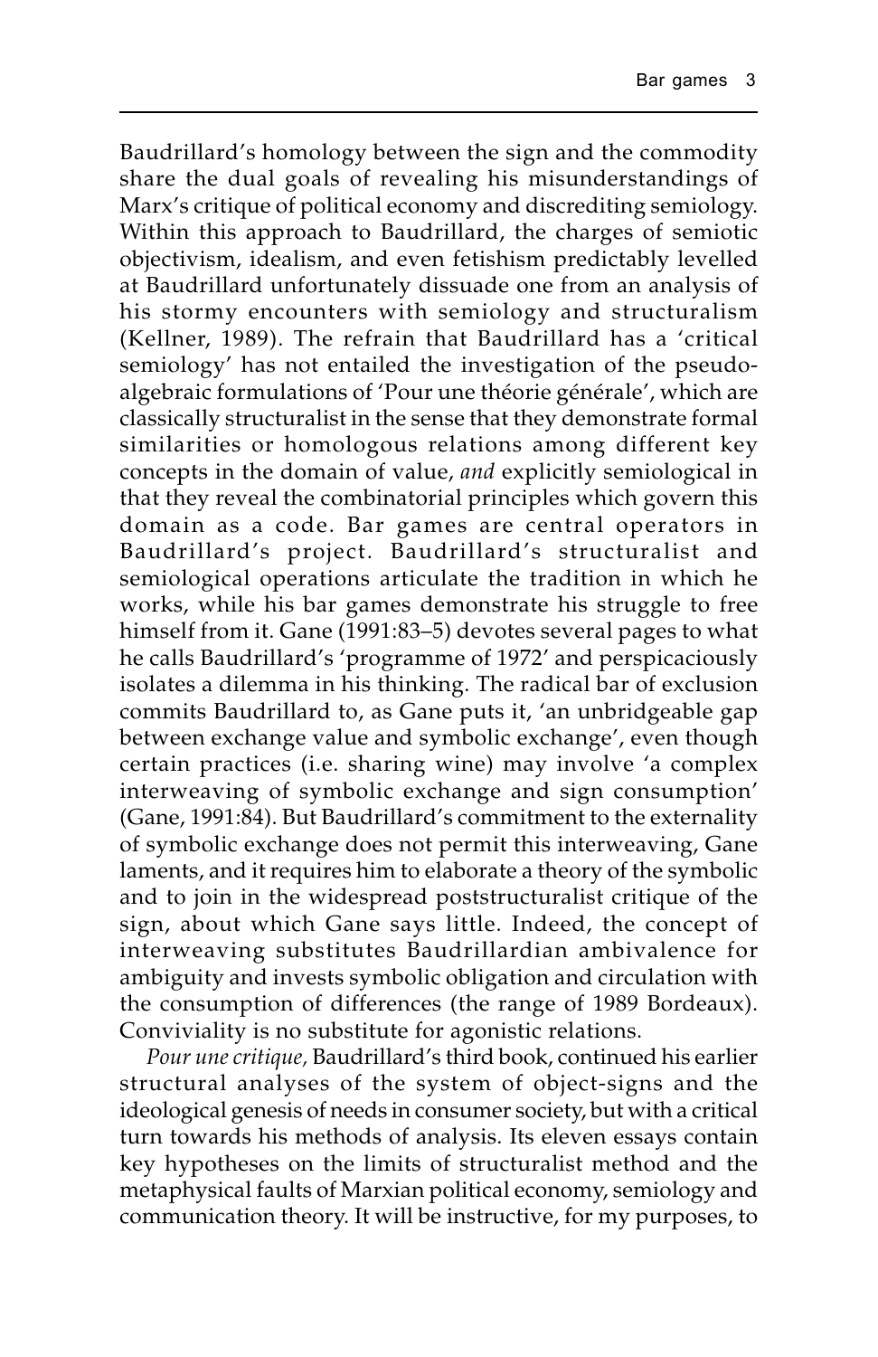Baudrillard's homology between the sign and the commodity share the dual goals of revealing his misunderstandings of Marx's critique of political economy and discrediting semiology. Within this approach to Baudrillard, the charges of semiotic objectivism, idealism, and even fetishism predictably levelled at Baudrillard unfortunately dissuade one from an analysis of his stormy encounters with semiology and structuralism (Kellner, 1989). The refrain that Baudrillard has a 'critical semiology' has not entailed the investigation of the pseudo-algebraic formulations of 'Pour une théorie générale', which are classically structuralist in the sense that they demonstrate formal similarities or homologous relations among different key concepts in the domain of value, *and* explicitly semiological in that they reveal the combinatorial principles which govern this domain as a code. Bar games are central operators in Baudrillard's project. Baudrillard's structuralist and semiological operations articulate the tradition in which he works, while his bar games demonstrate his struggle to free himself from it. Gane (1991:83–5) devotes several pages to what he calls Baudrillard's 'programme of 1972' and perspicaciously isolates a dilemma in his thinking. The radical bar of exclusion commits Baudrillard to, as Gane puts it, 'an unbridgeable gap between exchange value and symbolic exchange', even though certain practices (i.e. sharing wine) may involve 'a complex interweaving of symbolic exchange and sign consumption' (Gane, 1991:84). But Baudrillard's commitment to the externality of symbolic exchange does not permit this interweaving, Gane laments, and it requires him to elaborate a theory of the symbolic and to join in the widespread poststructuralist critique of the sign, about which Gane says little. Indeed, the concept of interweaving substitutes Baudrillardian ambivalence for ambiguity and invests symbolic obligation and circulation with the consumption of differences (the range of 1989 Bordeaux). Conviviality is no substitute for agonistic relations.

*Pour une critique,* Baudrillard's third book, continued his earlier structural analyses of the system of object-signs and the ideological genesis of needs in consumer society, but with a critical turn towards his methods of analysis. Its eleven essays contain key hypotheses on the limits of structuralist method and the metaphysical faults of Marxian political economy, semiology and communication theory. It will be instructive, for my purposes, to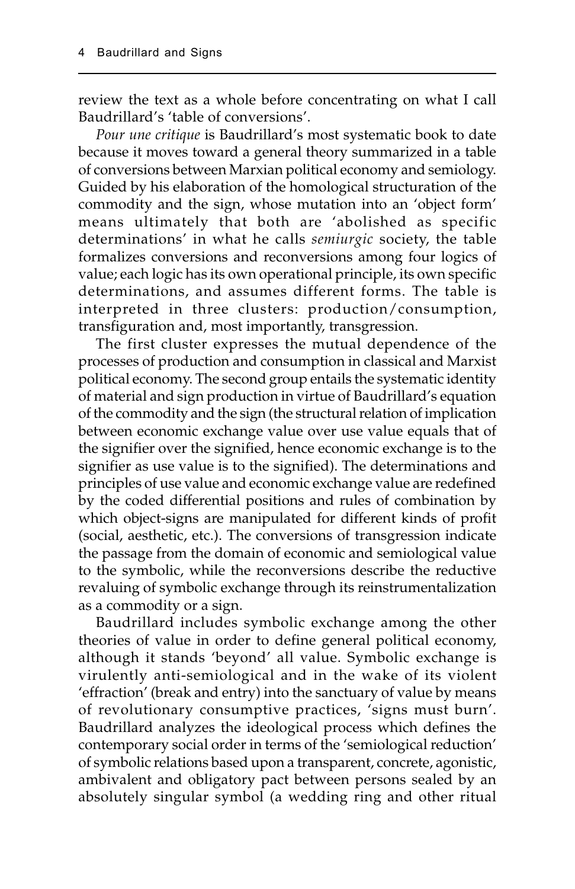review the text as a whole before concentrating on what I call Baudrillard's 'table of conversions'.

*Pour une critique* is Baudrillard's most systematic book to date because it moves toward a general theory summarized in a table of conversions between Marxian political economy and semiology. Guided by his elaboration of the homological structuration of the commodity and the sign, whose mutation into an 'object form' means ultimately that both are 'abolished as specific determinations' in what he calls *semiurgic* society, the table formalizes conversions and reconversions among four logics of value; each logic has its own operational principle, its own specific determinations, and assumes different forms. The table is interpreted in three clusters: production/consumption, transfiguration and, most importantly, transgression.

The first cluster expresses the mutual dependence of the processes of production and consumption in classical and Marxist political economy. The second group entails the systematic identity of material and sign production in virtue of Baudrillard's equation of the commodity and the sign (the structural relation of implication between economic exchange value over use value equals that of the signifier over the signified, hence economic exchange is to the signifier as use value is to the signified). The determinations and principles of use value and economic exchange value are redefined by the coded differential positions and rules of combination by which object-signs are manipulated for different kinds of profit (social, aesthetic, etc.). The conversions of transgression indicate the passage from the domain of economic and semiological value to the symbolic, while the reconversions describe the reductive revaluing of symbolic exchange through its reinstrumentalization as a commodity or a sign.

Baudrillard includes symbolic exchange among the other theories of value in order to define general political economy, although it stands 'beyond' all value. Symbolic exchange is virulently anti-semiological and in the wake of its violent 'effraction' (break and entry) into the sanctuary of value by means of revolutionary consumptive practices, 'signs must burn'. Baudrillard analyzes the ideological process which defines the contemporary social order in terms of the 'semiological reduction' of symbolic relations based upon a transparent, concrete, agonistic, ambivalent and obligatory pact between persons sealed by an absolutely singular symbol (a wedding ring and other ritual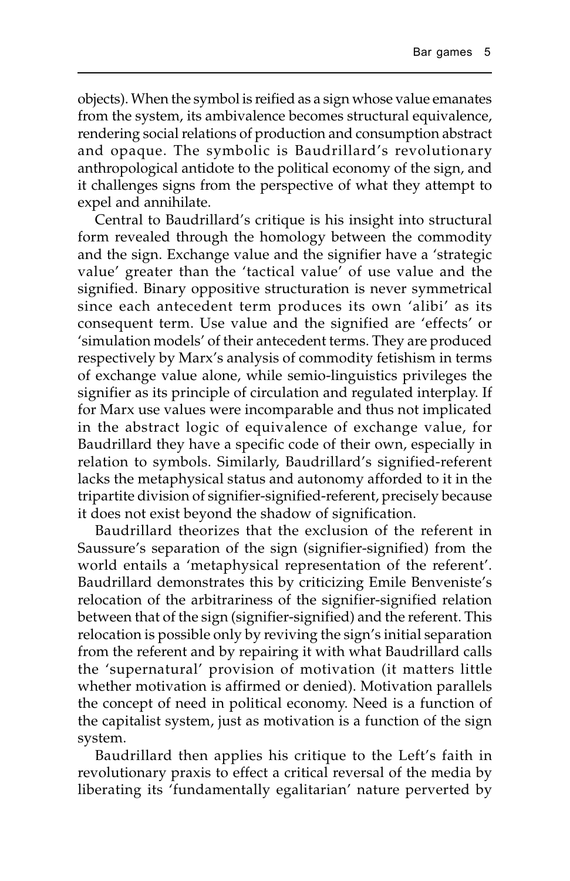objects). When the symbol is reified as a sign whose value emanates from the system, its ambivalence becomes structural equivalence, rendering social relations of production and consumption abstract and opaque. The symbolic is Baudrillard's revolutionary anthropological antidote to the political economy of the sign, and it challenges signs from the perspective of what they attempt to expel and annihilate.

Central to Baudrillard's critique is his insight into structural form revealed through the homology between the commodity and the sign. Exchange value and the signifier have a 'strategic value' greater than the 'tactical value' of use value and the signified. Binary oppositive structuration is never symmetrical since each antecedent term produces its own 'alibi' as its consequent term. Use value and the signified are 'effects' or 'simulation models' of their antecedent terms. They are produced respectively by Marx's analysis of commodity fetishism in terms of exchange value alone, while semio-linguistics privileges the signifier as its principle of circulation and regulated interplay. If for Marx use values were incomparable and thus not implicated in the abstract logic of equivalence of exchange value, for Baudrillard they have a specific code of their own, especially in relation to symbols. Similarly, Baudrillard's signified-referent lacks the metaphysical status and autonomy afforded to it in the tripartite division of signifier-signified-referent, precisely because it does not exist beyond the shadow of signification.

Baudrillard theorizes that the exclusion of the referent in Saussure's separation of the sign (signifier-signified) from the world entails a 'metaphysical representation of the referent'. Baudrillard demonstrates this by criticizing Emile Benveniste's relocation of the arbitrariness of the signifier-signified relation between that of the sign (signifier-signified) and the referent. This relocation is possible only by reviving the sign's initial separation from the referent and by repairing it with what Baudrillard calls the 'supernatural' provision of motivation (it matters little whether motivation is affirmed or denied). Motivation parallels the concept of need in political economy. Need is a function of the capitalist system, just as motivation is a function of the sign system.

Baudrillard then applies his critique to the Left's faith in revolutionary praxis to effect a critical reversal of the media by liberating its 'fundamentally egalitarian' nature perverted by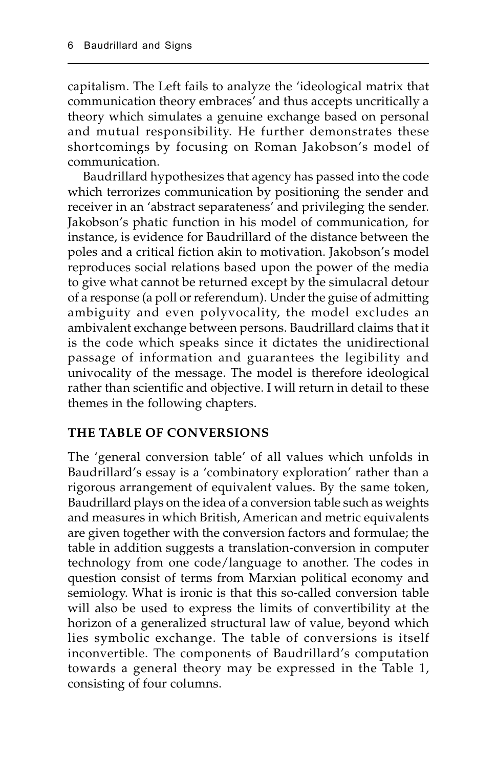capitalism. The Left fails to analyze the 'ideological matrix that communication theory embraces' and thus accepts uncritically a theory which simulates a genuine exchange based on personal and mutual responsibility. He further demonstrates these shortcomings by focusing on Roman Jakobson's model of communication.

Baudrillard hypothesizes that agency has passed into the code which terrorizes communication by positioning the sender and receiver in an 'abstract separateness' and privileging the sender. Jakobson's phatic function in his model of communication, for instance, is evidence for Baudrillard of the distance between the poles and a critical fiction akin to motivation. Jakobson's model reproduces social relations based upon the power of the media to give what cannot be returned except by the simulacral detour of a response (a poll or referendum). Under the guise of admitting ambiguity and even polyvocality, the model excludes an ambivalent exchange between persons. Baudrillard claims that it is the code which speaks since it dictates the unidirectional passage of information and guarantees the legibility and univocality of the message. The model is therefore ideological rather than scientific and objective. I will return in detail to these themes in the following chapters.

## THE TABLE OF CONVERSIONS

The 'general conversion table' of all values which unfolds in Baudrillard's essay is a 'combinatory exploration' rather than a rigorous arrangement of equivalent values. By the same token, Baudrillard plays on the idea of a conversion table such as weights and measures in which British, American and metric equivalents are given together with the conversion factors and formulae; the table in addition suggests a translation-conversion in computer technology from one code/language to another. The codes in question consist of terms from Marxian political economy and semiology. What is ironic is that this so-called conversion table will also be used to express the limits of convertibility at the horizon of a generalized structural law of value, beyond which lies symbolic exchange. The table of conversions is itself inconvertible. The components of Baudrillard's computation towards a general theory may be expressed in the Table 1, consisting of four columns.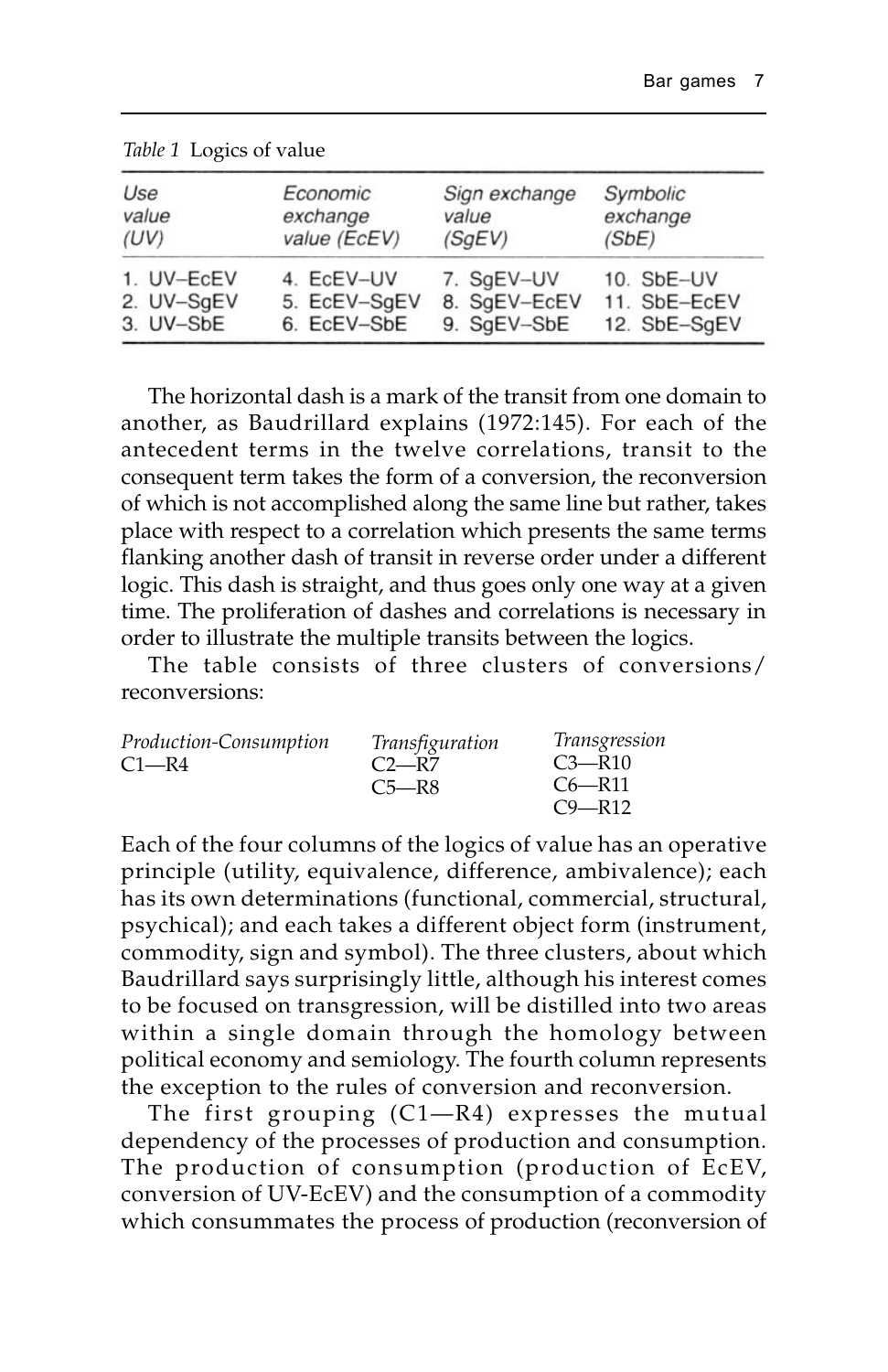*Table 1* Logics of value

| Use value (UV) | Economic exchange value (EcEV) | Sign exchange value (SgEV) | Symbolic exchange (SbE) |
|---|---|---|---|
| 1. UV–EcEV | 4. EcEV–UV | 7. SgEV–UV | 10. SbE–UV |
| 2. UV–SgEV | 5. EcEV–SgEV | 8. SgEV–EcEV | 11. SbE–EcEV |
| 3. UV–SbE | 6. EcEV–SbE | 9. SgEV–SbE | 12. SbE–SgEV |

The horizontal dash is a mark of the transit from one domain to another, as Baudrillard explains (1972:145). For each of the antecedent terms in the twelve correlations, transit to the consequent term takes the form of a conversion, the reconversion of which is not accomplished along the same line but rather, takes place with respect to a correlation which presents the same terms flanking another dash of transit in reverse order under a different logic. This dash is straight, and thus goes only one way at a given time. The proliferation of dashes and correlations is necessary in order to illustrate the multiple transits between the logics.

The table consists of three clusters of conversions/reconversions:

| *Production-Consumption* | *Transfiguration* | *Transgression* |
|---|---|---|
| C1—R4 | C2—R7 | C3—R10 |
| | C5—R8 | C6—R11 |
| | | C9—R12 |

Each of the four columns of the logics of value has an operative principle (utility, equivalence, difference, ambivalence); each has its own determinations (functional, commercial, structural, psychical); and each takes a different object form (instrument, commodity, sign and symbol). The three clusters, about which Baudrillard says surprisingly little, although his interest comes to be focused on transgression, will be distilled into two areas within a single domain through the homology between political economy and semiology. The fourth column represents the exception to the rules of conversion and reconversion.

The first grouping (C1—R4) expresses the mutual dependency of the processes of production and consumption. The production of consumption (production of EcEV, conversion of UV-EcEV) and the consumption of a commodity which consummates the process of production (reconversion of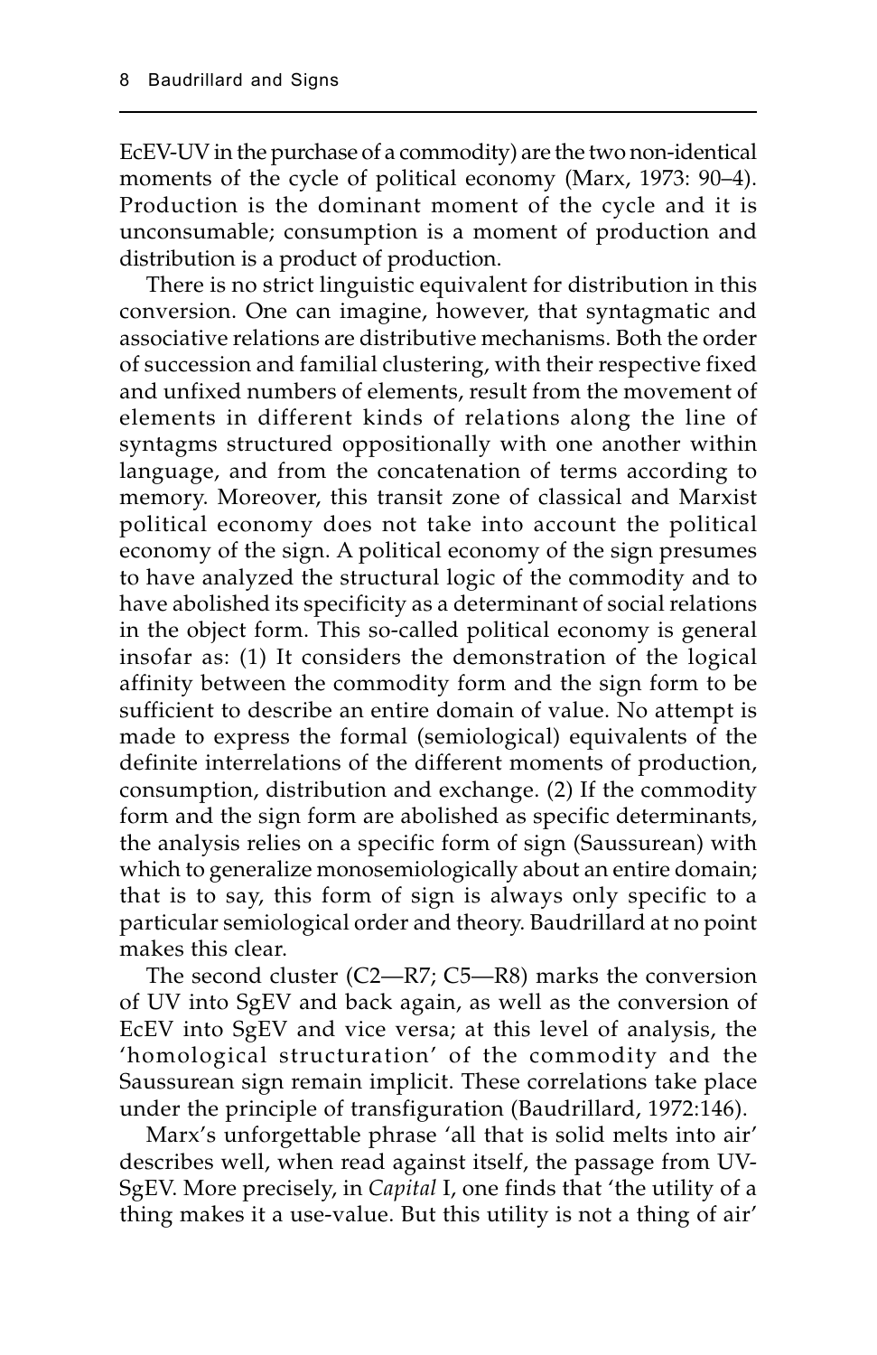EcEV-UV in the purchase of a commodity) are the two non-identical moments of the cycle of political economy (Marx, 1973: 90–4). Production is the dominant moment of the cycle and it is unconsumable; consumption is a moment of production and distribution is a product of production.

There is no strict linguistic equivalent for distribution in this conversion. One can imagine, however, that syntagmatic and associative relations are distributive mechanisms. Both the order of succession and familial clustering, with their respective fixed and unfixed numbers of elements, result from the movement of elements in different kinds of relations along the line of syntagms structured oppositionally with one another within language, and from the concatenation of terms according to memory. Moreover, this transit zone of classical and Marxist political economy does not take into account the political economy of the sign. A political economy of the sign presumes to have analyzed the structural logic of the commodity and to have abolished its specificity as a determinant of social relations in the object form. This so-called political economy is general insofar as: (1) It considers the demonstration of the logical affinity between the commodity form and the sign form to be sufficient to describe an entire domain of value. No attempt is made to express the formal (semiological) equivalents of the definite interrelations of the different moments of production, consumption, distribution and exchange. (2) If the commodity form and the sign form are abolished as specific determinants, the analysis relies on a specific form of sign (Saussurean) with which to generalize monosemiologically about an entire domain; that is to say, this form of sign is always only specific to a particular semiological order and theory. Baudrillard at no point makes this clear.

The second cluster (C2—R7; C5—R8) marks the conversion of UV into SgEV and back again, as well as the conversion of EcEV into SgEV and vice versa; at this level of analysis, the 'homological structuration' of the commodity and the Saussurean sign remain implicit. These correlations take place under the principle of transfiguration (Baudrillard, 1972:146).

Marx's unforgettable phrase 'all that is solid melts into air' describes well, when read against itself, the passage from UV-SgEV. More precisely, in *Capital* I, one finds that 'the utility of a thing makes it a use-value. But this utility is not a thing of air'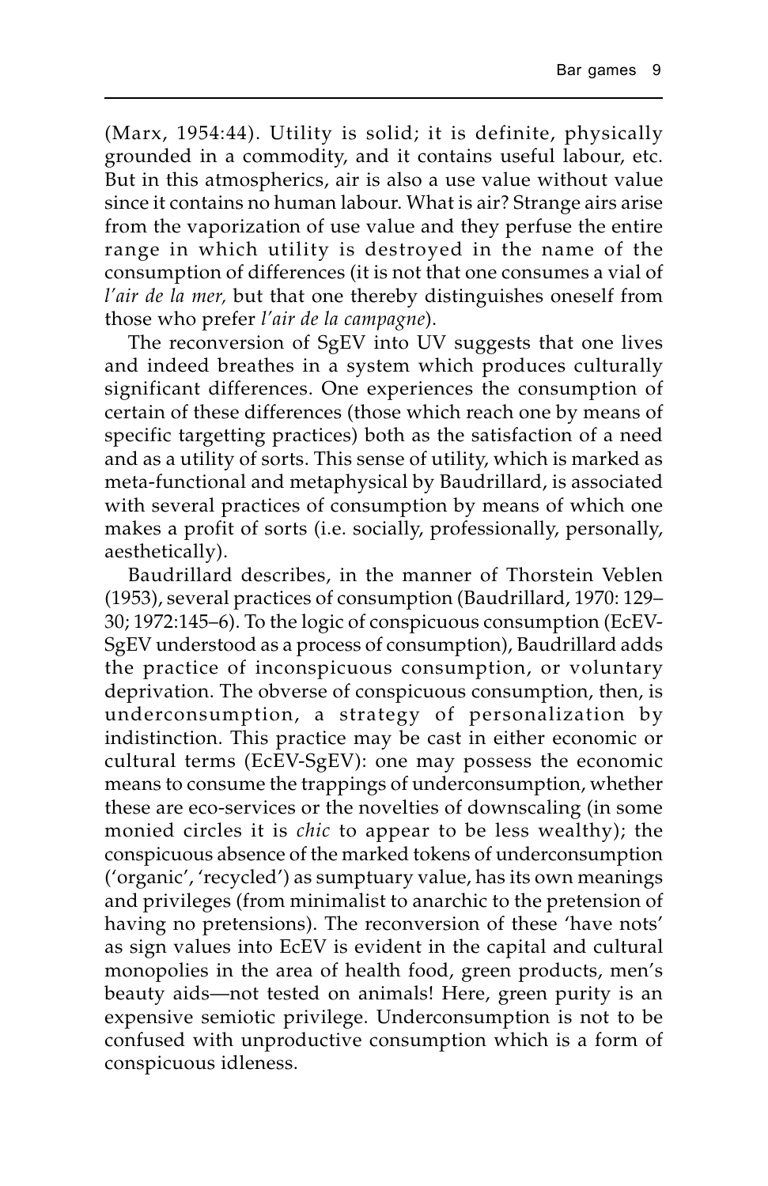(Marx, 1954:44). Utility is solid; it is definite, physically grounded in a commodity, and it contains useful labour, etc. But in this atmospherics, air is also a use value without value since it contains no human labour. What is air? Strange airs arise from the vaporization of use value and they perfuse the entire range in which utility is destroyed in the name of the consumption of differences (it is not that one consumes a vial of *l'air de la mer,* but that one thereby distinguishes oneself from those who prefer *l'air de la campagne*).

The reconversion of SgEV into UV suggests that one lives and indeed breathes in a system which produces culturally significant differences. One experiences the consumption of certain of these differences (those which reach one by means of specific targetting practices) both as the satisfaction of a need and as a utility of sorts. This sense of utility, which is marked as meta-functional and metaphysical by Baudrillard, is associated with several practices of consumption by means of which one makes a profit of sorts (i.e. socially, professionally, personally, aesthetically).

Baudrillard describes, in the manner of Thorstein Veblen (1953), several practices of consumption (Baudrillard, 1970: 129–30; 1972:145–6). To the logic of conspicuous consumption (EcEV-SgEV understood as a process of consumption), Baudrillard adds the practice of inconspicuous consumption, or voluntary deprivation. The obverse of conspicuous consumption, then, is underconsumption, a strategy of personalization by indistinction. This practice may be cast in either economic or cultural terms (EcEV-SgEV): one may possess the economic means to consume the trappings of underconsumption, whether these are eco-services or the novelties of downscaling (in some monied circles it is *chic* to appear to be less wealthy); the conspicuous absence of the marked tokens of underconsumption ('organic', 'recycled') as sumptuary value, has its own meanings and privileges (from minimalist to anarchic to the pretension of having no pretensions). The reconversion of these 'have nots' as sign values into EcEV is evident in the capital and cultural monopolies in the area of health food, green products, men's beauty aids—not tested on animals! Here, green purity is an expensive semiotic privilege. Underconsumption is not to be confused with unproductive consumption which is a form of conspicuous idleness.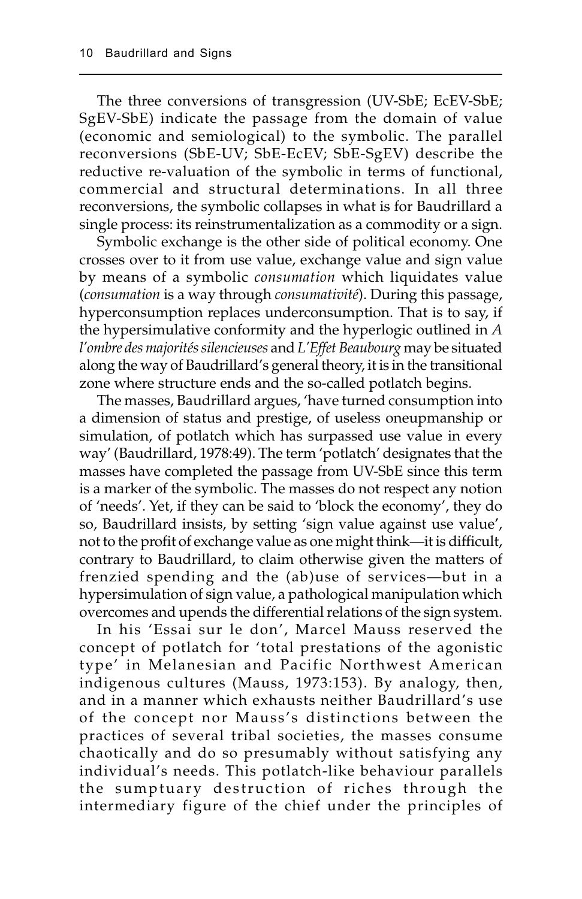The three conversions of transgression (UV-SbE; EcEV-SbE; SgEV-SbE) indicate the passage from the domain of value (economic and semiological) to the symbolic. The parallel reconversions (SbE-UV; SbE-EcEV; SbE-SgEV) describe the reductive re-valuation of the symbolic in terms of functional, commercial and structural determinations. In all three reconversions, the symbolic collapses in what is for Baudrillard a single process: its reinstrumentalization as a commodity or a sign.

Symbolic exchange is the other side of political economy. One crosses over to it from use value, exchange value and sign value by means of a symbolic *consumation* which liquidates value (*consumation* is a way through *consumativité*). During this passage, hyperconsumption replaces underconsumption. That is to say, if the hypersimulative conformity and the hyperlogic outlined in *A l'ombre des majorités silencieuses* and *L'Effet Beaubourg* may be situated along the way of Baudrillard's general theory, it is in the transitional zone where structure ends and the so-called potlatch begins.

The masses, Baudrillard argues, 'have turned consumption into a dimension of status and prestige, of useless oneupmanship or simulation, of potlatch which has surpassed use value in every way' (Baudrillard, 1978:49). The term 'potlatch' designates that the masses have completed the passage from UV-SbE since this term is a marker of the symbolic. The masses do not respect any notion of 'needs'. Yet, if they can be said to 'block the economy', they do so, Baudrillard insists, by setting 'sign value against use value', not to the profit of exchange value as one might think—it is difficult, contrary to Baudrillard, to claim otherwise given the matters of frenzied spending and the (ab)use of services—but in a hypersimulation of sign value, a pathological manipulation which overcomes and upends the differential relations of the sign system.

In his 'Essai sur le don', Marcel Mauss reserved the concept of potlatch for 'total prestations of the agonistic type' in Melanesian and Pacific Northwest American indigenous cultures (Mauss, 1973:153). By analogy, then, and in a manner which exhausts neither Baudrillard's use of the concept nor Mauss's distinctions between the practices of several tribal societies, the masses consume chaotically and do so presumably without satisfying any individual's needs. This potlatch-like behaviour parallels the sumptuary destruction of riches through the intermediary figure of the chief under the principles of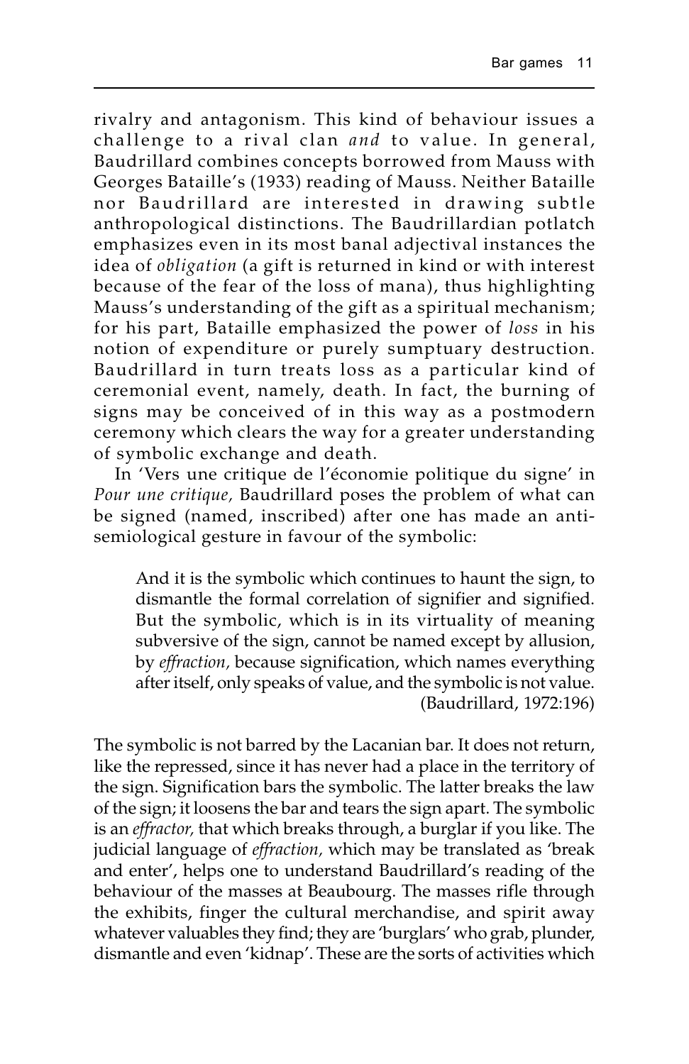rivalry and antagonism. This kind of behaviour issues a challenge to a rival clan *and* to value. In general, Baudrillard combines concepts borrowed from Mauss with Georges Bataille's (1933) reading of Mauss. Neither Bataille nor Baudrillard are interested in drawing subtle anthropological distinctions. The Baudrillardian potlatch emphasizes even in its most banal adjectival instances the idea of *obligation* (a gift is returned in kind or with interest because of the fear of the loss of mana), thus highlighting Mauss's understanding of the gift as a spiritual mechanism; for his part, Bataille emphasized the power of *loss* in his notion of expenditure or purely sumptuary destruction. Baudrillard in turn treats loss as a particular kind of ceremonial event, namely, death. In fact, the burning of signs may be conceived of in this way as a postmodern ceremony which clears the way for a greater understanding of symbolic exchange and death.

In 'Vers une critique de l'économie politique du signe' in *Pour une critique,* Baudrillard poses the problem of what can be signed (named, inscribed) after one has made an anti-semiological gesture in favour of the symbolic:

> And it is the symbolic which continues to haunt the sign, to dismantle the formal correlation of signifier and signified. But the symbolic, which is in its virtuality of meaning subversive of the sign, cannot be named except by allusion, by *effraction,* because signification, which names everything after itself, only speaks of value, and the symbolic is not value. (Baudrillard, 1972:196)

The symbolic is not barred by the Lacanian bar. It does not return, like the repressed, since it has never had a place in the territory of the sign. Signification bars the symbolic. The latter breaks the law of the sign; it loosens the bar and tears the sign apart. The symbolic is an *effractor,* that which breaks through, a burglar if you like. The judicial language of *effraction,* which may be translated as 'break and enter', helps one to understand Baudrillard's reading of the behaviour of the masses at Beaubourg. The masses rifle through the exhibits, finger the cultural merchandise, and spirit away whatever valuables they find; they are 'burglars' who grab, plunder, dismantle and even 'kidnap'. These are the sorts of activities which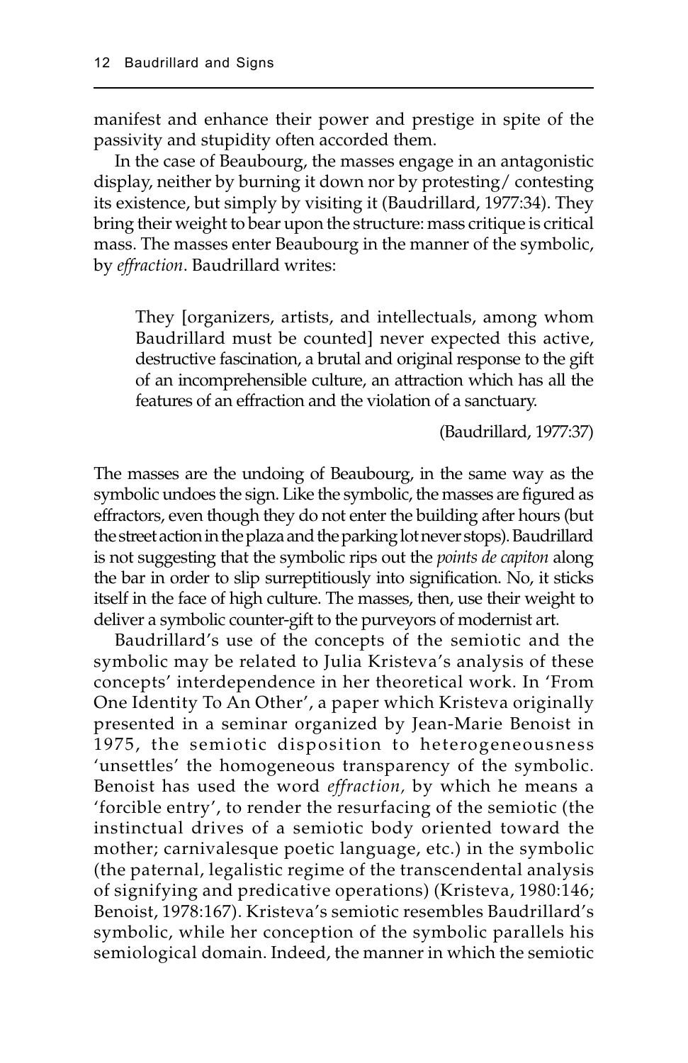manifest and enhance their power and prestige in spite of the passivity and stupidity often accorded them.

In the case of Beaubourg, the masses engage in an antagonistic display, neither by burning it down nor by protesting/ contesting its existence, but simply by visiting it (Baudrillard, 1977:34). They bring their weight to bear upon the structure: mass critique is critical mass. The masses enter Beaubourg in the manner of the symbolic, by *effraction*. Baudrillard writes:

> They [organizers, artists, and intellectuals, among whom Baudrillard must be counted] never expected this active, destructive fascination, a brutal and original response to the gift of an incomprehensible culture, an attraction which has all the features of an effraction and the violation of a sanctuary.
>
> (Baudrillard, 1977:37)

The masses are the undoing of Beaubourg, in the same way as the symbolic undoes the sign. Like the symbolic, the masses are figured as effractors, even though they do not enter the building after hours (but the street action in the plaza and the parking lot never stops). Baudrillard is not suggesting that the symbolic rips out the *points de capiton* along the bar in order to slip surreptitiously into signification. No, it sticks itself in the face of high culture. The masses, then, use their weight to deliver a symbolic counter-gift to the purveyors of modernist art.

Baudrillard's use of the concepts of the semiotic and the symbolic may be related to Julia Kristeva's analysis of these concepts' interdependence in her theoretical work. In 'From One Identity To An Other', a paper which Kristeva originally presented in a seminar organized by Jean-Marie Benoist in 1975, the semiotic disposition to heterogeneousness 'unsettles' the homogeneous transparency of the symbolic. Benoist has used the word *effraction,* by which he means a 'forcible entry', to render the resurfacing of the semiotic (the instinctual drives of a semiotic body oriented toward the mother; carnivalesque poetic language, etc.) in the symbolic (the paternal, legalistic regime of the transcendental analysis of signifying and predicative operations) (Kristeva, 1980:146; Benoist, 1978:167). Kristeva's semiotic resembles Baudrillard's symbolic, while her conception of the symbolic parallels his semiological domain. Indeed, the manner in which the semiotic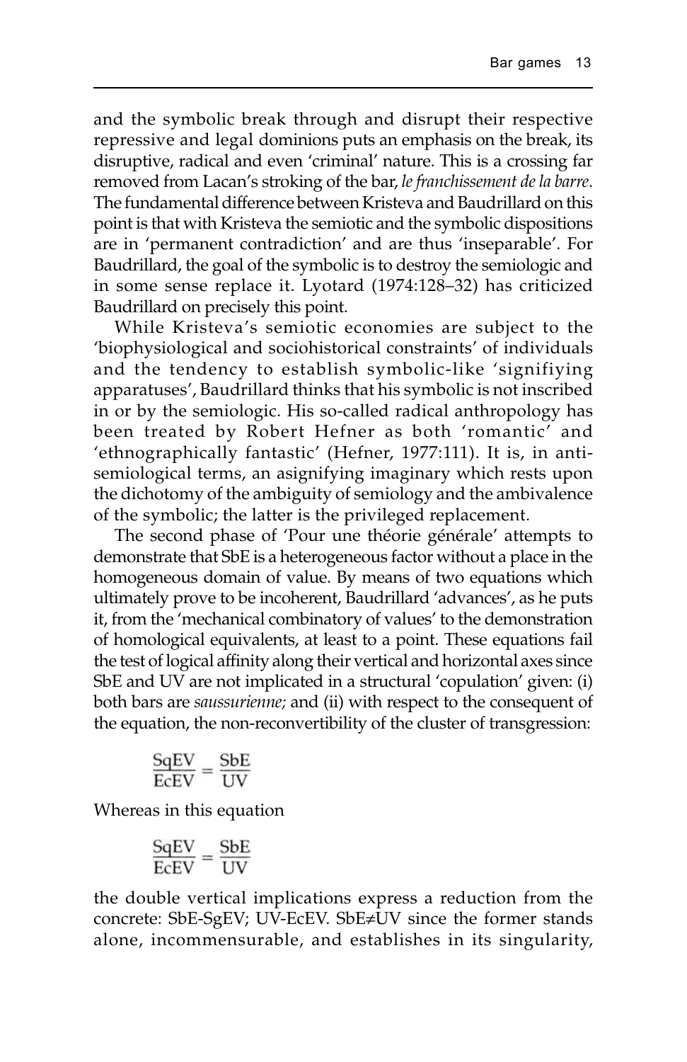and the symbolic break through and disrupt their respective repressive and legal dominions puts an emphasis on the break, its disruptive, radical and even 'criminal' nature. This is a crossing far removed from Lacan's stroking of the bar, *le franchissement de la barre*. The fundamental difference between Kristeva and Baudrillard on this point is that with Kristeva the semiotic and the symbolic dispositions are in 'permanent contradiction' and are thus 'inseparable'. For Baudrillard, the goal of the symbolic is to destroy the semiologic and in some sense replace it. Lyotard (1974:128–32) has criticized Baudrillard on precisely this point.

While Kristeva's semiotic economies are subject to the 'biophysiological and sociohistorical constraints' of individuals and the tendency to establish symbolic-like 'signifiying apparatuses', Baudrillard thinks that his symbolic is not inscribed in or by the semiologic. His so-called radical anthropology has been treated by Robert Hefner as both 'romantic' and 'ethnographically fantastic' (Hefner, 1977:111). It is, in anti-semiological terms, an asignifying imaginary which rests upon the dichotomy of the ambiguity of semiology and the ambivalence of the symbolic; the latter is the privileged replacement.

The second phase of 'Pour une théorie générale' attempts to demonstrate that SbE is a heterogeneous factor without a place in the homogeneous domain of value. By means of two equations which ultimately prove to be incoherent, Baudrillard 'advances', as he puts it, from the 'mechanical combinatory of values' to the demonstration of homological equivalents, at least to a point. These equations fail the test of logical affinity along their vertical and horizontal axes since SbE and UV are not implicated in a structural 'copulation' given: (i) both bars are *saussurienne;* and (ii) with respect to the consequent of the equation, the non-reconvertibility of the cluster of transgression:

$$\frac{\text{SqEV}}{\text{EcEV}} = \frac{\text{SbE}}{\text{UV}}$$

Whereas in this equation

$$\frac{\text{SqEV}}{\text{EcEV}} = \frac{\text{SbE}}{\text{UV}}$$

the double vertical implications express a reduction from the concrete: SbE-SgEV; UV-EcEV. SbE≠UV since the former stands alone, incommensurable, and establishes in its singularity,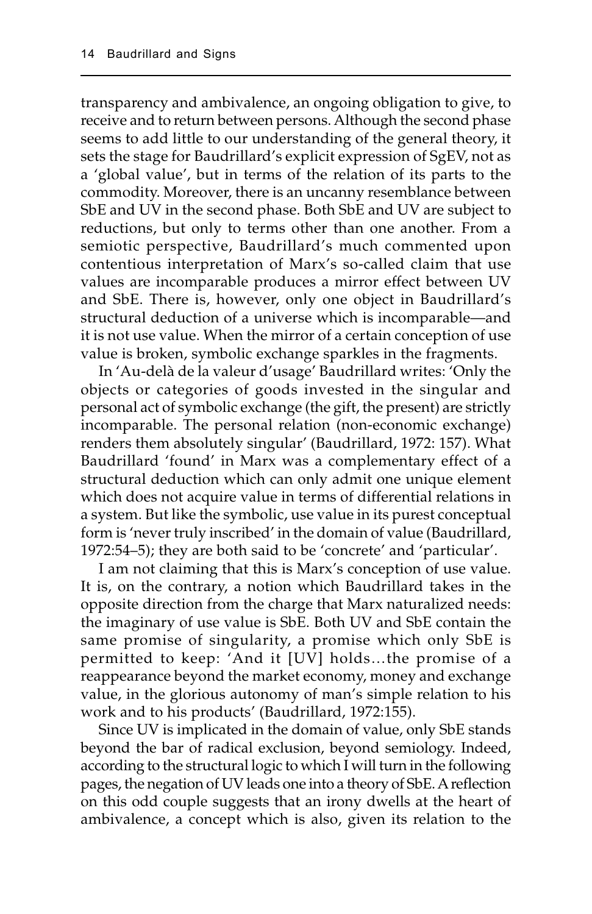transparency and ambivalence, an ongoing obligation to give, to receive and to return between persons. Although the second phase seems to add little to our understanding of the general theory, it sets the stage for Baudrillard's explicit expression of SgEV, not as a 'global value', but in terms of the relation of its parts to the commodity. Moreover, there is an uncanny resemblance between SbE and UV in the second phase. Both SbE and UV are subject to reductions, but only to terms other than one another. From a semiotic perspective, Baudrillard's much commented upon contentious interpretation of Marx's so-called claim that use values are incomparable produces a mirror effect between UV and SbE. There is, however, only one object in Baudrillard's structural deduction of a universe which is incomparable—and it is not use value. When the mirror of a certain conception of use value is broken, symbolic exchange sparkles in the fragments.

In 'Au-delà de la valeur d'usage' Baudrillard writes: 'Only the objects or categories of goods invested in the singular and personal act of symbolic exchange (the gift, the present) are strictly incomparable. The personal relation (non-economic exchange) renders them absolutely singular' (Baudrillard, 1972: 157). What Baudrillard 'found' in Marx was a complementary effect of a structural deduction which can only admit one unique element which does not acquire value in terms of differential relations in a system. But like the symbolic, use value in its purest conceptual form is 'never truly inscribed' in the domain of value (Baudrillard, 1972:54–5); they are both said to be 'concrete' and 'particular'.

I am not claiming that this is Marx's conception of use value. It is, on the contrary, a notion which Baudrillard takes in the opposite direction from the charge that Marx naturalized needs: the imaginary of use value is SbE. Both UV and SbE contain the same promise of singularity, a promise which only SbE is permitted to keep: 'And it [UV] holds…the promise of a reappearance beyond the market economy, money and exchange value, in the glorious autonomy of man's simple relation to his work and to his products' (Baudrillard, 1972:155).

Since UV is implicated in the domain of value, only SbE stands beyond the bar of radical exclusion, beyond semiology. Indeed, according to the structural logic to which I will turn in the following pages, the negation of UV leads one into a theory of SbE. A reflection on this odd couple suggests that an irony dwells at the heart of ambivalence, a concept which is also, given its relation to the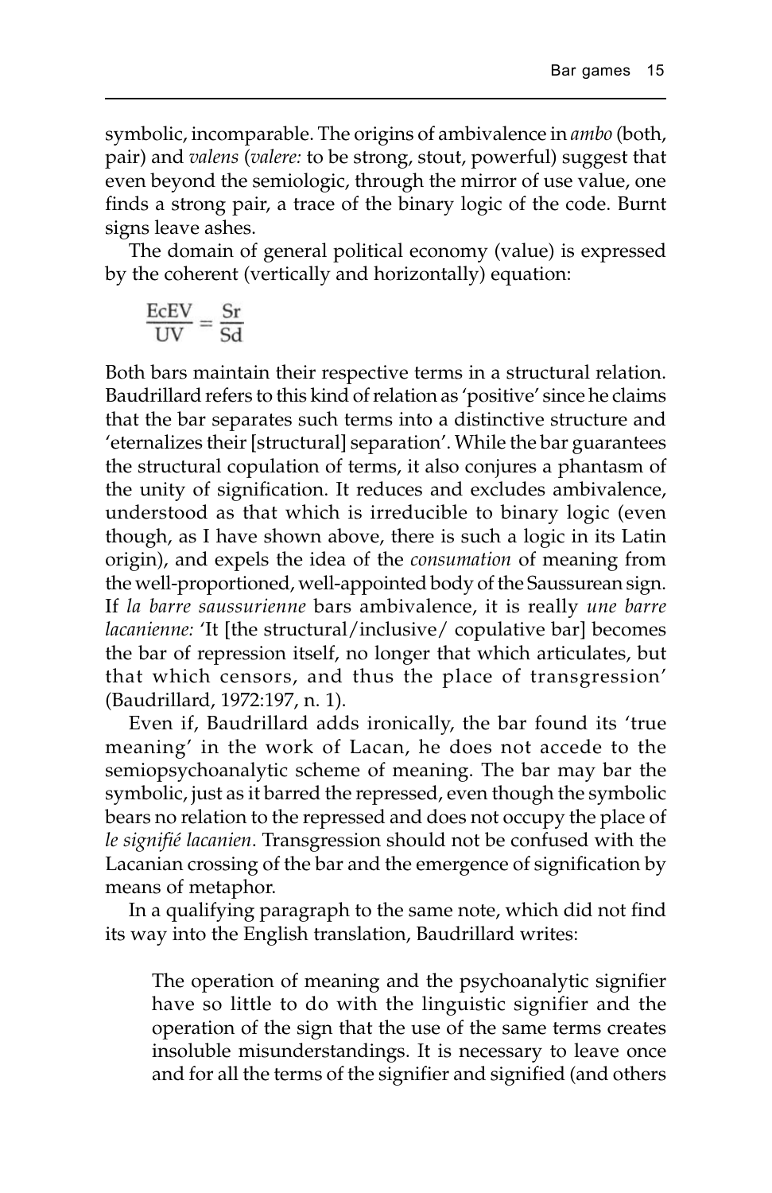symbolic, incomparable. The origins of ambivalence in *ambo* (both, pair) and *valens* (*valere:* to be strong, stout, powerful) suggest that even beyond the semiologic, through the mirror of use value, one finds a strong pair, a trace of the binary logic of the code. Burnt signs leave ashes.

The domain of general political economy (value) is expressed by the coherent (vertically and horizontally) equation:

$$\frac{\text{EcEV}}{\text{UV}} = \frac{\text{Sr}}{\text{Sd}}$$

Both bars maintain their respective terms in a structural relation. Baudrillard refers to this kind of relation as 'positive' since he claims that the bar separates such terms into a distinctive structure and 'eternalizes their [structural] separation'. While the bar guarantees the structural copulation of terms, it also conjures a phantasm of the unity of signification. It reduces and excludes ambivalence, understood as that which is irreducible to binary logic (even though, as I have shown above, there is such a logic in its Latin origin), and expels the idea of the *consumation* of meaning from the well-proportioned, well-appointed body of the Saussurean sign. If *la barre saussurienne* bars ambivalence, it is really *une barre lacanienne:* 'It [the structural/inclusive/ copulative bar] becomes the bar of repression itself, no longer that which articulates, but that which censors, and thus the place of transgression' (Baudrillard, 1972:197, n. 1).

Even if, Baudrillard adds ironically, the bar found its 'true meaning' in the work of Lacan, he does not accede to the semiopsychoanalytic scheme of meaning. The bar may bar the symbolic, just as it barred the repressed, even though the symbolic bears no relation to the repressed and does not occupy the place of *le signifié lacanien*. Transgression should not be confused with the Lacanian crossing of the bar and the emergence of signification by means of metaphor.

In a qualifying paragraph to the same note, which did not find its way into the English translation, Baudrillard writes:

> The operation of meaning and the psychoanalytic signifier have so little to do with the linguistic signifier and the operation of the sign that the use of the same terms creates insoluble misunderstandings. It is necessary to leave once and for all the terms of the signifier and signified (and others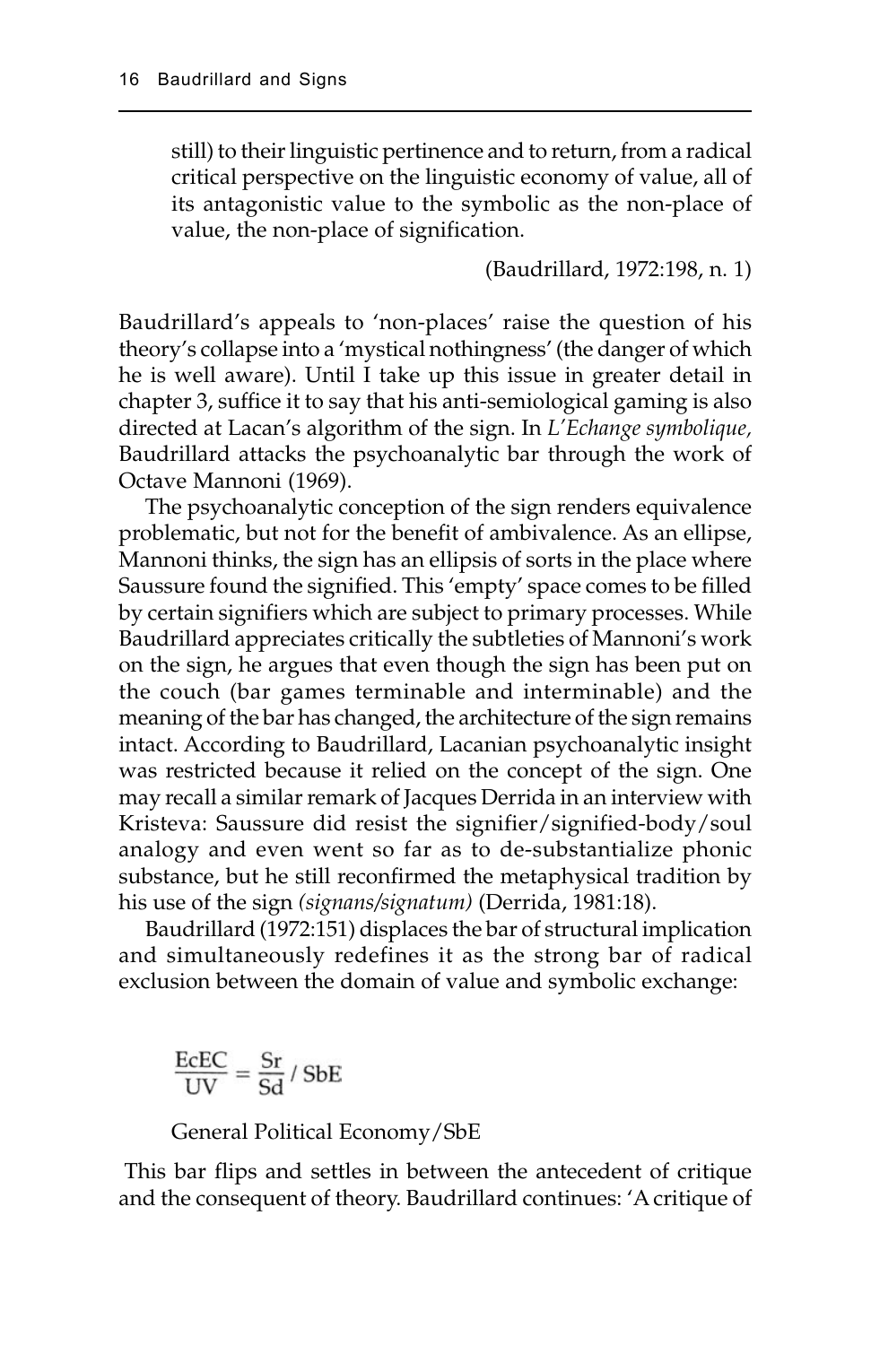still) to their linguistic pertinence and to return, from a radical critical perspective on the linguistic economy of value, all of its antagonistic value to the symbolic as the non-place of value, the non-place of signification.

(Baudrillard, 1972:198, n. 1)

Baudrillard's appeals to 'non-places' raise the question of his theory's collapse into a 'mystical nothingness' (the danger of which he is well aware). Until I take up this issue in greater detail in chapter 3, suffice it to say that his anti-semiological gaming is also directed at Lacan's algorithm of the sign. In *L'Echange symbolique,* Baudrillard attacks the psychoanalytic bar through the work of Octave Mannoni (1969).

The psychoanalytic conception of the sign renders equivalence problematic, but not for the benefit of ambivalence. As an ellipse, Mannoni thinks, the sign has an ellipsis of sorts in the place where Saussure found the signified. This 'empty' space comes to be filled by certain signifiers which are subject to primary processes. While Baudrillard appreciates critically the subtleties of Mannoni's work on the sign, he argues that even though the sign has been put on the couch (bar games terminable and interminable) and the meaning of the bar has changed, the architecture of the sign remains intact. According to Baudrillard, Lacanian psychoanalytic insight was restricted because it relied on the concept of the sign. One may recall a similar remark of Jacques Derrida in an interview with Kristeva: Saussure did resist the signifier/signified-body/soul analogy and even went so far as to de-substantialize phonic substance, but he still reconfirmed the metaphysical tradition by his use of the sign *(signans/signatum)* (Derrida, 1981:18).

Baudrillard (1972:151) displaces the bar of structural implication and simultaneously redefines it as the strong bar of radical exclusion between the domain of value and symbolic exchange:

$$\frac{\text{EcEC}}{\text{UV}} = \frac{\text{Sr}}{\text{Sd}} \,/\, \text{SbE}$$

General Political Economy/SbE

This bar flips and settles in between the antecedent of critique and the consequent of theory. Baudrillard continues: 'A critique of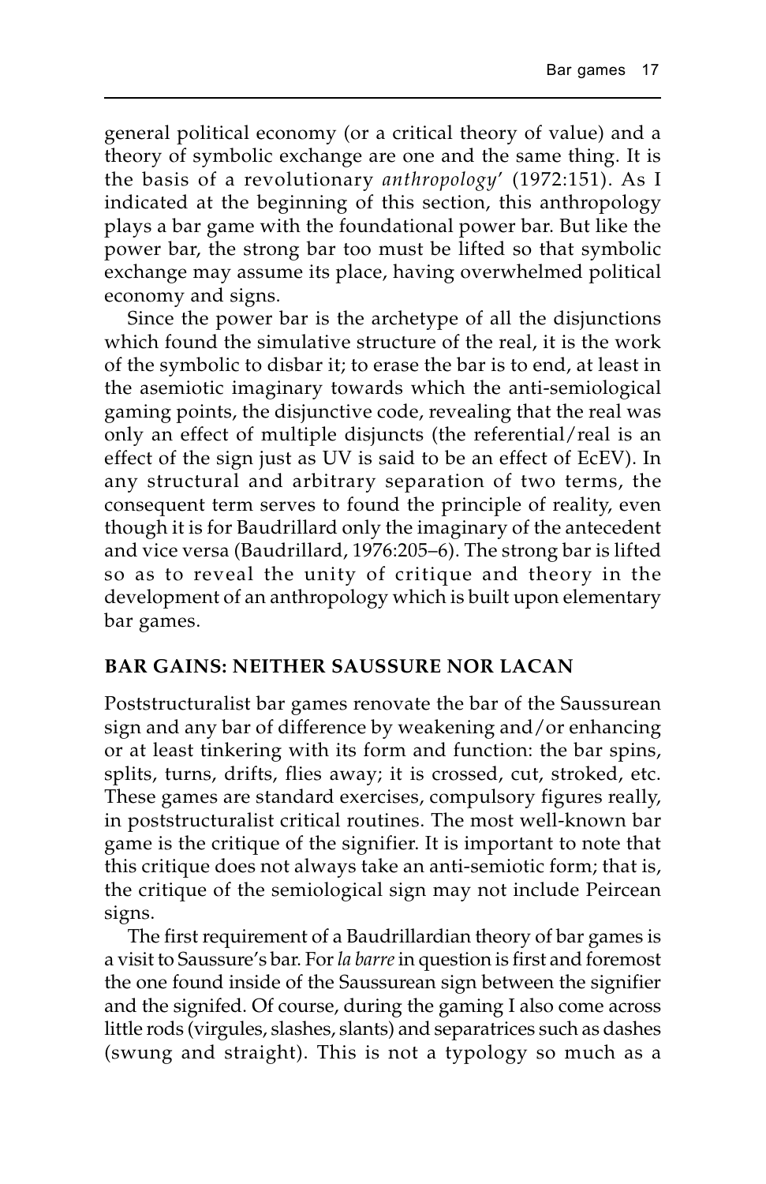general political economy (or a critical theory of value) and a theory of symbolic exchange are one and the same thing. It is the basis of a revolutionary *anthropology*' (1972:151). As I indicated at the beginning of this section, this anthropology plays a bar game with the foundational power bar. But like the power bar, the strong bar too must be lifted so that symbolic exchange may assume its place, having overwhelmed political economy and signs.

Since the power bar is the archetype of all the disjunctions which found the simulative structure of the real, it is the work of the symbolic to disbar it; to erase the bar is to end, at least in the asemiotic imaginary towards which the anti-semiological gaming points, the disjunctive code, revealing that the real was only an effect of multiple disjuncts (the referential/real is an effect of the sign just as UV is said to be an effect of EcEV). In any structural and arbitrary separation of two terms, the consequent term serves to found the principle of reality, even though it is for Baudrillard only the imaginary of the antecedent and vice versa (Baudrillard, 1976:205–6). The strong bar is lifted so as to reveal the unity of critique and theory in the development of an anthropology which is built upon elementary bar games.

## BAR GAINS: NEITHER SAUSSURE NOR LACAN

Poststructuralist bar games renovate the bar of the Saussurean sign and any bar of difference by weakening and/or enhancing or at least tinkering with its form and function: the bar spins, splits, turns, drifts, flies away; it is crossed, cut, stroked, etc. These games are standard exercises, compulsory figures really, in poststructuralist critical routines. The most well-known bar game is the critique of the signifier. It is important to note that this critique does not always take an anti-semiotic form; that is, the critique of the semiological sign may not include Peircean signs.

The first requirement of a Baudrillardian theory of bar games is a visit to Saussure's bar. For *la barre* in question is first and foremost the one found inside of the Saussurean sign between the signifier and the signifed. Of course, during the gaming I also come across little rods (virgules, slashes, slants) and separatrices such as dashes (swung and straight). This is not a typology so much as a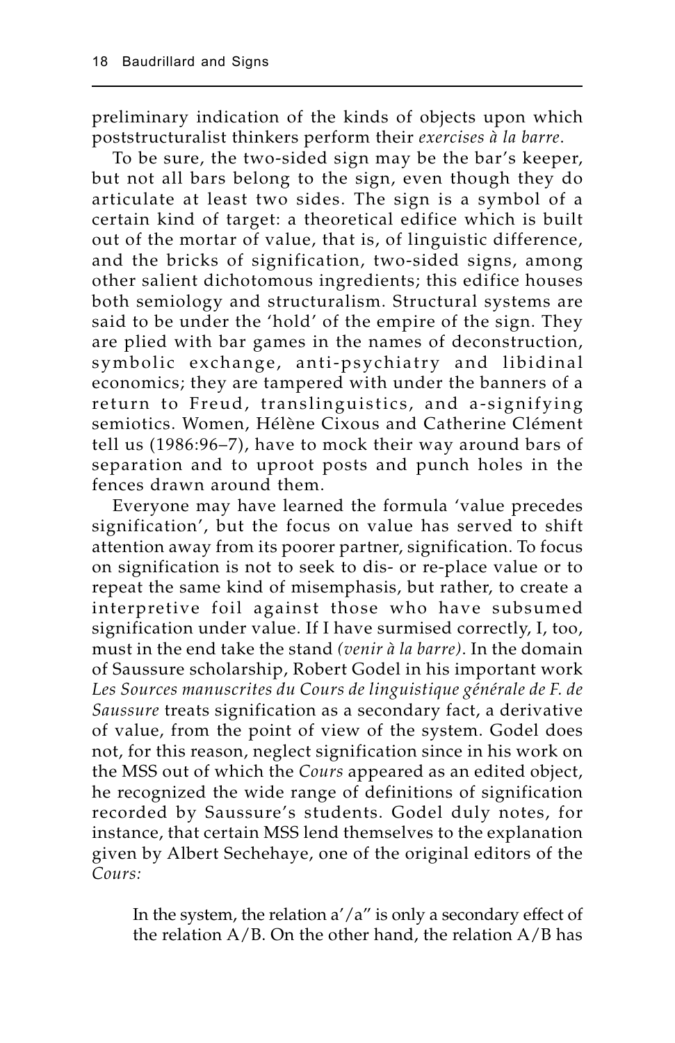preliminary indication of the kinds of objects upon which poststructuralist thinkers perform their *exercises à la barre*.

To be sure, the two-sided sign may be the bar's keeper, but not all bars belong to the sign, even though they do articulate at least two sides. The sign is a symbol of a certain kind of target: a theoretical edifice which is built out of the mortar of value, that is, of linguistic difference, and the bricks of signification, two-sided signs, among other salient dichotomous ingredients; this edifice houses both semiology and structuralism. Structural systems are said to be under the 'hold' of the empire of the sign. They are plied with bar games in the names of deconstruction, symbolic exchange, anti-psychiatry and libidinal economics; they are tampered with under the banners of a return to Freud, translinguistics, and a-signifying semiotics. Women, Hélène Cixous and Catherine Clément tell us (1986:96–7), have to mock their way around bars of separation and to uproot posts and punch holes in the fences drawn around them.

Everyone may have learned the formula 'value precedes signification', but the focus on value has served to shift attention away from its poorer partner, signification. To focus on signification is not to seek to dis- or re-place value or to repeat the same kind of misemphasis, but rather, to create a interpretive foil against those who have subsumed signification under value. If I have surmised correctly, I, too, must in the end take the stand *(venir à la barre)*. In the domain of Saussure scholarship, Robert Godel in his important work *Les Sources manuscrites du Cours de linguistique générale de F. de Saussure* treats signification as a secondary fact, a derivative of value, from the point of view of the system. Godel does not, for this reason, neglect signification since in his work on the MSS out of which the *Cours* appeared as an edited object, he recognized the wide range of definitions of signification recorded by Saussure's students. Godel duly notes, for instance, that certain MSS lend themselves to the explanation given by Albert Sechehaye, one of the original editors of the *Cours:*

> In the system, the relation a′/a″ is only a secondary effect of the relation A/B. On the other hand, the relation A/B has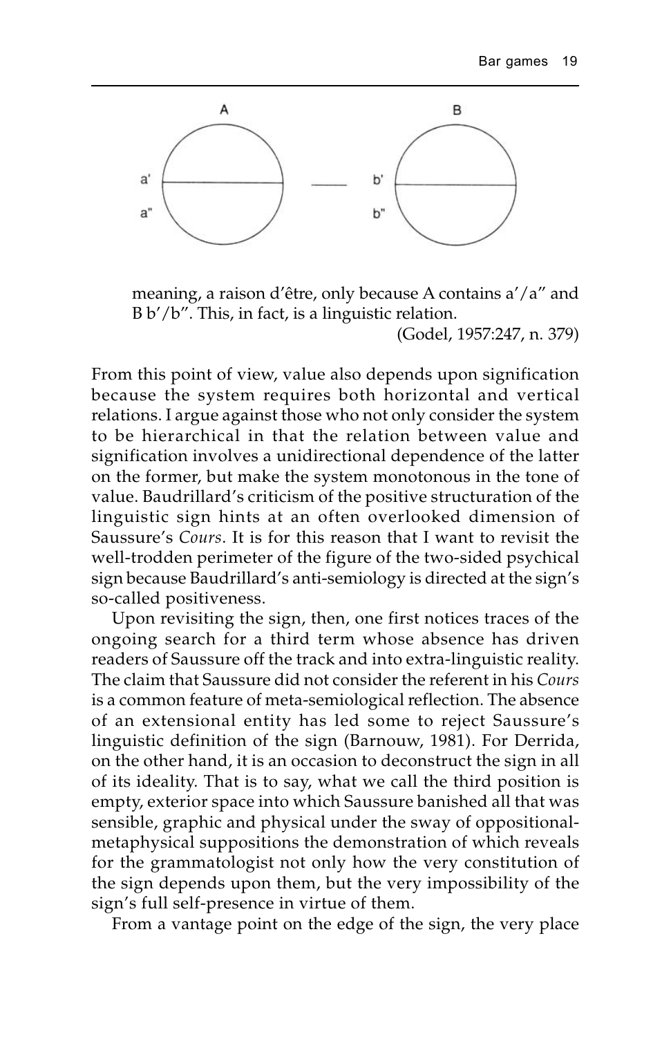meaning, a raison d'être, only because A contains a′/a″ and B b′/b″. This, in fact, is a linguistic relation.

(Godel, 1957:247, n. 379)

From this point of view, value also depends upon signification because the system requires both horizontal and vertical relations. I argue against those who not only consider the system to be hierarchical in that the relation between value and signification involves a unidirectional dependence of the latter on the former, but make the system monotonous in the tone of value. Baudrillard's criticism of the positive structuration of the linguistic sign hints at an often overlooked dimension of Saussure's *Cours*. It is for this reason that I want to revisit the well-trodden perimeter of the figure of the two-sided psychical sign because Baudrillard's anti-semiology is directed at the sign's so-called positiveness.

Upon revisiting the sign, then, one first notices traces of the ongoing search for a third term whose absence has driven readers of Saussure off the track and into extra-linguistic reality. The claim that Saussure did not consider the referent in his *Cours* is a common feature of meta-semiological reflection. The absence of an extensional entity has led some to reject Saussure's linguistic definition of the sign (Barnouw, 1981). For Derrida, on the other hand, it is an occasion to deconstruct the sign in all of its ideality. That is to say, what we call the third position is empty, exterior space into which Saussure banished all that was sensible, graphic and physical under the sway of oppositional-metaphysical suppositions the demonstration of which reveals for the grammatologist not only how the very constitution of the sign depends upon them, but the very impossibility of the sign's full self-presence in virtue of them.

From a vantage point on the edge of the sign, the very place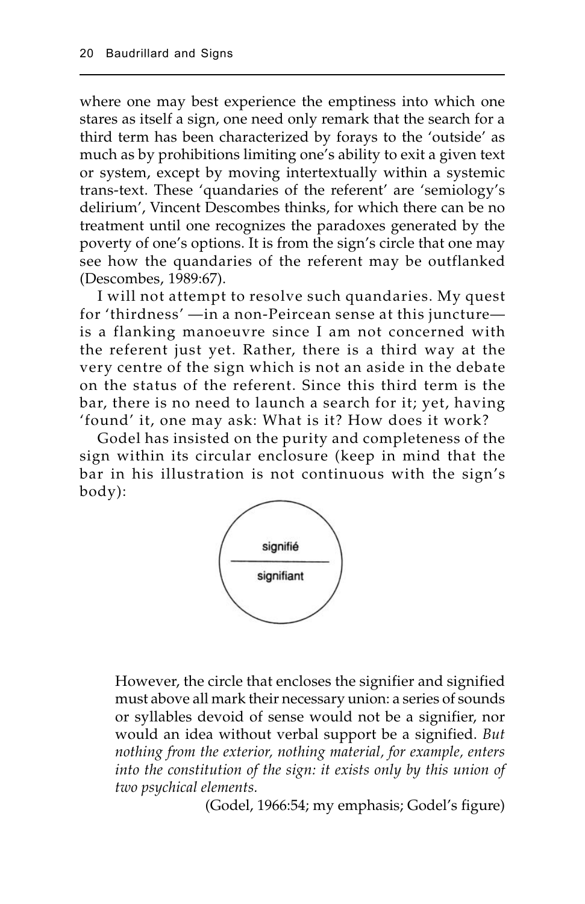where one may best experience the emptiness into which one stares as itself a sign, one need only remark that the search for a third term has been characterized by forays to the 'outside' as much as by prohibitions limiting one's ability to exit a given text or system, except by moving intertextually within a systemic trans-text. These 'quandaries of the referent' are 'semiology's delirium', Vincent Descombes thinks, for which there can be no treatment until one recognizes the paradoxes generated by the poverty of one's options. It is from the sign's circle that one may see how the quandaries of the referent may be outflanked (Descombes, 1989:67).

I will not attempt to resolve such quandaries. My quest for 'thirdness' —in a non-Peircean sense at this juncture— is a flanking manoeuvre since I am not concerned with the referent just yet. Rather, there is a third way at the very centre of the sign which is not an aside in the debate on the status of the referent. Since this third term is the bar, there is no need to launch a search for it; yet, having 'found' it, one may ask: What is it? How does it work?

Godel has insisted on the purity and completeness of the sign within its circular enclosure (keep in mind that the bar in his illustration is not continuous with the sign's body):

signifié
―――――
signifiant

> However, the circle that encloses the signifier and signified must above all mark their necessary union: a series of sounds or syllables devoid of sense would not be a signifier, nor would an idea without verbal support be a signified. *But nothing from the exterior, nothing material, for example, enters into the constitution of the sign: it exists only by this union of two psychical elements.*
>
> (Godel, 1966:54; my emphasis; Godel's figure)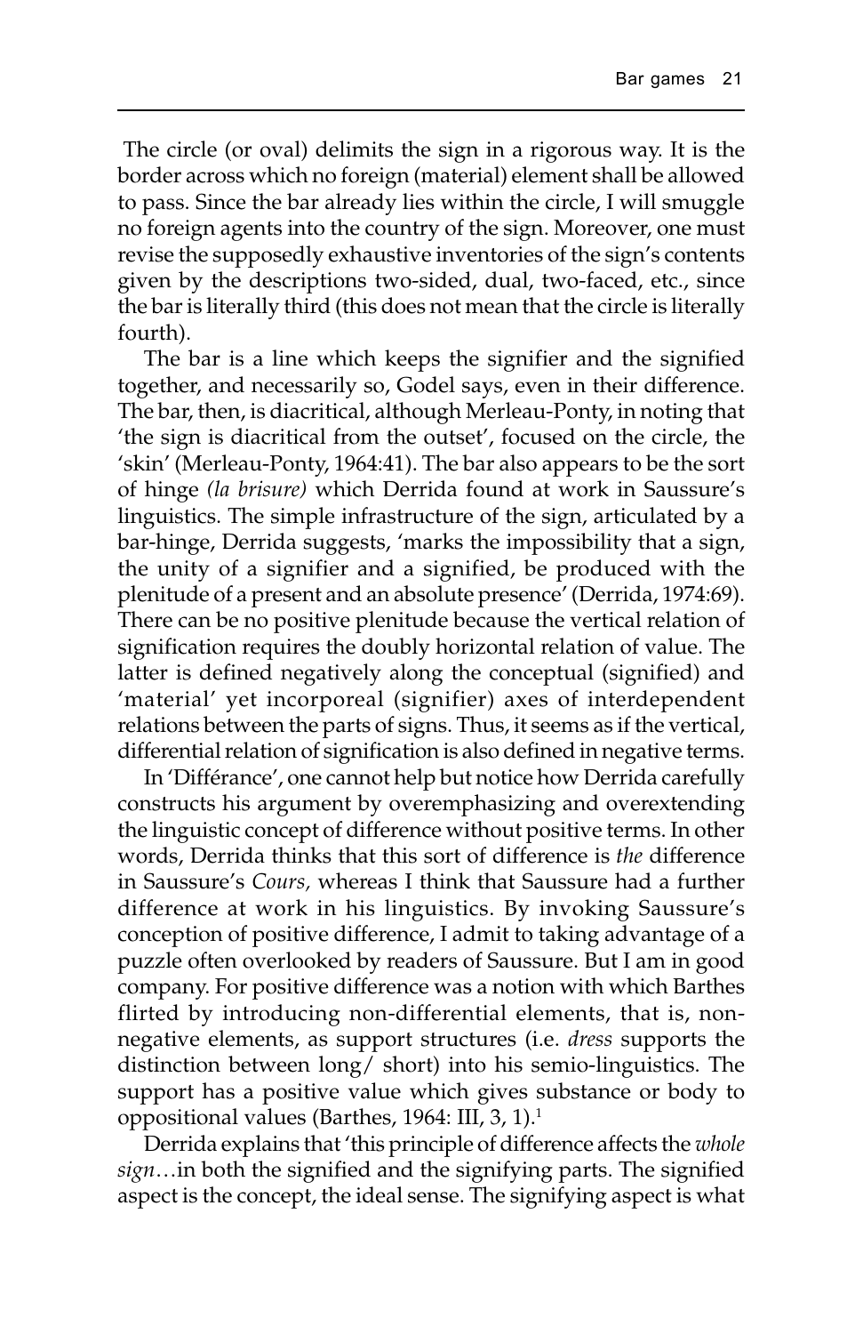The circle (or oval) delimits the sign in a rigorous way. It is the border across which no foreign (material) element shall be allowed to pass. Since the bar already lies within the circle, I will smuggle no foreign agents into the country of the sign. Moreover, one must revise the supposedly exhaustive inventories of the sign's contents given by the descriptions two-sided, dual, two-faced, etc., since the bar is literally third (this does not mean that the circle is literally fourth).

The bar is a line which keeps the signifier and the signified together, and necessarily so, Godel says, even in their difference. The bar, then, is diacritical, although Merleau-Ponty, in noting that 'the sign is diacritical from the outset', focused on the circle, the 'skin' (Merleau-Ponty, 1964:41). The bar also appears to be the sort of hinge *(la brisure)* which Derrida found at work in Saussure's linguistics. The simple infrastructure of the sign, articulated by a bar-hinge, Derrida suggests, 'marks the impossibility that a sign, the unity of a signifier and a signified, be produced with the plenitude of a present and an absolute presence' (Derrida, 1974:69). There can be no positive plenitude because the vertical relation of signification requires the doubly horizontal relation of value. The latter is defined negatively along the conceptual (signified) and 'material' yet incorporeal (signifier) axes of interdependent relations between the parts of signs. Thus, it seems as if the vertical, differential relation of signification is also defined in negative terms.

In 'Différance', one cannot help but notice how Derrida carefully constructs his argument by overemphasizing and overextending the linguistic concept of difference without positive terms. In other words, Derrida thinks that this sort of difference is *the* difference in Saussure's *Cours,* whereas I think that Saussure had a further difference at work in his linguistics. By invoking Saussure's conception of positive difference, I admit to taking advantage of a puzzle often overlooked by readers of Saussure. But I am in good company. For positive difference was a notion with which Barthes flirted by introducing non-differential elements, that is, non-negative elements, as support structures (i.e. *dress* supports the distinction between long/ short) into his semio-linguistics. The support has a positive value which gives substance or body to oppositional values (Barthes, 1964: III, 3, 1).[1]

Derrida explains that 'this principle of difference affects the *whole sign*…in both the signified and the signifying parts. The signified aspect is the concept, the ideal sense. The signifying aspect is what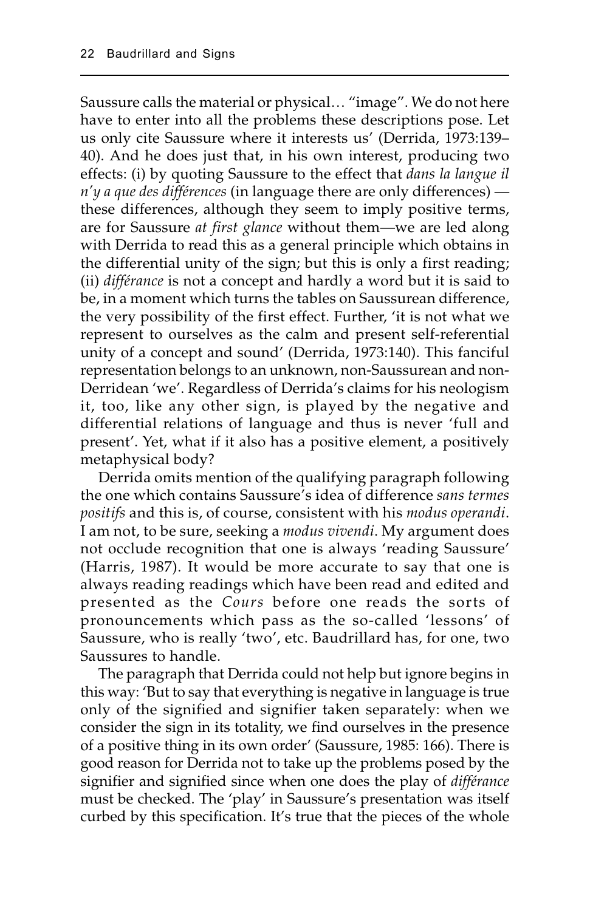Saussure calls the material or physical… "image". We do not here have to enter into all the problems these descriptions pose. Let us only cite Saussure where it interests us' (Derrida, 1973:139–40). And he does just that, in his own interest, producing two effects: (i) by quoting Saussure to the effect that *dans la langue il n'y a que des différences* (in language there are only differences) — these differences, although they seem to imply positive terms, are for Saussure *at first glance* without them—we are led along with Derrida to read this as a general principle which obtains in the differential unity of the sign; but this is only a first reading; (ii) *différance* is not a concept and hardly a word but it is said to be, in a moment which turns the tables on Saussurean difference, the very possibility of the first effect. Further, 'it is not what we represent to ourselves as the calm and present self-referential unity of a concept and sound' (Derrida, 1973:140). This fanciful representation belongs to an unknown, non-Saussurean and non-Derridean 'we'. Regardless of Derrida's claims for his neologism it, too, like any other sign, is played by the negative and differential relations of language and thus is never 'full and present'. Yet, what if it also has a positive element, a positively metaphysical body?

Derrida omits mention of the qualifying paragraph following the one which contains Saussure's idea of difference *sans termes positifs* and this is, of course, consistent with his *modus operandi*. I am not, to be sure, seeking a *modus vivendi*. My argument does not occlude recognition that one is always 'reading Saussure' (Harris, 1987). It would be more accurate to say that one is always reading readings which have been read and edited and presented as the *Cours* before one reads the sorts of pronouncements which pass as the so-called 'lessons' of Saussure, who is really 'two', etc. Baudrillard has, for one, two Saussures to handle.

The paragraph that Derrida could not help but ignore begins in this way: 'But to say that everything is negative in language is true only of the signified and signifier taken separately: when we consider the sign in its totality, we find ourselves in the presence of a positive thing in its own order' (Saussure, 1985: 166). There is good reason for Derrida not to take up the problems posed by the signifier and signified since when one does the play of *différance* must be checked. The 'play' in Saussure's presentation was itself curbed by this specification. It's true that the pieces of the whole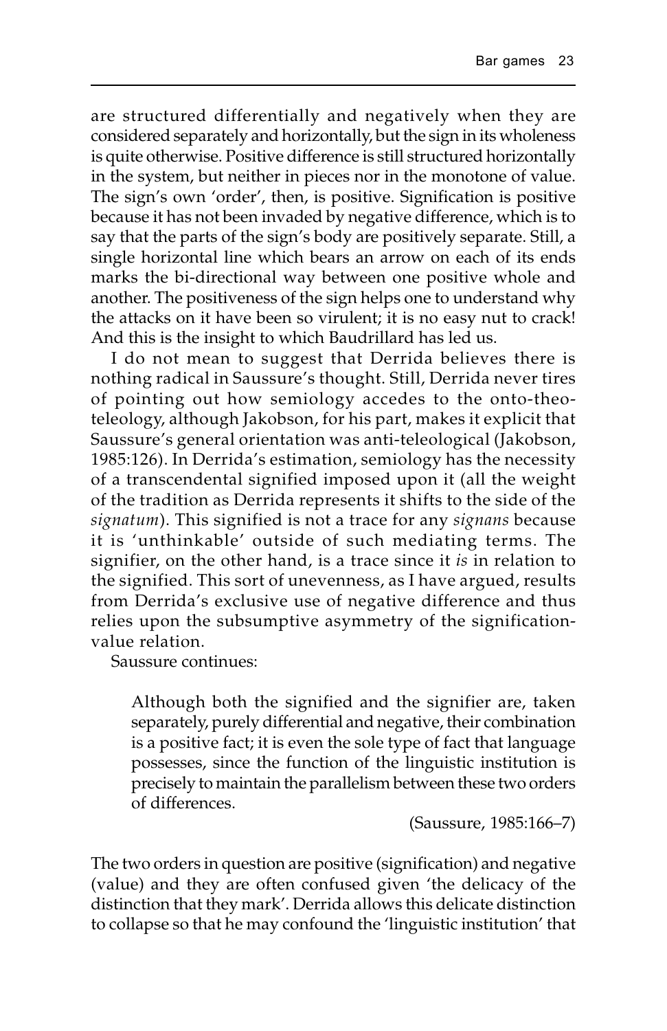are structured differentially and negatively when they are considered separately and horizontally, but the sign in its wholeness is quite otherwise. Positive difference is still structured horizontally in the system, but neither in pieces nor in the monotone of value. The sign's own 'order', then, is positive. Signification is positive because it has not been invaded by negative difference, which is to say that the parts of the sign's body are positively separate. Still, a single horizontal line which bears an arrow on each of its ends marks the bi-directional way between one positive whole and another. The positiveness of the sign helps one to understand why the attacks on it have been so virulent; it is no easy nut to crack! And this is the insight to which Baudrillard has led us.

I do not mean to suggest that Derrida believes there is nothing radical in Saussure's thought. Still, Derrida never tires of pointing out how semiology accedes to the onto-theo-teleology, although Jakobson, for his part, makes it explicit that Saussure's general orientation was anti-teleological (Jakobson, 1985:126). In Derrida's estimation, semiology has the necessity of a transcendental signified imposed upon it (all the weight of the tradition as Derrida represents it shifts to the side of the *signatum*). This signified is not a trace for any *signans* because it is 'unthinkable' outside of such mediating terms. The signifier, on the other hand, is a trace since it *is* in relation to the signified. This sort of unevenness, as I have argued, results from Derrida's exclusive use of negative difference and thus relies upon the subsumptive asymmetry of the signification-value relation.

Saussure continues:

> Although both the signified and the signifier are, taken separately, purely differential and negative, their combination is a positive fact; it is even the sole type of fact that language possesses, since the function of the linguistic institution is precisely to maintain the parallelism between these two orders of differences.
>
> (Saussure, 1985:166–7)

The two orders in question are positive (signification) and negative (value) and they are often confused given 'the delicacy of the distinction that they mark'. Derrida allows this delicate distinction to collapse so that he may confound the 'linguistic institution' that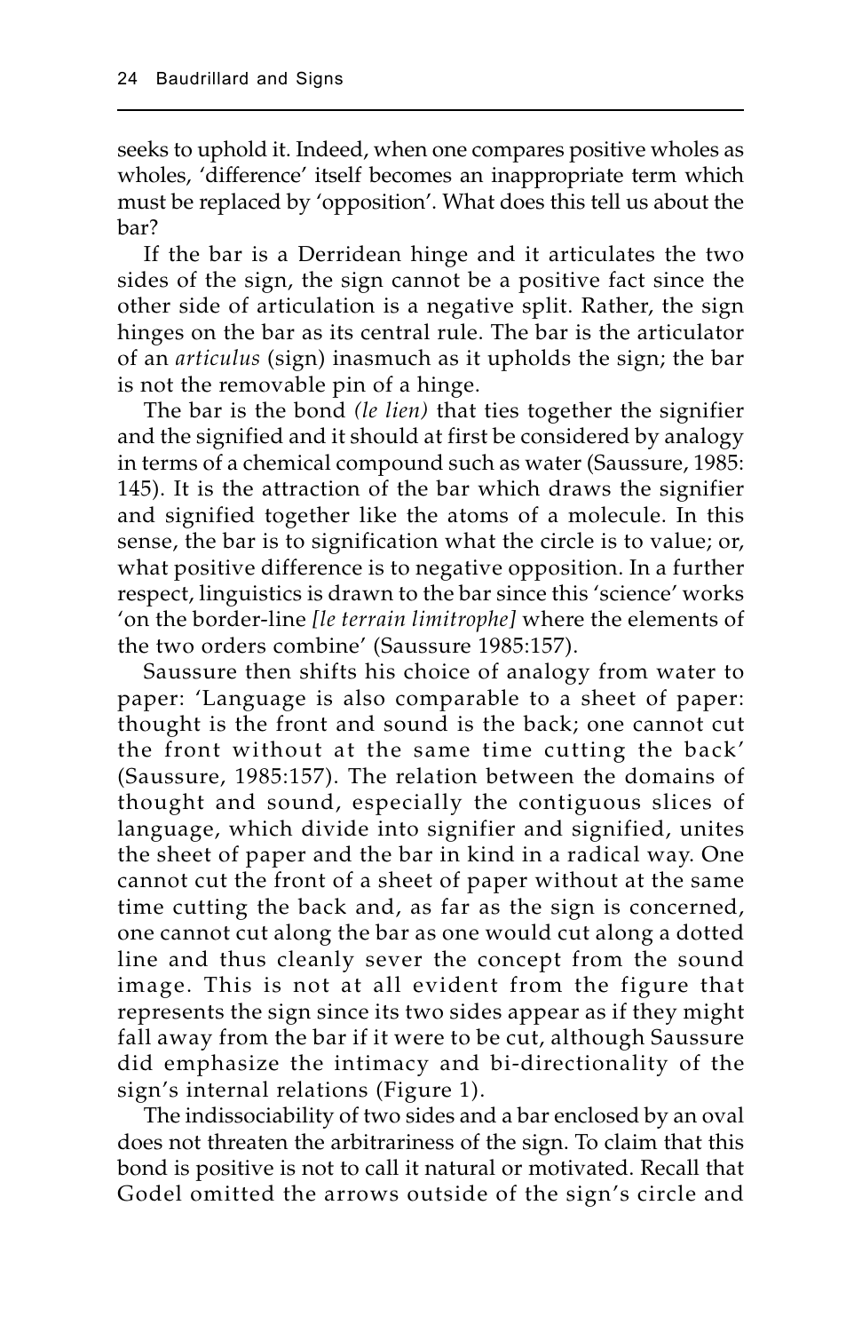seeks to uphold it. Indeed, when one compares positive wholes as wholes, 'difference' itself becomes an inappropriate term which must be replaced by 'opposition'. What does this tell us about the bar?

If the bar is a Derridean hinge and it articulates the two sides of the sign, the sign cannot be a positive fact since the other side of articulation is a negative split. Rather, the sign hinges on the bar as its central rule. The bar is the articulator of an *articulus* (sign) inasmuch as it upholds the sign; the bar is not the removable pin of a hinge.

The bar is the bond *(le lien)* that ties together the signifier and the signified and it should at first be considered by analogy in terms of a chemical compound such as water (Saussure, 1985: 145). It is the attraction of the bar which draws the signifier and signified together like the atoms of a molecule. In this sense, the bar is to signification what the circle is to value; or, what positive difference is to negative opposition. In a further respect, linguistics is drawn to the bar since this 'science' works 'on the border-line *[le terrain limitrophe]* where the elements of the two orders combine' (Saussure 1985:157).

Saussure then shifts his choice of analogy from water to paper: 'Language is also comparable to a sheet of paper: thought is the front and sound is the back; one cannot cut the front without at the same time cutting the back' (Saussure, 1985:157). The relation between the domains of thought and sound, especially the contiguous slices of language, which divide into signifier and signified, unites the sheet of paper and the bar in kind in a radical way. One cannot cut the front of a sheet of paper without at the same time cutting the back and, as far as the sign is concerned, one cannot cut along the bar as one would cut along a dotted line and thus cleanly sever the concept from the sound image. This is not at all evident from the figure that represents the sign since its two sides appear as if they might fall away from the bar if it were to be cut, although Saussure did emphasize the intimacy and bi-directionality of the sign's internal relations (Figure 1).

The indissociability of two sides and a bar enclosed by an oval does not threaten the arbitrariness of the sign. To claim that this bond is positive is not to call it natural or motivated. Recall that Godel omitted the arrows outside of the sign's circle and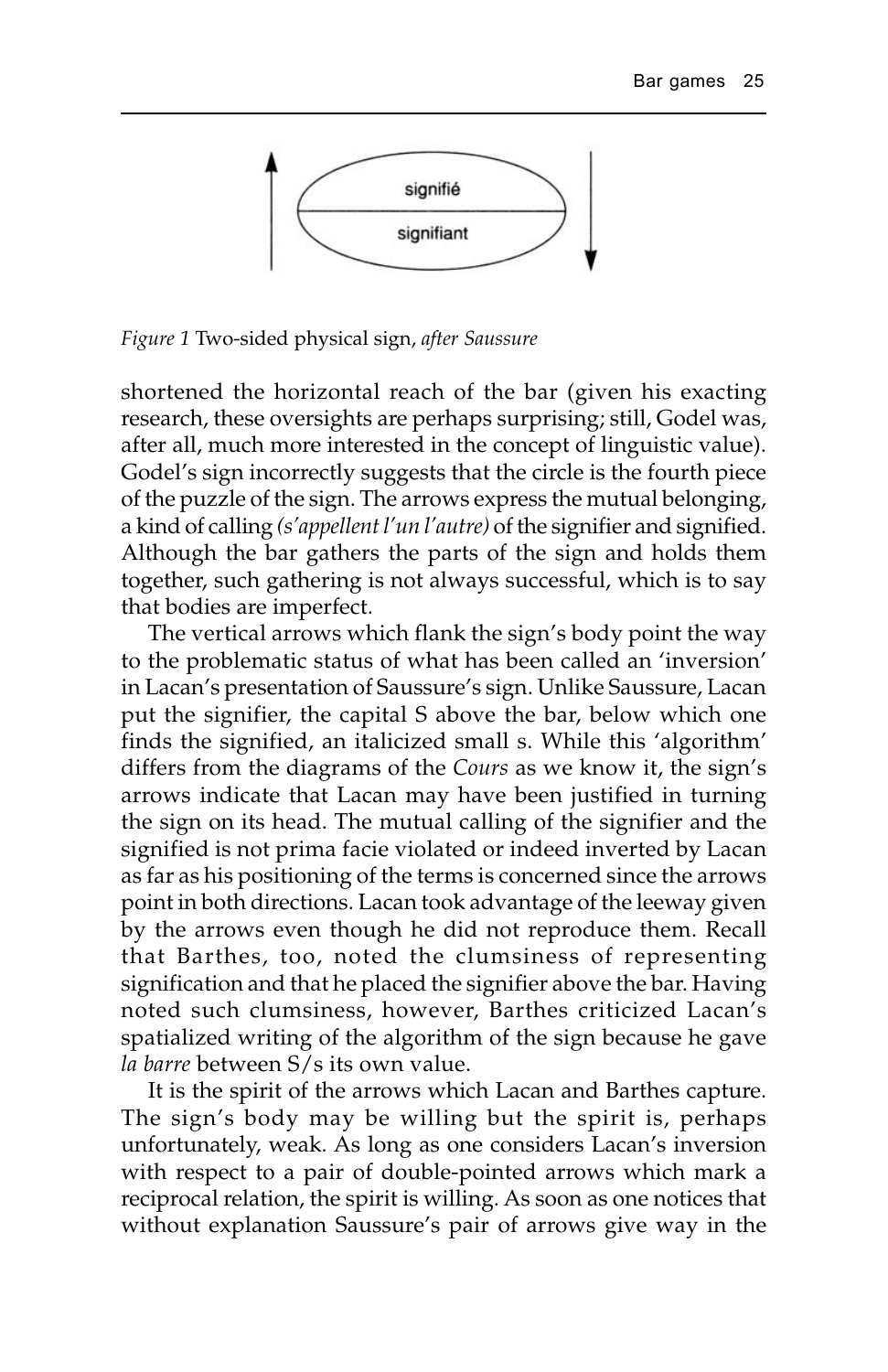signifié

signifiant

*Figure 1* Two-sided physical sign, *after Saussure*

shortened the horizontal reach of the bar (given his exacting research, these oversights are perhaps surprising; still, Godel was, after all, much more interested in the concept of linguistic value). Godel's sign incorrectly suggests that the circle is the fourth piece of the puzzle of the sign. The arrows express the mutual belonging, a kind of calling *(s'appellent l'un l'autre)* of the signifier and signified. Although the bar gathers the parts of the sign and holds them together, such gathering is not always successful, which is to say that bodies are imperfect.

The vertical arrows which flank the sign's body point the way to the problematic status of what has been called an 'inversion' in Lacan's presentation of Saussure's sign. Unlike Saussure, Lacan put the signifier, the capital S above the bar, below which one finds the signified, an italicized small s. While this 'algorithm' differs from the diagrams of the *Cours* as we know it, the sign's arrows indicate that Lacan may have been justified in turning the sign on its head. The mutual calling of the signifier and the signified is not prima facie violated or indeed inverted by Lacan as far as his positioning of the terms is concerned since the arrows point in both directions. Lacan took advantage of the leeway given by the arrows even though he did not reproduce them. Recall that Barthes, too, noted the clumsiness of representing signification and that he placed the signifier above the bar. Having noted such clumsiness, however, Barthes criticized Lacan's spatialized writing of the algorithm of the sign because he gave *la barre* between S/s its own value.

It is the spirit of the arrows which Lacan and Barthes capture. The sign's body may be willing but the spirit is, perhaps unfortunately, weak. As long as one considers Lacan's inversion with respect to a pair of double-pointed arrows which mark a reciprocal relation, the spirit is willing. As soon as one notices that without explanation Saussure's pair of arrows give way in the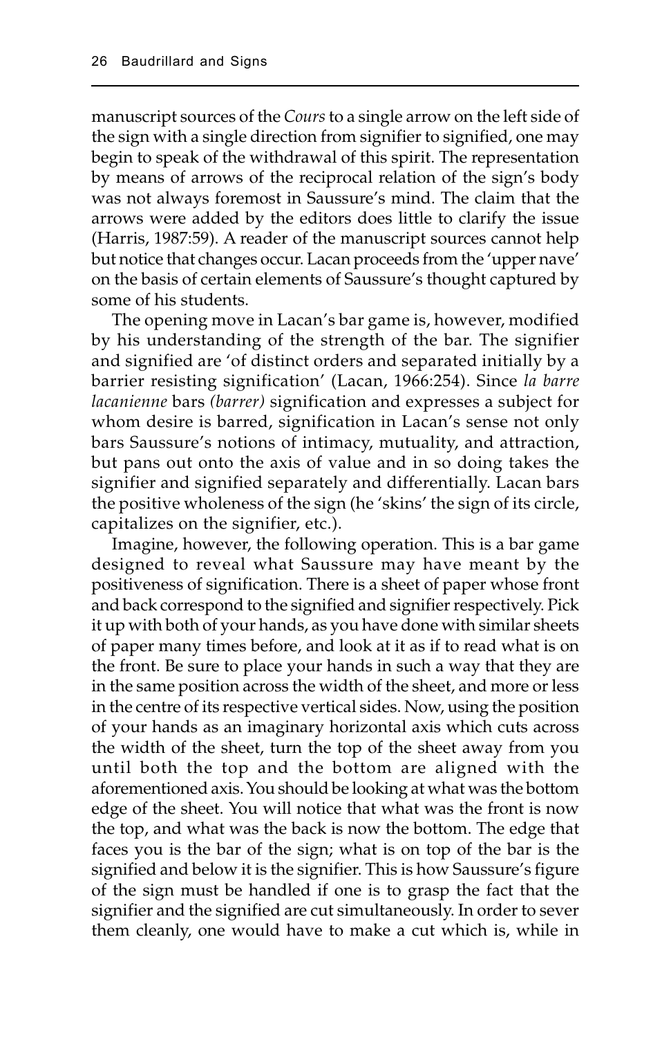manuscript sources of the *Cours* to a single arrow on the left side of the sign with a single direction from signifier to signified, one may begin to speak of the withdrawal of this spirit. The representation by means of arrows of the reciprocal relation of the sign's body was not always foremost in Saussure's mind. The claim that the arrows were added by the editors does little to clarify the issue (Harris, 1987:59). A reader of the manuscript sources cannot help but notice that changes occur. Lacan proceeds from the 'upper nave' on the basis of certain elements of Saussure's thought captured by some of his students.

The opening move in Lacan's bar game is, however, modified by his understanding of the strength of the bar. The signifier and signified are 'of distinct orders and separated initially by a barrier resisting signification' (Lacan, 1966:254). Since *la barre lacanienne* bars *(barrer)* signification and expresses a subject for whom desire is barred, signification in Lacan's sense not only bars Saussure's notions of intimacy, mutuality, and attraction, but pans out onto the axis of value and in so doing takes the signifier and signified separately and differentially. Lacan bars the positive wholeness of the sign (he 'skins' the sign of its circle, capitalizes on the signifier, etc.).

Imagine, however, the following operation. This is a bar game designed to reveal what Saussure may have meant by the positiveness of signification. There is a sheet of paper whose front and back correspond to the signified and signifier respectively. Pick it up with both of your hands, as you have done with similar sheets of paper many times before, and look at it as if to read what is on the front. Be sure to place your hands in such a way that they are in the same position across the width of the sheet, and more or less in the centre of its respective vertical sides. Now, using the position of your hands as an imaginary horizontal axis which cuts across the width of the sheet, turn the top of the sheet away from you until both the top and the bottom are aligned with the aforementioned axis. You should be looking at what was the bottom edge of the sheet. You will notice that what was the front is now the top, and what was the back is now the bottom. The edge that faces you is the bar of the sign; what is on top of the bar is the signified and below it is the signifier. This is how Saussure's figure of the sign must be handled if one is to grasp the fact that the signifier and the signified are cut simultaneously. In order to sever them cleanly, one would have to make a cut which is, while in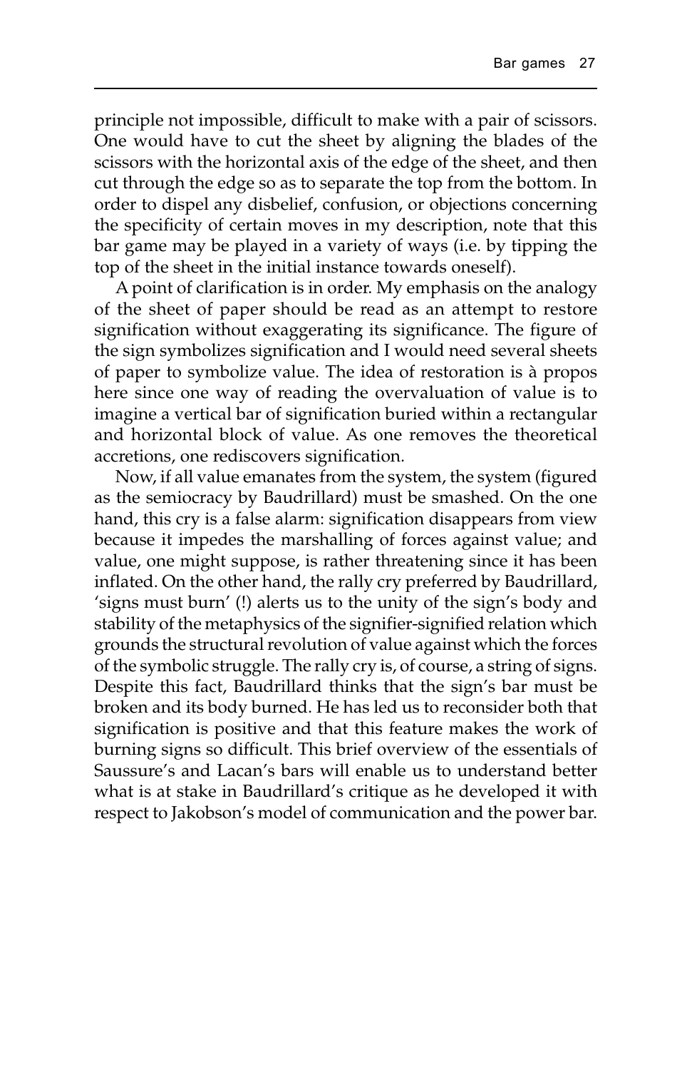principle not impossible, difficult to make with a pair of scissors. One would have to cut the sheet by aligning the blades of the scissors with the horizontal axis of the edge of the sheet, and then cut through the edge so as to separate the top from the bottom. In order to dispel any disbelief, confusion, or objections concerning the specificity of certain moves in my description, note that this bar game may be played in a variety of ways (i.e. by tipping the top of the sheet in the initial instance towards oneself).

A point of clarification is in order. My emphasis on the analogy of the sheet of paper should be read as an attempt to restore signification without exaggerating its significance. The figure of the sign symbolizes signification and I would need several sheets of paper to symbolize value. The idea of restoration is à propos here since one way of reading the overvaluation of value is to imagine a vertical bar of signification buried within a rectangular and horizontal block of value. As one removes the theoretical accretions, one rediscovers signification.

Now, if all value emanates from the system, the system (figured as the semiocracy by Baudrillard) must be smashed. On the one hand, this cry is a false alarm: signification disappears from view because it impedes the marshalling of forces against value; and value, one might suppose, is rather threatening since it has been inflated. On the other hand, the rally cry preferred by Baudrillard, 'signs must burn' (!) alerts us to the unity of the sign's body and stability of the metaphysics of the signifier-signified relation which grounds the structural revolution of value against which the forces of the symbolic struggle. The rally cry is, of course, a string of signs. Despite this fact, Baudrillard thinks that the sign's bar must be broken and its body burned. He has led us to reconsider both that signification is positive and that this feature makes the work of burning signs so difficult. This brief overview of the essentials of Saussure's and Lacan's bars will enable us to understand better what is at stake in Baudrillard's critique as he developed it with respect to Jakobson's model of communication and the power bar.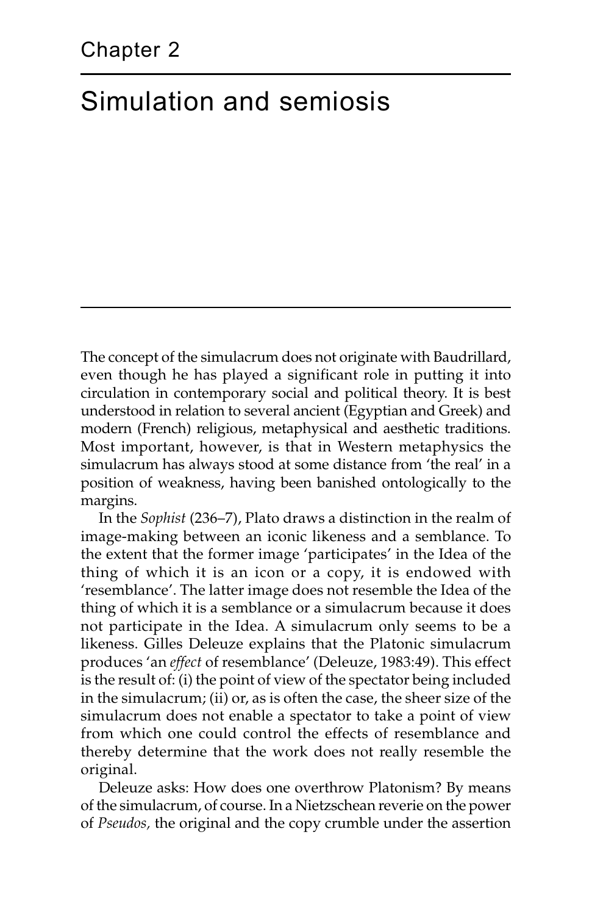Chapter 2

# Simulation and semiosis

The concept of the simulacrum does not originate with Baudrillard, even though he has played a significant role in putting it into circulation in contemporary social and political theory. It is best understood in relation to several ancient (Egyptian and Greek) and modern (French) religious, metaphysical and aesthetic traditions. Most important, however, is that in Western metaphysics the simulacrum has always stood at some distance from 'the real' in a position of weakness, having been banished ontologically to the margins.

In the *Sophist* (236–7), Plato draws a distinction in the realm of image-making between an iconic likeness and a semblance. To the extent that the former image 'participates' in the Idea of the thing of which it is an icon or a copy, it is endowed with 'resemblance'. The latter image does not resemble the Idea of the thing of which it is a semblance or a simulacrum because it does not participate in the Idea. A simulacrum only seems to be a likeness. Gilles Deleuze explains that the Platonic simulacrum produces 'an *effect* of resemblance' (Deleuze, 1983:49). This effect is the result of: (i) the point of view of the spectator being included in the simulacrum; (ii) or, as is often the case, the sheer size of the simulacrum does not enable a spectator to take a point of view from which one could control the effects of resemblance and thereby determine that the work does not really resemble the original.

Deleuze asks: How does one overthrow Platonism? By means of the simulacrum, of course. In a Nietzschean reverie on the power of *Pseudos,* the original and the copy crumble under the assertion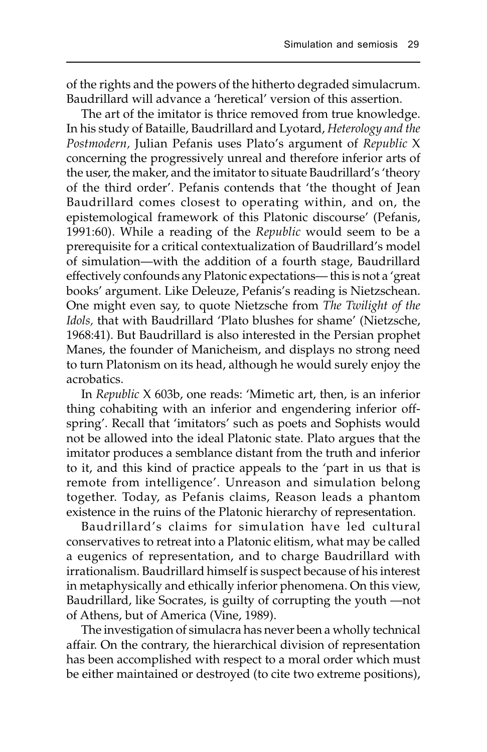of the rights and the powers of the hitherto degraded simulacrum. Baudrillard will advance a 'heretical' version of this assertion.

The art of the imitator is thrice removed from true knowledge. In his study of Bataille, Baudrillard and Lyotard, *Heterology and the Postmodern*, Julian Pefanis uses Plato's argument of *Republic* X concerning the progressively unreal and therefore inferior arts of the user, the maker, and the imitator to situate Baudrillard's 'theory of the third order'. Pefanis contends that 'the thought of Jean Baudrillard comes closest to operating within, and on, the epistemological framework of this Platonic discourse' (Pefanis, 1991:60). While a reading of the *Republic* would seem to be a prerequisite for a critical contextualization of Baudrillard's model of simulation—with the addition of a fourth stage, Baudrillard effectively confounds any Platonic expectations— this is not a 'great books' argument. Like Deleuze, Pefanis's reading is Nietzschean. One might even say, to quote Nietzsche from *The Twilight of the Idols*, that with Baudrillard 'Plato blushes for shame' (Nietzsche, 1968:41). But Baudrillard is also interested in the Persian prophet Manes, the founder of Manicheism, and displays no strong need to turn Platonism on its head, although he would surely enjoy the acrobatics.

In *Republic* X 603b, one reads: 'Mimetic art, then, is an inferior thing cohabiting with an inferior and engendering inferior offspring'. Recall that 'imitators' such as poets and Sophists would not be allowed into the ideal Platonic state. Plato argues that the imitator produces a semblance distant from the truth and inferior to it, and this kind of practice appeals to the 'part in us that is remote from intelligence'. Unreason and simulation belong together. Today, as Pefanis claims, Reason leads a phantom existence in the ruins of the Platonic hierarchy of representation.

Baudrillard's claims for simulation have led cultural conservatives to retreat into a Platonic elitism, what may be called a eugenics of representation, and to charge Baudrillard with irrationalism. Baudrillard himself is suspect because of his interest in metaphysically and ethically inferior phenomena. On this view, Baudrillard, like Socrates, is guilty of corrupting the youth —not of Athens, but of America (Vine, 1989).

The investigation of simulacra has never been a wholly technical affair. On the contrary, the hierarchical division of representation has been accomplished with respect to a moral order which must be either maintained or destroyed (to cite two extreme positions),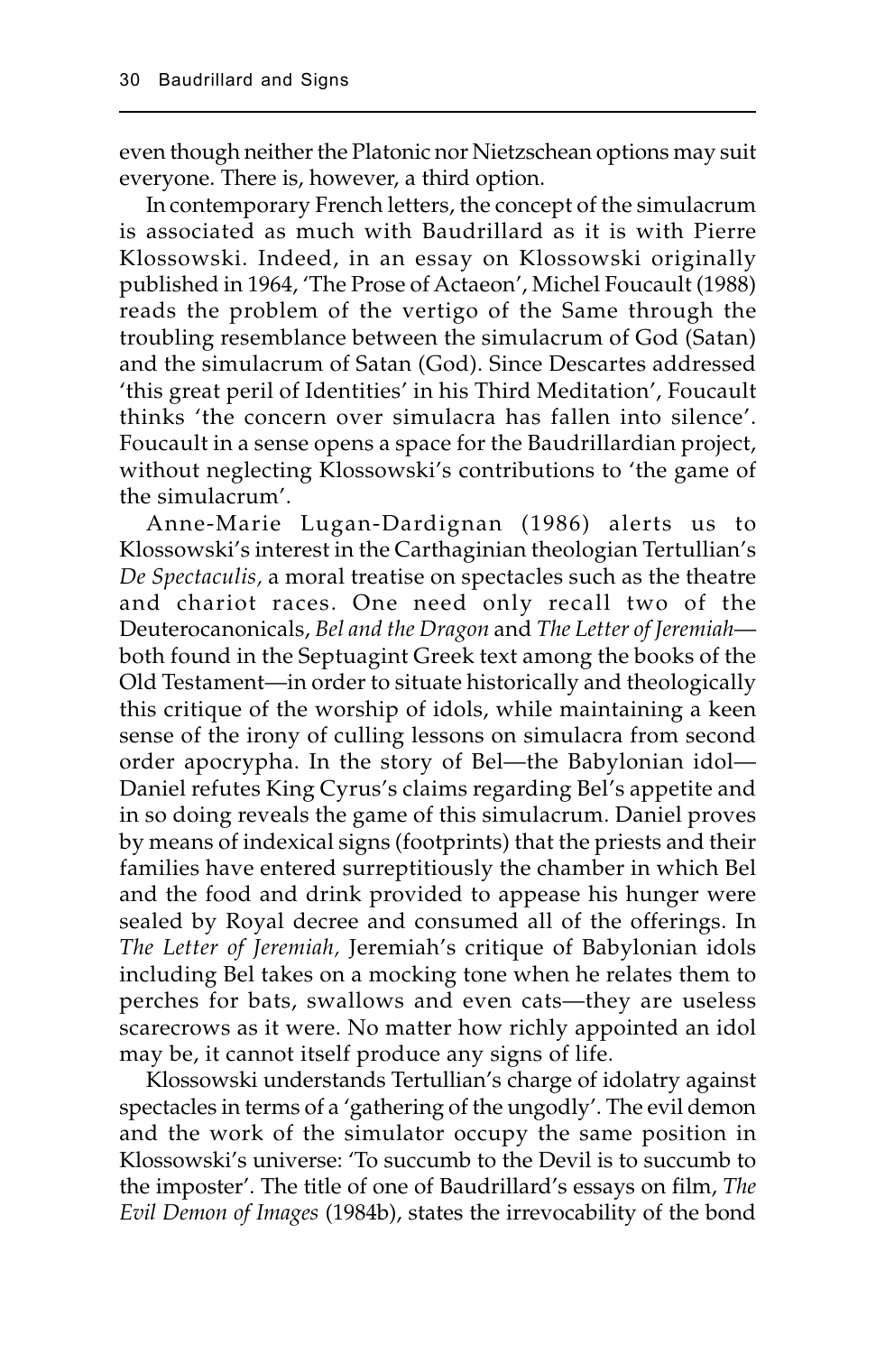even though neither the Platonic nor Nietzschean options may suit everyone. There is, however, a third option.

In contemporary French letters, the concept of the simulacrum is associated as much with Baudrillard as it is with Pierre Klossowski. Indeed, in an essay on Klossowski originally published in 1964, 'The Prose of Actaeon', Michel Foucault (1988) reads the problem of the vertigo of the Same through the troubling resemblance between the simulacrum of God (Satan) and the simulacrum of Satan (God). Since Descartes addressed 'this great peril of Identities' in his Third Meditation', Foucault thinks 'the concern over simulacra has fallen into silence'. Foucault in a sense opens a space for the Baudrillardian project, without neglecting Klossowski's contributions to 'the game of the simulacrum'.

Anne-Marie Lugan-Dardignan (1986) alerts us to Klossowski's interest in the Carthaginian theologian Tertullian's *De Spectaculis*, a moral treatise on spectacles such as the theatre and chariot races. One need only recall two of the Deuterocanonicals, *Bel and the Dragon* and *The Letter of Jeremiah*—both found in the Septuagint Greek text among the books of the Old Testament—in order to situate historically and theologically this critique of the worship of idols, while maintaining a keen sense of the irony of culling lessons on simulacra from second order apocrypha. In the story of Bel—the Babylonian idol—Daniel refutes King Cyrus's claims regarding Bel's appetite and in so doing reveals the game of this simulacrum. Daniel proves by means of indexical signs (footprints) that the priests and their families have entered surreptitiously the chamber in which Bel and the food and drink provided to appease his hunger were sealed by Royal decree and consumed all of the offerings. In *The Letter of Jeremiah,* Jeremiah's critique of Babylonian idols including Bel takes on a mocking tone when he relates them to perches for bats, swallows and even cats—they are useless scarecrows as it were. No matter how richly appointed an idol may be, it cannot itself produce any signs of life.

Klossowski understands Tertullian's charge of idolatry against spectacles in terms of a 'gathering of the ungodly'. The evil demon and the work of the simulator occupy the same position in Klossowski's universe: 'To succumb to the Devil is to succumb to the imposter'. The title of one of Baudrillard's essays on film, *The Evil Demon of Images* (1984b), states the irrevocability of the bond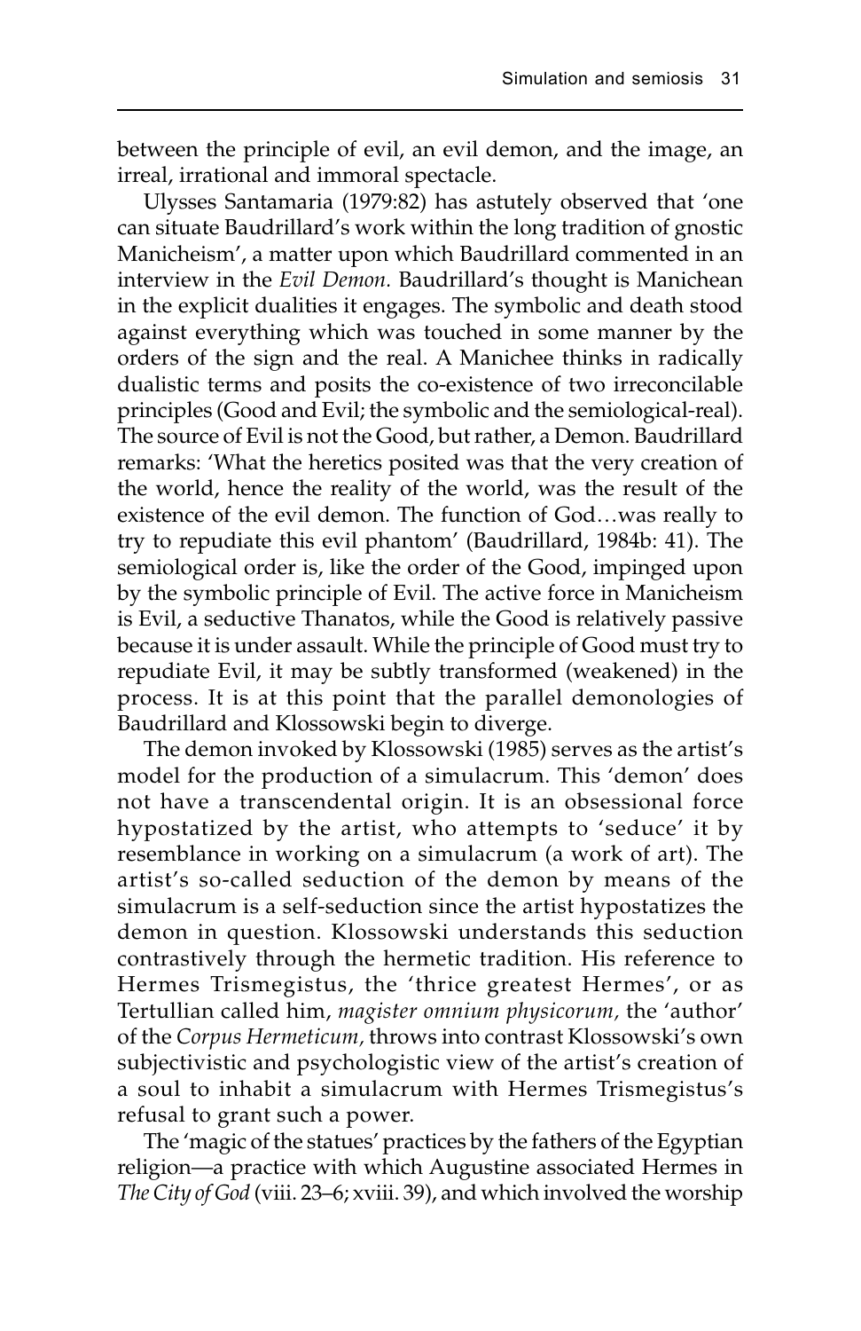between the principle of evil, an evil demon, and the image, an irreal, irrational and immoral spectacle.

Ulysses Santamaria (1979:82) has astutely observed that 'one can situate Baudrillard's work within the long tradition of gnostic Manicheism', a matter upon which Baudrillard commented in an interview in the *Evil Demon.* Baudrillard's thought is Manichean in the explicit dualities it engages. The symbolic and death stood against everything which was touched in some manner by the orders of the sign and the real. A Manichee thinks in radically dualistic terms and posits the co-existence of two irreconcilable principles (Good and Evil; the symbolic and the semiological-real). The source of Evil is not the Good, but rather, a Demon. Baudrillard remarks: 'What the heretics posited was that the very creation of the world, hence the reality of the world, was the result of the existence of the evil demon. The function of God…was really to try to repudiate this evil phantom' (Baudrillard, 1984b: 41). The semiological order is, like the order of the Good, impinged upon by the symbolic principle of Evil. The active force in Manicheism is Evil, a seductive Thanatos, while the Good is relatively passive because it is under assault. While the principle of Good must try to repudiate Evil, it may be subtly transformed (weakened) in the process. It is at this point that the parallel demonologies of Baudrillard and Klossowski begin to diverge.

The demon invoked by Klossowski (1985) serves as the artist's model for the production of a simulacrum. This 'demon' does not have a transcendental origin. It is an obsessional force hypostatized by the artist, who attempts to 'seduce' it by resemblance in working on a simulacrum (a work of art). The artist's so-called seduction of the demon by means of the simulacrum is a self-seduction since the artist hypostatizes the demon in question. Klossowski understands this seduction contrastively through the hermetic tradition. His reference to Hermes Trismegistus, the 'thrice greatest Hermes', or as Tertullian called him, *magister omnium physicorum,* the 'author' of the *Corpus Hermeticum,* throws into contrast Klossowski's own subjectivistic and psychologistic view of the artist's creation of a soul to inhabit a simulacrum with Hermes Trismegistus's refusal to grant such a power.

The 'magic of the statues' practices by the fathers of the Egyptian religion—a practice with which Augustine associated Hermes in *The City of God* (viii. 23–6; xviii. 39), and which involved the worship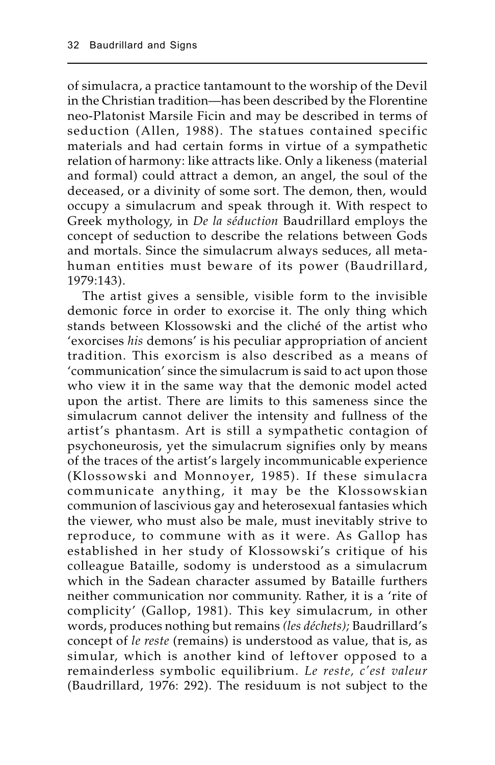of simulacra, a practice tantamount to the worship of the Devil in the Christian tradition—has been described by the Florentine neo-Platonist Marsile Ficin and may be described in terms of seduction (Allen, 1988). The statues contained specific materials and had certain forms in virtue of a sympathetic relation of harmony: like attracts like. Only a likeness (material and formal) could attract a demon, an angel, the soul of the deceased, or a divinity of some sort. The demon, then, would occupy a simulacrum and speak through it. With respect to Greek mythology, in *De la séduction* Baudrillard employs the concept of seduction to describe the relations between Gods and mortals. Since the simulacrum always seduces, all meta-human entities must beware of its power (Baudrillard, 1979:143).

The artist gives a sensible, visible form to the invisible demonic force in order to exorcise it. The only thing which stands between Klossowski and the cliché of the artist who 'exorcises *his* demons' is his peculiar appropriation of ancient tradition. This exorcism is also described as a means of 'communication' since the simulacrum is said to act upon those who view it in the same way that the demonic model acted upon the artist. There are limits to this sameness since the simulacrum cannot deliver the intensity and fullness of the artist's phantasm. Art is still a sympathetic contagion of psychoneurosis, yet the simulacrum signifies only by means of the traces of the artist's largely incommunicable experience (Klossowski and Monnoyer, 1985). If these simulacra communicate anything, it may be the Klossowskian communion of lascivious gay and heterosexual fantasies which the viewer, who must also be male, must inevitably strive to reproduce, to commune with as it were. As Gallop has established in her study of Klossowski's critique of his colleague Bataille, sodomy is understood as a simulacrum which in the Sadean character assumed by Bataille furthers neither communication nor community. Rather, it is a 'rite of complicity' (Gallop, 1981). This key simulacrum, in other words, produces nothing but remains *(les déchets);* Baudrillard's concept of *le reste* (remains) is understood as value, that is, as simular, which is another kind of leftover opposed to a remainderless symbolic equilibrium. *Le reste, c'est valeur* (Baudrillard, 1976: 292). The residuum is not subject to the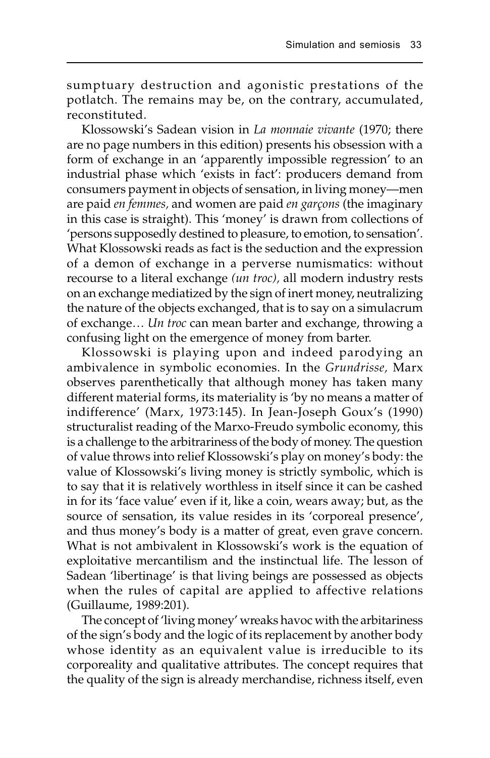sumptuary destruction and agonistic prestations of the potlatch. The remains may be, on the contrary, accumulated, reconstituted.

Klossowski's Sadean vision in *La monnaie vivante* (1970; there are no page numbers in this edition) presents his obsession with a form of exchange in an 'apparently impossible regression' to an industrial phase which 'exists in fact': producers demand from consumers payment in objects of sensation, in living money—men are paid *en femmes,* and women are paid *en garçons* (the imaginary in this case is straight). This 'money' is drawn from collections of 'persons supposedly destined to pleasure, to emotion, to sensation'. What Klossowski reads as fact is the seduction and the expression of a demon of exchange in a perverse numismatics: without recourse to a literal exchange *(un troc),* all modern industry rests on an exchange mediatized by the sign of inert money, neutralizing the nature of the objects exchanged, that is to say on a simulacrum of exchange… *Un troc* can mean barter and exchange, throwing a confusing light on the emergence of money from barter.

Klossowski is playing upon and indeed parodying an ambivalence in symbolic economies. In the *Grundrisse,* Marx observes parenthetically that although money has taken many different material forms, its materiality is 'by no means a matter of indifference' (Marx, 1973:145). In Jean-Joseph Goux's (1990) structuralist reading of the Marxo-Freudo symbolic economy, this is a challenge to the arbitrariness of the body of money. The question of value throws into relief Klossowski's play on money's body: the value of Klossowski's living money is strictly symbolic, which is to say that it is relatively worthless in itself since it can be cashed in for its 'face value' even if it, like a coin, wears away; but, as the source of sensation, its value resides in its 'corporeal presence', and thus money's body is a matter of great, even grave concern. What is not ambivalent in Klossowski's work is the equation of exploitative mercantilism and the instinctual life. The lesson of Sadean 'libertinage' is that living beings are possessed as objects when the rules of capital are applied to affective relations (Guillaume, 1989:201).

The concept of 'living money' wreaks havoc with the arbitariness of the sign's body and the logic of its replacement by another body whose identity as an equivalent value is irreducible to its corporeality and qualitative attributes. The concept requires that the quality of the sign is already merchandise, richness itself, even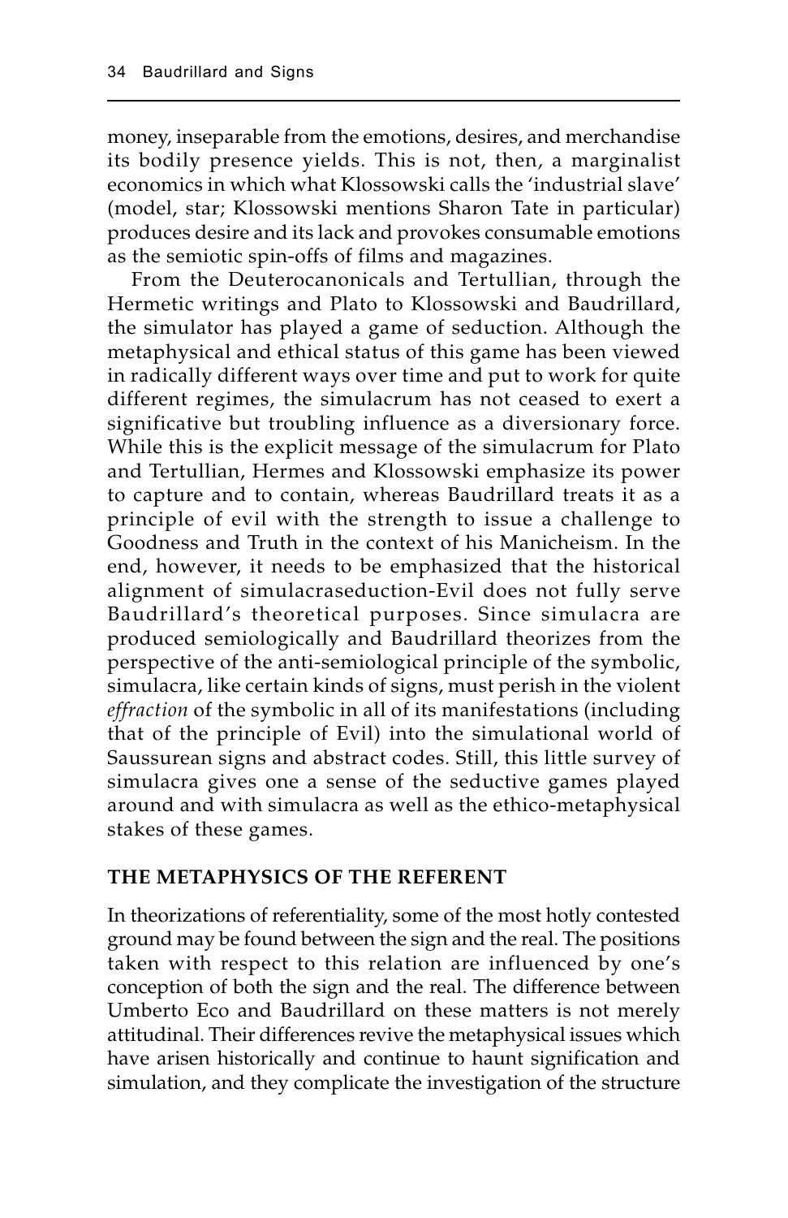money, inseparable from the emotions, desires, and merchandise its bodily presence yields. This is not, then, a marginalist economics in which what Klossowski calls the 'industrial slave' (model, star; Klossowski mentions Sharon Tate in particular) produces desire and its lack and provokes consumable emotions as the semiotic spin-offs of films and magazines.

From the Deuterocanonicals and Tertullian, through the Hermetic writings and Plato to Klossowski and Baudrillard, the simulator has played a game of seduction. Although the metaphysical and ethical status of this game has been viewed in radically different ways over time and put to work for quite different regimes, the simulacrum has not ceased to exert a significative but troubling influence as a diversionary force. While this is the explicit message of the simulacrum for Plato and Tertullian, Hermes and Klossowski emphasize its power to capture and to contain, whereas Baudrillard treats it as a principle of evil with the strength to issue a challenge to Goodness and Truth in the context of his Manicheism. In the end, however, it needs to be emphasized that the historical alignment of simulacraseduction-Evil does not fully serve Baudrillard's theoretical purposes. Since simulacra are produced semiologically and Baudrillard theorizes from the perspective of the anti-semiological principle of the symbolic, simulacra, like certain kinds of signs, must perish in the violent *effraction* of the symbolic in all of its manifestations (including that of the principle of Evil) into the simulational world of Saussurean signs and abstract codes. Still, this little survey of simulacra gives one a sense of the seductive games played around and with simulacra as well as the ethico-metaphysical stakes of these games.

## THE METAPHYSICS OF THE REFERENT

In theorizations of referentiality, some of the most hotly contested ground may be found between the sign and the real. The positions taken with respect to this relation are influenced by one's conception of both the sign and the real. The difference between Umberto Eco and Baudrillard on these matters is not merely attitudinal. Their differences revive the metaphysical issues which have arisen historically and continue to haunt signification and simulation, and they complicate the investigation of the structure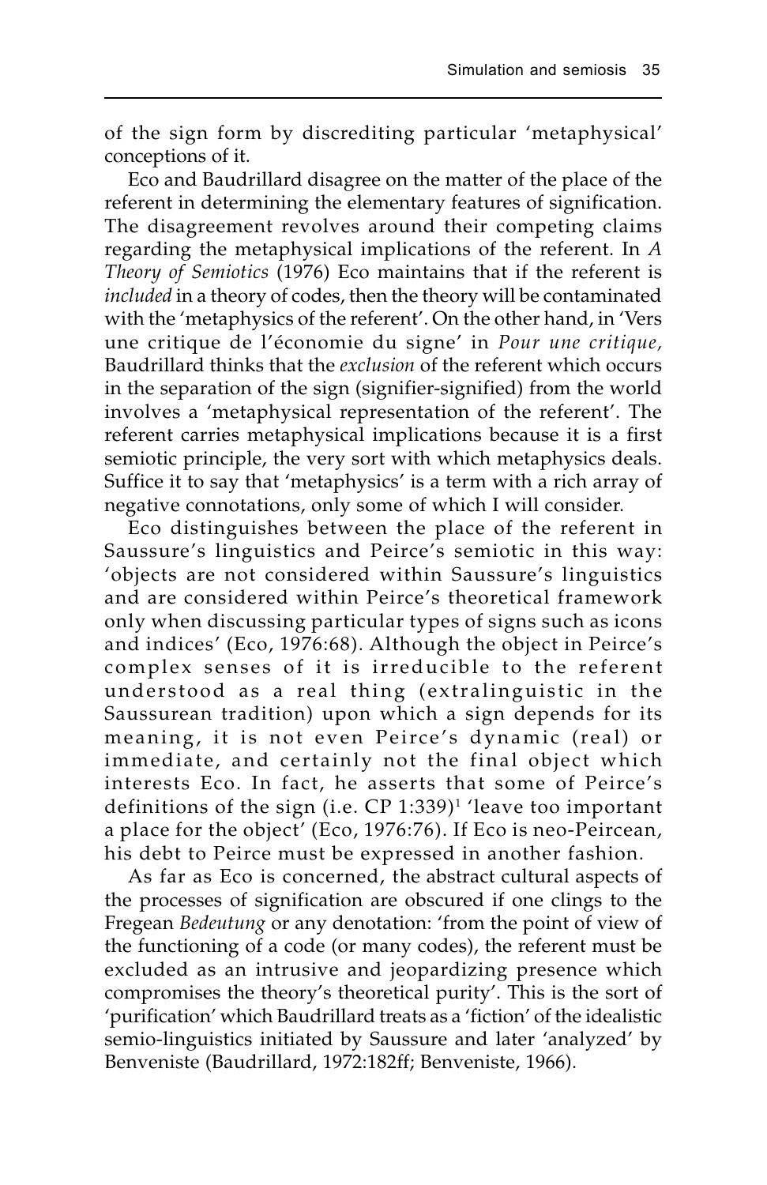of the sign form by discrediting particular 'metaphysical' conceptions of it.

Eco and Baudrillard disagree on the matter of the place of the referent in determining the elementary features of signification. The disagreement revolves around their competing claims regarding the metaphysical implications of the referent. In *A Theory of Semiotics* (1976) Eco maintains that if the referent is *included* in a theory of codes, then the theory will be contaminated with the 'metaphysics of the referent'. On the other hand, in 'Vers une critique de l'économie du signe' in *Pour une critique*, Baudrillard thinks that the *exclusion* of the referent which occurs in the separation of the sign (signifier-signified) from the world involves a 'metaphysical representation of the referent'. The referent carries metaphysical implications because it is a first semiotic principle, the very sort with which metaphysics deals. Suffice it to say that 'metaphysics' is a term with a rich array of negative connotations, only some of which I will consider.

Eco distinguishes between the place of the referent in Saussure's linguistics and Peirce's semiotic in this way: 'objects are not considered within Saussure's linguistics and are considered within Peirce's theoretical framework only when discussing particular types of signs such as icons and indices' (Eco, 1976:68). Although the object in Peirce's complex senses of it is irreducible to the referent understood as a real thing (extralinguistic in the Saussurean tradition) upon which a sign depends for its meaning, it is not even Peirce's dynamic (real) or immediate, and certainly not the final object which interests Eco. In fact, he asserts that some of Peirce's definitions of the sign (i.e. CP 1:339)[1] 'leave too important a place for the object' (Eco, 1976:76). If Eco is neo-Peircean, his debt to Peirce must be expressed in another fashion.

As far as Eco is concerned, the abstract cultural aspects of the processes of signification are obscured if one clings to the Fregean *Bedeutung* or any denotation: 'from the point of view of the functioning of a code (or many codes), the referent must be excluded as an intrusive and jeopardizing presence which compromises the theory's theoretical purity'. This is the sort of 'purification' which Baudrillard treats as a 'fiction' of the idealistic semio-linguistics initiated by Saussure and later 'analyzed' by Benveniste (Baudrillard, 1972:182ff; Benveniste, 1966).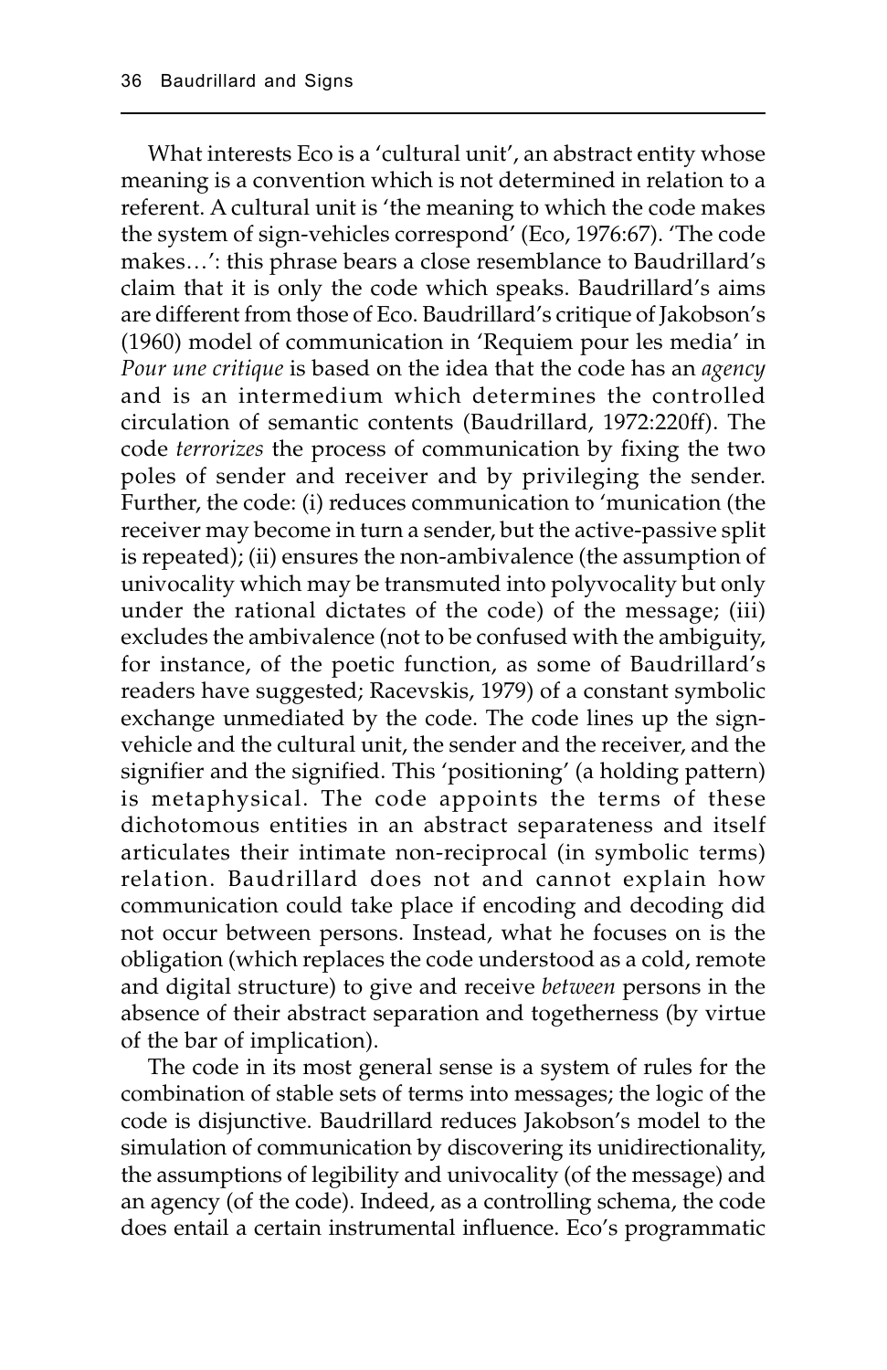What interests Eco is a 'cultural unit', an abstract entity whose meaning is a convention which is not determined in relation to a referent. A cultural unit is 'the meaning to which the code makes the system of sign-vehicles correspond' (Eco, 1976:67). 'The code makes…': this phrase bears a close resemblance to Baudrillard's claim that it is only the code which speaks. Baudrillard's aims are different from those of Eco. Baudrillard's critique of Jakobson's (1960) model of communication in 'Requiem pour les media' in *Pour une critique* is based on the idea that the code has an *agency* and is an intermedium which determines the controlled circulation of semantic contents (Baudrillard, 1972:220ff). The code *terrorizes* the process of communication by fixing the two poles of sender and receiver and by privileging the sender. Further, the code: (i) reduces communication to 'munication (the receiver may become in turn a sender, but the active-passive split is repeated); (ii) ensures the non-ambivalence (the assumption of univocality which may be transmuted into polyvocality but only under the rational dictates of the code) of the message; (iii) excludes the ambivalence (not to be confused with the ambiguity, for instance, of the poetic function, as some of Baudrillard's readers have suggested; Racevskis, 1979) of a constant symbolic exchange unmediated by the code. The code lines up the sign-vehicle and the cultural unit, the sender and the receiver, and the signifier and the signified. This 'positioning' (a holding pattern) is metaphysical. The code appoints the terms of these dichotomous entities in an abstract separateness and itself articulates their intimate non-reciprocal (in symbolic terms) relation. Baudrillard does not and cannot explain how communication could take place if encoding and decoding did not occur between persons. Instead, what he focuses on is the obligation (which replaces the code understood as a cold, remote and digital structure) to give and receive *between* persons in the absence of their abstract separation and togetherness (by virtue of the bar of implication).

The code in its most general sense is a system of rules for the combination of stable sets of terms into messages; the logic of the code is disjunctive. Baudrillard reduces Jakobson's model to the simulation of communication by discovering its unidirectionality, the assumptions of legibility and univocality (of the message) and an agency (of the code). Indeed, as a controlling schema, the code does entail a certain instrumental influence. Eco's programmatic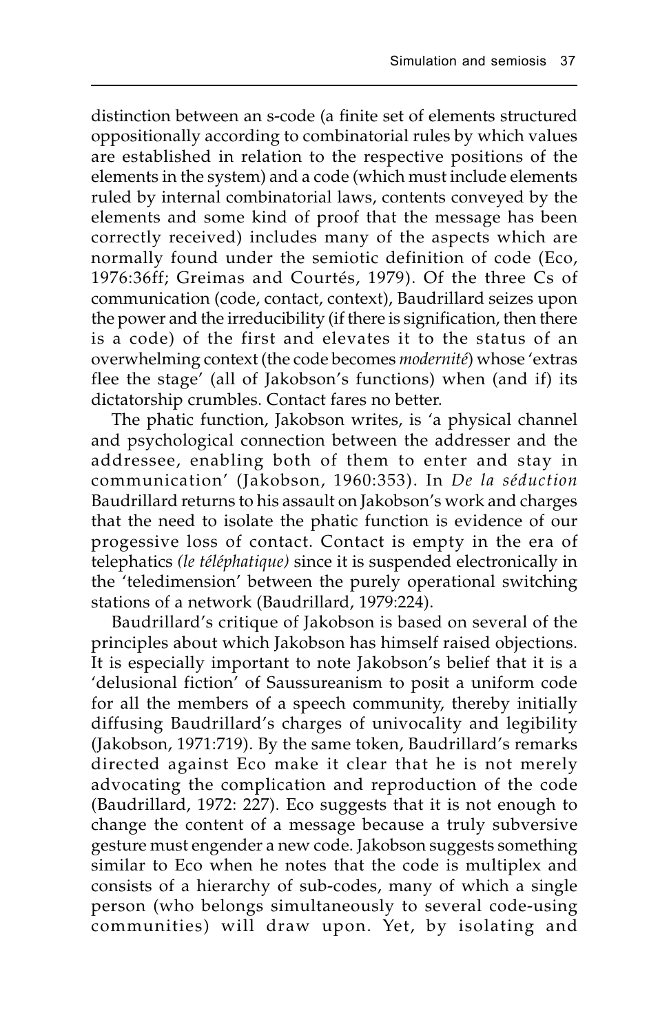distinction between an s-code (a finite set of elements structured oppositionally according to combinatorial rules by which values are established in relation to the respective positions of the elements in the system) and a code (which must include elements ruled by internal combinatorial laws, contents conveyed by the elements and some kind of proof that the message has been correctly received) includes many of the aspects which are normally found under the semiotic definition of code (Eco, 1976:36ff; Greimas and Courtés, 1979). Of the three Cs of communication (code, contact, context), Baudrillard seizes upon the power and the irreducibility (if there is signification, then there is a code) of the first and elevates it to the status of an overwhelming context (the code becomes *modernité*) whose 'extras flee the stage' (all of Jakobson's functions) when (and if) its dictatorship crumbles. Contact fares no better.

The phatic function, Jakobson writes, is 'a physical channel and psychological connection between the addresser and the addressee, enabling both of them to enter and stay in communication' (Jakobson, 1960:353). In *De la séduction* Baudrillard returns to his assault on Jakobson's work and charges that the need to isolate the phatic function is evidence of our progessive loss of contact. Contact is empty in the era of telephatics *(le téléphatique)* since it is suspended electronically in the 'teledimension' between the purely operational switching stations of a network (Baudrillard, 1979:224).

Baudrillard's critique of Jakobson is based on several of the principles about which Jakobson has himself raised objections. It is especially important to note Jakobson's belief that it is a 'delusional fiction' of Saussureanism to posit a uniform code for all the members of a speech community, thereby initially diffusing Baudrillard's charges of univocality and legibility (Jakobson, 1971:719). By the same token, Baudrillard's remarks directed against Eco make it clear that he is not merely advocating the complication and reproduction of the code (Baudrillard, 1972: 227). Eco suggests that it is not enough to change the content of a message because a truly subversive gesture must engender a new code. Jakobson suggests something similar to Eco when he notes that the code is multiplex and consists of a hierarchy of sub-codes, many of which a single person (who belongs simultaneously to several code-using communities) will draw upon. Yet, by isolating and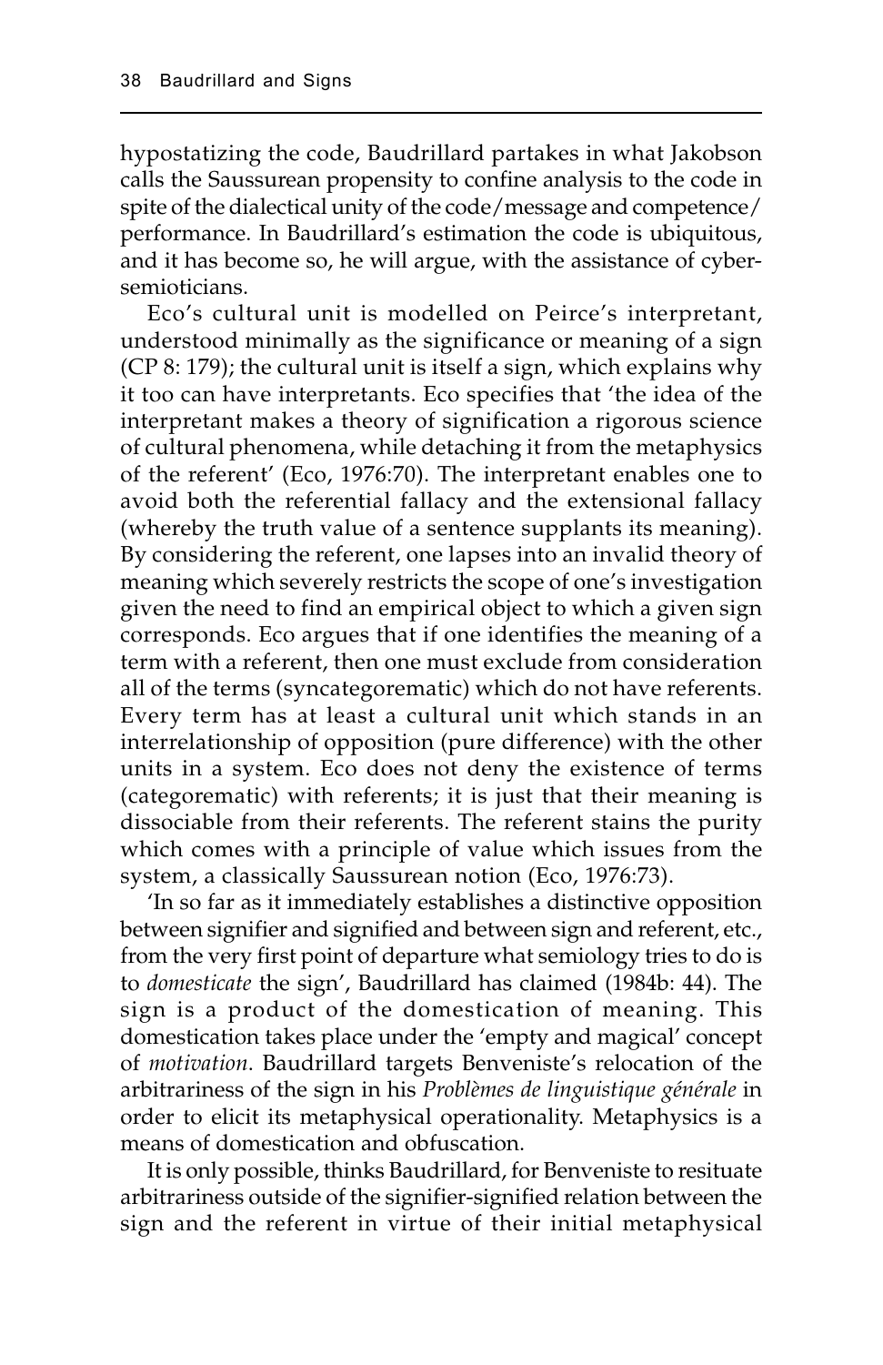hypostatizing the code, Baudrillard partakes in what Jakobson calls the Saussurean propensity to confine analysis to the code in spite of the dialectical unity of the code/message and competence/performance. In Baudrillard's estimation the code is ubiquitous, and it has become so, he will argue, with the assistance of cyber-semioticians.

Eco's cultural unit is modelled on Peirce's interpretant, understood minimally as the significance or meaning of a sign (CP 8: 179); the cultural unit is itself a sign, which explains why it too can have interpretants. Eco specifies that 'the idea of the interpretant makes a theory of signification a rigorous science of cultural phenomena, while detaching it from the metaphysics of the referent' (Eco, 1976:70). The interpretant enables one to avoid both the referential fallacy and the extensional fallacy (whereby the truth value of a sentence supplants its meaning). By considering the referent, one lapses into an invalid theory of meaning which severely restricts the scope of one's investigation given the need to find an empirical object to which a given sign corresponds. Eco argues that if one identifies the meaning of a term with a referent, then one must exclude from consideration all of the terms (syncategorematic) which do not have referents. Every term has at least a cultural unit which stands in an interrelationship of opposition (pure difference) with the other units in a system. Eco does not deny the existence of terms (categorematic) with referents; it is just that their meaning is dissociable from their referents. The referent stains the purity which comes with a principle of value which issues from the system, a classically Saussurean notion (Eco, 1976:73).

'In so far as it immediately establishes a distinctive opposition between signifier and signified and between sign and referent, etc., from the very first point of departure what semiology tries to do is to *domesticate* the sign', Baudrillard has claimed (1984b: 44). The sign is a product of the domestication of meaning. This domestication takes place under the 'empty and magical' concept of *motivation*. Baudrillard targets Benveniste's relocation of the arbitrariness of the sign in his *Problèmes de linguistique générale* in order to elicit its metaphysical operationality. Metaphysics is a means of domestication and obfuscation.

It is only possible, thinks Baudrillard, for Benveniste to resituate arbitrariness outside of the signifier-signified relation between the sign and the referent in virtue of their initial metaphysical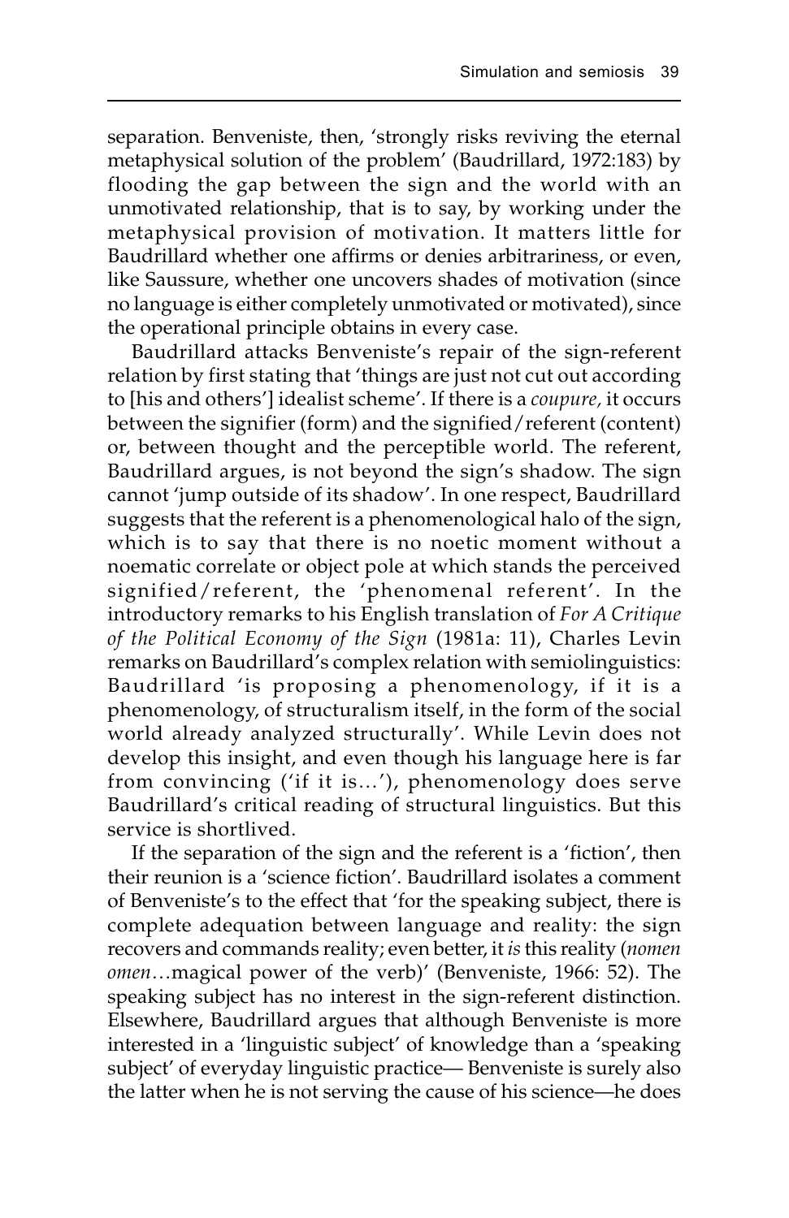separation. Benveniste, then, 'strongly risks reviving the eternal metaphysical solution of the problem' (Baudrillard, 1972:183) by flooding the gap between the sign and the world with an unmotivated relationship, that is to say, by working under the metaphysical provision of motivation. It matters little for Baudrillard whether one affirms or denies arbitrariness, or even, like Saussure, whether one uncovers shades of motivation (since no language is either completely unmotivated or motivated), since the operational principle obtains in every case.

Baudrillard attacks Benveniste's repair of the sign-referent relation by first stating that 'things are just not cut out according to [his and others'] idealist scheme'. If there is a *coupure,* it occurs between the signifier (form) and the signified/referent (content) or, between thought and the perceptible world. The referent, Baudrillard argues, is not beyond the sign's shadow. The sign cannot 'jump outside of its shadow'. In one respect, Baudrillard suggests that the referent is a phenomenological halo of the sign, which is to say that there is no noetic moment without a noematic correlate or object pole at which stands the perceived signified/referent, the 'phenomenal referent'. In the introductory remarks to his English translation of *For A Critique of the Political Economy of the Sign* (1981a: 11), Charles Levin remarks on Baudrillard's complex relation with semiolinguistics: Baudrillard 'is proposing a phenomenology, if it is a phenomenology, of structuralism itself, in the form of the social world already analyzed structurally'. While Levin does not develop this insight, and even though his language here is far from convincing ('if it is…'), phenomenology does serve Baudrillard's critical reading of structural linguistics. But this service is shortlived.

If the separation of the sign and the referent is a 'fiction', then their reunion is a 'science fiction'. Baudrillard isolates a comment of Benveniste's to the effect that 'for the speaking subject, there is complete adequation between language and reality: the sign recovers and commands reality; even better, it *is* this reality (*nomen omen*…magical power of the verb)' (Benveniste, 1966: 52). The speaking subject has no interest in the sign-referent distinction. Elsewhere, Baudrillard argues that although Benveniste is more interested in a 'linguistic subject' of knowledge than a 'speaking subject' of everyday linguistic practice— Benveniste is surely also the latter when he is not serving the cause of his science—he does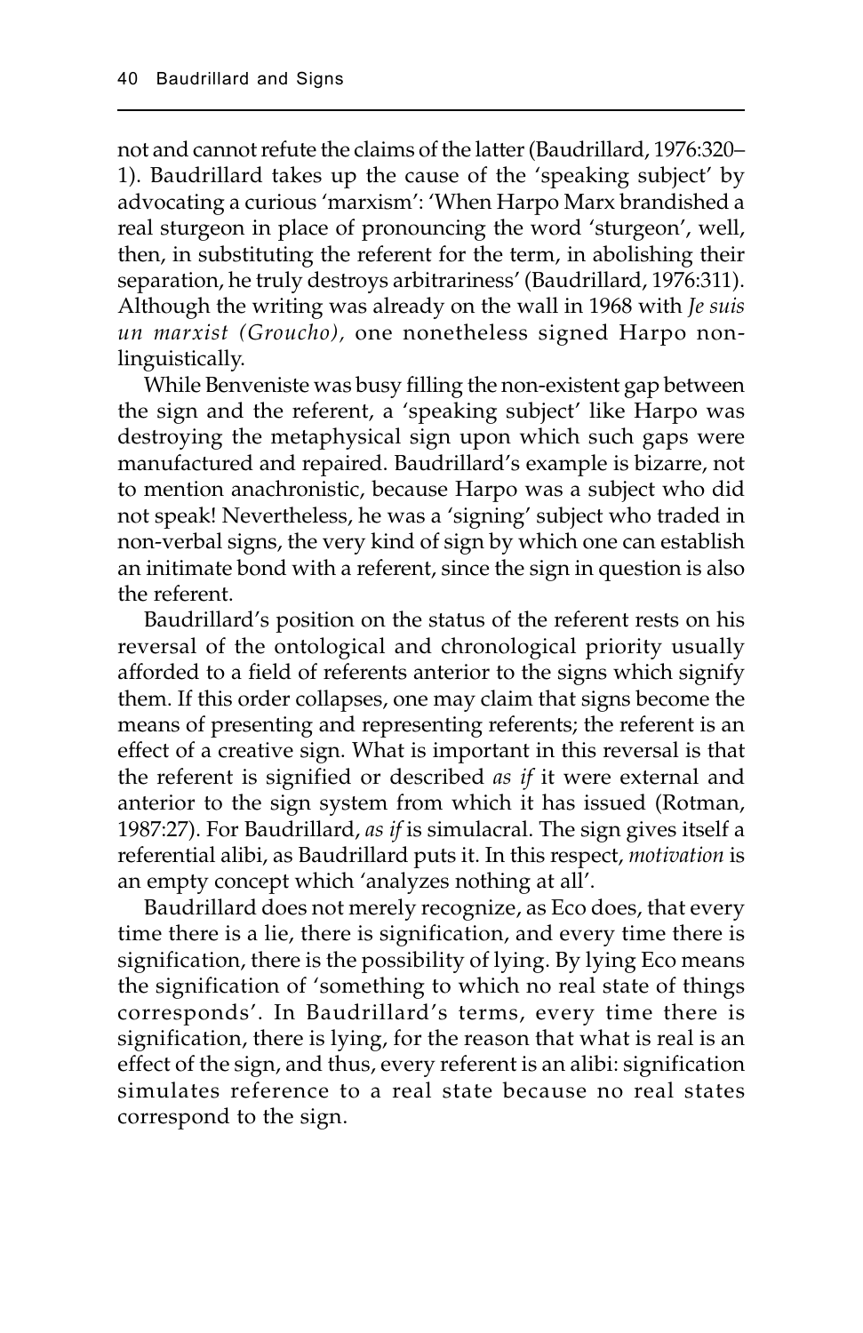not and cannot refute the claims of the latter (Baudrillard, 1976:320–1). Baudrillard takes up the cause of the 'speaking subject' by advocating a curious 'marxism': 'When Harpo Marx brandished a real sturgeon in place of pronouncing the word 'sturgeon', well, then, in substituting the referent for the term, in abolishing their separation, he truly destroys arbitrariness' (Baudrillard, 1976:311). Although the writing was already on the wall in 1968 with *Je suis un marxist (Groucho),* one nonetheless signed Harpo non-linguistically.

While Benveniste was busy filling the non-existent gap between the sign and the referent, a 'speaking subject' like Harpo was destroying the metaphysical sign upon which such gaps were manufactured and repaired. Baudrillard's example is bizarre, not to mention anachronistic, because Harpo was a subject who did not speak! Nevertheless, he was a 'signing' subject who traded in non-verbal signs, the very kind of sign by which one can establish an initimate bond with a referent, since the sign in question is also the referent.

Baudrillard's position on the status of the referent rests on his reversal of the ontological and chronological priority usually afforded to a field of referents anterior to the signs which signify them. If this order collapses, one may claim that signs become the means of presenting and representing referents; the referent is an effect of a creative sign. What is important in this reversal is that the referent is signified or described *as if* it were external and anterior to the sign system from which it has issued (Rotman, 1987:27). For Baudrillard, *as if* is simulacral. The sign gives itself a referential alibi, as Baudrillard puts it. In this respect, *motivation* is an empty concept which 'analyzes nothing at all'.

Baudrillard does not merely recognize, as Eco does, that every time there is a lie, there is signification, and every time there is signification, there is the possibility of lying. By lying Eco means the signification of 'something to which no real state of things corresponds'. In Baudrillard's terms, every time there is signification, there is lying, for the reason that what is real is an effect of the sign, and thus, every referent is an alibi: signification simulates reference to a real state because no real states correspond to the sign.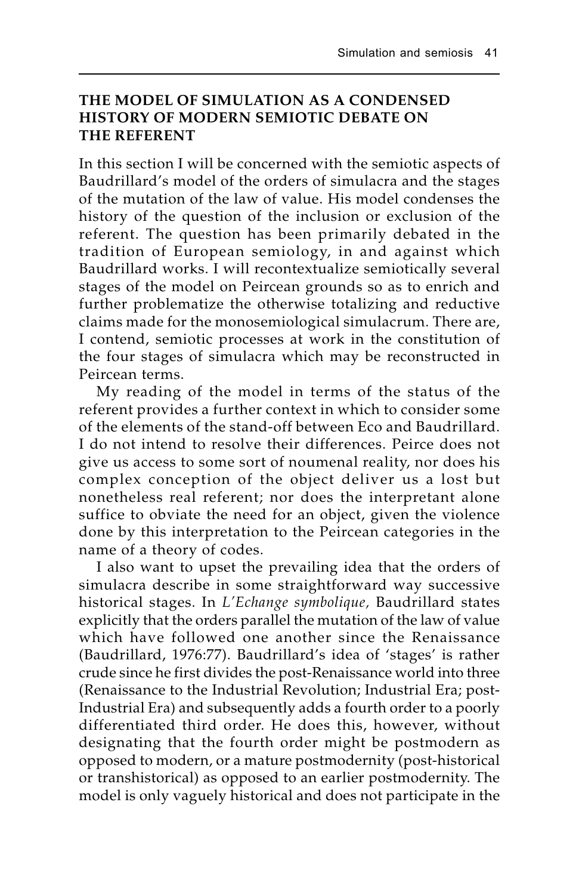## THE MODEL OF SIMULATION AS A CONDENSED HISTORY OF MODERN SEMIOTIC DEBATE ON THE REFERENT

In this section I will be concerned with the semiotic aspects of Baudrillard's model of the orders of simulacra and the stages of the mutation of the law of value. His model condenses the history of the question of the inclusion or exclusion of the referent. The question has been primarily debated in the tradition of European semiology, in and against which Baudrillard works. I will recontextualize semiotically several stages of the model on Peircean grounds so as to enrich and further problematize the otherwise totalizing and reductive claims made for the monosemiological simulacrum. There are, I contend, semiotic processes at work in the constitution of the four stages of simulacra which may be reconstructed in Peircean terms.

My reading of the model in terms of the status of the referent provides a further context in which to consider some of the elements of the stand-off between Eco and Baudrillard. I do not intend to resolve their differences. Peirce does not give us access to some sort of noumenal reality, nor does his complex conception of the object deliver us a lost but nonetheless real referent; nor does the interpretant alone suffice to obviate the need for an object, given the violence done by this interpretation to the Peircean categories in the name of a theory of codes.

I also want to upset the prevailing idea that the orders of simulacra describe in some straightforward way successive historical stages. In *L'Echange symbolique,* Baudrillard states explicitly that the orders parallel the mutation of the law of value which have followed one another since the Renaissance (Baudrillard, 1976:77). Baudrillard's idea of 'stages' is rather crude since he first divides the post-Renaissance world into three (Renaissance to the Industrial Revolution; Industrial Era; post-Industrial Era) and subsequently adds a fourth order to a poorly differentiated third order. He does this, however, without designating that the fourth order might be postmodern as opposed to modern, or a mature postmodernity (post-historical or transhistorical) as opposed to an earlier postmodernity. The model is only vaguely historical and does not participate in the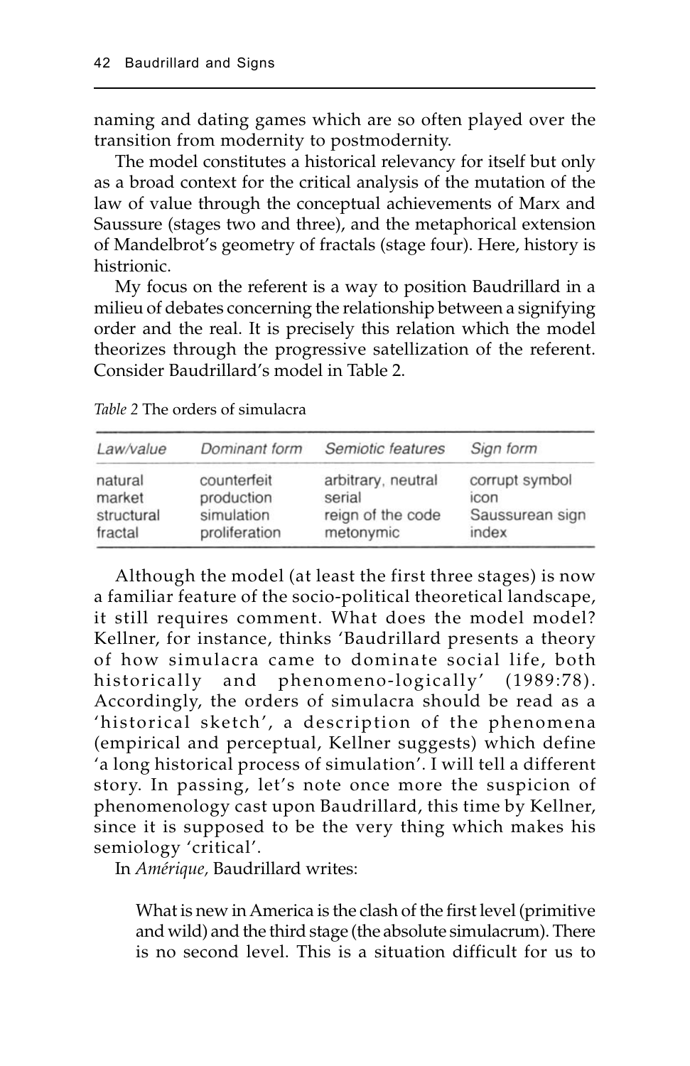naming and dating games which are so often played over the transition from modernity to postmodernity.

The model constitutes a historical relevancy for itself but only as a broad context for the critical analysis of the mutation of the law of value through the conceptual achievements of Marx and Saussure (stages two and three), and the metaphorical extension of Mandelbrot's geometry of fractals (stage four). Here, history is histrionic.

My focus on the referent is a way to position Baudrillard in a milieu of debates concerning the relationship between a signifying order and the real. It is precisely this relation which the model theorizes through the progressive satellization of the referent. Consider Baudrillard's model in Table 2.

*Table 2* The orders of simulacra

| *Law/value* | *Dominant form* | *Semiotic features* | *Sign form* |
|---|---|---|---|
| natural | counterfeit | arbitrary, neutral | corrupt symbol |
| market | production | serial | icon |
| structural | simulation | reign of the code | Saussurean sign |
| fractal | proliferation | metonymic | index |

Although the model (at least the first three stages) is now a familiar feature of the socio-political theoretical landscape, it still requires comment. What does the model model? Kellner, for instance, thinks 'Baudrillard presents a theory of how simulacra came to dominate social life, both historically and phenomeno-logically' (1989:78). Accordingly, the orders of simulacra should be read as a 'historical sketch', a description of the phenomena (empirical and perceptual, Kellner suggests) which define 'a long historical process of simulation'. I will tell a different story. In passing, let's note once more the suspicion of phenomenology cast upon Baudrillard, this time by Kellner, since it is supposed to be the very thing which makes his semiology 'critical'.

In *Amérique,* Baudrillard writes:

> What is new in America is the clash of the first level (primitive and wild) and the third stage (the absolute simulacrum). There is no second level. This is a situation difficult for us to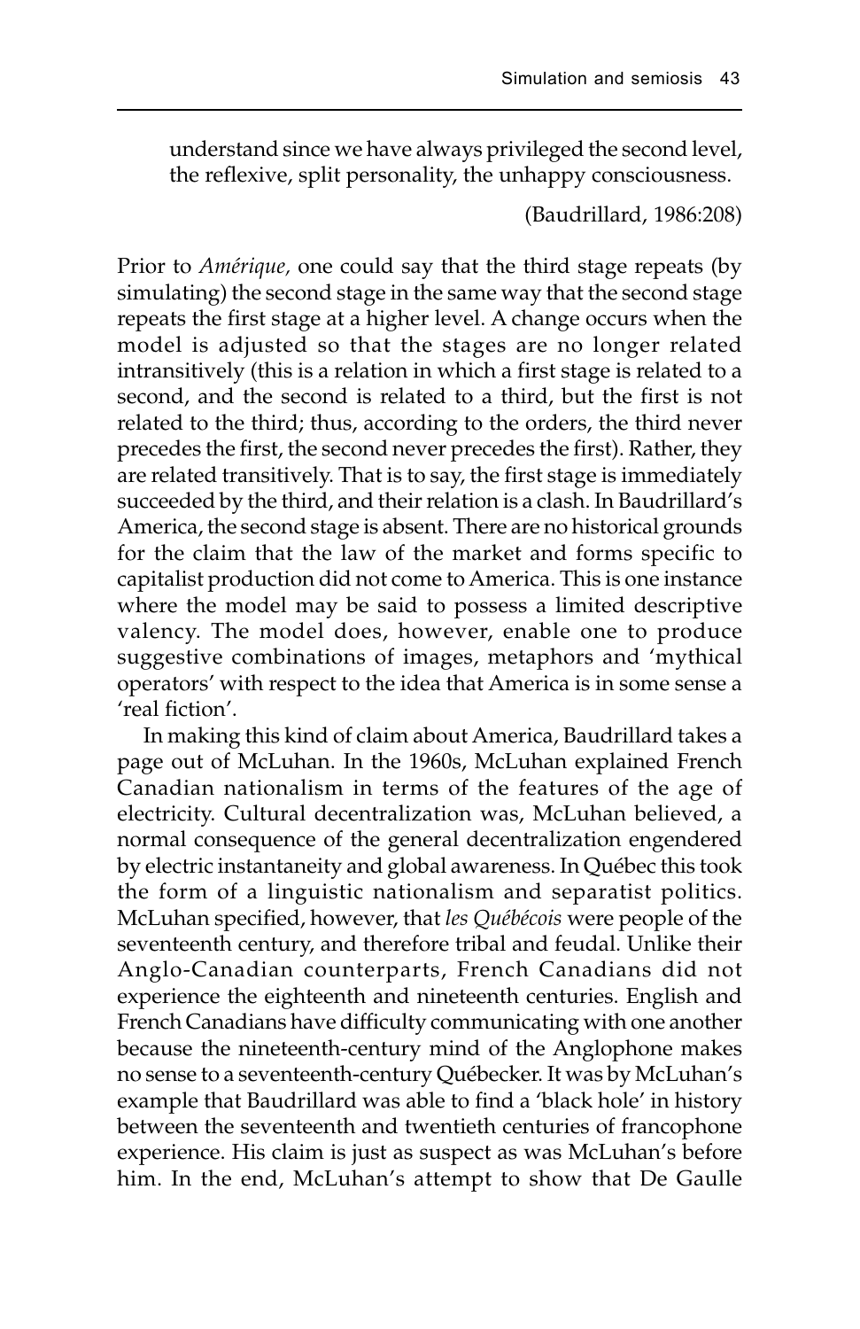understand since we have always privileged the second level, the reflexive, split personality, the unhappy consciousness.

(Baudrillard, 1986:208)

Prior to *Amérique,* one could say that the third stage repeats (by simulating) the second stage in the same way that the second stage repeats the first stage at a higher level. A change occurs when the model is adjusted so that the stages are no longer related intransitively (this is a relation in which a first stage is related to a second, and the second is related to a third, but the first is not related to the third; thus, according to the orders, the third never precedes the first, the second never precedes the first). Rather, they are related transitively. That is to say, the first stage is immediately succeeded by the third, and their relation is a clash. In Baudrillard's America, the second stage is absent. There are no historical grounds for the claim that the law of the market and forms specific to capitalist production did not come to America. This is one instance where the model may be said to possess a limited descriptive valency. The model does, however, enable one to produce suggestive combinations of images, metaphors and 'mythical operators' with respect to the idea that America is in some sense a 'real fiction'.

In making this kind of claim about America, Baudrillard takes a page out of McLuhan. In the 1960s, McLuhan explained French Canadian nationalism in terms of the features of the age of electricity. Cultural decentralization was, McLuhan believed, a normal consequence of the general decentralization engendered by electric instantaneity and global awareness. In Québec this took the form of a linguistic nationalism and separatist politics. McLuhan specified, however, that *les Québécois* were people of the seventeenth century, and therefore tribal and feudal. Unlike their Anglo-Canadian counterparts, French Canadians did not experience the eighteenth and nineteenth centuries. English and French Canadians have difficulty communicating with one another because the nineteenth-century mind of the Anglophone makes no sense to a seventeenth-century Québecker. It was by McLuhan's example that Baudrillard was able to find a 'black hole' in history between the seventeenth and twentieth centuries of francophone experience. His claim is just as suspect as was McLuhan's before him. In the end, McLuhan's attempt to show that De Gaulle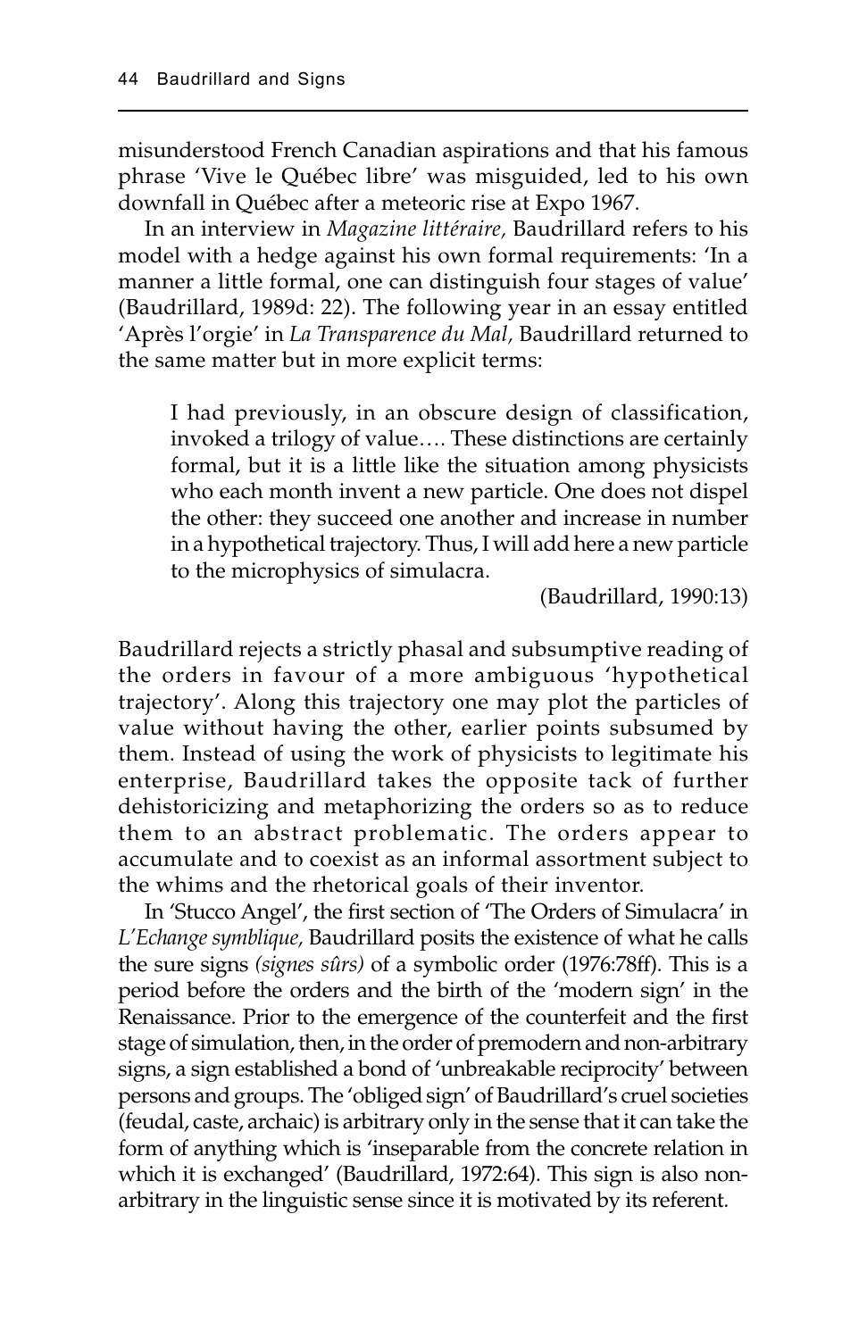misunderstood French Canadian aspirations and that his famous phrase 'Vive le Québec libre' was misguided, led to his own downfall in Québec after a meteoric rise at Expo 1967.

In an interview in *Magazine littéraire,* Baudrillard refers to his model with a hedge against his own formal requirements: 'In a manner a little formal, one can distinguish four stages of value' (Baudrillard, 1989d: 22). The following year in an essay entitled 'Après l'orgie' in *La Transparence du Mal,* Baudrillard returned to the same matter but in more explicit terms:

> I had previously, in an obscure design of classification, invoked a trilogy of value…. These distinctions are certainly formal, but it is a little like the situation among physicists who each month invent a new particle. One does not dispel the other: they succeed one another and increase in number in a hypothetical trajectory. Thus, I will add here a new particle to the microphysics of simulacra.
>
> (Baudrillard, 1990:13)

Baudrillard rejects a strictly phasal and subsumptive reading of the orders in favour of a more ambiguous 'hypothetical trajectory'. Along this trajectory one may plot the particles of value without having the other, earlier points subsumed by them. Instead of using the work of physicists to legitimate his enterprise, Baudrillard takes the opposite tack of further dehistoricizing and metaphorizing the orders so as to reduce them to an abstract problematic. The orders appear to accumulate and to coexist as an informal assortment subject to the whims and the rhetorical goals of their inventor.

In 'Stucco Angel', the first section of 'The Orders of Simulacra' in *L'Echange symblique,* Baudrillard posits the existence of what he calls the sure signs *(signes sûrs)* of a symbolic order (1976:78ff). This is a period before the orders and the birth of the 'modern sign' in the Renaissance. Prior to the emergence of the counterfeit and the first stage of simulation, then, in the order of premodern and non-arbitrary signs, a sign established a bond of 'unbreakable reciprocity' between persons and groups. The 'obliged sign' of Baudrillard's cruel societies (feudal, caste, archaic) is arbitrary only in the sense that it can take the form of anything which is 'inseparable from the concrete relation in which it is exchanged' (Baudrillard, 1972:64). This sign is also non-arbitrary in the linguistic sense since it is motivated by its referent.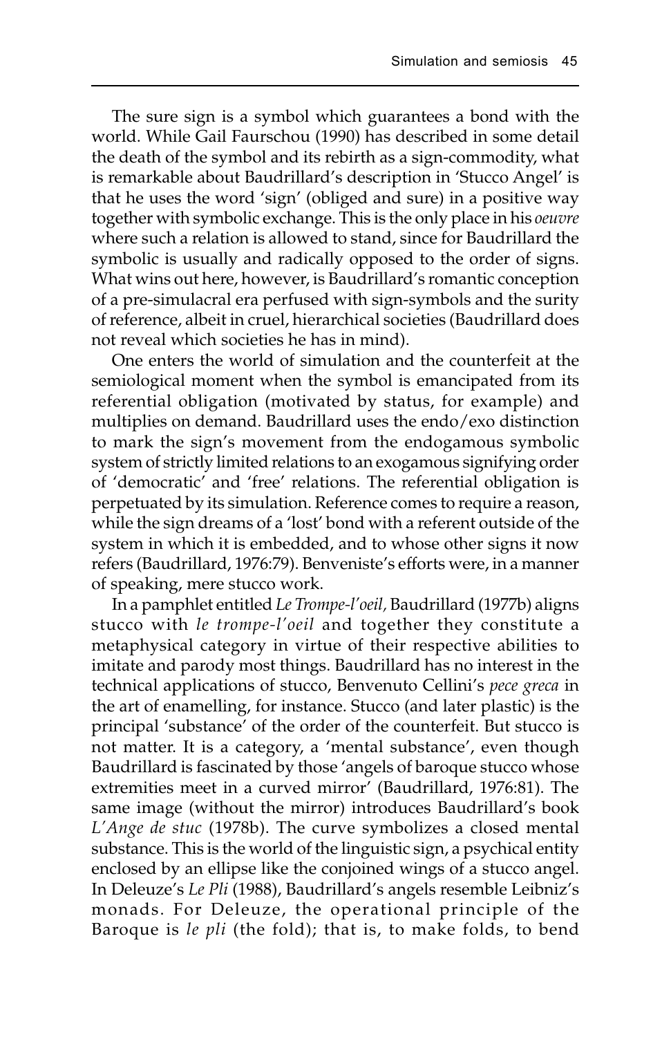The sure sign is a symbol which guarantees a bond with the world. While Gail Faurschou (1990) has described in some detail the death of the symbol and its rebirth as a sign-commodity, what is remarkable about Baudrillard's description in 'Stucco Angel' is that he uses the word 'sign' (obliged and sure) in a positive way together with symbolic exchange. This is the only place in his *oeuvre* where such a relation is allowed to stand, since for Baudrillard the symbolic is usually and radically opposed to the order of signs. What wins out here, however, is Baudrillard's romantic conception of a pre-simulacral era perfused with sign-symbols and the surity of reference, albeit in cruel, hierarchical societies (Baudrillard does not reveal which societies he has in mind).

One enters the world of simulation and the counterfeit at the semiological moment when the symbol is emancipated from its referential obligation (motivated by status, for example) and multiplies on demand. Baudrillard uses the endo/exo distinction to mark the sign's movement from the endogamous symbolic system of strictly limited relations to an exogamous signifying order of 'democratic' and 'free' relations. The referential obligation is perpetuated by its simulation. Reference comes to require a reason, while the sign dreams of a 'lost' bond with a referent outside of the system in which it is embedded, and to whose other signs it now refers (Baudrillard, 1976:79). Benveniste's efforts were, in a manner of speaking, mere stucco work.

In a pamphlet entitled *Le Trompe-l'oeil*, Baudrillard (1977b) aligns stucco with *le trompe-l'oeil* and together they constitute a metaphysical category in virtue of their respective abilities to imitate and parody most things. Baudrillard has no interest in the technical applications of stucco, Benvenuto Cellini's *pece greca* in the art of enamelling, for instance. Stucco (and later plastic) is the principal 'substance' of the order of the counterfeit. But stucco is not matter. It is a category, a 'mental substance', even though Baudrillard is fascinated by those 'angels of baroque stucco whose extremities meet in a curved mirror' (Baudrillard, 1976:81). The same image (without the mirror) introduces Baudrillard's book *L'Ange de stuc* (1978b). The curve symbolizes a closed mental substance. This is the world of the linguistic sign, a psychical entity enclosed by an ellipse like the conjoined wings of a stucco angel. In Deleuze's *Le Pli* (1988), Baudrillard's angels resemble Leibniz's monads. For Deleuze, the operational principle of the Baroque is *le pli* (the fold); that is, to make folds, to bend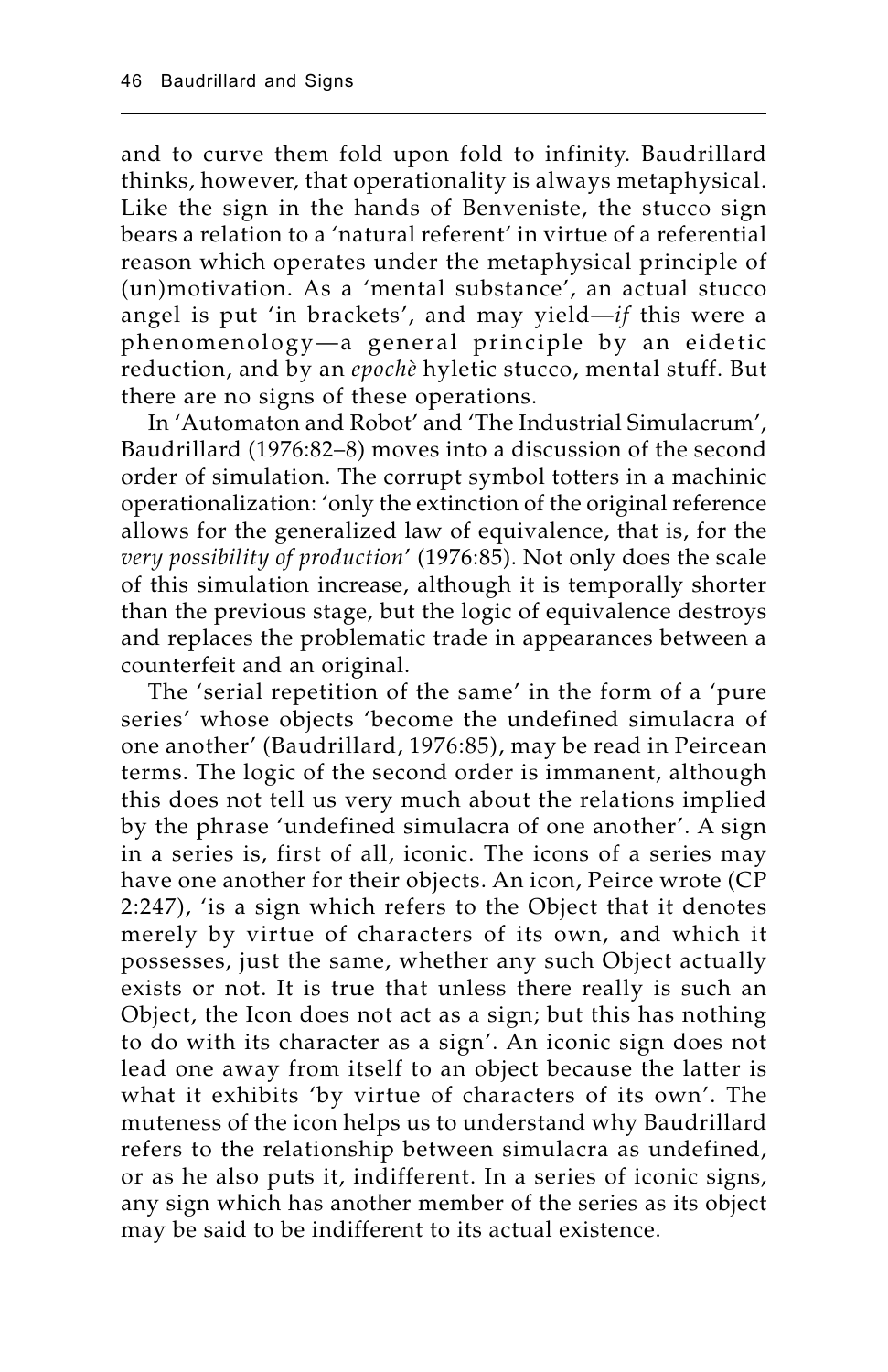and to curve them fold upon fold to infinity. Baudrillard thinks, however, that operationality is always metaphysical. Like the sign in the hands of Benveniste, the stucco sign bears a relation to a 'natural referent' in virtue of a referential reason which operates under the metaphysical principle of (un)motivation. As a 'mental substance', an actual stucco angel is put 'in brackets', and may yield—*if* this were a phenomenology—a general principle by an eidetic reduction, and by an *epochè* hyletic stucco, mental stuff. But there are no signs of these operations.

In 'Automaton and Robot' and 'The Industrial Simulacrum', Baudrillard (1976:82–8) moves into a discussion of the second order of simulation. The corrupt symbol totters in a machinic operationalization: 'only the extinction of the original reference allows for the generalized law of equivalence, that is, for the *very possibility of production*' (1976:85). Not only does the scale of this simulation increase, although it is temporally shorter than the previous stage, but the logic of equivalence destroys and replaces the problematic trade in appearances between a counterfeit and an original.

The 'serial repetition of the same' in the form of a 'pure series' whose objects 'become the undefined simulacra of one another' (Baudrillard, 1976:85), may be read in Peircean terms. The logic of the second order is immanent, although this does not tell us very much about the relations implied by the phrase 'undefined simulacra of one another'. A sign in a series is, first of all, iconic. The icons of a series may have one another for their objects. An icon, Peirce wrote (CP 2:247), 'is a sign which refers to the Object that it denotes merely by virtue of characters of its own, and which it possesses, just the same, whether any such Object actually exists or not. It is true that unless there really is such an Object, the Icon does not act as a sign; but this has nothing to do with its character as a sign'. An iconic sign does not lead one away from itself to an object because the latter is what it exhibits 'by virtue of characters of its own'. The muteness of the icon helps us to understand why Baudrillard refers to the relationship between simulacra as undefined, or as he also puts it, indifferent. In a series of iconic signs, any sign which has another member of the series as its object may be said to be indifferent to its actual existence.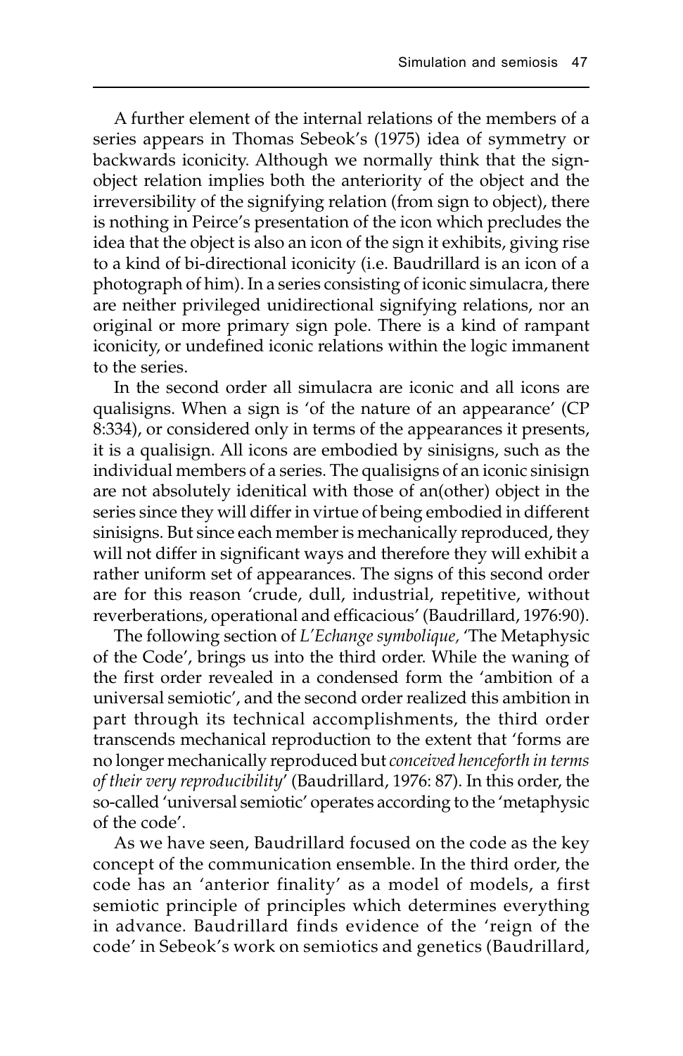A further element of the internal relations of the members of a series appears in Thomas Sebeok's (1975) idea of symmetry or backwards iconicity. Although we normally think that the sign-object relation implies both the anteriority of the object and the irreversibility of the signifying relation (from sign to object), there is nothing in Peirce's presentation of the icon which precludes the idea that the object is also an icon of the sign it exhibits, giving rise to a kind of bi-directional iconicity (i.e. Baudrillard is an icon of a photograph of him). In a series consisting of iconic simulacra, there are neither privileged unidirectional signifying relations, nor an original or more primary sign pole. There is a kind of rampant iconicity, or undefined iconic relations within the logic immanent to the series.

In the second order all simulacra are iconic and all icons are qualisigns. When a sign is 'of the nature of an appearance' (CP 8:334), or considered only in terms of the appearances it presents, it is a qualisign. All icons are embodied by sinisigns, such as the individual members of a series. The qualisigns of an iconic sinisign are not absolutely idenitical with those of an(other) object in the series since they will differ in virtue of being embodied in different sinisigns. But since each member is mechanically reproduced, they will not differ in significant ways and therefore they will exhibit a rather uniform set of appearances. The signs of this second order are for this reason 'crude, dull, industrial, repetitive, without reverberations, operational and efficacious' (Baudrillard, 1976:90).

The following section of *L'Echange symbolique,* 'The Metaphysic of the Code', brings us into the third order. While the waning of the first order revealed in a condensed form the 'ambition of a universal semiotic', and the second order realized this ambition in part through its technical accomplishments, the third order transcends mechanical reproduction to the extent that 'forms are no longer mechanically reproduced but *conceived henceforth in terms of their very reproducibility*' (Baudrillard, 1976: 87). In this order, the so-called 'universal semiotic' operates according to the 'metaphysic of the code'.

As we have seen, Baudrillard focused on the code as the key concept of the communication ensemble. In the third order, the code has an 'anterior finality' as a model of models, a first semiotic principle of principles which determines everything in advance. Baudrillard finds evidence of the 'reign of the code' in Sebeok's work on semiotics and genetics (Baudrillard,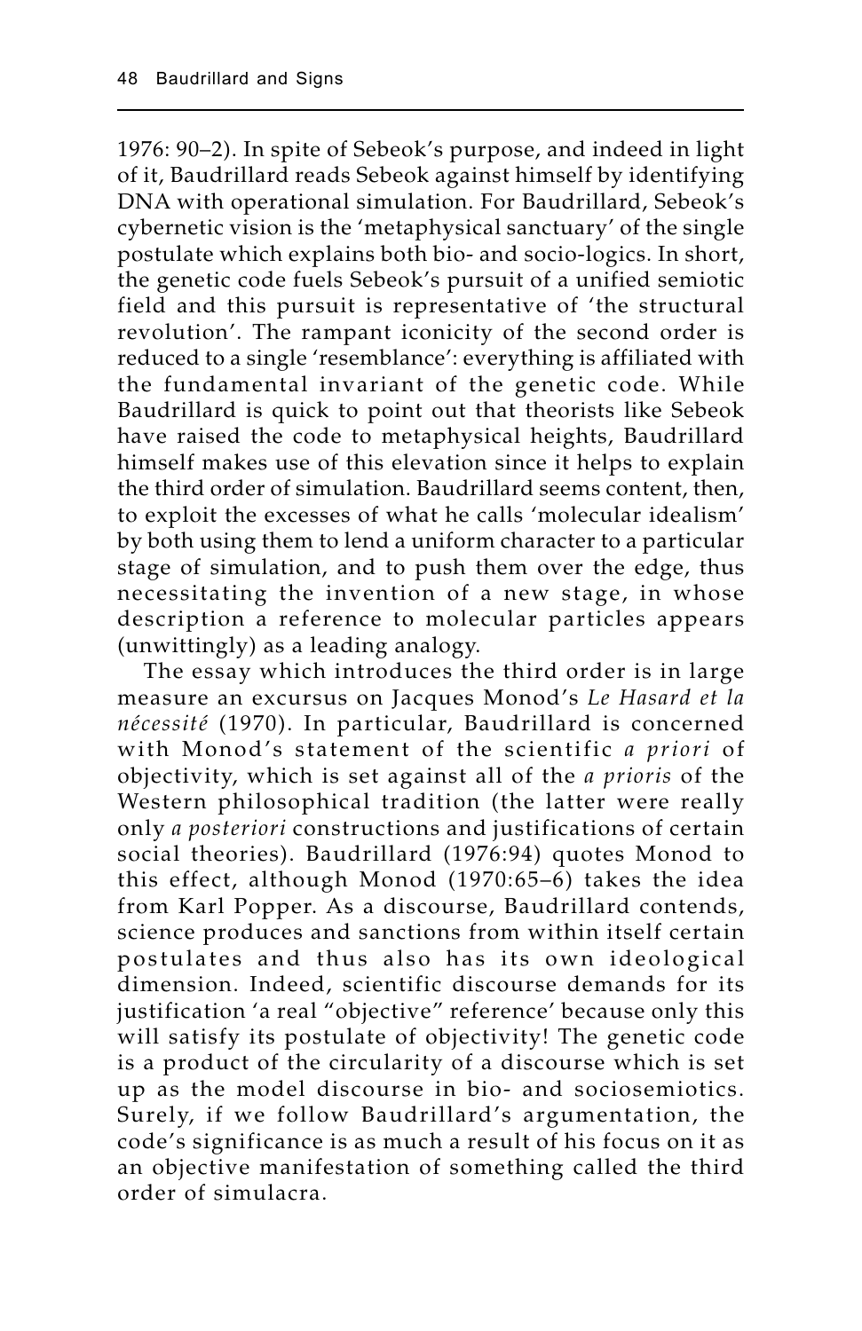1976: 90–2). In spite of Sebeok's purpose, and indeed in light of it, Baudrillard reads Sebeok against himself by identifying DNA with operational simulation. For Baudrillard, Sebeok's cybernetic vision is the 'metaphysical sanctuary' of the single postulate which explains both bio- and socio-logics. In short, the genetic code fuels Sebeok's pursuit of a unified semiotic field and this pursuit is representative of 'the structural revolution'. The rampant iconicity of the second order is reduced to a single 'resemblance': everything is affiliated with the fundamental invariant of the genetic code. While Baudrillard is quick to point out that theorists like Sebeok have raised the code to metaphysical heights, Baudrillard himself makes use of this elevation since it helps to explain the third order of simulation. Baudrillard seems content, then, to exploit the excesses of what he calls 'molecular idealism' by both using them to lend a uniform character to a particular stage of simulation, and to push them over the edge, thus necessitating the invention of a new stage, in whose description a reference to molecular particles appears (unwittingly) as a leading analogy.

The essay which introduces the third order is in large measure an excursus on Jacques Monod's *Le Hasard et la nécessité* (1970). In particular, Baudrillard is concerned with Monod's statement of the scientific *a priori* of objectivity, which is set against all of the *a prioris* of the Western philosophical tradition (the latter were really only *a posteriori* constructions and justifications of certain social theories). Baudrillard (1976:94) quotes Monod to this effect, although Monod (1970:65–6) takes the idea from Karl Popper. As a discourse, Baudrillard contends, science produces and sanctions from within itself certain postulates and thus also has its own ideological dimension. Indeed, scientific discourse demands for its justification 'a real "objective" reference' because only this will satisfy its postulate of objectivity! The genetic code is a product of the circularity of a discourse which is set up as the model discourse in bio- and sociosemiotics. Surely, if we follow Baudrillard's argumentation, the code's significance is as much a result of his focus on it as an objective manifestation of something called the third order of simulacra.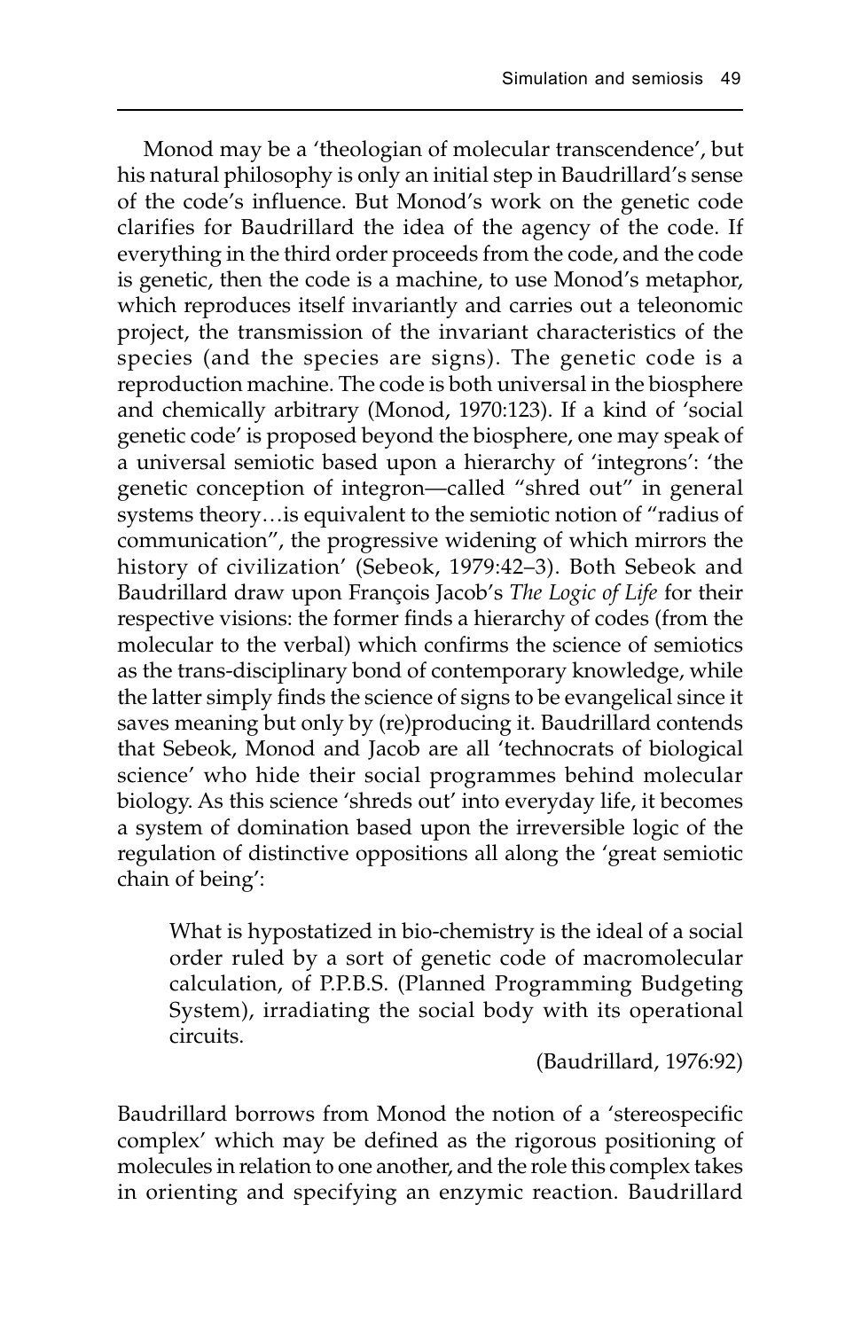Monod may be a 'theologian of molecular transcendence', but his natural philosophy is only an initial step in Baudrillard's sense of the code's influence. But Monod's work on the genetic code clarifies for Baudrillard the idea of the agency of the code. If everything in the third order proceeds from the code, and the code is genetic, then the code is a machine, to use Monod's metaphor, which reproduces itself invariantly and carries out a teleonomic project, the transmission of the invariant characteristics of the species (and the species are signs). The genetic code is a reproduction machine. The code is both universal in the biosphere and chemically arbitrary (Monod, 1970:123). If a kind of 'social genetic code' is proposed beyond the biosphere, one may speak of a universal semiotic based upon a hierarchy of 'integrons': 'the genetic conception of integron—called "shred out" in general systems theory…is equivalent to the semiotic notion of "radius of communication", the progressive widening of which mirrors the history of civilization' (Sebeok, 1979:42–3). Both Sebeok and Baudrillard draw upon François Jacob's *The Logic of Life* for their respective visions: the former finds a hierarchy of codes (from the molecular to the verbal) which confirms the science of semiotics as the trans-disciplinary bond of contemporary knowledge, while the latter simply finds the science of signs to be evangelical since it saves meaning but only by (re)producing it. Baudrillard contends that Sebeok, Monod and Jacob are all 'technocrats of biological science' who hide their social programmes behind molecular biology. As this science 'shreds out' into everyday life, it becomes a system of domination based upon the irreversible logic of the regulation of distinctive oppositions all along the 'great semiotic chain of being':

> What is hypostatized in bio-chemistry is the ideal of a social order ruled by a sort of genetic code of macromolecular calculation, of P.P.B.S. (Planned Programming Budgeting System), irradiating the social body with its operational circuits.
>
> (Baudrillard, 1976:92)

Baudrillard borrows from Monod the notion of a 'stereospecific complex' which may be defined as the rigorous positioning of molecules in relation to one another, and the role this complex takes in orienting and specifying an enzymic reaction. Baudrillard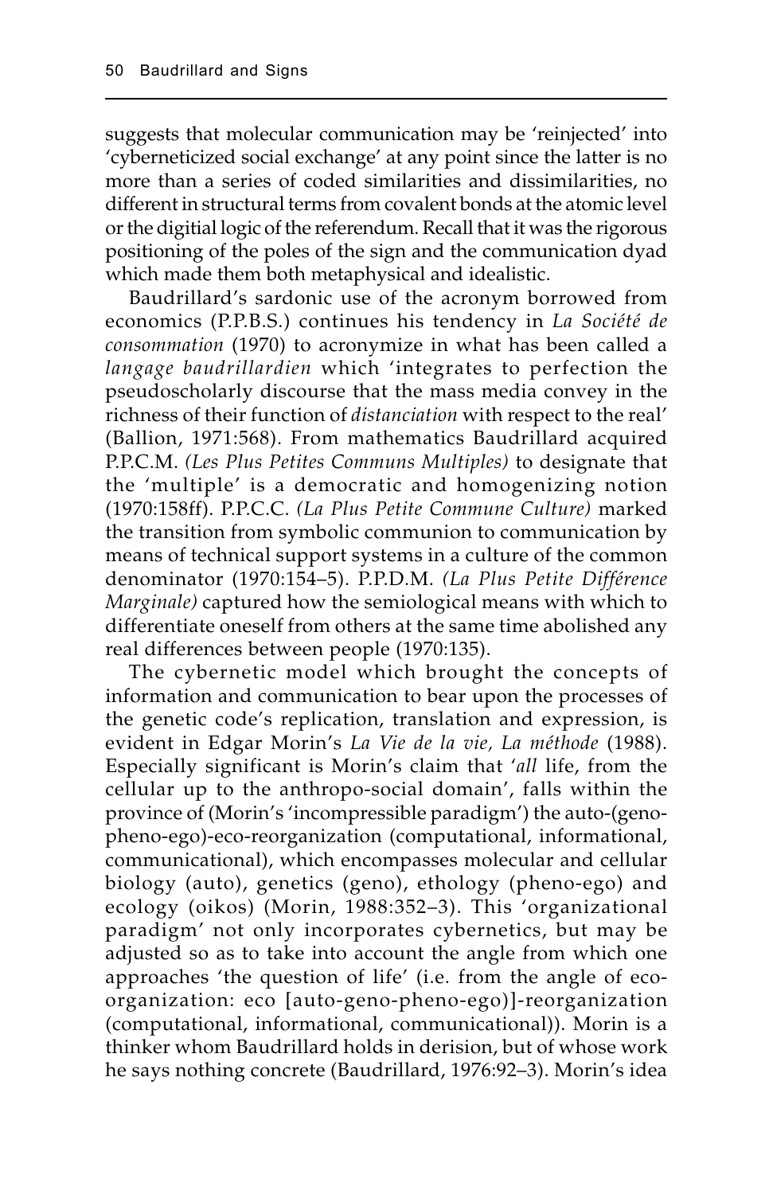suggests that molecular communication may be 'reinjected' into 'cyberneticized social exchange' at any point since the latter is no more than a series of coded similarities and dissimilarities, no different in structural terms from covalent bonds at the atomic level or the digitial logic of the referendum. Recall that it was the rigorous positioning of the poles of the sign and the communication dyad which made them both metaphysical and idealistic.

Baudrillard's sardonic use of the acronym borrowed from economics (P.P.B.S.) continues his tendency in *La Société de consommation* (1970) to acronymize in what has been called a *langage baudrillardien* which 'integrates to perfection the pseudoscholarly discourse that the mass media convey in the richness of their function of *distanciation* with respect to the real' (Ballion, 1971:568). From mathematics Baudrillard acquired P.P.C.M. *(Les Plus Petites Communs Multiples)* to designate that the 'multiple' is a democratic and homogenizing notion (1970:158ff). P.P.C.C. *(La Plus Petite Commune Culture)* marked the transition from symbolic communion to communication by means of technical support systems in a culture of the common denominator (1970:154–5). P.P.D.M. *(La Plus Petite Différence Marginale)* captured how the semiological means with which to differentiate oneself from others at the same time abolished any real differences between people (1970:135).

The cybernetic model which brought the concepts of information and communication to bear upon the processes of the genetic code's replication, translation and expression, is evident in Edgar Morin's *La Vie de la vie, La méthode* (1988). Especially significant is Morin's claim that '*all* life, from the cellular up to the anthropo-social domain', falls within the province of (Morin's 'incompressible paradigm') the auto-(geno-pheno-ego)-eco-reorganization (computational, informational, communicational), which encompasses molecular and cellular biology (auto), genetics (geno), ethology (pheno-ego) and ecology (oikos) (Morin, 1988:352–3). This 'organizational paradigm' not only incorporates cybernetics, but may be adjusted so as to take into account the angle from which one approaches 'the question of life' (i.e. from the angle of eco-organization: eco [auto-geno-pheno-ego)]-reorganization (computational, informational, communicational)). Morin is a thinker whom Baudrillard holds in derision, but of whose work he says nothing concrete (Baudrillard, 1976:92–3). Morin's idea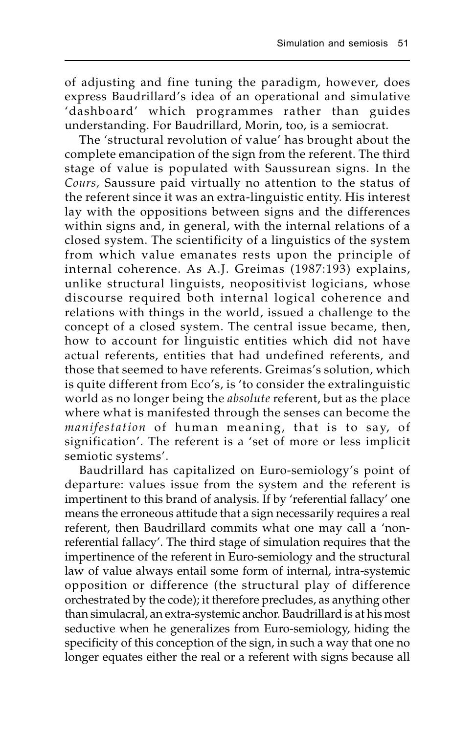of adjusting and fine tuning the paradigm, however, does express Baudrillard's idea of an operational and simulative 'dashboard' which programmes rather than guides understanding. For Baudrillard, Morin, too, is a semiocrat.

The 'structural revolution of value' has brought about the complete emancipation of the sign from the referent. The third stage of value is populated with Saussurean signs. In the *Cours*, Saussure paid virtually no attention to the status of the referent since it was an extra-linguistic entity. His interest lay with the oppositions between signs and the differences within signs and, in general, with the internal relations of a closed system. The scientificity of a linguistics of the system from which value emanates rests upon the principle of internal coherence. As A.J. Greimas (1987:193) explains, unlike structural linguists, neopositivist logicians, whose discourse required both internal logical coherence and relations with things in the world, issued a challenge to the concept of a closed system. The central issue became, then, how to account for linguistic entities which did not have actual referents, entities that had undefined referents, and those that seemed to have referents. Greimas's solution, which is quite different from Eco's, is 'to consider the extralinguistic world as no longer being the *absolute* referent, but as the place where what is manifested through the senses can become the *manifestation* of human meaning, that is to say, of signification'. The referent is a 'set of more or less implicit semiotic systems'.

Baudrillard has capitalized on Euro-semiology's point of departure: values issue from the system and the referent is impertinent to this brand of analysis. If by 'referential fallacy' one means the erroneous attitude that a sign necessarily requires a real referent, then Baudrillard commits what one may call a 'non-referential fallacy'. The third stage of simulation requires that the impertinence of the referent in Euro-semiology and the structural law of value always entail some form of internal, intra-systemic opposition or difference (the structural play of difference orchestrated by the code); it therefore precludes, as anything other than simulacral, an extra-systemic anchor. Baudrillard is at his most seductive when he generalizes from Euro-semiology, hiding the specificity of this conception of the sign, in such a way that one no longer equates either the real or a referent with signs because all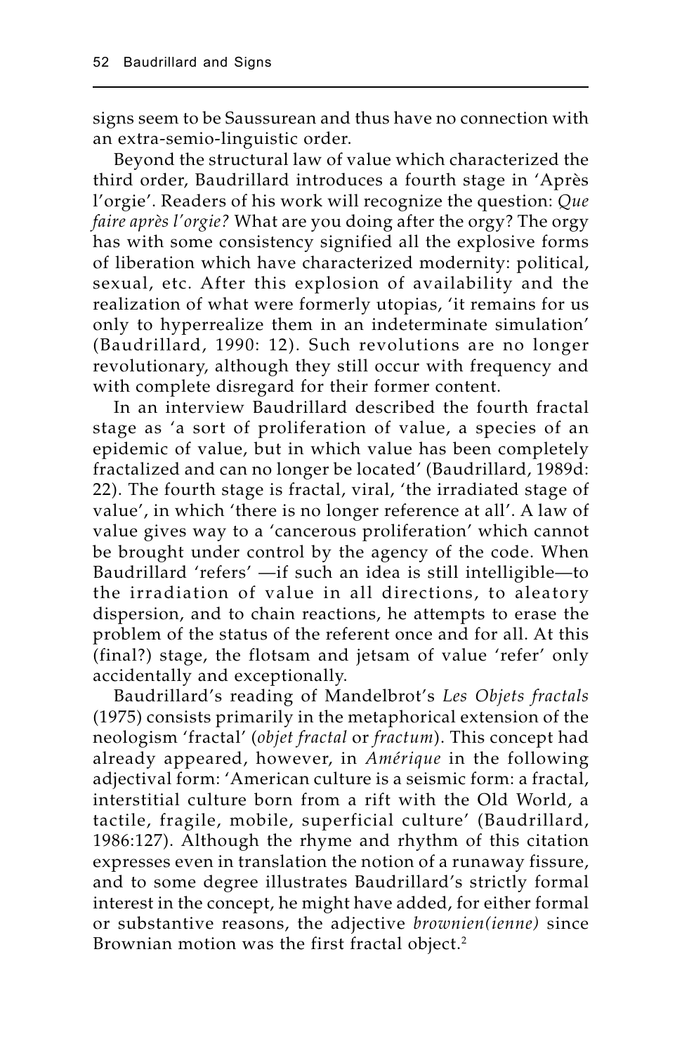signs seem to be Saussurean and thus have no connection with an extra-semio-linguistic order.

Beyond the structural law of value which characterized the third order, Baudrillard introduces a fourth stage in 'Après l'orgie'. Readers of his work will recognize the question: *Que faire après l'orgie?* What are you doing after the orgy? The orgy has with some consistency signified all the explosive forms of liberation which have characterized modernity: political, sexual, etc. After this explosion of availability and the realization of what were formerly utopias, 'it remains for us only to hyperrealize them in an indeterminate simulation' (Baudrillard, 1990: 12). Such revolutions are no longer revolutionary, although they still occur with frequency and with complete disregard for their former content.

In an interview Baudrillard described the fourth fractal stage as 'a sort of proliferation of value, a species of an epidemic of value, but in which value has been completely fractalized and can no longer be located' (Baudrillard, 1989d: 22). The fourth stage is fractal, viral, 'the irradiated stage of value', in which 'there is no longer reference at all'. A law of value gives way to a 'cancerous proliferation' which cannot be brought under control by the agency of the code. When Baudrillard 'refers' —if such an idea is still intelligible—to the irradiation of value in all directions, to aleatory dispersion, and to chain reactions, he attempts to erase the problem of the status of the referent once and for all. At this (final?) stage, the flotsam and jetsam of value 'refer' only accidentally and exceptionally.

Baudrillard's reading of Mandelbrot's *Les Objets fractals* (1975) consists primarily in the metaphorical extension of the neologism 'fractal' (*objet fractal* or *fractum*). This concept had already appeared, however, in *Amérique* in the following adjectival form: 'American culture is a seismic form: a fractal, interstitial culture born from a rift with the Old World, a tactile, fragile, mobile, superficial culture' (Baudrillard, 1986:127). Although the rhyme and rhythm of this citation expresses even in translation the notion of a runaway fissure, and to some degree illustrates Baudrillard's strictly formal interest in the concept, he might have added, for either formal or substantive reasons, the adjective *brownien(ienne)* since Brownian motion was the first fractal object.[2]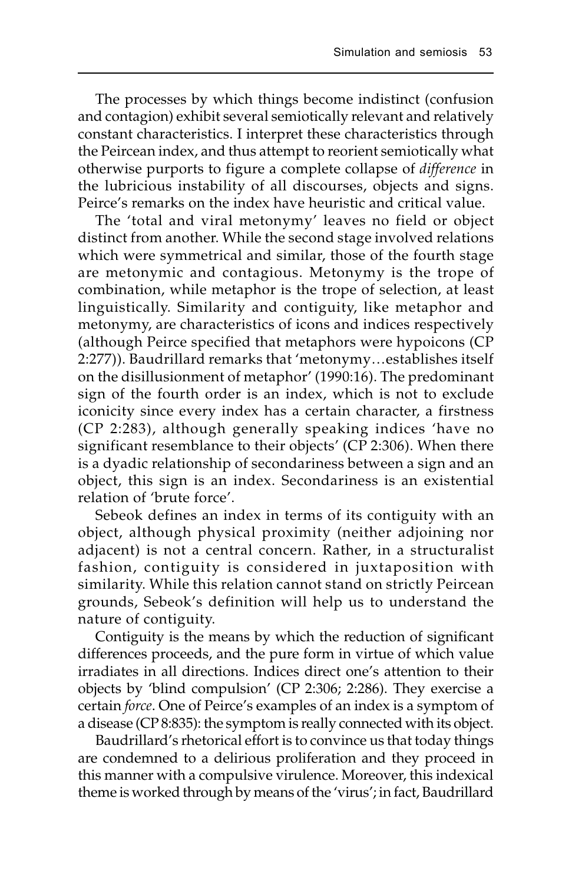The processes by which things become indistinct (confusion and contagion) exhibit several semiotically relevant and relatively constant characteristics. I interpret these characteristics through the Peircean index, and thus attempt to reorient semiotically what otherwise purports to figure a complete collapse of *difference* in the lubricious instability of all discourses, objects and signs. Peirce's remarks on the index have heuristic and critical value.

The 'total and viral metonymy' leaves no field or object distinct from another. While the second stage involved relations which were symmetrical and similar, those of the fourth stage are metonymic and contagious. Metonymy is the trope of combination, while metaphor is the trope of selection, at least linguistically. Similarity and contiguity, like metaphor and metonymy, are characteristics of icons and indices respectively (although Peirce specified that metaphors were hypoicons (CP 2:277)). Baudrillard remarks that 'metonymy…establishes itself on the disillusionment of metaphor' (1990:16). The predominant sign of the fourth order is an index, which is not to exclude iconicity since every index has a certain character, a firstness (CP 2:283), although generally speaking indices 'have no significant resemblance to their objects' (CP 2:306). When there is a dyadic relationship of secondariness between a sign and an object, this sign is an index. Secondariness is an existential relation of 'brute force'.

Sebeok defines an index in terms of its contiguity with an object, although physical proximity (neither adjoining nor adjacent) is not a central concern. Rather, in a structuralist fashion, contiguity is considered in juxtaposition with similarity. While this relation cannot stand on strictly Peircean grounds, Sebeok's definition will help us to understand the nature of contiguity.

Contiguity is the means by which the reduction of significant differences proceeds, and the pure form in virtue of which value irradiates in all directions. Indices direct one's attention to their objects by 'blind compulsion' (CP 2:306; 2:286). They exercise a certain *force*. One of Peirce's examples of an index is a symptom of a disease (CP 8:835): the symptom is really connected with its object.

Baudrillard's rhetorical effort is to convince us that today things are condemned to a delirious proliferation and they proceed in this manner with a compulsive virulence. Moreover, this indexical theme is worked through by means of the 'virus'; in fact, Baudrillard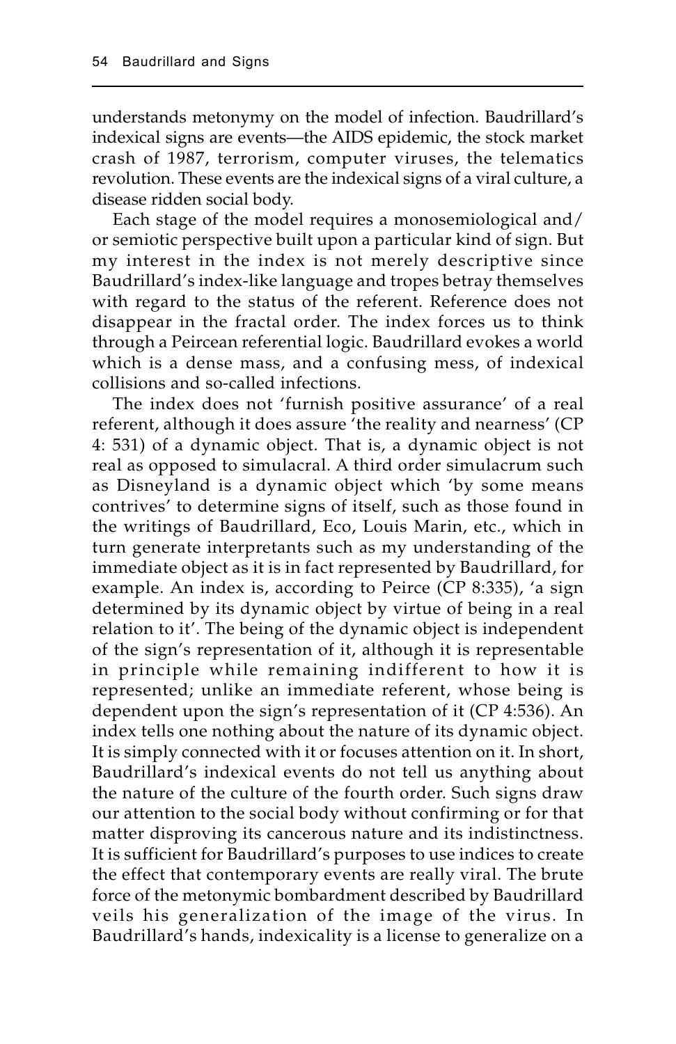understands metonymy on the model of infection. Baudrillard's indexical signs are events—the AIDS epidemic, the stock market crash of 1987, terrorism, computer viruses, the telematics revolution. These events are the indexical signs of a viral culture, a disease ridden social body.

Each stage of the model requires a monosemiological and/or semiotic perspective built upon a particular kind of sign. But my interest in the index is not merely descriptive since Baudrillard's index-like language and tropes betray themselves with regard to the status of the referent. Reference does not disappear in the fractal order. The index forces us to think through a Peircean referential logic. Baudrillard evokes a world which is a dense mass, and a confusing mess, of indexical collisions and so-called infections.

The index does not 'furnish positive assurance' of a real referent, although it does assure 'the reality and nearness' (CP 4: 531) of a dynamic object. That is, a dynamic object is not real as opposed to simulacral. A third order simulacrum such as Disneyland is a dynamic object which 'by some means contrives' to determine signs of itself, such as those found in the writings of Baudrillard, Eco, Louis Marin, etc., which in turn generate interpretants such as my understanding of the immediate object as it is in fact represented by Baudrillard, for example. An index is, according to Peirce (CP 8:335), 'a sign determined by its dynamic object by virtue of being in a real relation to it'. The being of the dynamic object is independent of the sign's representation of it, although it is representable in principle while remaining indifferent to how it is represented; unlike an immediate referent, whose being is dependent upon the sign's representation of it (CP 4:536). An index tells one nothing about the nature of its dynamic object. It is simply connected with it or focuses attention on it. In short, Baudrillard's indexical events do not tell us anything about the nature of the culture of the fourth order. Such signs draw our attention to the social body without confirming or for that matter disproving its cancerous nature and its indistinctness. It is sufficient for Baudrillard's purposes to use indices to create the effect that contemporary events are really viral. The brute force of the metonymic bombardment described by Baudrillard veils his generalization of the image of the virus. In Baudrillard's hands, indexicality is a license to generalize on a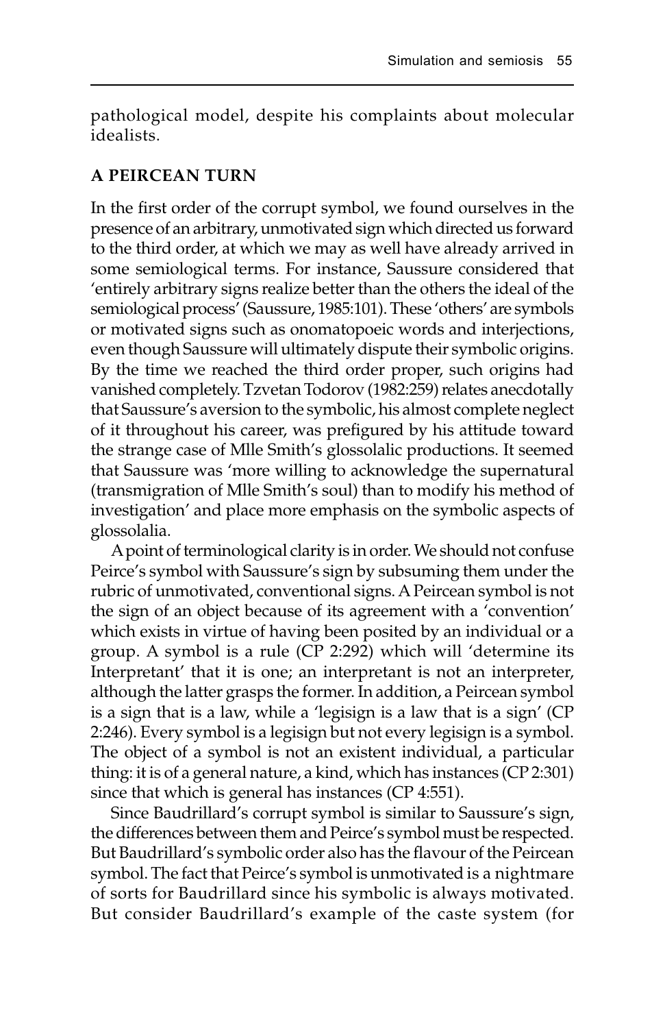pathological model, despite his complaints about molecular idealists.

## A PEIRCEAN TURN

In the first order of the corrupt symbol, we found ourselves in the presence of an arbitrary, unmotivated sign which directed us forward to the third order, at which we may as well have already arrived in some semiological terms. For instance, Saussure considered that 'entirely arbitrary signs realize better than the others the ideal of the semiological process' (Saussure, 1985:101). These 'others' are symbols or motivated signs such as onomatopoeic words and interjections, even though Saussure will ultimately dispute their symbolic origins. By the time we reached the third order proper, such origins had vanished completely. Tzvetan Todorov (1982:259) relates anecdotally that Saussure's aversion to the symbolic, his almost complete neglect of it throughout his career, was prefigured by his attitude toward the strange case of Mlle Smith's glossolalic productions. It seemed that Saussure was 'more willing to acknowledge the supernatural (transmigration of Mlle Smith's soul) than to modify his method of investigation' and place more emphasis on the symbolic aspects of glossolalia.

A point of terminological clarity is in order. We should not confuse Peirce's symbol with Saussure's sign by subsuming them under the rubric of unmotivated, conventional signs. A Peircean symbol is not the sign of an object because of its agreement with a 'convention' which exists in virtue of having been posited by an individual or a group. A symbol is a rule (CP 2:292) which will 'determine its Interpretant' that it is one; an interpretant is not an interpreter, although the latter grasps the former. In addition, a Peircean symbol is a sign that is a law, while a 'legisign is a law that is a sign' (CP 2:246). Every symbol is a legisign but not every legisign is a symbol. The object of a symbol is not an existent individual, a particular thing: it is of a general nature, a kind, which has instances (CP 2:301) since that which is general has instances (CP 4:551).

Since Baudrillard's corrupt symbol is similar to Saussure's sign, the differences between them and Peirce's symbol must be respected. But Baudrillard's symbolic order also has the flavour of the Peircean symbol. The fact that Peirce's symbol is unmotivated is a nightmare of sorts for Baudrillard since his symbolic is always motivated. But consider Baudrillard's example of the caste system (for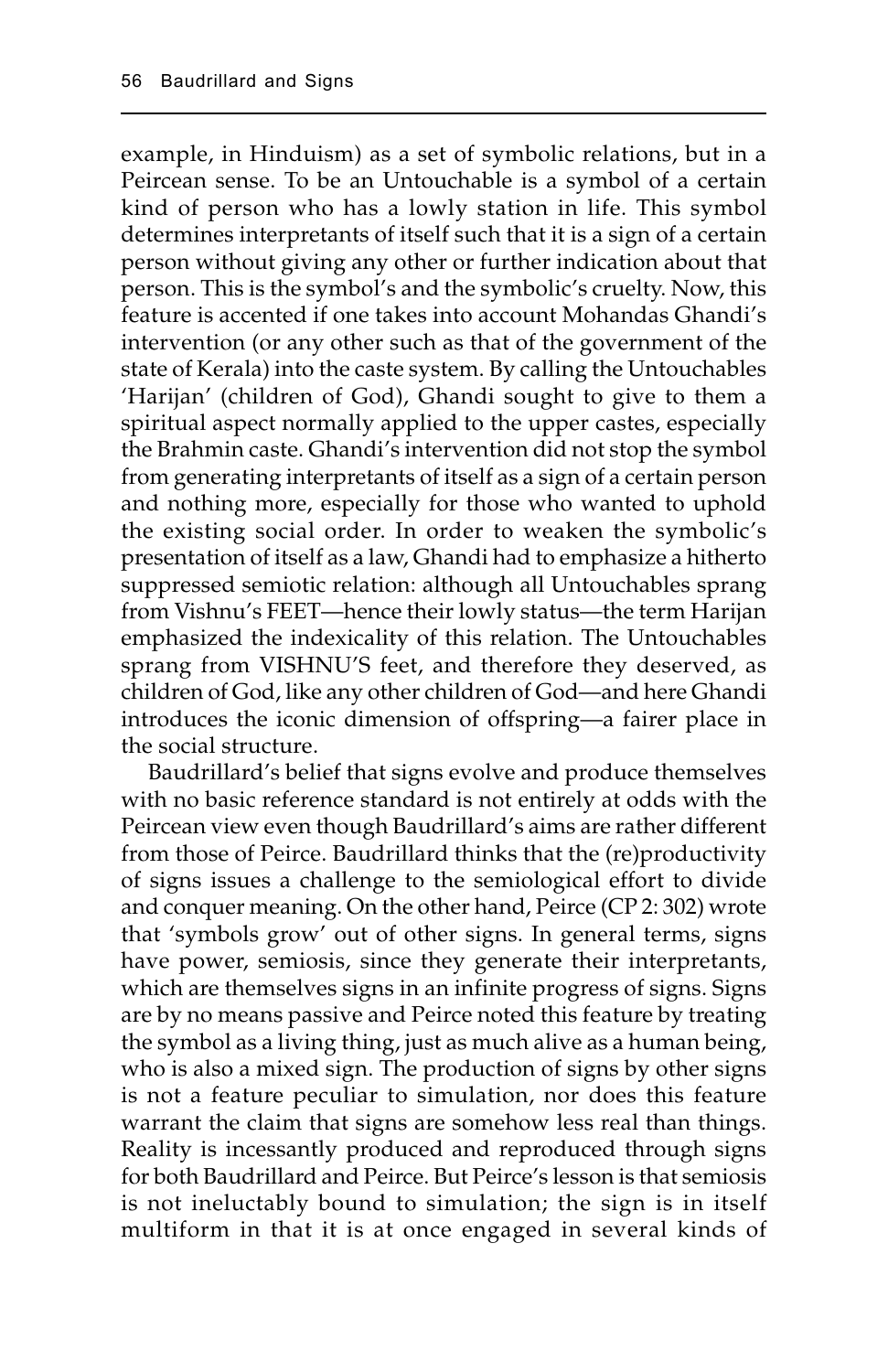example, in Hinduism) as a set of symbolic relations, but in a Peircean sense. To be an Untouchable is a symbol of a certain kind of person who has a lowly station in life. This symbol determines interpretants of itself such that it is a sign of a certain person without giving any other or further indication about that person. This is the symbol's and the symbolic's cruelty. Now, this feature is accented if one takes into account Mohandas Ghandi's intervention (or any other such as that of the government of the state of Kerala) into the caste system. By calling the Untouchables 'Harijan' (children of God), Ghandi sought to give to them a spiritual aspect normally applied to the upper castes, especially the Brahmin caste. Ghandi's intervention did not stop the symbol from generating interpretants of itself as a sign of a certain person and nothing more, especially for those who wanted to uphold the existing social order. In order to weaken the symbolic's presentation of itself as a law, Ghandi had to emphasize a hitherto suppressed semiotic relation: although all Untouchables sprang from Vishnu's FEET—hence their lowly status—the term Harijan emphasized the indexicality of this relation. The Untouchables sprang from VISHNU'S feet, and therefore they deserved, as children of God, like any other children of God—and here Ghandi introduces the iconic dimension of offspring—a fairer place in the social structure.

Baudrillard's belief that signs evolve and produce themselves with no basic reference standard is not entirely at odds with the Peircean view even though Baudrillard's aims are rather different from those of Peirce. Baudrillard thinks that the (re)productivity of signs issues a challenge to the semiological effort to divide and conquer meaning. On the other hand, Peirce (CP 2: 302) wrote that 'symbols grow' out of other signs. In general terms, signs have power, semiosis, since they generate their interpretants, which are themselves signs in an infinite progress of signs. Signs are by no means passive and Peirce noted this feature by treating the symbol as a living thing, just as much alive as a human being, who is also a mixed sign. The production of signs by other signs is not a feature peculiar to simulation, nor does this feature warrant the claim that signs are somehow less real than things. Reality is incessantly produced and reproduced through signs for both Baudrillard and Peirce. But Peirce's lesson is that semiosis is not ineluctably bound to simulation; the sign is in itself multiform in that it is at once engaged in several kinds of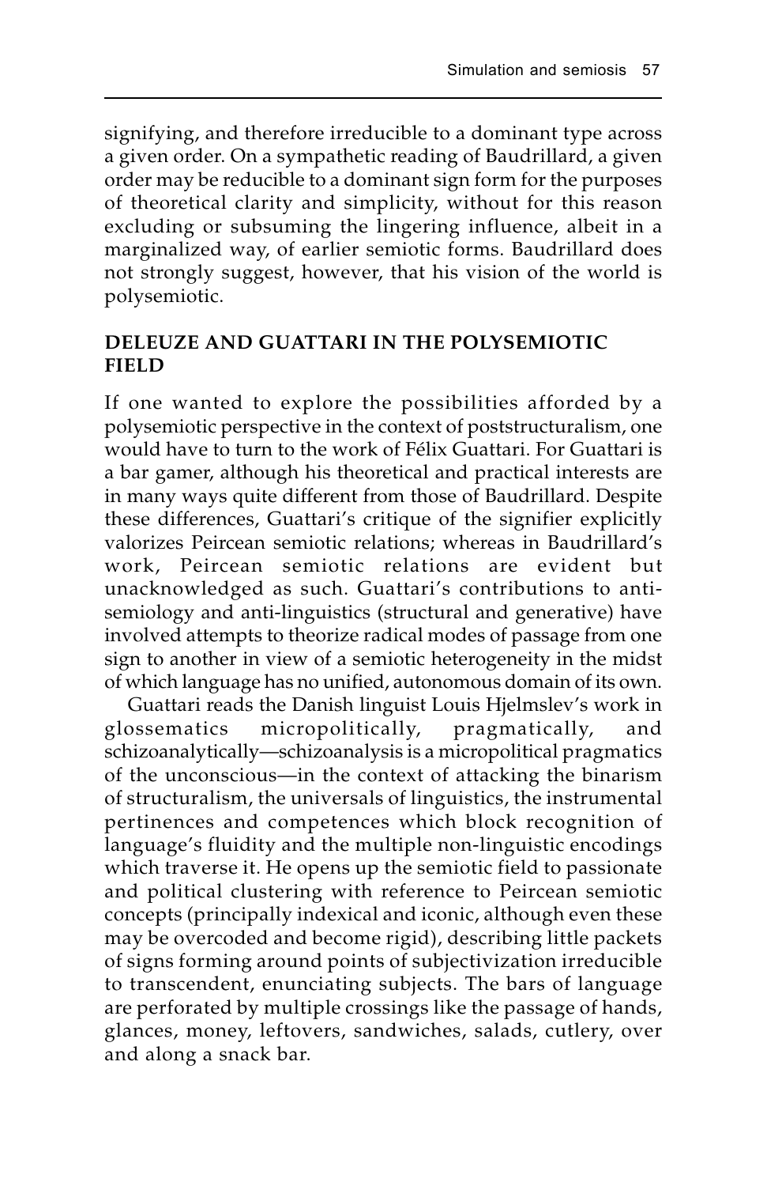signifying, and therefore irreducible to a dominant type across a given order. On a sympathetic reading of Baudrillard, a given order may be reducible to a dominant sign form for the purposes of theoretical clarity and simplicity, without for this reason excluding or subsuming the lingering influence, albeit in a marginalized way, of earlier semiotic forms. Baudrillard does not strongly suggest, however, that his vision of the world is polysemiotic.

## DELEUZE AND GUATTARI IN THE POLYSEMIOTIC FIELD

If one wanted to explore the possibilities afforded by a polysemiotic perspective in the context of poststructuralism, one would have to turn to the work of Félix Guattari. For Guattari is a bar gamer, although his theoretical and practical interests are in many ways quite different from those of Baudrillard. Despite these differences, Guattari's critique of the signifier explicitly valorizes Peircean semiotic relations; whereas in Baudrillard's work, Peircean semiotic relations are evident but unacknowledged as such. Guattari's contributions to anti-semiology and anti-linguistics (structural and generative) have involved attempts to theorize radical modes of passage from one sign to another in view of a semiotic heterogeneity in the midst of which language has no unified, autonomous domain of its own.

Guattari reads the Danish linguist Louis Hjelmslev's work in glossematics micropolitically, pragmatically, and schizoanalytically—schizoanalysis is a micropolitical pragmatics of the unconscious—in the context of attacking the binarism of structuralism, the universals of linguistics, the instrumental pertinences and competences which block recognition of language's fluidity and the multiple non-linguistic encodings which traverse it. He opens up the semiotic field to passionate and political clustering with reference to Peircean semiotic concepts (principally indexical and iconic, although even these may be overcoded and become rigid), describing little packets of signs forming around points of subjectivization irreducible to transcendent, enunciating subjects. The bars of language are perforated by multiple crossings like the passage of hands, glances, money, leftovers, sandwiches, salads, cutlery, over and along a snack bar.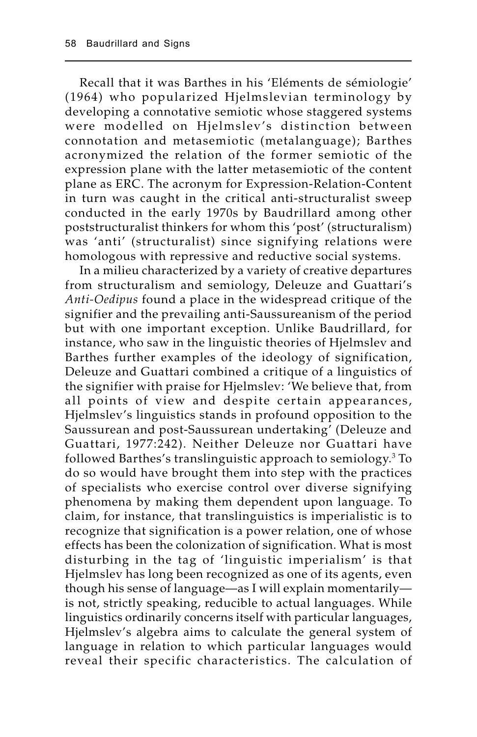Recall that it was Barthes in his 'Eléments de sémiologie' (1964) who popularized Hjelmslevian terminology by developing a connotative semiotic whose staggered systems were modelled on Hjelmslev's distinction between connotation and metasemiotic (metalanguage); Barthes acronymized the relation of the former semiotic of the expression plane with the latter metasemiotic of the content plane as ERC. The acronym for Expression-Relation-Content in turn was caught in the critical anti-structuralist sweep conducted in the early 1970s by Baudrillard among other poststructuralist thinkers for whom this 'post' (structuralism) was 'anti' (structuralist) since signifying relations were homologous with repressive and reductive social systems.

In a milieu characterized by a variety of creative departures from structuralism and semiology, Deleuze and Guattari's *Anti-Oedipus* found a place in the widespread critique of the signifier and the prevailing anti-Saussureanism of the period but with one important exception. Unlike Baudrillard, for instance, who saw in the linguistic theories of Hjelmslev and Barthes further examples of the ideology of signification, Deleuze and Guattari combined a critique of a linguistics of the signifier with praise for Hjelmslev: 'We believe that, from all points of view and despite certain appearances, Hjelmslev's linguistics stands in profound opposition to the Saussurean and post-Saussurean undertaking' (Deleuze and Guattari, 1977:242). Neither Deleuze nor Guattari have followed Barthes's translinguistic approach to semiology.[3] To do so would have brought them into step with the practices of specialists who exercise control over diverse signifying phenomena by making them dependent upon language. To claim, for instance, that translinguistics is imperialistic is to recognize that signification is a power relation, one of whose effects has been the colonization of signification. What is most disturbing in the tag of 'linguistic imperialism' is that Hjelmslev has long been recognized as one of its agents, even though his sense of language—as I will explain momentarily—is not, strictly speaking, reducible to actual languages. While linguistics ordinarily concerns itself with particular languages, Hjelmslev's algebra aims to calculate the general system of language in relation to which particular languages would reveal their specific characteristics. The calculation of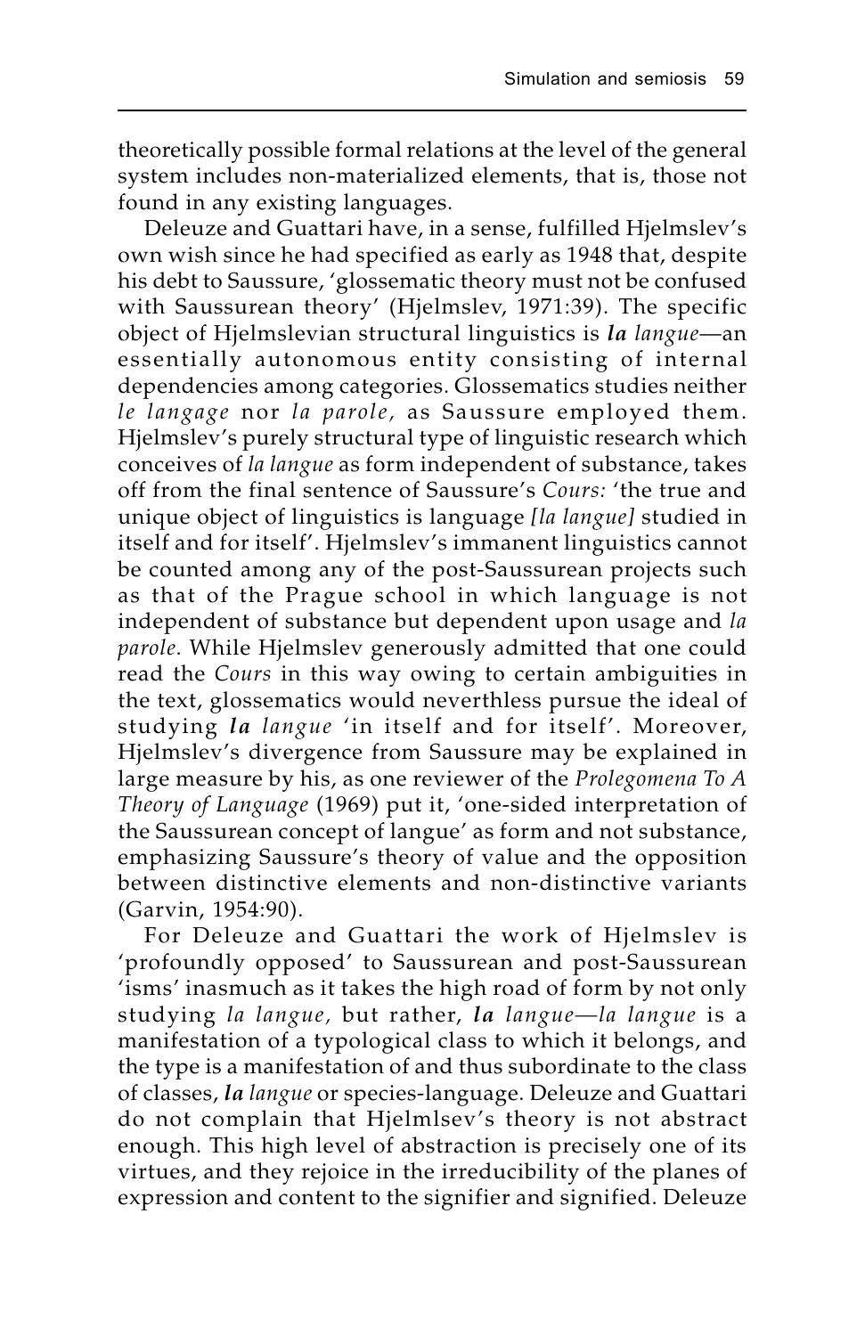theoretically possible formal relations at the level of the general system includes non-materialized elements, that is, those not found in any existing languages.

Deleuze and Guattari have, in a sense, fulfilled Hjelmslev's own wish since he had specified as early as 1948 that, despite his debt to Saussure, 'glossematic theory must not be confused with Saussurean theory' (Hjelmslev, 1971:39). The specific object of Hjelmslevian structural linguistics is ***la** langue*—an essentially autonomous entity consisting of internal dependencies among categories. Glossematics studies neither *le langage* nor *la parole,* as Saussure employed them. Hjelmslev's purely structural type of linguistic research which conceives of *la langue* as form independent of substance, takes off from the final sentence of Saussure's *Cours:* 'the true and unique object of linguistics is language *[la langue]* studied in itself and for itself'. Hjelmslev's immanent linguistics cannot be counted among any of the post-Saussurean projects such as that of the Prague school in which language is not independent of substance but dependent upon usage and *la parole*. While Hjelmslev generously admitted that one could read the *Cours* in this way owing to certain ambiguities in the text, glossematics would neverthless pursue the ideal of studying ***la** langue* 'in itself and for itself'. Moreover, Hjelmslev's divergence from Saussure may be explained in large measure by his, as one reviewer of the *Prolegomena To A Theory of Language* (1969) put it, 'one-sided interpretation of the Saussurean concept of langue' as form and not substance, emphasizing Saussure's theory of value and the opposition between distinctive elements and non-distinctive variants (Garvin, 1954:90).

For Deleuze and Guattari the work of Hjelmslev is 'profoundly opposed' to Saussurean and post-Saussurean 'isms' inasmuch as it takes the high road of form by not only studying *la langue,* but rather, ***la** langue*—*la langue* is a manifestation of a typological class to which it belongs, and the type is a manifestation of and thus subordinate to the class of classes, ***la** langue* or species-language. Deleuze and Guattari do not complain that Hjelmlsev's theory is not abstract enough. This high level of abstraction is precisely one of its virtues, and they rejoice in the irreducibility of the planes of expression and content to the signifier and signified. Deleuze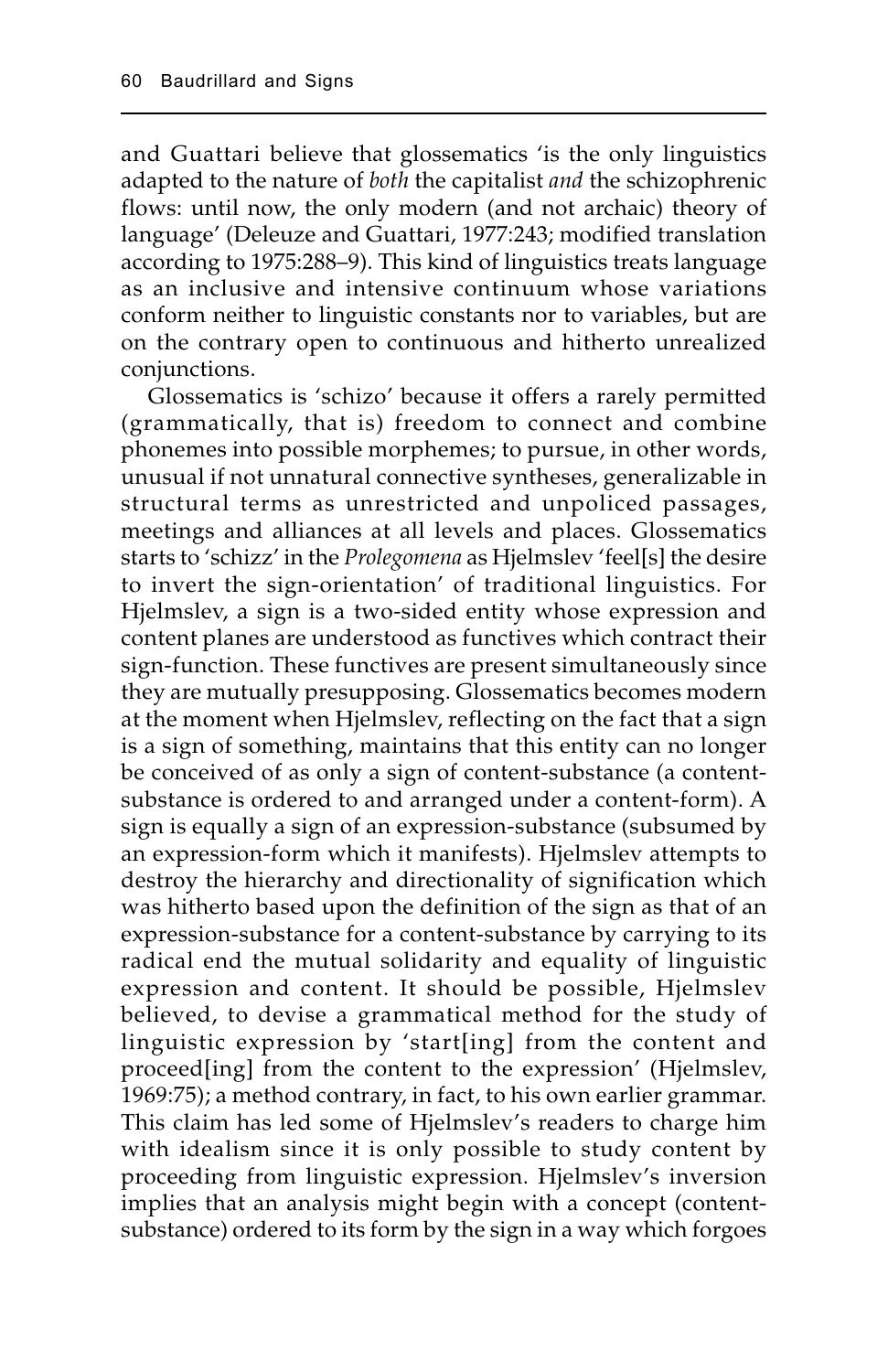and Guattari believe that glossematics 'is the only linguistics adapted to the nature of *both* the capitalist *and* the schizophrenic flows: until now, the only modern (and not archaic) theory of language' (Deleuze and Guattari, 1977:243; modified translation according to 1975:288–9). This kind of linguistics treats language as an inclusive and intensive continuum whose variations conform neither to linguistic constants nor to variables, but are on the contrary open to continuous and hitherto unrealized conjunctions.

Glossematics is 'schizo' because it offers a rarely permitted (grammatically, that is) freedom to connect and combine phonemes into possible morphemes; to pursue, in other words, unusual if not unnatural connective syntheses, generalizable in structural terms as unrestricted and unpoliced passages, meetings and alliances at all levels and places. Glossematics starts to 'schizz' in the *Prolegomena* as Hjelmslev 'feel[s] the desire to invert the sign-orientation' of traditional linguistics. For Hjelmslev, a sign is a two-sided entity whose expression and content planes are understood as functives which contract their sign-function. These functives are present simultaneously since they are mutually presupposing. Glossematics becomes modern at the moment when Hjelmslev, reflecting on the fact that a sign is a sign of something, maintains that this entity can no longer be conceived of as only a sign of content-substance (a content-substance is ordered to and arranged under a content-form). A sign is equally a sign of an expression-substance (subsumed by an expression-form which it manifests). Hjelmslev attempts to destroy the hierarchy and directionality of signification which was hitherto based upon the definition of the sign as that of an expression-substance for a content-substance by carrying to its radical end the mutual solidarity and equality of linguistic expression and content. It should be possible, Hjelmslev believed, to devise a grammatical method for the study of linguistic expression by 'start[ing] from the content and proceed[ing] from the content to the expression' (Hjelmslev, 1969:75); a method contrary, in fact, to his own earlier grammar. This claim has led some of Hjelmslev's readers to charge him with idealism since it is only possible to study content by proceeding from linguistic expression. Hjelmslev's inversion implies that an analysis might begin with a concept (content-substance) ordered to its form by the sign in a way which forgoes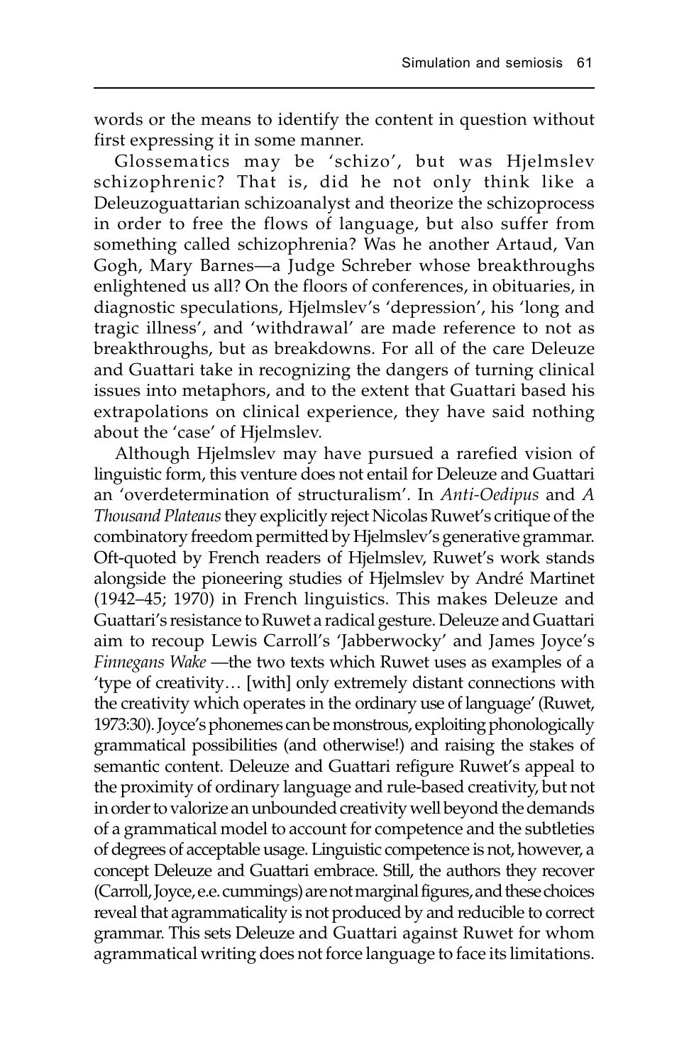words or the means to identify the content in question without first expressing it in some manner.

Glossematics may be 'schizo', but was Hjelmslev schizophrenic? That is, did he not only think like a Deleuzoguattarian schizoanalyst and theorize the schizoprocess in order to free the flows of language, but also suffer from something called schizophrenia? Was he another Artaud, Van Gogh, Mary Barnes—a Judge Schreber whose breakthroughs enlightened us all? On the floors of conferences, in obituaries, in diagnostic speculations, Hjelmslev's 'depression', his 'long and tragic illness', and 'withdrawal' are made reference to not as breakthroughs, but as breakdowns. For all of the care Deleuze and Guattari take in recognizing the dangers of turning clinical issues into metaphors, and to the extent that Guattari based his extrapolations on clinical experience, they have said nothing about the 'case' of Hjelmslev.

Although Hjelmslev may have pursued a rarefied vision of linguistic form, this venture does not entail for Deleuze and Guattari an 'overdetermination of structuralism'. In *Anti-Oedipus* and *A Thousand Plateaus* they explicitly reject Nicolas Ruwet's critique of the combinatory freedom permitted by Hjelmslev's generative grammar. Oft-quoted by French readers of Hjelmslev, Ruwet's work stands alongside the pioneering studies of Hjelmslev by André Martinet (1942–45; 1970) in French linguistics. This makes Deleuze and Guattari's resistance to Ruwet a radical gesture. Deleuze and Guattari aim to recoup Lewis Carroll's 'Jabberwocky' and James Joyce's *Finnegans Wake* —the two texts which Ruwet uses as examples of a 'type of creativity… [with] only extremely distant connections with the creativity which operates in the ordinary use of language' (Ruwet, 1973:30). Joyce's phonemes can be monstrous, exploiting phonologically grammatical possibilities (and otherwise!) and raising the stakes of semantic content. Deleuze and Guattari refigure Ruwet's appeal to the proximity of ordinary language and rule-based creativity, but not in order to valorize an unbounded creativity well beyond the demands of a grammatical model to account for competence and the subtleties of degrees of acceptable usage. Linguistic competence is not, however, a concept Deleuze and Guattari embrace. Still, the authors they recover (Carroll, Joyce, e.e. cummings) are not marginal figures, and these choices reveal that agrammaticality is not produced by and reducible to correct grammar. This sets Deleuze and Guattari against Ruwet for whom agrammatical writing does not force language to face its limitations.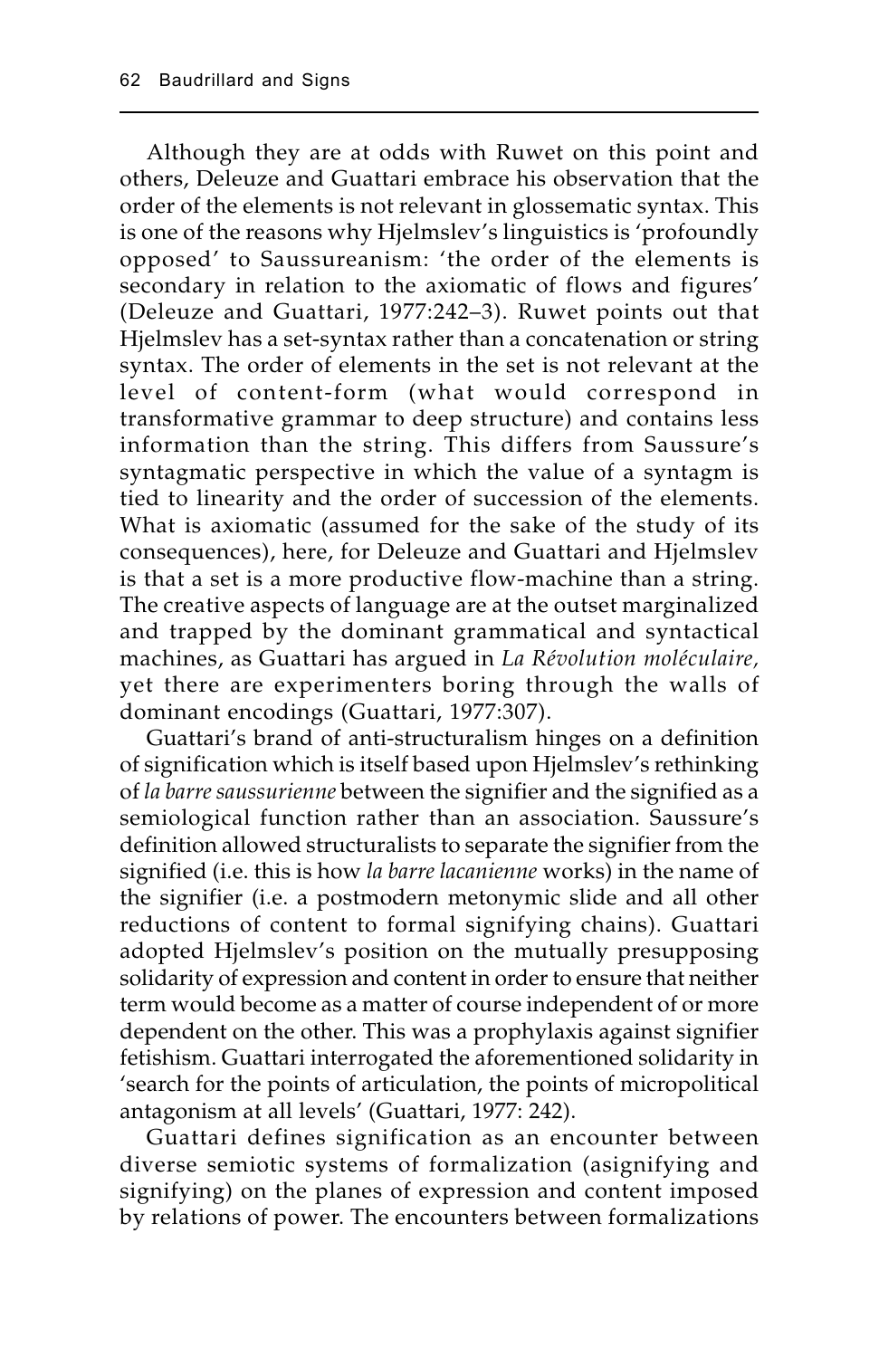Although they are at odds with Ruwet on this point and others, Deleuze and Guattari embrace his observation that the order of the elements is not relevant in glossematic syntax. This is one of the reasons why Hjelmslev's linguistics is 'profoundly opposed' to Saussureanism: 'the order of the elements is secondary in relation to the axiomatic of flows and figures' (Deleuze and Guattari, 1977:242–3). Ruwet points out that Hjelmslev has a set-syntax rather than a concatenation or string syntax. The order of elements in the set is not relevant at the level of content-form (what would correspond in transformative grammar to deep structure) and contains less information than the string. This differs from Saussure's syntagmatic perspective in which the value of a syntagm is tied to linearity and the order of succession of the elements. What is axiomatic (assumed for the sake of the study of its consequences), here, for Deleuze and Guattari and Hjelmslev is that a set is a more productive flow-machine than a string. The creative aspects of language are at the outset marginalized and trapped by the dominant grammatical and syntactical machines, as Guattari has argued in *La Révolution moléculaire*, yet there are experimenters boring through the walls of dominant encodings (Guattari, 1977:307).

Guattari's brand of anti-structuralism hinges on a definition of signification which is itself based upon Hjelmslev's rethinking of *la barre saussurienne* between the signifier and the signified as a semiological function rather than an association. Saussure's definition allowed structuralists to separate the signifier from the signified (i.e. this is how *la barre lacanienne* works) in the name of the signifier (i.e. a postmodern metonymic slide and all other reductions of content to formal signifying chains). Guattari adopted Hjelmslev's position on the mutually presupposing solidarity of expression and content in order to ensure that neither term would become as a matter of course independent of or more dependent on the other. This was a prophylaxis against signifier fetishism. Guattari interrogated the aforementioned solidarity in 'search for the points of articulation, the points of micropolitical antagonism at all levels' (Guattari, 1977: 242).

Guattari defines signification as an encounter between diverse semiotic systems of formalization (asignifying and signifying) on the planes of expression and content imposed by relations of power. The encounters between formalizations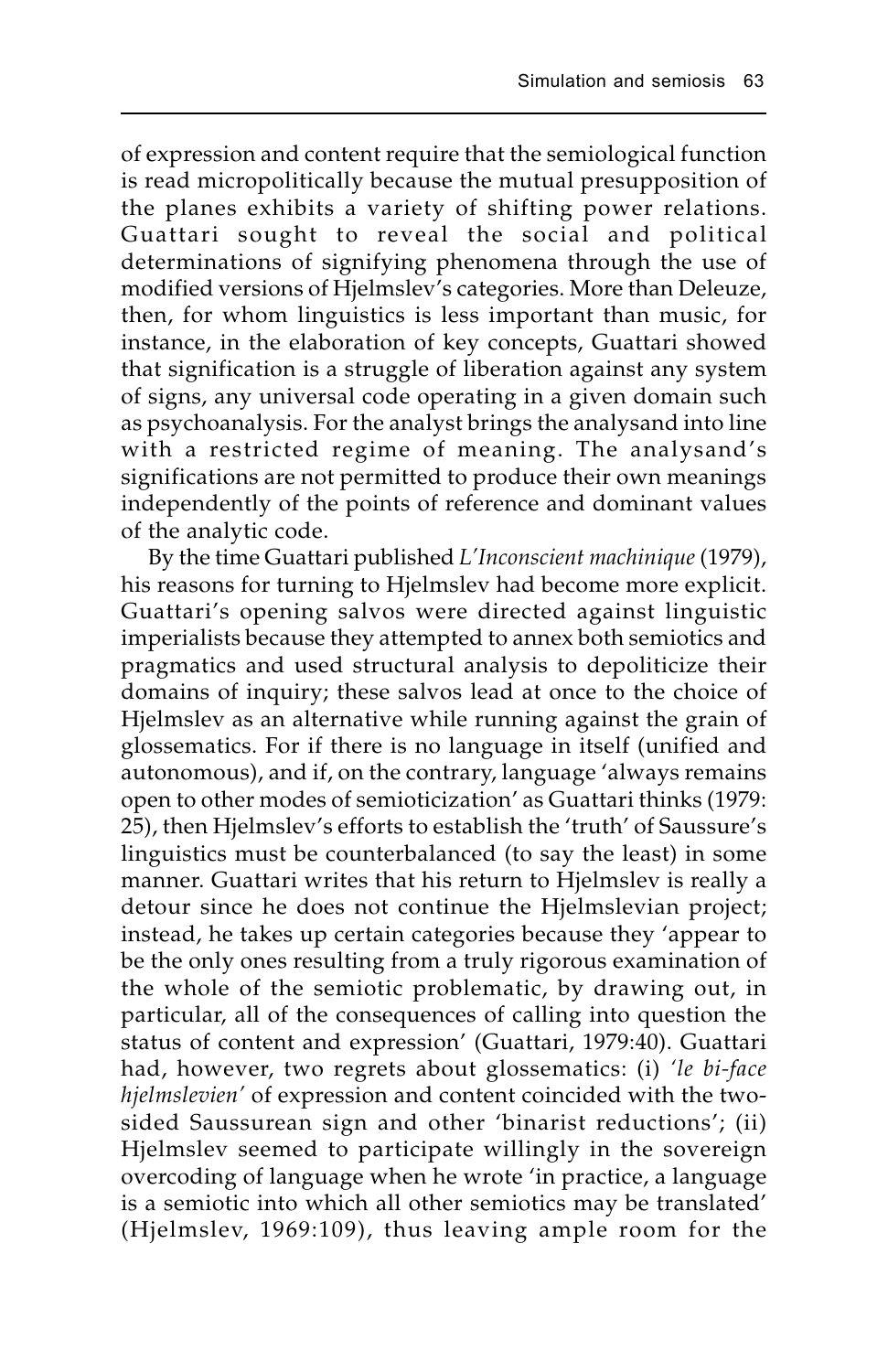of expression and content require that the semiological function is read micropolitically because the mutual presupposition of the planes exhibits a variety of shifting power relations. Guattari sought to reveal the social and political determinations of signifying phenomena through the use of modified versions of Hjelmslev's categories. More than Deleuze, then, for whom linguistics is less important than music, for instance, in the elaboration of key concepts, Guattari showed that signification is a struggle of liberation against any system of signs, any universal code operating in a given domain such as psychoanalysis. For the analyst brings the analysand into line with a restricted regime of meaning. The analysand's significations are not permitted to produce their own meanings independently of the points of reference and dominant values of the analytic code.

By the time Guattari published *L'Inconscient machinique* (1979), his reasons for turning to Hjelmslev had become more explicit. Guattari's opening salvos were directed against linguistic imperialists because they attempted to annex both semiotics and pragmatics and used structural analysis to depoliticize their domains of inquiry; these salvos lead at once to the choice of Hjelmslev as an alternative while running against the grain of glossematics. For if there is no language in itself (unified and autonomous), and if, on the contrary, language 'always remains open to other modes of semioticization' as Guattari thinks (1979: 25), then Hjelmslev's efforts to establish the 'truth' of Saussure's linguistics must be counterbalanced (to say the least) in some manner. Guattari writes that his return to Hjelmslev is really a detour since he does not continue the Hjelmslevian project; instead, he takes up certain categories because they 'appear to be the only ones resulting from a truly rigorous examination of the whole of the semiotic problematic, by drawing out, in particular, all of the consequences of calling into question the status of content and expression' (Guattari, 1979:40). Guattari had, however, two regrets about glossematics: (i) *'le bi-face hjelmslevien'* of expression and content coincided with the two-sided Saussurean sign and other 'binarist reductions'; (ii) Hjelmslev seemed to participate willingly in the sovereign overcoding of language when he wrote 'in practice, a language is a semiotic into which all other semiotics may be translated' (Hjelmslev, 1969:109), thus leaving ample room for the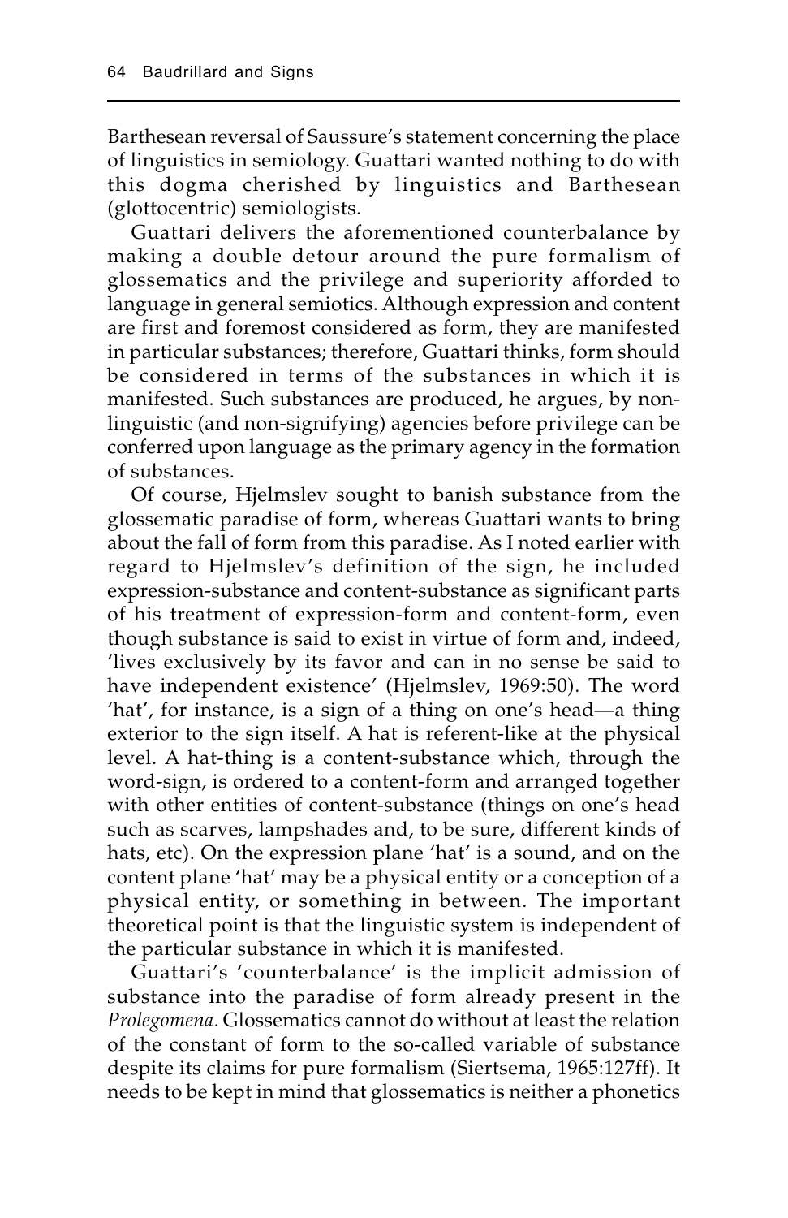Barthesean reversal of Saussure's statement concerning the place of linguistics in semiology. Guattari wanted nothing to do with this dogma cherished by linguistics and Barthesean (glottocentric) semiologists.

Guattari delivers the aforementioned counterbalance by making a double detour around the pure formalism of glossematics and the privilege and superiority afforded to language in general semiotics. Although expression and content are first and foremost considered as form, they are manifested in particular substances; therefore, Guattari thinks, form should be considered in terms of the substances in which it is manifested. Such substances are produced, he argues, by non-linguistic (and non-signifying) agencies before privilege can be conferred upon language as the primary agency in the formation of substances.

Of course, Hjelmslev sought to banish substance from the glossematic paradise of form, whereas Guattari wants to bring about the fall of form from this paradise. As I noted earlier with regard to Hjelmslev's definition of the sign, he included expression-substance and content-substance as significant parts of his treatment of expression-form and content-form, even though substance is said to exist in virtue of form and, indeed, 'lives exclusively by its favor and can in no sense be said to have independent existence' (Hjelmslev, 1969:50). The word 'hat', for instance, is a sign of a thing on one's head—a thing exterior to the sign itself. A hat is referent-like at the physical level. A hat-thing is a content-substance which, through the word-sign, is ordered to a content-form and arranged together with other entities of content-substance (things on one's head such as scarves, lampshades and, to be sure, different kinds of hats, etc). On the expression plane 'hat' is a sound, and on the content plane 'hat' may be a physical entity or a conception of a physical entity, or something in between. The important theoretical point is that the linguistic system is independent of the particular substance in which it is manifested.

Guattari's 'counterbalance' is the implicit admission of substance into the paradise of form already present in the *Prolegomena*. Glossematics cannot do without at least the relation of the constant of form to the so-called variable of substance despite its claims for pure formalism (Siertsema, 1965:127ff). It needs to be kept in mind that glossematics is neither a phonetics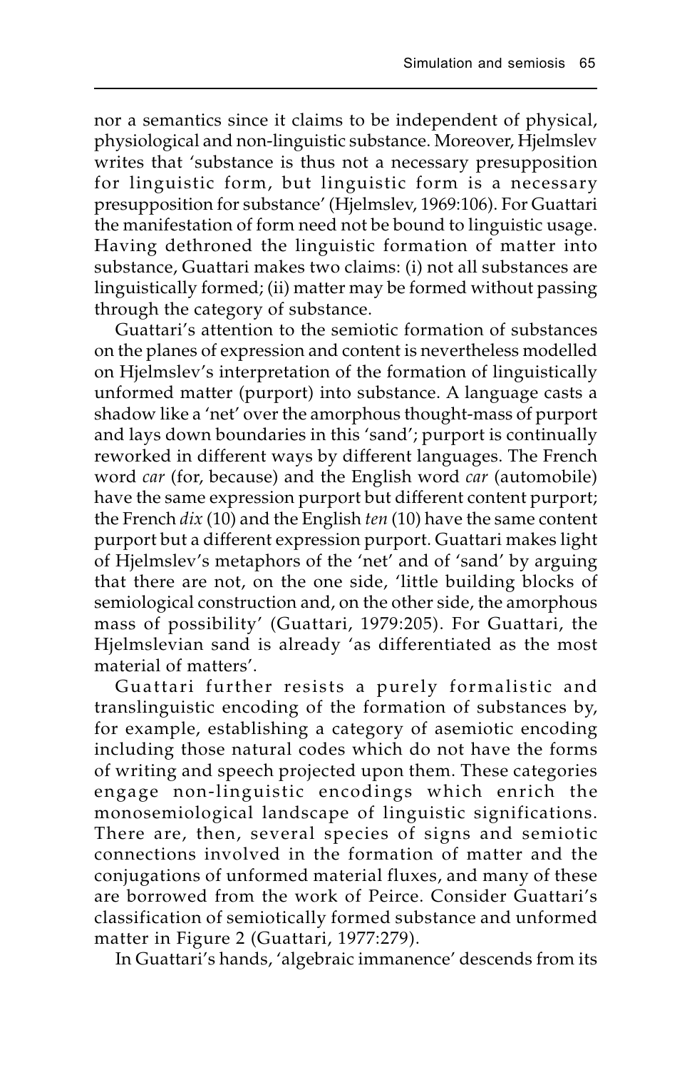nor a semantics since it claims to be independent of physical, physiological and non-linguistic substance. Moreover, Hjelmslev writes that 'substance is thus not a necessary presupposition for linguistic form, but linguistic form is a necessary presupposition for substance' (Hjelmslev, 1969:106). For Guattari the manifestation of form need not be bound to linguistic usage. Having dethroned the linguistic formation of matter into substance, Guattari makes two claims: (i) not all substances are linguistically formed; (ii) matter may be formed without passing through the category of substance.

Guattari's attention to the semiotic formation of substances on the planes of expression and content is nevertheless modelled on Hjelmslev's interpretation of the formation of linguistically unformed matter (purport) into substance. A language casts a shadow like a 'net' over the amorphous thought-mass of purport and lays down boundaries in this 'sand'; purport is continually reworked in different ways by different languages. The French word *car* (for, because) and the English word *car* (automobile) have the same expression purport but different content purport; the French *dix* (10) and the English *ten* (10) have the same content purport but a different expression purport. Guattari makes light of Hjelmslev's metaphors of the 'net' and of 'sand' by arguing that there are not, on the one side, 'little building blocks of semiological construction and, on the other side, the amorphous mass of possibility' (Guattari, 1979:205). For Guattari, the Hjelmslevian sand is already 'as differentiated as the most material of matters'.

Guattari further resists a purely formalistic and translinguistic encoding of the formation of substances by, for example, establishing a category of asemiotic encoding including those natural codes which do not have the forms of writing and speech projected upon them. These categories engage non-linguistic encodings which enrich the monosemiological landscape of linguistic significations. There are, then, several species of signs and semiotic connections involved in the formation of matter and the conjugations of unformed material fluxes, and many of these are borrowed from the work of Peirce. Consider Guattari's classification of semiotically formed substance and unformed matter in Figure 2 (Guattari, 1977:279).

In Guattari's hands, 'algebraic immanence' descends from its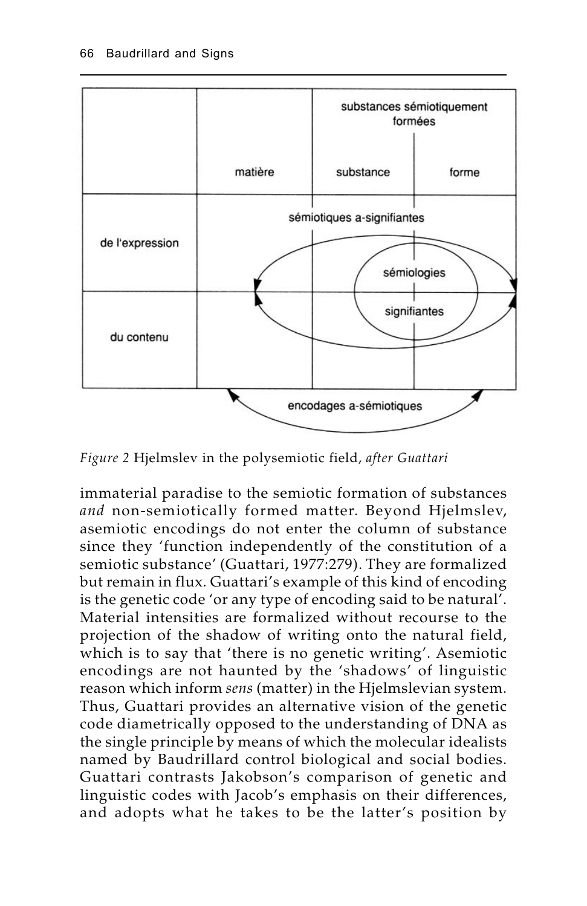| | | substances sémiotiquement formées | |
|---|---|---|---|
| | matière | substance | forme |
| de l'expression | | sémiotiques a-signifiantes | sémiologies |
| du contenu | | | signifiantes |
| | encodages a-sémiotiques | | |

*Figure 2* Hjelmslev in the polysemiotic field, *after Guattari*

immaterial paradise to the semiotic formation of substances *and* non-semiotically formed matter. Beyond Hjelmslev, asemiotic encodings do not enter the column of substance since they 'function independently of the constitution of a semiotic substance' (Guattari, 1977:279). They are formalized but remain in flux. Guattari's example of this kind of encoding is the genetic code 'or any type of encoding said to be natural'. Material intensities are formalized without recourse to the projection of the shadow of writing onto the natural field, which is to say that 'there is no genetic writing'. Asemiotic encodings are not haunted by the 'shadows' of linguistic reason which inform *sens* (matter) in the Hjelmslevian system. Thus, Guattari provides an alternative vision of the genetic code diametrically opposed to the understanding of DNA as the single principle by means of which the molecular idealists named by Baudrillard control biological and social bodies. Guattari contrasts Jakobson's comparison of genetic and linguistic codes with Jacob's emphasis on their differences, and adopts what he takes to be the latter's position by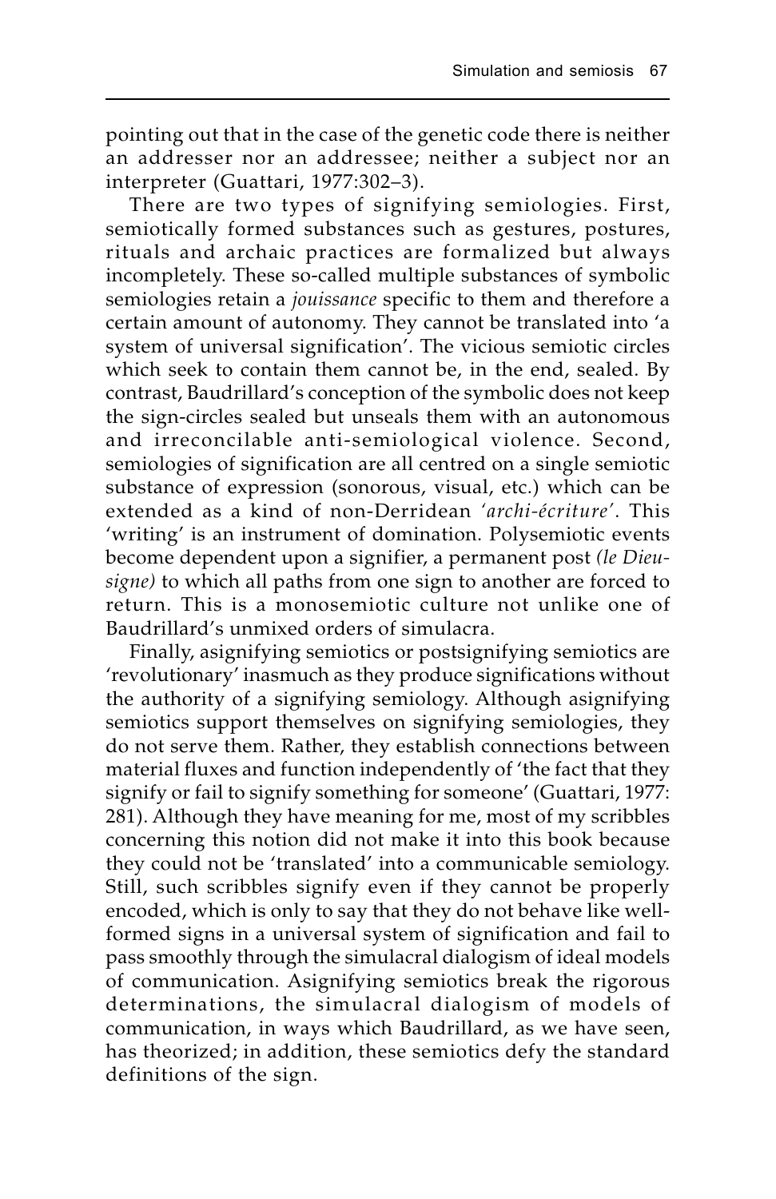pointing out that in the case of the genetic code there is neither an addresser nor an addressee; neither a subject nor an interpreter (Guattari, 1977:302–3).

There are two types of signifying semiologies. First, semiotically formed substances such as gestures, postures, rituals and archaic practices are formalized but always incompletely. These so-called multiple substances of symbolic semiologies retain a *jouissance* specific to them and therefore a certain amount of autonomy. They cannot be translated into 'a system of universal signification'. The vicious semiotic circles which seek to contain them cannot be, in the end, sealed. By contrast, Baudrillard's conception of the symbolic does not keep the sign-circles sealed but unseals them with an autonomous and irreconcilable anti-semiological violence. Second, semiologies of signification are all centred on a single semiotic substance of expression (sonorous, visual, etc.) which can be extended as a kind of non-Derridean *'archi-écriture'*. This 'writing' is an instrument of domination. Polysemiotic events become dependent upon a signifier, a permanent post *(le Dieu-signe)* to which all paths from one sign to another are forced to return. This is a monosemiotic culture not unlike one of Baudrillard's unmixed orders of simulacra.

Finally, asignifying semiotics or postsignifying semiotics are 'revolutionary' inasmuch as they produce significations without the authority of a signifying semiology. Although asignifying semiotics support themselves on signifying semiologies, they do not serve them. Rather, they establish connections between material fluxes and function independently of 'the fact that they signify or fail to signify something for someone' (Guattari, 1977: 281). Although they have meaning for me, most of my scribbles concerning this notion did not make it into this book because they could not be 'translated' into a communicable semiology. Still, such scribbles signify even if they cannot be properly encoded, which is only to say that they do not behave like well-formed signs in a universal system of signification and fail to pass smoothly through the simulacral dialogism of ideal models of communication. Asignifying semiotics break the rigorous determinations, the simulacral dialogism of models of communication, in ways which Baudrillard, as we have seen, has theorized; in addition, these semiotics defy the standard definitions of the sign.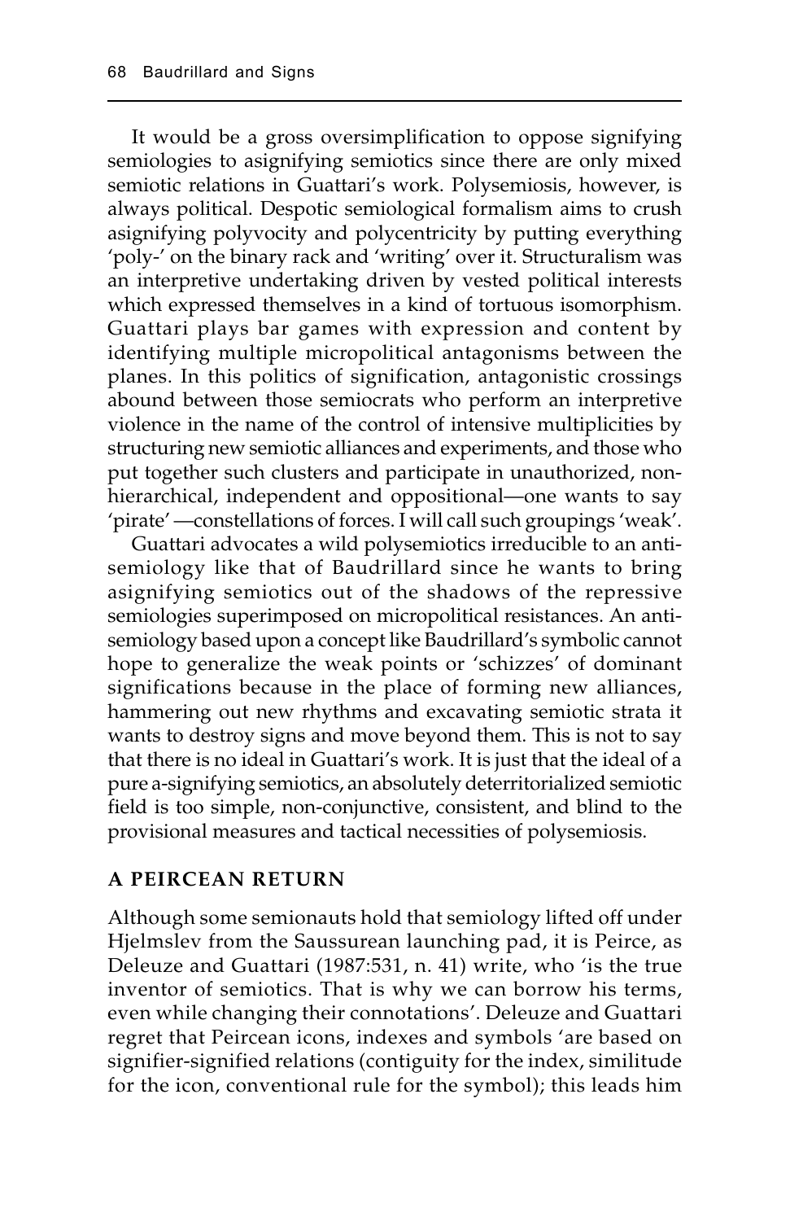It would be a gross oversimplification to oppose signifying semiologies to asignifying semiotics since there are only mixed semiotic relations in Guattari's work. Polysemiosis, however, is always political. Despotic semiological formalism aims to crush asignifying polyvocity and polycentricity by putting everything 'poly-' on the binary rack and 'writing' over it. Structuralism was an interpretive undertaking driven by vested political interests which expressed themselves in a kind of tortuous isomorphism. Guattari plays bar games with expression and content by identifying multiple micropolitical antagonisms between the planes. In this politics of signification, antagonistic crossings abound between those semiocrats who perform an interpretive violence in the name of the control of intensive multiplicities by structuring new semiotic alliances and experiments, and those who put together such clusters and participate in unauthorized, non-hierarchical, independent and oppositional—one wants to say 'pirate'—constellations of forces. I will call such groupings 'weak'.

Guattari advocates a wild polysemiotics irreducible to an anti-semiology like that of Baudrillard since he wants to bring asignifying semiotics out of the shadows of the repressive semiologies superimposed on micropolitical resistances. An anti-semiology based upon a concept like Baudrillard's symbolic cannot hope to generalize the weak points or 'schizzes' of dominant significations because in the place of forming new alliances, hammering out new rhythms and excavating semiotic strata it wants to destroy signs and move beyond them. This is not to say that there is no ideal in Guattari's work. It is just that the ideal of a pure a-signifying semiotics, an absolutely deterritorialized semiotic field is too simple, non-conjunctive, consistent, and blind to the provisional measures and tactical necessities of polysemiosis.

## A PEIRCEAN RETURN

Although some semionauts hold that semiology lifted off under Hjelmslev from the Saussurean launching pad, it is Peirce, as Deleuze and Guattari (1987:531, n. 41) write, who 'is the true inventor of semiotics. That is why we can borrow his terms, even while changing their connotations'. Deleuze and Guattari regret that Peircean icons, indexes and symbols 'are based on signifier-signified relations (contiguity for the index, similitude for the icon, conventional rule for the symbol); this leads him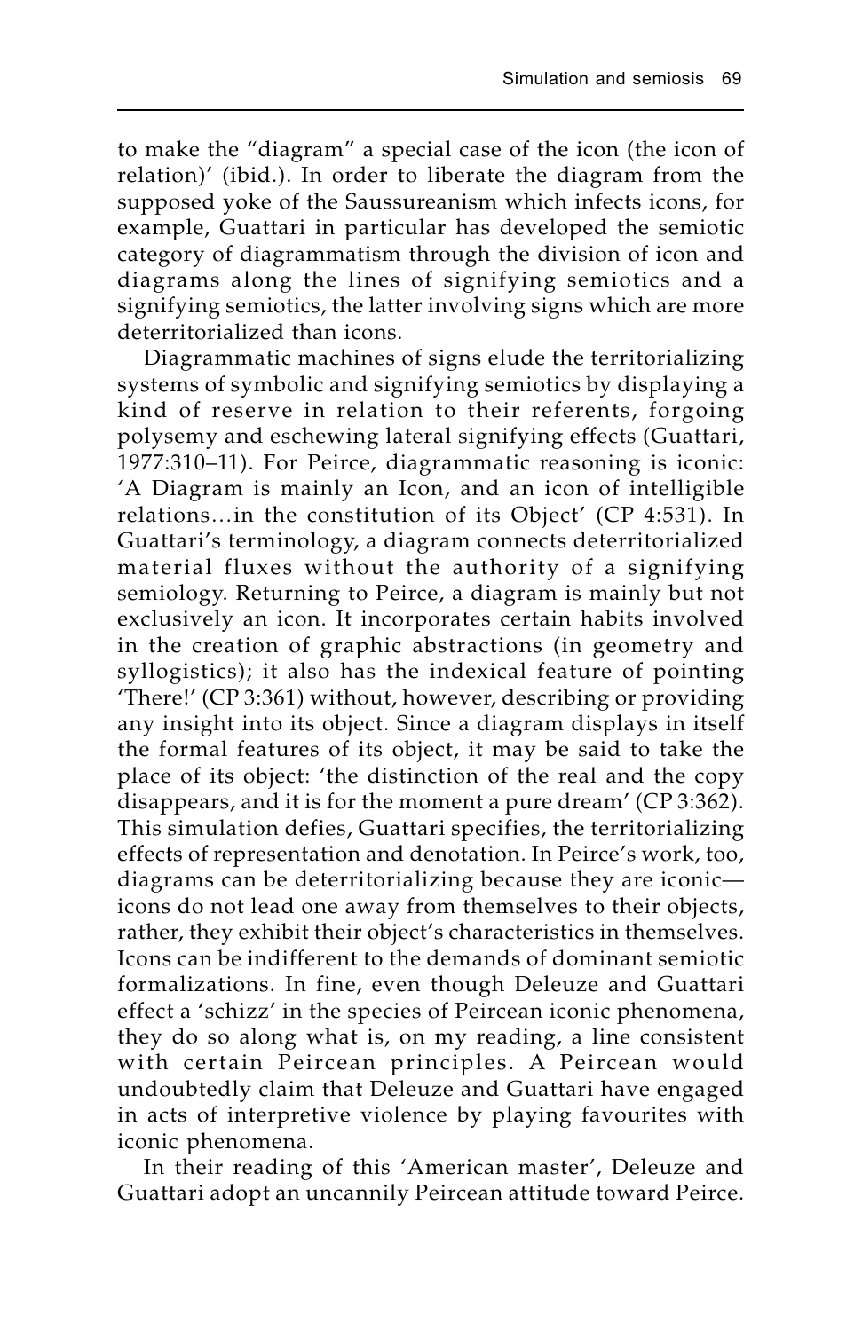to make the "diagram" a special case of the icon (the icon of relation)' (ibid.). In order to liberate the diagram from the supposed yoke of the Saussureanism which infects icons, for example, Guattari in particular has developed the semiotic category of diagrammatism through the division of icon and diagrams along the lines of signifying semiotics and a signifying semiotics, the latter involving signs which are more deterritorialized than icons.

Diagrammatic machines of signs elude the territorializing systems of symbolic and signifying semiotics by displaying a kind of reserve in relation to their referents, forgoing polysemy and eschewing lateral signifying effects (Guattari, 1977:310–11). For Peirce, diagrammatic reasoning is iconic: 'A Diagram is mainly an Icon, and an icon of intelligible relations…in the constitution of its Object' (CP 4:531). In Guattari's terminology, a diagram connects deterritorialized material fluxes without the authority of a signifying semiology. Returning to Peirce, a diagram is mainly but not exclusively an icon. It incorporates certain habits involved in the creation of graphic abstractions (in geometry and syllogistics); it also has the indexical feature of pointing 'There!' (CP 3:361) without, however, describing or providing any insight into its object. Since a diagram displays in itself the formal features of its object, it may be said to take the place of its object: 'the distinction of the real and the copy disappears, and it is for the moment a pure dream' (CP 3:362). This simulation defies, Guattari specifies, the territorializing effects of representation and denotation. In Peirce's work, too, diagrams can be deterritorializing because they are iconic—icons do not lead one away from themselves to their objects, rather, they exhibit their object's characteristics in themselves. Icons can be indifferent to the demands of dominant semiotic formalizations. In fine, even though Deleuze and Guattari effect a 'schizz' in the species of Peircean iconic phenomena, they do so along what is, on my reading, a line consistent with certain Peircean principles. A Peircean would undoubtedly claim that Deleuze and Guattari have engaged in acts of interpretive violence by playing favourites with iconic phenomena.

In their reading of this 'American master', Deleuze and Guattari adopt an uncannily Peircean attitude toward Peirce.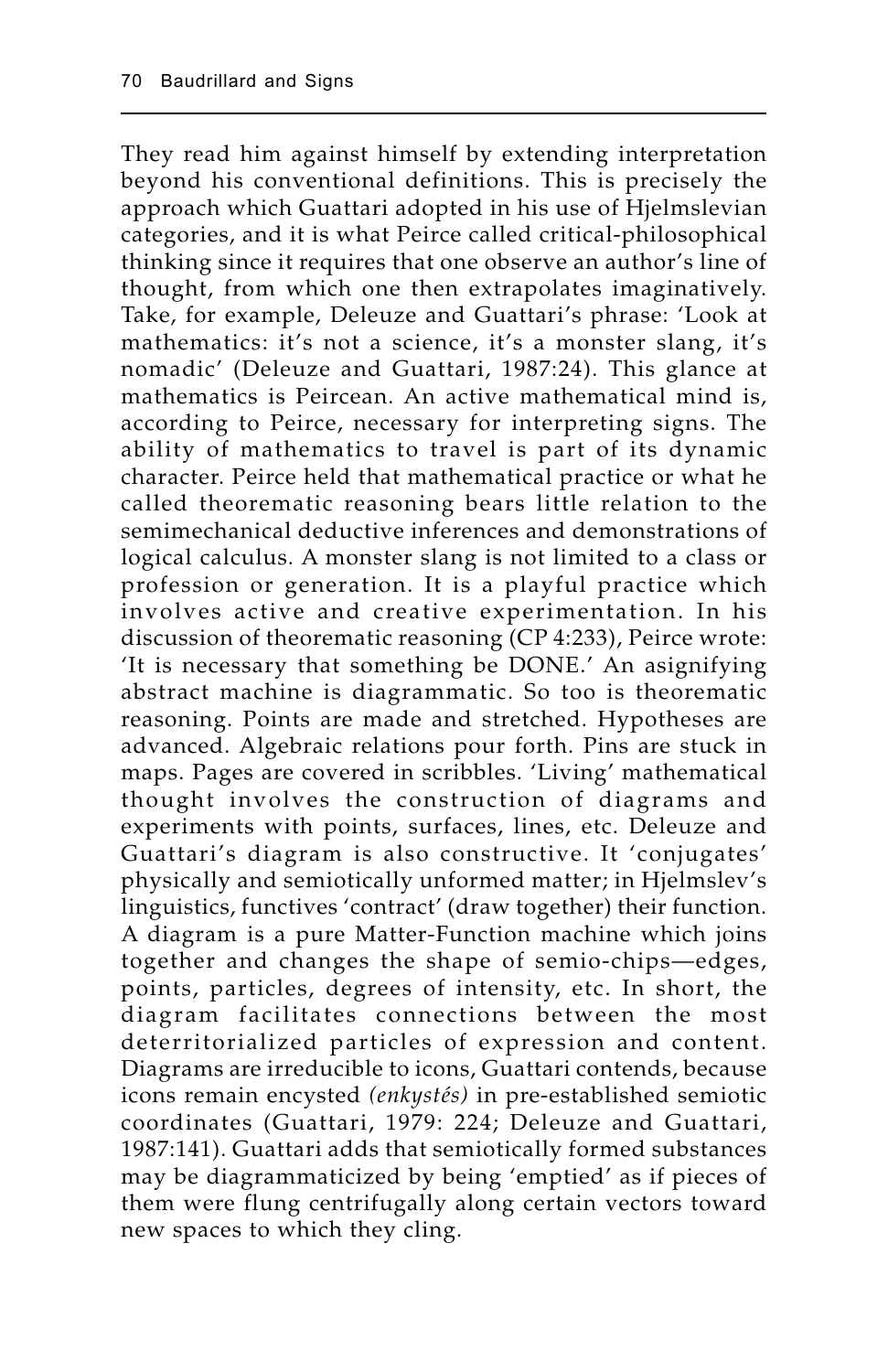They read him against himself by extending interpretation beyond his conventional definitions. This is precisely the approach which Guattari adopted in his use of Hjelmslevian categories, and it is what Peirce called critical-philosophical thinking since it requires that one observe an author's line of thought, from which one then extrapolates imaginatively. Take, for example, Deleuze and Guattari's phrase: 'Look at mathematics: it's not a science, it's a monster slang, it's nomadic' (Deleuze and Guattari, 1987:24). This glance at mathematics is Peircean. An active mathematical mind is, according to Peirce, necessary for interpreting signs. The ability of mathematics to travel is part of its dynamic character. Peirce held that mathematical practice or what he called theorematic reasoning bears little relation to the semimechanical deductive inferences and demonstrations of logical calculus. A monster slang is not limited to a class or profession or generation. It is a playful practice which involves active and creative experimentation. In his discussion of theorematic reasoning (CP 4:233), Peirce wrote: 'It is necessary that something be DONE.' An asignifying abstract machine is diagrammatic. So too is theorematic reasoning. Points are made and stretched. Hypotheses are advanced. Algebraic relations pour forth. Pins are stuck in maps. Pages are covered in scribbles. 'Living' mathematical thought involves the construction of diagrams and experiments with points, surfaces, lines, etc. Deleuze and Guattari's diagram is also constructive. It 'conjugates' physically and semiotically unformed matter; in Hjelmslev's linguistics, functives 'contract' (draw together) their function. A diagram is a pure Matter-Function machine which joins together and changes the shape of semio-chips—edges, points, particles, degrees of intensity, etc. In short, the diagram facilitates connections between the most deterritorialized particles of expression and content. Diagrams are irreducible to icons, Guattari contends, because icons remain encysted *(enkystés)* in pre-established semiotic coordinates (Guattari, 1979: 224; Deleuze and Guattari, 1987:141). Guattari adds that semiotically formed substances may be diagrammaticized by being 'emptied' as if pieces of them were flung centrifugally along certain vectors toward new spaces to which they cling.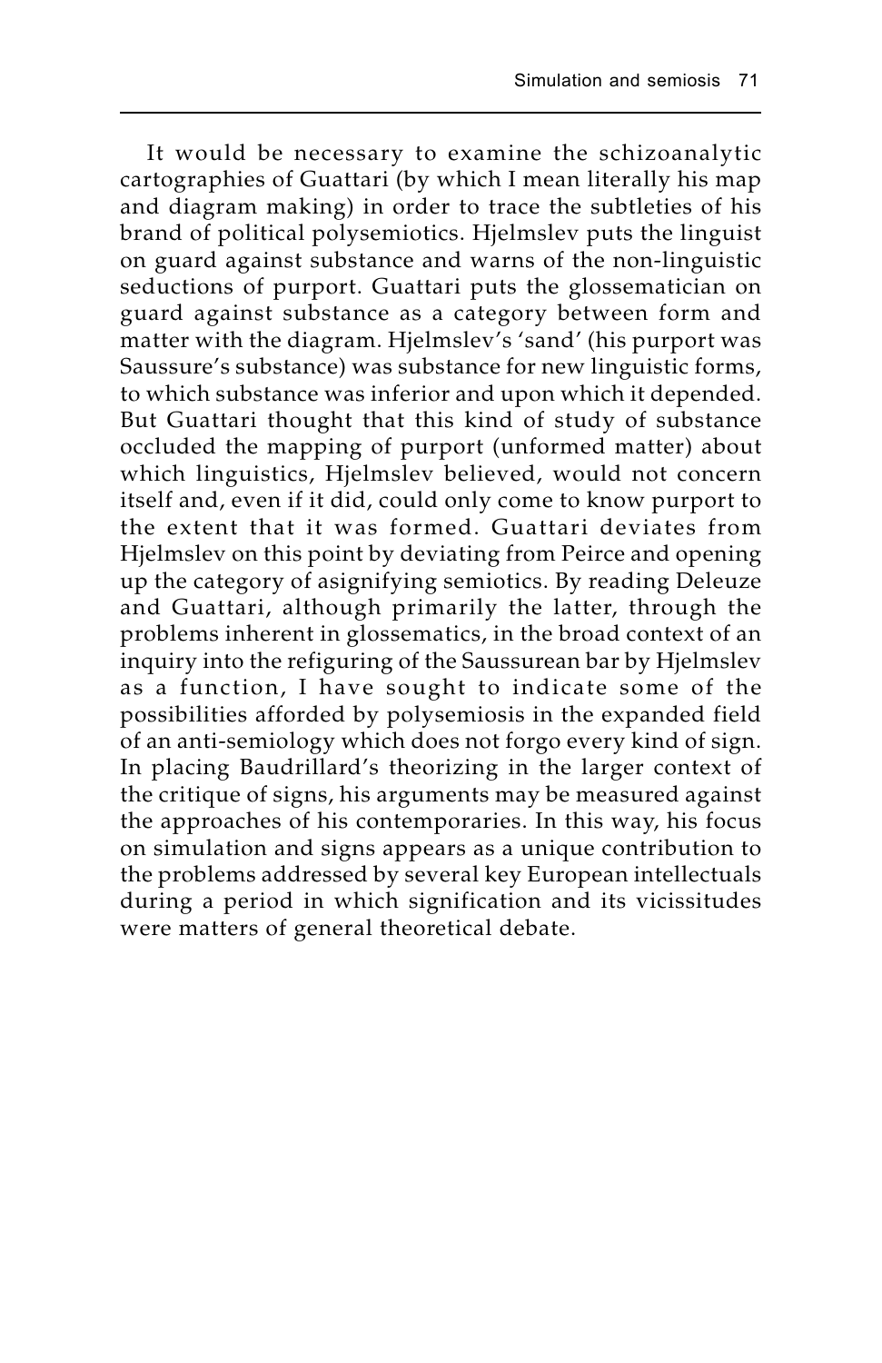It would be necessary to examine the schizoanalytic cartographies of Guattari (by which I mean literally his map and diagram making) in order to trace the subtleties of his brand of political polysemiotics. Hjelmslev puts the linguist on guard against substance and warns of the non-linguistic seductions of purport. Guattari puts the glossematician on guard against substance as a category between form and matter with the diagram. Hjelmslev's 'sand' (his purport was Saussure's substance) was substance for new linguistic forms, to which substance was inferior and upon which it depended. But Guattari thought that this kind of study of substance occluded the mapping of purport (unformed matter) about which linguistics, Hjelmslev believed, would not concern itself and, even if it did, could only come to know purport to the extent that it was formed. Guattari deviates from Hjelmslev on this point by deviating from Peirce and opening up the category of asignifying semiotics. By reading Deleuze and Guattari, although primarily the latter, through the problems inherent in glossematics, in the broad context of an inquiry into the refiguring of the Saussurean bar by Hjelmslev as a function, I have sought to indicate some of the possibilities afforded by polysemiosis in the expanded field of an anti-semiology which does not forgo every kind of sign. In placing Baudrillard's theorizing in the larger context of the critique of signs, his arguments may be measured against the approaches of his contemporaries. In this way, his focus on simulation and signs appears as a unique contribution to the problems addressed by several key European intellectuals during a period in which signification and its vicissitudes were matters of general theoretical debate.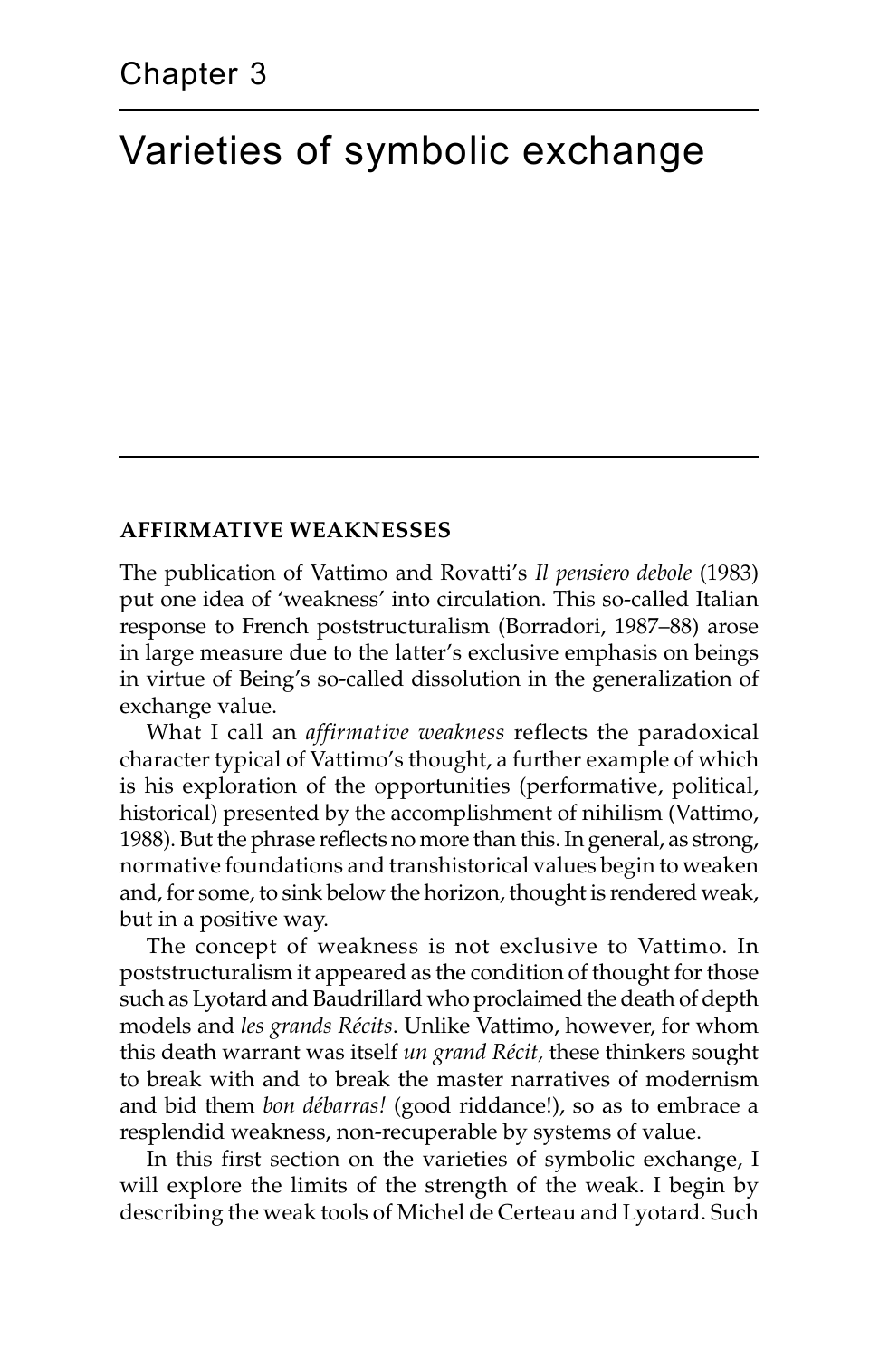# Chapter 3

# Varieties of symbolic exchange

## AFFIRMATIVE WEAKNESSES

The publication of Vattimo and Rovatti's *Il pensiero debole* (1983) put one idea of 'weakness' into circulation. This so-called Italian response to French poststructuralism (Borradori, 1987–88) arose in large measure due to the latter's exclusive emphasis on beings in virtue of Being's so-called dissolution in the generalization of exchange value.

What I call an *affirmative weakness* reflects the paradoxical character typical of Vattimo's thought, a further example of which is his exploration of the opportunities (performative, political, historical) presented by the accomplishment of nihilism (Vattimo, 1988). But the phrase reflects no more than this. In general, as strong, normative foundations and transhistorical values begin to weaken and, for some, to sink below the horizon, thought is rendered weak, but in a positive way.

The concept of weakness is not exclusive to Vattimo. In poststructuralism it appeared as the condition of thought for those such as Lyotard and Baudrillard who proclaimed the death of depth models and *les grands Récits*. Unlike Vattimo, however, for whom this death warrant was itself *un grand Récit,* these thinkers sought to break with and to break the master narratives of modernism and bid them *bon débarras!* (good riddance!), so as to embrace a resplendid weakness, non-recuperable by systems of value.

In this first section on the varieties of symbolic exchange, I will explore the limits of the strength of the weak. I begin by describing the weak tools of Michel de Certeau and Lyotard. Such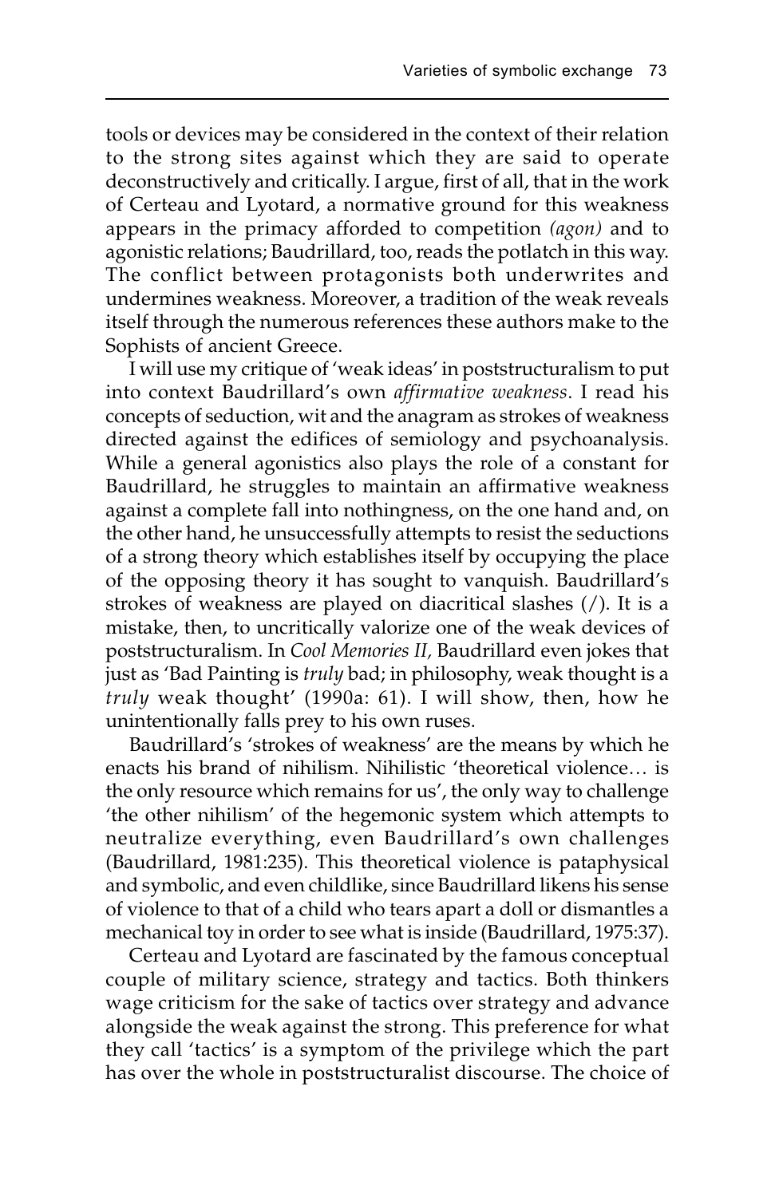tools or devices may be considered in the context of their relation to the strong sites against which they are said to operate deconstructively and critically. I argue, first of all, that in the work of Certeau and Lyotard, a normative ground for this weakness appears in the primacy afforded to competition *(agon)* and to agonistic relations; Baudrillard, too, reads the potlatch in this way. The conflict between protagonists both underwrites and undermines weakness. Moreover, a tradition of the weak reveals itself through the numerous references these authors make to the Sophists of ancient Greece.

I will use my critique of 'weak ideas' in poststructuralism to put into context Baudrillard's own *affirmative weakness*. I read his concepts of seduction, wit and the anagram as strokes of weakness directed against the edifices of semiology and psychoanalysis. While a general agonistics also plays the role of a constant for Baudrillard, he struggles to maintain an affirmative weakness against a complete fall into nothingness, on the one hand and, on the other hand, he unsuccessfully attempts to resist the seductions of a strong theory which establishes itself by occupying the place of the opposing theory it has sought to vanquish. Baudrillard's strokes of weakness are played on diacritical slashes (/). It is a mistake, then, to uncritically valorize one of the weak devices of poststructuralism. In *Cool Memories II,* Baudrillard even jokes that just as 'Bad Painting is *truly* bad; in philosophy, weak thought is a *truly* weak thought' (1990a: 61). I will show, then, how he unintentionally falls prey to his own ruses.

Baudrillard's 'strokes of weakness' are the means by which he enacts his brand of nihilism. Nihilistic 'theoretical violence… is the only resource which remains for us', the only way to challenge 'the other nihilism' of the hegemonic system which attempts to neutralize everything, even Baudrillard's own challenges (Baudrillard, 1981:235). This theoretical violence is pataphysical and symbolic, and even childlike, since Baudrillard likens his sense of violence to that of a child who tears apart a doll or dismantles a mechanical toy in order to see what is inside (Baudrillard, 1975:37).

Certeau and Lyotard are fascinated by the famous conceptual couple of military science, strategy and tactics. Both thinkers wage criticism for the sake of tactics over strategy and advance alongside the weak against the strong. This preference for what they call 'tactics' is a symptom of the privilege which the part has over the whole in poststructuralist discourse. The choice of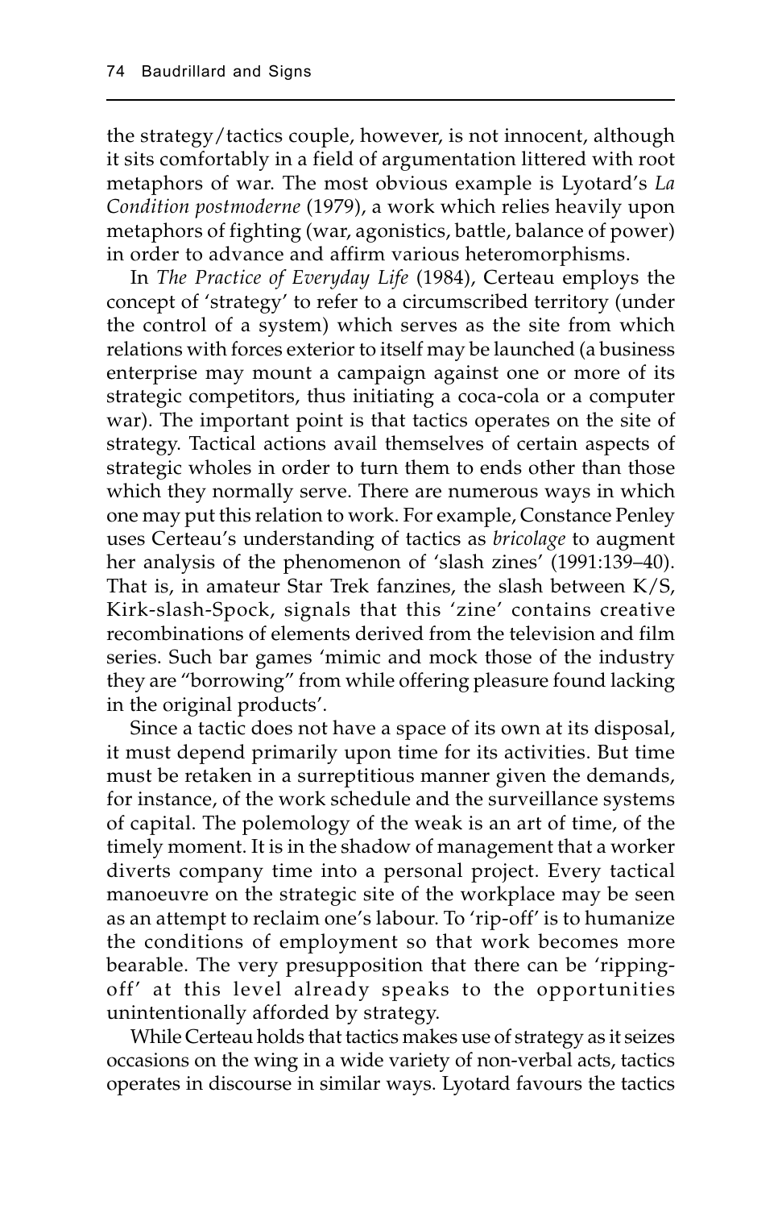the strategy/tactics couple, however, is not innocent, although it sits comfortably in a field of argumentation littered with root metaphors of war. The most obvious example is Lyotard's *La Condition postmoderne* (1979), a work which relies heavily upon metaphors of fighting (war, agonistics, battle, balance of power) in order to advance and affirm various heteromorphisms.

In *The Practice of Everyday Life* (1984), Certeau employs the concept of 'strategy' to refer to a circumscribed territory (under the control of a system) which serves as the site from which relations with forces exterior to itself may be launched (a business enterprise may mount a campaign against one or more of its strategic competitors, thus initiating a coca-cola or a computer war). The important point is that tactics operates on the site of strategy. Tactical actions avail themselves of certain aspects of strategic wholes in order to turn them to ends other than those which they normally serve. There are numerous ways in which one may put this relation to work. For example, Constance Penley uses Certeau's understanding of tactics as *bricolage* to augment her analysis of the phenomenon of 'slash zines' (1991:139–40). That is, in amateur Star Trek fanzines, the slash between K/S, Kirk-slash-Spock, signals that this 'zine' contains creative recombinations of elements derived from the television and film series. Such bar games 'mimic and mock those of the industry they are "borrowing" from while offering pleasure found lacking in the original products'.

Since a tactic does not have a space of its own at its disposal, it must depend primarily upon time for its activities. But time must be retaken in a surreptitious manner given the demands, for instance, of the work schedule and the surveillance systems of capital. The polemology of the weak is an art of time, of the timely moment. It is in the shadow of management that a worker diverts company time into a personal project. Every tactical manoeuvre on the strategic site of the workplace may be seen as an attempt to reclaim one's labour. To 'rip-off' is to humanize the conditions of employment so that work becomes more bearable. The very presupposition that there can be 'ripping-off' at this level already speaks to the opportunities unintentionally afforded by strategy.

While Certeau holds that tactics makes use of strategy as it seizes occasions on the wing in a wide variety of non-verbal acts, tactics operates in discourse in similar ways. Lyotard favours the tactics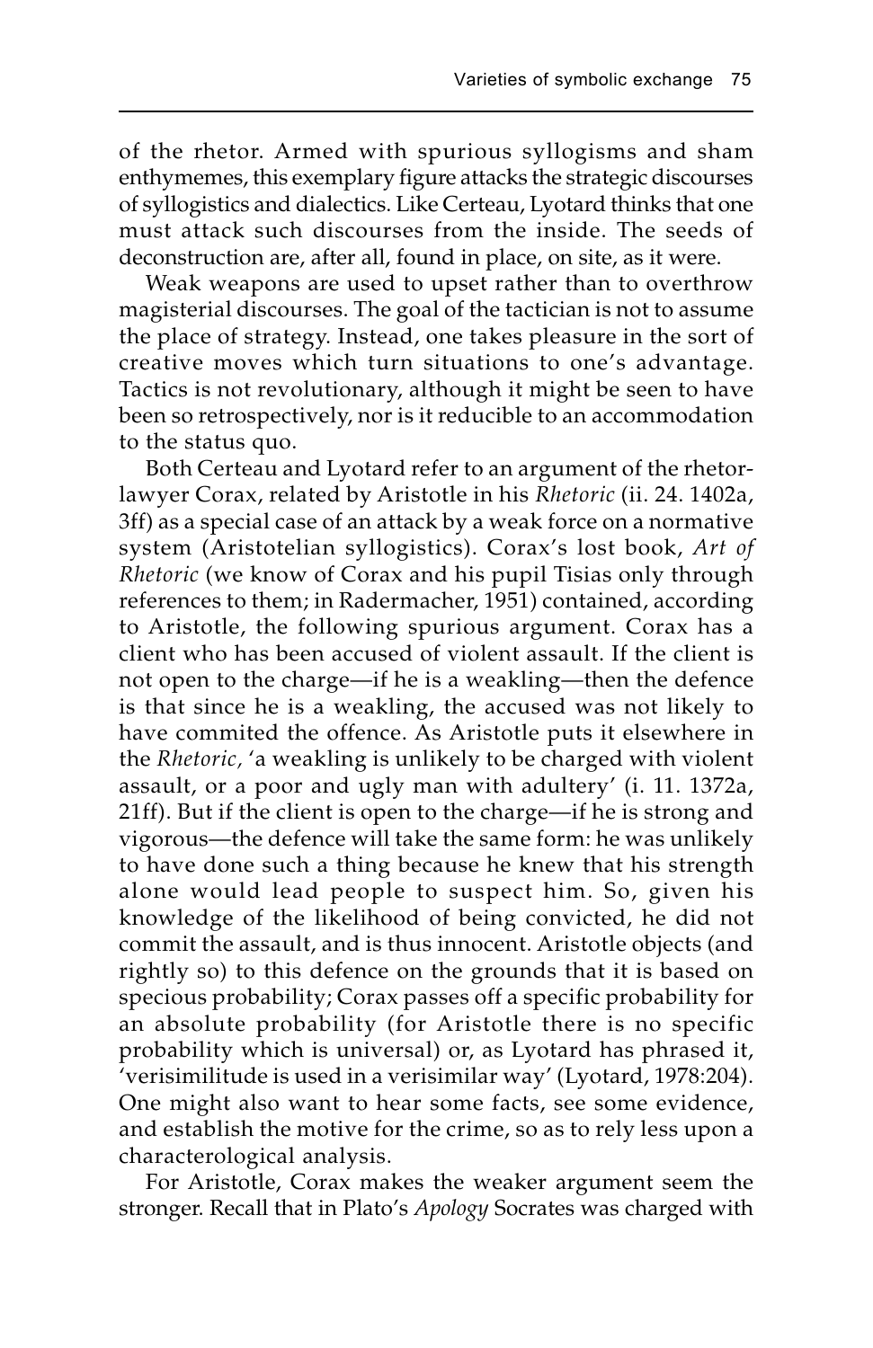of the rhetor. Armed with spurious syllogisms and sham enthymemes, this exemplary figure attacks the strategic discourses of syllogistics and dialectics. Like Certeau, Lyotard thinks that one must attack such discourses from the inside. The seeds of deconstruction are, after all, found in place, on site, as it were.

Weak weapons are used to upset rather than to overthrow magisterial discourses. The goal of the tactician is not to assume the place of strategy. Instead, one takes pleasure in the sort of creative moves which turn situations to one's advantage. Tactics is not revolutionary, although it might be seen to have been so retrospectively, nor is it reducible to an accommodation to the status quo.

Both Certeau and Lyotard refer to an argument of the rhetor-lawyer Corax, related by Aristotle in his *Rhetoric* (ii. 24. 1402a, 3ff) as a special case of an attack by a weak force on a normative system (Aristotelian syllogistics). Corax's lost book, *Art of Rhetoric* (we know of Corax and his pupil Tisias only through references to them; in Radermacher, 1951) contained, according to Aristotle, the following spurious argument. Corax has a client who has been accused of violent assault. If the client is not open to the charge—if he is a weakling—then the defence is that since he is a weakling, the accused was not likely to have commited the offence. As Aristotle puts it elsewhere in the *Rhetoric,* 'a weakling is unlikely to be charged with violent assault, or a poor and ugly man with adultery' (i. 11. 1372a, 21ff). But if the client is open to the charge—if he is strong and vigorous—the defence will take the same form: he was unlikely to have done such a thing because he knew that his strength alone would lead people to suspect him. So, given his knowledge of the likelihood of being convicted, he did not commit the assault, and is thus innocent. Aristotle objects (and rightly so) to this defence on the grounds that it is based on specious probability; Corax passes off a specific probability for an absolute probability (for Aristotle there is no specific probability which is universal) or, as Lyotard has phrased it, 'verisimilitude is used in a verisimilar way' (Lyotard, 1978:204). One might also want to hear some facts, see some evidence, and establish the motive for the crime, so as to rely less upon a characterological analysis.

For Aristotle, Corax makes the weaker argument seem the stronger. Recall that in Plato's *Apology* Socrates was charged with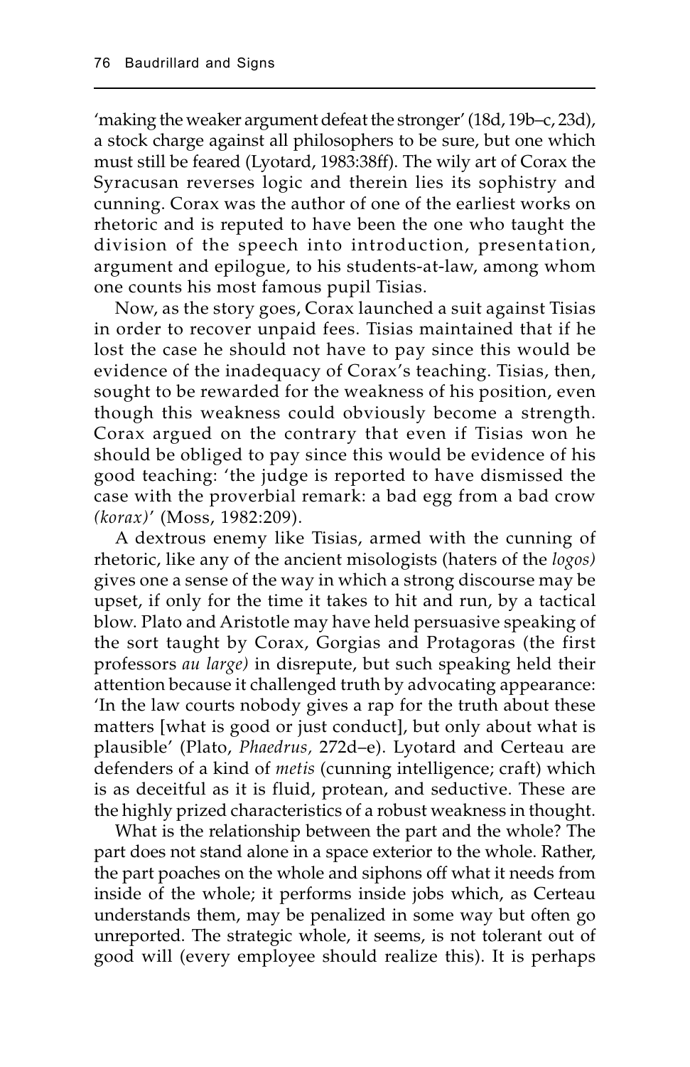'making the weaker argument defeat the stronger' (18d, 19b–c, 23d), a stock charge against all philosophers to be sure, but one which must still be feared (Lyotard, 1983:38ff). The wily art of Corax the Syracusan reverses logic and therein lies its sophistry and cunning. Corax was the author of one of the earliest works on rhetoric and is reputed to have been the one who taught the division of the speech into introduction, presentation, argument and epilogue, to his students-at-law, among whom one counts his most famous pupil Tisias.

Now, as the story goes, Corax launched a suit against Tisias in order to recover unpaid fees. Tisias maintained that if he lost the case he should not have to pay since this would be evidence of the inadequacy of Corax's teaching. Tisias, then, sought to be rewarded for the weakness of his position, even though this weakness could obviously become a strength. Corax argued on the contrary that even if Tisias won he should be obliged to pay since this would be evidence of his good teaching: 'the judge is reported to have dismissed the case with the proverbial remark: a bad egg from a bad crow *(korax)*' (Moss, 1982:209).

A dextrous enemy like Tisias, armed with the cunning of rhetoric, like any of the ancient misologists (haters of the *logos)* gives one a sense of the way in which a strong discourse may be upset, if only for the time it takes to hit and run, by a tactical blow. Plato and Aristotle may have held persuasive speaking of the sort taught by Corax, Gorgias and Protagoras (the first professors *au large)* in disrepute, but such speaking held their attention because it challenged truth by advocating appearance: 'In the law courts nobody gives a rap for the truth about these matters [what is good or just conduct], but only about what is plausible' (Plato, *Phaedrus,* 272d–e). Lyotard and Certeau are defenders of a kind of *metis* (cunning intelligence; craft) which is as deceitful as it is fluid, protean, and seductive. These are the highly prized characteristics of a robust weakness in thought.

What is the relationship between the part and the whole? The part does not stand alone in a space exterior to the whole. Rather, the part poaches on the whole and siphons off what it needs from inside of the whole; it performs inside jobs which, as Certeau understands them, may be penalized in some way but often go unreported. The strategic whole, it seems, is not tolerant out of good will (every employee should realize this). It is perhaps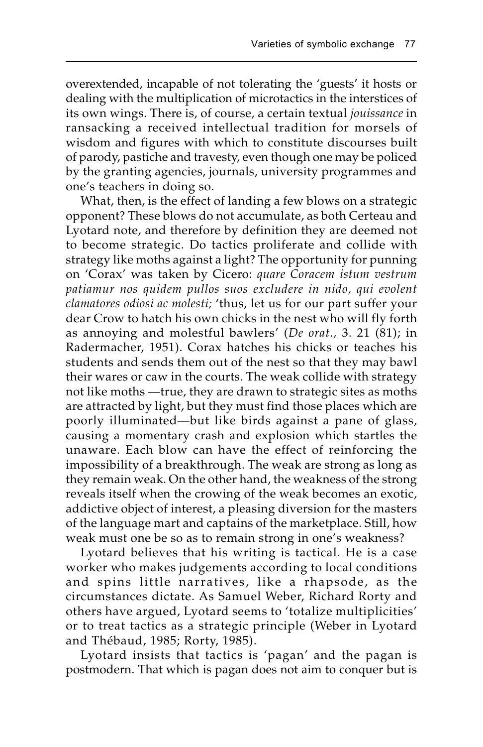overextended, incapable of not tolerating the 'guests' it hosts or dealing with the multiplication of microtactics in the interstices of its own wings. There is, of course, a certain textual *jouissance* in ransacking a received intellectual tradition for morsels of wisdom and figures with which to constitute discourses built of parody, pastiche and travesty, even though one may be policed by the granting agencies, journals, university programmes and one's teachers in doing so.

What, then, is the effect of landing a few blows on a strategic opponent? These blows do not accumulate, as both Certeau and Lyotard note, and therefore by definition they are deemed not to become strategic. Do tactics proliferate and collide with strategy like moths against a light? The opportunity for punning on 'Corax' was taken by Cicero: *quare Coracem istum vestrum patiamur nos quidem pullos suos excludere in nido, qui evolent clamatores odiosi ac molesti*; 'thus, let us for our part suffer your dear Crow to hatch his own chicks in the nest who will fly forth as annoying and molestful bawlers' (*De orat.*, 3. 21 (81); in Radermacher, 1951). Corax hatches his chicks or teaches his students and sends them out of the nest so that they may bawl their wares or caw in the courts. The weak collide with strategy not like moths —true, they are drawn to strategic sites as moths are attracted by light, but they must find those places which are poorly illuminated—but like birds against a pane of glass, causing a momentary crash and explosion which startles the unaware. Each blow can have the effect of reinforcing the impossibility of a breakthrough. The weak are strong as long as they remain weak. On the other hand, the weakness of the strong reveals itself when the crowing of the weak becomes an exotic, addictive object of interest, a pleasing diversion for the masters of the language mart and captains of the marketplace. Still, how weak must one be so as to remain strong in one's weakness?

Lyotard believes that his writing is tactical. He is a case worker who makes judgements according to local conditions and spins little narratives, like a rhapsode, as the circumstances dictate. As Samuel Weber, Richard Rorty and others have argued, Lyotard seems to 'totalize multiplicities' or to treat tactics as a strategic principle (Weber in Lyotard and Thébaud, 1985; Rorty, 1985).

Lyotard insists that tactics is 'pagan' and the pagan is postmodern. That which is pagan does not aim to conquer but is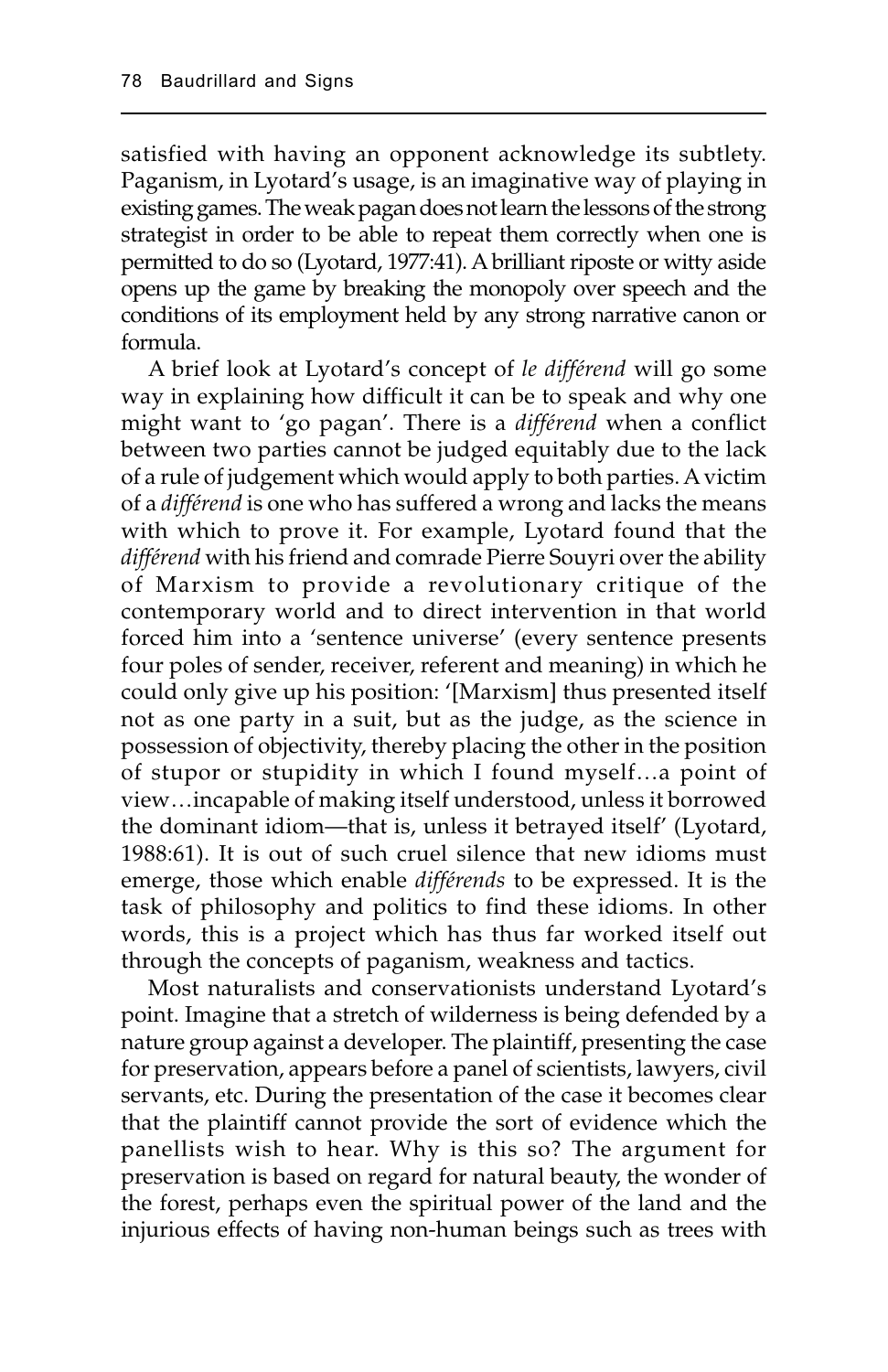satisfied with having an opponent acknowledge its subtlety. Paganism, in Lyotard's usage, is an imaginative way of playing in existing games. The weak pagan does not learn the lessons of the strong strategist in order to be able to repeat them correctly when one is permitted to do so (Lyotard, 1977:41). A brilliant riposte or witty aside opens up the game by breaking the monopoly over speech and the conditions of its employment held by any strong narrative canon or formula.

A brief look at Lyotard's concept of *le différend* will go some way in explaining how difficult it can be to speak and why one might want to 'go pagan'. There is a *différend* when a conflict between two parties cannot be judged equitably due to the lack of a rule of judgement which would apply to both parties. A victim of a *différend* is one who has suffered a wrong and lacks the means with which to prove it. For example, Lyotard found that the *différend* with his friend and comrade Pierre Souyri over the ability of Marxism to provide a revolutionary critique of the contemporary world and to direct intervention in that world forced him into a 'sentence universe' (every sentence presents four poles of sender, receiver, referent and meaning) in which he could only give up his position: '[Marxism] thus presented itself not as one party in a suit, but as the judge, as the science in possession of objectivity, thereby placing the other in the position of stupor or stupidity in which I found myself…a point of view…incapable of making itself understood, unless it borrowed the dominant idiom—that is, unless it betrayed itself' (Lyotard, 1988:61). It is out of such cruel silence that new idioms must emerge, those which enable *différends* to be expressed. It is the task of philosophy and politics to find these idioms. In other words, this is a project which has thus far worked itself out through the concepts of paganism, weakness and tactics.

Most naturalists and conservationists understand Lyotard's point. Imagine that a stretch of wilderness is being defended by a nature group against a developer. The plaintiff, presenting the case for preservation, appears before a panel of scientists, lawyers, civil servants, etc. During the presentation of the case it becomes clear that the plaintiff cannot provide the sort of evidence which the panellists wish to hear. Why is this so? The argument for preservation is based on regard for natural beauty, the wonder of the forest, perhaps even the spiritual power of the land and the injurious effects of having non-human beings such as trees with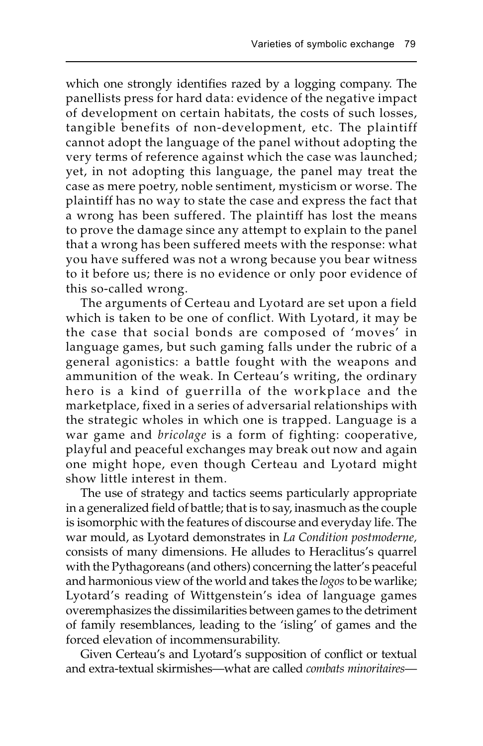which one strongly identifies razed by a logging company. The panellists press for hard data: evidence of the negative impact of development on certain habitats, the costs of such losses, tangible benefits of non-development, etc. The plaintiff cannot adopt the language of the panel without adopting the very terms of reference against which the case was launched; yet, in not adopting this language, the panel may treat the case as mere poetry, noble sentiment, mysticism or worse. The plaintiff has no way to state the case and express the fact that a wrong has been suffered. The plaintiff has lost the means to prove the damage since any attempt to explain to the panel that a wrong has been suffered meets with the response: what you have suffered was not a wrong because you bear witness to it before us; there is no evidence or only poor evidence of this so-called wrong.

The arguments of Certeau and Lyotard are set upon a field which is taken to be one of conflict. With Lyotard, it may be the case that social bonds are composed of 'moves' in language games, but such gaming falls under the rubric of a general agonistics: a battle fought with the weapons and ammunition of the weak. In Certeau's writing, the ordinary hero is a kind of guerrilla of the workplace and the marketplace, fixed in a series of adversarial relationships with the strategic wholes in which one is trapped. Language is a war game and *bricolage* is a form of fighting: cooperative, playful and peaceful exchanges may break out now and again one might hope, even though Certeau and Lyotard might show little interest in them.

The use of strategy and tactics seems particularly appropriate in a generalized field of battle; that is to say, inasmuch as the couple is isomorphic with the features of discourse and everyday life. The war mould, as Lyotard demonstrates in *La Condition postmoderne,* consists of many dimensions. He alludes to Heraclitus's quarrel with the Pythagoreans (and others) concerning the latter's peaceful and harmonious view of the world and takes the *logos* to be warlike; Lyotard's reading of Wittgenstein's idea of language games overemphasizes the dissimilarities between games to the detriment of family resemblances, leading to the 'isling' of games and the forced elevation of incommensurability.

Given Certeau's and Lyotard's supposition of conflict or textual and extra-textual skirmishes—what are called *combats minoritaires*—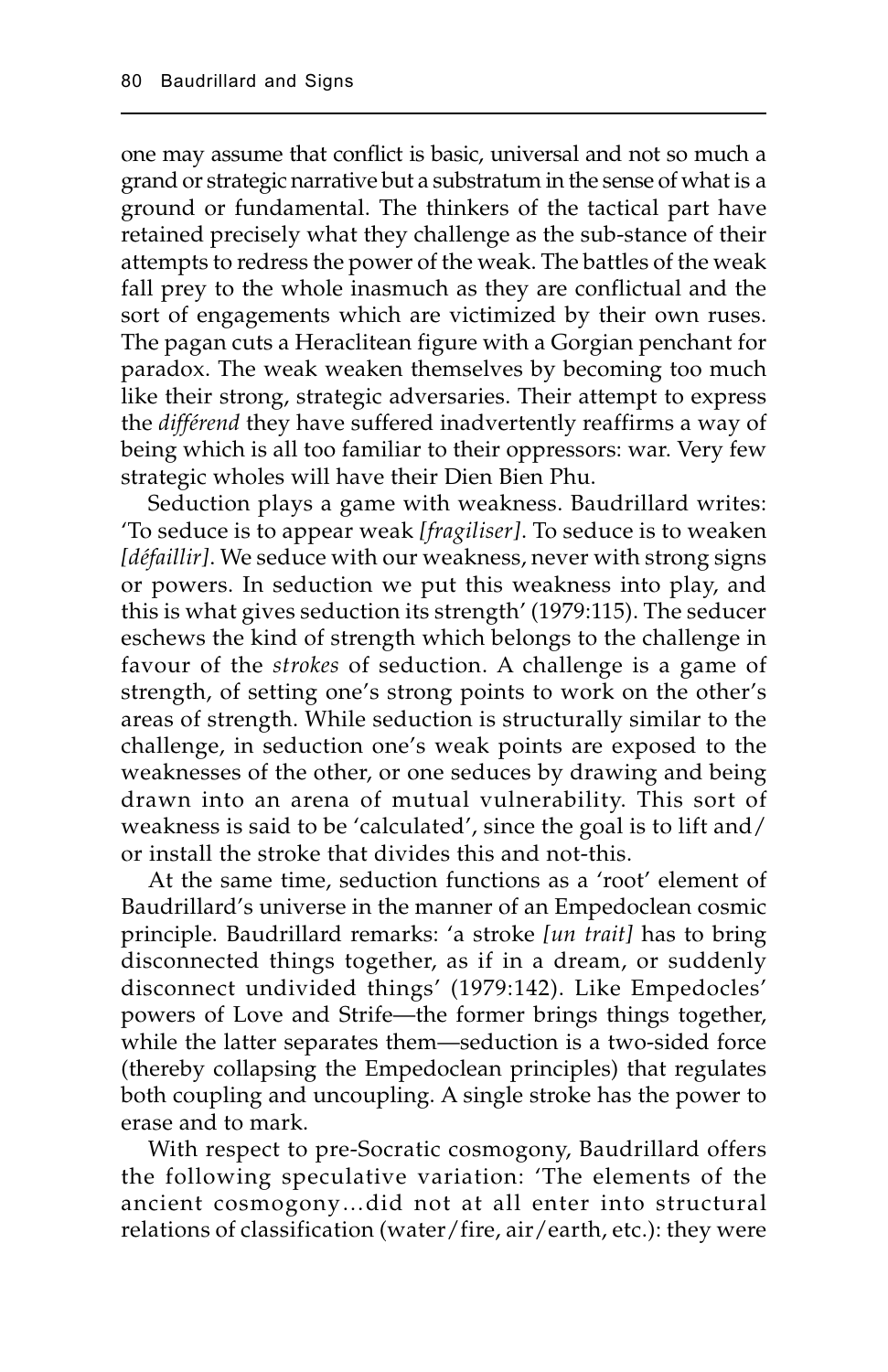one may assume that conflict is basic, universal and not so much a grand or strategic narrative but a substratum in the sense of what is a ground or fundamental. The thinkers of the tactical part have retained precisely what they challenge as the sub-stance of their attempts to redress the power of the weak. The battles of the weak fall prey to the whole inasmuch as they are conflictual and the sort of engagements which are victimized by their own ruses. The pagan cuts a Heraclitean figure with a Gorgian penchant for paradox. The weak weaken themselves by becoming too much like their strong, strategic adversaries. Their attempt to express the *différend* they have suffered inadvertently reaffirms a way of being which is all too familiar to their oppressors: war. Very few strategic wholes will have their Dien Bien Phu.

Seduction plays a game with weakness. Baudrillard writes: 'To seduce is to appear weak *[fragiliser]*. To seduce is to weaken *[défaillir]*. We seduce with our weakness, never with strong signs or powers. In seduction we put this weakness into play, and this is what gives seduction its strength' (1979:115). The seducer eschews the kind of strength which belongs to the challenge in favour of the *strokes* of seduction. A challenge is a game of strength, of setting one's strong points to work on the other's areas of strength. While seduction is structurally similar to the challenge, in seduction one's weak points are exposed to the weaknesses of the other, or one seduces by drawing and being drawn into an arena of mutual vulnerability. This sort of weakness is said to be 'calculated', since the goal is to lift and/or install the stroke that divides this and not-this.

At the same time, seduction functions as a 'root' element of Baudrillard's universe in the manner of an Empedoclean cosmic principle. Baudrillard remarks: 'a stroke *[un trait]* has to bring disconnected things together, as if in a dream, or suddenly disconnect undivided things' (1979:142). Like Empedocles' powers of Love and Strife—the former brings things together, while the latter separates them—seduction is a two-sided force (thereby collapsing the Empedoclean principles) that regulates both coupling and uncoupling. A single stroke has the power to erase and to mark.

With respect to pre-Socratic cosmogony, Baudrillard offers the following speculative variation: 'The elements of the ancient cosmogony…did not at all enter into structural relations of classification (water/fire, air/earth, etc.): they were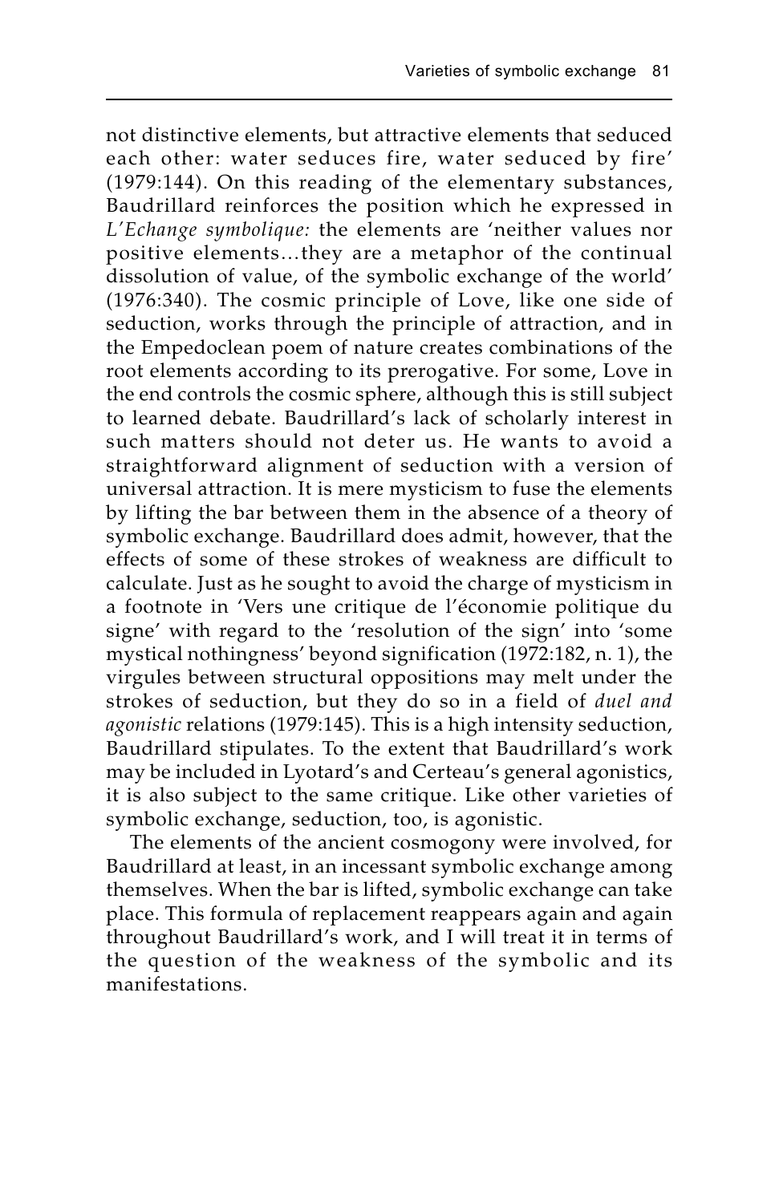not distinctive elements, but attractive elements that seduced each other: water seduces fire, water seduced by fire' (1979:144). On this reading of the elementary substances, Baudrillard reinforces the position which he expressed in *L'Echange symbolique:* the elements are 'neither values nor positive elements…they are a metaphor of the continual dissolution of value, of the symbolic exchange of the world' (1976:340). The cosmic principle of Love, like one side of seduction, works through the principle of attraction, and in the Empedoclean poem of nature creates combinations of the root elements according to its prerogative. For some, Love in the end controls the cosmic sphere, although this is still subject to learned debate. Baudrillard's lack of scholarly interest in such matters should not deter us. He wants to avoid a straightforward alignment of seduction with a version of universal attraction. It is mere mysticism to fuse the elements by lifting the bar between them in the absence of a theory of symbolic exchange. Baudrillard does admit, however, that the effects of some of these strokes of weakness are difficult to calculate. Just as he sought to avoid the charge of mysticism in a footnote in 'Vers une critique de l'économie politique du signe' with regard to the 'resolution of the sign' into 'some mystical nothingness' beyond signification (1972:182, n. 1), the virgules between structural oppositions may melt under the strokes of seduction, but they do so in a field of *duel and agonistic* relations (1979:145). This is a high intensity seduction, Baudrillard stipulates. To the extent that Baudrillard's work may be included in Lyotard's and Certeau's general agonistics, it is also subject to the same critique. Like other varieties of symbolic exchange, seduction, too, is agonistic.

The elements of the ancient cosmogony were involved, for Baudrillard at least, in an incessant symbolic exchange among themselves. When the bar is lifted, symbolic exchange can take place. This formula of replacement reappears again and again throughout Baudrillard's work, and I will treat it in terms of the question of the weakness of the symbolic and its manifestations.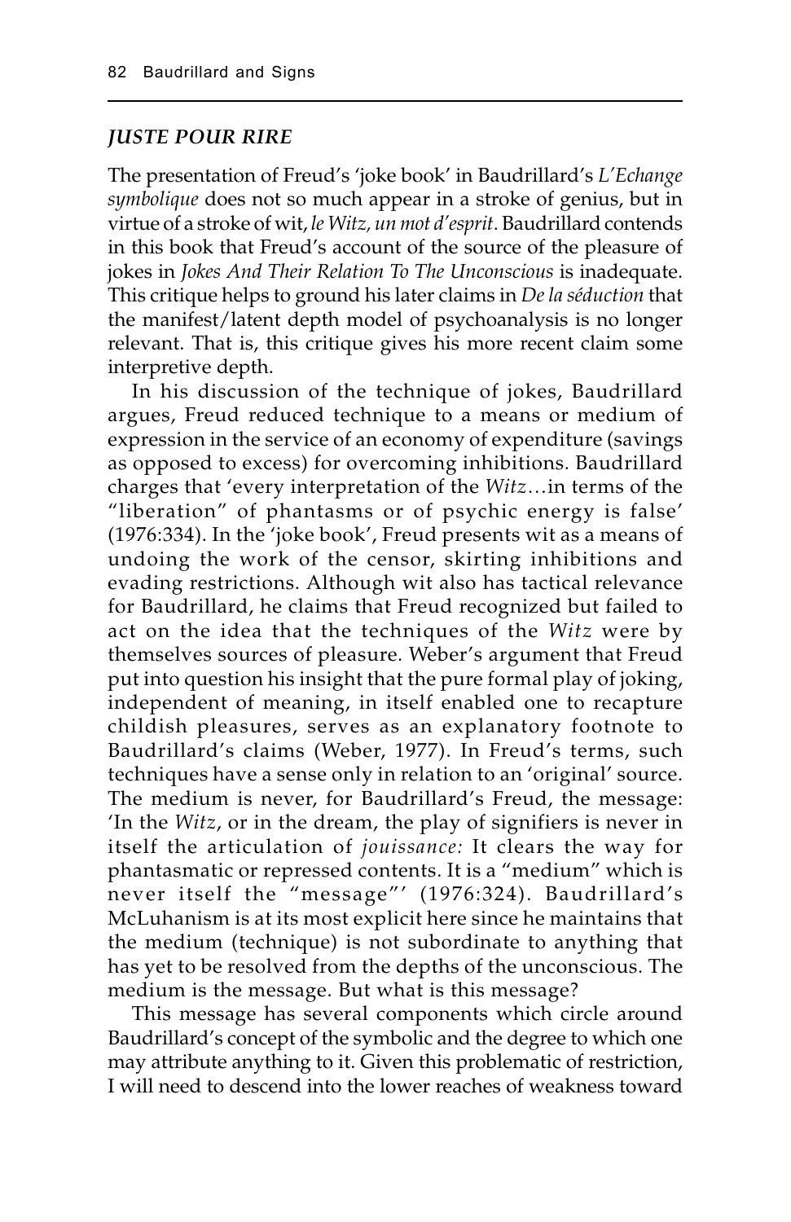### *JUSTE POUR RIRE*

The presentation of Freud's 'joke book' in Baudrillard's *L'Echange symbolique* does not so much appear in a stroke of genius, but in virtue of a stroke of wit, *le Witz, un mot d'esprit*. Baudrillard contends in this book that Freud's account of the source of the pleasure of jokes in *Jokes And Their Relation To The Unconscious* is inadequate. This critique helps to ground his later claims in *De la séduction* that the manifest/latent depth model of psychoanalysis is no longer relevant. That is, this critique gives his more recent claim some interpretive depth.

In his discussion of the technique of jokes, Baudrillard argues, Freud reduced technique to a means or medium of expression in the service of an economy of expenditure (savings as opposed to excess) for overcoming inhibitions. Baudrillard charges that 'every interpretation of the *Witz*…in terms of the "liberation" of phantasms or of psychic energy is false' (1976:334). In the 'joke book', Freud presents wit as a means of undoing the work of the censor, skirting inhibitions and evading restrictions. Although wit also has tactical relevance for Baudrillard, he claims that Freud recognized but failed to act on the idea that the techniques of the *Witz* were by themselves sources of pleasure. Weber's argument that Freud put into question his insight that the pure formal play of joking, independent of meaning, in itself enabled one to recapture childish pleasures, serves as an explanatory footnote to Baudrillard's claims (Weber, 1977). In Freud's terms, such techniques have a sense only in relation to an 'original' source. The medium is never, for Baudrillard's Freud, the message: 'In the *Witz*, or in the dream, the play of signifiers is never in itself the articulation of *jouissance:* It clears the way for phantasmatic or repressed contents. It is a "medium" which is never itself the "message"' (1976:324). Baudrillard's McLuhanism is at its most explicit here since he maintains that the medium (technique) is not subordinate to anything that has yet to be resolved from the depths of the unconscious. The medium is the message. But what is this message?

This message has several components which circle around Baudrillard's concept of the symbolic and the degree to which one may attribute anything to it. Given this problematic of restriction, I will need to descend into the lower reaches of weakness toward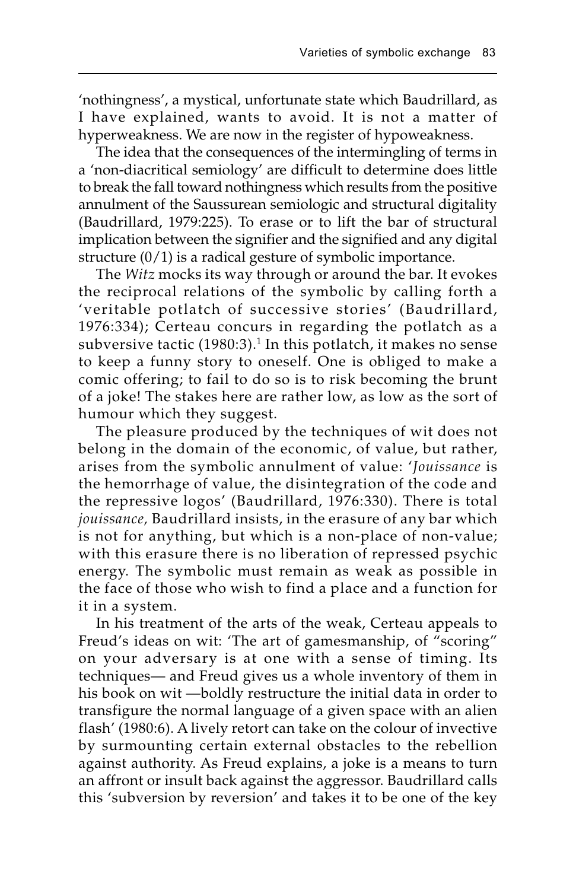'nothingness', a mystical, unfortunate state which Baudrillard, as I have explained, wants to avoid. It is not a matter of hyperweakness. We are now in the register of hypoweakness.

The idea that the consequences of the intermingling of terms in a 'non-diacritical semiology' are difficult to determine does little to break the fall toward nothingness which results from the positive annulment of the Saussurean semiologic and structural digitality (Baudrillard, 1979:225). To erase or to lift the bar of structural implication between the signifier and the signified and any digital structure (0/1) is a radical gesture of symbolic importance.

The *Witz* mocks its way through or around the bar. It evokes the reciprocal relations of the symbolic by calling forth a 'veritable potlatch of successive stories' (Baudrillard, 1976:334); Certeau concurs in regarding the potlatch as a subversive tactic (1980:3).[1] In this potlatch, it makes no sense to keep a funny story to oneself. One is obliged to make a comic offering; to fail to do so is to risk becoming the brunt of a joke! The stakes here are rather low, as low as the sort of humour which they suggest.

The pleasure produced by the techniques of wit does not belong in the domain of the economic, of value, but rather, arises from the symbolic annulment of value: '*Jouissance* is the hemorrhage of value, the disintegration of the code and the repressive logos' (Baudrillard, 1976:330). There is total *jouissance*, Baudrillard insists, in the erasure of any bar which is not for anything, but which is a non-place of non-value; with this erasure there is no liberation of repressed psychic energy. The symbolic must remain as weak as possible in the face of those who wish to find a place and a function for it in a system.

In his treatment of the arts of the weak, Certeau appeals to Freud's ideas on wit: 'The art of gamesmanship, of "scoring" on your adversary is at one with a sense of timing. Its techniques— and Freud gives us a whole inventory of them in his book on wit —boldly restructure the initial data in order to transfigure the normal language of a given space with an alien flash' (1980:6). A lively retort can take on the colour of invective by surmounting certain external obstacles to the rebellion against authority. As Freud explains, a joke is a means to turn an affront or insult back against the aggressor. Baudrillard calls this 'subversion by reversion' and takes it to be one of the key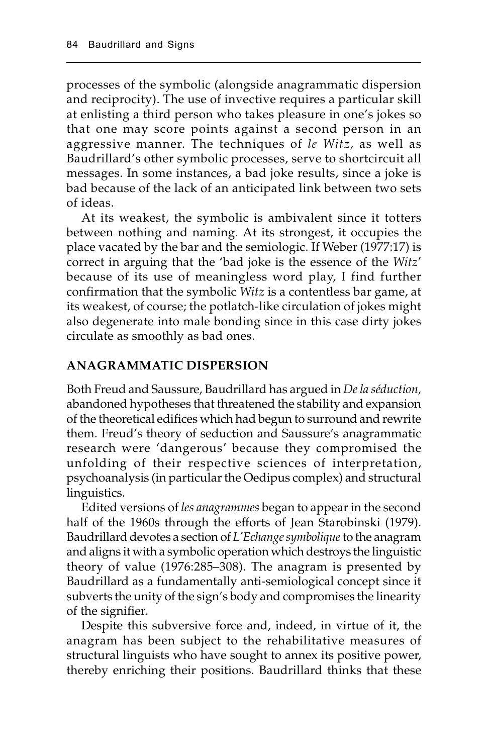processes of the symbolic (alongside anagrammatic dispersion and reciprocity). The use of invective requires a particular skill at enlisting a third person who takes pleasure in one's jokes so that one may score points against a second person in an aggressive manner. The techniques of *le Witz*, as well as Baudrillard's other symbolic processes, serve to shortcircuit all messages. In some instances, a bad joke results, since a joke is bad because of the lack of an anticipated link between two sets of ideas.

At its weakest, the symbolic is ambivalent since it totters between nothing and naming. At its strongest, it occupies the place vacated by the bar and the semiologic. If Weber (1977:17) is correct in arguing that the 'bad joke is the essence of the *Witz*' because of its use of meaningless word play, I find further confirmation that the symbolic *Witz* is a contentless bar game, at its weakest, of course; the potlatch-like circulation of jokes might also degenerate into male bonding since in this case dirty jokes circulate as smoothly as bad ones.

## ANAGRAMMATIC DISPERSION

Both Freud and Saussure, Baudrillard has argued in *De la séduction*, abandoned hypotheses that threatened the stability and expansion of the theoretical edifices which had begun to surround and rewrite them. Freud's theory of seduction and Saussure's anagrammatic research were 'dangerous' because they compromised the unfolding of their respective sciences of interpretation, psychoanalysis (in particular the Oedipus complex) and structural linguistics.

Edited versions of *les anagrammes* began to appear in the second half of the 1960s through the efforts of Jean Starobinski (1979). Baudrillard devotes a section of *L'Echange symbolique* to the anagram and aligns it with a symbolic operation which destroys the linguistic theory of value (1976:285–308). The anagram is presented by Baudrillard as a fundamentally anti-semiological concept since it subverts the unity of the sign's body and compromises the linearity of the signifier.

Despite this subversive force and, indeed, in virtue of it, the anagram has been subject to the rehabilitative measures of structural linguists who have sought to annex its positive power, thereby enriching their positions. Baudrillard thinks that these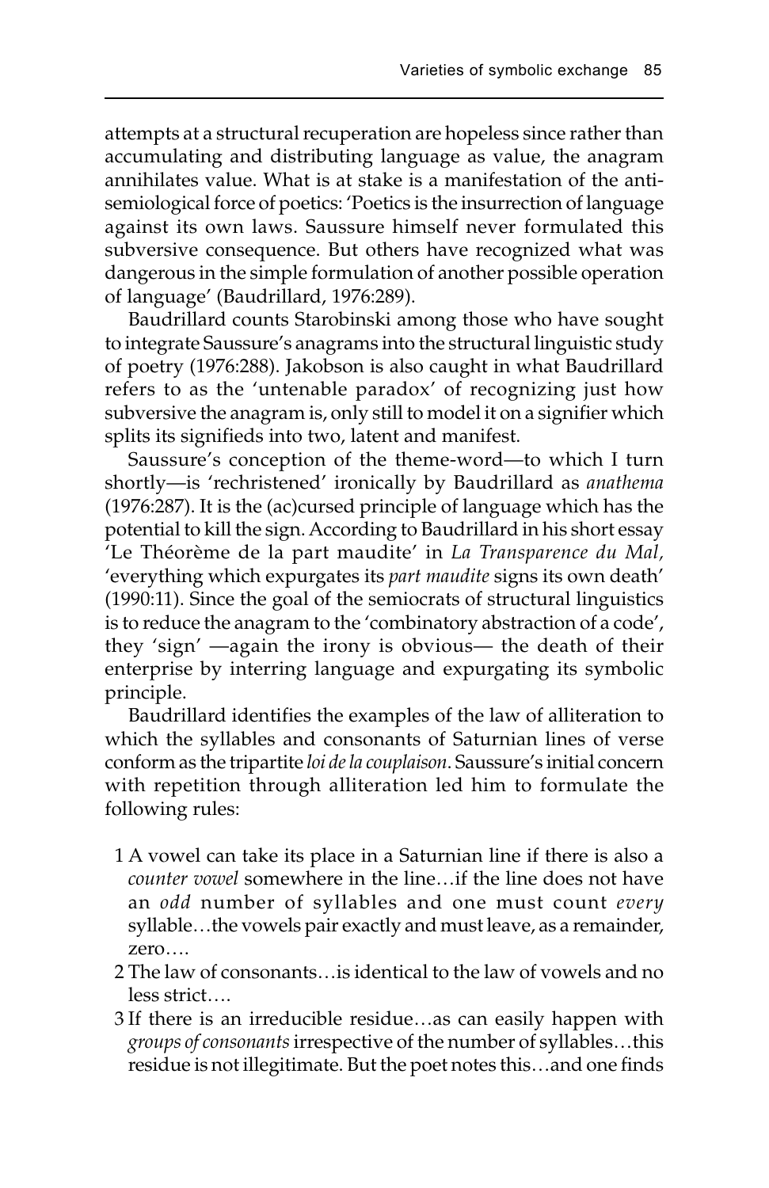attempts at a structural recuperation are hopeless since rather than accumulating and distributing language as value, the anagram annihilates value. What is at stake is a manifestation of the anti-semiological force of poetics: 'Poetics is the insurrection of language against its own laws. Saussure himself never formulated this subversive consequence. But others have recognized what was dangerous in the simple formulation of another possible operation of language' (Baudrillard, 1976:289).

Baudrillard counts Starobinski among those who have sought to integrate Saussure's anagrams into the structural linguistic study of poetry (1976:288). Jakobson is also caught in what Baudrillard refers to as the 'untenable paradox' of recognizing just how subversive the anagram is, only still to model it on a signifier which splits its signifieds into two, latent and manifest.

Saussure's conception of the theme-word—to which I turn shortly—is 'rechristened' ironically by Baudrillard as *anathema* (1976:287). It is the (ac)cursed principle of language which has the potential to kill the sign. According to Baudrillard in his short essay 'Le Théorème de la part maudite' in *La Transparence du Mal*, 'everything which expurgates its *part maudite* signs its own death' (1990:11). Since the goal of the semiocrats of structural linguistics is to reduce the anagram to the 'combinatory abstraction of a code', they 'sign' —again the irony is obvious— the death of their enterprise by interring language and expurgating its symbolic principle.

Baudrillard identifies the examples of the law of alliteration to which the syllables and consonants of Saturnian lines of verse conform as the tripartite *loi de la couplaison*. Saussure's initial concern with repetition through alliteration led him to formulate the following rules:

1. A vowel can take its place in a Saturnian line if there is also a *counter vowel* somewhere in the line…if the line does not have an *odd* number of syllables and one must count *every* syllable…the vowels pair exactly and must leave, as a remainder, zero….
2. The law of consonants…is identical to the law of vowels and no less strict….
3. If there is an irreducible residue…as can easily happen with *groups of consonants* irrespective of the number of syllables…this residue is not illegitimate. But the poet notes this…and one finds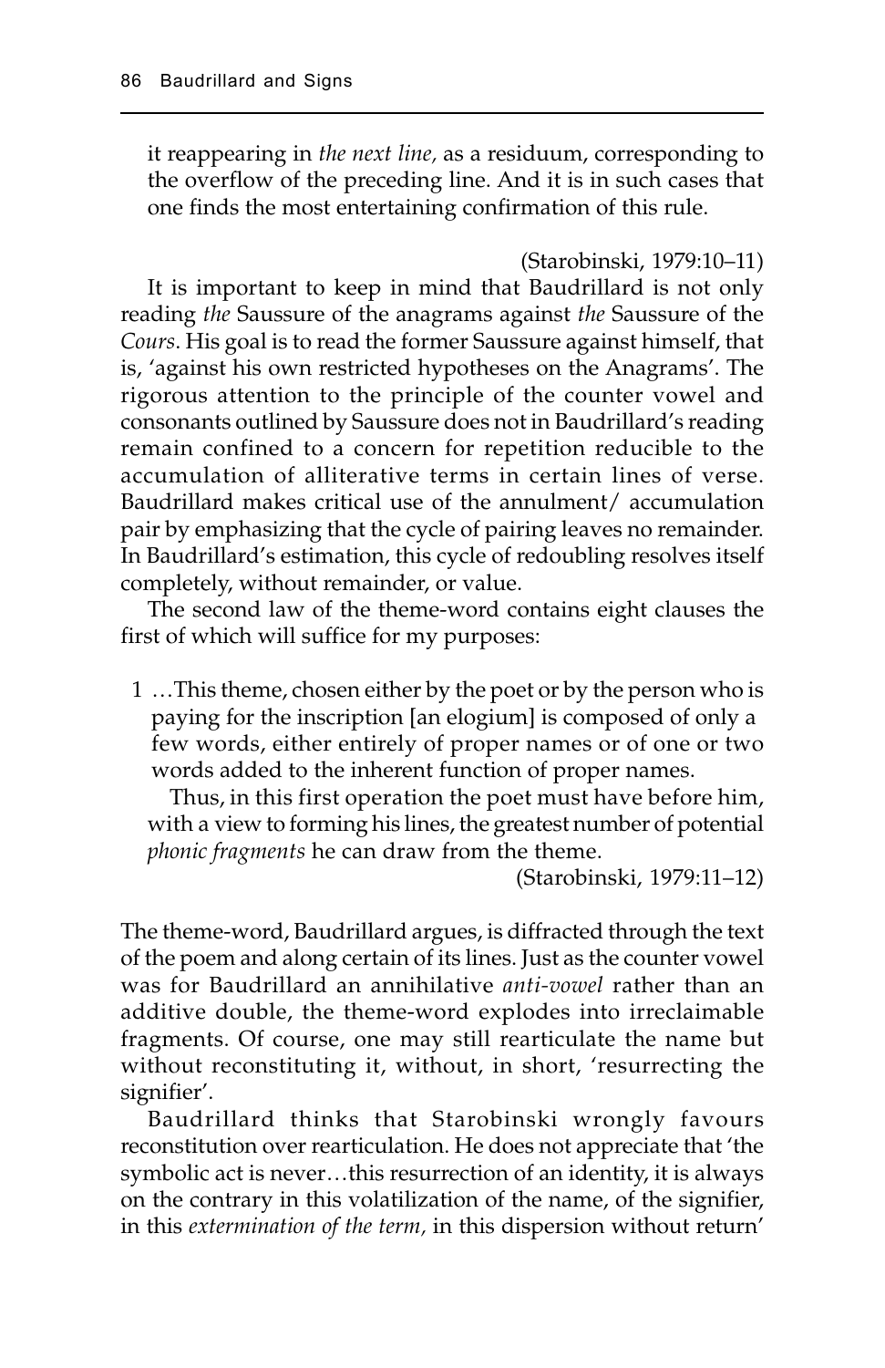> it reappearing in *the next line,* as a residuum, corresponding to the overflow of the preceding line. And it is in such cases that one finds the most entertaining confirmation of this rule.
>
> (Starobinski, 1979:10–11)

It is important to keep in mind that Baudrillard is not only reading *the* Saussure of the anagrams against *the* Saussure of the *Cours*. His goal is to read the former Saussure against himself, that is, 'against his own restricted hypotheses on the Anagrams'. The rigorous attention to the principle of the counter vowel and consonants outlined by Saussure does not in Baudrillard's reading remain confined to a concern for repetition reducible to the accumulation of alliterative terms in certain lines of verse. Baudrillard makes critical use of the annulment/ accumulation pair by emphasizing that the cycle of pairing leaves no remainder. In Baudrillard's estimation, this cycle of redoubling resolves itself completely, without remainder, or value.

The second law of the theme-word contains eight clauses the first of which will suffice for my purposes:

> 1 …This theme, chosen either by the poet or by the person who is paying for the inscription [an elogium] is composed of only a few words, either entirely of proper names or of one or two words added to the inherent function of proper names.
>
> Thus, in this first operation the poet must have before him, with a view to forming his lines, the greatest number of potential *phonic fragments* he can draw from the theme.
>
> (Starobinski, 1979:11–12)

The theme-word, Baudrillard argues, is diffracted through the text of the poem and along certain of its lines. Just as the counter vowel was for Baudrillard an annihilative *anti-vowel* rather than an additive double, the theme-word explodes into irreclaimable fragments. Of course, one may still rearticulate the name but without reconstituting it, without, in short, 'resurrecting the signifier'.

Baudrillard thinks that Starobinski wrongly favours reconstitution over rearticulation. He does not appreciate that 'the symbolic act is never…this resurrection of an identity, it is always on the contrary in this volatilization of the name, of the signifier, in this *extermination of the term,* in this dispersion without return'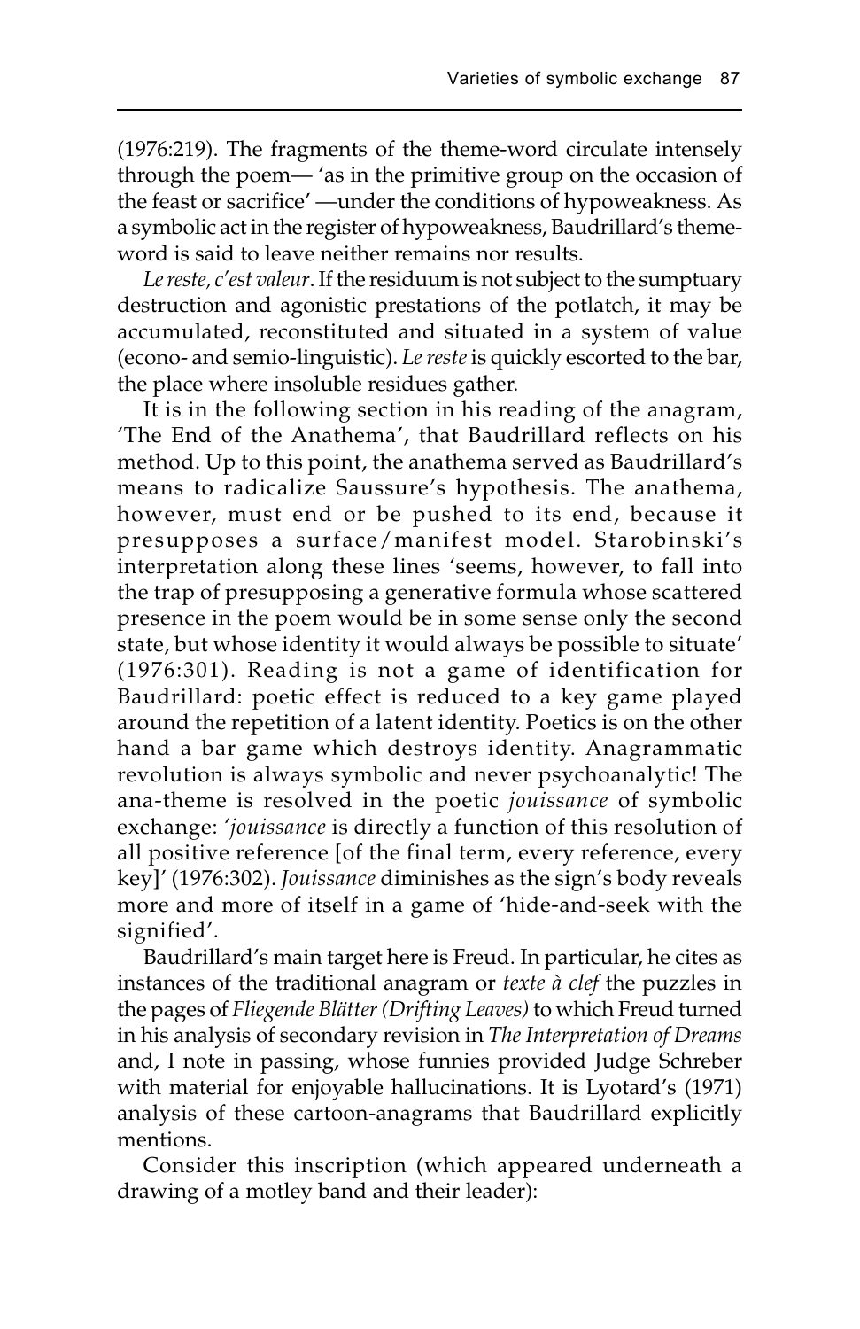(1976:219). The fragments of the theme-word circulate intensely through the poem— 'as in the primitive group on the occasion of the feast or sacrifice' —under the conditions of hypoweakness. As a symbolic act in the register of hypoweakness, Baudrillard's theme-word is said to leave neither remains nor results.

*Le reste, c'est valeur*. If the residuum is not subject to the sumptuary destruction and agonistic prestations of the potlatch, it may be accumulated, reconstituted and situated in a system of value (econo- and semio-linguistic). *Le reste* is quickly escorted to the bar, the place where insoluble residues gather.

It is in the following section in his reading of the anagram, 'The End of the Anathema', that Baudrillard reflects on his method. Up to this point, the anathema served as Baudrillard's means to radicalize Saussure's hypothesis. The anathema, however, must end or be pushed to its end, because it presupposes a surface/manifest model. Starobinski's interpretation along these lines 'seems, however, to fall into the trap of presupposing a generative formula whose scattered presence in the poem would be in some sense only the second state, but whose identity it would always be possible to situate' (1976:301). Reading is not a game of identification for Baudrillard: poetic effect is reduced to a key game played around the repetition of a latent identity. Poetics is on the other hand a bar game which destroys identity. Anagrammatic revolution is always symbolic and never psychoanalytic! The ana-theme is resolved in the poetic *jouissance* of symbolic exchange: '*jouissance* is directly a function of this resolution of all positive reference [of the final term, every reference, every key]' (1976:302). *Jouissance* diminishes as the sign's body reveals more and more of itself in a game of 'hide-and-seek with the signified'.

Baudrillard's main target here is Freud. In particular, he cites as instances of the traditional anagram or *texte à clef* the puzzles in the pages of *Fliegende Blätter (Drifting Leaves)* to which Freud turned in his analysis of secondary revision in *The Interpretation of Dreams* and, I note in passing, whose funnies provided Judge Schreber with material for enjoyable hallucinations. It is Lyotard's (1971) analysis of these cartoon-anagrams that Baudrillard explicitly mentions.

Consider this inscription (which appeared underneath a drawing of a motley band and their leader):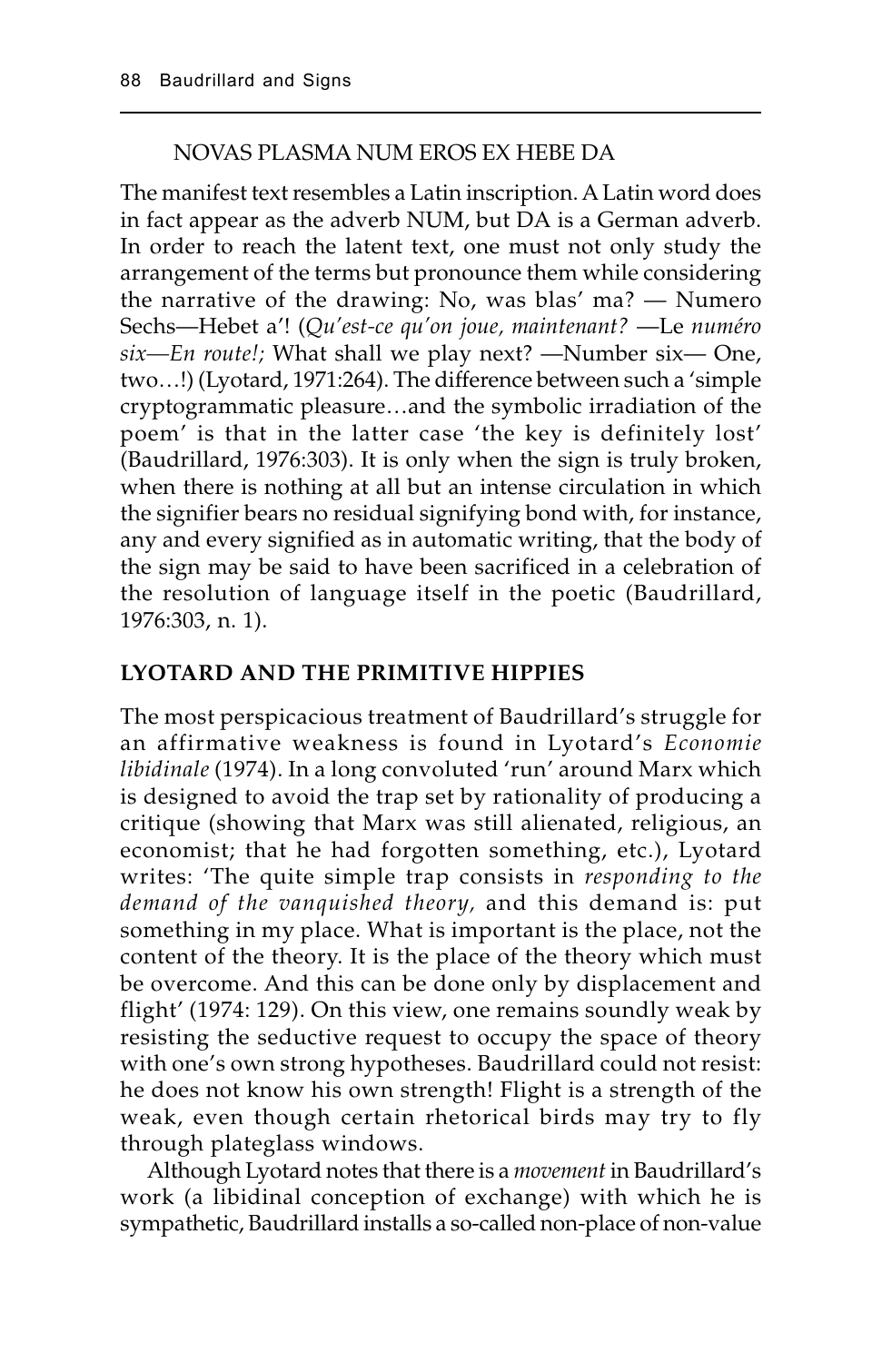NOVAS PLASMA NUM EROS EX HEBE DA

The manifest text resembles a Latin inscription. A Latin word does in fact appear as the adverb NUM, but DA is a German adverb. In order to reach the latent text, one must not only study the arrangement of the terms but pronounce them while considering the narrative of the drawing: No, was blas' ma? — Numero Sechs—Hebet a'! (*Qu'est-ce qu'on joue, maintenant?* —Le *numéro six—En route!;* What shall we play next? —Number six— One, two…!) (Lyotard, 1971:264). The difference between such a 'simple cryptogrammatic pleasure…and the symbolic irradiation of the poem' is that in the latter case 'the key is definitely lost' (Baudrillard, 1976:303). It is only when the sign is truly broken, when there is nothing at all but an intense circulation in which the signifier bears no residual signifying bond with, for instance, any and every signified as in automatic writing, that the body of the sign may be said to have been sacrificed in a celebration of the resolution of language itself in the poetic (Baudrillard, 1976:303, n. 1).

## LYOTARD AND THE PRIMITIVE HIPPIES

The most perspicacious treatment of Baudrillard's struggle for an affirmative weakness is found in Lyotard's *Economie libidinale* (1974). In a long convoluted 'run' around Marx which is designed to avoid the trap set by rationality of producing a critique (showing that Marx was still alienated, religious, an economist; that he had forgotten something, etc.), Lyotard writes: 'The quite simple trap consists in *responding to the demand of the vanquished theory,* and this demand is: put something in my place. What is important is the place, not the content of the theory. It is the place of the theory which must be overcome. And this can be done only by displacement and flight' (1974: 129). On this view, one remains soundly weak by resisting the seductive request to occupy the space of theory with one's own strong hypotheses. Baudrillard could not resist: he does not know his own strength! Flight is a strength of the weak, even though certain rhetorical birds may try to fly through plateglass windows.

Although Lyotard notes that there is a *movement* in Baudrillard's work (a libidinal conception of exchange) with which he is sympathetic, Baudrillard installs a so-called non-place of non-value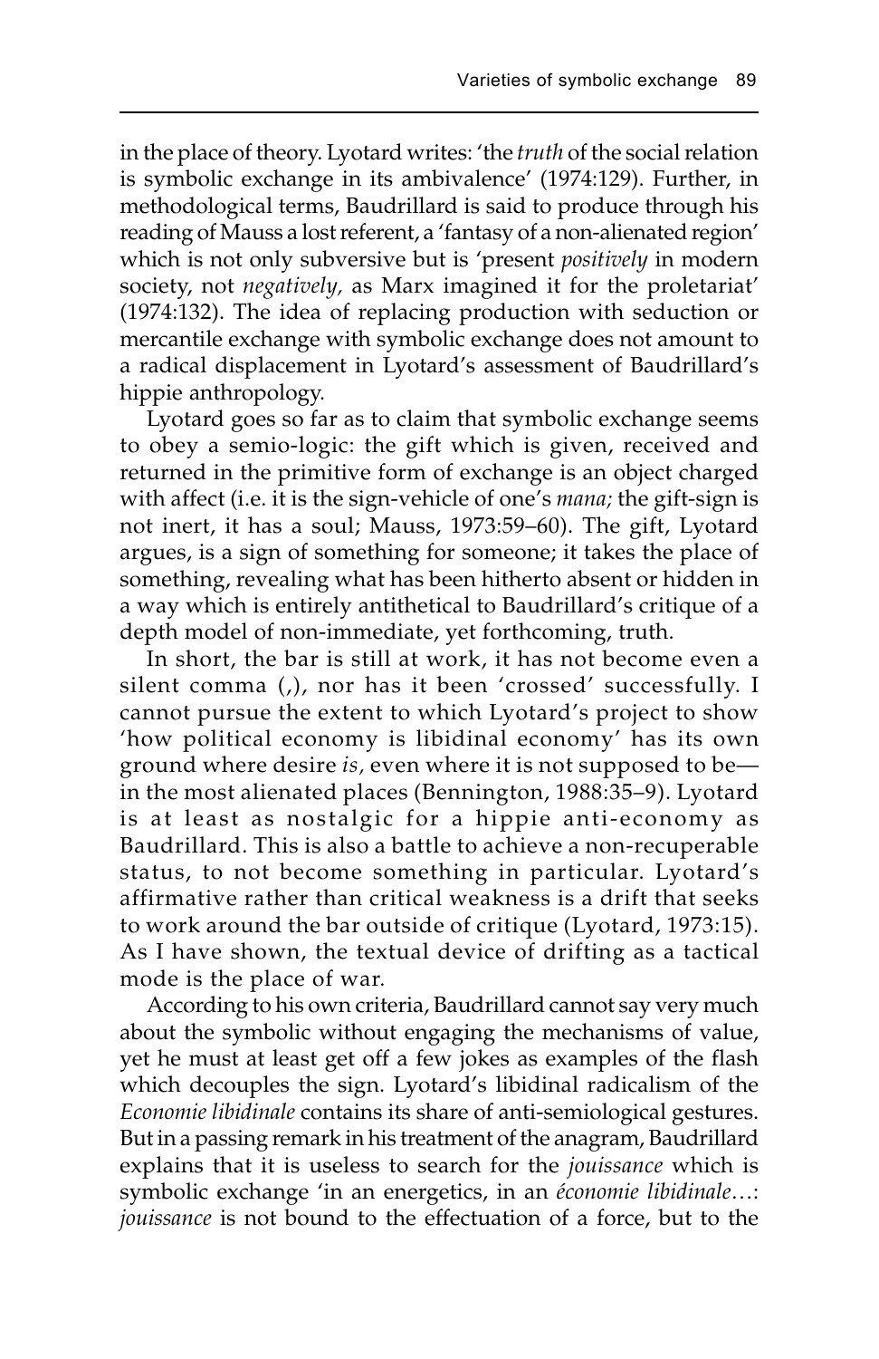in the place of theory. Lyotard writes: 'the *truth* of the social relation is symbolic exchange in its ambivalence' (1974:129). Further, in methodological terms, Baudrillard is said to produce through his reading of Mauss a lost referent, a 'fantasy of a non-alienated region' which is not only subversive but is 'present *positively* in modern society, not *negatively,* as Marx imagined it for the proletariat' (1974:132). The idea of replacing production with seduction or mercantile exchange with symbolic exchange does not amount to a radical displacement in Lyotard's assessment of Baudrillard's hippie anthropology.

Lyotard goes so far as to claim that symbolic exchange seems to obey a semio-logic: the gift which is given, received and returned in the primitive form of exchange is an object charged with affect (i.e. it is the sign-vehicle of one's *mana;* the gift-sign is not inert, it has a soul; Mauss, 1973:59–60). The gift, Lyotard argues, is a sign of something for someone; it takes the place of something, revealing what has been hitherto absent or hidden in a way which is entirely antithetical to Baudrillard's critique of a depth model of non-immediate, yet forthcoming, truth.

In short, the bar is still at work, it has not become even a silent comma (,), nor has it been 'crossed' successfully. I cannot pursue the extent to which Lyotard's project to show 'how political economy is libidinal economy' has its own ground where desire *is,* even where it is not supposed to be—in the most alienated places (Bennington, 1988:35–9). Lyotard is at least as nostalgic for a hippie anti-economy as Baudrillard. This is also a battle to achieve a non-recuperable status, to not become something in particular. Lyotard's affirmative rather than critical weakness is a drift that seeks to work around the bar outside of critique (Lyotard, 1973:15). As I have shown, the textual device of drifting as a tactical mode is the place of war.

According to his own criteria, Baudrillard cannot say very much about the symbolic without engaging the mechanisms of value, yet he must at least get off a few jokes as examples of the flash which decouples the sign. Lyotard's libidinal radicalism of the *Economie libidinale* contains its share of anti-semiological gestures. But in a passing remark in his treatment of the anagram, Baudrillard explains that it is useless to search for the *jouissance* which is symbolic exchange 'in an energetics, in an *économie libidinale*…: *jouissance* is not bound to the effectuation of a force, but to the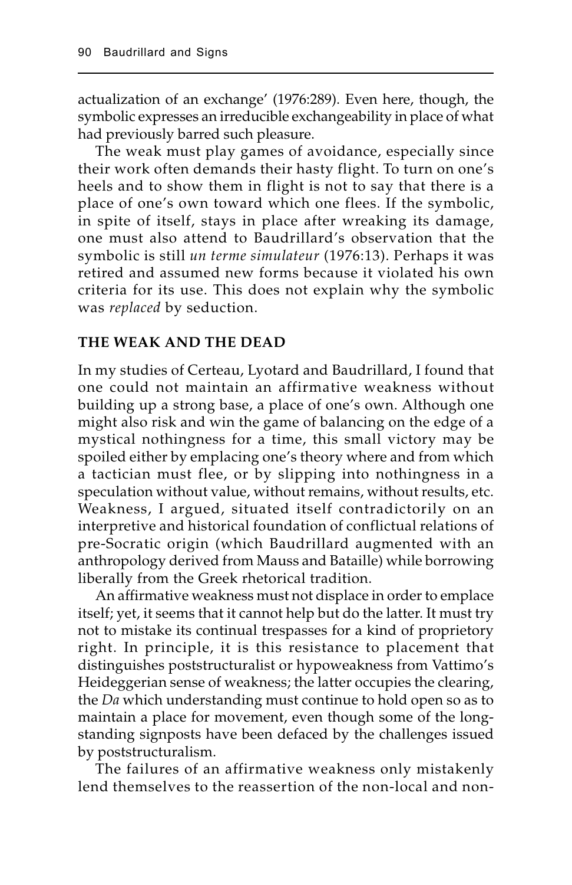actualization of an exchange' (1976:289). Even here, though, the symbolic expresses an irreducible exchangeability in place of what had previously barred such pleasure.

The weak must play games of avoidance, especially since their work often demands their hasty flight. To turn on one's heels and to show them in flight is not to say that there is a place of one's own toward which one flees. If the symbolic, in spite of itself, stays in place after wreaking its damage, one must also attend to Baudrillard's observation that the symbolic is still *un terme simulateur* (1976:13). Perhaps it was retired and assumed new forms because it violated his own criteria for its use. This does not explain why the symbolic was *replaced* by seduction.

## THE WEAK AND THE DEAD

In my studies of Certeau, Lyotard and Baudrillard, I found that one could not maintain an affirmative weakness without building up a strong base, a place of one's own. Although one might also risk and win the game of balancing on the edge of a mystical nothingness for a time, this small victory may be spoiled either by emplacing one's theory where and from which a tactician must flee, or by slipping into nothingness in a speculation without value, without remains, without results, etc. Weakness, I argued, situated itself contradictorily on an interpretive and historical foundation of conflictual relations of pre-Socratic origin (which Baudrillard augmented with an anthropology derived from Mauss and Bataille) while borrowing liberally from the Greek rhetorical tradition.

An affirmative weakness must not displace in order to emplace itself; yet, it seems that it cannot help but do the latter. It must try not to mistake its continual trespasses for a kind of proprietory right. In principle, it is this resistance to placement that distinguishes poststructuralist or hypoweakness from Vattimo's Heideggerian sense of weakness; the latter occupies the clearing, the *Da* which understanding must continue to hold open so as to maintain a place for movement, even though some of the long-standing signposts have been defaced by the challenges issued by poststructuralism.

The failures of an affirmative weakness only mistakenly lend themselves to the reassertion of the non-local and non-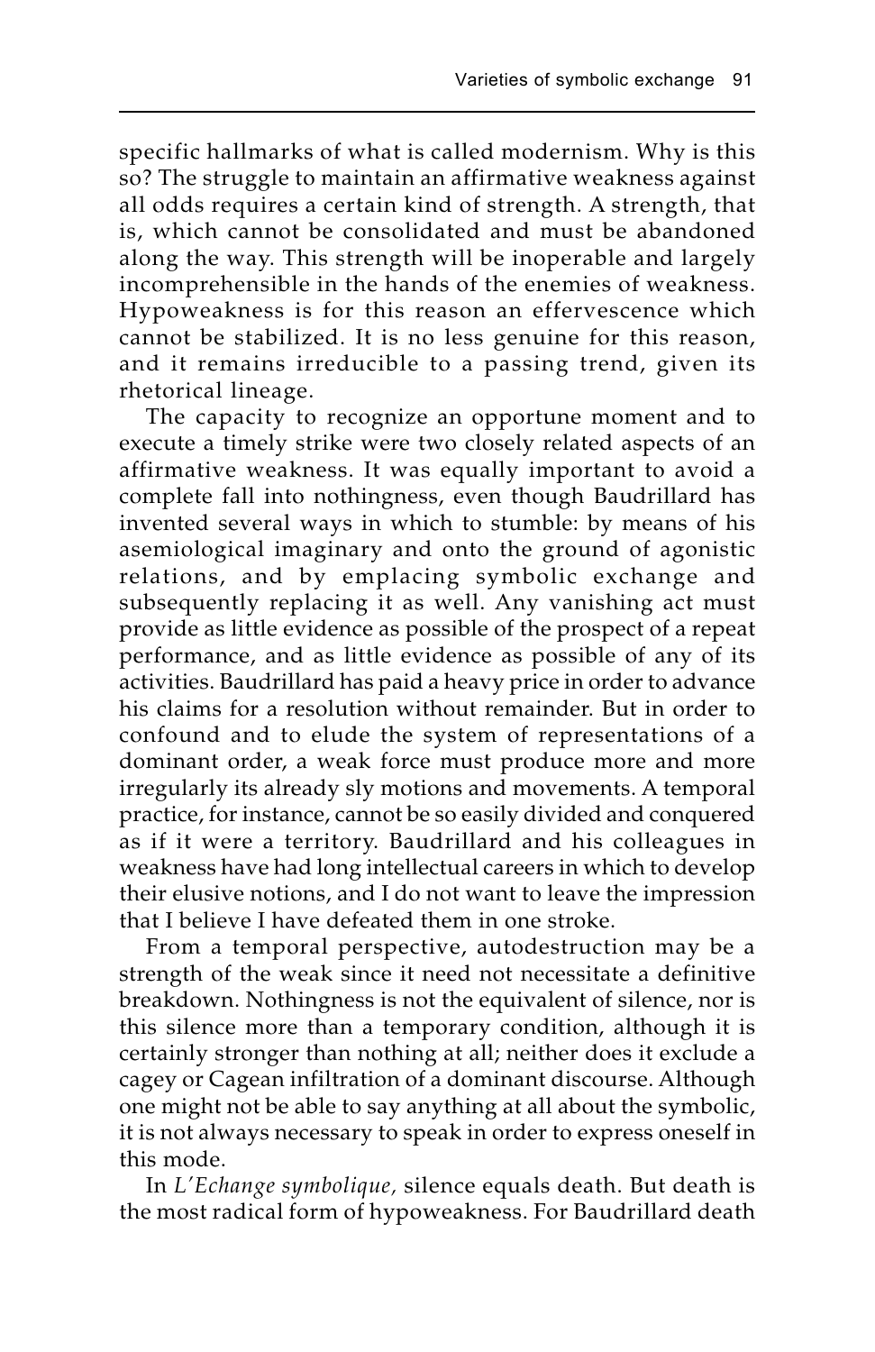specific hallmarks of what is called modernism. Why is this so? The struggle to maintain an affirmative weakness against all odds requires a certain kind of strength. A strength, that is, which cannot be consolidated and must be abandoned along the way. This strength will be inoperable and largely incomprehensible in the hands of the enemies of weakness. Hypoweakness is for this reason an effervescence which cannot be stabilized. It is no less genuine for this reason, and it remains irreducible to a passing trend, given its rhetorical lineage.

The capacity to recognize an opportune moment and to execute a timely strike were two closely related aspects of an affirmative weakness. It was equally important to avoid a complete fall into nothingness, even though Baudrillard has invented several ways in which to stumble: by means of his asemiological imaginary and onto the ground of agonistic relations, and by emplacing symbolic exchange and subsequently replacing it as well. Any vanishing act must provide as little evidence as possible of the prospect of a repeat performance, and as little evidence as possible of any of its activities. Baudrillard has paid a heavy price in order to advance his claims for a resolution without remainder. But in order to confound and to elude the system of representations of a dominant order, a weak force must produce more and more irregularly its already sly motions and movements. A temporal practice, for instance, cannot be so easily divided and conquered as if it were a territory. Baudrillard and his colleagues in weakness have had long intellectual careers in which to develop their elusive notions, and I do not want to leave the impression that I believe I have defeated them in one stroke.

From a temporal perspective, autodestruction may be a strength of the weak since it need not necessitate a definitive breakdown. Nothingness is not the equivalent of silence, nor is this silence more than a temporary condition, although it is certainly stronger than nothing at all; neither does it exclude a cagey or Cagean infiltration of a dominant discourse. Although one might not be able to say anything at all about the symbolic, it is not always necessary to speak in order to express oneself in this mode.

In *L'Echange symbolique,* silence equals death. But death is the most radical form of hypoweakness. For Baudrillard death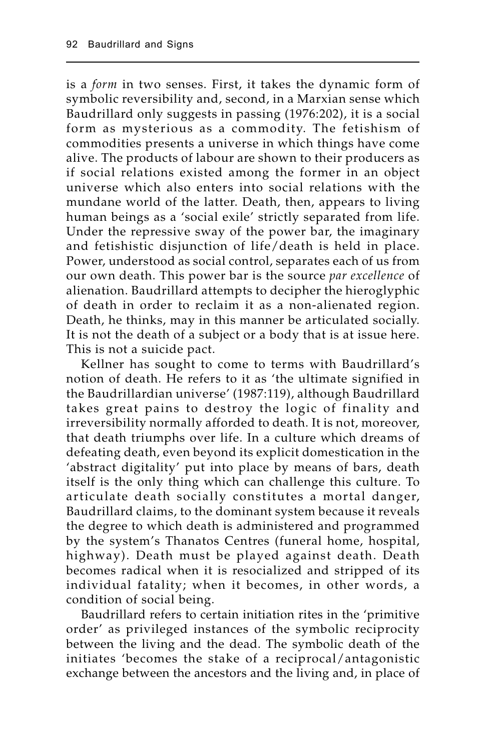is a *form* in two senses. First, it takes the dynamic form of symbolic reversibility and, second, in a Marxian sense which Baudrillard only suggests in passing (1976:202), it is a social form as mysterious as a commodity. The fetishism of commodities presents a universe in which things have come alive. The products of labour are shown to their producers as if social relations existed among the former in an object universe which also enters into social relations with the mundane world of the latter. Death, then, appears to living human beings as a 'social exile' strictly separated from life. Under the repressive sway of the power bar, the imaginary and fetishistic disjunction of life/death is held in place. Power, understood as social control, separates each of us from our own death. This power bar is the source *par excellence* of alienation. Baudrillard attempts to decipher the hieroglyphic of death in order to reclaim it as a non-alienated region. Death, he thinks, may in this manner be articulated socially. It is not the death of a subject or a body that is at issue here. This is not a suicide pact.

Kellner has sought to come to terms with Baudrillard's notion of death. He refers to it as 'the ultimate signified in the Baudrillardian universe' (1987:119), although Baudrillard takes great pains to destroy the logic of finality and irreversibility normally afforded to death. It is not, moreover, that death triumphs over life. In a culture which dreams of defeating death, even beyond its explicit domestication in the 'abstract digitality' put into place by means of bars, death itself is the only thing which can challenge this culture. To articulate death socially constitutes a mortal danger, Baudrillard claims, to the dominant system because it reveals the degree to which death is administered and programmed by the system's Thanatos Centres (funeral home, hospital, highway). Death must be played against death. Death becomes radical when it is resocialized and stripped of its individual fatality; when it becomes, in other words, a condition of social being.

Baudrillard refers to certain initiation rites in the 'primitive order' as privileged instances of the symbolic reciprocity between the living and the dead. The symbolic death of the initiates 'becomes the stake of a reciprocal/antagonistic exchange between the ancestors and the living and, in place of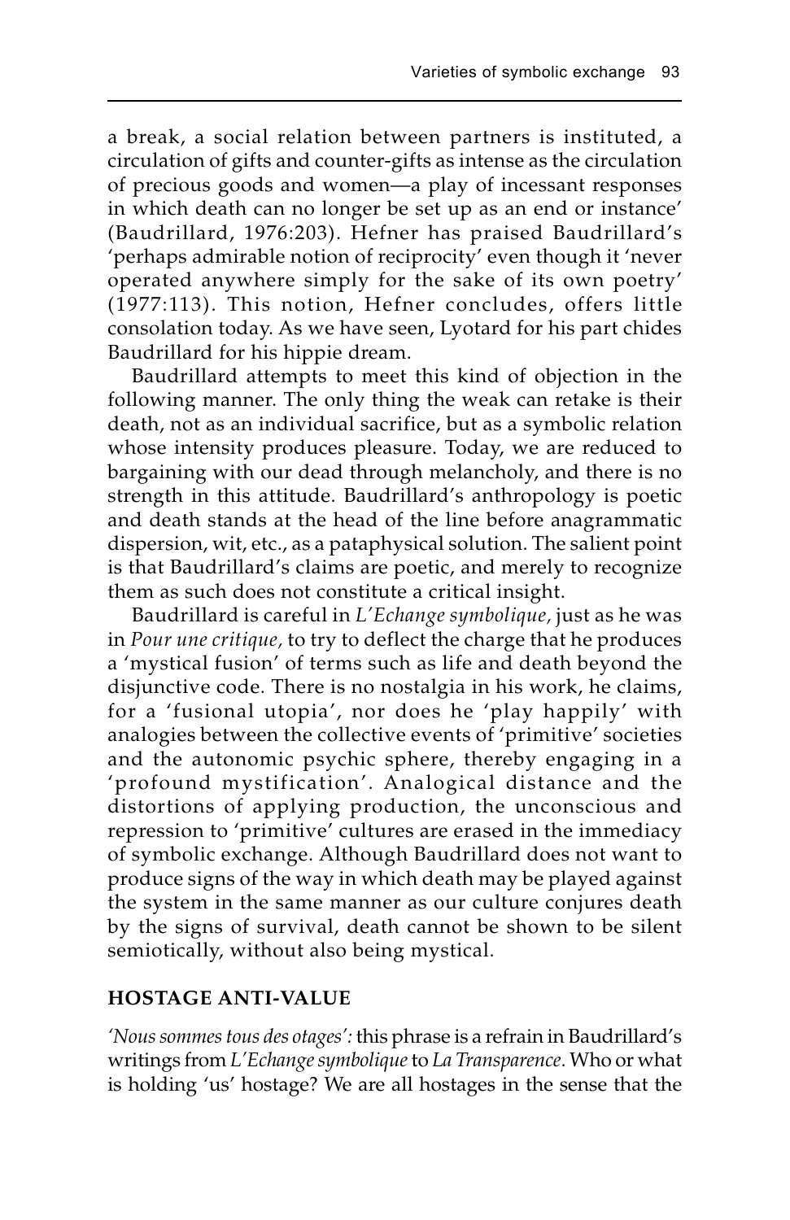a break, a social relation between partners is instituted, a circulation of gifts and counter-gifts as intense as the circulation of precious goods and women—a play of incessant responses in which death can no longer be set up as an end or instance' (Baudrillard, 1976:203). Hefner has praised Baudrillard's 'perhaps admirable notion of reciprocity' even though it 'never operated anywhere simply for the sake of its own poetry' (1977:113). This notion, Hefner concludes, offers little consolation today. As we have seen, Lyotard for his part chides Baudrillard for his hippie dream.

Baudrillard attempts to meet this kind of objection in the following manner. The only thing the weak can retake is their death, not as an individual sacrifice, but as a symbolic relation whose intensity produces pleasure. Today, we are reduced to bargaining with our dead through melancholy, and there is no strength in this attitude. Baudrillard's anthropology is poetic and death stands at the head of the line before anagrammatic dispersion, wit, etc., as a pataphysical solution. The salient point is that Baudrillard's claims are poetic, and merely to recognize them as such does not constitute a critical insight.

Baudrillard is careful in *L'Echange symbolique,* just as he was in *Pour une critique,* to try to deflect the charge that he produces a 'mystical fusion' of terms such as life and death beyond the disjunctive code. There is no nostalgia in his work, he claims, for a 'fusional utopia', nor does he 'play happily' with analogies between the collective events of 'primitive' societies and the autonomic psychic sphere, thereby engaging in a 'profound mystification'. Analogical distance and the distortions of applying production, the unconscious and repression to 'primitive' cultures are erased in the immediacy of symbolic exchange. Although Baudrillard does not want to produce signs of the way in which death may be played against the system in the same manner as our culture conjures death by the signs of survival, death cannot be shown to be silent semiotically, without also being mystical.

## HOSTAGE ANTI-VALUE

*'Nous sommes tous des otages':* this phrase is a refrain in Baudrillard's writings from *L'Echange symbolique* to *La Transparence*. Who or what is holding 'us' hostage? We are all hostages in the sense that the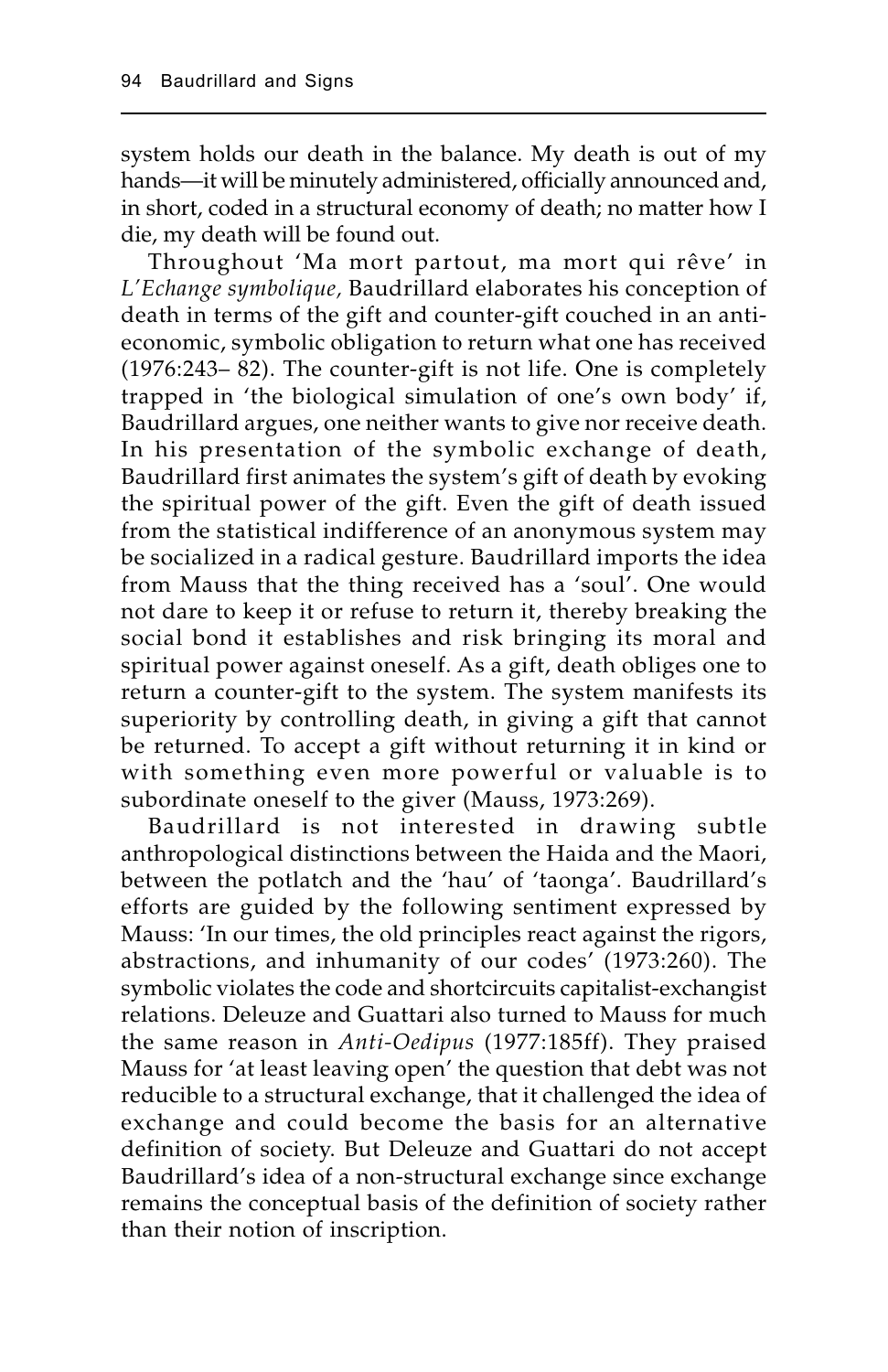system holds our death in the balance. My death is out of my hands—it will be minutely administered, officially announced and, in short, coded in a structural economy of death; no matter how I die, my death will be found out.

Throughout 'Ma mort partout, ma mort qui rêve' in *L'Echange symbolique,* Baudrillard elaborates his conception of death in terms of the gift and counter-gift couched in an anti-economic, symbolic obligation to return what one has received (1976:243– 82). The counter-gift is not life. One is completely trapped in 'the biological simulation of one's own body' if, Baudrillard argues, one neither wants to give nor receive death. In his presentation of the symbolic exchange of death, Baudrillard first animates the system's gift of death by evoking the spiritual power of the gift. Even the gift of death issued from the statistical indifference of an anonymous system may be socialized in a radical gesture. Baudrillard imports the idea from Mauss that the thing received has a 'soul'. One would not dare to keep it or refuse to return it, thereby breaking the social bond it establishes and risk bringing its moral and spiritual power against oneself. As a gift, death obliges one to return a counter-gift to the system. The system manifests its superiority by controlling death, in giving a gift that cannot be returned. To accept a gift without returning it in kind or with something even more powerful or valuable is to subordinate oneself to the giver (Mauss, 1973:269).

Baudrillard is not interested in drawing subtle anthropological distinctions between the Haida and the Maori, between the potlatch and the 'hau' of 'taonga'. Baudrillard's efforts are guided by the following sentiment expressed by Mauss: 'In our times, the old principles react against the rigors, abstractions, and inhumanity of our codes' (1973:260). The symbolic violates the code and shortcircuits capitalist-exchangist relations. Deleuze and Guattari also turned to Mauss for much the same reason in *Anti-Oedipus* (1977:185ff). They praised Mauss for 'at least leaving open' the question that debt was not reducible to a structural exchange, that it challenged the idea of exchange and could become the basis for an alternative definition of society. But Deleuze and Guattari do not accept Baudrillard's idea of a non-structural exchange since exchange remains the conceptual basis of the definition of society rather than their notion of inscription.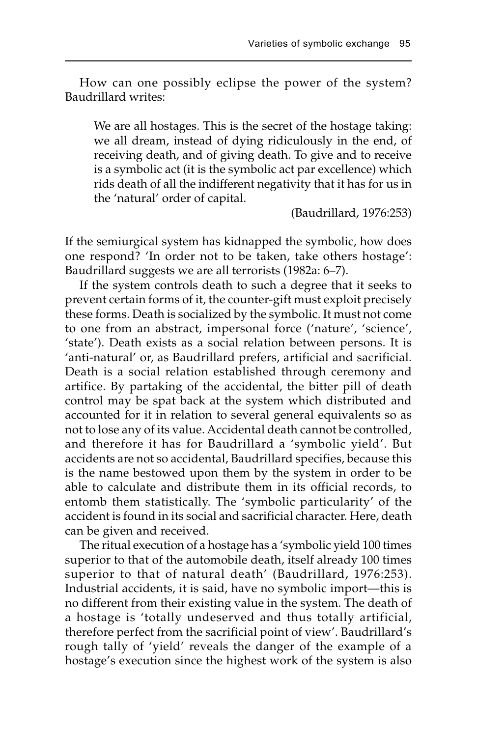How can one possibly eclipse the power of the system? Baudrillard writes:

> We are all hostages. This is the secret of the hostage taking: we all dream, instead of dying ridiculously in the end, of receiving death, and of giving death. To give and to receive is a symbolic act (it is the symbolic act par excellence) which rids death of all the indifferent negativity that it has for us in the 'natural' order of capital.
>
> (Baudrillard, 1976:253)

If the semiurgical system has kidnapped the symbolic, how does one respond? 'In order not to be taken, take others hostage': Baudrillard suggests we are all terrorists (1982a: 6–7).

If the system controls death to such a degree that it seeks to prevent certain forms of it, the counter-gift must exploit precisely these forms. Death is socialized by the symbolic. It must not come to one from an abstract, impersonal force ('nature', 'science', 'state'). Death exists as a social relation between persons. It is 'anti-natural' or, as Baudrillard prefers, artificial and sacrificial. Death is a social relation established through ceremony and artifice. By partaking of the accidental, the bitter pill of death control may be spat back at the system which distributed and accounted for it in relation to several general equivalents so as not to lose any of its value. Accidental death cannot be controlled, and therefore it has for Baudrillard a 'symbolic yield'. But accidents are not so accidental, Baudrillard specifies, because this is the name bestowed upon them by the system in order to be able to calculate and distribute them in its official records, to entomb them statistically. The 'symbolic particularity' of the accident is found in its social and sacrificial character. Here, death can be given and received.

The ritual execution of a hostage has a 'symbolic yield 100 times superior to that of the automobile death, itself already 100 times superior to that of natural death' (Baudrillard, 1976:253). Industrial accidents, it is said, have no symbolic import—this is no different from their existing value in the system. The death of a hostage is 'totally undeserved and thus totally artificial, therefore perfect from the sacrificial point of view'. Baudrillard's rough tally of 'yield' reveals the danger of the example of a hostage's execution since the highest work of the system is also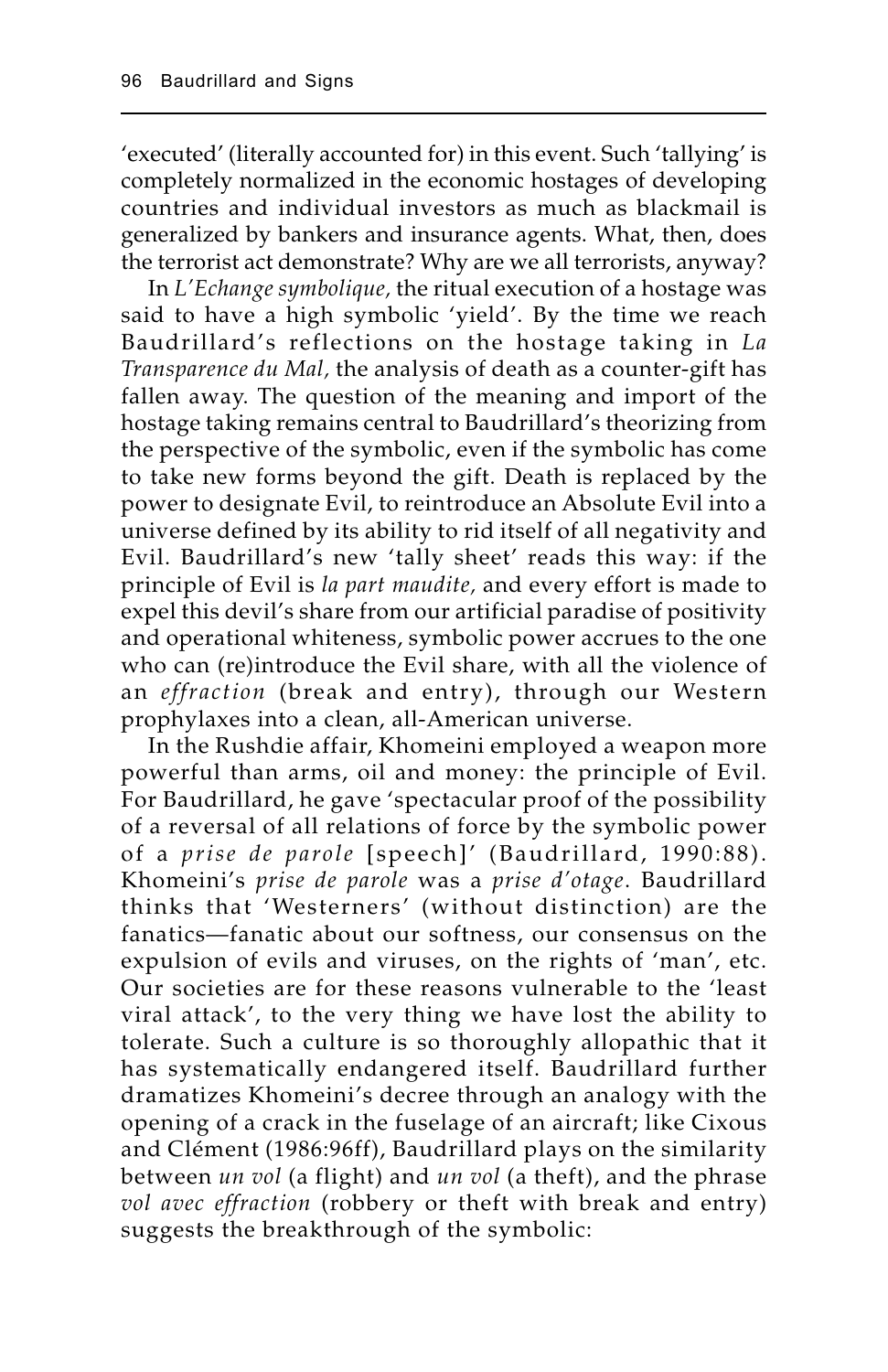'executed' (literally accounted for) in this event. Such 'tallying' is completely normalized in the economic hostages of developing countries and individual investors as much as blackmail is generalized by bankers and insurance agents. What, then, does the terrorist act demonstrate? Why are we all terrorists, anyway?

In *L'Echange symbolique,* the ritual execution of a hostage was said to have a high symbolic 'yield'. By the time we reach Baudrillard's reflections on the hostage taking in *La Transparence du Mal,* the analysis of death as a counter-gift has fallen away. The question of the meaning and import of the hostage taking remains central to Baudrillard's theorizing from the perspective of the symbolic, even if the symbolic has come to take new forms beyond the gift. Death is replaced by the power to designate Evil, to reintroduce an Absolute Evil into a universe defined by its ability to rid itself of all negativity and Evil. Baudrillard's new 'tally sheet' reads this way: if the principle of Evil is *la part maudite,* and every effort is made to expel this devil's share from our artificial paradise of positivity and operational whiteness, symbolic power accrues to the one who can (re)introduce the Evil share, with all the violence of an *effraction* (break and entry), through our Western prophylaxes into a clean, all-American universe.

In the Rushdie affair, Khomeini employed a weapon more powerful than arms, oil and money: the principle of Evil. For Baudrillard, he gave 'spectacular proof of the possibility of a reversal of all relations of force by the symbolic power of a *prise de parole* [speech]' (Baudrillard, 1990:88). Khomeini's *prise de parole* was a *prise d'otage*. Baudrillard thinks that 'Westerners' (without distinction) are the fanatics—fanatic about our softness, our consensus on the expulsion of evils and viruses, on the rights of 'man', etc. Our societies are for these reasons vulnerable to the 'least viral attack', to the very thing we have lost the ability to tolerate. Such a culture is so thoroughly allopathic that it has systematically endangered itself. Baudrillard further dramatizes Khomeini's decree through an analogy with the opening of a crack in the fuselage of an aircraft; like Cixous and Clément (1986:96ff), Baudrillard plays on the similarity between *un vol* (a flight) and *un vol* (a theft), and the phrase *vol avec effraction* (robbery or theft with break and entry) suggests the breakthrough of the symbolic: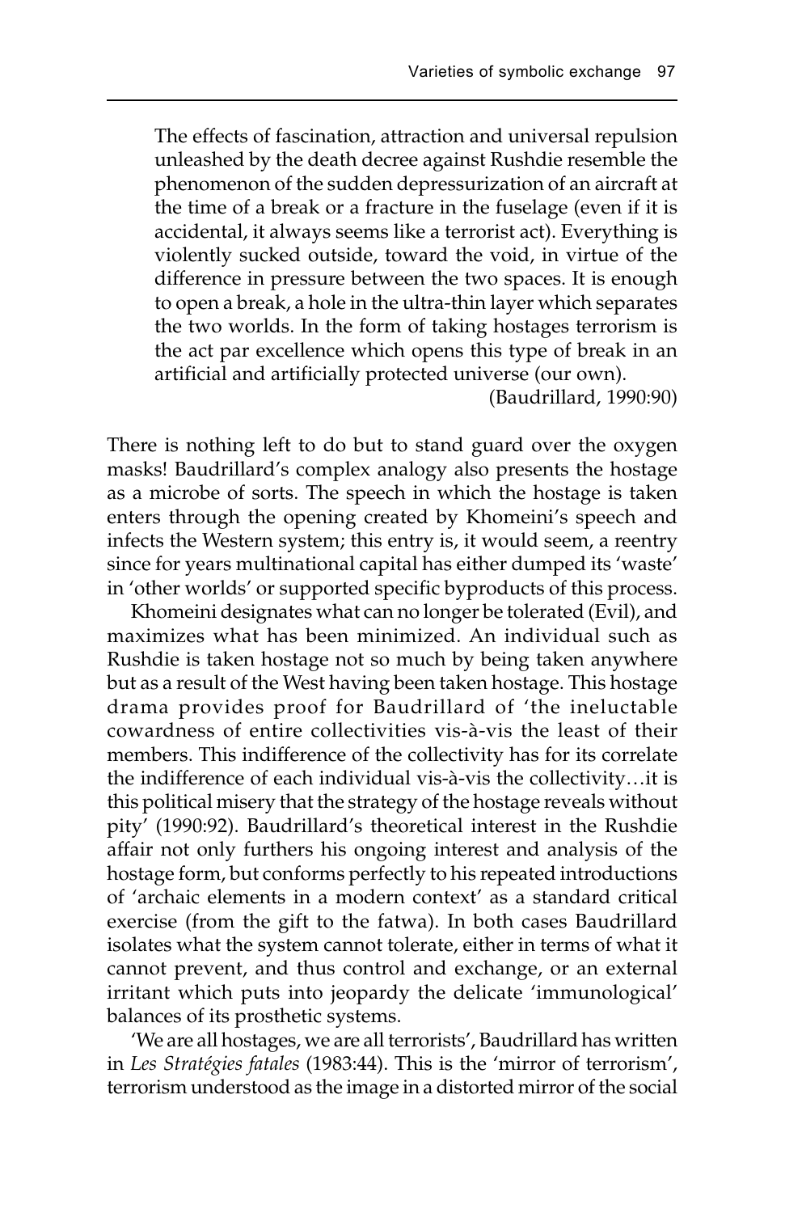> The effects of fascination, attraction and universal repulsion unleashed by the death decree against Rushdie resemble the phenomenon of the sudden depressurization of an aircraft at the time of a break or a fracture in the fuselage (even if it is accidental, it always seems like a terrorist act). Everything is violently sucked outside, toward the void, in virtue of the difference in pressure between the two spaces. It is enough to open a break, a hole in the ultra-thin layer which separates the two worlds. In the form of taking hostages terrorism is the act par excellence which opens this type of break in an artificial and artificially protected universe (our own).
>
> (Baudrillard, 1990:90)

There is nothing left to do but to stand guard over the oxygen masks! Baudrillard's complex analogy also presents the hostage as a microbe of sorts. The speech in which the hostage is taken enters through the opening created by Khomeini's speech and infects the Western system; this entry is, it would seem, a reentry since for years multinational capital has either dumped its 'waste' in 'other worlds' or supported specific byproducts of this process.

Khomeini designates what can no longer be tolerated (Evil), and maximizes what has been minimized. An individual such as Rushdie is taken hostage not so much by being taken anywhere but as a result of the West having been taken hostage. This hostage drama provides proof for Baudrillard of 'the ineluctable cowardness of entire collectivities vis-à-vis the least of their members. This indifference of the collectivity has for its correlate the indifference of each individual vis-à-vis the collectivity…it is this political misery that the strategy of the hostage reveals without pity' (1990:92). Baudrillard's theoretical interest in the Rushdie affair not only furthers his ongoing interest and analysis of the hostage form, but conforms perfectly to his repeated introductions of 'archaic elements in a modern context' as a standard critical exercise (from the gift to the fatwa). In both cases Baudrillard isolates what the system cannot tolerate, either in terms of what it cannot prevent, and thus control and exchange, or an external irritant which puts into jeopardy the delicate 'immunological' balances of its prosthetic systems.

'We are all hostages, we are all terrorists', Baudrillard has written in *Les Stratégies fatales* (1983:44). This is the 'mirror of terrorism', terrorism understood as the image in a distorted mirror of the social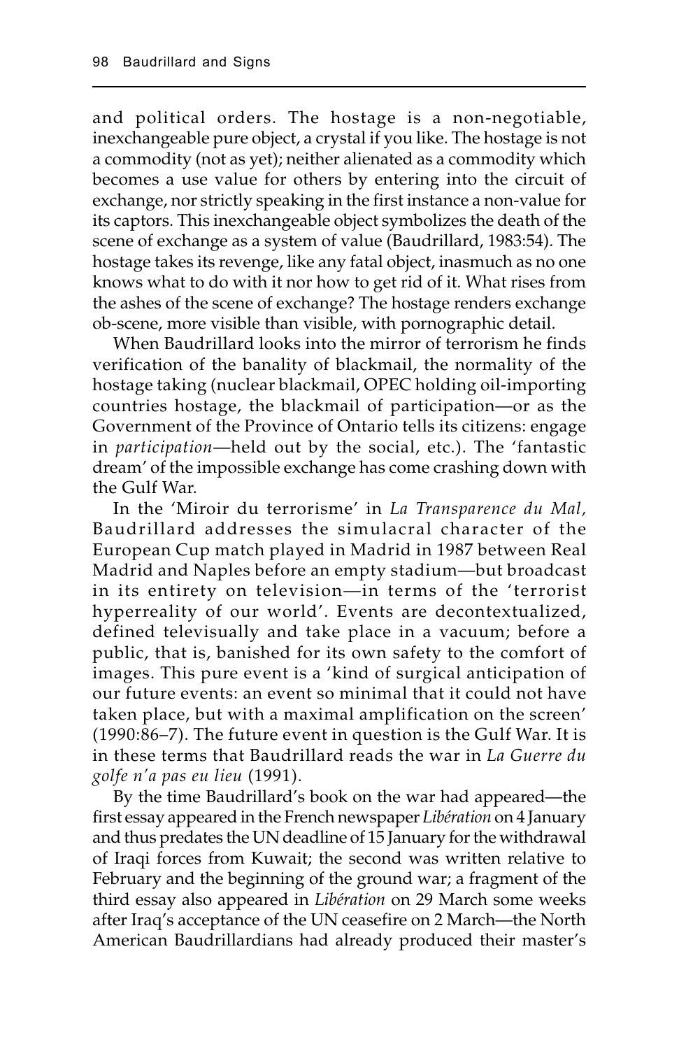and political orders. The hostage is a non-negotiable, inexchangeable pure object, a crystal if you like. The hostage is not a commodity (not as yet); neither alienated as a commodity which becomes a use value for others by entering into the circuit of exchange, nor strictly speaking in the first instance a non-value for its captors. This inexchangeable object symbolizes the death of the scene of exchange as a system of value (Baudrillard, 1983:54). The hostage takes its revenge, like any fatal object, inasmuch as no one knows what to do with it nor how to get rid of it. What rises from the ashes of the scene of exchange? The hostage renders exchange ob-scene, more visible than visible, with pornographic detail.

When Baudrillard looks into the mirror of terrorism he finds verification of the banality of blackmail, the normality of the hostage taking (nuclear blackmail, OPEC holding oil-importing countries hostage, the blackmail of participation—or as the Government of the Province of Ontario tells its citizens: engage in *participation*—held out by the social, etc.). The 'fantastic dream' of the impossible exchange has come crashing down with the Gulf War.

In the 'Miroir du terrorisme' in *La Transparence du Mal,* Baudrillard addresses the simulacral character of the European Cup match played in Madrid in 1987 between Real Madrid and Naples before an empty stadium—but broadcast in its entirety on television—in terms of the 'terrorist hyperreality of our world'. Events are decontextualized, defined televisually and take place in a vacuum; before a public, that is, banished for its own safety to the comfort of images. This pure event is a 'kind of surgical anticipation of our future events: an event so minimal that it could not have taken place, but with a maximal amplification on the screen' (1990:86–7). The future event in question is the Gulf War. It is in these terms that Baudrillard reads the war in *La Guerre du golfe n'a pas eu lieu* (1991).

By the time Baudrillard's book on the war had appeared—the first essay appeared in the French newspaper *Libération* on 4 January and thus predates the UN deadline of 15 January for the withdrawal of Iraqi forces from Kuwait; the second was written relative to February and the beginning of the ground war; a fragment of the third essay also appeared in *Libération* on 29 March some weeks after Iraq's acceptance of the UN ceasefire on 2 March—the North American Baudrillardians had already produced their master's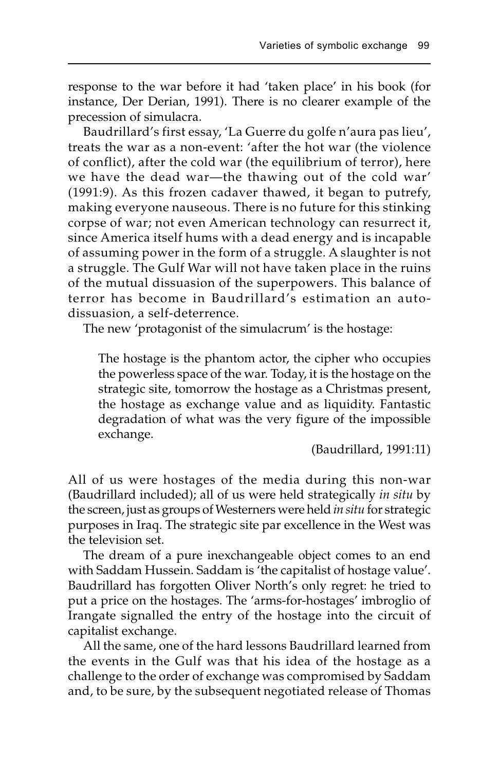response to the war before it had 'taken place' in his book (for instance, Der Derian, 1991). There is no clearer example of the precession of simulacra.

Baudrillard's first essay, 'La Guerre du golfe n'aura pas lieu', treats the war as a non-event: 'after the hot war (the violence of conflict), after the cold war (the equilibrium of terror), here we have the dead war—the thawing out of the cold war' (1991:9). As this frozen cadaver thawed, it began to putrefy, making everyone nauseous. There is no future for this stinking corpse of war; not even American technology can resurrect it, since America itself hums with a dead energy and is incapable of assuming power in the form of a struggle. A slaughter is not a struggle. The Gulf War will not have taken place in the ruins of the mutual dissuasion of the superpowers. This balance of terror has become in Baudrillard's estimation an auto-dissuasion, a self-deterrence.

The new 'protagonist of the simulacrum' is the hostage:

> The hostage is the phantom actor, the cipher who occupies the powerless space of the war. Today, it is the hostage on the strategic site, tomorrow the hostage as a Christmas present, the hostage as exchange value and as liquidity. Fantastic degradation of what was the very figure of the impossible exchange.
>
> (Baudrillard, 1991:11)

All of us were hostages of the media during this non-war (Baudrillard included); all of us were held strategically *in situ* by the screen, just as groups of Westerners were held *in situ* for strategic purposes in Iraq. The strategic site par excellence in the West was the television set.

The dream of a pure inexchangeable object comes to an end with Saddam Hussein. Saddam is 'the capitalist of hostage value'. Baudrillard has forgotten Oliver North's only regret: he tried to put a price on the hostages. The 'arms-for-hostages' imbroglio of Irangate signalled the entry of the hostage into the circuit of capitalist exchange.

All the same, one of the hard lessons Baudrillard learned from the events in the Gulf was that his idea of the hostage as a challenge to the order of exchange was compromised by Saddam and, to be sure, by the subsequent negotiated release of Thomas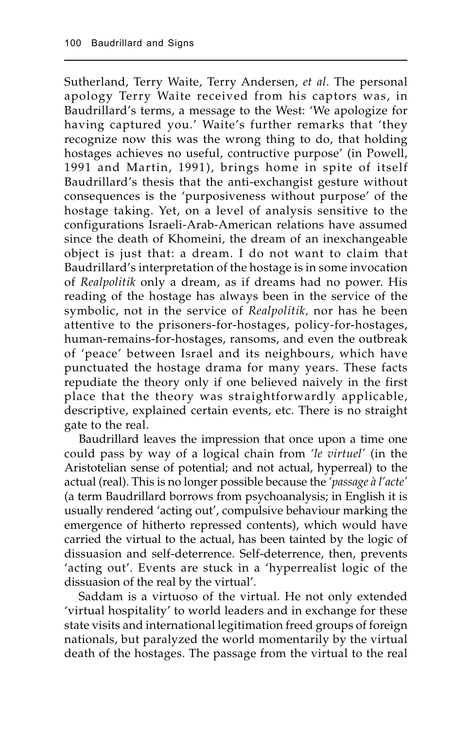Sutherland, Terry Waite, Terry Andersen, *et al*. The personal apology Terry Waite received from his captors was, in Baudrillard's terms, a message to the West: 'We apologize for having captured you.' Waite's further remarks that 'they recognize now this was the wrong thing to do, that holding hostages achieves no useful, contructive purpose' (in Powell, 1991 and Martin, 1991), brings home in spite of itself Baudrillard's thesis that the anti-exchangist gesture without consequences is the 'purposiveness without purpose' of the hostage taking. Yet, on a level of analysis sensitive to the configurations Israeli-Arab-American relations have assumed since the death of Khomeini, the dream of an inexchangeable object is just that: a dream. I do not want to claim that Baudrillard's interpretation of the hostage is in some invocation of *Realpolitik* only a dream, as if dreams had no power. His reading of the hostage has always been in the service of the symbolic, not in the service of *Realpolitik*, nor has he been attentive to the prisoners-for-hostages, policy-for-hostages, human-remains-for-hostages, ransoms, and even the outbreak of 'peace' between Israel and its neighbours, which have punctuated the hostage drama for many years. These facts repudiate the theory only if one believed naively in the first place that the theory was straightforwardly applicable, descriptive, explained certain events, etc. There is no straight gate to the real.

Baudrillard leaves the impression that once upon a time one could pass by way of a logical chain from *'le virtuel'* (in the Aristotelian sense of potential; and not actual, hyperreal) to the actual (real). This is no longer possible because the *'passage à l'acte'* (a term Baudrillard borrows from psychoanalysis; in English it is usually rendered 'acting out', compulsive behaviour marking the emergence of hitherto repressed contents), which would have carried the virtual to the actual, has been tainted by the logic of dissuasion and self-deterrence. Self-deterrence, then, prevents 'acting out'. Events are stuck in a 'hyperrealist logic of the dissuasion of the real by the virtual'.

Saddam is a virtuoso of the virtual. He not only extended 'virtual hospitality' to world leaders and in exchange for these state visits and international legitimation freed groups of foreign nationals, but paralyzed the world momentarily by the virtual death of the hostages. The passage from the virtual to the real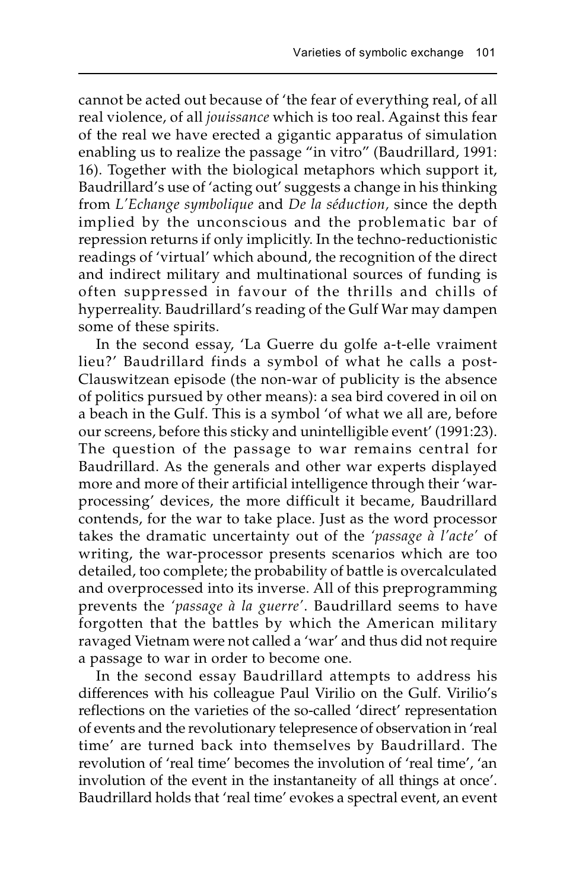cannot be acted out because of 'the fear of everything real, of all real violence, of all *jouissance* which is too real. Against this fear of the real we have erected a gigantic apparatus of simulation enabling us to realize the passage "in vitro" (Baudrillard, 1991: 16). Together with the biological metaphors which support it, Baudrillard's use of 'acting out' suggests a change in his thinking from *L'Echange symbolique* and *De la séduction*, since the depth implied by the unconscious and the problematic bar of repression returns if only implicitly. In the techno-reductionistic readings of 'virtual' which abound, the recognition of the direct and indirect military and multinational sources of funding is often suppressed in favour of the thrills and chills of hyperreality. Baudrillard's reading of the Gulf War may dampen some of these spirits.

In the second essay, 'La Guerre du golfe a-t-elle vraiment lieu?' Baudrillard finds a symbol of what he calls a post-Clauswitzean episode (the non-war of publicity is the absence of politics pursued by other means): a sea bird covered in oil on a beach in the Gulf. This is a symbol 'of what we all are, before our screens, before this sticky and unintelligible event' (1991:23). The question of the passage to war remains central for Baudrillard. As the generals and other war experts displayed more and more of their artificial intelligence through their 'war-processing' devices, the more difficult it became, Baudrillard contends, for the war to take place. Just as the word processor takes the dramatic uncertainty out of the *'passage à l'acte'* of writing, the war-processor presents scenarios which are too detailed, too complete; the probability of battle is overcalculated and overprocessed into its inverse. All of this preprogramming prevents the *'passage à la guerre'*. Baudrillard seems to have forgotten that the battles by which the American military ravaged Vietnam were not called a 'war' and thus did not require a passage to war in order to become one.

In the second essay Baudrillard attempts to address his differences with his colleague Paul Virilio on the Gulf. Virilio's reflections on the varieties of the so-called 'direct' representation of events and the revolutionary telepresence of observation in 'real time' are turned back into themselves by Baudrillard. The revolution of 'real time' becomes the involution of 'real time', 'an involution of the event in the instantaneity of all things at once'. Baudrillard holds that 'real time' evokes a spectral event, an event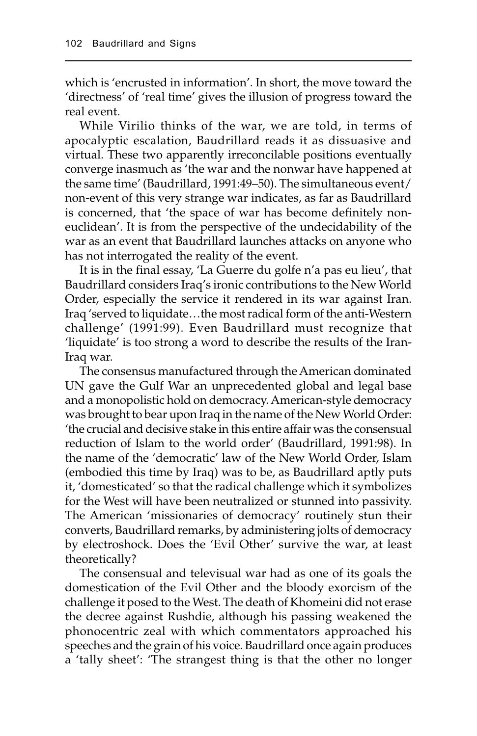which is 'encrusted in information'. In short, the move toward the 'directness' of 'real time' gives the illusion of progress toward the real event.

While Virilio thinks of the war, we are told, in terms of apocalyptic escalation, Baudrillard reads it as dissuasive and virtual. These two apparently irreconcilable positions eventually converge inasmuch as 'the war and the nonwar have happened at the same time' (Baudrillard, 1991:49–50). The simultaneous event/non-event of this very strange war indicates, as far as Baudrillard is concerned, that 'the space of war has become definitely non-euclidean'. It is from the perspective of the undecidability of the war as an event that Baudrillard launches attacks on anyone who has not interrogated the reality of the event.

It is in the final essay, 'La Guerre du golfe n'a pas eu lieu', that Baudrillard considers Iraq's ironic contributions to the New World Order, especially the service it rendered in its war against Iran. Iraq 'served to liquidate…the most radical form of the anti-Western challenge' (1991:99). Even Baudrillard must recognize that 'liquidate' is too strong a word to describe the results of the Iran-Iraq war.

The consensus manufactured through the American dominated UN gave the Gulf War an unprecedented global and legal base and a monopolistic hold on democracy. American-style democracy was brought to bear upon Iraq in the name of the New World Order: 'the crucial and decisive stake in this entire affair was the consensual reduction of Islam to the world order' (Baudrillard, 1991:98). In the name of the 'democratic' law of the New World Order, Islam (embodied this time by Iraq) was to be, as Baudrillard aptly puts it, 'domesticated' so that the radical challenge which it symbolizes for the West will have been neutralized or stunned into passivity. The American 'missionaries of democracy' routinely stun their converts, Baudrillard remarks, by administering jolts of democracy by electroshock. Does the 'Evil Other' survive the war, at least theoretically?

The consensual and televisual war had as one of its goals the domestication of the Evil Other and the bloody exorcism of the challenge it posed to the West. The death of Khomeini did not erase the decree against Rushdie, although his passing weakened the phonocentric zeal with which commentators approached his speeches and the grain of his voice. Baudrillard once again produces a 'tally sheet': 'The strangest thing is that the other no longer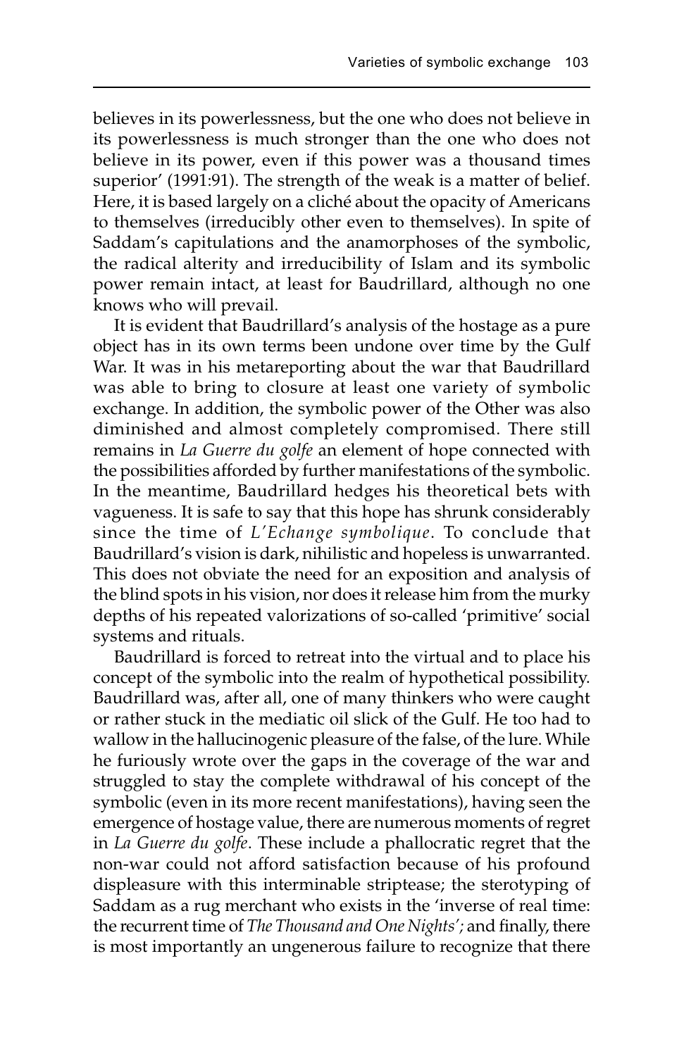believes in its powerlessness, but the one who does not believe in its powerlessness is much stronger than the one who does not believe in its power, even if this power was a thousand times superior' (1991:91). The strength of the weak is a matter of belief. Here, it is based largely on a cliché about the opacity of Americans to themselves (irreducibly other even to themselves). In spite of Saddam's capitulations and the anamorphoses of the symbolic, the radical alterity and irreducibility of Islam and its symbolic power remain intact, at least for Baudrillard, although no one knows who will prevail.

It is evident that Baudrillard's analysis of the hostage as a pure object has in its own terms been undone over time by the Gulf War. It was in his metareporting about the war that Baudrillard was able to bring to closure at least one variety of symbolic exchange. In addition, the symbolic power of the Other was also diminished and almost completely compromised. There still remains in *La Guerre du golfe* an element of hope connected with the possibilities afforded by further manifestations of the symbolic. In the meantime, Baudrillard hedges his theoretical bets with vagueness. It is safe to say that this hope has shrunk considerably since the time of *L'Echange symbolique*. To conclude that Baudrillard's vision is dark, nihilistic and hopeless is unwarranted. This does not obviate the need for an exposition and analysis of the blind spots in his vision, nor does it release him from the murky depths of his repeated valorizations of so-called 'primitive' social systems and rituals.

Baudrillard is forced to retreat into the virtual and to place his concept of the symbolic into the realm of hypothetical possibility. Baudrillard was, after all, one of many thinkers who were caught or rather stuck in the mediatic oil slick of the Gulf. He too had to wallow in the hallucinogenic pleasure of the false, of the lure. While he furiously wrote over the gaps in the coverage of the war and struggled to stay the complete withdrawal of his concept of the symbolic (even in its more recent manifestations), having seen the emergence of hostage value, there are numerous moments of regret in *La Guerre du golfe*. These include a phallocratic regret that the non-war could not afford satisfaction because of his profound displeasure with this interminable striptease; the sterotyping of Saddam as a rug merchant who exists in the 'inverse of real time: the recurrent time of *The Thousand and One Nights*'; and finally, there is most importantly an ungenerous failure to recognize that there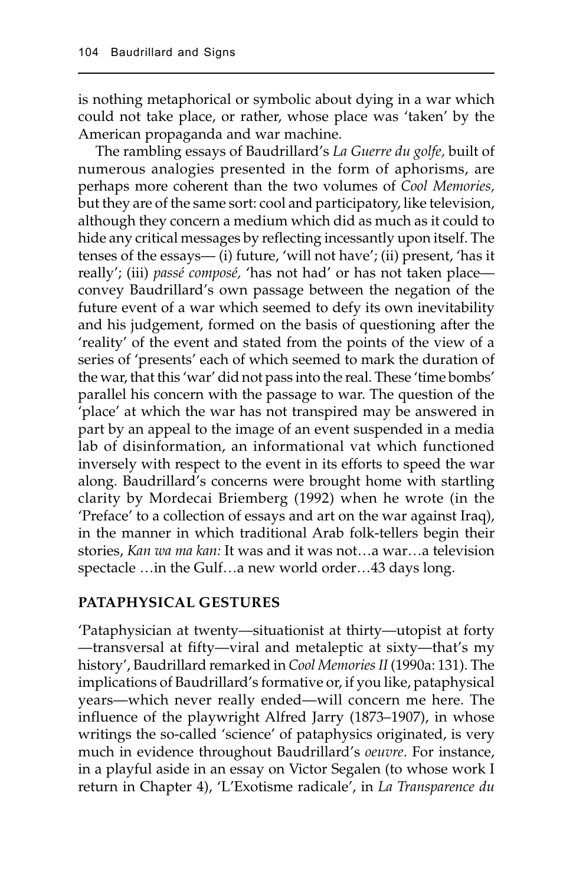is nothing metaphorical or symbolic about dying in a war which could not take place, or rather, whose place was 'taken' by the American propaganda and war machine.

The rambling essays of Baudrillard's *La Guerre du golfe,* built of numerous analogies presented in the form of aphorisms, are perhaps more coherent than the two volumes of *Cool Memories,* but they are of the same sort: cool and participatory, like television, although they concern a medium which did as much as it could to hide any critical messages by reflecting incessantly upon itself. The tenses of the essays— (i) future, 'will not have'; (ii) present, 'has it really'; (iii) *passé composé,* 'has not had' or has not taken place—convey Baudrillard's own passage between the negation of the future event of a war which seemed to defy its own inevitability and his judgement, formed on the basis of questioning after the 'reality' of the event and stated from the points of the view of a series of 'presents' each of which seemed to mark the duration of the war, that this 'war' did not pass into the real. These 'time bombs' parallel his concern with the passage to war. The question of the 'place' at which the war has not transpired may be answered in part by an appeal to the image of an event suspended in a media lab of disinformation, an informational vat which functioned inversely with respect to the event in its efforts to speed the war along. Baudrillard's concerns were brought home with startling clarity by Mordecai Briemberg (1992) when he wrote (in the 'Preface' to a collection of essays and art on the war against Iraq), in the manner in which traditional Arab folk-tellers begin their stories, *Kan wa ma kan:* It was and it was not…a war…a television spectacle …in the Gulf…a new world order…43 days long.

## PATAPHYSICAL GESTURES

'Pataphysician at twenty—situationist at thirty—utopist at forty—transversal at fifty—viral and metaleptic at sixty—that's my history', Baudrillard remarked in *Cool Memories II* (1990a: 131). The implications of Baudrillard's formative or, if you like, pataphysical years—which never really ended—will concern me here. The influence of the playwright Alfred Jarry (1873–1907), in whose writings the so-called 'science' of pataphysics originated, is very much in evidence throughout Baudrillard's *oeuvre*. For instance, in a playful aside in an essay on Victor Segalen (to whose work I return in Chapter 4), 'L'Exotisme radicale', in *La Transparence du*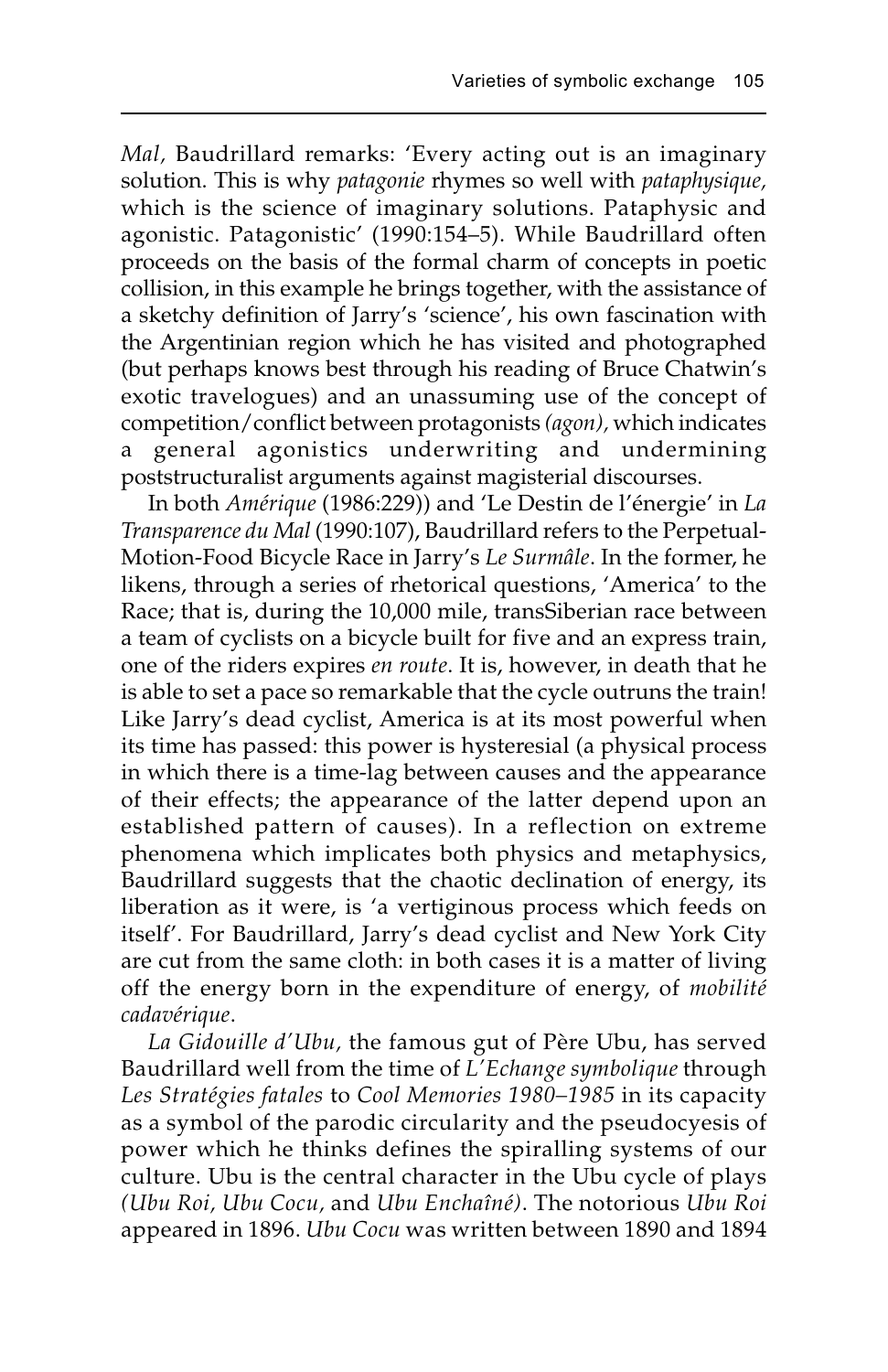*Mal,* Baudrillard remarks: 'Every acting out is an imaginary solution. This is why *patagonie* rhymes so well with *pataphysique,* which is the science of imaginary solutions. Pataphysic and agonistic. Patagonistic' (1990:154–5). While Baudrillard often proceeds on the basis of the formal charm of concepts in poetic collision, in this example he brings together, with the assistance of a sketchy definition of Jarry's 'science', his own fascination with the Argentinian region which he has visited and photographed (but perhaps knows best through his reading of Bruce Chatwin's exotic travelogues) and an unassuming use of the concept of competition/conflict between protagonists *(agon),* which indicates a general agonistics underwriting and undermining poststructuralist arguments against magisterial discourses.

In both *Amérique* (1986:229)) and 'Le Destin de l'énergie' in *La Transparence du Mal* (1990:107), Baudrillard refers to the Perpetual-Motion-Food Bicycle Race in Jarry's *Le Surmâle*. In the former, he likens, through a series of rhetorical questions, 'America' to the Race; that is, during the 10,000 mile, transSiberian race between a team of cyclists on a bicycle built for five and an express train, one of the riders expires *en route*. It is, however, in death that he is able to set a pace so remarkable that the cycle outruns the train! Like Jarry's dead cyclist, America is at its most powerful when its time has passed: this power is hysteresial (a physical process in which there is a time-lag between causes and the appearance of their effects; the appearance of the latter depend upon an established pattern of causes). In a reflection on extreme phenomena which implicates both physics and metaphysics, Baudrillard suggests that the chaotic declination of energy, its liberation as it were, is 'a vertiginous process which feeds on itself'. For Baudrillard, Jarry's dead cyclist and New York City are cut from the same cloth: in both cases it is a matter of living off the energy born in the expenditure of energy, of *mobilité cadavérique*.

*La Gidouille d'Ubu,* the famous gut of Père Ubu, has served Baudrillard well from the time of *L'Echange symbolique* through *Les Stratégies fatales* to *Cool Memories 1980–1985* in its capacity as a symbol of the parodic circularity and the pseudocyesis of power which he thinks defines the spiralling systems of our culture. Ubu is the central character in the Ubu cycle of plays *(Ubu Roi, Ubu Cocu,* and *Ubu Enchaîné).* The notorious *Ubu Roi* appeared in 1896. *Ubu Cocu* was written between 1890 and 1894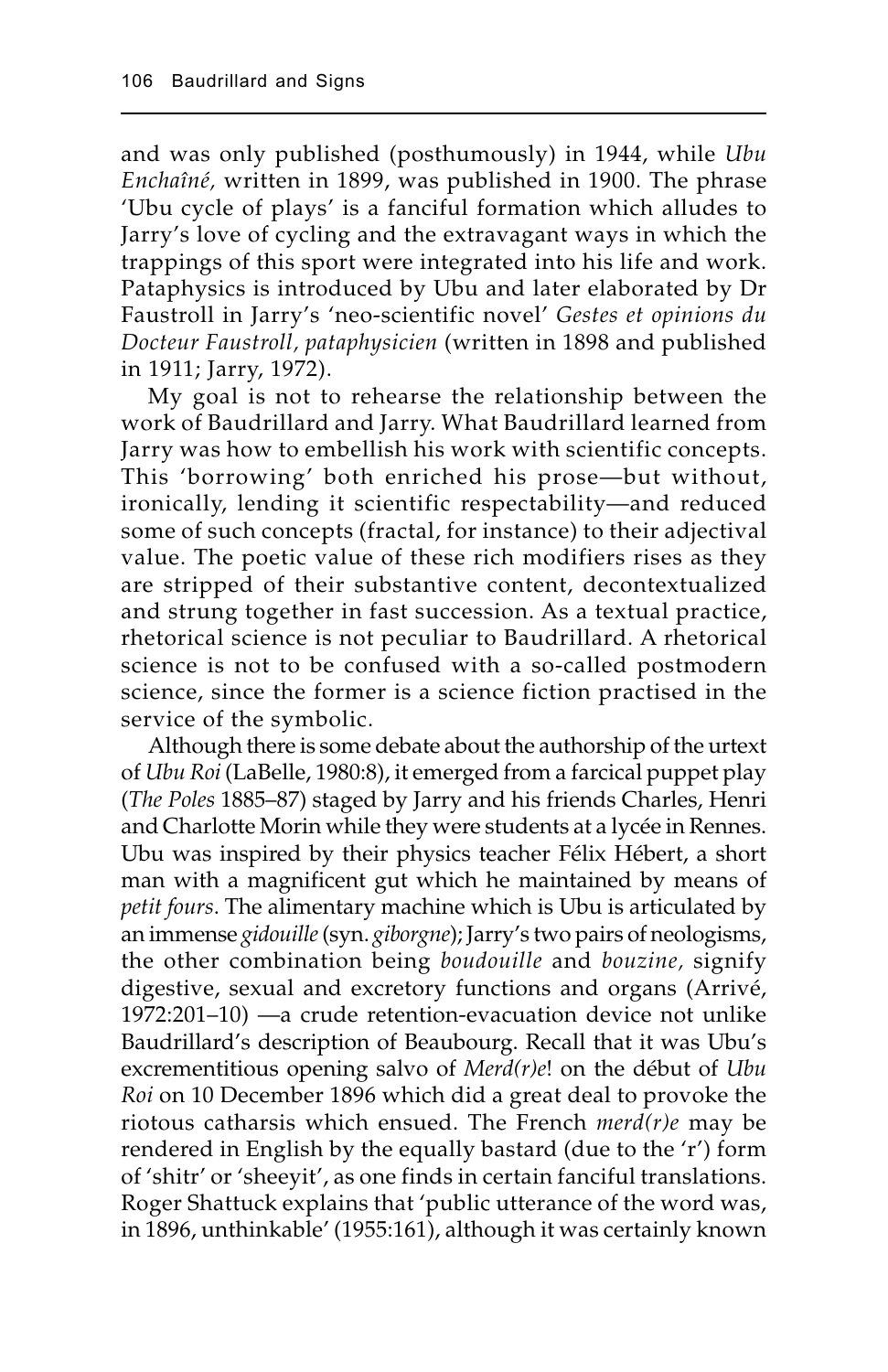and was only published (posthumously) in 1944, while *Ubu Enchaîné,* written in 1899, was published in 1900. The phrase 'Ubu cycle of plays' is a fanciful formation which alludes to Jarry's love of cycling and the extravagant ways in which the trappings of this sport were integrated into his life and work. Pataphysics is introduced by Ubu and later elaborated by Dr Faustroll in Jarry's 'neo-scientific novel' *Gestes et opinions du Docteur Faustroll, pataphysicien* (written in 1898 and published in 1911; Jarry, 1972).

My goal is not to rehearse the relationship between the work of Baudrillard and Jarry. What Baudrillard learned from Jarry was how to embellish his work with scientific concepts. This 'borrowing' both enriched his prose—but without, ironically, lending it scientific respectability—and reduced some of such concepts (fractal, for instance) to their adjectival value. The poetic value of these rich modifiers rises as they are stripped of their substantive content, decontextualized and strung together in fast succession. As a textual practice, rhetorical science is not peculiar to Baudrillard. A rhetorical science is not to be confused with a so-called postmodern science, since the former is a science fiction practised in the service of the symbolic.

Although there is some debate about the authorship of the urtext of *Ubu Roi* (LaBelle, 1980:8), it emerged from a farcical puppet play (*The Poles* 1885–87) staged by Jarry and his friends Charles, Henri and Charlotte Morin while they were students at a lycée in Rennes. Ubu was inspired by their physics teacher Félix Hébert, a short man with a magnificent gut which he maintained by means of *petit fours*. The alimentary machine which is Ubu is articulated by an immense *gidouille* (syn. *giborgne*); Jarry's two pairs of neologisms, the other combination being *boudouille* and *bouzine,* signify digestive, sexual and excretory functions and organs (Arrivé, 1972:201–10) —a crude retention-evacuation device not unlike Baudrillard's description of Beaubourg. Recall that it was Ubu's excrementitious opening salvo of *Merd(r)e*! on the début of *Ubu Roi* on 10 December 1896 which did a great deal to provoke the riotous catharsis which ensued. The French *merd(r)e* may be rendered in English by the equally bastard (due to the 'r') form of 'shitr' or 'sheeyit', as one finds in certain fanciful translations. Roger Shattuck explains that 'public utterance of the word was, in 1896, unthinkable' (1955:161), although it was certainly known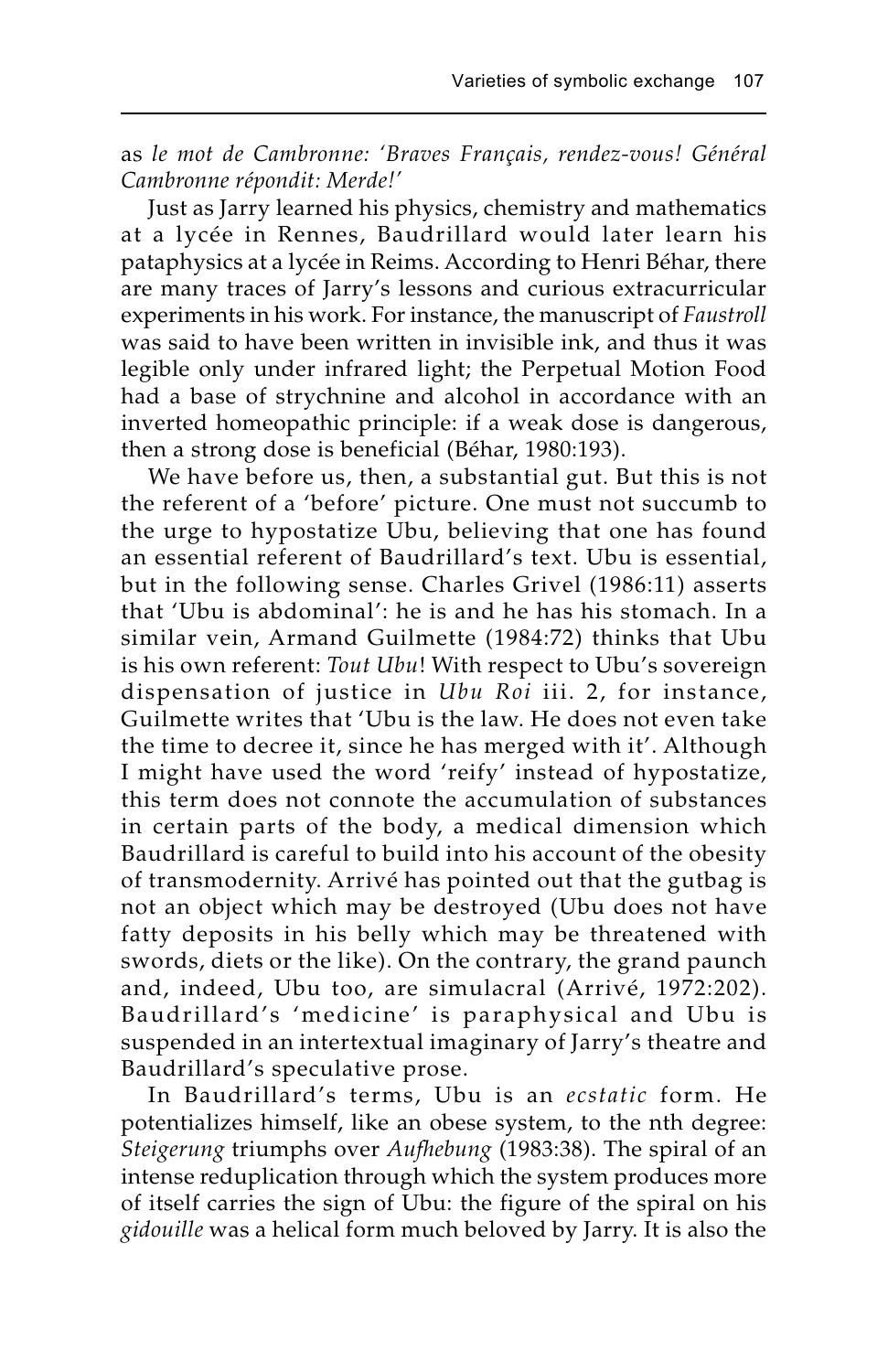as *le mot de Cambronne: 'Braves Français, rendez-vous! Général Cambronne répondit: Merde!'*

Just as Jarry learned his physics, chemistry and mathematics at a lycée in Rennes, Baudrillard would later learn his pataphysics at a lycée in Reims. According to Henri Béhar, there are many traces of Jarry's lessons and curious extracurricular experiments in his work. For instance, the manuscript of *Faustroll* was said to have been written in invisible ink, and thus it was legible only under infrared light; the Perpetual Motion Food had a base of strychnine and alcohol in accordance with an inverted homeopathic principle: if a weak dose is dangerous, then a strong dose is beneficial (Béhar, 1980:193).

We have before us, then, a substantial gut. But this is not the referent of a 'before' picture. One must not succumb to the urge to hypostatize Ubu, believing that one has found an essential referent of Baudrillard's text. Ubu is essential, but in the following sense. Charles Grivel (1986:11) asserts that 'Ubu is abdominal': he is and he has his stomach. In a similar vein, Armand Guilmette (1984:72) thinks that Ubu is his own referent: *Tout Ubu*! With respect to Ubu's sovereign dispensation of justice in *Ubu Roi* iii. 2, for instance, Guilmette writes that 'Ubu is the law. He does not even take the time to decree it, since he has merged with it'. Although I might have used the word 'reify' instead of hypostatize, this term does not connote the accumulation of substances in certain parts of the body, a medical dimension which Baudrillard is careful to build into his account of the obesity of transmodernity. Arrivé has pointed out that the gutbag is not an object which may be destroyed (Ubu does not have fatty deposits in his belly which may be threatened with swords, diets or the like). On the contrary, the grand paunch and, indeed, Ubu too, are simulacral (Arrivé, 1972:202). Baudrillard's 'medicine' is paraphysical and Ubu is suspended in an intertextual imaginary of Jarry's theatre and Baudrillard's speculative prose.

In Baudrillard's terms, Ubu is an *ecstatic* form. He potentializes himself, like an obese system, to the nth degree: *Steigerung* triumphs over *Aufhebung* (1983:38). The spiral of an intense reduplication through which the system produces more of itself carries the sign of Ubu: the figure of the spiral on his *gidouille* was a helical form much beloved by Jarry. It is also the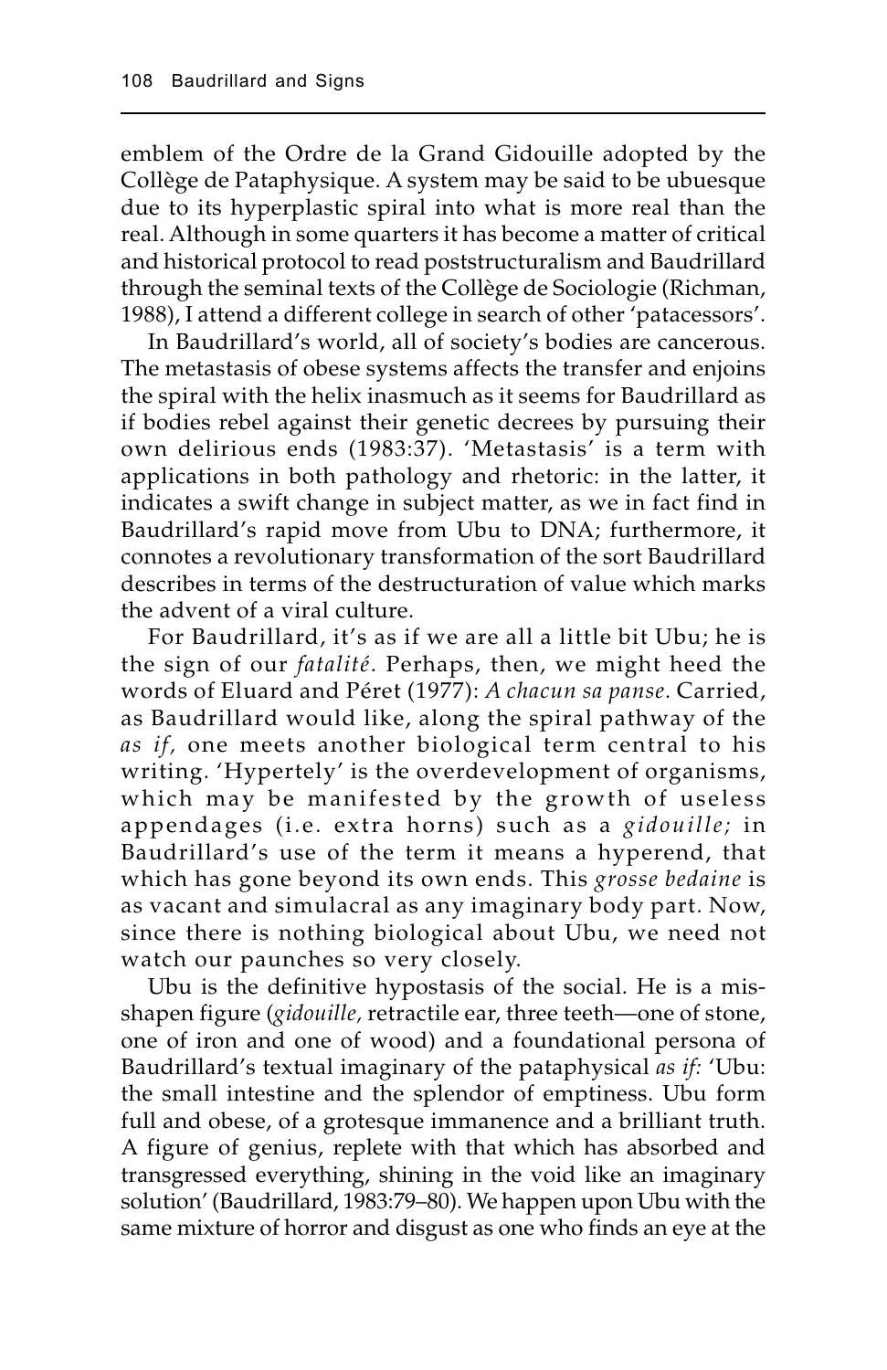emblem of the Ordre de la Grand Gidouille adopted by the Collège de Pataphysique. A system may be said to be ubuesque due to its hyperplastic spiral into what is more real than the real. Although in some quarters it has become a matter of critical and historical protocol to read poststructuralism and Baudrillard through the seminal texts of the Collège de Sociologie (Richman, 1988), I attend a different college in search of other 'patacessors'.

In Baudrillard's world, all of society's bodies are cancerous. The metastasis of obese systems affects the transfer and enjoins the spiral with the helix inasmuch as it seems for Baudrillard as if bodies rebel against their genetic decrees by pursuing their own delirious ends (1983:37). 'Metastasis' is a term with applications in both pathology and rhetoric: in the latter, it indicates a swift change in subject matter, as we in fact find in Baudrillard's rapid move from Ubu to DNA; furthermore, it connotes a revolutionary transformation of the sort Baudrillard describes in terms of the destructuration of value which marks the advent of a viral culture.

For Baudrillard, it's as if we are all a little bit Ubu; he is the sign of our *fatalité*. Perhaps, then, we might heed the words of Eluard and Péret (1977): *A chacun sa panse*. Carried, as Baudrillard would like, along the spiral pathway of the *as if*, one meets another biological term central to his writing. 'Hypertely' is the overdevelopment of organisms, which may be manifested by the growth of useless appendages (i.e. extra horns) such as a *gidouille;* in Baudrillard's use of the term it means a hyperend, that which has gone beyond its own ends. This *grosse bedaine* is as vacant and simulacral as any imaginary body part. Now, since there is nothing biological about Ubu, we need not watch our paunches so very closely.

Ubu is the definitive hypostasis of the social. He is a misshapen figure (*gidouille*, retractile ear, three teeth—one of stone, one of iron and one of wood) and a foundational persona of Baudrillard's textual imaginary of the pataphysical *as if:* 'Ubu: the small intestine and the splendor of emptiness. Ubu form full and obese, of a grotesque immanence and a brilliant truth. A figure of genius, replete with that which has absorbed and transgressed everything, shining in the void like an imaginary solution' (Baudrillard, 1983:79–80). We happen upon Ubu with the same mixture of horror and disgust as one who finds an eye at the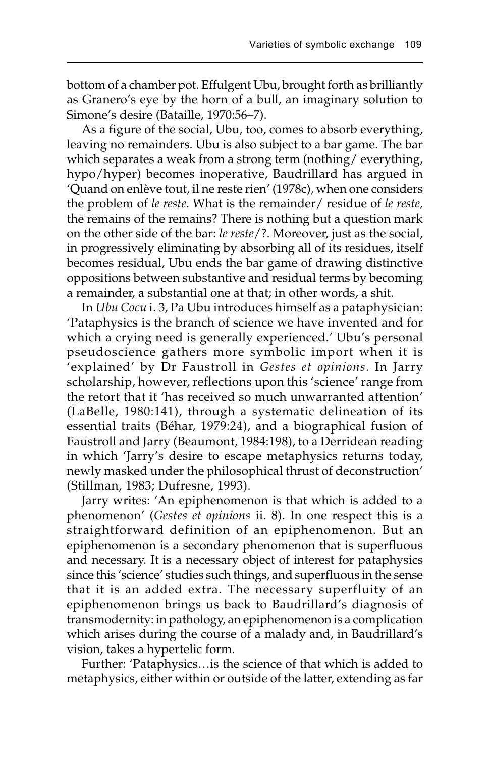bottom of a chamber pot. Effulgent Ubu, brought forth as brilliantly as Granero's eye by the horn of a bull, an imaginary solution to Simone's desire (Bataille, 1970:56–7).

As a figure of the social, Ubu, too, comes to absorb everything, leaving no remainders. Ubu is also subject to a bar game. The bar which separates a weak from a strong term (nothing/ everything, hypo/hyper) becomes inoperative, Baudrillard has argued in 'Quand on enlève tout, il ne reste rien' (1978c), when one considers the problem of *le reste*. What is the remainder/ residue of *le reste,* the remains of the remains? There is nothing but a question mark on the other side of the bar: *le reste*/?. Moreover, just as the social, in progressively eliminating by absorbing all of its residues, itself becomes residual, Ubu ends the bar game of drawing distinctive oppositions between substantive and residual terms by becoming a remainder, a substantial one at that; in other words, a shit.

In *Ubu Cocu* i. 3, Pa Ubu introduces himself as a pataphysician: 'Pataphysics is the branch of science we have invented and for which a crying need is generally experienced.' Ubu's personal pseudoscience gathers more symbolic import when it is 'explained' by Dr Faustroll in *Gestes et opinions*. In Jarry scholarship, however, reflections upon this 'science' range from the retort that it 'has received so much unwarranted attention' (LaBelle, 1980:141), through a systematic delineation of its essential traits (Béhar, 1979:24), and a biographical fusion of Faustroll and Jarry (Beaumont, 1984:198), to a Derridean reading in which 'Jarry's desire to escape metaphysics returns today, newly masked under the philosophical thrust of deconstruction' (Stillman, 1983; Dufresne, 1993).

Jarry writes: 'An epiphenomenon is that which is added to a phenomenon' (*Gestes et opinions* ii. 8). In one respect this is a straightforward definition of an epiphenomenon. But an epiphenomenon is a secondary phenomenon that is superfluous and necessary. It is a necessary object of interest for pataphysics since this 'science' studies such things, and superfluous in the sense that it is an added extra. The necessary superfluity of an epiphenomenon brings us back to Baudrillard's diagnosis of transmodernity: in pathology, an epiphenomenon is a complication which arises during the course of a malady and, in Baudrillard's vision, takes a hypertelic form.

Further: 'Pataphysics…is the science of that which is added to metaphysics, either within or outside of the latter, extending as far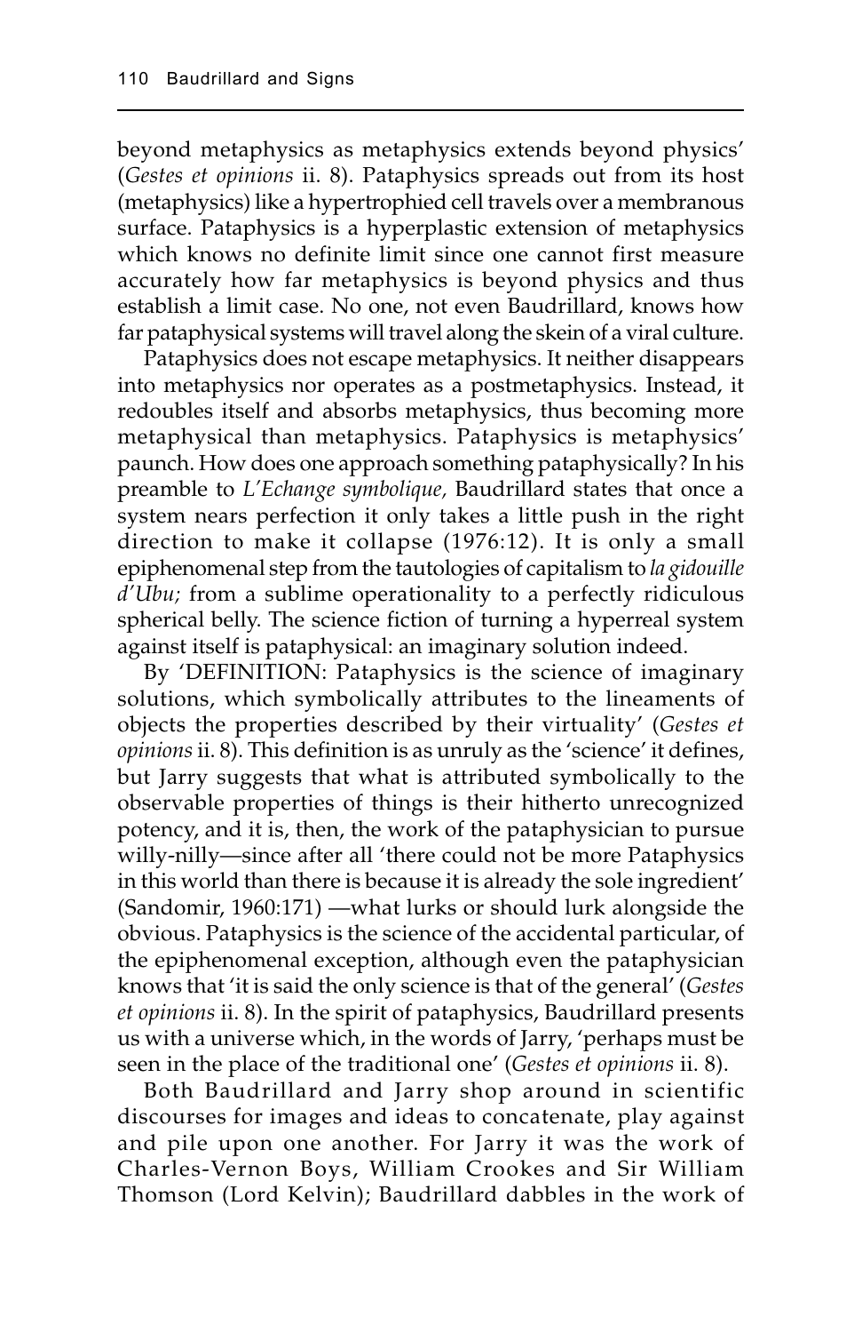beyond metaphysics as metaphysics extends beyond physics' (*Gestes et opinions* ii. 8). Pataphysics spreads out from its host (metaphysics) like a hypertrophied cell travels over a membranous surface. Pataphysics is a hyperplastic extension of metaphysics which knows no definite limit since one cannot first measure accurately how far metaphysics is beyond physics and thus establish a limit case. No one, not even Baudrillard, knows how far pataphysical systems will travel along the skein of a viral culture.

Pataphysics does not escape metaphysics. It neither disappears into metaphysics nor operates as a postmetaphysics. Instead, it redoubles itself and absorbs metaphysics, thus becoming more metaphysical than metaphysics. Pataphysics is metaphysics' paunch. How does one approach something pataphysically? In his preamble to *L'Echange symbolique,* Baudrillard states that once a system nears perfection it only takes a little push in the right direction to make it collapse (1976:12). It is only a small epiphenomenal step from the tautologies of capitalism to *la gidouille d'Ubu;* from a sublime operationality to a perfectly ridiculous spherical belly. The science fiction of turning a hyperreal system against itself is pataphysical: an imaginary solution indeed.

By 'DEFINITION: Pataphysics is the science of imaginary solutions, which symbolically attributes to the lineaments of objects the properties described by their virtuality' (*Gestes et opinions* ii. 8). This definition is as unruly as the 'science' it defines, but Jarry suggests that what is attributed symbolically to the observable properties of things is their hitherto unrecognized potency, and it is, then, the work of the pataphysician to pursue willy-nilly—since after all 'there could not be more Pataphysics in this world than there is because it is already the sole ingredient' (Sandomir, 1960:171) —what lurks or should lurk alongside the obvious. Pataphysics is the science of the accidental particular, of the epiphenomenal exception, although even the pataphysician knows that 'it is said the only science is that of the general' (*Gestes et opinions* ii. 8). In the spirit of pataphysics, Baudrillard presents us with a universe which, in the words of Jarry, 'perhaps must be seen in the place of the traditional one' (*Gestes et opinions* ii. 8).

Both Baudrillard and Jarry shop around in scientific discourses for images and ideas to concatenate, play against and pile upon one another. For Jarry it was the work of Charles-Vernon Boys, William Crookes and Sir William Thomson (Lord Kelvin); Baudrillard dabbles in the work of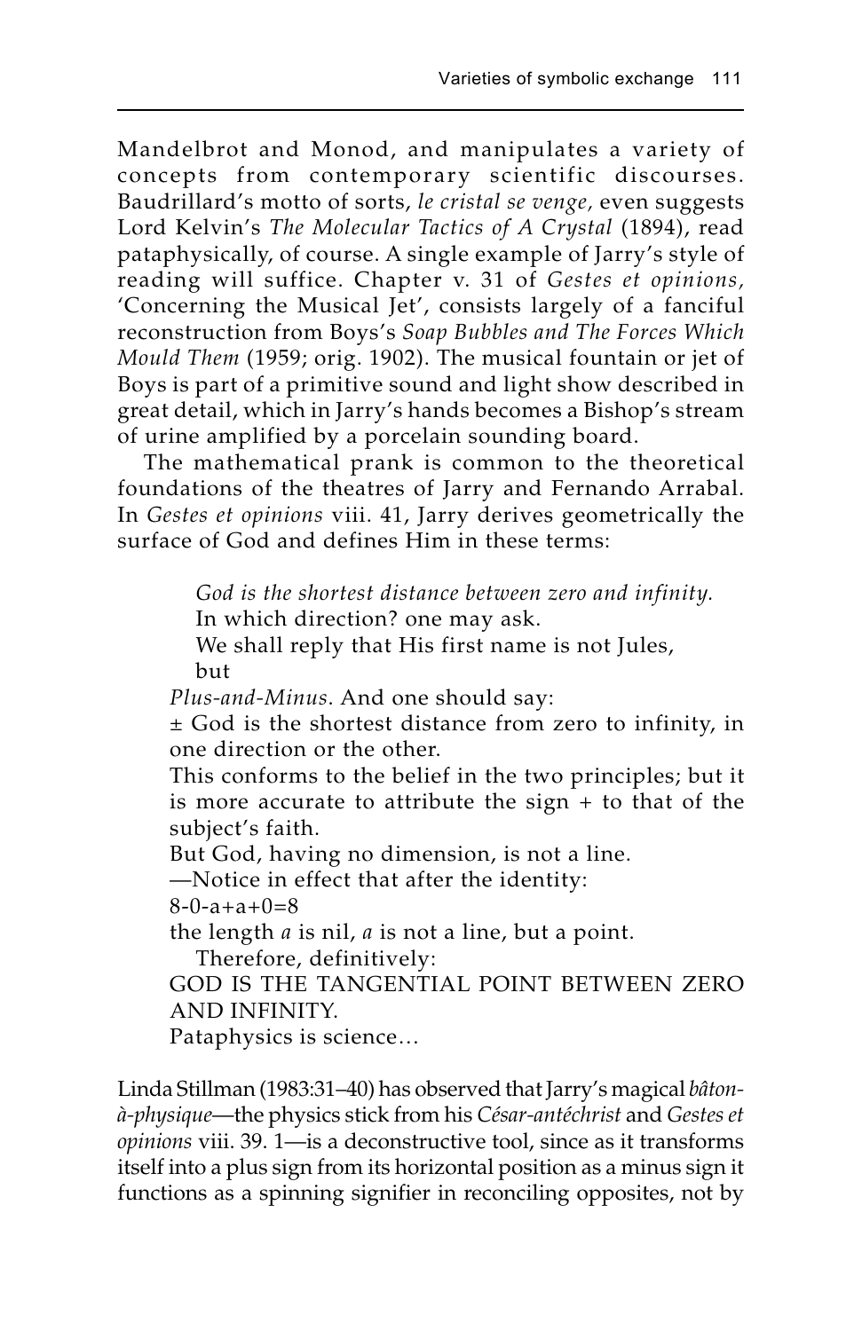Mandelbrot and Monod, and manipulates a variety of concepts from contemporary scientific discourses. Baudrillard's motto of sorts, *le cristal se venge,* even suggests Lord Kelvin's *The Molecular Tactics of A Crystal* (1894), read pataphysically, of course. A single example of Jarry's style of reading will suffice. Chapter v. 31 of *Gestes et opinions,* 'Concerning the Musical Jet', consists largely of a fanciful reconstruction from Boys's *Soap Bubbles and The Forces Which Mould Them* (1959; orig. 1902). The musical fountain or jet of Boys is part of a primitive sound and light show described in great detail, which in Jarry's hands becomes a Bishop's stream of urine amplified by a porcelain sounding board.

The mathematical prank is common to the theoretical foundations of the theatres of Jarry and Fernando Arrabal. In *Gestes et opinions* viii. 41, Jarry derives geometrically the surface of God and defines Him in these terms:

> *God is the shortest distance between zero and infinity.*
> In which direction? one may ask.
> We shall reply that His first name is not Jules, but
> *Plus-and-Minus*. And one should say:
> ± God is the shortest distance from zero to infinity, in one direction or the other.
> This conforms to the belief in the two principles; but it is more accurate to attribute the sign + to that of the subject's faith.
> But God, having no dimension, is not a line.
> —Notice in effect that after the identity:
> 8-0-a+a+0=8
> the length *a* is nil, *a* is not a line, but a point.
> Therefore, definitively:
> GOD IS THE TANGENTIAL POINT BETWEEN ZERO AND INFINITY.
> Pataphysics is science…

Linda Stillman (1983:31–40) has observed that Jarry's magical *bâton-à-physique*—the physics stick from his *César-antéchrist* and *Gestes et opinions* viii. 39. 1—is a deconstructive tool, since as it transforms itself into a plus sign from its horizontal position as a minus sign it functions as a spinning signifier in reconciling opposites, not by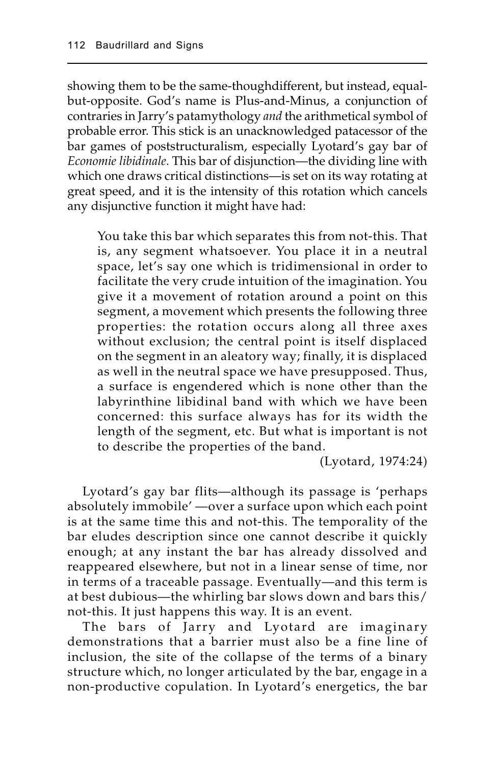showing them to be the same-thoughdifferent, but instead, equal-but-opposite. God's name is Plus-and-Minus, a conjunction of contraries in Jarry's patamythology *and* the arithmetical symbol of probable error. This stick is an unacknowledged patacessor of the bar games of poststructuralism, especially Lyotard's gay bar of *Economie libidinale*. This bar of disjunction—the dividing line with which one draws critical distinctions—is set on its way rotating at great speed, and it is the intensity of this rotation which cancels any disjunctive function it might have had:

> You take this bar which separates this from not-this. That is, any segment whatsoever. You place it in a neutral space, let's say one which is tridimensional in order to facilitate the very crude intuition of the imagination. You give it a movement of rotation around a point on this segment, a movement which presents the following three properties: the rotation occurs along all three axes without exclusion; the central point is itself displaced on the segment in an aleatory way; finally, it is displaced as well in the neutral space we have presupposed. Thus, a surface is engendered which is none other than the labyrinthine libidinal band with which we have been concerned: this surface always has for its width the length of the segment, etc. But what is important is not to describe the properties of the band.
>
> (Lyotard, 1974:24)

Lyotard's gay bar flits—although its passage is 'perhaps absolutely immobile' —over a surface upon which each point is at the same time this and not-this. The temporality of the bar eludes description since one cannot describe it quickly enough; at any instant the bar has already dissolved and reappeared elsewhere, but not in a linear sense of time, nor in terms of a traceable passage. Eventually—and this term is at best dubious—the whirling bar slows down and bars this/not-this. It just happens this way. It is an event.

The bars of Jarry and Lyotard are imaginary demonstrations that a barrier must also be a fine line of inclusion, the site of the collapse of the terms of a binary structure which, no longer articulated by the bar, engage in a non-productive copulation. In Lyotard's energetics, the bar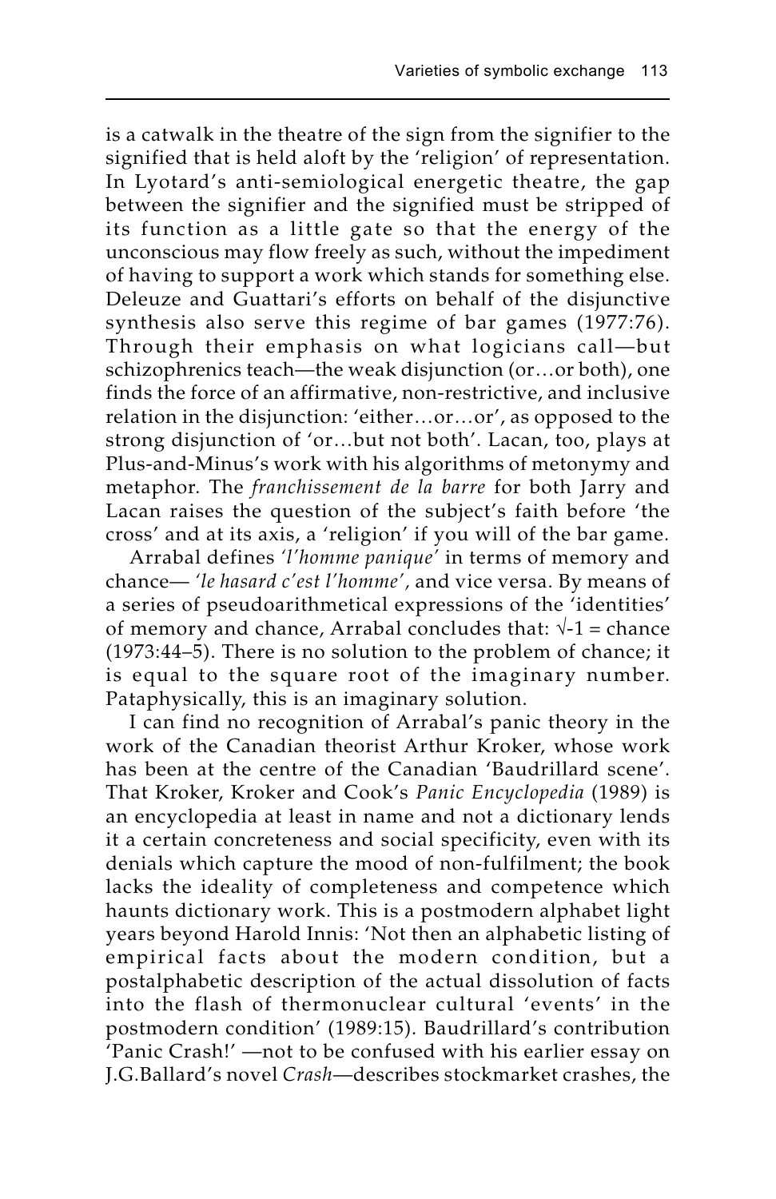is a catwalk in the theatre of the sign from the signifier to the signified that is held aloft by the 'religion' of representation. In Lyotard's anti-semiological energetic theatre, the gap between the signifier and the signified must be stripped of its function as a little gate so that the energy of the unconscious may flow freely as such, without the impediment of having to support a work which stands for something else. Deleuze and Guattari's efforts on behalf of the disjunctive synthesis also serve this regime of bar games (1977:76). Through their emphasis on what logicians call—but schizophrenics teach—the weak disjunction (or…or both), one finds the force of an affirmative, non-restrictive, and inclusive relation in the disjunction: 'either…or…or', as opposed to the strong disjunction of 'or…but not both'. Lacan, too, plays at Plus-and-Minus's work with his algorithms of metonymy and metaphor. The *franchissement de la barre* for both Jarry and Lacan raises the question of the subject's faith before 'the cross' and at its axis, a 'religion' if you will of the bar game.

Arrabal defines *'l'homme panique'* in terms of memory and chance— *'le hasard c'est l'homme'*, and vice versa. By means of a series of pseudoarithmetical expressions of the 'identities' of memory and chance, Arrabal concludes that: $\sqrt{-1}$ = chance (1973:44–5). There is no solution to the problem of chance; it is equal to the square root of the imaginary number. Pataphysically, this is an imaginary solution.

I can find no recognition of Arrabal's panic theory in the work of the Canadian theorist Arthur Kroker, whose work has been at the centre of the Canadian 'Baudrillard scene'. That Kroker, Kroker and Cook's *Panic Encyclopedia* (1989) is an encyclopedia at least in name and not a dictionary lends it a certain concreteness and social specificity, even with its denials which capture the mood of non-fulfilment; the book lacks the ideality of completeness and competence which haunts dictionary work. This is a postmodern alphabet light years beyond Harold Innis: 'Not then an alphabetic listing of empirical facts about the modern condition, but a postalphabetic description of the actual dissolution of facts into the flash of thermonuclear cultural 'events' in the postmodern condition' (1989:15). Baudrillard's contribution 'Panic Crash!' —not to be confused with his earlier essay on J.G.Ballard's novel *Crash*—describes stockmarket crashes, the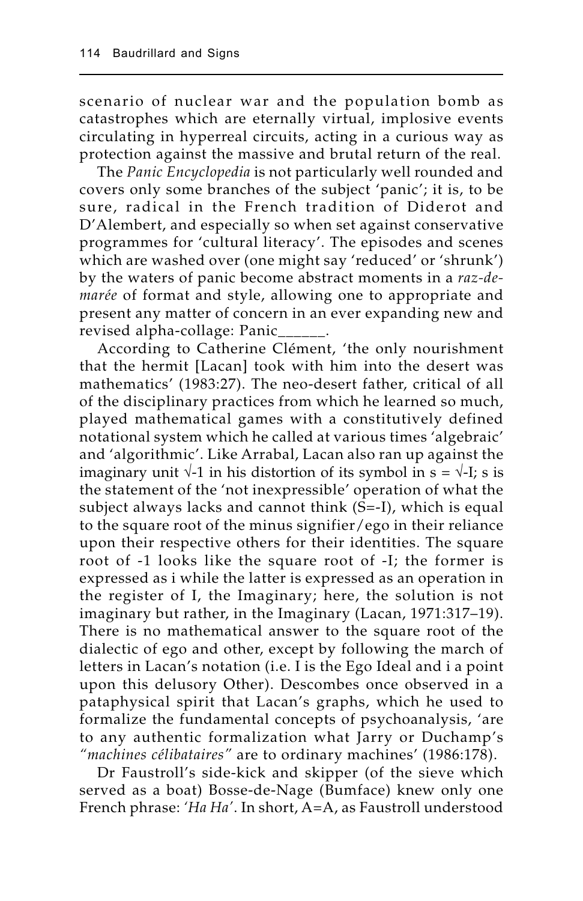scenario of nuclear war and the population bomb as catastrophes which are eternally virtual, implosive events circulating in hyperreal circuits, acting in a curious way as protection against the massive and brutal return of the real.

The *Panic Encyclopedia* is not particularly well rounded and covers only some branches of the subject 'panic'; it is, to be sure, radical in the French tradition of Diderot and D'Alembert, and especially so when set against conservative programmes for 'cultural literacy'. The episodes and scenes which are washed over (one might say 'reduced' or 'shrunk') by the waters of panic become abstract moments in a *raz-de-marée* of format and style, allowing one to appropriate and present any matter of concern in an ever expanding new and revised alpha-collage: Panic______.

According to Catherine Clément, 'the only nourishment that the hermit [Lacan] took with him into the desert was mathematics' (1983:27). The neo-desert father, critical of all of the disciplinary practices from which he learned so much, played mathematical games with a constitutively defined notational system which he called at various times 'algebraic' and 'algorithmic'. Like Arrabal, Lacan also ran up against the imaginary unit $\sqrt{-1}$ in his distortion of its symbol in $s = \sqrt{-I}$; s is the statement of the 'not inexpressible' operation of what the subject always lacks and cannot think ($S=-I$), which is equal to the square root of the minus signifier/ego in their reliance upon their respective others for their identities. The square root of -1 looks like the square root of -I; the former is expressed as i while the latter is expressed as an operation in the register of I, the Imaginary; here, the solution is not imaginary but rather, in the Imaginary (Lacan, 1971:317–19). There is no mathematical answer to the square root of the dialectic of ego and other, except by following the march of letters in Lacan's notation (i.e. I is the Ego Ideal and i a point upon this delusory Other). Descombes once observed in a pataphysical spirit that Lacan's graphs, which he used to formalize the fundamental concepts of psychoanalysis, 'are to any authentic formalization what Jarry or Duchamp's *"machines célibataires"* are to ordinary machines' (1986:178).

Dr Faustroll's side-kick and skipper (of the sieve which served as a boat) Bosse-de-Nage (Bumface) knew only one French phrase: '*Ha Ha*'. In short, A=A, as Faustroll understood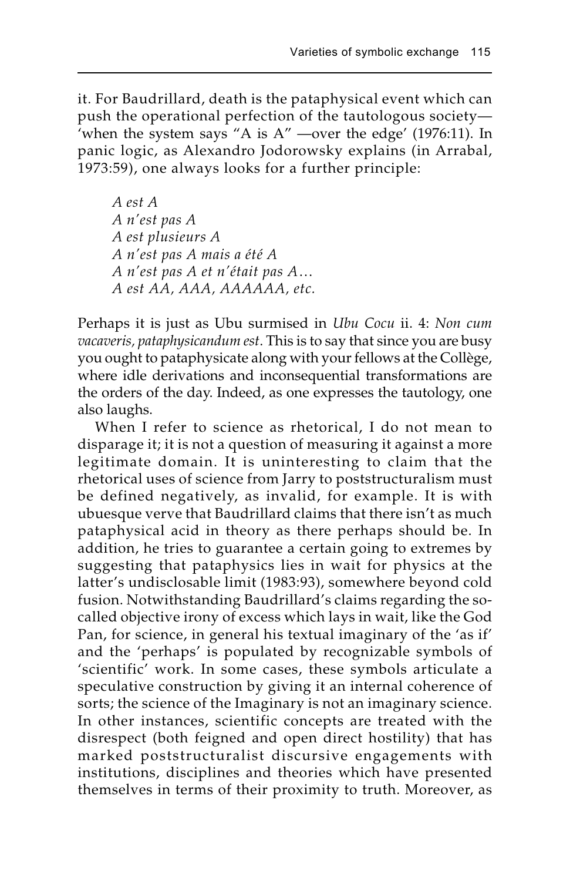it. For Baudrillard, death is the pataphysical event which can push the operational perfection of the tautologous society—'when the system says "A is A" —over the edge' (1976:11). In panic logic, as Alexandro Jodorowsky explains (in Arrabal, 1973:59), one always looks for a further principle:

> *A est A*
> *A n'est pas A*
> *A est plusieurs A*
> *A n'est pas A mais a été A*
> *A n'est pas A et n'était pas A…*
> *A est AA, AAA, AAAAAA, etc.*

Perhaps it is just as Ubu surmised in *Ubu Cocu* ii. 4: *Non cum vacaveris, pataphysicandum est*. This is to say that since you are busy you ought to pataphysicate along with your fellows at the Collège, where idle derivations and inconsequential transformations are the orders of the day. Indeed, as one expresses the tautology, one also laughs.

When I refer to science as rhetorical, I do not mean to disparage it; it is not a question of measuring it against a more legitimate domain. It is uninteresting to claim that the rhetorical uses of science from Jarry to poststructuralism must be defined negatively, as invalid, for example. It is with ubuesque verve that Baudrillard claims that there isn't as much pataphysical acid in theory as there perhaps should be. In addition, he tries to guarantee a certain going to extremes by suggesting that pataphysics lies in wait for physics at the latter's undisclosable limit (1983:93), somewhere beyond cold fusion. Notwithstanding Baudrillard's claims regarding the so-called objective irony of excess which lays in wait, like the God Pan, for science, in general his textual imaginary of the 'as if' and the 'perhaps' is populated by recognizable symbols of 'scientific' work. In some cases, these symbols articulate a speculative construction by giving it an internal coherence of sorts; the science of the Imaginary is not an imaginary science. In other instances, scientific concepts are treated with the disrespect (both feigned and open direct hostility) that has marked poststructuralist discursive engagements with institutions, disciplines and theories which have presented themselves in terms of their proximity to truth. Moreover, as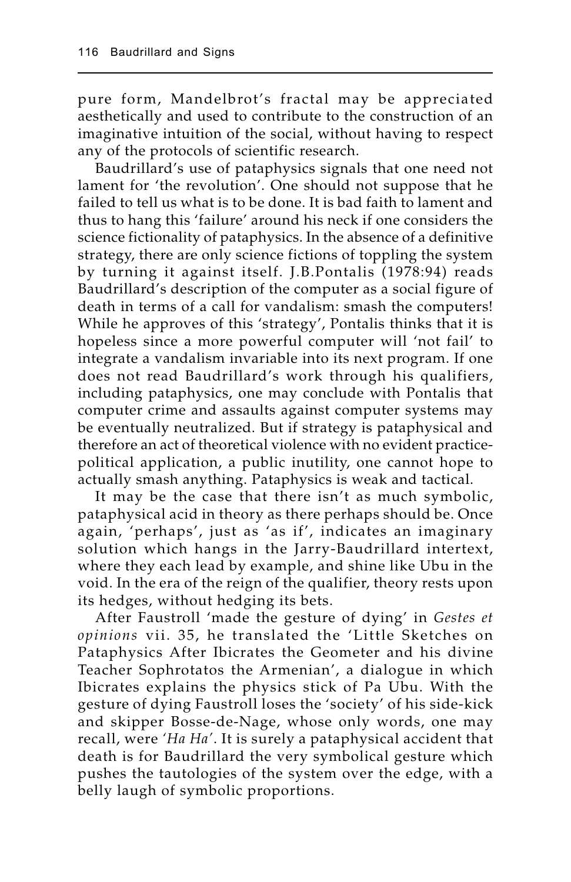pure form, Mandelbrot's fractal may be appreciated aesthetically and used to contribute to the construction of an imaginative intuition of the social, without having to respect any of the protocols of scientific research.

Baudrillard's use of pataphysics signals that one need not lament for 'the revolution'. One should not suppose that he failed to tell us what is to be done. It is bad faith to lament and thus to hang this 'failure' around his neck if one considers the science fictionality of pataphysics. In the absence of a definitive strategy, there are only science fictions of toppling the system by turning it against itself. J.B.Pontalis (1978:94) reads Baudrillard's description of the computer as a social figure of death in terms of a call for vandalism: smash the computers! While he approves of this 'strategy', Pontalis thinks that it is hopeless since a more powerful computer will 'not fail' to integrate a vandalism invariable into its next program. If one does not read Baudrillard's work through his qualifiers, including pataphysics, one may conclude with Pontalis that computer crime and assaults against computer systems may be eventually neutralized. But if strategy is pataphysical and therefore an act of theoretical violence with no evident practice-political application, a public inutility, one cannot hope to actually smash anything. Pataphysics is weak and tactical.

It may be the case that there isn't as much symbolic, pataphysical acid in theory as there perhaps should be. Once again, 'perhaps', just as 'as if', indicates an imaginary solution which hangs in the Jarry-Baudrillard intertext, where they each lead by example, and shine like Ubu in the void. In the era of the reign of the qualifier, theory rests upon its hedges, without hedging its bets.

After Faustroll 'made the gesture of dying' in *Gestes et opinions* vii. 35, he translated the 'Little Sketches on Pataphysics After Ibicrates the Geometer and his divine Teacher Sophrotatos the Armenian', a dialogue in which Ibicrates explains the physics stick of Pa Ubu. With the gesture of dying Faustroll loses the 'society' of his side-kick and skipper Bosse-de-Nage, whose only words, one may recall, were '*Ha Ha*'. It is surely a pataphysical accident that death is for Baudrillard the very symbolical gesture which pushes the tautologies of the system over the edge, with a belly laugh of symbolic proportions.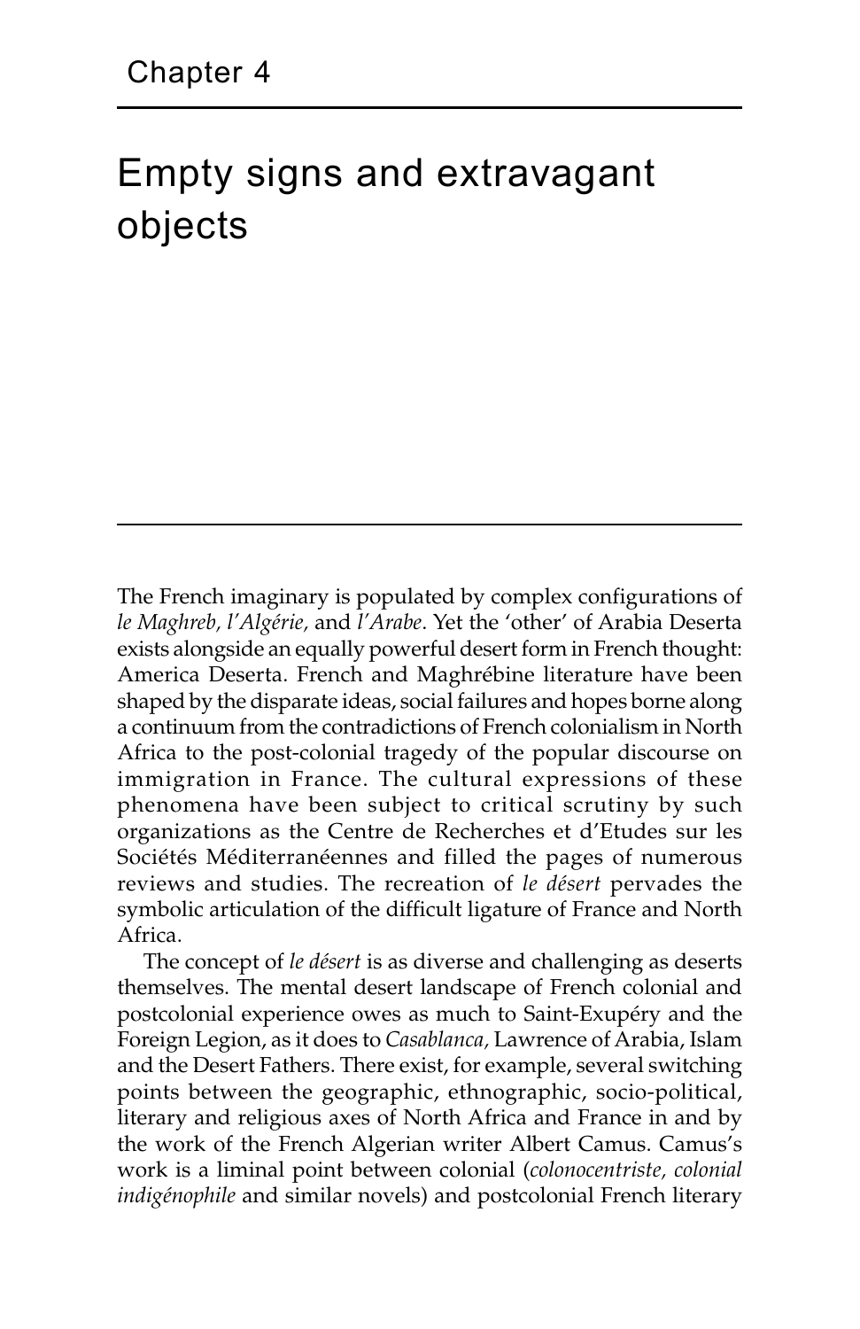Chapter 4

# Empty signs and extravagant objects

The French imaginary is populated by complex configurations of *le Maghreb, l'Algérie,* and *l'Arabe*. Yet the 'other' of Arabia Deserta exists alongside an equally powerful desert form in French thought: America Deserta. French and Maghrébine literature have been shaped by the disparate ideas, social failures and hopes borne along a continuum from the contradictions of French colonialism in North Africa to the post-colonial tragedy of the popular discourse on immigration in France. The cultural expressions of these phenomena have been subject to critical scrutiny by such organizations as the Centre de Recherches et d'Etudes sur les Sociétés Méditerranéennes and filled the pages of numerous reviews and studies. The recreation of *le désert* pervades the symbolic articulation of the difficult ligature of France and North Africa.

The concept of *le désert* is as diverse and challenging as deserts themselves. The mental desert landscape of French colonial and postcolonial experience owes as much to Saint-Exupéry and the Foreign Legion, as it does to *Casablanca,* Lawrence of Arabia, Islam and the Desert Fathers. There exist, for example, several switching points between the geographic, ethnographic, socio-political, literary and religious axes of North Africa and France in and by the work of the French Algerian writer Albert Camus. Camus's work is a liminal point between colonial (*colonocentriste, colonial indigénophile* and similar novels) and postcolonial French literary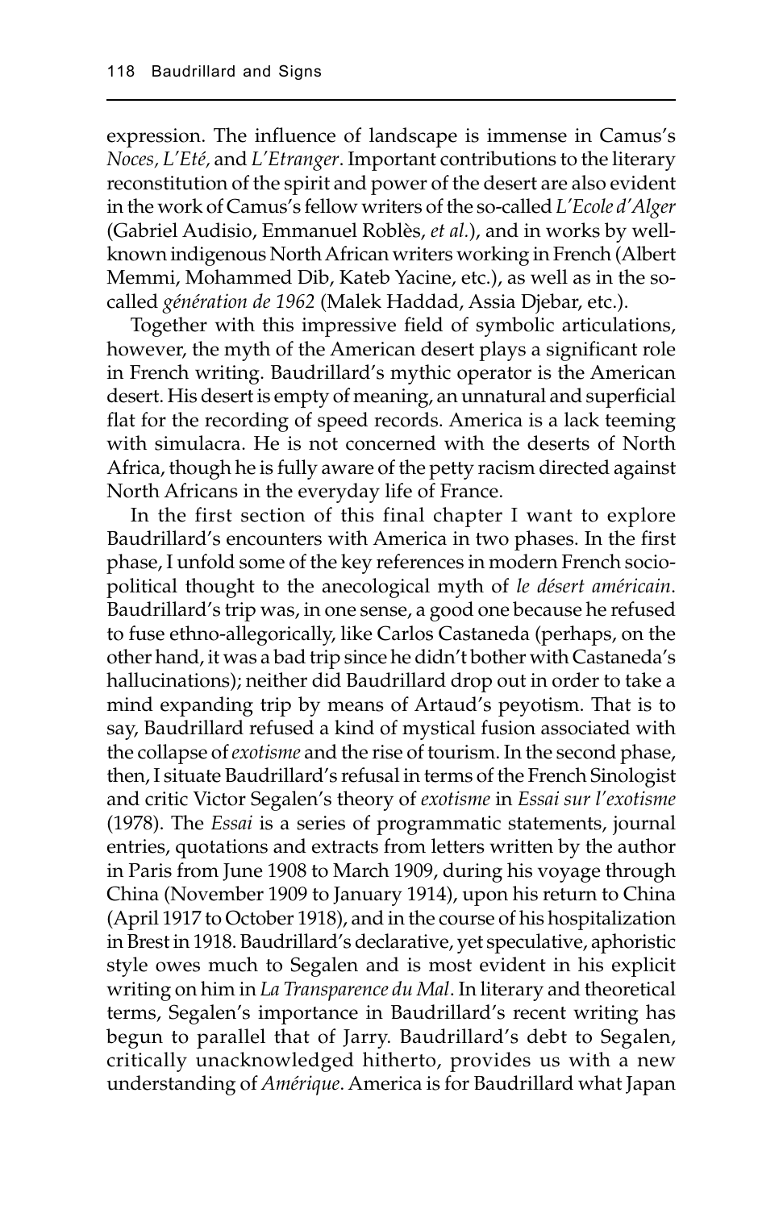expression. The influence of landscape is immense in Camus's *Noces, L'Eté,* and *L'Etranger*. Important contributions to the literary reconstitution of the spirit and power of the desert are also evident in the work of Camus's fellow writers of the so-called *L'Ecole d'Alger* (Gabriel Audisio, Emmanuel Roblès, *et al.*), and in works by well-known indigenous North African writers working in French (Albert Memmi, Mohammed Dib, Kateb Yacine, etc.), as well as in the so-called *génération de 1962* (Malek Haddad, Assia Djebar, etc.).

Together with this impressive field of symbolic articulations, however, the myth of the American desert plays a significant role in French writing. Baudrillard's mythic operator is the American desert. His desert is empty of meaning, an unnatural and superficial flat for the recording of speed records. America is a lack teeming with simulacra. He is not concerned with the deserts of North Africa, though he is fully aware of the petty racism directed against North Africans in the everyday life of France.

In the first section of this final chapter I want to explore Baudrillard's encounters with America in two phases. In the first phase, I unfold some of the key references in modern French socio-political thought to the anecological myth of *le désert américain*. Baudrillard's trip was, in one sense, a good one because he refused to fuse ethno-allegorically, like Carlos Castaneda (perhaps, on the other hand, it was a bad trip since he didn't bother with Castaneda's hallucinations); neither did Baudrillard drop out in order to take a mind expanding trip by means of Artaud's peyotism. That is to say, Baudrillard refused a kind of mystical fusion associated with the collapse of *exotisme* and the rise of tourism. In the second phase, then, I situate Baudrillard's refusal in terms of the French Sinologist and critic Victor Segalen's theory of *exotisme* in *Essai sur l'exotisme* (1978). The *Essai* is a series of programmatic statements, journal entries, quotations and extracts from letters written by the author in Paris from June 1908 to March 1909, during his voyage through China (November 1909 to January 1914), upon his return to China (April 1917 to October 1918), and in the course of his hospitalization in Brest in 1918. Baudrillard's declarative, yet speculative, aphoristic style owes much to Segalen and is most evident in his explicit writing on him in *La Transparence du Mal*. In literary and theoretical terms, Segalen's importance in Baudrillard's recent writing has begun to parallel that of Jarry. Baudrillard's debt to Segalen, critically unacknowledged hitherto, provides us with a new understanding of *Amérique*. America is for Baudrillard what Japan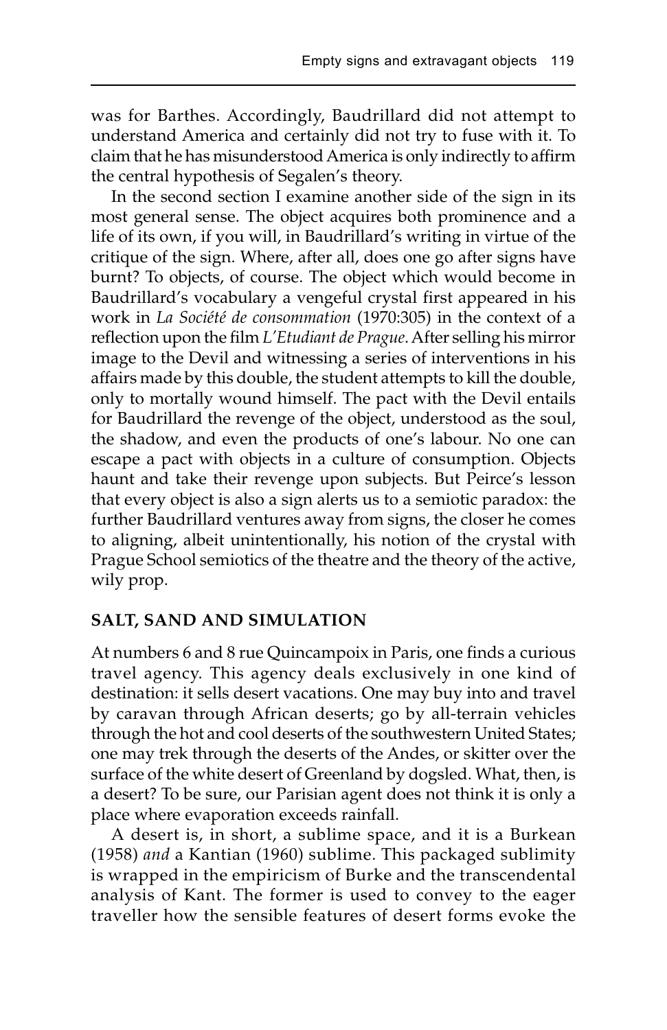was for Barthes. Accordingly, Baudrillard did not attempt to understand America and certainly did not try to fuse with it. To claim that he has misunderstood America is only indirectly to affirm the central hypothesis of Segalen's theory.

In the second section I examine another side of the sign in its most general sense. The object acquires both prominence and a life of its own, if you will, in Baudrillard's writing in virtue of the critique of the sign. Where, after all, does one go after signs have burnt? To objects, of course. The object which would become in Baudrillard's vocabulary a vengeful crystal first appeared in his work in *La Société de consommation* (1970:305) in the context of a reflection upon the film *L'Etudiant de Prague*. After selling his mirror image to the Devil and witnessing a series of interventions in his affairs made by this double, the student attempts to kill the double, only to mortally wound himself. The pact with the Devil entails for Baudrillard the revenge of the object, understood as the soul, the shadow, and even the products of one's labour. No one can escape a pact with objects in a culture of consumption. Objects haunt and take their revenge upon subjects. But Peirce's lesson that every object is also a sign alerts us to a semiotic paradox: the further Baudrillard ventures away from signs, the closer he comes to aligning, albeit unintentionally, his notion of the crystal with Prague School semiotics of the theatre and the theory of the active, wily prop.

## SALT, SAND AND SIMULATION

At numbers 6 and 8 rue Quincampoix in Paris, one finds a curious travel agency. This agency deals exclusively in one kind of destination: it sells desert vacations. One may buy into and travel by caravan through African deserts; go by all-terrain vehicles through the hot and cool deserts of the southwestern United States; one may trek through the deserts of the Andes, or skitter over the surface of the white desert of Greenland by dogsled. What, then, is a desert? To be sure, our Parisian agent does not think it is only a place where evaporation exceeds rainfall.

A desert is, in short, a sublime space, and it is a Burkean (1958) *and* a Kantian (1960) sublime. This packaged sublimity is wrapped in the empiricism of Burke and the transcendental analysis of Kant. The former is used to convey to the eager traveller how the sensible features of desert forms evoke the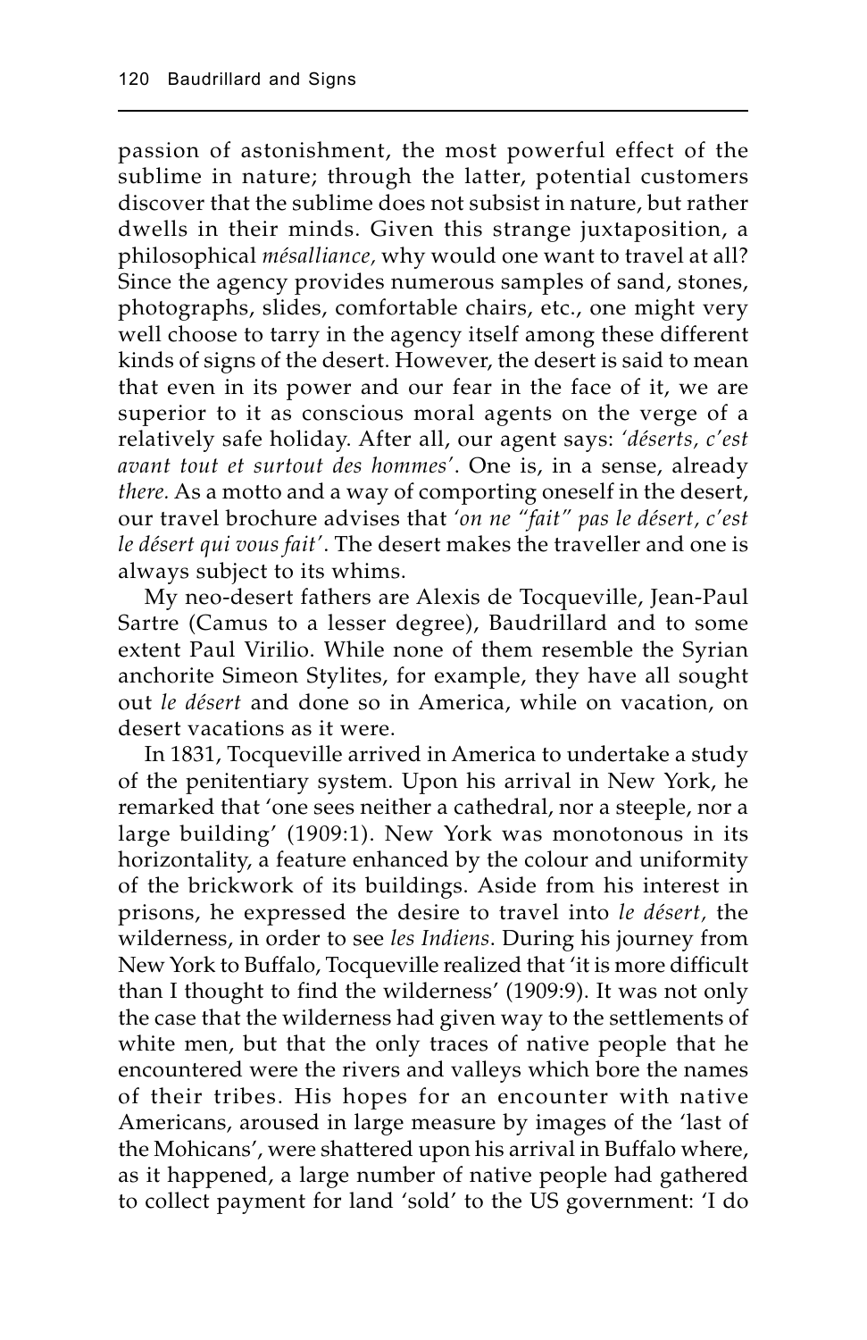passion of astonishment, the most powerful effect of the sublime in nature; through the latter, potential customers discover that the sublime does not subsist in nature, but rather dwells in their minds. Given this strange juxtaposition, a philosophical *mésalliance,* why would one want to travel at all? Since the agency provides numerous samples of sand, stones, photographs, slides, comfortable chairs, etc., one might very well choose to tarry in the agency itself among these different kinds of signs of the desert. However, the desert is said to mean that even in its power and our fear in the face of it, we are superior to it as conscious moral agents on the verge of a relatively safe holiday. After all, our agent says: *'déserts, c'est avant tout et surtout des hommes'*. One is, in a sense, already *there.* As a motto and a way of comporting oneself in the desert, our travel brochure advises that *'on ne "fait" pas le désert, c'est le désert qui vous fait'*. The desert makes the traveller and one is always subject to its whims.

My neo-desert fathers are Alexis de Tocqueville, Jean-Paul Sartre (Camus to a lesser degree), Baudrillard and to some extent Paul Virilio. While none of them resemble the Syrian anchorite Simeon Stylites, for example, they have all sought out *le désert* and done so in America, while on vacation, on desert vacations as it were.

In 1831, Tocqueville arrived in America to undertake a study of the penitentiary system. Upon his arrival in New York, he remarked that 'one sees neither a cathedral, nor a steeple, nor a large building' (1909:1). New York was monotonous in its horizontality, a feature enhanced by the colour and uniformity of the brickwork of its buildings. Aside from his interest in prisons, he expressed the desire to travel into *le désert,* the wilderness, in order to see *les Indiens*. During his journey from New York to Buffalo, Tocqueville realized that 'it is more difficult than I thought to find the wilderness' (1909:9). It was not only the case that the wilderness had given way to the settlements of white men, but that the only traces of native people that he encountered were the rivers and valleys which bore the names of their tribes. His hopes for an encounter with native Americans, aroused in large measure by images of the 'last of the Mohicans', were shattered upon his arrival in Buffalo where, as it happened, a large number of native people had gathered to collect payment for land 'sold' to the US government: 'I do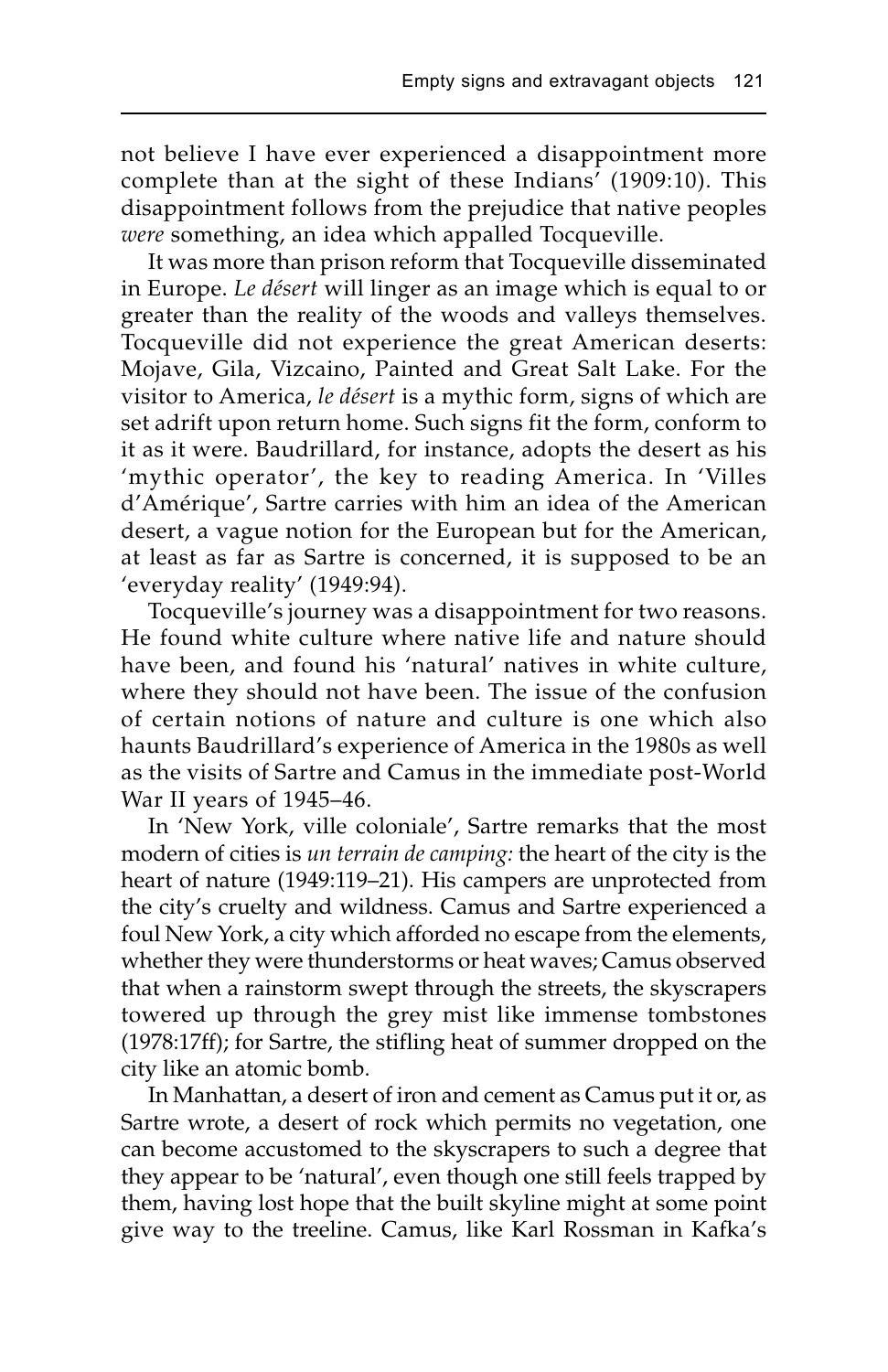not believe I have ever experienced a disappointment more complete than at the sight of these Indians' (1909:10). This disappointment follows from the prejudice that native peoples *were* something, an idea which appalled Tocqueville.

It was more than prison reform that Tocqueville disseminated in Europe. *Le désert* will linger as an image which is equal to or greater than the reality of the woods and valleys themselves. Tocqueville did not experience the great American deserts: Mojave, Gila, Vizcaino, Painted and Great Salt Lake. For the visitor to America, *le désert* is a mythic form, signs of which are set adrift upon return home. Such signs fit the form, conform to it as it were. Baudrillard, for instance, adopts the desert as his 'mythic operator', the key to reading America. In 'Villes d'Amérique', Sartre carries with him an idea of the American desert, a vague notion for the European but for the American, at least as far as Sartre is concerned, it is supposed to be an 'everyday reality' (1949:94).

Tocqueville's journey was a disappointment for two reasons. He found white culture where native life and nature should have been, and found his 'natural' natives in white culture, where they should not have been. The issue of the confusion of certain notions of nature and culture is one which also haunts Baudrillard's experience of America in the 1980s as well as the visits of Sartre and Camus in the immediate post-World War II years of 1945–46.

In 'New York, ville coloniale', Sartre remarks that the most modern of cities is *un terrain de camping:* the heart of the city is the heart of nature (1949:119–21). His campers are unprotected from the city's cruelty and wildness. Camus and Sartre experienced a foul New York, a city which afforded no escape from the elements, whether they were thunderstorms or heat waves; Camus observed that when a rainstorm swept through the streets, the skyscrapers towered up through the grey mist like immense tombstones (1978:17ff); for Sartre, the stifling heat of summer dropped on the city like an atomic bomb.

In Manhattan, a desert of iron and cement as Camus put it or, as Sartre wrote, a desert of rock which permits no vegetation, one can become accustomed to the skyscrapers to such a degree that they appear to be 'natural', even though one still feels trapped by them, having lost hope that the built skyline might at some point give way to the treeline. Camus, like Karl Rossman in Kafka's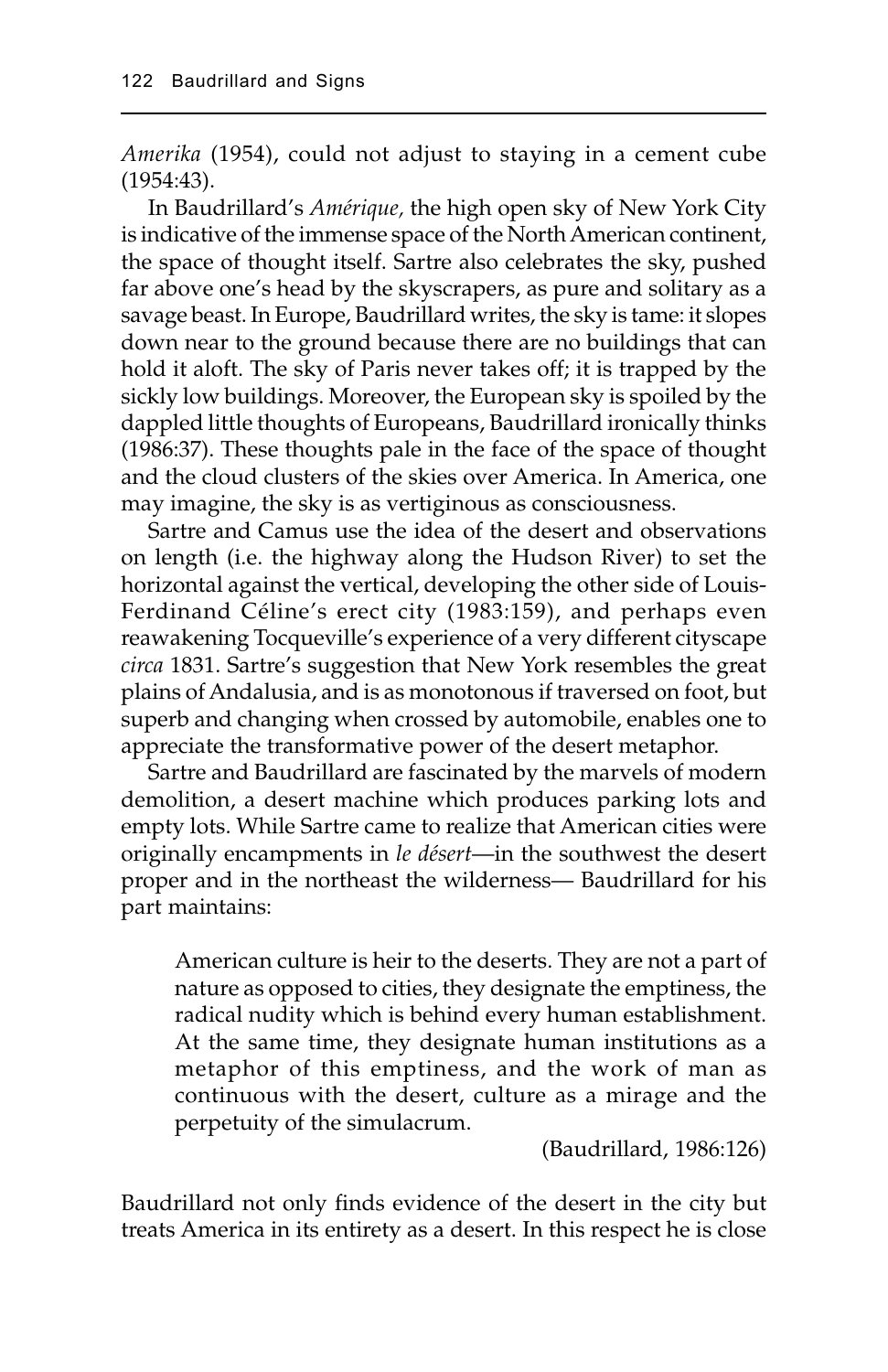*Amerika* (1954), could not adjust to staying in a cement cube (1954:43).

In Baudrillard's *Amérique,* the high open sky of New York City is indicative of the immense space of the North American continent, the space of thought itself. Sartre also celebrates the sky, pushed far above one's head by the skyscrapers, as pure and solitary as a savage beast. In Europe, Baudrillard writes, the sky is tame: it slopes down near to the ground because there are no buildings that can hold it aloft. The sky of Paris never takes off; it is trapped by the sickly low buildings. Moreover, the European sky is spoiled by the dappled little thoughts of Europeans, Baudrillard ironically thinks (1986:37). These thoughts pale in the face of the space of thought and the cloud clusters of the skies over America. In America, one may imagine, the sky is as vertiginous as consciousness.

Sartre and Camus use the idea of the desert and observations on length (i.e. the highway along the Hudson River) to set the horizontal against the vertical, developing the other side of Louis-Ferdinand Céline's erect city (1983:159), and perhaps even reawakening Tocqueville's experience of a very different cityscape *circa* 1831. Sartre's suggestion that New York resembles the great plains of Andalusia, and is as monotonous if traversed on foot, but superb and changing when crossed by automobile, enables one to appreciate the transformative power of the desert metaphor.

Sartre and Baudrillard are fascinated by the marvels of modern demolition, a desert machine which produces parking lots and empty lots. While Sartre came to realize that American cities were originally encampments in *le désert*—in the southwest the desert proper and in the northeast the wilderness— Baudrillard for his part maintains:

> American culture is heir to the deserts. They are not a part of nature as opposed to cities, they designate the emptiness, the radical nudity which is behind every human establishment. At the same time, they designate human institutions as a metaphor of this emptiness, and the work of man as continuous with the desert, culture as a mirage and the perpetuity of the simulacrum.
>
> (Baudrillard, 1986:126)

Baudrillard not only finds evidence of the desert in the city but treats America in its entirety as a desert. In this respect he is close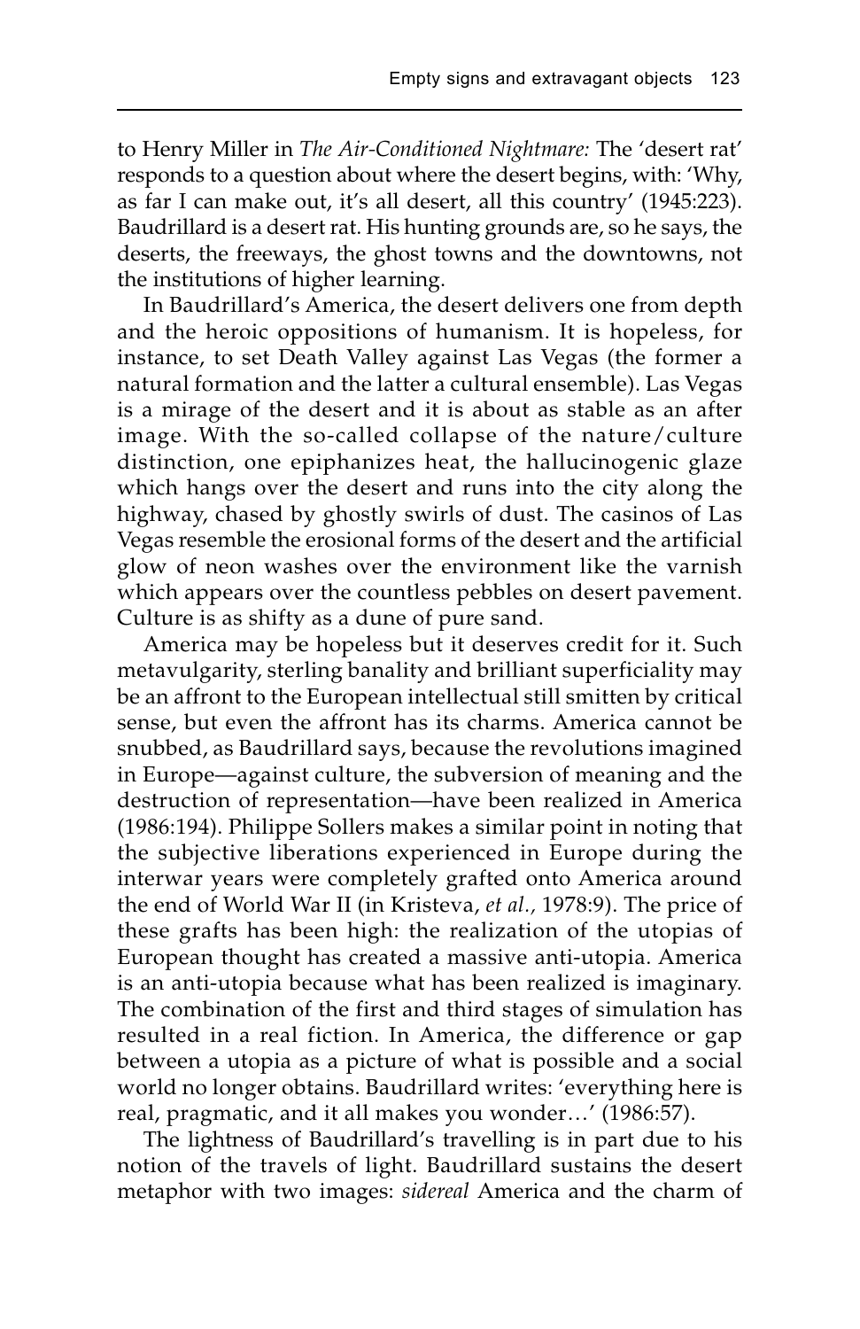to Henry Miller in *The Air-Conditioned Nightmare:* The 'desert rat' responds to a question about where the desert begins, with: 'Why, as far I can make out, it's all desert, all this country' (1945:223). Baudrillard is a desert rat. His hunting grounds are, so he says, the deserts, the freeways, the ghost towns and the downtowns, not the institutions of higher learning.

In Baudrillard's America, the desert delivers one from depth and the heroic oppositions of humanism. It is hopeless, for instance, to set Death Valley against Las Vegas (the former a natural formation and the latter a cultural ensemble). Las Vegas is a mirage of the desert and it is about as stable as an after image. With the so-called collapse of the nature/culture distinction, one epiphanizes heat, the hallucinogenic glaze which hangs over the desert and runs into the city along the highway, chased by ghostly swirls of dust. The casinos of Las Vegas resemble the erosional forms of the desert and the artificial glow of neon washes over the environment like the varnish which appears over the countless pebbles on desert pavement. Culture is as shifty as a dune of pure sand.

America may be hopeless but it deserves credit for it. Such metavulgarity, sterling banality and brilliant superficiality may be an affront to the European intellectual still smitten by critical sense, but even the affront has its charms. America cannot be snubbed, as Baudrillard says, because the revolutions imagined in Europe—against culture, the subversion of meaning and the destruction of representation—have been realized in America (1986:194). Philippe Sollers makes a similar point in noting that the subjective liberations experienced in Europe during the interwar years were completely grafted onto America around the end of World War II (in Kristeva, *et al.,* 1978:9). The price of these grafts has been high: the realization of the utopias of European thought has created a massive anti-utopia. America is an anti-utopia because what has been realized is imaginary. The combination of the first and third stages of simulation has resulted in a real fiction. In America, the difference or gap between a utopia as a picture of what is possible and a social world no longer obtains. Baudrillard writes: 'everything here is real, pragmatic, and it all makes you wonder…' (1986:57).

The lightness of Baudrillard's travelling is in part due to his notion of the travels of light. Baudrillard sustains the desert metaphor with two images: *sidereal* America and the charm of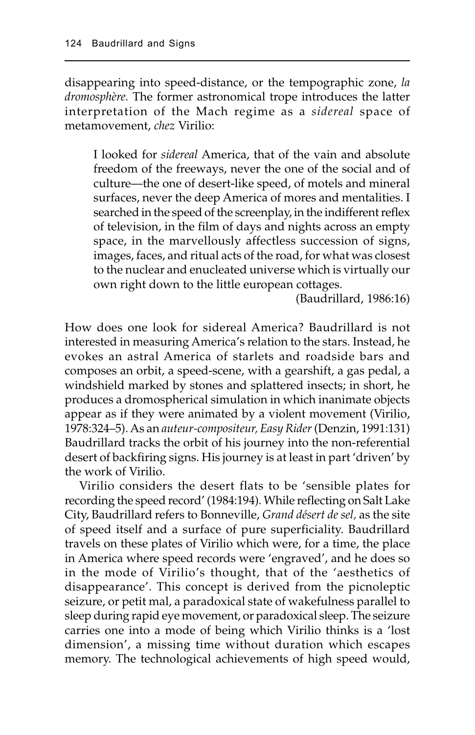disappearing into speed-distance, or the tempographic zone, *la dromosphère.* The former astronomical trope introduces the latter interpretation of the Mach regime as a *sidereal* space of metamovement, *chez* Virilio:

> I looked for *sidereal* America, that of the vain and absolute freedom of the freeways, never the one of the social and of culture—the one of desert-like speed, of motels and mineral surfaces, never the deep America of mores and mentalities. I searched in the speed of the screenplay, in the indifferent reflex of television, in the film of days and nights across an empty space, in the marvellously affectless succession of signs, images, faces, and ritual acts of the road, for what was closest to the nuclear and enucleated universe which is virtually our own right down to the little european cottages.
>
> (Baudrillard, 1986:16)

How does one look for sidereal America? Baudrillard is not interested in measuring America's relation to the stars. Instead, he evokes an astral America of starlets and roadside bars and composes an orbit, a speed-scene, with a gearshift, a gas pedal, a windshield marked by stones and splattered insects; in short, he produces a dromospherical simulation in which inanimate objects appear as if they were animated by a violent movement (Virilio, 1978:324–5). As an *auteur-compositeur, Easy Rider* (Denzin, 1991:131) Baudrillard tracks the orbit of his journey into the non-referential desert of backfiring signs. His journey is at least in part 'driven' by the work of Virilio.

Virilio considers the desert flats to be 'sensible plates for recording the speed record' (1984:194). While reflecting on Salt Lake City, Baudrillard refers to Bonneville, *Grand désert de sel,* as the site of speed itself and a surface of pure superficiality. Baudrillard travels on these plates of Virilio which were, for a time, the place in America where speed records were 'engraved', and he does so in the mode of Virilio's thought, that of the 'aesthetics of disappearance'. This concept is derived from the picnoleptic seizure, or petit mal, a paradoxical state of wakefulness parallel to sleep during rapid eye movement, or paradoxical sleep. The seizure carries one into a mode of being which Virilio thinks is a 'lost dimension', a missing time without duration which escapes memory. The technological achievements of high speed would,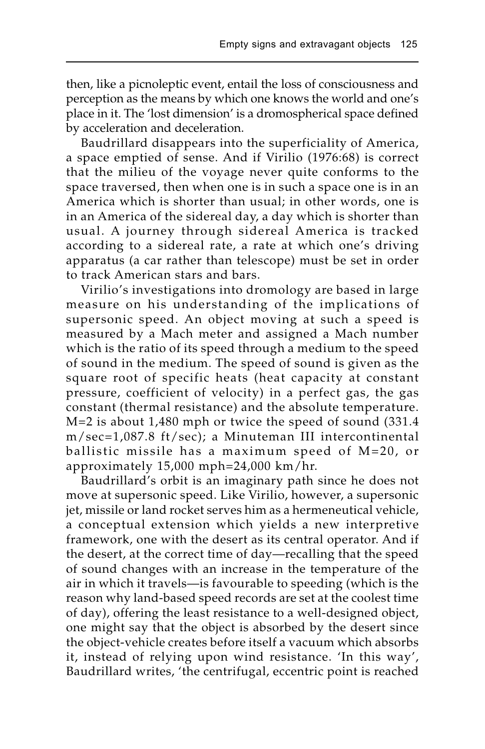then, like a picnoleptic event, entail the loss of consciousness and perception as the means by which one knows the world and one's place in it. The 'lost dimension' is a dromospherical space defined by acceleration and deceleration.

Baudrillard disappears into the superficiality of America, a space emptied of sense. And if Virilio (1976:68) is correct that the milieu of the voyage never quite conforms to the space traversed, then when one is in such a space one is in an America which is shorter than usual; in other words, one is in an America of the sidereal day, a day which is shorter than usual. A journey through sidereal America is tracked according to a sidereal rate, a rate at which one's driving apparatus (a car rather than telescope) must be set in order to track American stars and bars.

Virilio's investigations into dromology are based in large measure on his understanding of the implications of supersonic speed. An object moving at such a speed is measured by a Mach meter and assigned a Mach number which is the ratio of its speed through a medium to the speed of sound in the medium. The speed of sound is given as the square root of specific heats (heat capacity at constant pressure, coefficient of velocity) in a perfect gas, the gas constant (thermal resistance) and the absolute temperature. M=2 is about 1,480 mph or twice the speed of sound (331.4 m/sec=1,087.8 ft/sec); a Minuteman III intercontinental ballistic missile has a maximum speed of M=20, or approximately 15,000 mph=24,000 km/hr.

Baudrillard's orbit is an imaginary path since he does not move at supersonic speed. Like Virilio, however, a supersonic jet, missile or land rocket serves him as a hermeneutical vehicle, a conceptual extension which yields a new interpretive framework, one with the desert as its central operator. And if the desert, at the correct time of day—recalling that the speed of sound changes with an increase in the temperature of the air in which it travels—is favourable to speeding (which is the reason why land-based speed records are set at the coolest time of day), offering the least resistance to a well-designed object, one might say that the object is absorbed by the desert since the object-vehicle creates before itself a vacuum which absorbs it, instead of relying upon wind resistance. 'In this way', Baudrillard writes, 'the centrifugal, eccentric point is reached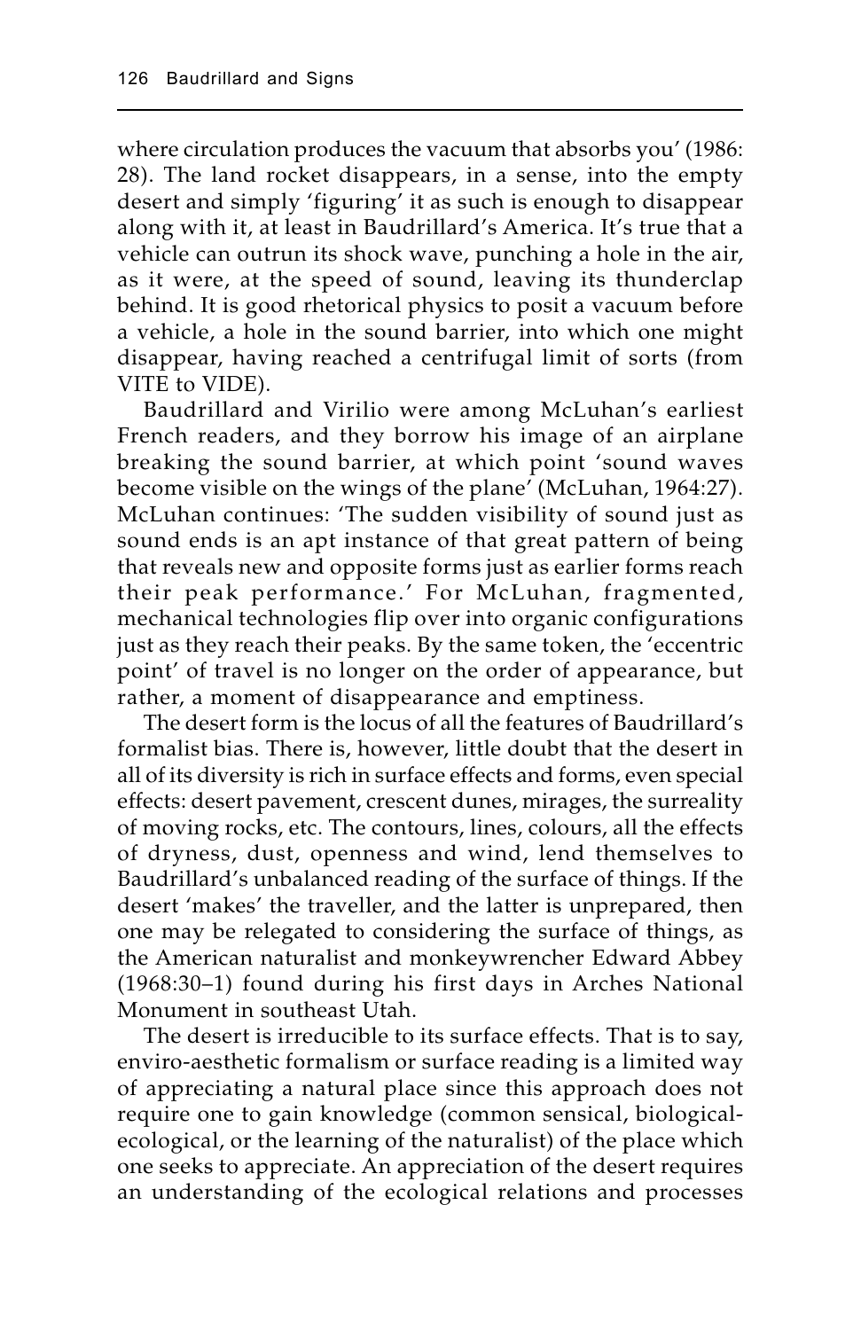where circulation produces the vacuum that absorbs you' (1986: 28). The land rocket disappears, in a sense, into the empty desert and simply 'figuring' it as such is enough to disappear along with it, at least in Baudrillard's America. It's true that a vehicle can outrun its shock wave, punching a hole in the air, as it were, at the speed of sound, leaving its thunderclap behind. It is good rhetorical physics to posit a vacuum before a vehicle, a hole in the sound barrier, into which one might disappear, having reached a centrifugal limit of sorts (from VITE to VIDE).

Baudrillard and Virilio were among McLuhan's earliest French readers, and they borrow his image of an airplane breaking the sound barrier, at which point 'sound waves become visible on the wings of the plane' (McLuhan, 1964:27). McLuhan continues: 'The sudden visibility of sound just as sound ends is an apt instance of that great pattern of being that reveals new and opposite forms just as earlier forms reach their peak performance.' For McLuhan, fragmented, mechanical technologies flip over into organic configurations just as they reach their peaks. By the same token, the 'eccentric point' of travel is no longer on the order of appearance, but rather, a moment of disappearance and emptiness.

The desert form is the locus of all the features of Baudrillard's formalist bias. There is, however, little doubt that the desert in all of its diversity is rich in surface effects and forms, even special effects: desert pavement, crescent dunes, mirages, the surreality of moving rocks, etc. The contours, lines, colours, all the effects of dryness, dust, openness and wind, lend themselves to Baudrillard's unbalanced reading of the surface of things. If the desert 'makes' the traveller, and the latter is unprepared, then one may be relegated to considering the surface of things, as the American naturalist and monkeywrencher Edward Abbey (1968:30–1) found during his first days in Arches National Monument in southeast Utah.

The desert is irreducible to its surface effects. That is to say, enviro-aesthetic formalism or surface reading is a limited way of appreciating a natural place since this approach does not require one to gain knowledge (common sensical, biological-ecological, or the learning of the naturalist) of the place which one seeks to appreciate. An appreciation of the desert requires an understanding of the ecological relations and processes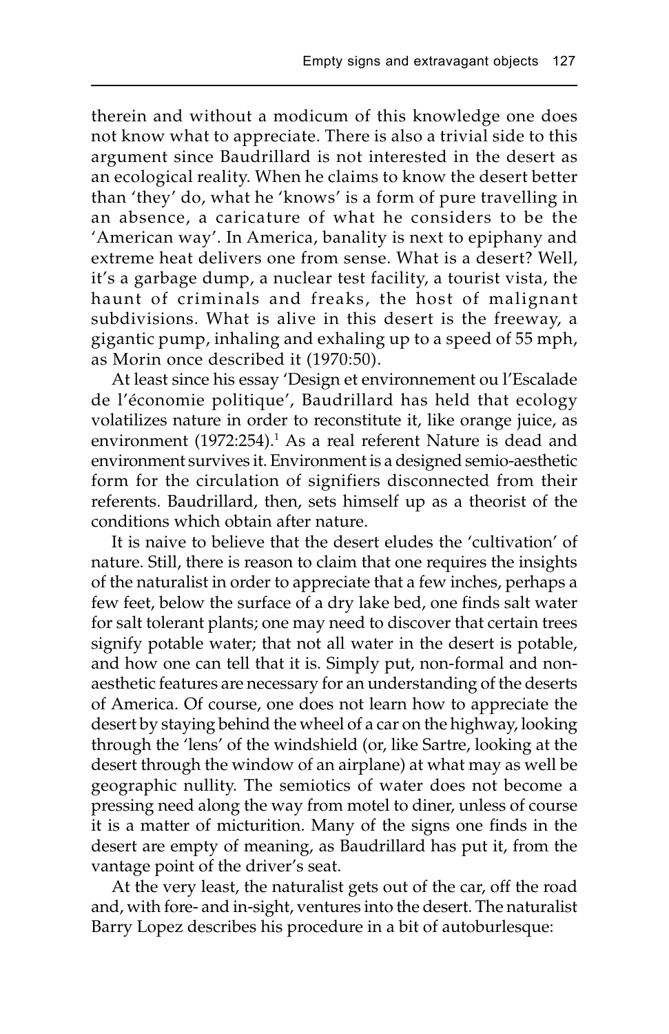therein and without a modicum of this knowledge one does not know what to appreciate. There is also a trivial side to this argument since Baudrillard is not interested in the desert as an ecological reality. When he claims to know the desert better than 'they' do, what he 'knows' is a form of pure travelling in an absence, a caricature of what he considers to be the 'American way'. In America, banality is next to epiphany and extreme heat delivers one from sense. What is a desert? Well, it's a garbage dump, a nuclear test facility, a tourist vista, the haunt of criminals and freaks, the host of malignant subdivisions. What is alive in this desert is the freeway, a gigantic pump, inhaling and exhaling up to a speed of 55 mph, as Morin once described it (1970:50).

At least since his essay 'Design et environnement ou l'Escalade de l'économie politique', Baudrillard has held that ecology volatilizes nature in order to reconstitute it, like orange juice, as environment (1972:254).[1] As a real referent Nature is dead and environment survives it. Environment is a designed semio-aesthetic form for the circulation of signifiers disconnected from their referents. Baudrillard, then, sets himself up as a theorist of the conditions which obtain after nature.

It is naive to believe that the desert eludes the 'cultivation' of nature. Still, there is reason to claim that one requires the insights of the naturalist in order to appreciate that a few inches, perhaps a few feet, below the surface of a dry lake bed, one finds salt water for salt tolerant plants; one may need to discover that certain trees signify potable water; that not all water in the desert is potable, and how one can tell that it is. Simply put, non-formal and non-aesthetic features are necessary for an understanding of the deserts of America. Of course, one does not learn how to appreciate the desert by staying behind the wheel of a car on the highway, looking through the 'lens' of the windshield (or, like Sartre, looking at the desert through the window of an airplane) at what may as well be geographic nullity. The semiotics of water does not become a pressing need along the way from motel to diner, unless of course it is a matter of micturition. Many of the signs one finds in the desert are empty of meaning, as Baudrillard has put it, from the vantage point of the driver's seat.

At the very least, the naturalist gets out of the car, off the road and, with fore- and in-sight, ventures into the desert. The naturalist Barry Lopez describes his procedure in a bit of autoburlesque: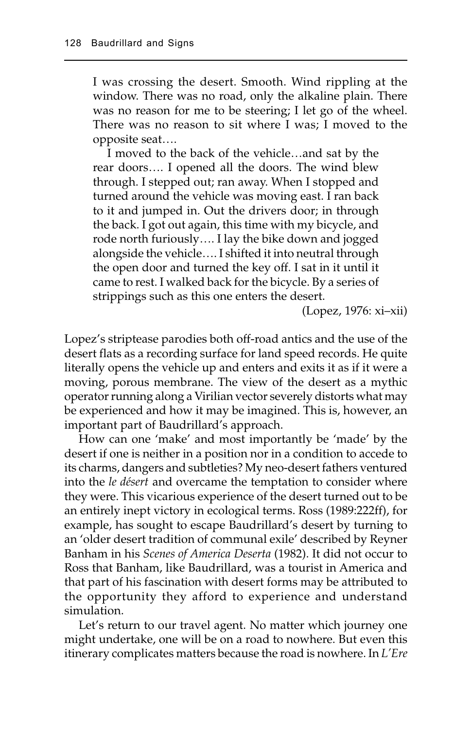> I was crossing the desert. Smooth. Wind rippling at the window. There was no road, only the alkaline plain. There was no reason for me to be steering; I let go of the wheel. There was no reason to sit where I was; I moved to the opposite seat….
>
> I moved to the back of the vehicle…and sat by the rear doors…. I opened all the doors. The wind blew through. I stepped out; ran away. When I stopped and turned around the vehicle was moving east. I ran back to it and jumped in. Out the drivers door; in through the back. I got out again, this time with my bicycle, and rode north furiously…. I lay the bike down and jogged alongside the vehicle…. I shifted it into neutral through the open door and turned the key off. I sat in it until it came to rest. I walked back for the bicycle. By a series of strippings such as this one enters the desert.
>
> (Lopez, 1976: xi–xii)

Lopez's striptease parodies both off-road antics and the use of the desert flats as a recording surface for land speed records. He quite literally opens the vehicle up and enters and exits it as if it were a moving, porous membrane. The view of the desert as a mythic operator running along a Virilian vector severely distorts what may be experienced and how it may be imagined. This is, however, an important part of Baudrillard's approach.

How can one 'make' and most importantly be 'made' by the desert if one is neither in a position nor in a condition to accede to its charms, dangers and subtleties? My neo-desert fathers ventured into the *le désert* and overcame the temptation to consider where they were. This vicarious experience of the desert turned out to be an entirely inept victory in ecological terms. Ross (1989:222ff), for example, has sought to escape Baudrillard's desert by turning to an 'older desert tradition of communal exile' described by Reyner Banham in his *Scenes of America Deserta* (1982). It did not occur to Ross that Banham, like Baudrillard, was a tourist in America and that part of his fascination with desert forms may be attributed to the opportunity they afford to experience and understand simulation.

Let's return to our travel agent. No matter which journey one might undertake, one will be on a road to nowhere. But even this itinerary complicates matters because the road is nowhere. In *L'Ere*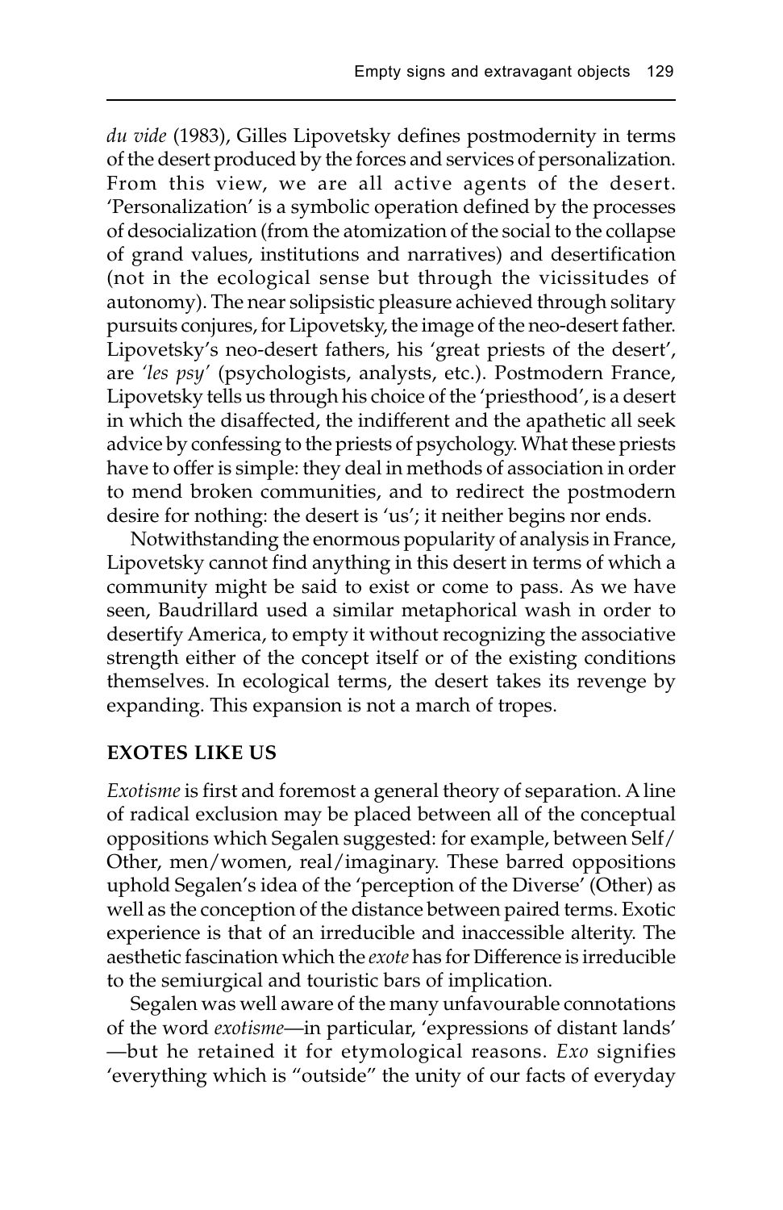*du vide* (1983), Gilles Lipovetsky defines postmodernity in terms of the desert produced by the forces and services of personalization. From this view, we are all active agents of the desert. 'Personalization' is a symbolic operation defined by the processes of desocialization (from the atomization of the social to the collapse of grand values, institutions and narratives) and desertification (not in the ecological sense but through the vicissitudes of autonomy). The near solipsistic pleasure achieved through solitary pursuits conjures, for Lipovetsky, the image of the neo-desert father. Lipovetsky's neo-desert fathers, his 'great priests of the desert', are *'les psy'* (psychologists, analysts, etc.). Postmodern France, Lipovetsky tells us through his choice of the 'priesthood', is a desert in which the disaffected, the indifferent and the apathetic all seek advice by confessing to the priests of psychology. What these priests have to offer is simple: they deal in methods of association in order to mend broken communities, and to redirect the postmodern desire for nothing: the desert is 'us'; it neither begins nor ends.

Notwithstanding the enormous popularity of analysis in France, Lipovetsky cannot find anything in this desert in terms of which a community might be said to exist or come to pass. As we have seen, Baudrillard used a similar metaphorical wash in order to desertify America, to empty it without recognizing the associative strength either of the concept itself or of the existing conditions themselves. In ecological terms, the desert takes its revenge by expanding. This expansion is not a march of tropes.

## EXOTES LIKE US

*Exotisme* is first and foremost a general theory of separation. A line of radical exclusion may be placed between all of the conceptual oppositions which Segalen suggested: for example, between Self/Other, men/women, real/imaginary. These barred oppositions uphold Segalen's idea of the 'perception of the Diverse' (Other) as well as the conception of the distance between paired terms. Exotic experience is that of an irreducible and inaccessible alterity. The aesthetic fascination which the *exote* has for Difference is irreducible to the semiurgical and touristic bars of implication.

Segalen was well aware of the many unfavourable connotations of the word *exotisme*—in particular, 'expressions of distant lands'—but he retained it for etymological reasons. *Exo* signifies 'everything which is "outside" the unity of our facts of everyday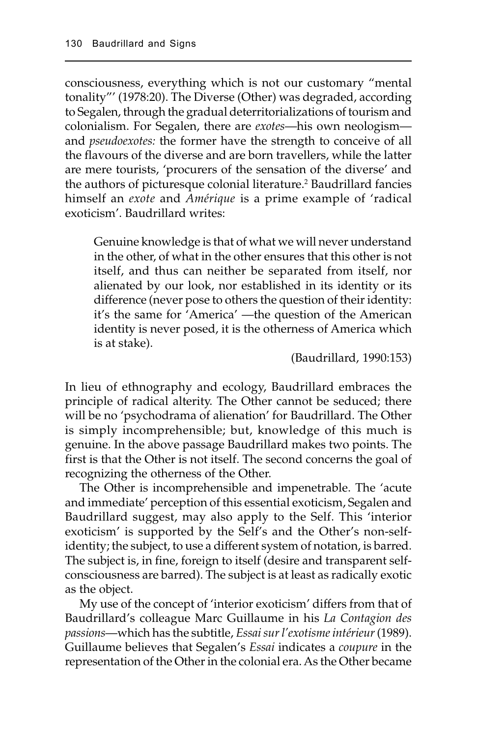consciousness, everything which is not our customary "mental tonality"' (1978:20). The Diverse (Other) was degraded, according to Segalen, through the gradual deterritorializations of tourism and colonialism. For Segalen, there are *exotes*—his own neologism—and *pseudoexotes:* the former have the strength to conceive of all the flavours of the diverse and are born travellers, while the latter are mere tourists, 'procurers of the sensation of the diverse' and the authors of picturesque colonial literature.[2] Baudrillard fancies himself an *exote* and *Amérique* is a prime example of 'radical exoticism'. Baudrillard writes:

> Genuine knowledge is that of what we will never understand in the other, of what in the other ensures that this other is not itself, and thus can neither be separated from itself, nor alienated by our look, nor established in its identity or its difference (never pose to others the question of their identity: it's the same for 'America' —the question of the American identity is never posed, it is the otherness of America which is at stake).
>
> (Baudrillard, 1990:153)

In lieu of ethnography and ecology, Baudrillard embraces the principle of radical alterity. The Other cannot be seduced; there will be no 'psychodrama of alienation' for Baudrillard. The Other is simply incomprehensible; but, knowledge of this much is genuine. In the above passage Baudrillard makes two points. The first is that the Other is not itself. The second concerns the goal of recognizing the otherness of the Other.

The Other is incomprehensible and impenetrable. The 'acute and immediate' perception of this essential exoticism, Segalen and Baudrillard suggest, may also apply to the Self. This 'interior exoticism' is supported by the Self's and the Other's non-self-identity; the subject, to use a different system of notation, is barred. The subject is, in fine, foreign to itself (desire and transparent self-consciousness are barred). The subject is at least as radically exotic as the object.

My use of the concept of 'interior exoticism' differs from that of Baudrillard's colleague Marc Guillaume in his *La Contagion des passions*—which has the subtitle, *Essai sur l'exotisme intérieur* (1989). Guillaume believes that Segalen's *Essai* indicates a *coupure* in the representation of the Other in the colonial era. As the Other became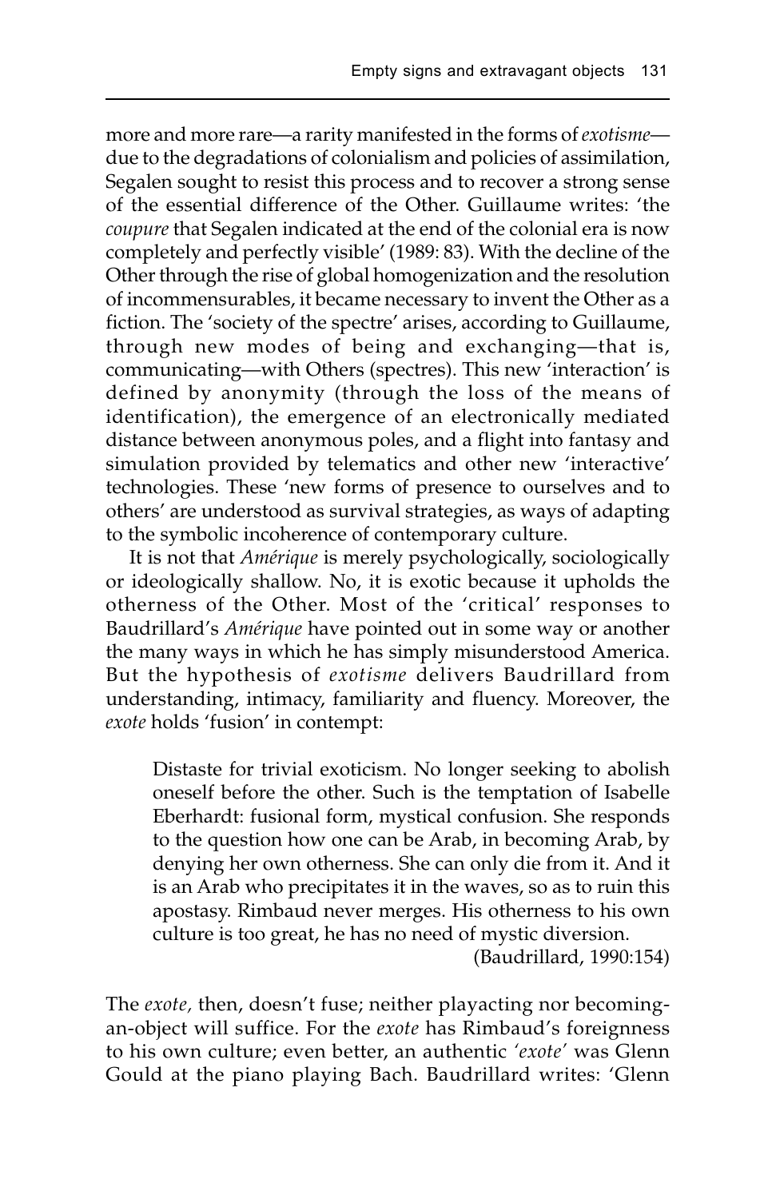more and more rare—a rarity manifested in the forms of *exotisme*—due to the degradations of colonialism and policies of assimilation, Segalen sought to resist this process and to recover a strong sense of the essential difference of the Other. Guillaume writes: 'the *coupure* that Segalen indicated at the end of the colonial era is now completely and perfectly visible' (1989: 83). With the decline of the Other through the rise of global homogenization and the resolution of incommensurables, it became necessary to invent the Other as a fiction. The 'society of the spectre' arises, according to Guillaume, through new modes of being and exchanging—that is, communicating—with Others (spectres). This new 'interaction' is defined by anonymity (through the loss of the means of identification), the emergence of an electronically mediated distance between anonymous poles, and a flight into fantasy and simulation provided by telematics and other new 'interactive' technologies. These 'new forms of presence to ourselves and to others' are understood as survival strategies, as ways of adapting to the symbolic incoherence of contemporary culture.

It is not that *Amérique* is merely psychologically, sociologically or ideologically shallow. No, it is exotic because it upholds the otherness of the Other. Most of the 'critical' responses to Baudrillard's *Amérique* have pointed out in some way or another the many ways in which he has simply misunderstood America. But the hypothesis of *exotisme* delivers Baudrillard from understanding, intimacy, familiarity and fluency. Moreover, the *exote* holds 'fusion' in contempt:

> Distaste for trivial exoticism. No longer seeking to abolish oneself before the other. Such is the temptation of Isabelle Eberhardt: fusional form, mystical confusion. She responds to the question how one can be Arab, in becoming Arab, by denying her own otherness. She can only die from it. And it is an Arab who precipitates it in the waves, so as to ruin this apostasy. Rimbaud never merges. His otherness to his own culture is too great, he has no need of mystic diversion.
>
> (Baudrillard, 1990:154)

The *exote,* then, doesn't fuse; neither playacting nor becoming-an-object will suffice. For the *exote* has Rimbaud's foreignness to his own culture; even better, an authentic *'exote'* was Glenn Gould at the piano playing Bach. Baudrillard writes: 'Glenn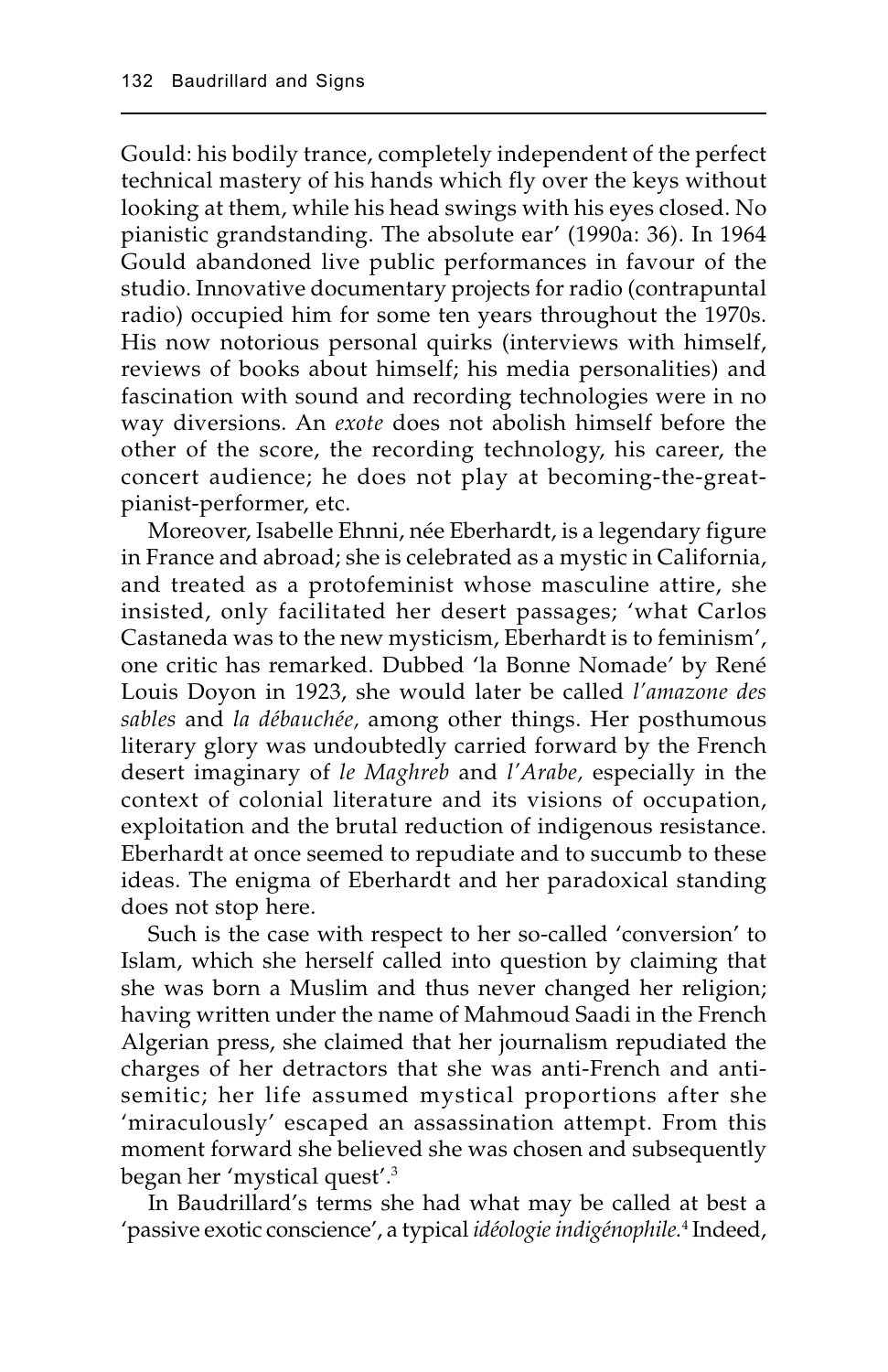Gould: his bodily trance, completely independent of the perfect technical mastery of his hands which fly over the keys without looking at them, while his head swings with his eyes closed. No pianistic grandstanding. The absolute ear' (1990a: 36). In 1964 Gould abandoned live public performances in favour of the studio. Innovative documentary projects for radio (contrapuntal radio) occupied him for some ten years throughout the 1970s. His now notorious personal quirks (interviews with himself, reviews of books about himself; his media personalities) and fascination with sound and recording technologies were in no way diversions. An *exote* does not abolish himself before the other of the score, the recording technology, his career, the concert audience; he does not play at becoming-the-great-pianist-performer, etc.

Moreover, Isabelle Ehnni, née Eberhardt, is a legendary figure in France and abroad; she is celebrated as a mystic in California, and treated as a protofeminist whose masculine attire, she insisted, only facilitated her desert passages; 'what Carlos Castaneda was to the new mysticism, Eberhardt is to feminism', one critic has remarked. Dubbed 'la Bonne Nomade' by René Louis Doyon in 1923, she would later be called *l'amazone des sables* and *la débauchée,* among other things. Her posthumous literary glory was undoubtedly carried forward by the French desert imaginary of *le Maghreb* and *l'Arabe,* especially in the context of colonial literature and its visions of occupation, exploitation and the brutal reduction of indigenous resistance. Eberhardt at once seemed to repudiate and to succumb to these ideas. The enigma of Eberhardt and her paradoxical standing does not stop here.

Such is the case with respect to her so-called 'conversion' to Islam, which she herself called into question by claiming that she was born a Muslim and thus never changed her religion; having written under the name of Mahmoud Saadi in the French Algerian press, she claimed that her journalism repudiated the charges of her detractors that she was anti-French and anti-semitic; her life assumed mystical proportions after she 'miraculously' escaped an assassination attempt. From this moment forward she believed she was chosen and subsequently began her 'mystical quest'.[3]

In Baudrillard's terms she had what may be called at best a 'passive exotic conscience', a typical *idéologie indigénophile.*[4] Indeed,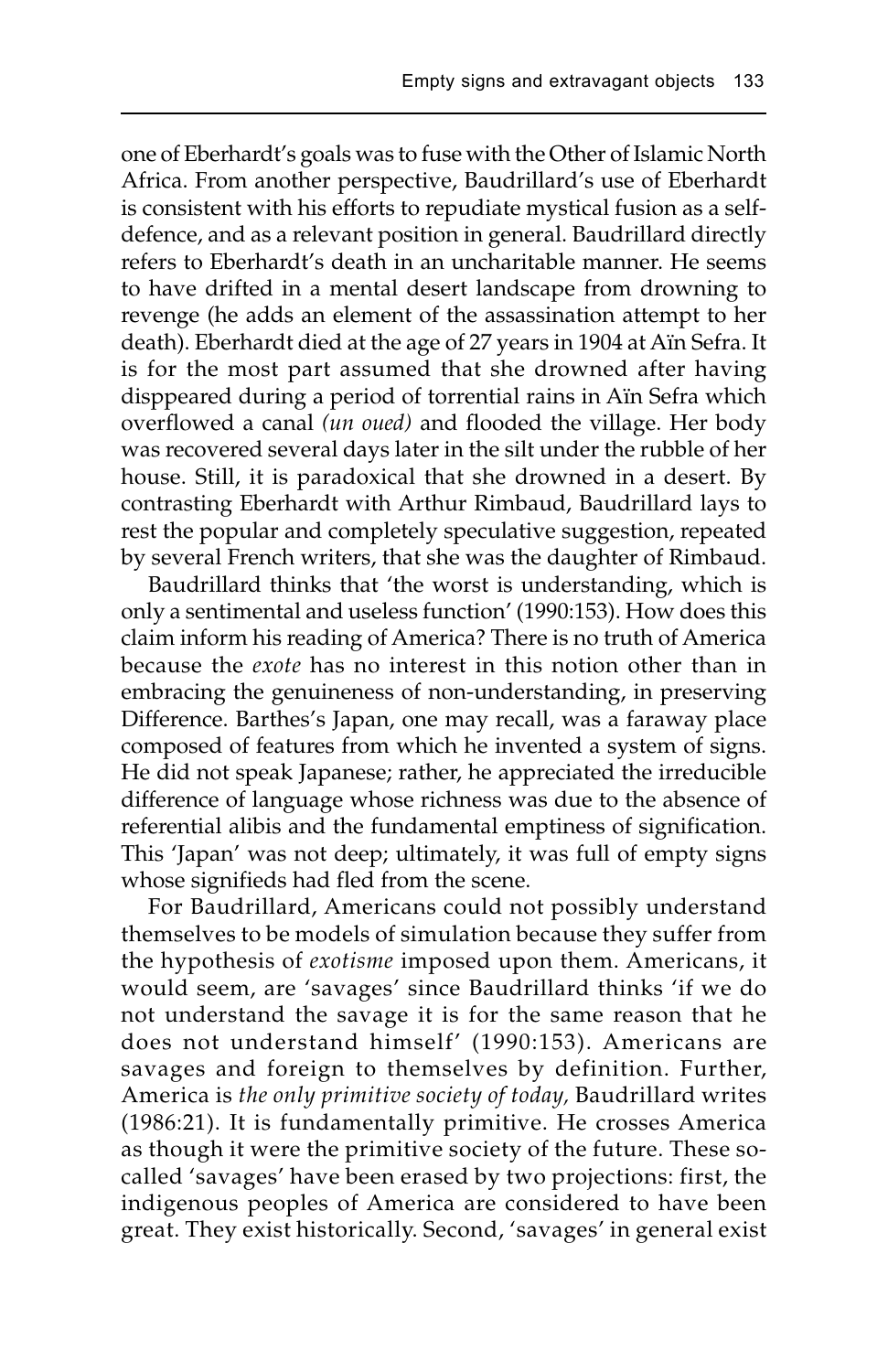one of Eberhardt's goals was to fuse with the Other of Islamic North Africa. From another perspective, Baudrillard's use of Eberhardt is consistent with his efforts to repudiate mystical fusion as a self-defence, and as a relevant position in general. Baudrillard directly refers to Eberhardt's death in an uncharitable manner. He seems to have drifted in a mental desert landscape from drowning to revenge (he adds an element of the assassination attempt to her death). Eberhardt died at the age of 27 years in 1904 at Aïn Sefra. It is for the most part assumed that she drowned after having disppeared during a period of torrential rains in Aïn Sefra which overflowed a canal *(un oued)* and flooded the village. Her body was recovered several days later in the silt under the rubble of her house. Still, it is paradoxical that she drowned in a desert. By contrasting Eberhardt with Arthur Rimbaud, Baudrillard lays to rest the popular and completely speculative suggestion, repeated by several French writers, that she was the daughter of Rimbaud.

Baudrillard thinks that 'the worst is understanding, which is only a sentimental and useless function' (1990:153). How does this claim inform his reading of America? There is no truth of America because the *exote* has no interest in this notion other than in embracing the genuineness of non-understanding, in preserving Difference. Barthes's Japan, one may recall, was a faraway place composed of features from which he invented a system of signs. He did not speak Japanese; rather, he appreciated the irreducible difference of language whose richness was due to the absence of referential alibis and the fundamental emptiness of signification. This 'Japan' was not deep; ultimately, it was full of empty signs whose signifieds had fled from the scene.

For Baudrillard, Americans could not possibly understand themselves to be models of simulation because they suffer from the hypothesis of *exotisme* imposed upon them. Americans, it would seem, are 'savages' since Baudrillard thinks 'if we do not understand the savage it is for the same reason that he does not understand himself' (1990:153). Americans are savages and foreign to themselves by definition. Further, America is *the only primitive society of today,* Baudrillard writes (1986:21). It is fundamentally primitive. He crosses America as though it were the primitive society of the future. These so-called 'savages' have been erased by two projections: first, the indigenous peoples of America are considered to have been great. They exist historically. Second, 'savages' in general exist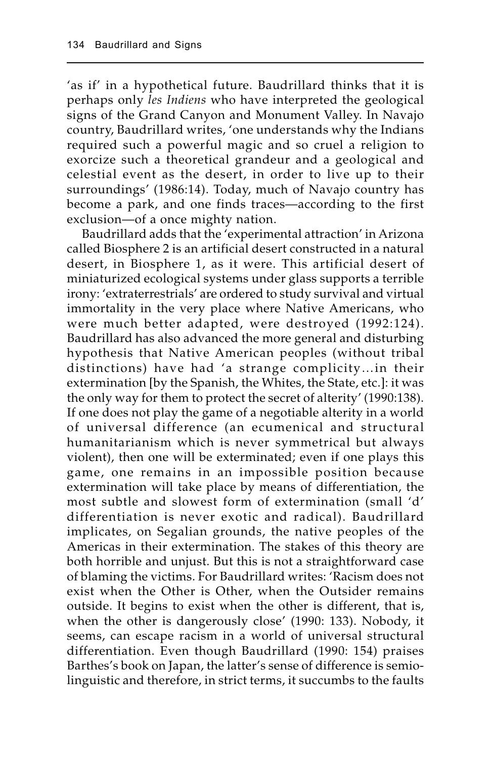'as if' in a hypothetical future. Baudrillard thinks that it is perhaps only *les Indiens* who have interpreted the geological signs of the Grand Canyon and Monument Valley. In Navajo country, Baudrillard writes, 'one understands why the Indians required such a powerful magic and so cruel a religion to exorcize such a theoretical grandeur and a geological and celestial event as the desert, in order to live up to their surroundings' (1986:14). Today, much of Navajo country has become a park, and one finds traces—according to the first exclusion—of a once mighty nation.

Baudrillard adds that the 'experimental attraction' in Arizona called Biosphere 2 is an artificial desert constructed in a natural desert, in Biosphere 1, as it were. This artificial desert of miniaturized ecological systems under glass supports a terrible irony: 'extraterrestrials' are ordered to study survival and virtual immortality in the very place where Native Americans, who were much better adapted, were destroyed (1992:124). Baudrillard has also advanced the more general and disturbing hypothesis that Native American peoples (without tribal distinctions) have had 'a strange complicity…in their extermination [by the Spanish, the Whites, the State, etc.]: it was the only way for them to protect the secret of alterity' (1990:138). If one does not play the game of a negotiable alterity in a world of universal difference (an ecumenical and structural humanitarianism which is never symmetrical but always violent), then one will be exterminated; even if one plays this game, one remains in an impossible position because extermination will take place by means of differentiation, the most subtle and slowest form of extermination (small 'd' differentiation is never exotic and radical). Baudrillard implicates, on Segalian grounds, the native peoples of the Americas in their extermination. The stakes of this theory are both horrible and unjust. But this is not a straightforward case of blaming the victims. For Baudrillard writes: 'Racism does not exist when the Other is Other, when the Outsider remains outside. It begins to exist when the other is different, that is, when the other is dangerously close' (1990: 133). Nobody, it seems, can escape racism in a world of universal structural differentiation. Even though Baudrillard (1990: 154) praises Barthes's book on Japan, the latter's sense of difference is semiolinguistic and therefore, in strict terms, it succumbs to the faults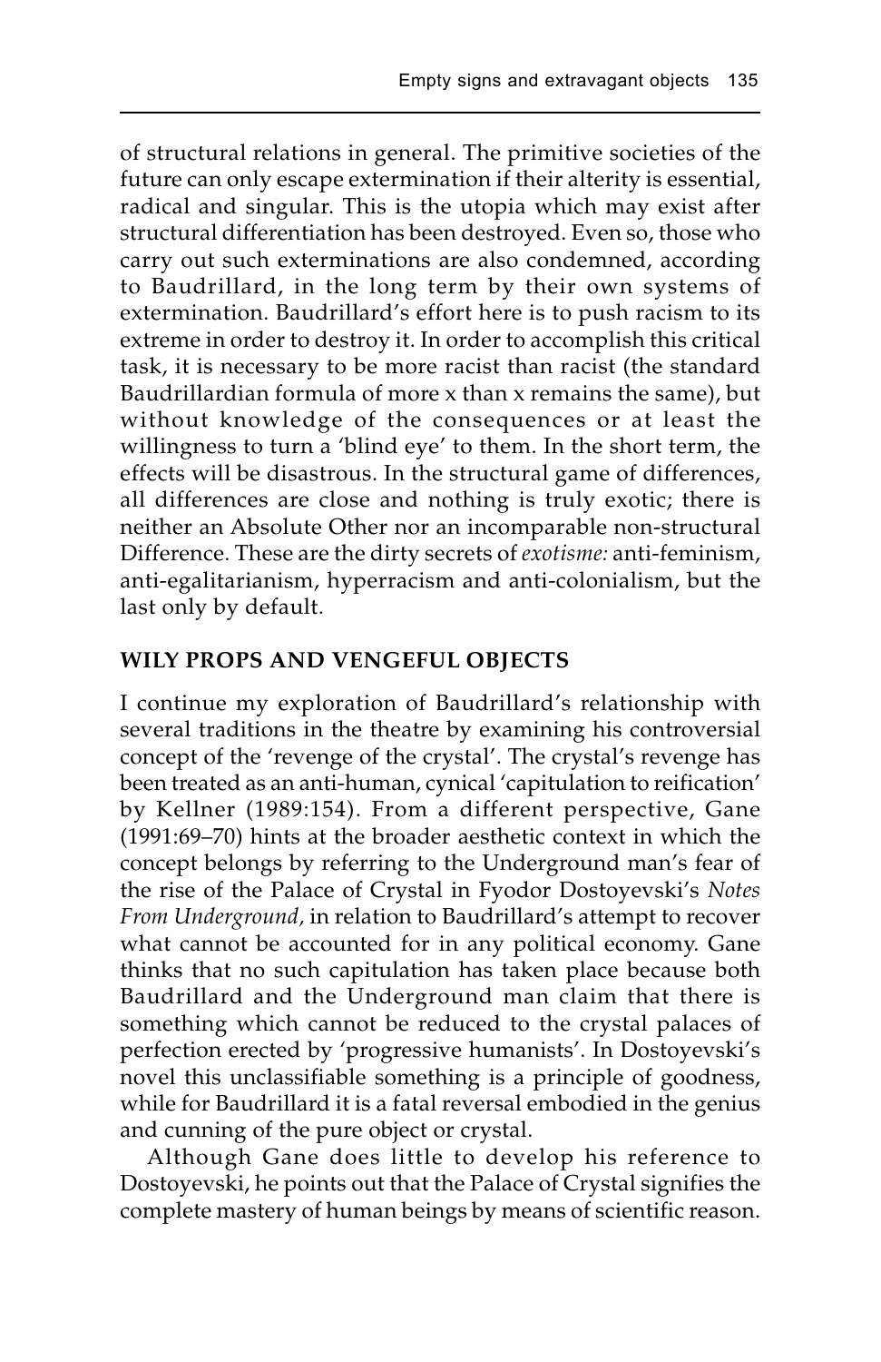of structural relations in general. The primitive societies of the future can only escape extermination if their alterity is essential, radical and singular. This is the utopia which may exist after structural differentiation has been destroyed. Even so, those who carry out such exterminations are also condemned, according to Baudrillard, in the long term by their own systems of extermination. Baudrillard's effort here is to push racism to its extreme in order to destroy it. In order to accomplish this critical task, it is necessary to be more racist than racist (the standard Baudrillardian formula of more x than x remains the same), but without knowledge of the consequences or at least the willingness to turn a 'blind eye' to them. In the short term, the effects will be disastrous. In the structural game of differences, all differences are close and nothing is truly exotic; there is neither an Absolute Other nor an incomparable non-structural Difference. These are the dirty secrets of *exotisme:* anti-feminism, anti-egalitarianism, hyperracism and anti-colonialism, but the last only by default.

## WILY PROPS AND VENGEFUL OBJECTS

I continue my exploration of Baudrillard's relationship with several traditions in the theatre by examining his controversial concept of the 'revenge of the crystal'. The crystal's revenge has been treated as an anti-human, cynical 'capitulation to reification' by Kellner (1989:154). From a different perspective, Gane (1991:69–70) hints at the broader aesthetic context in which the concept belongs by referring to the Underground man's fear of the rise of the Palace of Crystal in Fyodor Dostoyevski's *Notes From Underground,* in relation to Baudrillard's attempt to recover what cannot be accounted for in any political economy. Gane thinks that no such capitulation has taken place because both Baudrillard and the Underground man claim that there is something which cannot be reduced to the crystal palaces of perfection erected by 'progressive humanists'. In Dostoyevski's novel this unclassifiable something is a principle of goodness, while for Baudrillard it is a fatal reversal embodied in the genius and cunning of the pure object or crystal.

Although Gane does little to develop his reference to Dostoyevski, he points out that the Palace of Crystal signifies the complete mastery of human beings by means of scientific reason.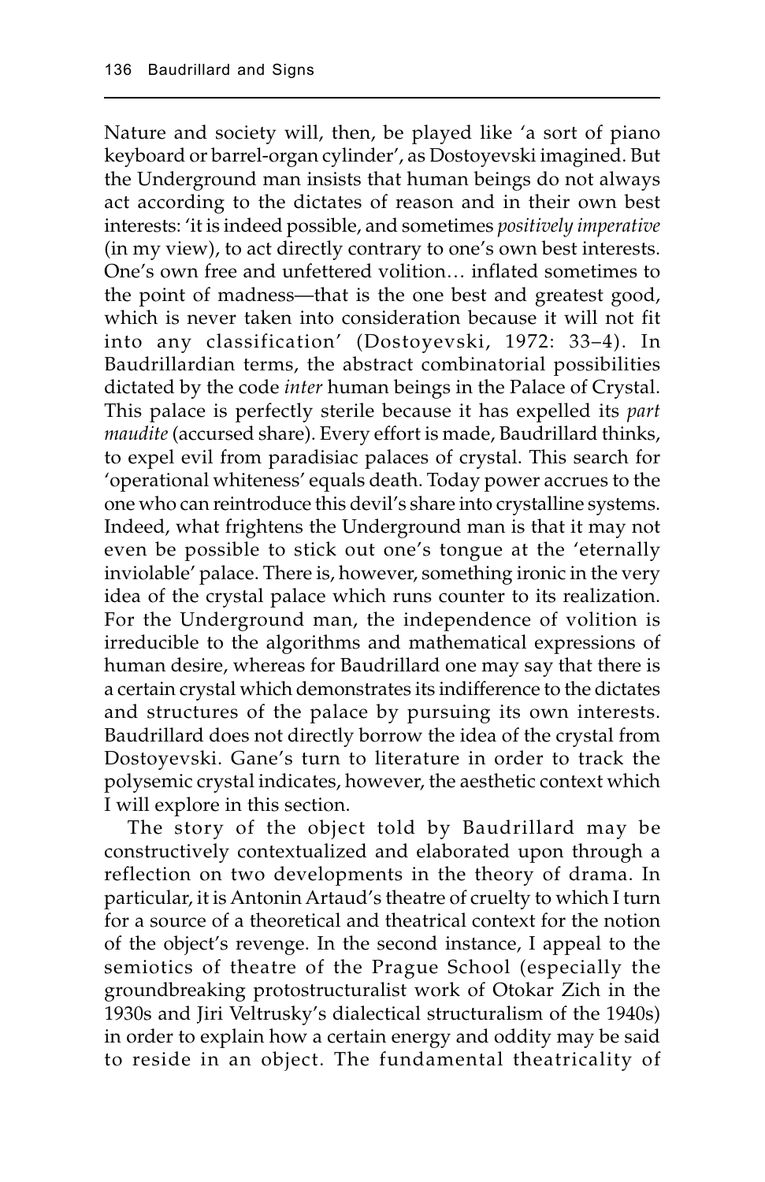Nature and society will, then, be played like 'a sort of piano keyboard or barrel-organ cylinder', as Dostoyevski imagined. But the Underground man insists that human beings do not always act according to the dictates of reason and in their own best interests: 'it is indeed possible, and sometimes *positively imperative* (in my view), to act directly contrary to one's own best interests. One's own free and unfettered volition… inflated sometimes to the point of madness—that is the one best and greatest good, which is never taken into consideration because it will not fit into any classification' (Dostoyevski, 1972: 33–4). In Baudrillardian terms, the abstract combinatorial possibilities dictated by the code *inter* human beings in the Palace of Crystal. This palace is perfectly sterile because it has expelled its *part maudite* (accursed share). Every effort is made, Baudrillard thinks, to expel evil from paradisiac palaces of crystal. This search for 'operational whiteness' equals death. Today power accrues to the one who can reintroduce this devil's share into crystalline systems. Indeed, what frightens the Underground man is that it may not even be possible to stick out one's tongue at the 'eternally inviolable' palace. There is, however, something ironic in the very idea of the crystal palace which runs counter to its realization. For the Underground man, the independence of volition is irreducible to the algorithms and mathematical expressions of human desire, whereas for Baudrillard one may say that there is a certain crystal which demonstrates its indifference to the dictates and structures of the palace by pursuing its own interests. Baudrillard does not directly borrow the idea of the crystal from Dostoyevski. Gane's turn to literature in order to track the polysemic crystal indicates, however, the aesthetic context which I will explore in this section.

The story of the object told by Baudrillard may be constructively contextualized and elaborated upon through a reflection on two developments in the theory of drama. In particular, it is Antonin Artaud's theatre of cruelty to which I turn for a source of a theoretical and theatrical context for the notion of the object's revenge. In the second instance, I appeal to the semiotics of theatre of the Prague School (especially the groundbreaking protostructuralist work of Otokar Zich in the 1930s and Jiri Veltrusky's dialectical structuralism of the 1940s) in order to explain how a certain energy and oddity may be said to reside in an object. The fundamental theatricality of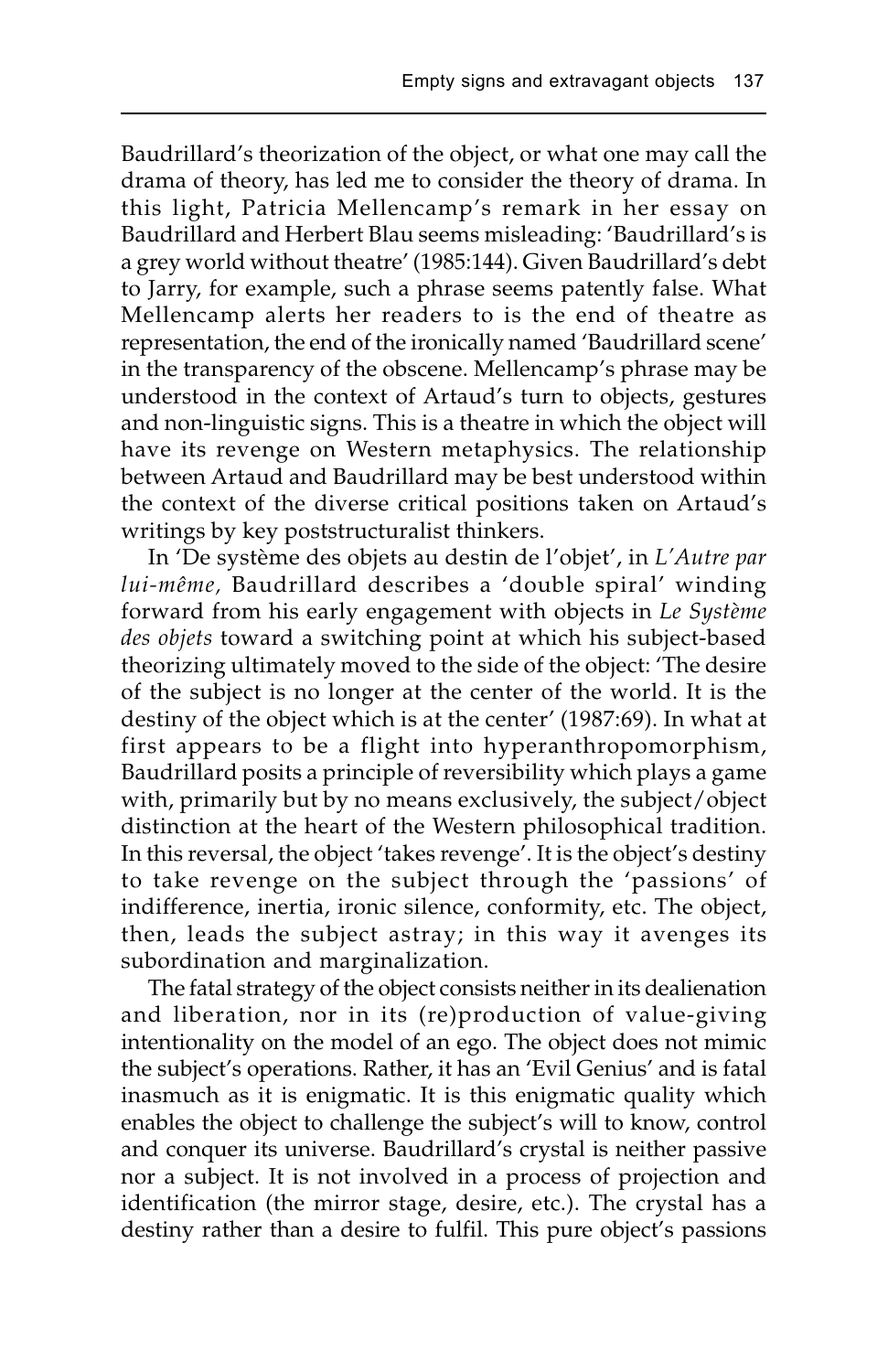Baudrillard's theorization of the object, or what one may call the drama of theory, has led me to consider the theory of drama. In this light, Patricia Mellencamp's remark in her essay on Baudrillard and Herbert Blau seems misleading: 'Baudrillard's is a grey world without theatre' (1985:144). Given Baudrillard's debt to Jarry, for example, such a phrase seems patently false. What Mellencamp alerts her readers to is the end of theatre as representation, the end of the ironically named 'Baudrillard scene' in the transparency of the obscene. Mellencamp's phrase may be understood in the context of Artaud's turn to objects, gestures and non-linguistic signs. This is a theatre in which the object will have its revenge on Western metaphysics. The relationship between Artaud and Baudrillard may be best understood within the context of the diverse critical positions taken on Artaud's writings by key poststructuralist thinkers.

In 'De système des objets au destin de l'objet', in *L'Autre par lui-même,* Baudrillard describes a 'double spiral' winding forward from his early engagement with objects in *Le Système des objets* toward a switching point at which his subject-based theorizing ultimately moved to the side of the object: 'The desire of the subject is no longer at the center of the world. It is the destiny of the object which is at the center' (1987:69). In what at first appears to be a flight into hyperanthropomorphism, Baudrillard posits a principle of reversibility which plays a game with, primarily but by no means exclusively, the subject/object distinction at the heart of the Western philosophical tradition. In this reversal, the object 'takes revenge'. It is the object's destiny to take revenge on the subject through the 'passions' of indifference, inertia, ironic silence, conformity, etc. The object, then, leads the subject astray; in this way it avenges its subordination and marginalization.

The fatal strategy of the object consists neither in its dealienation and liberation, nor in its (re)production of value-giving intentionality on the model of an ego. The object does not mimic the subject's operations. Rather, it has an 'Evil Genius' and is fatal inasmuch as it is enigmatic. It is this enigmatic quality which enables the object to challenge the subject's will to know, control and conquer its universe. Baudrillard's crystal is neither passive nor a subject. It is not involved in a process of projection and identification (the mirror stage, desire, etc.). The crystal has a destiny rather than a desire to fulfil. This pure object's passions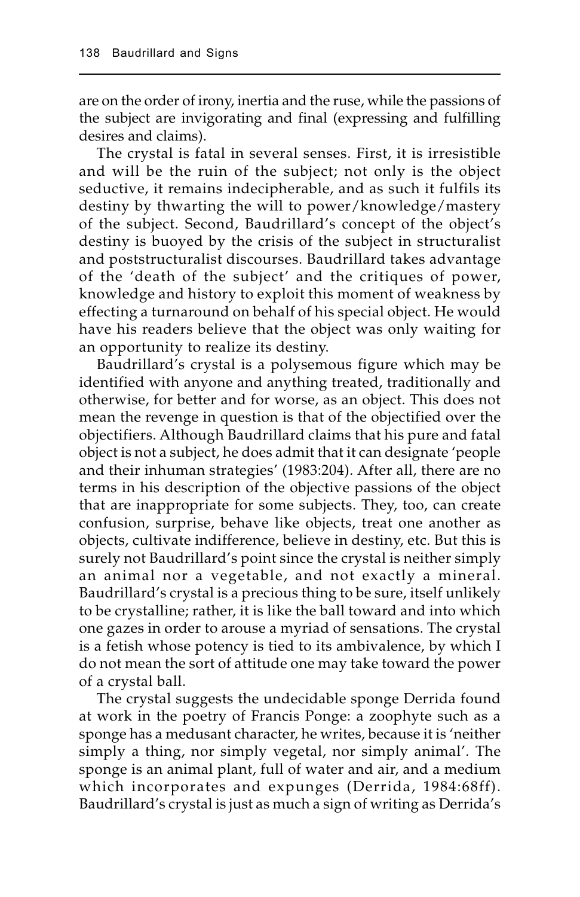are on the order of irony, inertia and the ruse, while the passions of the subject are invigorating and final (expressing and fulfilling desires and claims).

The crystal is fatal in several senses. First, it is irresistible and will be the ruin of the subject; not only is the object seductive, it remains indecipherable, and as such it fulfils its destiny by thwarting the will to power/knowledge/mastery of the subject. Second, Baudrillard's concept of the object's destiny is buoyed by the crisis of the subject in structuralist and poststructuralist discourses. Baudrillard takes advantage of the 'death of the subject' and the critiques of power, knowledge and history to exploit this moment of weakness by effecting a turnaround on behalf of his special object. He would have his readers believe that the object was only waiting for an opportunity to realize its destiny.

Baudrillard's crystal is a polysemous figure which may be identified with anyone and anything treated, traditionally and otherwise, for better and for worse, as an object. This does not mean the revenge in question is that of the objectified over the objectifiers. Although Baudrillard claims that his pure and fatal object is not a subject, he does admit that it can designate 'people and their inhuman strategies' (1983:204). After all, there are no terms in his description of the objective passions of the object that are inappropriate for some subjects. They, too, can create confusion, surprise, behave like objects, treat one another as objects, cultivate indifference, believe in destiny, etc. But this is surely not Baudrillard's point since the crystal is neither simply an animal nor a vegetable, and not exactly a mineral. Baudrillard's crystal is a precious thing to be sure, itself unlikely to be crystalline; rather, it is like the ball toward and into which one gazes in order to arouse a myriad of sensations. The crystal is a fetish whose potency is tied to its ambivalence, by which I do not mean the sort of attitude one may take toward the power of a crystal ball.

The crystal suggests the undecidable sponge Derrida found at work in the poetry of Francis Ponge: a zoophyte such as a sponge has a medusant character, he writes, because it is 'neither simply a thing, nor simply vegetal, nor simply animal'. The sponge is an animal plant, full of water and air, and a medium which incorporates and expunges (Derrida, 1984:68ff). Baudrillard's crystal is just as much a sign of writing as Derrida's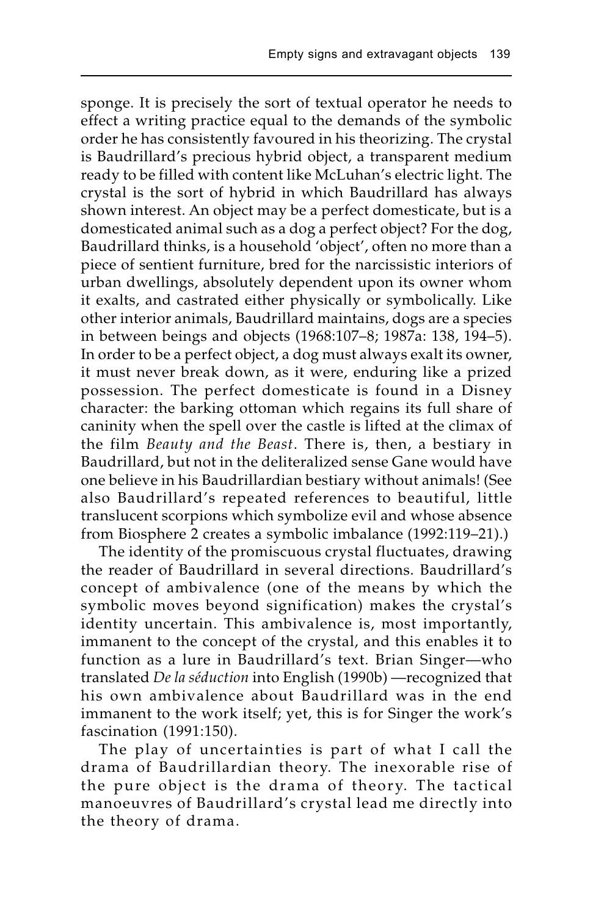sponge. It is precisely the sort of textual operator he needs to effect a writing practice equal to the demands of the symbolic order he has consistently favoured in his theorizing. The crystal is Baudrillard's precious hybrid object, a transparent medium ready to be filled with content like McLuhan's electric light. The crystal is the sort of hybrid in which Baudrillard has always shown interest. An object may be a perfect domesticate, but is a domesticated animal such as a dog a perfect object? For the dog, Baudrillard thinks, is a household 'object', often no more than a piece of sentient furniture, bred for the narcissistic interiors of urban dwellings, absolutely dependent upon its owner whom it exalts, and castrated either physically or symbolically. Like other interior animals, Baudrillard maintains, dogs are a species in between beings and objects (1968:107–8; 1987a: 138, 194–5). In order to be a perfect object, a dog must always exalt its owner, it must never break down, as it were, enduring like a prized possession. The perfect domesticate is found in a Disney character: the barking ottoman which regains its full share of caninity when the spell over the castle is lifted at the climax of the film *Beauty and the Beast*. There is, then, a bestiary in Baudrillard, but not in the deliteralized sense Gane would have one believe in his Baudrillardian bestiary without animals! (See also Baudrillard's repeated references to beautiful, little translucent scorpions which symbolize evil and whose absence from Biosphere 2 creates a symbolic imbalance (1992:119–21).)

The identity of the promiscuous crystal fluctuates, drawing the reader of Baudrillard in several directions. Baudrillard's concept of ambivalence (one of the means by which the symbolic moves beyond signification) makes the crystal's identity uncertain. This ambivalence is, most importantly, immanent to the concept of the crystal, and this enables it to function as a lure in Baudrillard's text. Brian Singer—who translated *De la séduction* into English (1990b) —recognized that his own ambivalence about Baudrillard was in the end immanent to the work itself; yet, this is for Singer the work's fascination (1991:150).

The play of uncertainties is part of what I call the drama of Baudrillardian theory. The inexorable rise of the pure object is the drama of theory. The tactical manoeuvres of Baudrillard's crystal lead me directly into the theory of drama.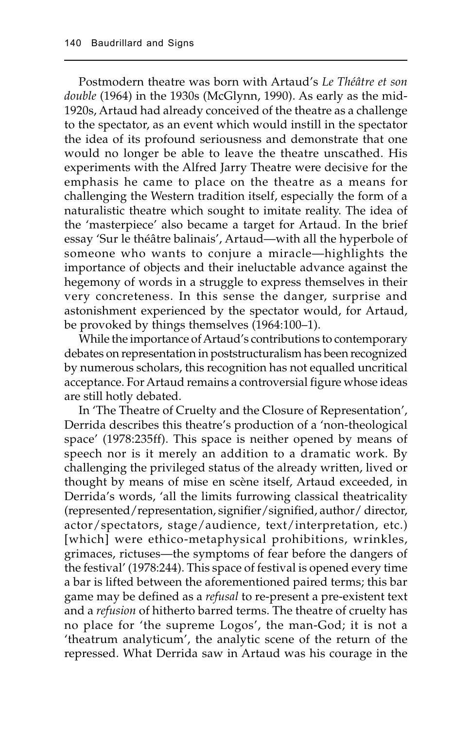Postmodern theatre was born with Artaud's *Le Théâtre et son double* (1964) in the 1930s (McGlynn, 1990). As early as the mid-1920s, Artaud had already conceived of the theatre as a challenge to the spectator, as an event which would instill in the spectator the idea of its profound seriousness and demonstrate that one would no longer be able to leave the theatre unscathed. His experiments with the Alfred Jarry Theatre were decisive for the emphasis he came to place on the theatre as a means for challenging the Western tradition itself, especially the form of a naturalistic theatre which sought to imitate reality. The idea of the 'masterpiece' also became a target for Artaud. In the brief essay 'Sur le théâtre balinais', Artaud—with all the hyperbole of someone who wants to conjure a miracle—highlights the importance of objects and their ineluctable advance against the hegemony of words in a struggle to express themselves in their very concreteness. In this sense the danger, surprise and astonishment experienced by the spectator would, for Artaud, be provoked by things themselves (1964:100–1).

While the importance of Artaud's contributions to contemporary debates on representation in poststructuralism has been recognized by numerous scholars, this recognition has not equalled uncritical acceptance. For Artaud remains a controversial figure whose ideas are still hotly debated.

In 'The Theatre of Cruelty and the Closure of Representation', Derrida describes this theatre's production of a 'non-theological space' (1978:235ff). This space is neither opened by means of speech nor is it merely an addition to a dramatic work. By challenging the privileged status of the already written, lived or thought by means of mise en scène itself, Artaud exceeded, in Derrida's words, 'all the limits furrowing classical theatricality (represented/representation, signifier/signified, author/ director, actor/spectators, stage/audience, text/interpretation, etc.) [which] were ethico-metaphysical prohibitions, wrinkles, grimaces, rictuses—the symptoms of fear before the dangers of the festival' (1978:244). This space of festival is opened every time a bar is lifted between the aforementioned paired terms; this bar game may be defined as a *refusal* to re-present a pre-existent text and a *refusion* of hitherto barred terms. The theatre of cruelty has no place for 'the supreme Logos', the man-God; it is not a 'theatrum analyticum', the analytic scene of the return of the repressed. What Derrida saw in Artaud was his courage in the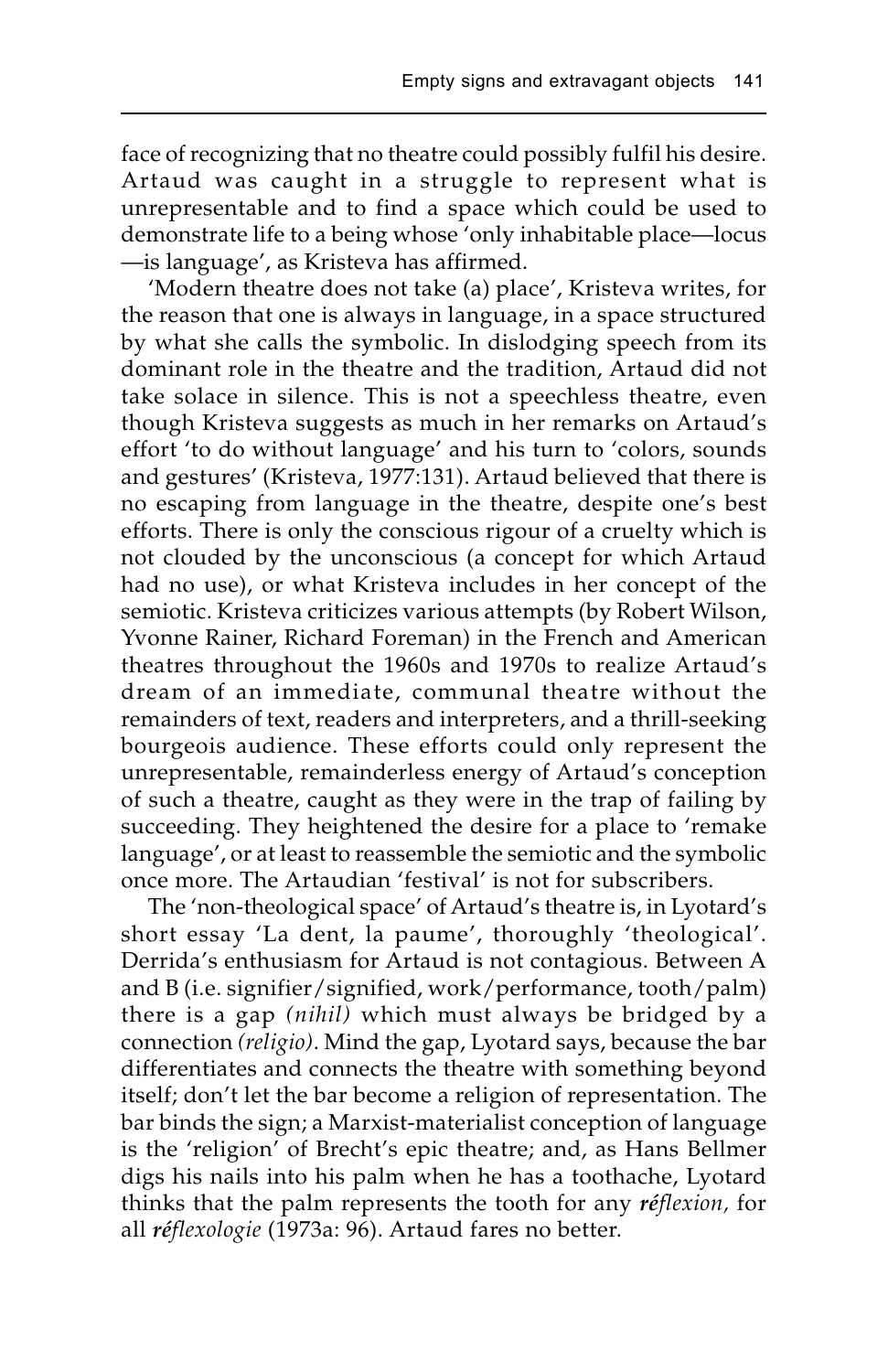face of recognizing that no theatre could possibly fulfil his desire. Artaud was caught in a struggle to represent what is unrepresentable and to find a space which could be used to demonstrate life to a being whose 'only inhabitable place—locus—is language', as Kristeva has affirmed.

'Modern theatre does not take (a) place', Kristeva writes, for the reason that one is always in language, in a space structured by what she calls the symbolic. In dislodging speech from its dominant role in the theatre and the tradition, Artaud did not take solace in silence. This is not a speechless theatre, even though Kristeva suggests as much in her remarks on Artaud's effort 'to do without language' and his turn to 'colors, sounds and gestures' (Kristeva, 1977:131). Artaud believed that there is no escaping from language in the theatre, despite one's best efforts. There is only the conscious rigour of a cruelty which is not clouded by the unconscious (a concept for which Artaud had no use), or what Kristeva includes in her concept of the semiotic. Kristeva criticizes various attempts (by Robert Wilson, Yvonne Rainer, Richard Foreman) in the French and American theatres throughout the 1960s and 1970s to realize Artaud's dream of an immediate, communal theatre without the remainders of text, readers and interpreters, and a thrill-seeking bourgeois audience. These efforts could only represent the unrepresentable, remainderless energy of Artaud's conception of such a theatre, caught as they were in the trap of failing by succeeding. They heightened the desire for a place to 'remake language', or at least to reassemble the semiotic and the symbolic once more. The Artaudian 'festival' is not for subscribers.

The 'non-theological space' of Artaud's theatre is, in Lyotard's short essay 'La dent, la paume', thoroughly 'theological'. Derrida's enthusiasm for Artaud is not contagious. Between A and B (i.e. signifier/signified, work/performance, tooth/palm) there is a gap *(nihil)* which must always be bridged by a connection *(religio)*. Mind the gap, Lyotard says, because the bar differentiates and connects the theatre with something beyond itself; don't let the bar become a religion of representation. The bar binds the sign; a Marxist-materialist conception of language is the 'religion' of Brecht's epic theatre; and, as Hans Bellmer digs his nails into his palm when he has a toothache, Lyotard thinks that the palm represents the tooth for any ***réflexion,*** for all ***réflexologie*** (1973a: 96). Artaud fares no better.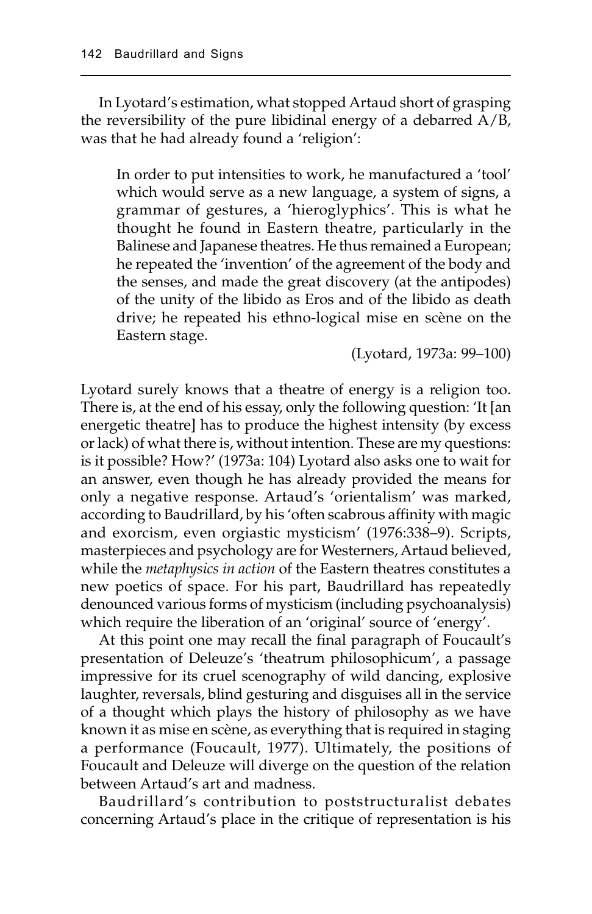In Lyotard's estimation, what stopped Artaud short of grasping the reversibility of the pure libidinal energy of a debarred A/B, was that he had already found a 'religion':

> In order to put intensities to work, he manufactured a 'tool' which would serve as a new language, a system of signs, a grammar of gestures, a 'hieroglyphics'. This is what he thought he found in Eastern theatre, particularly in the Balinese and Japanese theatres. He thus remained a European; he repeated the 'invention' of the agreement of the body and the senses, and made the great discovery (at the antipodes) of the unity of the libido as Eros and of the libido as death drive; he repeated his ethno-logical mise en scène on the Eastern stage.
>
> (Lyotard, 1973a: 99–100)

Lyotard surely knows that a theatre of energy is a religion too. There is, at the end of his essay, only the following question: 'It [an energetic theatre] has to produce the highest intensity (by excess or lack) of what there is, without intention. These are my questions: is it possible? How?' (1973a: 104) Lyotard also asks one to wait for an answer, even though he has already provided the means for only a negative response. Artaud's 'orientalism' was marked, according to Baudrillard, by his 'often scabrous affinity with magic and exorcism, even orgiastic mysticism' (1976:338–9). Scripts, masterpieces and psychology are for Westerners, Artaud believed, while the *metaphysics in action* of the Eastern theatres constitutes a new poetics of space. For his part, Baudrillard has repeatedly denounced various forms of mysticism (including psychoanalysis) which require the liberation of an 'original' source of 'energy'.

At this point one may recall the final paragraph of Foucault's presentation of Deleuze's 'theatrum philosophicum', a passage impressive for its cruel scenography of wild dancing, explosive laughter, reversals, blind gesturing and disguises all in the service of a thought which plays the history of philosophy as we have known it as mise en scène, as everything that is required in staging a performance (Foucault, 1977). Ultimately, the positions of Foucault and Deleuze will diverge on the question of the relation between Artaud's art and madness.

Baudrillard's contribution to poststructuralist debates concerning Artaud's place in the critique of representation is his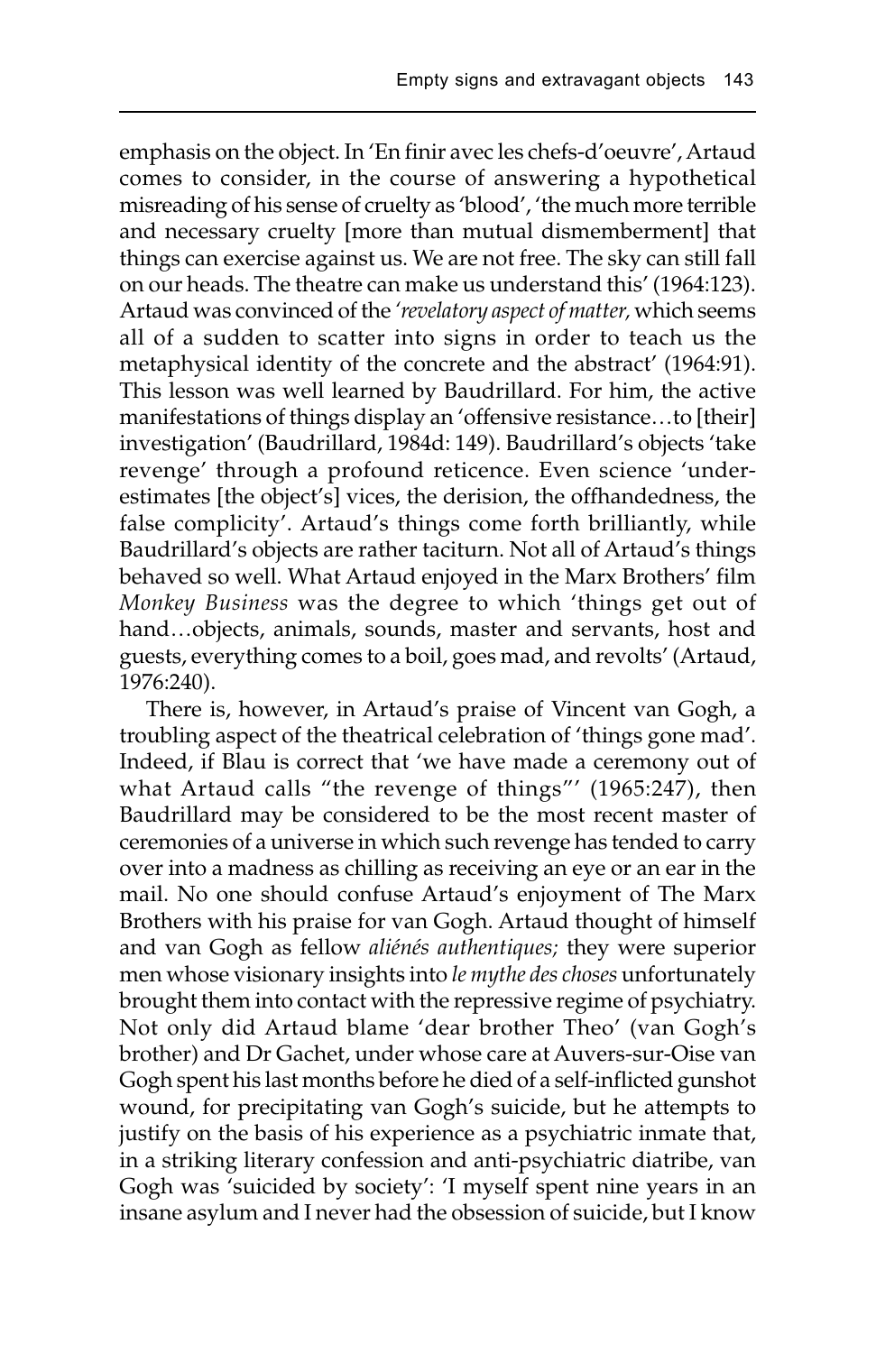emphasis on the object. In 'En finir avec les chefs-d'oeuvre', Artaud comes to consider, in the course of answering a hypothetical misreading of his sense of cruelty as 'blood', 'the much more terrible and necessary cruelty [more than mutual dismemberment] that things can exercise against us. We are not free. The sky can still fall on our heads. The theatre can make us understand this' (1964:123). Artaud was convinced of the *'revelatory aspect of matter,* which seems all of a sudden to scatter into signs in order to teach us the metaphysical identity of the concrete and the abstract' (1964:91). This lesson was well learned by Baudrillard. For him, the active manifestations of things display an 'offensive resistance…to [their] investigation' (Baudrillard, 1984d: 149). Baudrillard's objects 'take revenge' through a profound reticence. Even science 'underestimates [the object's] vices, the derision, the offhandedness, the false complicity'. Artaud's things come forth brilliantly, while Baudrillard's objects are rather taciturn. Not all of Artaud's things behaved so well. What Artaud enjoyed in the Marx Brothers' film *Monkey Business* was the degree to which 'things get out of hand…objects, animals, sounds, master and servants, host and guests, everything comes to a boil, goes mad, and revolts' (Artaud, 1976:240).

There is, however, in Artaud's praise of Vincent van Gogh, a troubling aspect of the theatrical celebration of 'things gone mad'. Indeed, if Blau is correct that 'we have made a ceremony out of what Artaud calls "the revenge of things"' (1965:247), then Baudrillard may be considered to be the most recent master of ceremonies of a universe in which such revenge has tended to carry over into a madness as chilling as receiving an eye or an ear in the mail. No one should confuse Artaud's enjoyment of The Marx Brothers with his praise for van Gogh. Artaud thought of himself and van Gogh as fellow *aliénés authentiques;* they were superior men whose visionary insights into *le mythe des choses* unfortunately brought them into contact with the repressive regime of psychiatry. Not only did Artaud blame 'dear brother Theo' (van Gogh's brother) and Dr Gachet, under whose care at Auvers-sur-Oise van Gogh spent his last months before he died of a self-inflicted gunshot wound, for precipitating van Gogh's suicide, but he attempts to justify on the basis of his experience as a psychiatric inmate that, in a striking literary confession and anti-psychiatric diatribe, van Gogh was 'suicided by society': 'I myself spent nine years in an insane asylum and I never had the obsession of suicide, but I know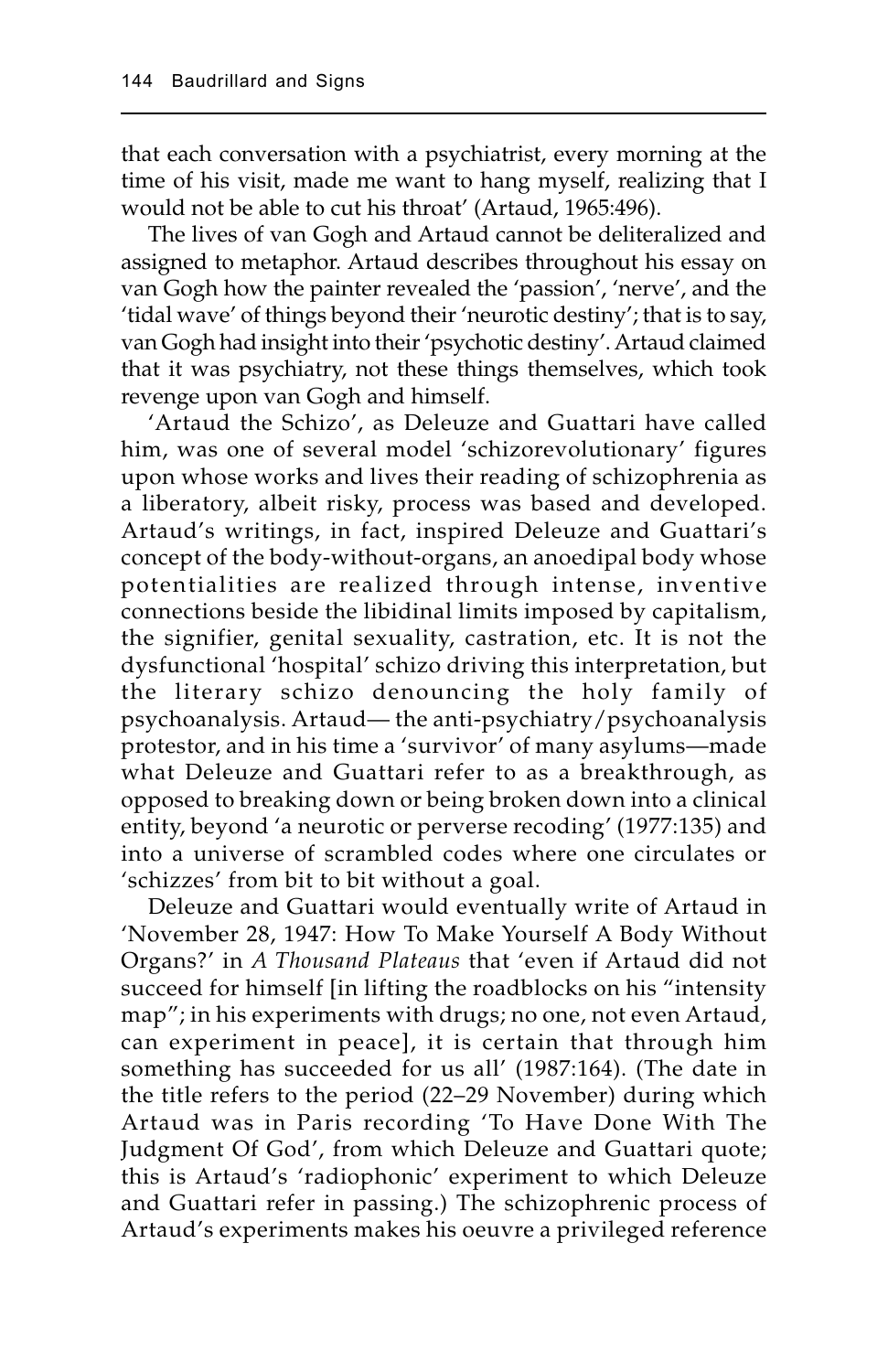that each conversation with a psychiatrist, every morning at the time of his visit, made me want to hang myself, realizing that I would not be able to cut his throat' (Artaud, 1965:496).

The lives of van Gogh and Artaud cannot be deliteralized and assigned to metaphor. Artaud describes throughout his essay on van Gogh how the painter revealed the 'passion', 'nerve', and the 'tidal wave' of things beyond their 'neurotic destiny'; that is to say, van Gogh had insight into their 'psychotic destiny'. Artaud claimed that it was psychiatry, not these things themselves, which took revenge upon van Gogh and himself.

'Artaud the Schizo', as Deleuze and Guattari have called him, was one of several model 'schizorevolutionary' figures upon whose works and lives their reading of schizophrenia as a liberatory, albeit risky, process was based and developed. Artaud's writings, in fact, inspired Deleuze and Guattari's concept of the body-without-organs, an anoedipal body whose potentialities are realized through intense, inventive connections beside the libidinal limits imposed by capitalism, the signifier, genital sexuality, castration, etc. It is not the dysfunctional 'hospital' schizo driving this interpretation, but the literary schizo denouncing the holy family of psychoanalysis. Artaud— the anti-psychiatry/psychoanalysis protestor, and in his time a 'survivor' of many asylums—made what Deleuze and Guattari refer to as a breakthrough, as opposed to breaking down or being broken down into a clinical entity, beyond 'a neurotic or perverse recoding' (1977:135) and into a universe of scrambled codes where one circulates or 'schizzes' from bit to bit without a goal.

Deleuze and Guattari would eventually write of Artaud in 'November 28, 1947: How To Make Yourself A Body Without Organs?' in *A Thousand Plateaus* that 'even if Artaud did not succeed for himself [in lifting the roadblocks on his "intensity map"; in his experiments with drugs; no one, not even Artaud, can experiment in peace], it is certain that through him something has succeeded for us all' (1987:164). (The date in the title refers to the period (22–29 November) during which Artaud was in Paris recording 'To Have Done With The Judgment Of God', from which Deleuze and Guattari quote; this is Artaud's 'radiophonic' experiment to which Deleuze and Guattari refer in passing.) The schizophrenic process of Artaud's experiments makes his oeuvre a privileged reference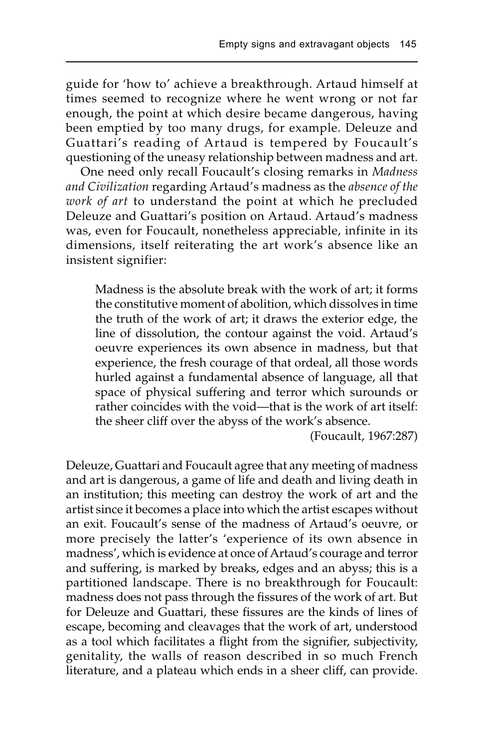guide for 'how to' achieve a breakthrough. Artaud himself at times seemed to recognize where he went wrong or not far enough, the point at which desire became dangerous, having been emptied by too many drugs, for example. Deleuze and Guattari's reading of Artaud is tempered by Foucault's questioning of the uneasy relationship between madness and art.

One need only recall Foucault's closing remarks in *Madness and Civilization* regarding Artaud's madness as the *absence of the work of art* to understand the point at which he precluded Deleuze and Guattari's position on Artaud. Artaud's madness was, even for Foucault, nonetheless appreciable, infinite in its dimensions, itself reiterating the art work's absence like an insistent signifier:

> Madness is the absolute break with the work of art; it forms the constitutive moment of abolition, which dissolves in time the truth of the work of art; it draws the exterior edge, the line of dissolution, the contour against the void. Artaud's oeuvre experiences its own absence in madness, but that experience, the fresh courage of that ordeal, all those words hurled against a fundamental absence of language, all that space of physical suffering and terror which surounds or rather coincides with the void—that is the work of art itself: the sheer cliff over the abyss of the work's absence.
>
> (Foucault, 1967:287)

Deleuze, Guattari and Foucault agree that any meeting of madness and art is dangerous, a game of life and death and living death in an institution; this meeting can destroy the work of art and the artist since it becomes a place into which the artist escapes without an exit. Foucault's sense of the madness of Artaud's oeuvre, or more precisely the latter's 'experience of its own absence in madness', which is evidence at once of Artaud's courage and terror and suffering, is marked by breaks, edges and an abyss; this is a partitioned landscape. There is no breakthrough for Foucault: madness does not pass through the fissures of the work of art. But for Deleuze and Guattari, these fissures are the kinds of lines of escape, becoming and cleavages that the work of art, understood as a tool which facilitates a flight from the signifier, subjectivity, genitality, the walls of reason described in so much French literature, and a plateau which ends in a sheer cliff, can provide.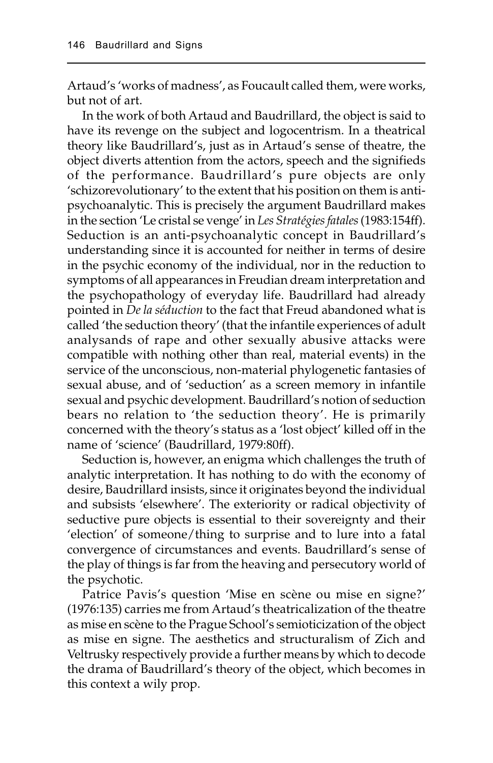Artaud's 'works of madness', as Foucault called them, were works, but not of art.

In the work of both Artaud and Baudrillard, the object is said to have its revenge on the subject and logocentrism. In a theatrical theory like Baudrillard's, just as in Artaud's sense of theatre, the object diverts attention from the actors, speech and the signifieds of the performance. Baudrillard's pure objects are only 'schizorevolutionary' to the extent that his position on them is anti-psychoanalytic. This is precisely the argument Baudrillard makes in the section 'Le cristal se venge' in *Les Stratégies fatales* (1983:154ff). Seduction is an anti-psychoanalytic concept in Baudrillard's understanding since it is accounted for neither in terms of desire in the psychic economy of the individual, nor in the reduction to symptoms of all appearances in Freudian dream interpretation and the psychopathology of everyday life. Baudrillard had already pointed in *De la séduction* to the fact that Freud abandoned what is called 'the seduction theory' (that the infantile experiences of adult analysands of rape and other sexually abusive attacks were compatible with nothing other than real, material events) in the service of the unconscious, non-material phylogenetic fantasies of sexual abuse, and of 'seduction' as a screen memory in infantile sexual and psychic development. Baudrillard's notion of seduction bears no relation to 'the seduction theory'. He is primarily concerned with the theory's status as a 'lost object' killed off in the name of 'science' (Baudrillard, 1979:80ff).

Seduction is, however, an enigma which challenges the truth of analytic interpretation. It has nothing to do with the economy of desire, Baudrillard insists, since it originates beyond the individual and subsists 'elsewhere'. The exteriority or radical objectivity of seductive pure objects is essential to their sovereignty and their 'election' of someone/thing to surprise and to lure into a fatal convergence of circumstances and events. Baudrillard's sense of the play of things is far from the heaving and persecutory world of the psychotic.

Patrice Pavis's question 'Mise en scène ou mise en signe?' (1976:135) carries me from Artaud's theatricalization of the theatre as mise en scène to the Prague School's semioticization of the object as mise en signe. The aesthetics and structuralism of Zich and Veltrusky respectively provide a further means by which to decode the drama of Baudrillard's theory of the object, which becomes in this context a wily prop.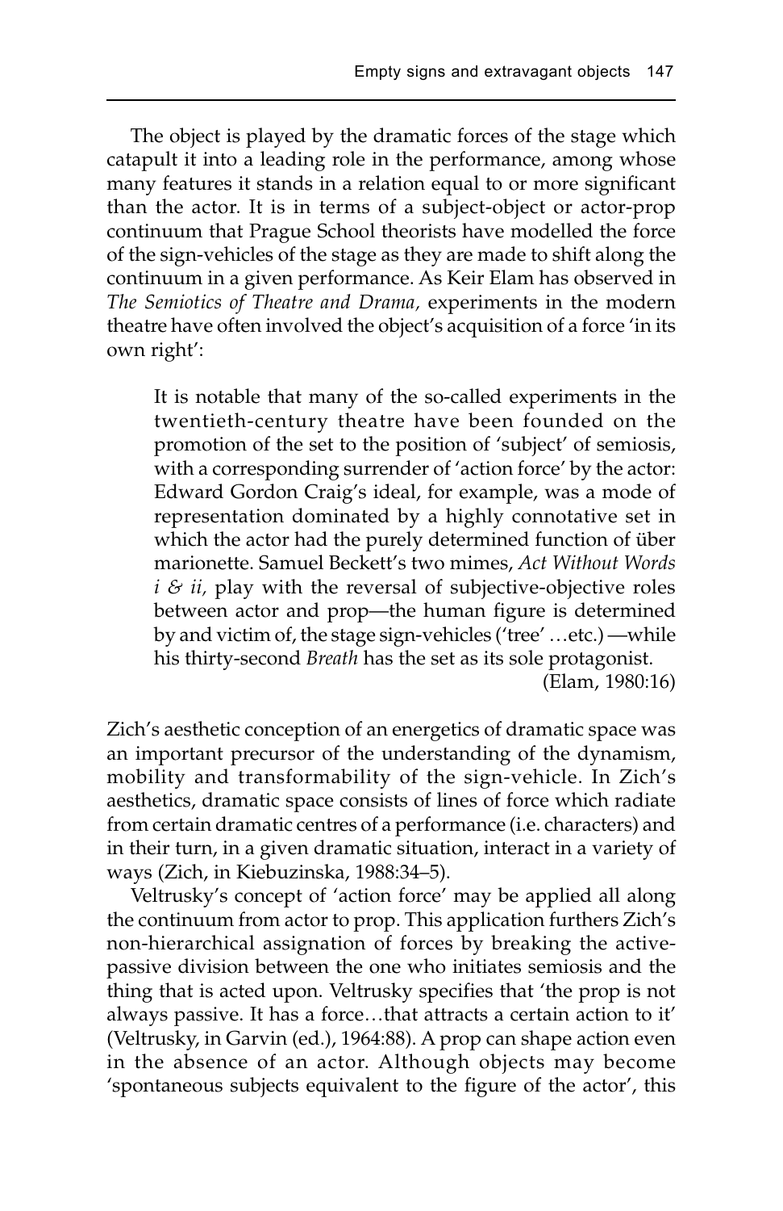The object is played by the dramatic forces of the stage which catapult it into a leading role in the performance, among whose many features it stands in a relation equal to or more significant than the actor. It is in terms of a subject-object or actor-prop continuum that Prague School theorists have modelled the force of the sign-vehicles of the stage as they are made to shift along the continuum in a given performance. As Keir Elam has observed in *The Semiotics of Theatre and Drama,* experiments in the modern theatre have often involved the object's acquisition of a force 'in its own right':

> It is notable that many of the so-called experiments in the twentieth-century theatre have been founded on the promotion of the set to the position of 'subject' of semiosis, with a corresponding surrender of 'action force' by the actor: Edward Gordon Craig's ideal, for example, was a mode of representation dominated by a highly connotative set in which the actor had the purely determined function of über marionette. Samuel Beckett's two mimes, *Act Without Words i & ii,* play with the reversal of subjective-objective roles between actor and prop—the human figure is determined by and victim of, the stage sign-vehicles ('tree' …etc.) —while his thirty-second *Breath* has the set as its sole protagonist.
>
> (Elam, 1980:16)

Zich's aesthetic conception of an energetics of dramatic space was an important precursor of the understanding of the dynamism, mobility and transformability of the sign-vehicle. In Zich's aesthetics, dramatic space consists of lines of force which radiate from certain dramatic centres of a performance (i.e. characters) and in their turn, in a given dramatic situation, interact in a variety of ways (Zich, in Kiebuzinska, 1988:34–5).

Veltrusky's concept of 'action force' may be applied all along the continuum from actor to prop. This application furthers Zich's non-hierarchical assignation of forces by breaking the active-passive division between the one who initiates semiosis and the thing that is acted upon. Veltrusky specifies that 'the prop is not always passive. It has a force…that attracts a certain action to it' (Veltrusky, in Garvin (ed.), 1964:88). A prop can shape action even in the absence of an actor. Although objects may become 'spontaneous subjects equivalent to the figure of the actor', this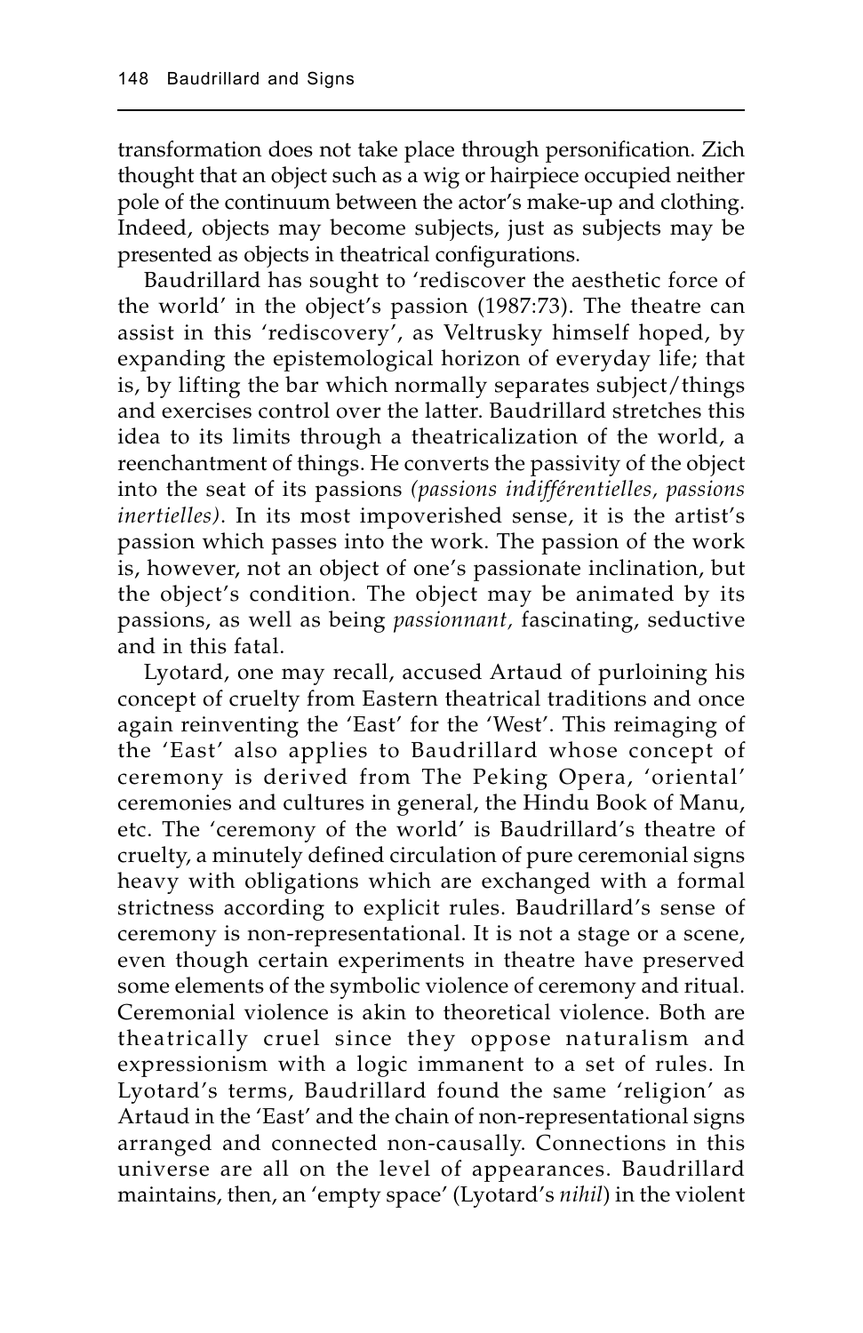transformation does not take place through personification. Zich thought that an object such as a wig or hairpiece occupied neither pole of the continuum between the actor's make-up and clothing. Indeed, objects may become subjects, just as subjects may be presented as objects in theatrical configurations.

Baudrillard has sought to 'rediscover the aesthetic force of the world' in the object's passion (1987:73). The theatre can assist in this 'rediscovery', as Veltrusky himself hoped, by expanding the epistemological horizon of everyday life; that is, by lifting the bar which normally separates subject/things and exercises control over the latter. Baudrillard stretches this idea to its limits through a theatricalization of the world, a reenchantment of things. He converts the passivity of the object into the seat of its passions *(passions indifférentielles, passions inertielles)*. In its most impoverished sense, it is the artist's passion which passes into the work. The passion of the work is, however, not an object of one's passionate inclination, but the object's condition. The object may be animated by its passions, as well as being *passionnant,* fascinating, seductive and in this fatal.

Lyotard, one may recall, accused Artaud of purloining his concept of cruelty from Eastern theatrical traditions and once again reinventing the 'East' for the 'West'. This reimaging of the 'East' also applies to Baudrillard whose concept of ceremony is derived from The Peking Opera, 'oriental' ceremonies and cultures in general, the Hindu Book of Manu, etc. The 'ceremony of the world' is Baudrillard's theatre of cruelty, a minutely defined circulation of pure ceremonial signs heavy with obligations which are exchanged with a formal strictness according to explicit rules. Baudrillard's sense of ceremony is non-representational. It is not a stage or a scene, even though certain experiments in theatre have preserved some elements of the symbolic violence of ceremony and ritual. Ceremonial violence is akin to theoretical violence. Both are theatrically cruel since they oppose naturalism and expressionism with a logic immanent to a set of rules. In Lyotard's terms, Baudrillard found the same 'religion' as Artaud in the 'East' and the chain of non-representational signs arranged and connected non-causally. Connections in this universe are all on the level of appearances. Baudrillard maintains, then, an 'empty space' (Lyotard's *nihil*) in the violent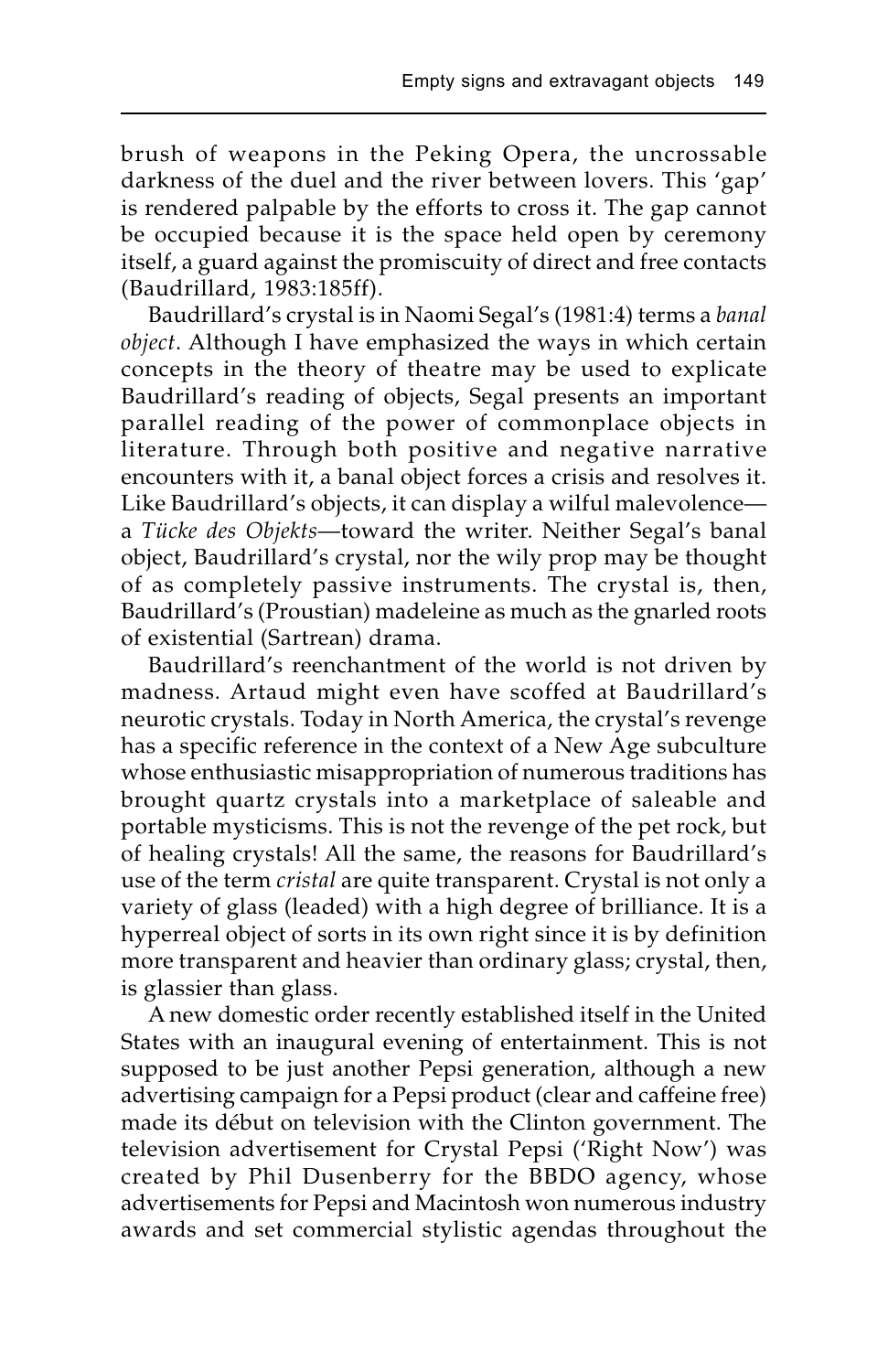brush of weapons in the Peking Opera, the uncrossable darkness of the duel and the river between lovers. This 'gap' is rendered palpable by the efforts to cross it. The gap cannot be occupied because it is the space held open by ceremony itself, a guard against the promiscuity of direct and free contacts (Baudrillard, 1983:185ff).

Baudrillard's crystal is in Naomi Segal's (1981:4) terms a *banal object*. Although I have emphasized the ways in which certain concepts in the theory of theatre may be used to explicate Baudrillard's reading of objects, Segal presents an important parallel reading of the power of commonplace objects in literature. Through both positive and negative narrative encounters with it, a banal object forces a crisis and resolves it. Like Baudrillard's objects, it can display a wilful malevolence—a *Tücke des Objekts*—toward the writer. Neither Segal's banal object, Baudrillard's crystal, nor the wily prop may be thought of as completely passive instruments. The crystal is, then, Baudrillard's (Proustian) madeleine as much as the gnarled roots of existential (Sartrean) drama.

Baudrillard's reenchantment of the world is not driven by madness. Artaud might even have scoffed at Baudrillard's neurotic crystals. Today in North America, the crystal's revenge has a specific reference in the context of a New Age subculture whose enthusiastic misappropriation of numerous traditions has brought quartz crystals into a marketplace of saleable and portable mysticisms. This is not the revenge of the pet rock, but of healing crystals! All the same, the reasons for Baudrillard's use of the term *cristal* are quite transparent. Crystal is not only a variety of glass (leaded) with a high degree of brilliance. It is a hyperreal object of sorts in its own right since it is by definition more transparent and heavier than ordinary glass; crystal, then, is glassier than glass.

A new domestic order recently established itself in the United States with an inaugural evening of entertainment. This is not supposed to be just another Pepsi generation, although a new advertising campaign for a Pepsi product (clear and caffeine free) made its début on television with the Clinton government. The television advertisement for Crystal Pepsi ('Right Now') was created by Phil Dusenberry for the BBDO agency, whose advertisements for Pepsi and Macintosh won numerous industry awards and set commercial stylistic agendas throughout the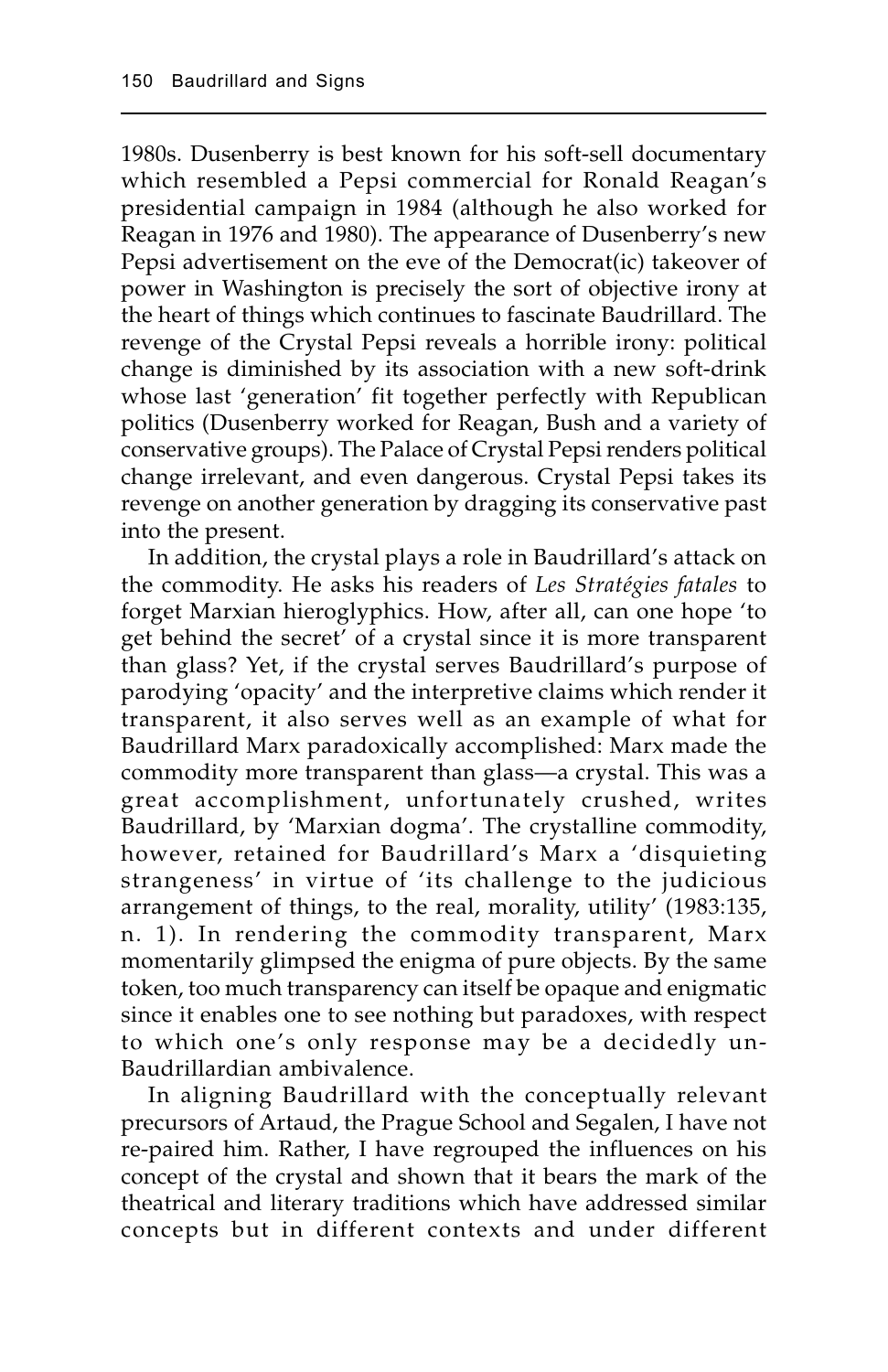1980s. Dusenberry is best known for his soft-sell documentary which resembled a Pepsi commercial for Ronald Reagan's presidential campaign in 1984 (although he also worked for Reagan in 1976 and 1980). The appearance of Dusenberry's new Pepsi advertisement on the eve of the Democrat(ic) takeover of power in Washington is precisely the sort of objective irony at the heart of things which continues to fascinate Baudrillard. The revenge of the Crystal Pepsi reveals a horrible irony: political change is diminished by its association with a new soft-drink whose last 'generation' fit together perfectly with Republican politics (Dusenberry worked for Reagan, Bush and a variety of conservative groups). The Palace of Crystal Pepsi renders political change irrelevant, and even dangerous. Crystal Pepsi takes its revenge on another generation by dragging its conservative past into the present.

In addition, the crystal plays a role in Baudrillard's attack on the commodity. He asks his readers of *Les Stratégies fatales* to forget Marxian hieroglyphics. How, after all, can one hope 'to get behind the secret' of a crystal since it is more transparent than glass? Yet, if the crystal serves Baudrillard's purpose of parodying 'opacity' and the interpretive claims which render it transparent, it also serves well as an example of what for Baudrillard Marx paradoxically accomplished: Marx made the commodity more transparent than glass—a crystal. This was a great accomplishment, unfortunately crushed, writes Baudrillard, by 'Marxian dogma'. The crystalline commodity, however, retained for Baudrillard's Marx a 'disquieting strangeness' in virtue of 'its challenge to the judicious arrangement of things, to the real, morality, utility' (1983:135, n. 1). In rendering the commodity transparent, Marx momentarily glimpsed the enigma of pure objects. By the same token, too much transparency can itself be opaque and enigmatic since it enables one to see nothing but paradoxes, with respect to which one's only response may be a decidedly un-Baudrillardian ambivalence.

In aligning Baudrillard with the conceptually relevant precursors of Artaud, the Prague School and Segalen, I have not re-paired him. Rather, I have regrouped the influences on his concept of the crystal and shown that it bears the mark of the theatrical and literary traditions which have addressed similar concepts but in different contexts and under different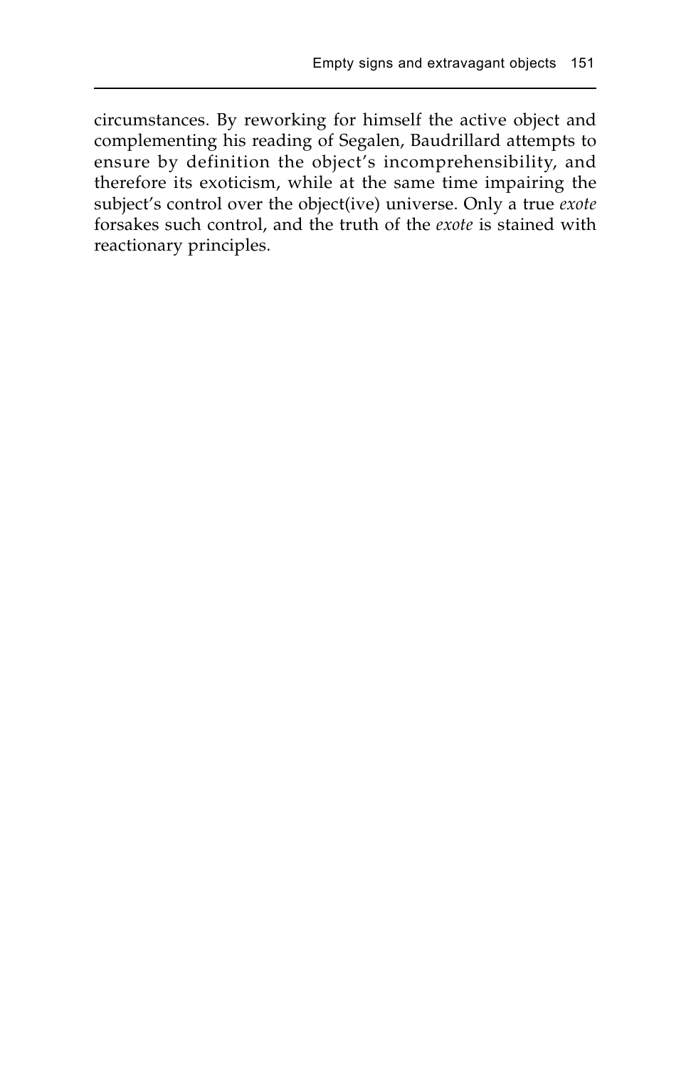circumstances. By reworking for himself the active object and complementing his reading of Segalen, Baudrillard attempts to ensure by definition the object's incomprehensibility, and therefore its exoticism, while at the same time impairing the subject's control over the object(ive) universe. Only a true *exote* forsakes such control, and the truth of the *exote* is stained with reactionary principles.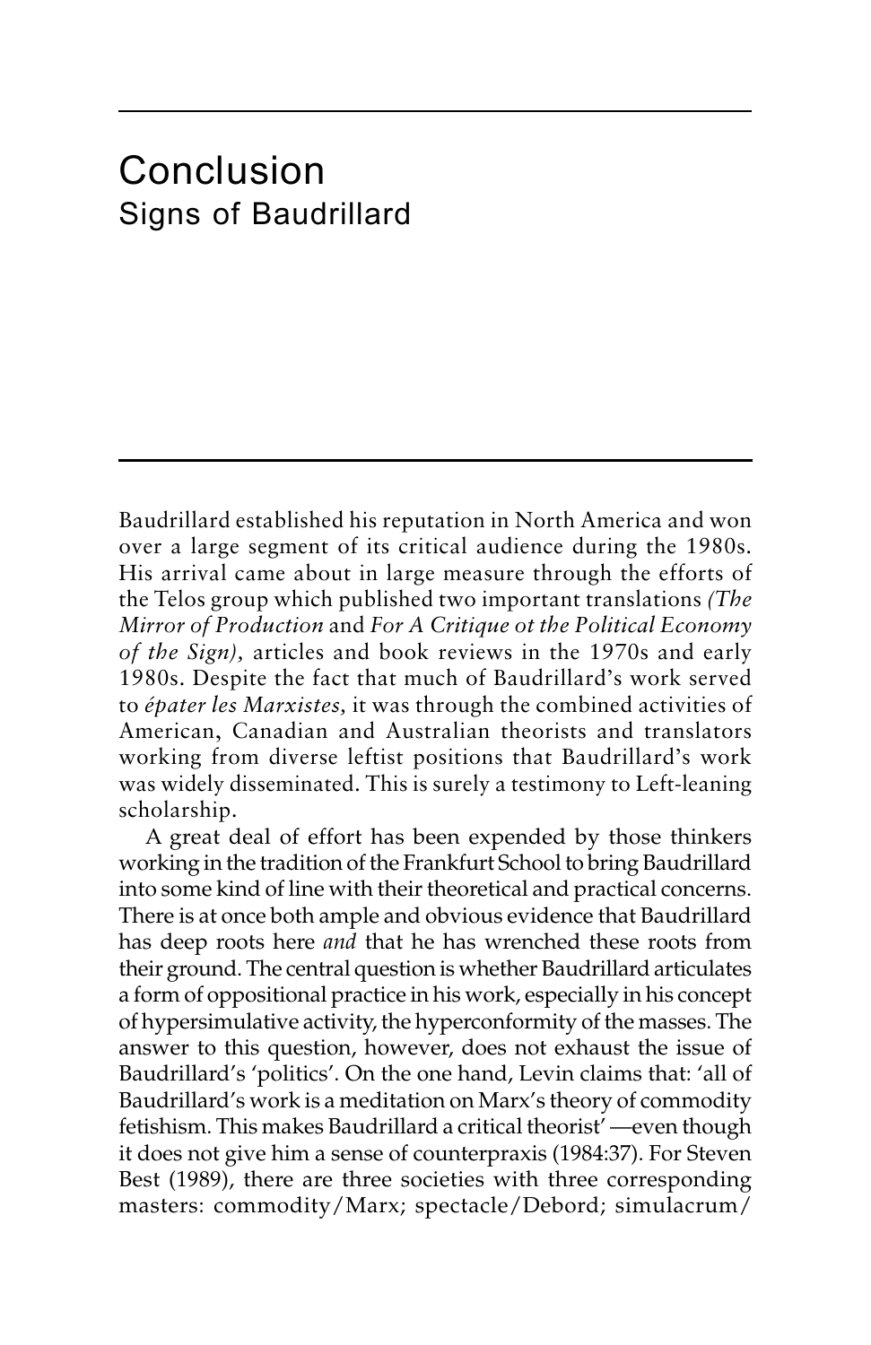# Conclusion
## Signs of Baudrillard

Baudrillard established his reputation in North America and won over a large segment of its critical audience during the 1980s. His arrival came about in large measure through the efforts of the Telos group which published two important translations *(The Mirror of Production* and *For A Critique ot the Political Economy of the Sign)*, articles and book reviews in the 1970s and early 1980s. Despite the fact that much of Baudrillard's work served to *épater les Marxistes*, it was through the combined activities of American, Canadian and Australian theorists and translators working from diverse leftist positions that Baudrillard's work was widely disseminated. This is surely a testimony to Left-leaning scholarship.

A great deal of effort has been expended by those thinkers working in the tradition of the Frankfurt School to bring Baudrillard into some kind of line with their theoretical and practical concerns. There is at once both ample and obvious evidence that Baudrillard has deep roots here *and* that he has wrenched these roots from their ground. The central question is whether Baudrillard articulates a form of oppositional practice in his work, especially in his concept of hypersimulative activity, the hyperconformity of the masses. The answer to this question, however, does not exhaust the issue of Baudrillard's 'politics'. On the one hand, Levin claims that: 'all of Baudrillard's work is a meditation on Marx's theory of commodity fetishism. This makes Baudrillard a critical theorist' —even though it does not give him a sense of counterpraxis (1984:37). For Steven Best (1989), there are three societies with three corresponding masters: commodity/Marx; spectacle/Debord; simulacrum/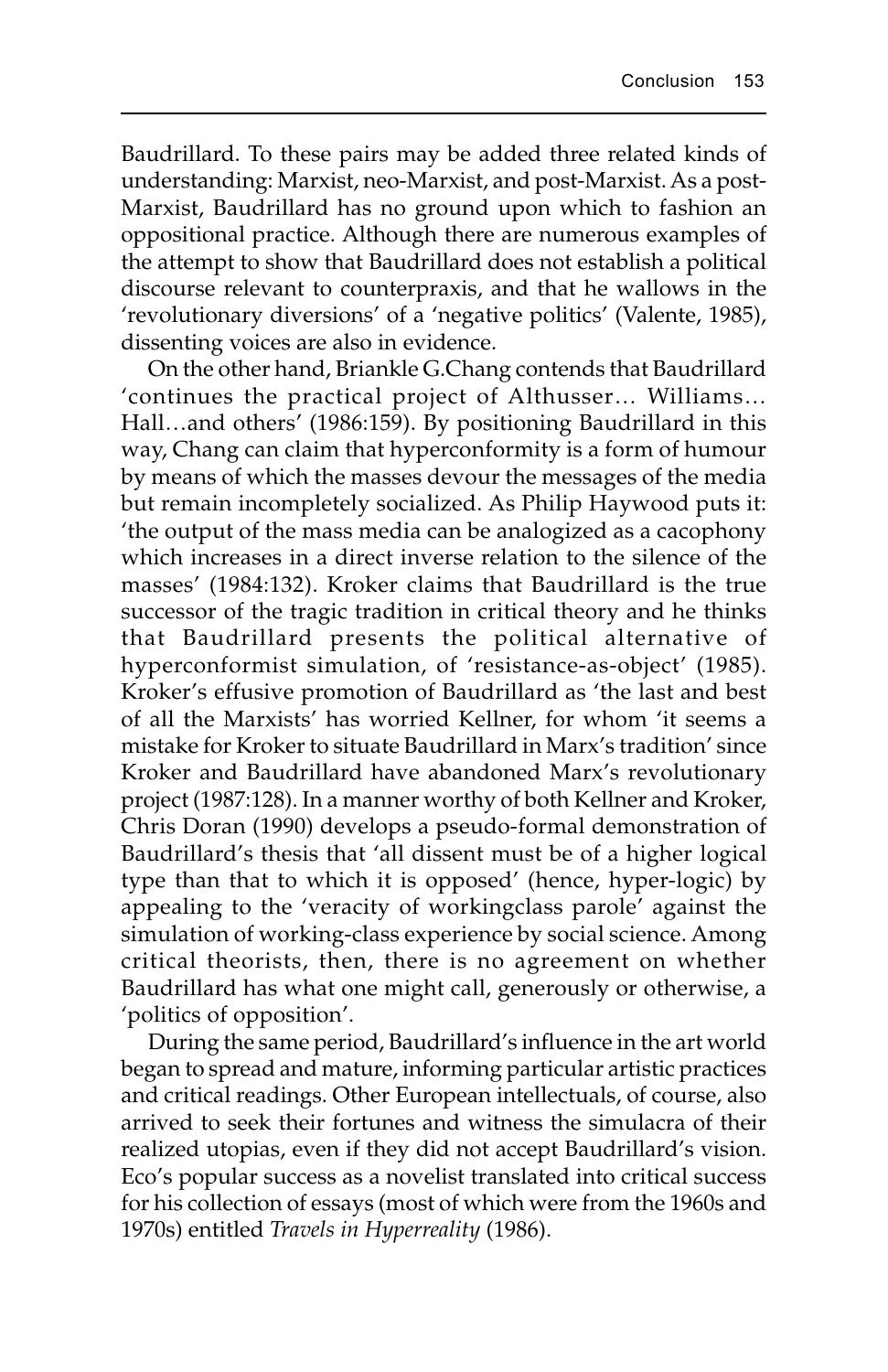Baudrillard. To these pairs may be added three related kinds of understanding: Marxist, neo-Marxist, and post-Marxist. As a post-Marxist, Baudrillard has no ground upon which to fashion an oppositional practice. Although there are numerous examples of the attempt to show that Baudrillard does not establish a political discourse relevant to counterpraxis, and that he wallows in the 'revolutionary diversions' of a 'negative politics' (Valente, 1985), dissenting voices are also in evidence.

On the other hand, Briankle G.Chang contends that Baudrillard 'continues the practical project of Althusser… Williams… Hall…and others' (1986:159). By positioning Baudrillard in this way, Chang can claim that hyperconformity is a form of humour by means of which the masses devour the messages of the media but remain incompletely socialized. As Philip Haywood puts it: 'the output of the mass media can be analogized as a cacophony which increases in a direct inverse relation to the silence of the masses' (1984:132). Kroker claims that Baudrillard is the true successor of the tragic tradition in critical theory and he thinks that Baudrillard presents the political alternative of hyperconformist simulation, of 'resistance-as-object' (1985). Kroker's effusive promotion of Baudrillard as 'the last and best of all the Marxists' has worried Kellner, for whom 'it seems a mistake for Kroker to situate Baudrillard in Marx's tradition' since Kroker and Baudrillard have abandoned Marx's revolutionary project (1987:128). In a manner worthy of both Kellner and Kroker, Chris Doran (1990) develops a pseudo-formal demonstration of Baudrillard's thesis that 'all dissent must be of a higher logical type than that to which it is opposed' (hence, hyper-logic) by appealing to the 'veracity of workingclass parole' against the simulation of working-class experience by social science. Among critical theorists, then, there is no agreement on whether Baudrillard has what one might call, generously or otherwise, a 'politics of opposition'.

During the same period, Baudrillard's influence in the art world began to spread and mature, informing particular artistic practices and critical readings. Other European intellectuals, of course, also arrived to seek their fortunes and witness the simulacra of their realized utopias, even if they did not accept Baudrillard's vision. Eco's popular success as a novelist translated into critical success for his collection of essays (most of which were from the 1960s and 1970s) entitled *Travels in Hyperreality* (1986).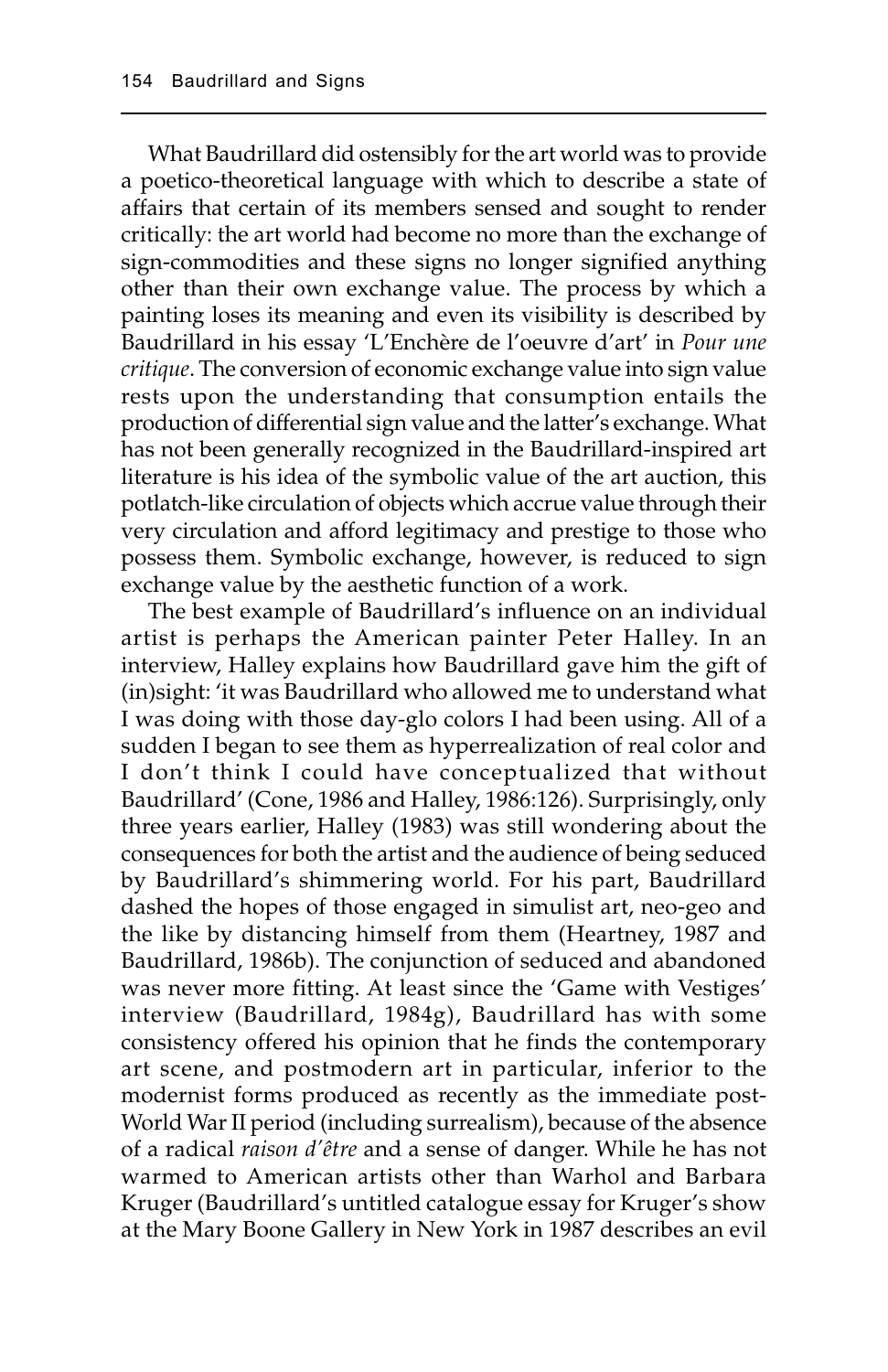What Baudrillard did ostensibly for the art world was to provide a poetico-theoretical language with which to describe a state of affairs that certain of its members sensed and sought to render critically: the art world had become no more than the exchange of sign-commodities and these signs no longer signified anything other than their own exchange value. The process by which a painting loses its meaning and even its visibility is described by Baudrillard in his essay 'L'Enchère de l'oeuvre d'art' in *Pour une critique*. The conversion of economic exchange value into sign value rests upon the understanding that consumption entails the production of differential sign value and the latter's exchange. What has not been generally recognized in the Baudrillard-inspired art literature is his idea of the symbolic value of the art auction, this potlatch-like circulation of objects which accrue value through their very circulation and afford legitimacy and prestige to those who possess them. Symbolic exchange, however, is reduced to sign exchange value by the aesthetic function of a work.

The best example of Baudrillard's influence on an individual artist is perhaps the American painter Peter Halley. In an interview, Halley explains how Baudrillard gave him the gift of (in)sight: 'it was Baudrillard who allowed me to understand what I was doing with those day-glo colors I had been using. All of a sudden I began to see them as hyperrealization of real color and I don't think I could have conceptualized that without Baudrillard' (Cone, 1986 and Halley, 1986:126). Surprisingly, only three years earlier, Halley (1983) was still wondering about the consequences for both the artist and the audience of being seduced by Baudrillard's shimmering world. For his part, Baudrillard dashed the hopes of those engaged in simulist art, neo-geo and the like by distancing himself from them (Heartney, 1987 and Baudrillard, 1986b). The conjunction of seduced and abandoned was never more fitting. At least since the 'Game with Vestiges' interview (Baudrillard, 1984g), Baudrillard has with some consistency offered his opinion that he finds the contemporary art scene, and postmodern art in particular, inferior to the modernist forms produced as recently as the immediate post-World War II period (including surrealism), because of the absence of a radical *raison d'être* and a sense of danger. While he has not warmed to American artists other than Warhol and Barbara Kruger (Baudrillard's untitled catalogue essay for Kruger's show at the Mary Boone Gallery in New York in 1987 describes an evil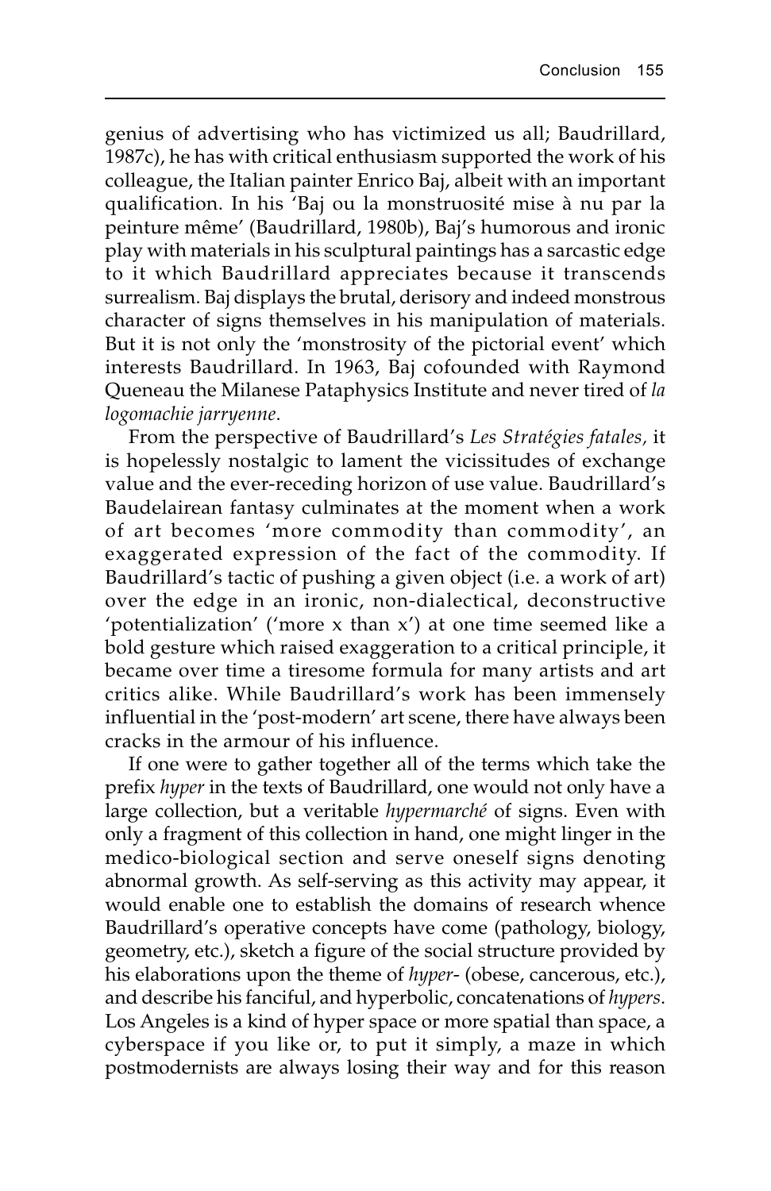genius of advertising who has victimized us all; Baudrillard, 1987c), he has with critical enthusiasm supported the work of his colleague, the Italian painter Enrico Baj, albeit with an important qualification. In his 'Baj ou la monstruosité mise à nu par la peinture même' (Baudrillard, 1980b), Baj's humorous and ironic play with materials in his sculptural paintings has a sarcastic edge to it which Baudrillard appreciates because it transcends surrealism. Baj displays the brutal, derisory and indeed monstrous character of signs themselves in his manipulation of materials. But it is not only the 'monstrosity of the pictorial event' which interests Baudrillard. In 1963, Baj cofounded with Raymond Queneau the Milanese Pataphysics Institute and never tired of *la logomachie jarryenne*.

From the perspective of Baudrillard's *Les Stratégies fatales,* it is hopelessly nostalgic to lament the vicissitudes of exchange value and the ever-receding horizon of use value. Baudrillard's Baudelairean fantasy culminates at the moment when a work of art becomes 'more commodity than commodity', an exaggerated expression of the fact of the commodity. If Baudrillard's tactic of pushing a given object (i.e. a work of art) over the edge in an ironic, non-dialectical, deconstructive 'potentialization' ('more x than x') at one time seemed like a bold gesture which raised exaggeration to a critical principle, it became over time a tiresome formula for many artists and art critics alike. While Baudrillard's work has been immensely influential in the 'post-modern' art scene, there have always been cracks in the armour of his influence.

If one were to gather together all of the terms which take the prefix *hyper* in the texts of Baudrillard, one would not only have a large collection, but a veritable *hypermarché* of signs. Even with only a fragment of this collection in hand, one might linger in the medico-biological section and serve oneself signs denoting abnormal growth. As self-serving as this activity may appear, it would enable one to establish the domains of research whence Baudrillard's operative concepts have come (pathology, biology, geometry, etc.), sketch a figure of the social structure provided by his elaborations upon the theme of *hyper*- (obese, cancerous, etc.), and describe his fanciful, and hyperbolic, concatenations of *hypers*. Los Angeles is a kind of hyper space or more spatial than space, a cyberspace if you like or, to put it simply, a maze in which postmodernists are always losing their way and for this reason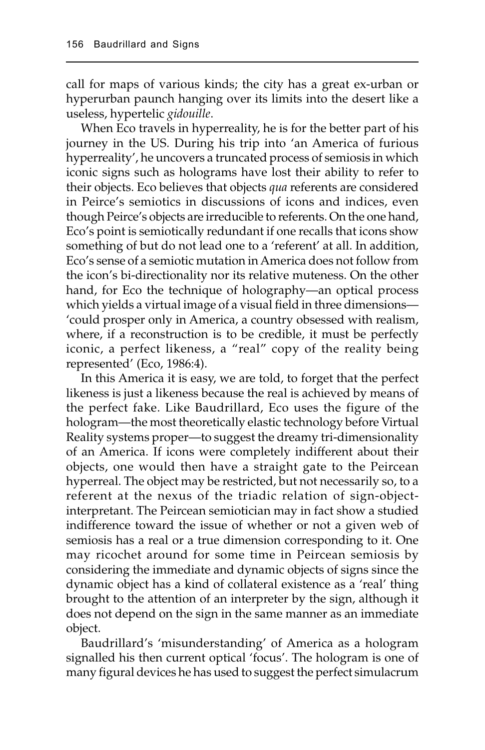call for maps of various kinds; the city has a great ex-urban or hyperurban paunch hanging over its limits into the desert like a useless, hypertelic *gidouille*.

When Eco travels in hyperreality, he is for the better part of his journey in the US. During his trip into 'an America of furious hyperreality', he uncovers a truncated process of semiosis in which iconic signs such as holograms have lost their ability to refer to their objects. Eco believes that objects *qua* referents are considered in Peirce's semiotics in discussions of icons and indices, even though Peirce's objects are irreducible to referents. On the one hand, Eco's point is semiotically redundant if one recalls that icons show something of but do not lead one to a 'referent' at all. In addition, Eco's sense of a semiotic mutation in America does not follow from the icon's bi-directionality nor its relative muteness. On the other hand, for Eco the technique of holography—an optical process which yields a virtual image of a visual field in three dimensions—'could prosper only in America, a country obsessed with realism, where, if a reconstruction is to be credible, it must be perfectly iconic, a perfect likeness, a "real" copy of the reality being represented' (Eco, 1986:4).

In this America it is easy, we are told, to forget that the perfect likeness is just a likeness because the real is achieved by means of the perfect fake. Like Baudrillard, Eco uses the figure of the hologram—the most theoretically elastic technology before Virtual Reality systems proper—to suggest the dreamy tri-dimensionality of an America. If icons were completely indifferent about their objects, one would then have a straight gate to the Peircean hyperreal. The object may be restricted, but not necessarily so, to a referent at the nexus of the triadic relation of sign-object-interpretant. The Peircean semiotician may in fact show a studied indifference toward the issue of whether or not a given web of semiosis has a real or a true dimension corresponding to it. One may ricochet around for some time in Peircean semiosis by considering the immediate and dynamic objects of signs since the dynamic object has a kind of collateral existence as a 'real' thing brought to the attention of an interpreter by the sign, although it does not depend on the sign in the same manner as an immediate object.

Baudrillard's 'misunderstanding' of America as a hologram signalled his then current optical 'focus'. The hologram is one of many figural devices he has used to suggest the perfect simulacrum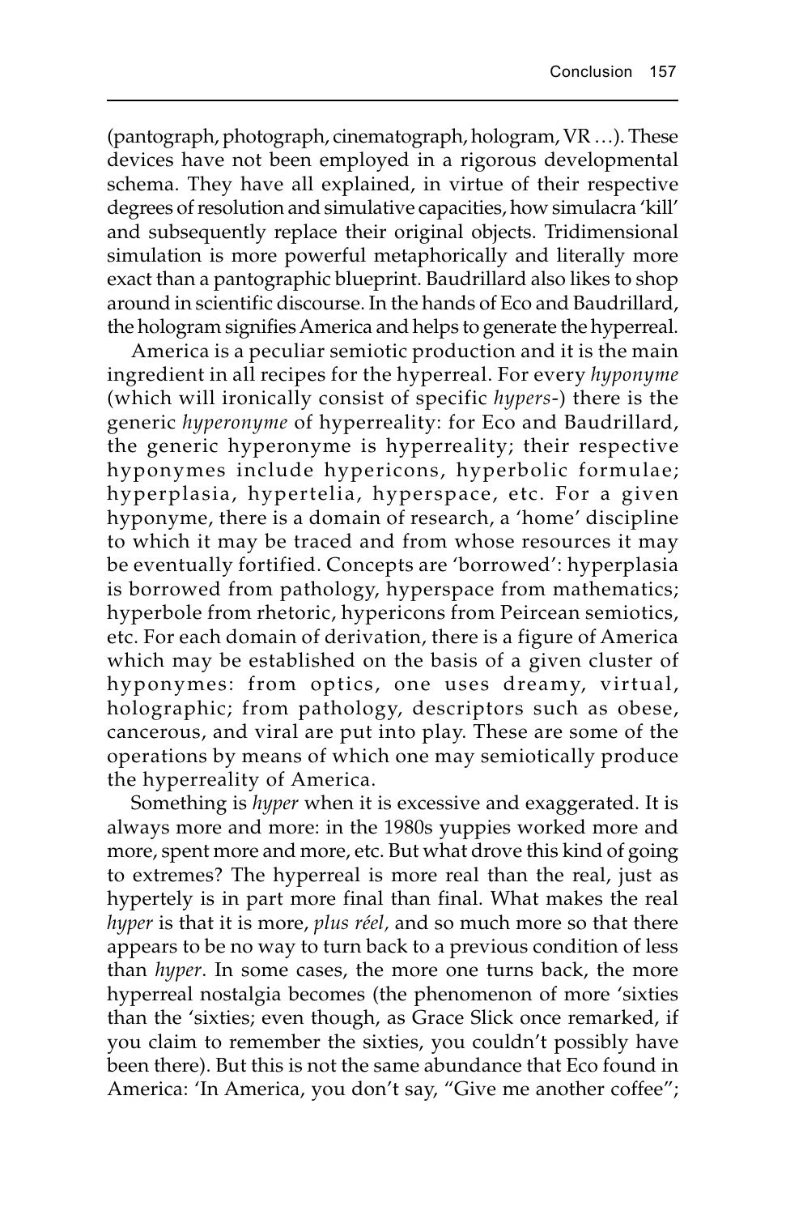(pantograph, photograph, cinematograph, hologram, VR …). These devices have not been employed in a rigorous developmental schema. They have all explained, in virtue of their respective degrees of resolution and simulative capacities, how simulacra 'kill' and subsequently replace their original objects. Tridimensional simulation is more powerful metaphorically and literally more exact than a pantographic blueprint. Baudrillard also likes to shop around in scientific discourse. In the hands of Eco and Baudrillard, the hologram signifies America and helps to generate the hyperreal.

America is a peculiar semiotic production and it is the main ingredient in all recipes for the hyperreal. For every *hyponyme* (which will ironically consist of specific *hypers*-) there is the generic *hyperonyme* of hyperreality: for Eco and Baudrillard, the generic hyperonyme is hyperreality; their respective hyponymes include hypericons, hyperbolic formulae; hyperplasia, hypertelia, hyperspace, etc. For a given hyponyme, there is a domain of research, a 'home' discipline to which it may be traced and from whose resources it may be eventually fortified. Concepts are 'borrowed': hyperplasia is borrowed from pathology, hyperspace from mathematics; hyperbole from rhetoric, hypericons from Peircean semiotics, etc. For each domain of derivation, there is a figure of America which may be established on the basis of a given cluster of hyponymes: from optics, one uses dreamy, virtual, holographic; from pathology, descriptors such as obese, cancerous, and viral are put into play. These are some of the operations by means of which one may semiotically produce the hyperreality of America.

Something is *hyper* when it is excessive and exaggerated. It is always more and more: in the 1980s yuppies worked more and more, spent more and more, etc. But what drove this kind of going to extremes? The hyperreal is more real than the real, just as hypertely is in part more final than final. What makes the real *hyper* is that it is more, *plus réel,* and so much more so that there appears to be no way to turn back to a previous condition of less than *hyper*. In some cases, the more one turns back, the more hyperreal nostalgia becomes (the phenomenon of more 'sixties than the 'sixties; even though, as Grace Slick once remarked, if you claim to remember the sixties, you couldn't possibly have been there). But this is not the same abundance that Eco found in America: 'In America, you don't say, "Give me another coffee";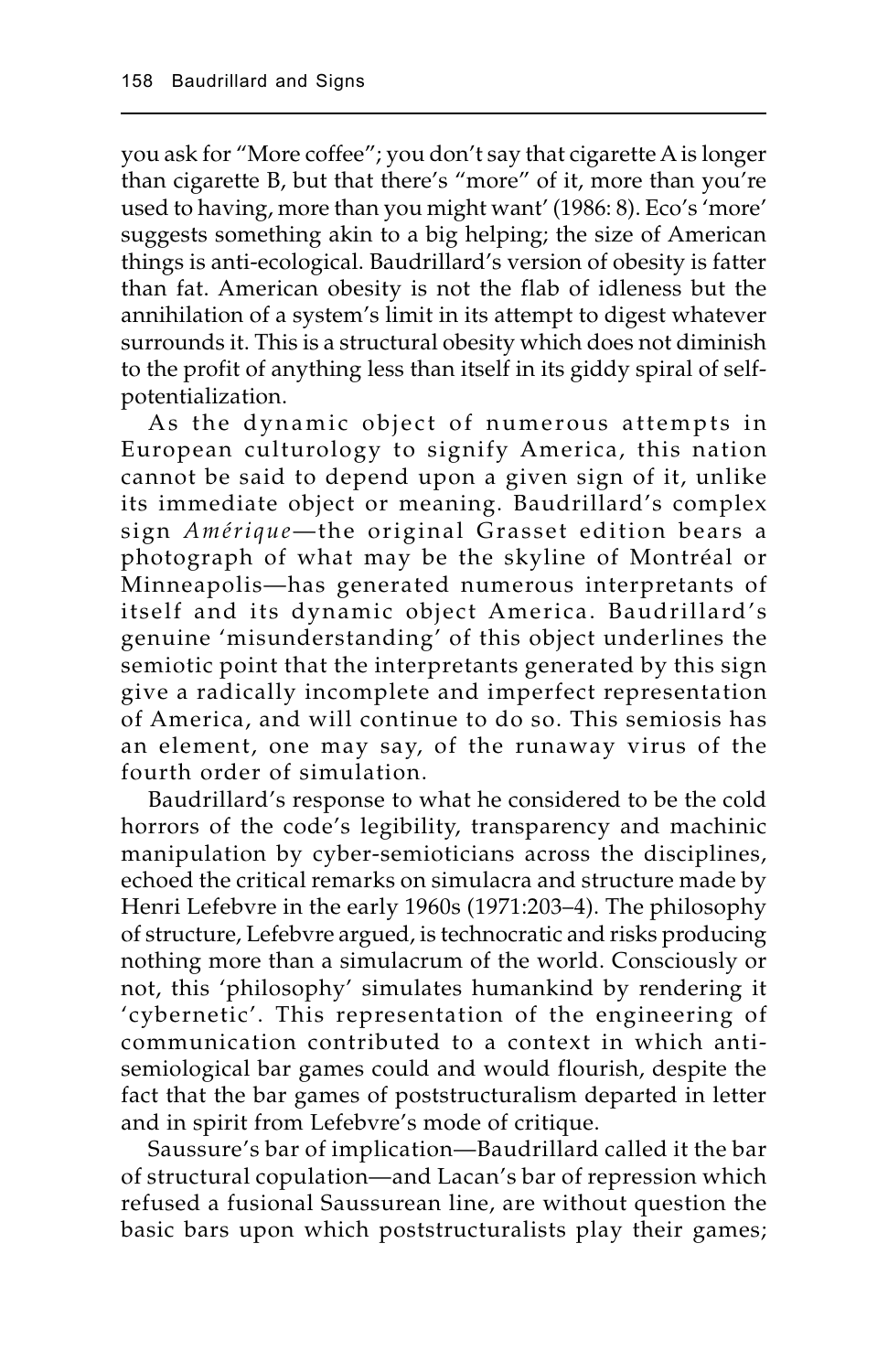you ask for "More coffee"; you don't say that cigarette A is longer than cigarette B, but that there's "more" of it, more than you're used to having, more than you might want' (1986: 8). Eco's 'more' suggests something akin to a big helping; the size of American things is anti-ecological. Baudrillard's version of obesity is fatter than fat. American obesity is not the flab of idleness but the annihilation of a system's limit in its attempt to digest whatever surrounds it. This is a structural obesity which does not diminish to the profit of anything less than itself in its giddy spiral of self-potentialization.

As the dynamic object of numerous attempts in European culturology to signify America, this nation cannot be said to depend upon a given sign of it, unlike its immediate object or meaning. Baudrillard's complex sign *Amérique*—the original Grasset edition bears a photograph of what may be the skyline of Montréal or Minneapolis—has generated numerous interpretants of itself and its dynamic object America. Baudrillard's genuine 'misunderstanding' of this object underlines the semiotic point that the interpretants generated by this sign give a radically incomplete and imperfect representation of America, and will continue to do so. This semiosis has an element, one may say, of the runaway virus of the fourth order of simulation.

Baudrillard's response to what he considered to be the cold horrors of the code's legibility, transparency and machinic manipulation by cyber-semioticians across the disciplines, echoed the critical remarks on simulacra and structure made by Henri Lefebvre in the early 1960s (1971:203–4). The philosophy of structure, Lefebvre argued, is technocratic and risks producing nothing more than a simulacrum of the world. Consciously or not, this 'philosophy' simulates humankind by rendering it 'cybernetic'. This representation of the engineering of communication contributed to a context in which anti-semiological bar games could and would flourish, despite the fact that the bar games of poststructuralism departed in letter and in spirit from Lefebvre's mode of critique.

Saussure's bar of implication—Baudrillard called it the bar of structural copulation—and Lacan's bar of repression which refused a fusional Saussurean line, are without question the basic bars upon which poststructuralists play their games;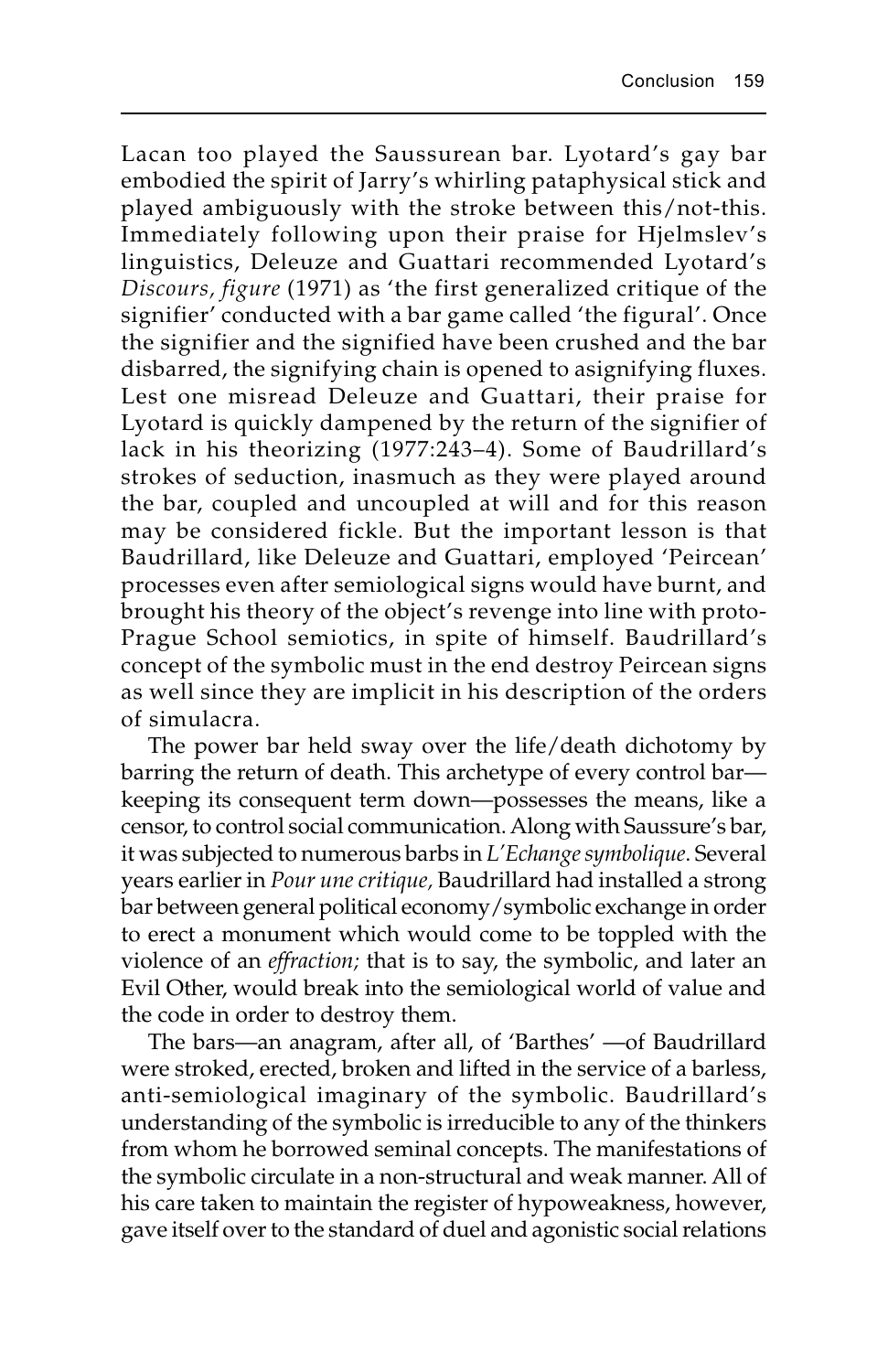Lacan too played the Saussurean bar. Lyotard's gay bar embodied the spirit of Jarry's whirling pataphysical stick and played ambiguously with the stroke between this/not-this. Immediately following upon their praise for Hjelmslev's linguistics, Deleuze and Guattari recommended Lyotard's *Discours, figure* (1971) as 'the first generalized critique of the signifier' conducted with a bar game called 'the figural'. Once the signifier and the signified have been crushed and the bar disbarred, the signifying chain is opened to asignifying fluxes. Lest one misread Deleuze and Guattari, their praise for Lyotard is quickly dampened by the return of the signifier of lack in his theorizing (1977:243–4). Some of Baudrillard's strokes of seduction, inasmuch as they were played around the bar, coupled and uncoupled at will and for this reason may be considered fickle. But the important lesson is that Baudrillard, like Deleuze and Guattari, employed 'Peircean' processes even after semiological signs would have burnt, and brought his theory of the object's revenge into line with proto-Prague School semiotics, in spite of himself. Baudrillard's concept of the symbolic must in the end destroy Peircean signs as well since they are implicit in his description of the orders of simulacra.

The power bar held sway over the life/death dichotomy by barring the return of death. This archetype of every control bar—keeping its consequent term down—possesses the means, like a censor, to control social communication. Along with Saussure's bar, it was subjected to numerous barbs in *L'Echange symbolique*. Several years earlier in *Pour une critique,* Baudrillard had installed a strong bar between general political economy/symbolic exchange in order to erect a monument which would come to be toppled with the violence of an *effraction;* that is to say, the symbolic, and later an Evil Other, would break into the semiological world of value and the code in order to destroy them.

The bars—an anagram, after all, of 'Barthes' —of Baudrillard were stroked, erected, broken and lifted in the service of a barless, anti-semiological imaginary of the symbolic. Baudrillard's understanding of the symbolic is irreducible to any of the thinkers from whom he borrowed seminal concepts. The manifestations of the symbolic circulate in a non-structural and weak manner. All of his care taken to maintain the register of hypoweakness, however, gave itself over to the standard of duel and agonistic social relations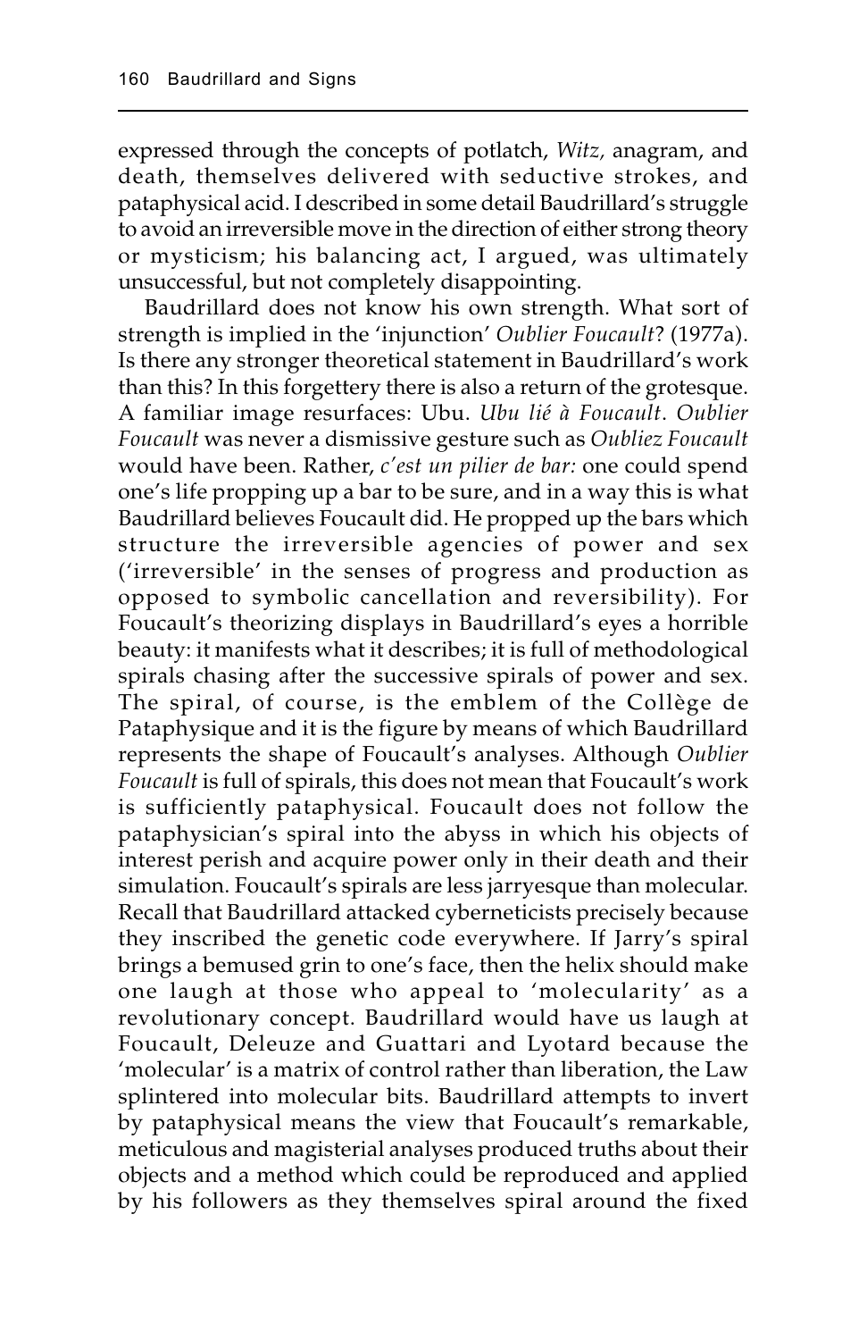expressed through the concepts of potlatch, *Witz,* anagram, and death, themselves delivered with seductive strokes, and pataphysical acid. I described in some detail Baudrillard's struggle to avoid an irreversible move in the direction of either strong theory or mysticism; his balancing act, I argued, was ultimately unsuccessful, but not completely disappointing.

Baudrillard does not know his own strength. What sort of strength is implied in the 'injunction' *Oublier Foucault*? (1977a). Is there any stronger theoretical statement in Baudrillard's work than this? In this forgettery there is also a return of the grotesque. A familiar image resurfaces: Ubu. *Ubu lié à Foucault*. *Oublier Foucault* was never a dismissive gesture such as *Oubliez Foucault* would have been. Rather, *c'est un pilier de bar:* one could spend one's life propping up a bar to be sure, and in a way this is what Baudrillard believes Foucault did. He propped up the bars which structure the irreversible agencies of power and sex ('irreversible' in the senses of progress and production as opposed to symbolic cancellation and reversibility). For Foucault's theorizing displays in Baudrillard's eyes a horrible beauty: it manifests what it describes; it is full of methodological spirals chasing after the successive spirals of power and sex. The spiral, of course, is the emblem of the Collège de Pataphysique and it is the figure by means of which Baudrillard represents the shape of Foucault's analyses. Although *Oublier Foucault* is full of spirals, this does not mean that Foucault's work is sufficiently pataphysical. Foucault does not follow the pataphysician's spiral into the abyss in which his objects of interest perish and acquire power only in their death and their simulation. Foucault's spirals are less jarryesque than molecular. Recall that Baudrillard attacked cyberneticists precisely because they inscribed the genetic code everywhere. If Jarry's spiral brings a bemused grin to one's face, then the helix should make one laugh at those who appeal to 'molecularity' as a revolutionary concept. Baudrillard would have us laugh at Foucault, Deleuze and Guattari and Lyotard because the 'molecular' is a matrix of control rather than liberation, the Law splintered into molecular bits. Baudrillard attempts to invert by pataphysical means the view that Foucault's remarkable, meticulous and magisterial analyses produced truths about their objects and a method which could be reproduced and applied by his followers as they themselves spiral around the fixed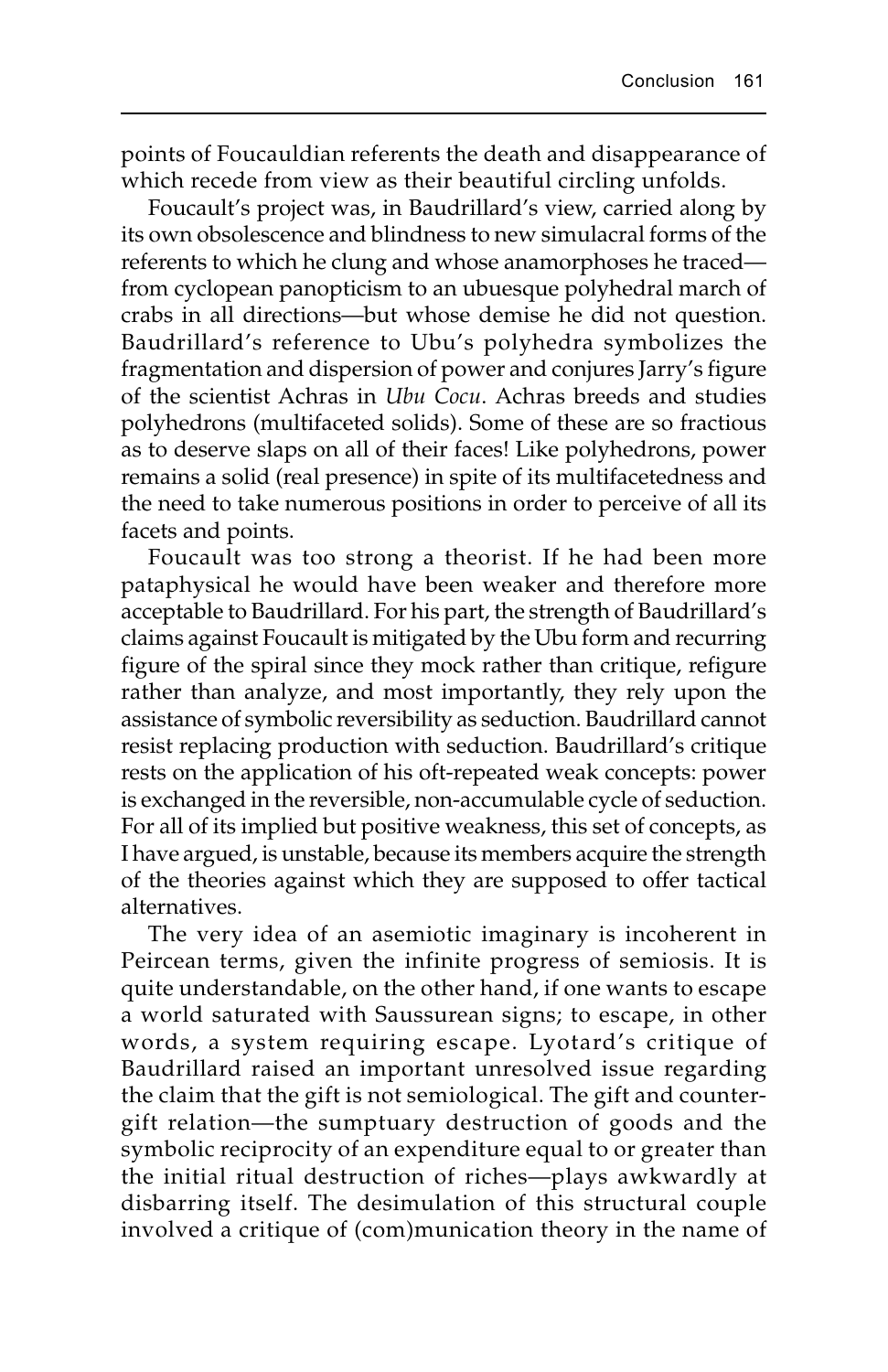points of Foucauldian referents the death and disappearance of which recede from view as their beautiful circling unfolds.

Foucault's project was, in Baudrillard's view, carried along by its own obsolescence and blindness to new simulacral forms of the referents to which he clung and whose anamorphoses he traced—from cyclopean panopticism to an ubuesque polyhedral march of crabs in all directions—but whose demise he did not question. Baudrillard's reference to Ubu's polyhedra symbolizes the fragmentation and dispersion of power and conjures Jarry's figure of the scientist Achras in *Ubu Cocu*. Achras breeds and studies polyhedrons (multifaceted solids). Some of these are so fractious as to deserve slaps on all of their faces! Like polyhedrons, power remains a solid (real presence) in spite of its multifacetedness and the need to take numerous positions in order to perceive of all its facets and points.

Foucault was too strong a theorist. If he had been more pataphysical he would have been weaker and therefore more acceptable to Baudrillard. For his part, the strength of Baudrillard's claims against Foucault is mitigated by the Ubu form and recurring figure of the spiral since they mock rather than critique, refigure rather than analyze, and most importantly, they rely upon the assistance of symbolic reversibility as seduction. Baudrillard cannot resist replacing production with seduction. Baudrillard's critique rests on the application of his oft-repeated weak concepts: power is exchanged in the reversible, non-accumulable cycle of seduction. For all of its implied but positive weakness, this set of concepts, as I have argued, is unstable, because its members acquire the strength of the theories against which they are supposed to offer tactical alternatives.

The very idea of an asemiotic imaginary is incoherent in Peircean terms, given the infinite progress of semiosis. It is quite understandable, on the other hand, if one wants to escape a world saturated with Saussurean signs; to escape, in other words, a system requiring escape. Lyotard's critique of Baudrillard raised an important unresolved issue regarding the claim that the gift is not semiological. The gift and counter-gift relation—the sumptuary destruction of goods and the symbolic reciprocity of an expenditure equal to or greater than the initial ritual destruction of riches—plays awkwardly at disbarring itself. The desimulation of this structural couple involved a critique of (com)munication theory in the name of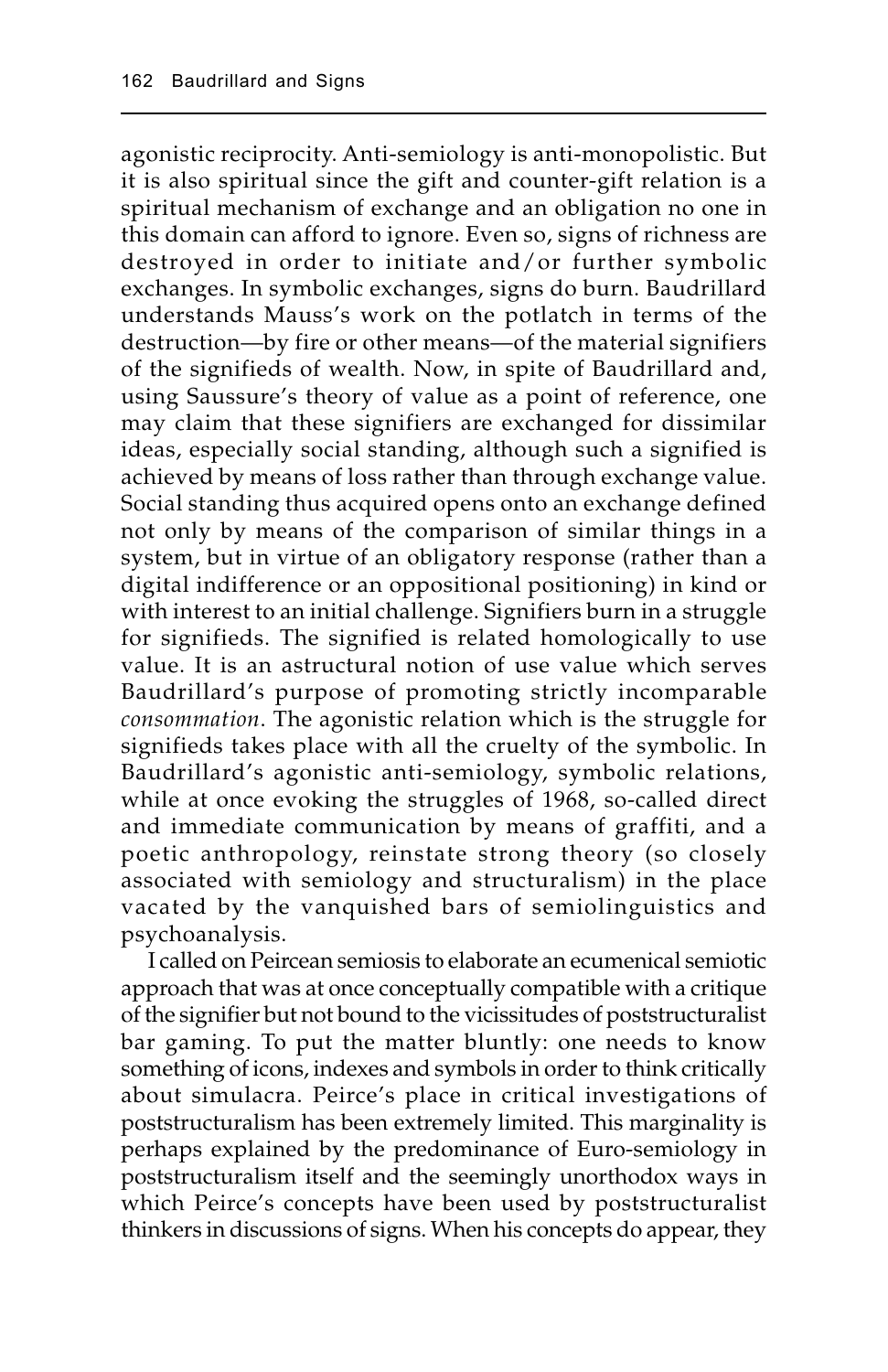agonistic reciprocity. Anti-semiology is anti-monopolistic. But it is also spiritual since the gift and counter-gift relation is a spiritual mechanism of exchange and an obligation no one in this domain can afford to ignore. Even so, signs of richness are destroyed in order to initiate and/or further symbolic exchanges. In symbolic exchanges, signs do burn. Baudrillard understands Mauss's work on the potlatch in terms of the destruction—by fire or other means—of the material signifiers of the signifieds of wealth. Now, in spite of Baudrillard and, using Saussure's theory of value as a point of reference, one may claim that these signifiers are exchanged for dissimilar ideas, especially social standing, although such a signified is achieved by means of loss rather than through exchange value. Social standing thus acquired opens onto an exchange defined not only by means of the comparison of similar things in a system, but in virtue of an obligatory response (rather than a digital indifference or an oppositional positioning) in kind or with interest to an initial challenge. Signifiers burn in a struggle for signifieds. The signified is related homologically to use value. It is an astructural notion of use value which serves Baudrillard's purpose of promoting strictly incomparable *consommation*. The agonistic relation which is the struggle for signifieds takes place with all the cruelty of the symbolic. In Baudrillard's agonistic anti-semiology, symbolic relations, while at once evoking the struggles of 1968, so-called direct and immediate communication by means of graffiti, and a poetic anthropology, reinstate strong theory (so closely associated with semiology and structuralism) in the place vacated by the vanquished bars of semiolinguistics and psychoanalysis.

I called on Peircean semiosis to elaborate an ecumenical semiotic approach that was at once conceptually compatible with a critique of the signifier but not bound to the vicissitudes of poststructuralist bar gaming. To put the matter bluntly: one needs to know something of icons, indexes and symbols in order to think critically about simulacra. Peirce's place in critical investigations of poststructuralism has been extremely limited. This marginality is perhaps explained by the predominance of Euro-semiology in poststructuralism itself and the seemingly unorthodox ways in which Peirce's concepts have been used by poststructuralist thinkers in discussions of signs. When his concepts do appear, they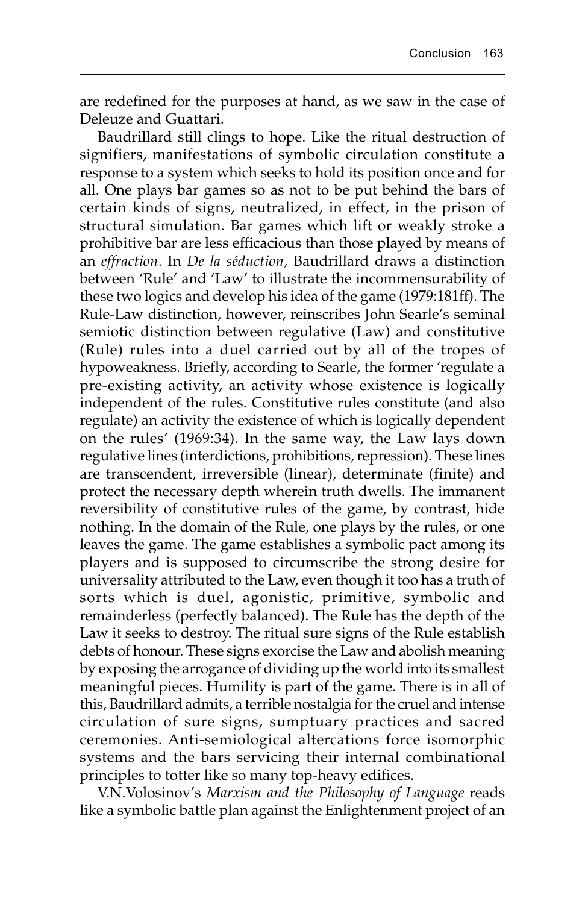are redefined for the purposes at hand, as we saw in the case of Deleuze and Guattari.

Baudrillard still clings to hope. Like the ritual destruction of signifiers, manifestations of symbolic circulation constitute a response to a system which seeks to hold its position once and for all. One plays bar games so as not to be put behind the bars of certain kinds of signs, neutralized, in effect, in the prison of structural simulation. Bar games which lift or weakly stroke a prohibitive bar are less efficacious than those played by means of an *effraction*. In *De la séduction,* Baudrillard draws a distinction between 'Rule' and 'Law' to illustrate the incommensurability of these two logics and develop his idea of the game (1979:181ff). The Rule-Law distinction, however, reinscribes John Searle's seminal semiotic distinction between regulative (Law) and constitutive (Rule) rules into a duel carried out by all of the tropes of hypoweakness. Briefly, according to Searle, the former 'regulate a pre-existing activity, an activity whose existence is logically independent of the rules. Constitutive rules constitute (and also regulate) an activity the existence of which is logically dependent on the rules' (1969:34). In the same way, the Law lays down regulative lines (interdictions, prohibitions, repression). These lines are transcendent, irreversible (linear), determinate (finite) and protect the necessary depth wherein truth dwells. The immanent reversibility of constitutive rules of the game, by contrast, hide nothing. In the domain of the Rule, one plays by the rules, or one leaves the game. The game establishes a symbolic pact among its players and is supposed to circumscribe the strong desire for universality attributed to the Law, even though it too has a truth of sorts which is duel, agonistic, primitive, symbolic and remainderless (perfectly balanced). The Rule has the depth of the Law it seeks to destroy. The ritual sure signs of the Rule establish debts of honour. These signs exorcise the Law and abolish meaning by exposing the arrogance of dividing up the world into its smallest meaningful pieces. Humility is part of the game. There is in all of this, Baudrillard admits, a terrible nostalgia for the cruel and intense circulation of sure signs, sumptuary practices and sacred ceremonies. Anti-semiological altercations force isomorphic systems and the bars servicing their internal combinational principles to totter like so many top-heavy edifices.

V.N.Volosinov's *Marxism and the Philosophy of Language* reads like a symbolic battle plan against the Enlightenment project of an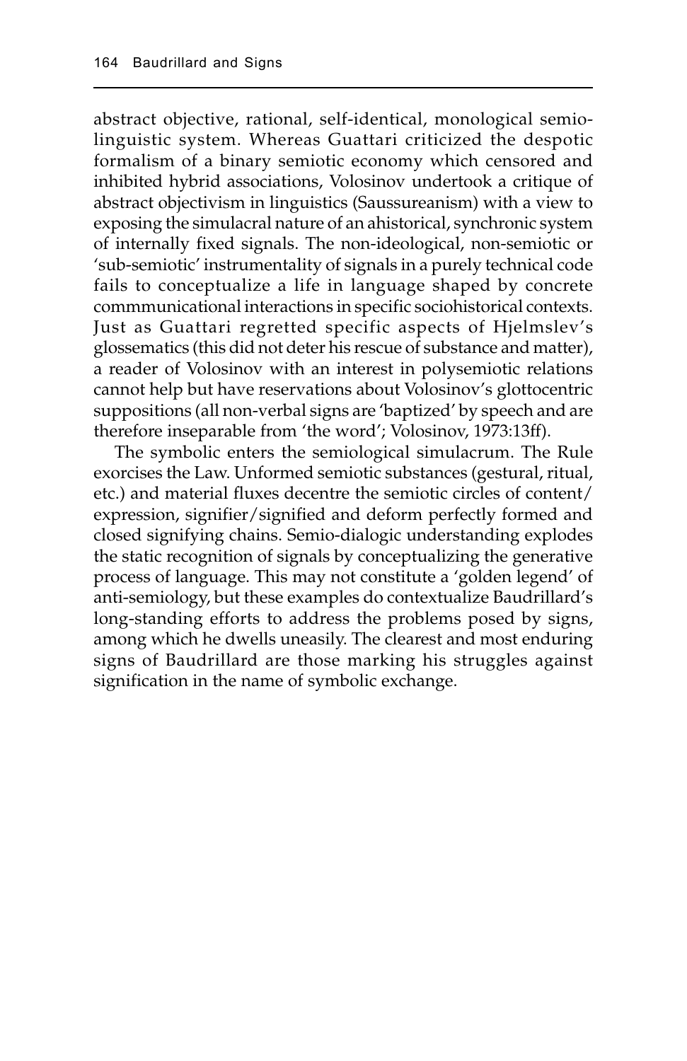abstract objective, rational, self-identical, monological semio-linguistic system. Whereas Guattari criticized the despotic formalism of a binary semiotic economy which censored and inhibited hybrid associations, Volosinov undertook a critique of abstract objectivism in linguistics (Saussureanism) with a view to exposing the simulacral nature of an ahistorical, synchronic system of internally fixed signals. The non-ideological, non-semiotic or 'sub-semiotic' instrumentality of signals in a purely technical code fails to conceptualize a life in language shaped by concrete commmunicational interactions in specific sociohistorical contexts. Just as Guattari regretted specific aspects of Hjelmslev's glossematics (this did not deter his rescue of substance and matter), a reader of Volosinov with an interest in polysemiotic relations cannot help but have reservations about Volosinov's glottocentric suppositions (all non-verbal signs are 'baptized' by speech and are therefore inseparable from 'the word'; Volosinov, 1973:13ff).

The symbolic enters the semiological simulacrum. The Rule exorcises the Law. Unformed semiotic substances (gestural, ritual, etc.) and material fluxes decentre the semiotic circles of content/expression, signifier/signified and deform perfectly formed and closed signifying chains. Semio-dialogic understanding explodes the static recognition of signals by conceptualizing the generative process of language. This may not constitute a 'golden legend' of anti-semiology, but these examples do contextualize Baudrillard's long-standing efforts to address the problems posed by signs, among which he dwells uneasily. The clearest and most enduring signs of Baudrillard are those marking his struggles against signification in the name of symbolic exchange.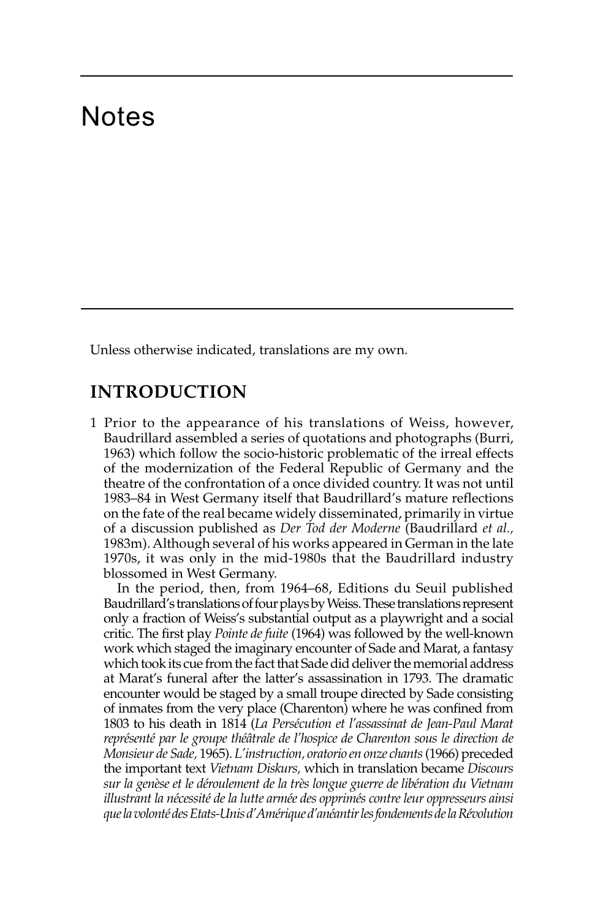# Notes

Unless otherwise indicated, translations are my own.

## INTRODUCTION

1 Prior to the appearance of his translations of Weiss, however, Baudrillard assembled a series of quotations and photographs (Burri, 1963) which follow the socio-historic problematic of the irreal effects of the modernization of the Federal Republic of Germany and the theatre of the confrontation of a once divided country. It was not until 1983–84 in West Germany itself that Baudrillard's mature reflections on the fate of the real became widely disseminated, primarily in virtue of a discussion published as *Der Tod der Moderne* (Baudrillard *et al.*, 1983m). Although several of his works appeared in German in the late 1970s, it was only in the mid-1980s that the Baudrillard industry blossomed in West Germany.

In the period, then, from 1964–68, Editions du Seuil published Baudrillard's translations of four plays by Weiss. These translations represent only a fraction of Weiss's substantial output as a playwright and a social critic. The first play *Pointe de fuite* (1964) was followed by the well-known work which staged the imaginary encounter of Sade and Marat, a fantasy which took its cue from the fact that Sade did deliver the memorial address at Marat's funeral after the latter's assassination in 1793. The dramatic encounter would be staged by a small troupe directed by Sade consisting of inmates from the very place (Charenton) where he was confined from 1803 to his death in 1814 (*La Persécution et l'assassinat de Jean-Paul Marat représenté par le groupe théâtrale de l'hospice de Charenton sous le direction de Monsieur de Sade*, 1965). *L'instruction, oratorio en onze chants* (1966) preceded the important text *Vietnam Diskurs*, which in translation became *Discours sur la genèse et le déroulement de la très longue guerre de libération du Vietnam illustrant la nécessité de la lutte armée des opprimés contre leur oppresseurs ainsi que la volonté des Etats-Unis d'Amérique d'anéantir les fondements de la Révolution*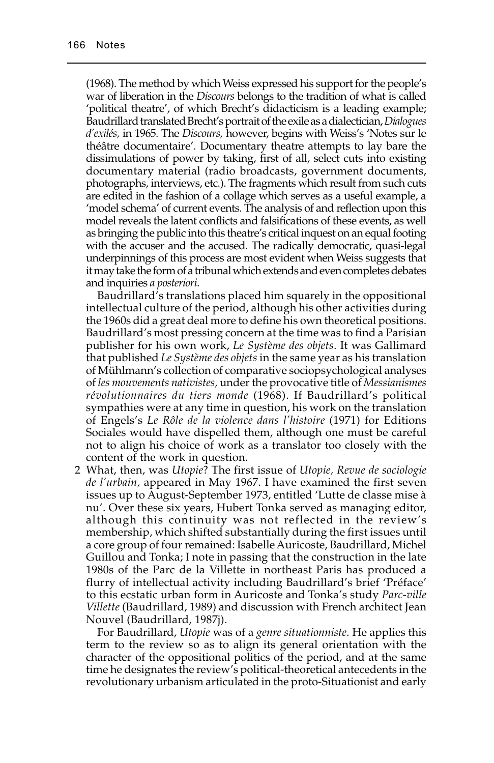(1968). The method by which Weiss expressed his support for the people's war of liberation in the *Discours* belongs to the tradition of what is called 'political theatre', of which Brecht's didacticism is a leading example; Baudrillard translated Brecht's portrait of the exile as a dialectician, *Dialogues d'exilés,* in 1965. The *Discours,* however, begins with Weiss's 'Notes sur le théâtre documentaire'. Documentary theatre attempts to lay bare the dissimulations of power by taking, first of all, select cuts into existing documentary material (radio broadcasts, government documents, photographs, interviews, etc.). The fragments which result from such cuts are edited in the fashion of a collage which serves as a useful example, a 'model schema' of current events. The analysis of and reflection upon this model reveals the latent conflicts and falsifications of these events, as well as bringing the public into this theatre's critical inquest on an equal footing with the accuser and the accused. The radically democratic, quasi-legal underpinnings of this process are most evident when Weiss suggests that it may take the form of a tribunal which extends and even completes debates and inquiries *a posteriori*.

Baudrillard's translations placed him squarely in the oppositional intellectual culture of the period, although his other activities during the 1960s did a great deal more to define his own theoretical positions. Baudrillard's most pressing concern at the time was to find a Parisian publisher for his own work, *Le Système des objets*. It was Gallimard that published *Le Système des objets* in the same year as his translation of Mühlmann's collection of comparative sociopsychological analyses of *les mouvements nativistes,* under the provocative title of *Messianismes révolutionnaires du tiers monde* (1968). If Baudrillard's political sympathies were at any time in question, his work on the translation of Engels's *Le Rôle de la violence dans l'histoire* (1971) for Editions Sociales would have dispelled them, although one must be careful not to align his choice of work as a translator too closely with the content of the work in question.

2 What, then, was *Utopie*? The first issue of *Utopie, Revue de sociologie de l'urbain,* appeared in May 1967. I have examined the first seven issues up to August-September 1973, entitled 'Lutte de classe mise à nu'. Over these six years, Hubert Tonka served as managing editor, although this continuity was not reflected in the review's membership, which shifted substantially during the first issues until a core group of four remained: Isabelle Auricoste, Baudrillard, Michel Guillou and Tonka; I note in passing that the construction in the late 1980s of the Parc de la Villette in northeast Paris has produced a flurry of intellectual activity including Baudrillard's brief 'Préface' to this ecstatic urban form in Auricoste and Tonka's study *Parc-ville Villette* (Baudrillard, 1989) and discussion with French architect Jean Nouvel (Baudrillard, 1987j).

For Baudrillard, *Utopie* was of a *genre situationniste*. He applies this term to the review so as to align its general orientation with the character of the oppositional politics of the period, and at the same time he designates the review's political-theoretical antecedents in the revolutionary urbanism articulated in the proto-Situationist and early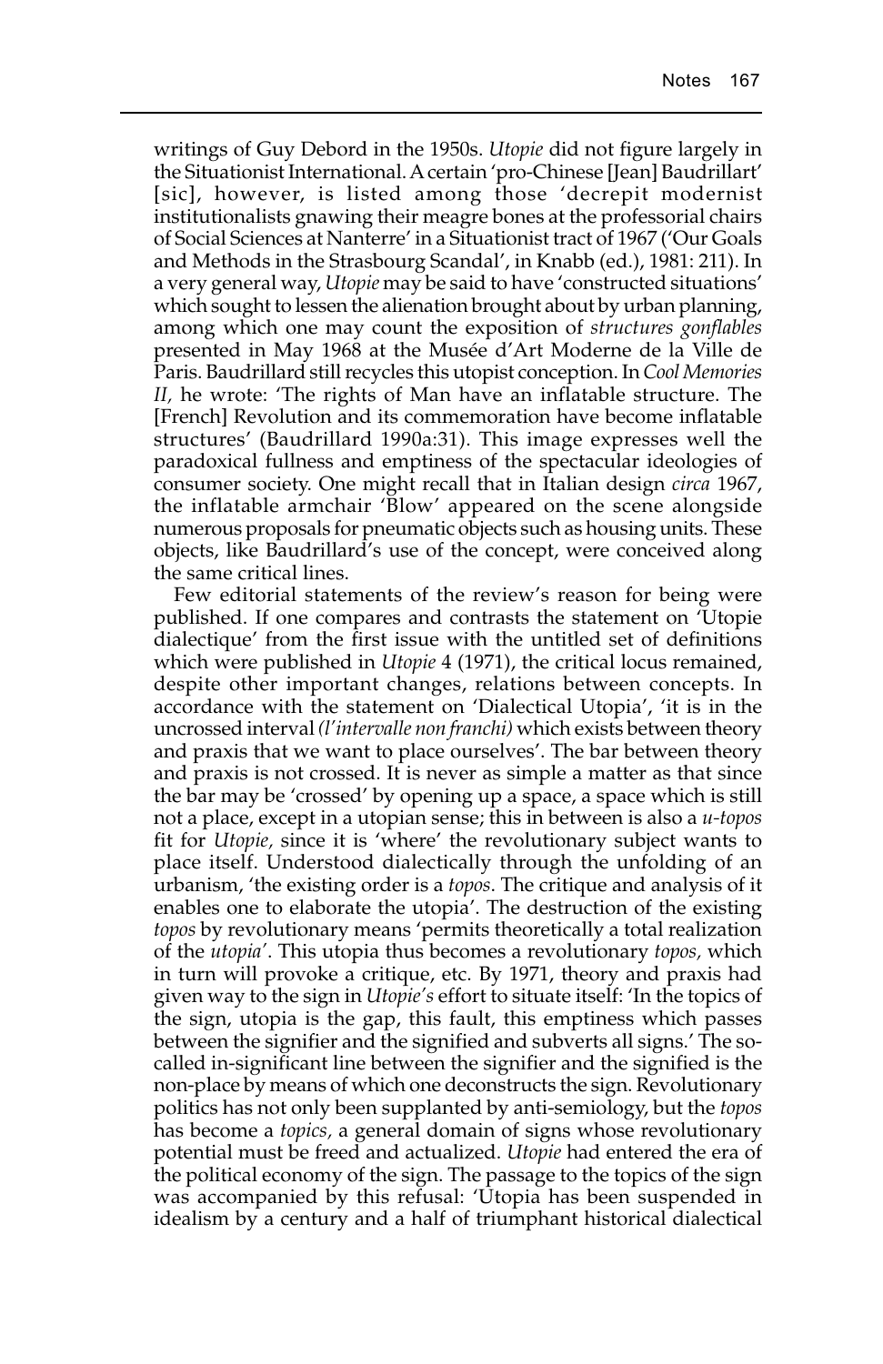writings of Guy Debord in the 1950s. *Utopie* did not figure largely in the Situationist International. A certain 'pro-Chinese [Jean] Baudrillart' [sic], however, is listed among those 'decrepit modernist institutionalists gnawing their meagre bones at the professorial chairs of Social Sciences at Nanterre' in a Situationist tract of 1967 ('Our Goals and Methods in the Strasbourg Scandal', in Knabb (ed.), 1981: 211). In a very general way, *Utopie* may be said to have 'constructed situations' which sought to lessen the alienation brought about by urban planning, among which one may count the exposition of *structures gonflables* presented in May 1968 at the Musée d'Art Moderne de la Ville de Paris. Baudrillard still recycles this utopist conception. In *Cool Memories II,* he wrote: 'The rights of Man have an inflatable structure. The [French] Revolution and its commemoration have become inflatable structures' (Baudrillard 1990a:31). This image expresses well the paradoxical fullness and emptiness of the spectacular ideologies of consumer society. One might recall that in Italian design *circa* 1967, the inflatable armchair 'Blow' appeared on the scene alongside numerous proposals for pneumatic objects such as housing units. These objects, like Baudrillard's use of the concept, were conceived along the same critical lines.

Few editorial statements of the review's reason for being were published. If one compares and contrasts the statement on 'Utopie dialectique' from the first issue with the untitled set of definitions which were published in *Utopie* 4 (1971), the critical locus remained, despite other important changes, relations between concepts. In accordance with the statement on 'Dialectical Utopia', 'it is in the uncrossed interval *(l'intervalle non franchi)* which exists between theory and praxis that we want to place ourselves'. The bar between theory and praxis is not crossed. It is never as simple a matter as that since the bar may be 'crossed' by opening up a space, a space which is still not a place, except in a utopian sense; this in between is also a *u-topos* fit for *Utopie,* since it is 'where' the revolutionary subject wants to place itself. Understood dialectically through the unfolding of an urbanism, 'the existing order is a *topos*. The critique and analysis of it enables one to elaborate the utopia'. The destruction of the existing *topos* by revolutionary means 'permits theoretically a total realization of the *utopia*'. This utopia thus becomes a revolutionary *topos,* which in turn will provoke a critique, etc. By 1971, theory and praxis had given way to the sign in *Utopie's* effort to situate itself: 'In the topics of the sign, utopia is the gap, this fault, this emptiness which passes between the signifier and the signified and subverts all signs.' The so-called in-significant line between the signifier and the signified is the non-place by means of which one deconstructs the sign. Revolutionary politics has not only been supplanted by anti-semiology, but the *topos* has become a *topics,* a general domain of signs whose revolutionary potential must be freed and actualized. *Utopie* had entered the era of the political economy of the sign. The passage to the topics of the sign was accompanied by this refusal: 'Utopia has been suspended in idealism by a century and a half of triumphant historical dialectical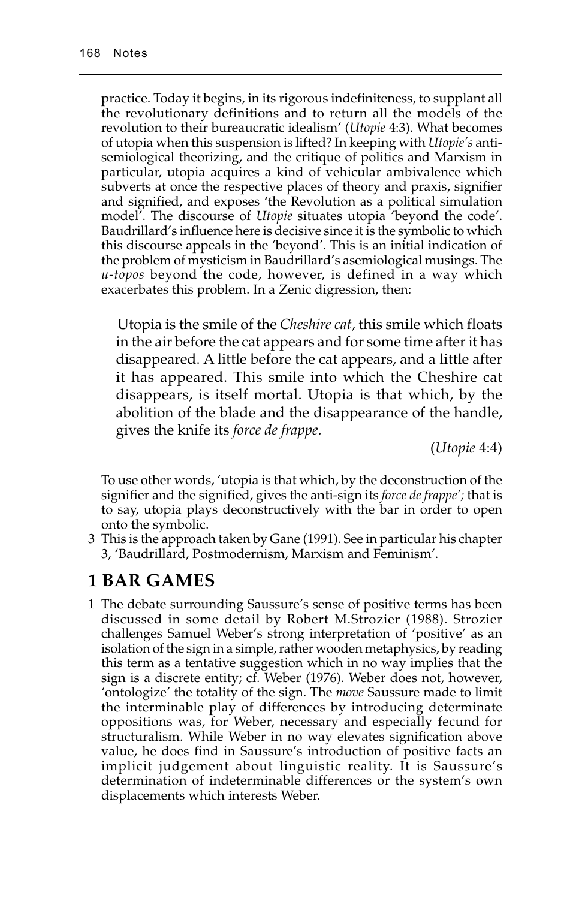practice. Today it begins, in its rigorous indefiniteness, to supplant all the revolutionary definitions and to return all the models of the revolution to their bureaucratic idealism' (*Utopie* 4:3). What becomes of utopia when this suspension is lifted? In keeping with *Utopie's* anti-semiological theorizing, and the critique of politics and Marxism in particular, utopia acquires a kind of vehicular ambivalence which subverts at once the respective places of theory and praxis, signifier and signified, and exposes 'the Revolution as a political simulation model'. The discourse of *Utopie* situates utopia 'beyond the code'. Baudrillard's influence here is decisive since it is the symbolic to which this discourse appeals in the 'beyond'. This is an initial indication of the problem of mysticism in Baudrillard's asemiological musings. The *u-topos* beyond the code, however, is defined in a way which exacerbates this problem. In a Zenic digression, then:

> Utopia is the smile of the *Cheshire cat*, this smile which floats in the air before the cat appears and for some time after it has disappeared. A little before the cat appears, and a little after it has appeared. This smile into which the Cheshire cat disappears, is itself mortal. Utopia is that which, by the abolition of the blade and the disappearance of the handle, gives the knife its *force de frappe*.
>
> (*Utopie* 4:4)

To use other words, 'utopia is that which, by the deconstruction of the signifier and the signified, gives the anti-sign its *force de frappe'*; that is to say, utopia plays deconstructively with the bar in order to open onto the symbolic.

3 This is the approach taken by Gane (1991). See in particular his chapter 3, 'Baudrillard, Postmodernism, Marxism and Feminism'.

## 1 BAR GAMES

1 The debate surrounding Saussure's sense of positive terms has been discussed in some detail by Robert M.Strozier (1988). Strozier challenges Samuel Weber's strong interpretation of 'positive' as an isolation of the sign in a simple, rather wooden metaphysics, by reading this term as a tentative suggestion which in no way implies that the sign is a discrete entity; cf. Weber (1976). Weber does not, however, 'ontologize' the totality of the sign. The *move* Saussure made to limit the interminable play of differences by introducing determinate oppositions was, for Weber, necessary and especially fecund for structuralism. While Weber in no way elevates signification above value, he does find in Saussure's introduction of positive facts an implicit judgement about linguistic reality. It is Saussure's determination of indeterminable differences or the system's own displacements which interests Weber.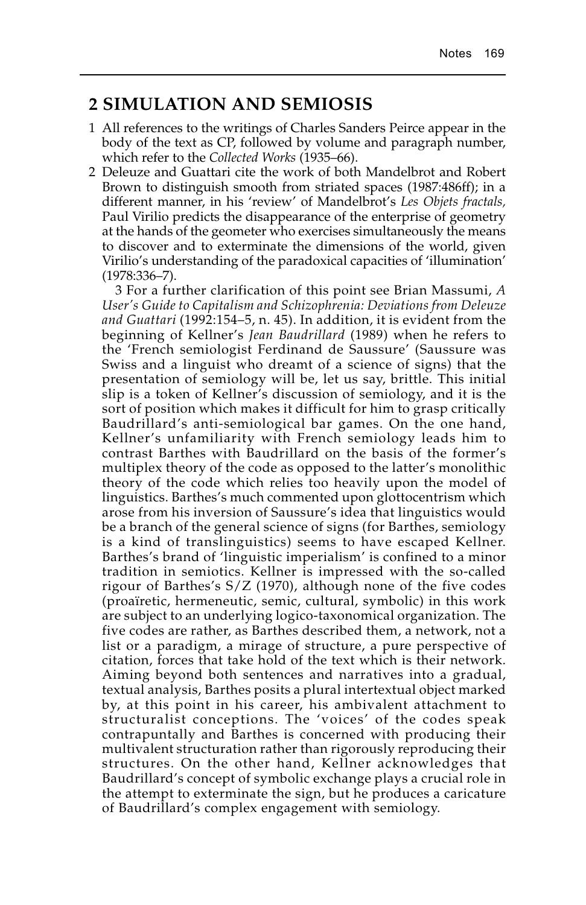## 2 SIMULATION AND SEMIOSIS

1 All references to the writings of Charles Sanders Peirce appear in the body of the text as CP, followed by volume and paragraph number, which refer to the *Collected Works* (1935–66).

2 Deleuze and Guattari cite the work of both Mandelbrot and Robert Brown to distinguish smooth from striated spaces (1987:486ff); in a different manner, in his 'review' of Mandelbrot's *Les Objets fractals,* Paul Virilio predicts the disappearance of the enterprise of geometry at the hands of the geometer who exercises simultaneously the means to discover and to exterminate the dimensions of the world, given Virilio's understanding of the paradoxical capacities of 'illumination' (1978:336–7).

3 For a further clarification of this point see Brian Massumi, *A User's Guide to Capitalism and Schizophrenia: Deviations from Deleuze and Guattari* (1992:154–5, n. 45). In addition, it is evident from the beginning of Kellner's *Jean Baudrillard* (1989) when he refers to the 'French semiologist Ferdinand de Saussure' (Saussure was Swiss and a linguist who dreamt of a science of signs) that the presentation of semiology will be, let us say, brittle. This initial slip is a token of Kellner's discussion of semiology, and it is the sort of position which makes it difficult for him to grasp critically Baudrillard's anti-semiological bar games. On the one hand, Kellner's unfamiliarity with French semiology leads him to contrast Barthes with Baudrillard on the basis of the former's multiplex theory of the code as opposed to the latter's monolithic theory of the code which relies too heavily upon the model of linguistics. Barthes's much commented upon glottocentrism which arose from his inversion of Saussure's idea that linguistics would be a branch of the general science of signs (for Barthes, semiology is a kind of translinguistics) seems to have escaped Kellner. Barthes's brand of 'linguistic imperialism' is confined to a minor tradition in semiotics. Kellner is impressed with the so-called rigour of Barthes's S/Z (1970), although none of the five codes (proaïretic, hermeneutic, semic, cultural, symbolic) in this work are subject to an underlying logico-taxonomical organization. The five codes are rather, as Barthes described them, a network, not a list or a paradigm, a mirage of structure, a pure perspective of citation, forces that take hold of the text which is their network. Aiming beyond both sentences and narratives into a gradual, textual analysis, Barthes posits a plural intertextual object marked by, at this point in his career, his ambivalent attachment to structuralist conceptions. The 'voices' of the codes speak contrapuntally and Barthes is concerned with producing their multivalent structuration rather than rigorously reproducing their structures. On the other hand, Kellner acknowledges that Baudrillard's concept of symbolic exchange plays a crucial role in the attempt to exterminate the sign, but he produces a caricature of Baudrillard's complex engagement with semiology.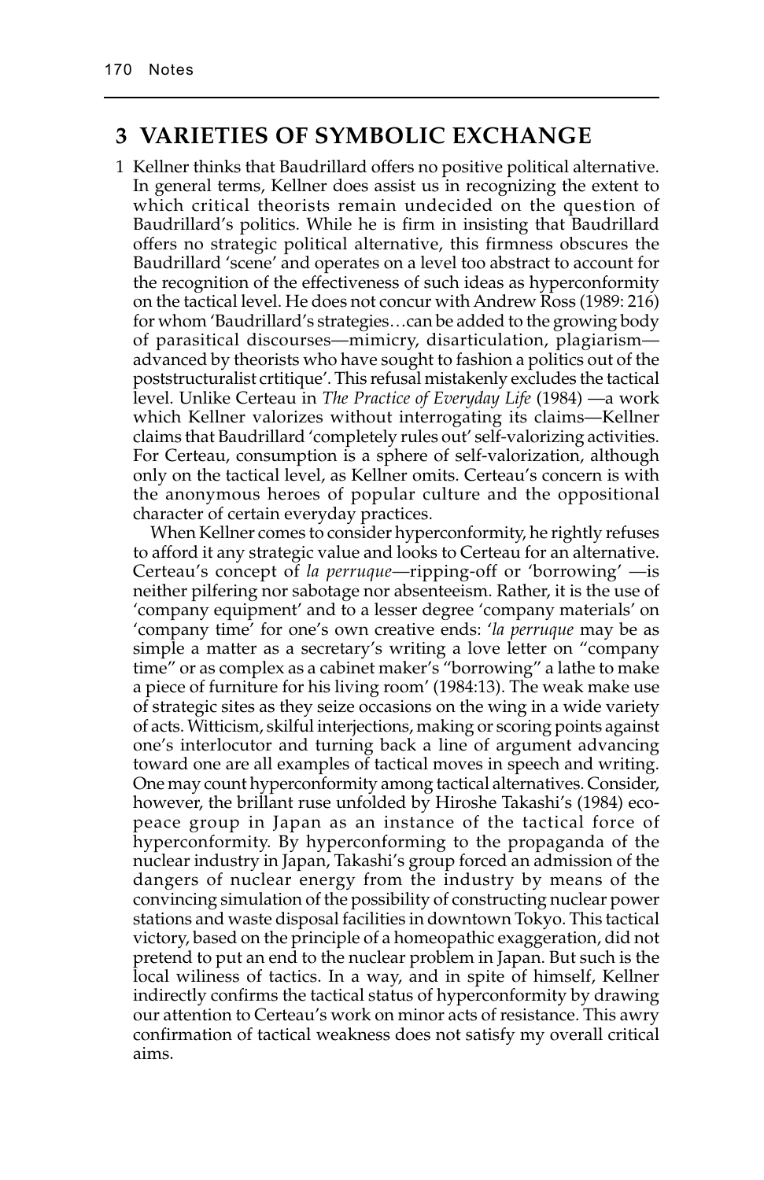## 3 VARIETIES OF SYMBOLIC EXCHANGE

1 Kellner thinks that Baudrillard offers no positive political alternative. In general terms, Kellner does assist us in recognizing the extent to which critical theorists remain undecided on the question of Baudrillard's politics. While he is firm in insisting that Baudrillard offers no strategic political alternative, this firmness obscures the Baudrillard 'scene' and operates on a level too abstract to account for the recognition of the effectiveness of such ideas as hyperconformity on the tactical level. He does not concur with Andrew Ross (1989: 216) for whom 'Baudrillard's strategies…can be added to the growing body of parasitical discourses—mimicry, disarticulation, plagiarism—advanced by theorists who have sought to fashion a politics out of the poststructuralist crtitique'. This refusal mistakenly excludes the tactical level. Unlike Certeau in *The Practice of Everyday Life* (1984) —a work which Kellner valorizes without interrogating its claims—Kellner claims that Baudrillard 'completely rules out' self-valorizing activities. For Certeau, consumption is a sphere of self-valorization, although only on the tactical level, as Kellner omits. Certeau's concern is with the anonymous heroes of popular culture and the oppositional character of certain everyday practices.

When Kellner comes to consider hyperconformity, he rightly refuses to afford it any strategic value and looks to Certeau for an alternative. Certeau's concept of *la perruque*—ripping-off or 'borrowing' —is neither pilfering nor sabotage nor absenteeism. Rather, it is the use of 'company equipment' and to a lesser degree 'company materials' on 'company time' for one's own creative ends: '*la perruque* may be as simple a matter as a secretary's writing a love letter on "company time" or as complex as a cabinet maker's "borrowing" a lathe to make a piece of furniture for his living room' (1984:13). The weak make use of strategic sites as they seize occasions on the wing in a wide variety of acts. Witticism, skilful interjections, making or scoring points against one's interlocutor and turning back a line of argument advancing toward one are all examples of tactical moves in speech and writing. One may count hyperconformity among tactical alternatives. Consider, however, the brillant ruse unfolded by Hiroshe Takashi's (1984) eco-peace group in Japan as an instance of the tactical force of hyperconformity. By hyperconforming to the propaganda of the nuclear industry in Japan, Takashi's group forced an admission of the dangers of nuclear energy from the industry by means of the convincing simulation of the possibility of constructing nuclear power stations and waste disposal facilities in downtown Tokyo. This tactical victory, based on the principle of a homeopathic exaggeration, did not pretend to put an end to the nuclear problem in Japan. But such is the local wiliness of tactics. In a way, and in spite of himself, Kellner indirectly confirms the tactical status of hyperconformity by drawing our attention to Certeau's work on minor acts of resistance. This awry confirmation of tactical weakness does not satisfy my overall critical aims.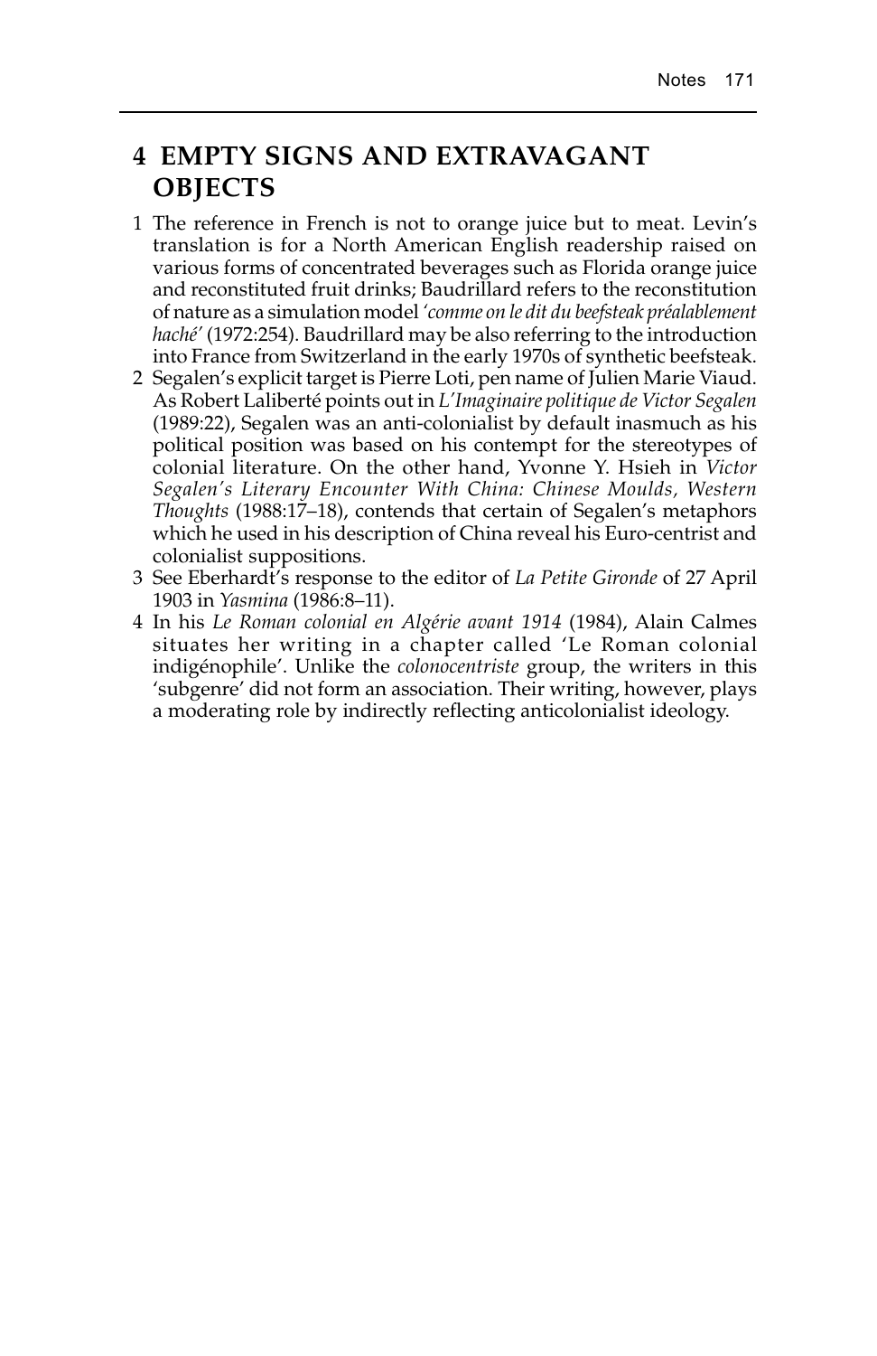## 4 EMPTY SIGNS AND EXTRAVAGANT OBJECTS

1. The reference in French is not to orange juice but to meat. Levin's translation is for a North American English readership raised on various forms of concentrated beverages such as Florida orange juice and reconstituted fruit drinks; Baudrillard refers to the reconstitution of nature as a simulation model *'comme on le dit du beefsteak préalablement haché'* (1972:254). Baudrillard may be also referring to the introduction into France from Switzerland in the early 1970s of synthetic beefsteak.
2. Segalen's explicit target is Pierre Loti, pen name of Julien Marie Viaud. As Robert Laliberté points out in *L'Imaginaire politique de Victor Segalen* (1989:22), Segalen was an anti-colonialist by default inasmuch as his political position was based on his contempt for the stereotypes of colonial literature. On the other hand, Yvonne Y. Hsieh in *Victor Segalen's Literary Encounter With China: Chinese Moulds, Western Thoughts* (1988:17–18), contends that certain of Segalen's metaphors which he used in his description of China reveal his Euro-centrist and colonialist suppositions.
3. See Eberhardt's response to the editor of *La Petite Gironde* of 27 April 1903 in *Yasmina* (1986:8–11).
4. In his *Le Roman colonial en Algérie avant 1914* (1984), Alain Calmes situates her writing in a chapter called 'Le Roman colonial indigénophile'. Unlike the *colonocentriste* group, the writers in this 'subgenre' did not form an association. Their writing, however, plays a moderating role by indirectly reflecting anticolonialist ideology.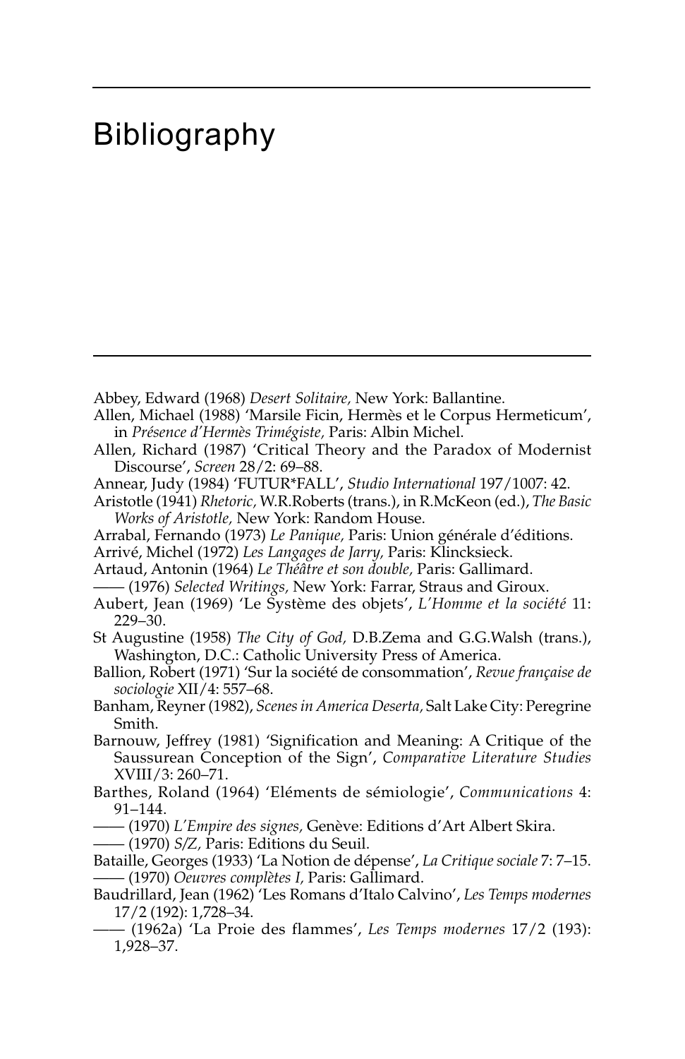# Bibliography

Abbey, Edward (1968) *Desert Solitaire,* New York: Ballantine.

Allen, Michael (1988) 'Marsile Ficin, Hermès et le Corpus Hermeticum', in *Présence d'Hermès Trimégiste,* Paris: Albin Michel.

Allen, Richard (1987) 'Critical Theory and the Paradox of Modernist Discourse', *Screen* 28/2: 69–88.

Annear, Judy (1984) 'FUTUR*FALL', *Studio International* 197/1007: 42.

Aristotle (1941) *Rhetoric,* W.R.Roberts (trans.), in R.McKeon (ed.), *The Basic Works of Aristotle,* New York: Random House.

Arrabal, Fernando (1973) *Le Panique,* Paris: Union générale d'éditions.

Arrivé, Michel (1972) *Les Langages de Jarry,* Paris: Klincksieck.

Artaud, Antonin (1964) *Le Théâtre et son double,* Paris: Gallimard.

—— (1976) *Selected Writings,* New York: Farrar, Straus and Giroux.

Aubert, Jean (1969) 'Le Système des objets', *L'Homme et la société* 11: 229–30.

St Augustine (1958) *The City of God,* D.B.Zema and G.G.Walsh (trans.), Washington, D.C.: Catholic University Press of America.

Ballion, Robert (1971) 'Sur la société de consommation', *Revue française de sociologie* XII/4: 557–68.

Banham, Reyner (1982), *Scenes in America Deserta,* Salt Lake City: Peregrine Smith.

Barnouw, Jeffrey (1981) 'Signification and Meaning: A Critique of the Saussurean Conception of the Sign', *Comparative Literature Studies* XVIII/3: 260–71.

Barthes, Roland (1964) 'Eléments de sémiologie', *Communications* 4: 91–144.

—— (1970) *L'Empire des signes,* Genève: Editions d'Art Albert Skira.

—— (1970) *S/Z,* Paris: Editions du Seuil.

Bataille, Georges (1933) 'La Notion de dépense', *La Critique sociale* 7: 7–15.

—— (1970) *Oeuvres complètes I,* Paris: Gallimard.

Baudrillard, Jean (1962) 'Les Romans d'Italo Calvino', *Les Temps modernes* 17/2 (192): 1,728–34.

—— (1962a) 'La Proie des flammes', *Les Temps modernes* 17/2 (193): 1,928–37.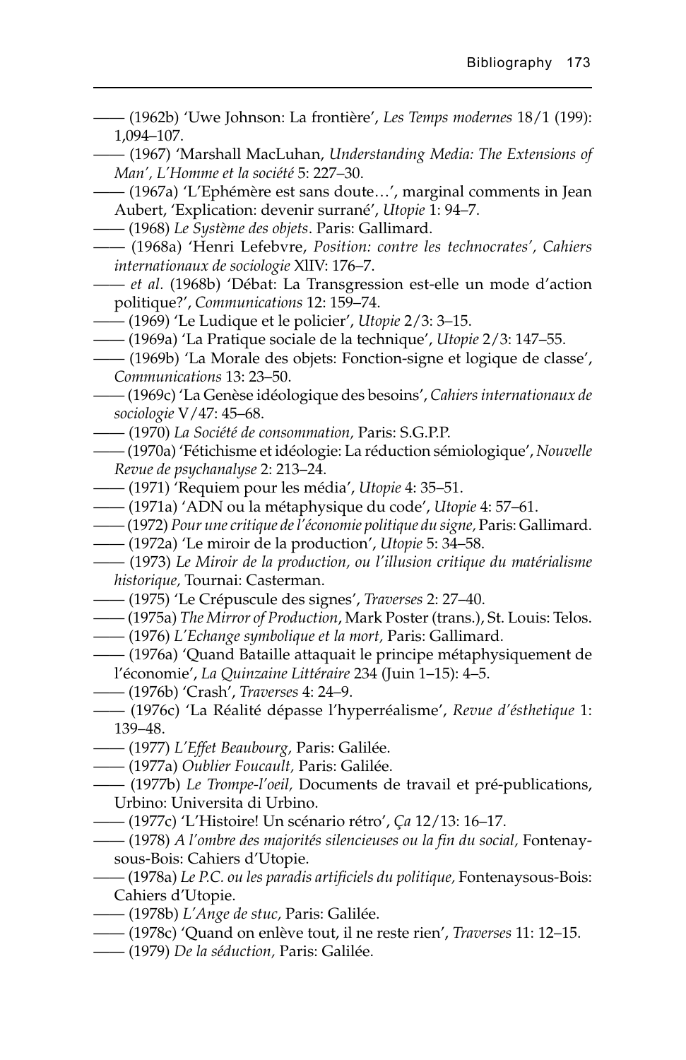—— (1962b) 'Uwe Johnson: La frontière', *Les Temps modernes* 18/1 (199): 1,094–107.

—— (1967) 'Marshall MacLuhan, *Understanding Media: The Extensions of Man', L'Homme et la société* 5: 227–30.

—— (1967a) 'L'Ephémère est sans doute…', marginal comments in Jean Aubert, 'Explication: devenir surrané', *Utopie* 1: 94–7.

—— (1968) *Le Système des objets*. Paris: Gallimard.

—— (1968a) 'Henri Lefebvre, *Position: contre les technocrates', Cahiers internationaux de sociologie* XlIV: 176–7.

—— *et al.* (1968b) 'Débat: La Transgression est-elle un mode d'action politique?', *Communications* 12: 159–74.

—— (1969) 'Le Ludique et le policier', *Utopie* 2/3: 3–15.

—— (1969a) 'La Pratique sociale de la technique', *Utopie* 2/3: 147–55.

—— (1969b) 'La Morale des objets: Fonction-signe et logique de classe', *Communications* 13: 23–50.

—— (1969c) 'La Genèse idéologique des besoins', *Cahiers internationaux de sociologie* V/47: 45–68.

—— (1970) *La Société de consommation,* Paris: S.G.P.P.

—— (1970a) 'Fétichisme et idéologie: La réduction sémiologique', *Nouvelle Revue de psychanalyse* 2: 213–24.

—— (1971) 'Requiem pour les média', *Utopie* 4: 35–51.

—— (1971a) 'ADN ou la métaphysique du code', *Utopie* 4: 57–61.

—— (1972) *Pour une critique de l'économie politique du signe,* Paris: Gallimard.

—— (1972a) 'Le miroir de la production', *Utopie* 5: 34–58.

—— (1973) *Le Miroir de la production, ou l'illusion critique du matérialisme historique,* Tournai: Casterman.

—— (1975) 'Le Crépuscule des signes', *Traverses* 2: 27–40.

—— (1975a) *The Mirror of Production*, Mark Poster (trans.), St. Louis: Telos.

—— (1976) *L'Echange symbolique et la mort,* Paris: Gallimard.

—— (1976a) 'Quand Bataille attaquait le principe métaphysiquement de l'économie', *La Quinzaine Littéraire* 234 (Juin 1–15): 4–5.

—— (1976b) 'Crash', *Traverses* 4: 24–9.

—— (1976c) 'La Réalité dépasse l'hyperréalisme', *Revue d'ésthetique* 1: 139–48.

—— (1977) *L'Effet Beaubourg,* Paris: Galilée.

—— (1977a) *Oublier Foucault,* Paris: Galilée.

—— (1977b) *Le Trompe-l'oeil,* Documents de travail et pré-publications, Urbino: Universita di Urbino.

—— (1977c) 'L'Histoire! Un scénario rétro', *Ça* 12/13: 16–17.

—— (1978) *A l'ombre des majorités silencieuses ou la fin du social,* Fontenay-sous-Bois: Cahiers d'Utopie.

—— (1978a) *Le P.C. ou les paradis artificiels du politique,* Fontenaysous-Bois: Cahiers d'Utopie.

—— (1978b) *L'Ange de stuc,* Paris: Galilée.

—— (1978c) 'Quand on enlève tout, il ne reste rien', *Traverses* 11: 12–15.

—— (1979) *De la séduction,* Paris: Galilée.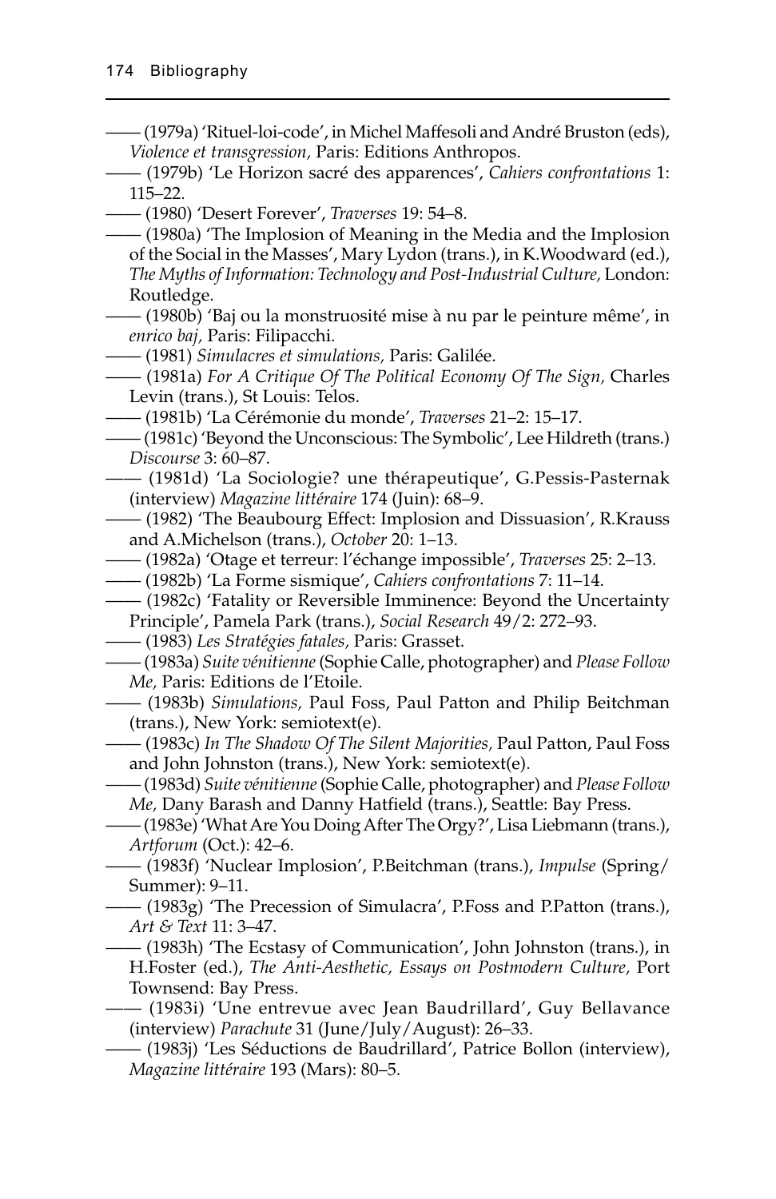—— (1979a) 'Rituel-loi-code', in Michel Maffesoli and André Bruston (eds), *Violence et transgression,* Paris: Editions Anthropos.

—— (1979b) 'Le Horizon sacré des apparences', *Cahiers confrontations* 1: 115–22.

—— (1980) 'Desert Forever', *Traverses* 19: 54–8.

—— (1980a) 'The Implosion of Meaning in the Media and the Implosion of the Social in the Masses', Mary Lydon (trans.), in K.Woodward (ed.), *The Myths of Information: Technology and Post-Industrial Culture,* London: Routledge.

—— (1980b) 'Baj ou la monstruosité mise à nu par le peinture même', in *enrico baj,* Paris: Filipacchi.

—— (1981) *Simulacres et simulations,* Paris: Galilée.

—— (1981a) *For A Critique Of The Political Economy Of The Sign,* Charles Levin (trans.), St Louis: Telos.

—— (1981b) 'La Cérémonie du monde', *Traverses* 21–2: 15–17.

—— (1981c) 'Beyond the Unconscious: The Symbolic', Lee Hildreth (trans.) *Discourse* 3: 60–87.

—— (1981d) 'La Sociologie? une thérapeutique', G.Pessis-Pasternak (interview) *Magazine littéraire* 174 (Juin): 68–9.

—— (1982) 'The Beaubourg Effect: Implosion and Dissuasion', R.Krauss and A.Michelson (trans.), *October* 20: 1–13.

—— (1982a) 'Otage et terreur: l'échange impossible', *Traverses* 25: 2–13.

—— (1982b) 'La Forme sismique', *Cahiers confrontations* 7: 11–14.

—— (1982c) 'Fatality or Reversible Imminence: Beyond the Uncertainty Principle', Pamela Park (trans.), *Social Research* 49/2: 272–93.

—— (1983) *Les Stratégies fatales,* Paris: Grasset.

—— (1983a) *Suite vénitienne* (Sophie Calle, photographer) and *Please Follow Me,* Paris: Editions de l'Etoile.

—— (1983b) *Simulations,* Paul Foss, Paul Patton and Philip Beitchman (trans.), New York: semiotext(e).

—— (1983c) *In The Shadow Of The Silent Majorities,* Paul Patton, Paul Foss and John Johnston (trans.), New York: semiotext(e).

—— (1983d) *Suite vénitienne* (Sophie Calle, photographer) and *Please Follow Me,* Dany Barash and Danny Hatfield (trans.), Seattle: Bay Press.

—— (1983e) 'What Are You Doing After The Orgy?', Lisa Liebmann (trans.), *Artforum* (Oct.): 42–6.

—— (1983f) 'Nuclear Implosion', P.Beitchman (trans.), *Impulse* (Spring/Summer): 9–11.

—— (1983g) 'The Precession of Simulacra', P.Foss and P.Patton (trans.), *Art & Text* 11: 3–47.

—— (1983h) 'The Ecstasy of Communication', John Johnston (trans.), in H.Foster (ed.), *The Anti-Aesthetic, Essays on Postmodern Culture,* Port Townsend: Bay Press.

—— (1983i) 'Une entrevue avec Jean Baudrillard', Guy Bellavance (interview) *Parachute* 31 (June/July/August): 26–33.

—— (1983j) 'Les Séductions de Baudrillard', Patrice Bollon (interview), *Magazine littéraire* 193 (Mars): 80–5.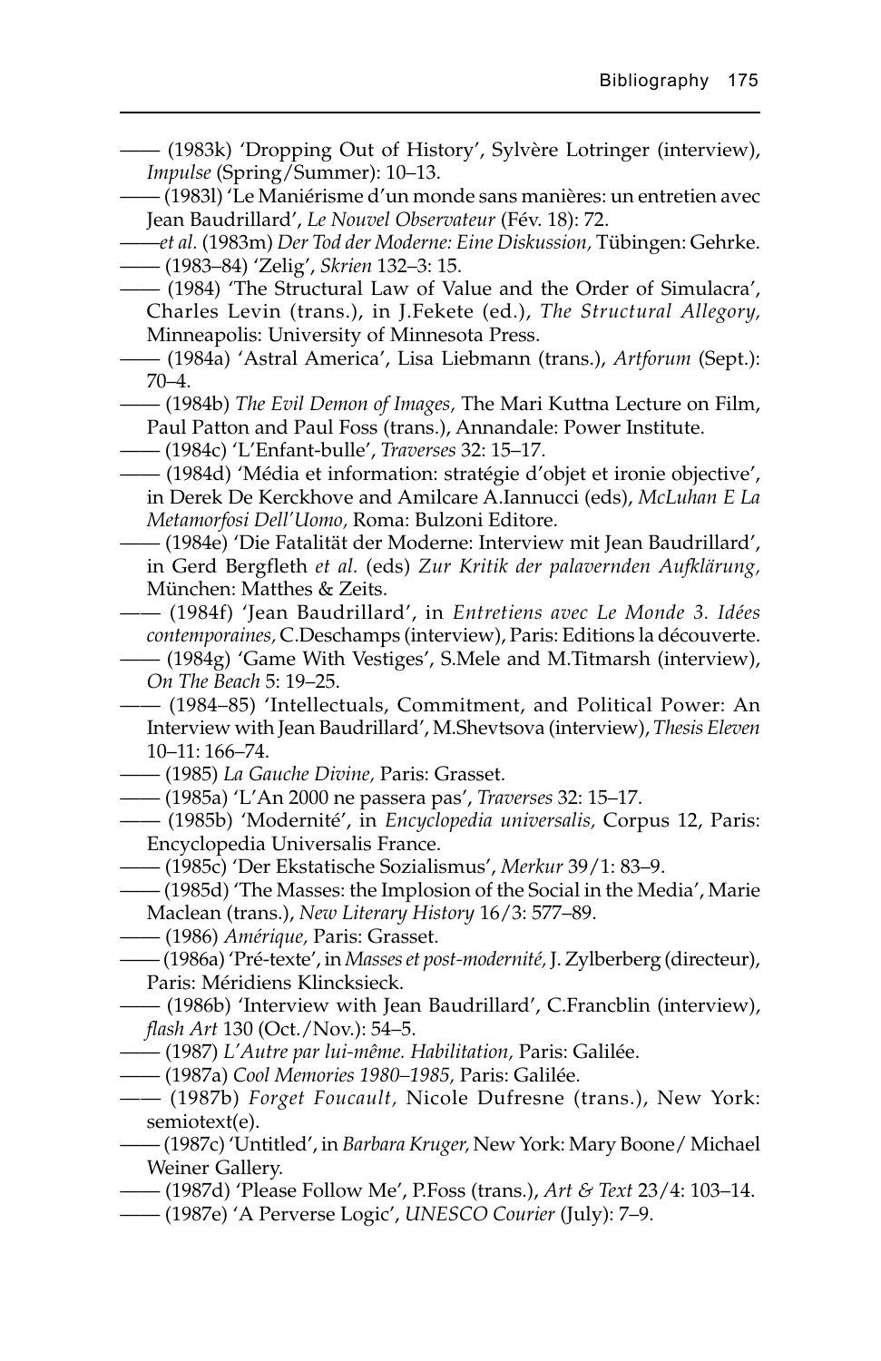—— (1983k) 'Dropping Out of History', Sylvère Lotringer (interview), *Impulse* (Spring/Summer): 10–13.

—— (1983l) 'Le Maniérisme d'un monde sans manières: un entretien avec Jean Baudrillard', *Le Nouvel Observateur* (Fév. 18): 72.

——*et al.* (1983m) *Der Tod der Moderne: Eine Diskussion,* Tübingen: Gehrke.

—— (1983–84) 'Zelig', *Skrien* 132–3: 15.

—— (1984) 'The Structural Law of Value and the Order of Simulacra', Charles Levin (trans.), in J.Fekete (ed.), *The Structural Allegory,* Minneapolis: University of Minnesota Press.

—— (1984a) 'Astral America', Lisa Liebmann (trans.), *Artforum* (Sept.): 70–4.

—— (1984b) *The Evil Demon of Images,* The Mari Kuttna Lecture on Film, Paul Patton and Paul Foss (trans.), Annandale: Power Institute.

—— (1984c) 'L'Enfant-bulle', *Traverses* 32: 15–17.

—— (1984d) 'Média et information: stratégie d'objet et ironie objective', in Derek De Kerckhove and Amilcare A.Iannucci (eds), *McLuhan E La Metamorfosi Dell'Uomo,* Roma: Bulzoni Editore.

—— (1984e) 'Die Fatalität der Moderne: Interview mit Jean Baudrillard', in Gerd Bergfleth *et al.* (eds) *Zur Kritik der palavernden Aufklärung,* München: Matthes & Zeits.

—— (1984f) 'Jean Baudrillard', in *Entretiens avec Le Monde 3. Idées contemporaines,* C.Deschamps (interview), Paris: Editions la découverte.

—— (1984g) 'Game With Vestiges', S.Mele and M.Titmarsh (interview), *On The Beach* 5: 19–25.

—— (1984–85) 'Intellectuals, Commitment, and Political Power: An Interview with Jean Baudrillard', M.Shevtsova (interview), *Thesis Eleven* 10–11: 166–74.

—— (1985) *La Gauche Divine,* Paris: Grasset.

—— (1985a) 'L'An 2000 ne passera pas', *Traverses* 32: 15–17.

—— (1985b) 'Modernité', in *Encyclopedia universalis,* Corpus 12, Paris: Encyclopedia Universalis France.

—— (1985c) 'Der Ekstatische Sozialismus', *Merkur* 39/1: 83–9.

—— (1985d) 'The Masses: the Implosion of the Social in the Media', Marie Maclean (trans.), *New Literary History* 16/3: 577–89.

—— (1986) *Amérique,* Paris: Grasset.

—— (1986a) 'Pré-texte', in *Masses et post-modernité,* J. Zylberberg (directeur), Paris: Méridiens Klincksieck.

—— (1986b) 'Interview with Jean Baudrillard', C.Francblin (interview), *flash Art* 130 (Oct./Nov.): 54–5.

—— (1987) *L'Autre par lui-même. Habilitation,* Paris: Galilée.

—— (1987a) *Cool Memories 1980–1985,* Paris: Galilée.

—— (1987b) *Forget Foucault,* Nicole Dufresne (trans.), New York: semiotext(e).

—— (1987c) 'Untitled', in *Barbara Kruger,* New York: Mary Boone/ Michael Weiner Gallery.

—— (1987d) 'Please Follow Me', P.Foss (trans.), *Art & Text* 23/4: 103–14.

—— (1987e) 'A Perverse Logic', *UNESCO Courier* (July): 7–9.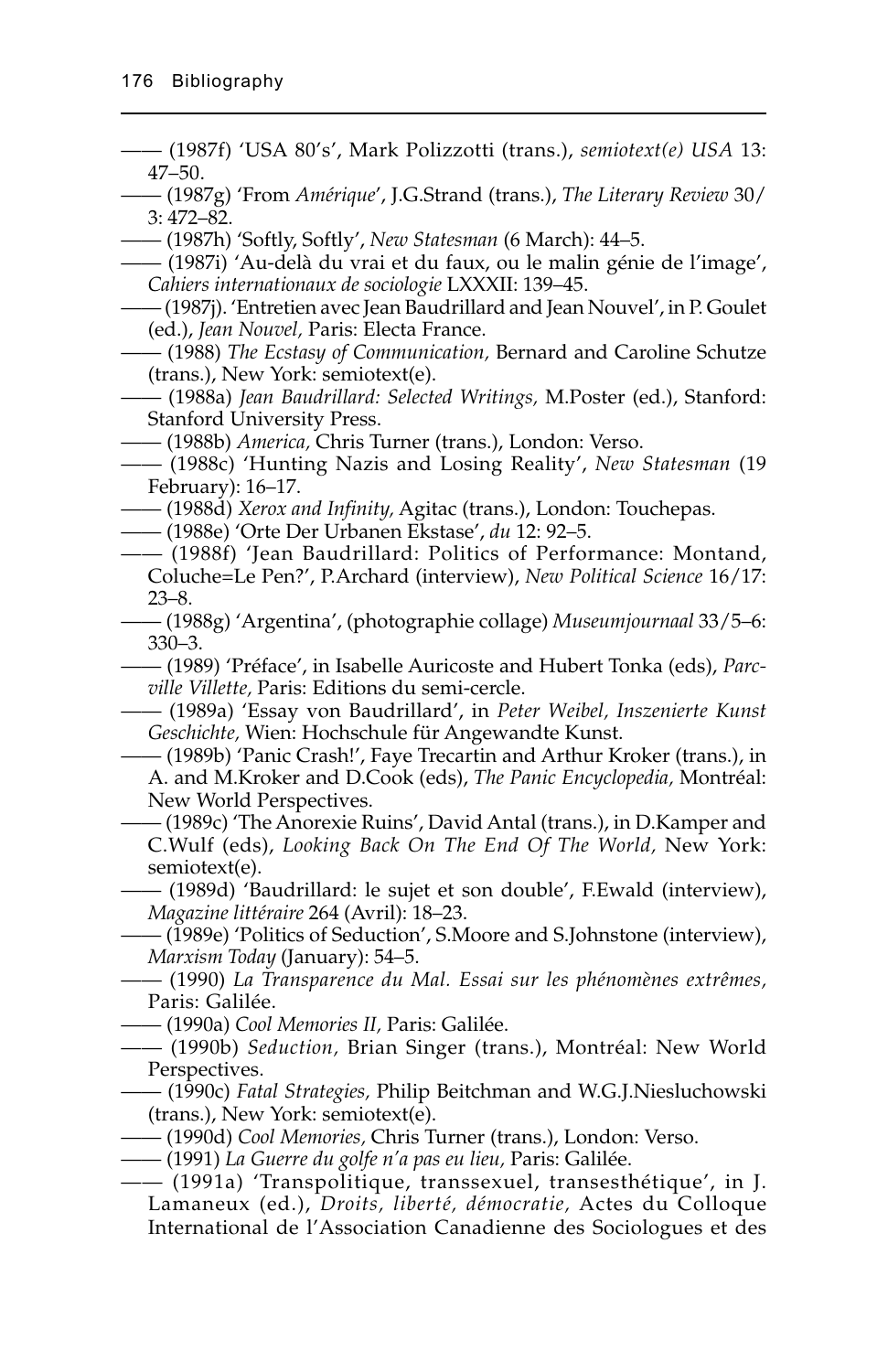—— (1987f) 'USA 80's', Mark Polizzotti (trans.), *semiotext(e) USA* 13: 47–50.

—— (1987g) 'From *Amérique*', J.G.Strand (trans.), *The Literary Review* 30/3: 472–82.

—— (1987h) 'Softly, Softly', *New Statesman* (6 March): 44–5.

—— (1987i) 'Au-delà du vrai et du faux, ou le malin génie de l'image', *Cahiers internationaux de sociologie* LXXXII: 139–45.

—— (1987j). 'Entretien avec Jean Baudrillard and Jean Nouvel', in P. Goulet (ed.), *Jean Nouvel,* Paris: Electa France.

—— (1988) *The Ecstasy of Communication,* Bernard and Caroline Schutze (trans.), New York: semiotext(e).

—— (1988a) *Jean Baudrillard: Selected Writings,* M.Poster (ed.), Stanford: Stanford University Press.

—— (1988b) *America,* Chris Turner (trans.), London: Verso.

—— (1988c) 'Hunting Nazis and Losing Reality', *New Statesman* (19 February): 16–17.

—— (1988d) *Xerox and Infinity,* Agitac (trans.), London: Touchepas.

—— (1988e) 'Orte Der Urbanen Ekstase', *du* 12: 92–5.

—— (1988f) 'Jean Baudrillard: Politics of Performance: Montand, Coluche=Le Pen?', P.Archard (interview), *New Political Science* 16/17: 23–8.

—— (1988g) 'Argentina', (photographie collage) *Museumjournaal* 33/5–6: 330–3.

—— (1989) 'Préface', in Isabelle Auricoste and Hubert Tonka (eds), *Parc-ville Villette,* Paris: Editions du semi-cercle.

—— (1989a) 'Essay von Baudrillard', in *Peter Weibel, Inszenierte Kunst Geschichte,* Wien: Hochschule für Angewandte Kunst.

—— (1989b) 'Panic Crash!', Faye Trecartin and Arthur Kroker (trans.), in A. and M.Kroker and D.Cook (eds), *The Panic Encyclopedia,* Montréal: New World Perspectives.

—— (1989c) 'The Anorexie Ruins', David Antal (trans.), in D.Kamper and C.Wulf (eds), *Looking Back On The End Of The World,* New York: semiotext(e).

—— (1989d) 'Baudrillard: le sujet et son double', F.Ewald (interview), *Magazine littéraire* 264 (Avril): 18–23.

—— (1989e) 'Politics of Seduction', S.Moore and S.Johnstone (interview), *Marxism Today* (January): 54–5.

—— (1990) *La Transparence du Mal. Essai sur les phénomènes extrêmes,* Paris: Galilée.

—— (1990a) *Cool Memories II,* Paris: Galilée.

—— (1990b) *Seduction,* Brian Singer (trans.), Montréal: New World Perspectives.

—— (1990c) *Fatal Strategies,* Philip Beitchman and W.G.J.Niesluchowski (trans.), New York: semiotext(e).

—— (1990d) *Cool Memories,* Chris Turner (trans.), London: Verso.

—— (1991) *La Guerre du golfe n'a pas eu lieu,* Paris: Galilée.

—— (1991a) 'Transpolitique, transsexuel, transesthétique', in J. Lamaneux (ed.), *Droits, liberté, démocratie,* Actes du Colloque International de l'Association Canadienne des Sociologues et des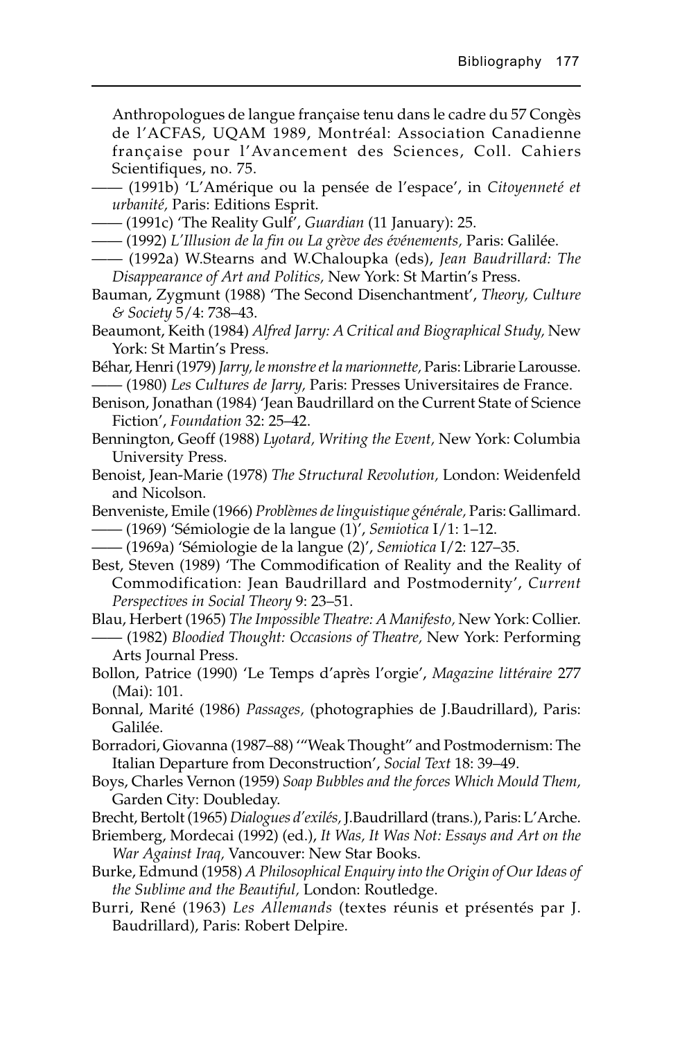Anthropologues de langue française tenu dans le cadre du 57 Congès de l'ACFAS, UQAM 1989, Montréal: Association Canadienne française pour l'Avancement des Sciences, Coll. Cahiers Scientifiques, no. 75.

—— (1991b) 'L'Amérique ou la pensée de l'espace', in *Citoyenneté et urbanité,* Paris: Editions Esprit.

—— (1991c) 'The Reality Gulf', *Guardian* (11 January): 25.

—— (1992) *L'Illusion de la fin ou La grève des événements,* Paris: Galilée.

—— (1992a) W.Stearns and W.Chaloupka (eds), *Jean Baudrillard: The Disappearance of Art and Politics,* New York: St Martin's Press.

Bauman, Zygmunt (1988) 'The Second Disenchantment', *Theory, Culture & Society* 5/4: 738–43.

Beaumont, Keith (1984) *Alfred Jarry: A Critical and Biographical Study,* New York: St Martin's Press.

Béhar, Henri (1979) *Jarry, le monstre et la marionnette,* Paris: Librarie Larousse.

—— (1980) *Les Cultures de Jarry,* Paris: Presses Universitaires de France.

Benison, Jonathan (1984) 'Jean Baudrillard on the Current State of Science Fiction', *Foundation* 32: 25–42.

Bennington, Geoff (1988) *Lyotard, Writing the Event,* New York: Columbia University Press.

Benoist, Jean-Marie (1978) *The Structural Revolution,* London: Weidenfeld and Nicolson.

Benveniste, Emile (1966) *Problèmes de linguistique générale,* Paris: Gallimard.

—— (1969) 'Sémiologie de la langue (1)', *Semiotica* I/1: 1–12.

—— (1969a) 'Sémiologie de la langue (2)', *Semiotica* I/2: 127–35.

Best, Steven (1989) 'The Commodification of Reality and the Reality of Commodification: Jean Baudrillard and Postmodernity', *Current Perspectives in Social Theory* 9: 23–51.

Blau, Herbert (1965) *The Impossible Theatre: A Manifesto,* New York: Collier.

—— (1982) *Bloodied Thought: Occasions of Theatre,* New York: Performing Arts Journal Press.

Bollon, Patrice (1990) 'Le Temps d'après l'orgie', *Magazine littéraire* 277 (Mai): 101.

Bonnal, Marité (1986) *Passages,* (photographies de J.Baudrillard), Paris: Galilée.

Borradori, Giovanna (1987–88) '"Weak Thought" and Postmodernism: The Italian Departure from Deconstruction', *Social Text* 18: 39–49.

Boys, Charles Vernon (1959) *Soap Bubbles and the forces Which Mould Them,* Garden City: Doubleday.

Brecht, Bertolt (1965) *Dialogues d'exilés,* J.Baudrillard (trans.), Paris: L'Arche.

Briemberg, Mordecai (1992) (ed.), *It Was, It Was Not: Essays and Art on the War Against Iraq,* Vancouver: New Star Books.

Burke, Edmund (1958) *A Philosophical Enquiry into the Origin of Our Ideas of the Sublime and the Beautiful,* London: Routledge.

Burri, René (1963) *Les Allemands* (textes réunis et présentés par J. Baudrillard), Paris: Robert Delpire.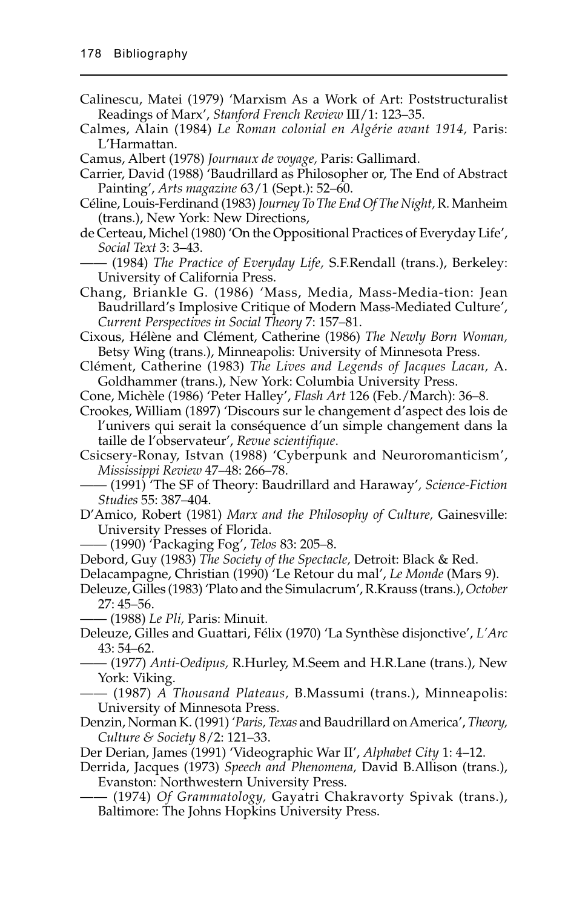Calinescu, Matei (1979) 'Marxism As a Work of Art: Poststructuralist Readings of Marx', *Stanford French Review* III/1: 123–35.

Calmes, Alain (1984) *Le Roman colonial en Algérie avant 1914*, Paris: L'Harmattan.

Camus, Albert (1978) *Journaux de voyage*, Paris: Gallimard.

Carrier, David (1988) 'Baudrillard as Philosopher or, The End of Abstract Painting', *Arts magazine* 63/1 (Sept.): 52–60.

Céline, Louis-Ferdinand (1983) *Journey To The End Of The Night*, R. Manheim (trans.), New York: New Directions,

de Certeau, Michel (1980) 'On the Oppositional Practices of Everyday Life', *Social Text* 3: 3–43.

—— (1984) *The Practice of Everyday Life*, S.F.Rendall (trans.), Berkeley: University of California Press.

Chang, Briankle G. (1986) 'Mass, Media, Mass-Media-tion: Jean Baudrillard's Implosive Critique of Modern Mass-Mediated Culture', *Current Perspectives in Social Theory* 7: 157–81.

Cixous, Hélène and Clément, Catherine (1986) *The Newly Born Woman*, Betsy Wing (trans.), Minneapolis: University of Minnesota Press.

Clément, Catherine (1983) *The Lives and Legends of Jacques Lacan*, A. Goldhammer (trans.), New York: Columbia University Press.

Cone, Michèle (1986) 'Peter Halley', *Flash Art* 126 (Feb./March): 36–8.

Crookes, William (1897) 'Discours sur le changement d'aspect des lois de l'univers qui serait la conséquence d'un simple changement dans la taille de l'observateur', *Revue scientifique*.

Csicsery-Ronay, Istvan (1988) 'Cyberpunk and Neuroromanticism', *Mississippi Review* 47–48: 266–78.

—— (1991) 'The SF of Theory: Baudrillard and Haraway', *Science-Fiction Studies* 55: 387–404.

D'Amico, Robert (1981) *Marx and the Philosophy of Culture*, Gainesville: University Presses of Florida.

—— (1990) 'Packaging Fog', *Telos* 83: 205–8.

Debord, Guy (1983) *The Society of the Spectacle*, Detroit: Black & Red.

Delacampagne, Christian (1990) 'Le Retour du mal', *Le Monde* (Mars 9).

Deleuze, Gilles (1983) 'Plato and the Simulacrum', R.Krauss (trans.), *October* 27: 45–56.

—— (1988) *Le Pli*, Paris: Minuit.

Deleuze, Gilles and Guattari, Félix (1970) 'La Synthèse disjonctive', *L'Arc* 43: 54–62.

—— (1977) *Anti-Oedipus*, R.Hurley, M.Seem and H.R.Lane (trans.), New York: Viking.

—— (1987) *A Thousand Plateaus*, B.Massumi (trans.), Minneapolis: University of Minnesota Press.

Denzin, Norman K. (1991) '*Paris, Texas* and Baudrillard on America', *Theory, Culture & Society* 8/2: 121–33.

Der Derian, James (1991) 'Videographic War II', *Alphabet City* 1: 4–12.

Derrida, Jacques (1973) *Speech and Phenomena*, David B.Allison (trans.), Evanston: Northwestern University Press.

—— (1974) *Of Grammatology*, Gayatri Chakravorty Spivak (trans.), Baltimore: The Johns Hopkins University Press.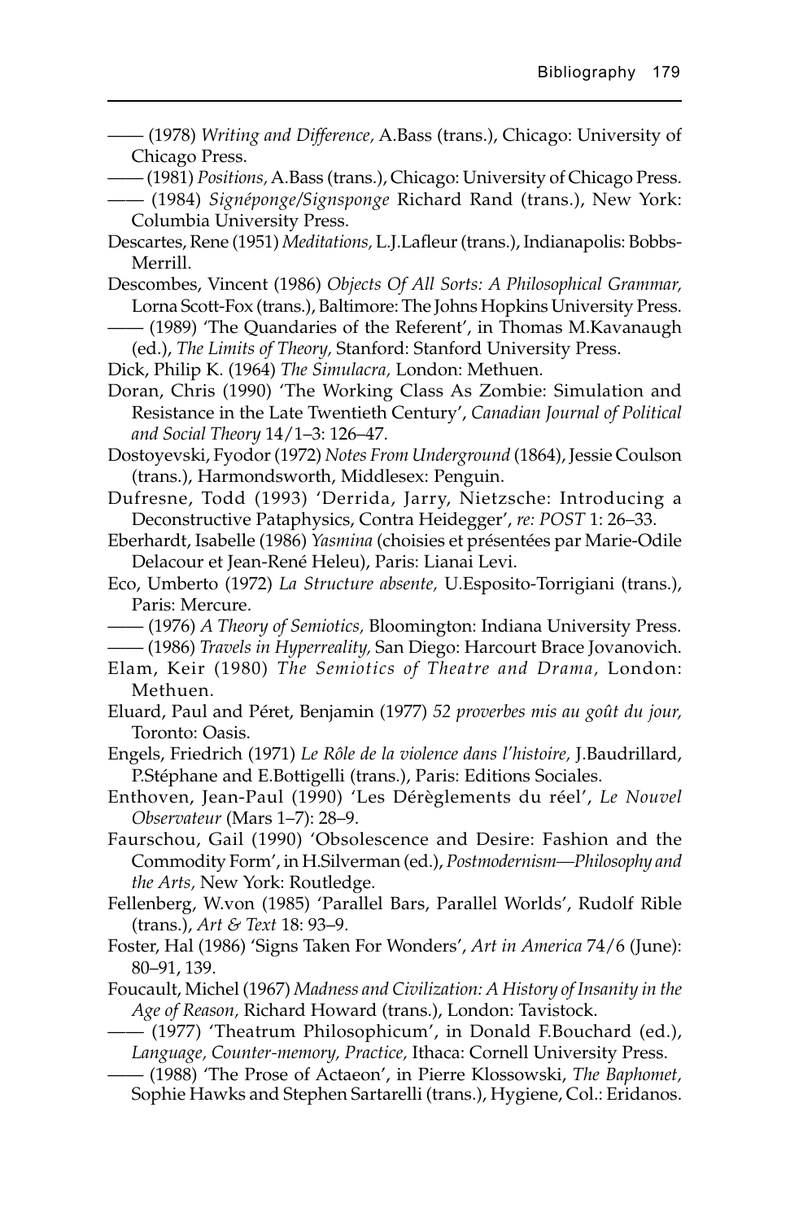—— (1978) *Writing and Difference,* A.Bass (trans.), Chicago: University of Chicago Press.

—— (1981) *Positions,* A.Bass (trans.), Chicago: University of Chicago Press.

—— (1984) *Signéponge/Signsponge* Richard Rand (trans.), New York: Columbia University Press.

Descartes, Rene (1951) *Meditations,* L.J.Lafleur (trans.), Indianapolis: Bobbs-Merrill.

Descombes, Vincent (1986) *Objects Of All Sorts: A Philosophical Grammar,* Lorna Scott-Fox (trans.), Baltimore: The Johns Hopkins University Press.

—— (1989) 'The Quandaries of the Referent', in Thomas M.Kavanaugh (ed.), *The Limits of Theory,* Stanford: Stanford University Press.

Dick, Philip K. (1964) *The Simulacra,* London: Methuen.

Doran, Chris (1990) 'The Working Class As Zombie: Simulation and Resistance in the Late Twentieth Century', *Canadian Journal of Political and Social Theory* 14/1–3: 126–47.

Dostoyevski, Fyodor (1972) *Notes From Underground* (1864), Jessie Coulson (trans.), Harmondsworth, Middlesex: Penguin.

Dufresne, Todd (1993) 'Derrida, Jarry, Nietzsche: Introducing a Deconstructive Pataphysics, Contra Heidegger', *re: POST* 1: 26–33.

Eberhardt, Isabelle (1986) *Yasmina* (choisies et présentées par Marie-Odile Delacour et Jean-René Heleu), Paris: Lianai Levi.

Eco, Umberto (1972) *La Structure absente,* U.Esposito-Torrigiani (trans.), Paris: Mercure.

—— (1976) *A Theory of Semiotics,* Bloomington: Indiana University Press.

—— (1986) *Travels in Hyperreality,* San Diego: Harcourt Brace Jovanovich.

Elam, Keir (1980) *The Semiotics of Theatre and Drama,* London: Methuen.

Eluard, Paul and Péret, Benjamin (1977) *52 proverbes mis au goût du jour,* Toronto: Oasis.

Engels, Friedrich (1971) *Le Rôle de la violence dans l'histoire,* J.Baudrillard, P.Stéphane and E.Bottigelli (trans.), Paris: Editions Sociales.

Enthoven, Jean-Paul (1990) 'Les Dérèglements du réel', *Le Nouvel Observateur* (Mars 1–7): 28–9.

Faurschou, Gail (1990) 'Obsolescence and Desire: Fashion and the Commodity Form', in H.Silverman (ed.), *Postmodernism—Philosophy and the Arts,* New York: Routledge.

Fellenberg, W.von (1985) 'Parallel Bars, Parallel Worlds', Rudolf Rible (trans.), *Art & Text* 18: 93–9.

Foster, Hal (1986) 'Signs Taken For Wonders', *Art in America* 74/6 (June): 80–91, 139.

Foucault, Michel (1967) *Madness and Civilization: A History of Insanity in the Age of Reason,* Richard Howard (trans.), London: Tavistock.

—— (1977) 'Theatrum Philosophicum', in Donald F.Bouchard (ed.), *Language, Counter-memory, Practice,* Ithaca: Cornell University Press.

—— (1988) 'The Prose of Actaeon', in Pierre Klossowski, *The Baphomet,* Sophie Hawks and Stephen Sartarelli (trans.), Hygiene, Col.: Eridanos.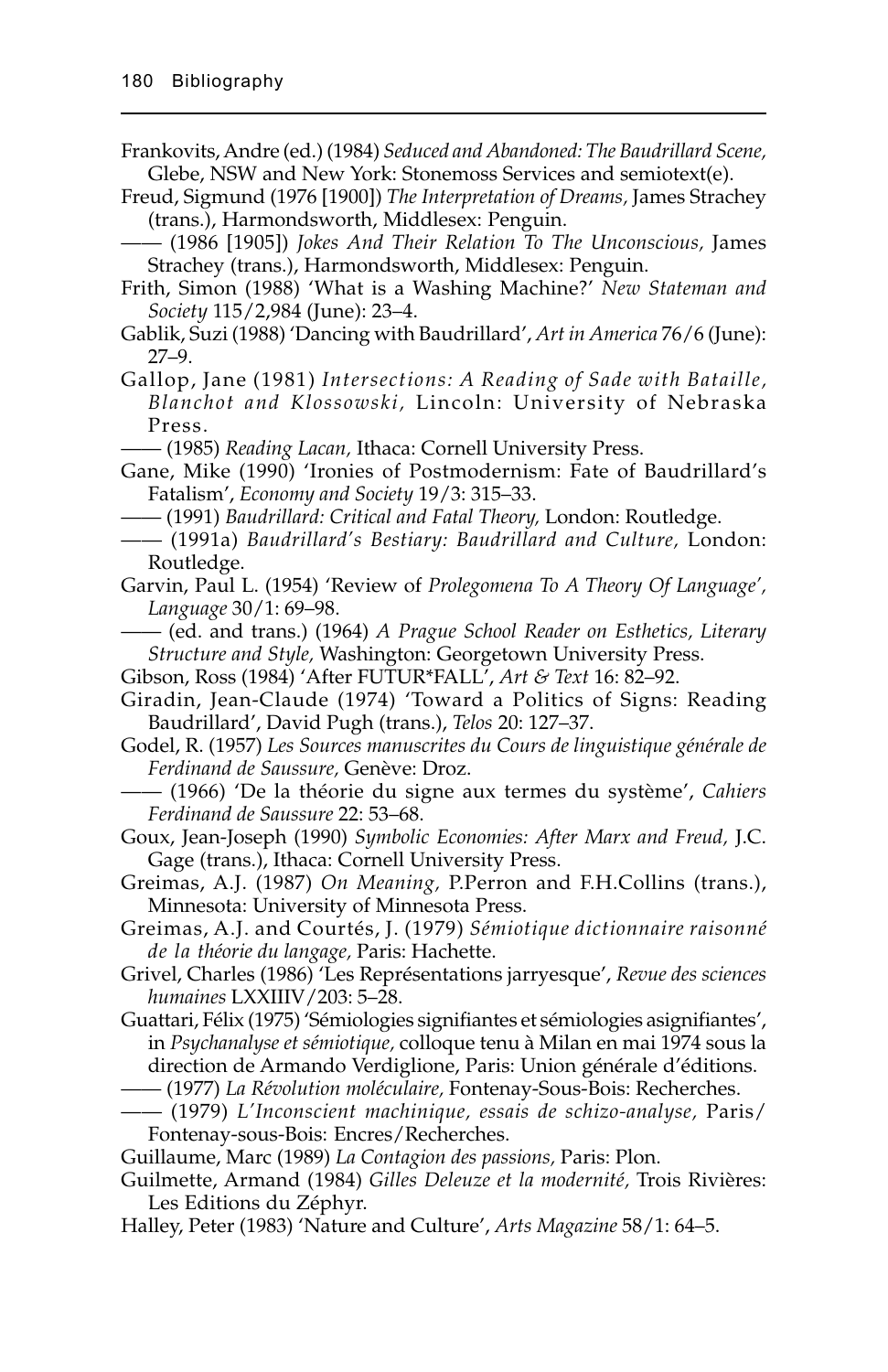Frankovits, Andre (ed.) (1984) *Seduced and Abandoned: The Baudrillard Scene,* Glebe, NSW and New York: Stonemoss Services and semiotext(e).

Freud, Sigmund (1976 [1900]) *The Interpretation of Dreams,* James Strachey (trans.), Harmondsworth, Middlesex: Penguin.

—— (1986 [1905]) *Jokes And Their Relation To The Unconscious,* James Strachey (trans.), Harmondsworth, Middlesex: Penguin.

Frith, Simon (1988) 'What is a Washing Machine?' *New Stateman and Society* 115/2,984 (June): 23–4.

Gablik, Suzi (1988) 'Dancing with Baudrillard', *Art in America* 76/6 (June): 27–9.

Gallop, Jane (1981) *Intersections: A Reading of Sade with Bataille, Blanchot and Klossowski,* Lincoln: University of Nebraska Press.

—— (1985) *Reading Lacan,* Ithaca: Cornell University Press.

Gane, Mike (1990) 'Ironies of Postmodernism: Fate of Baudrillard's Fatalism', *Economy and Society* 19/3: 315–33.

—— (1991) *Baudrillard: Critical and Fatal Theory,* London: Routledge.

—— (1991a) *Baudrillard's Bestiary: Baudrillard and Culture,* London: Routledge.

Garvin, Paul L. (1954) 'Review of *Prolegomena To A Theory Of Language*', *Language* 30/1: 69–98.

—— (ed. and trans.) (1964) *A Prague School Reader on Esthetics, Literary Structure and Style,* Washington: Georgetown University Press.

Gibson, Ross (1984) 'After FUTUR*FALL', *Art & Text* 16: 82–92.

Giradin, Jean-Claude (1974) 'Toward a Politics of Signs: Reading Baudrillard', David Pugh (trans.), *Telos* 20: 127–37.

Godel, R. (1957) *Les Sources manuscrites du Cours de linguistique générale de Ferdinand de Saussure,* Genève: Droz.

—— (1966) 'De la théorie du signe aux termes du système', *Cahiers Ferdinand de Saussure* 22: 53–68.

Goux, Jean-Joseph (1990) *Symbolic Economies: After Marx and Freud,* J.C. Gage (trans.), Ithaca: Cornell University Press.

Greimas, A.J. (1987) *On Meaning,* P.Perron and F.H.Collins (trans.), Minnesota: University of Minnesota Press.

Greimas, A.J. and Courtés, J. (1979) *Sémiotique dictionnaire raisonné de la théorie du langage,* Paris: Hachette.

Grivel, Charles (1986) 'Les Représentations jarryesque', *Revue des sciences humaines* LXXIIIV/203: 5–28.

Guattari, Félix (1975) 'Sémiologies signifiantes et sémiologies asignifiantes', in *Psychanalyse et sémiotique,* colloque tenu à Milan en mai 1974 sous la direction de Armando Verdiglione, Paris: Union générale d'éditions.

—— (1977) *La Révolution moléculaire,* Fontenay-Sous-Bois: Recherches.

—— (1979) *L'Inconscient machinique, essais de schizo-analyse,* Paris/Fontenay-sous-Bois: Encres/Recherches.

Guillaume, Marc (1989) *La Contagion des passions,* Paris: Plon.

Guilmette, Armand (1984) *Gilles Deleuze et la modernité,* Trois Rivières: Les Editions du Zéphyr.

Halley, Peter (1983) 'Nature and Culture', *Arts Magazine* 58/1: 64–5.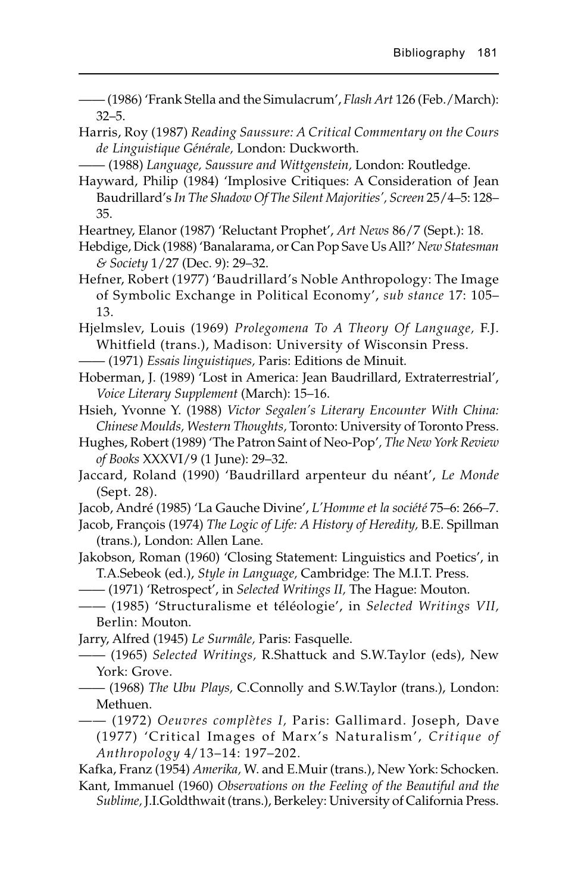—— (1986) 'Frank Stella and the Simulacrum', *Flash Art* 126 (Feb./March): 32–5.

Harris, Roy (1987) *Reading Saussure: A Critical Commentary on the Cours de Linguistique Générale,* London: Duckworth.

—— (1988) *Language, Saussure and Wittgenstein,* London: Routledge.

Hayward, Philip (1984) 'Implosive Critiques: A Consideration of Jean Baudrillard's *In The Shadow Of The Silent Majorities*', *Screen* 25/4–5: 128–35.

Heartney, Elanor (1987) 'Reluctant Prophet', *Art News* 86/7 (Sept.): 18.

Hebdige, Dick (1988) 'Banalarama, or Can Pop Save Us All?' *New Statesman & Society* 1/27 (Dec. 9): 29–32.

Hefner, Robert (1977) 'Baudrillard's Noble Anthropology: The Image of Symbolic Exchange in Political Economy', *sub stance* 17: 105–13.

Hjelmslev, Louis (1969) *Prolegomena To A Theory Of Language,* F.J. Whitfield (trans.), Madison: University of Wisconsin Press.

—— (1971) *Essais linguistiques,* Paris: Editions de Minuit.

Hoberman, J. (1989) 'Lost in America: Jean Baudrillard, Extraterrestrial', *Voice Literary Supplement* (March): 15–16.

Hsieh, Yvonne Y. (1988) *Victor Segalen's Literary Encounter With China: Chinese Moulds, Western Thoughts,* Toronto: University of Toronto Press.

Hughes, Robert (1989) 'The Patron Saint of Neo-Pop', *The New York Review of Books* XXXVI/9 (1 June): 29–32.

Jaccard, Roland (1990) 'Baudrillard arpenteur du néant', *Le Monde* (Sept. 28).

Jacob, André (1985) 'La Gauche Divine', *L'Homme et la société* 75–6: 266–7.

Jacob, François (1974) *The Logic of Life: A History of Heredity,* B.E. Spillman (trans.), London: Allen Lane.

Jakobson, Roman (1960) 'Closing Statement: Linguistics and Poetics', in T.A.Sebeok (ed.), *Style in Language,* Cambridge: The M.I.T. Press.

—— (1971) 'Retrospect', in *Selected Writings II,* The Hague: Mouton.

—— (1985) 'Structuralisme et téléologie', in *Selected Writings VII,* Berlin: Mouton.

Jarry, Alfred (1945) *Le Surmâle,* Paris: Fasquelle.

—— (1965) *Selected Writings,* R.Shattuck and S.W.Taylor (eds), New York: Grove.

—— (1968) *The Ubu Plays,* C.Connolly and S.W.Taylor (trans.), London: Methuen.

—— (1972) *Oeuvres complètes I,* Paris: Gallimard. Joseph, Dave (1977) 'Critical Images of Marx's Naturalism', *Critique of Anthropology* 4/13–14: 197–202.

Kafka, Franz (1954) *Amerika,* W. and E.Muir (trans.), New York: Schocken.

Kant, Immanuel (1960) *Observations on the Feeling of the Beautiful and the Sublime,* J.I.Goldthwait (trans.), Berkeley: University of California Press.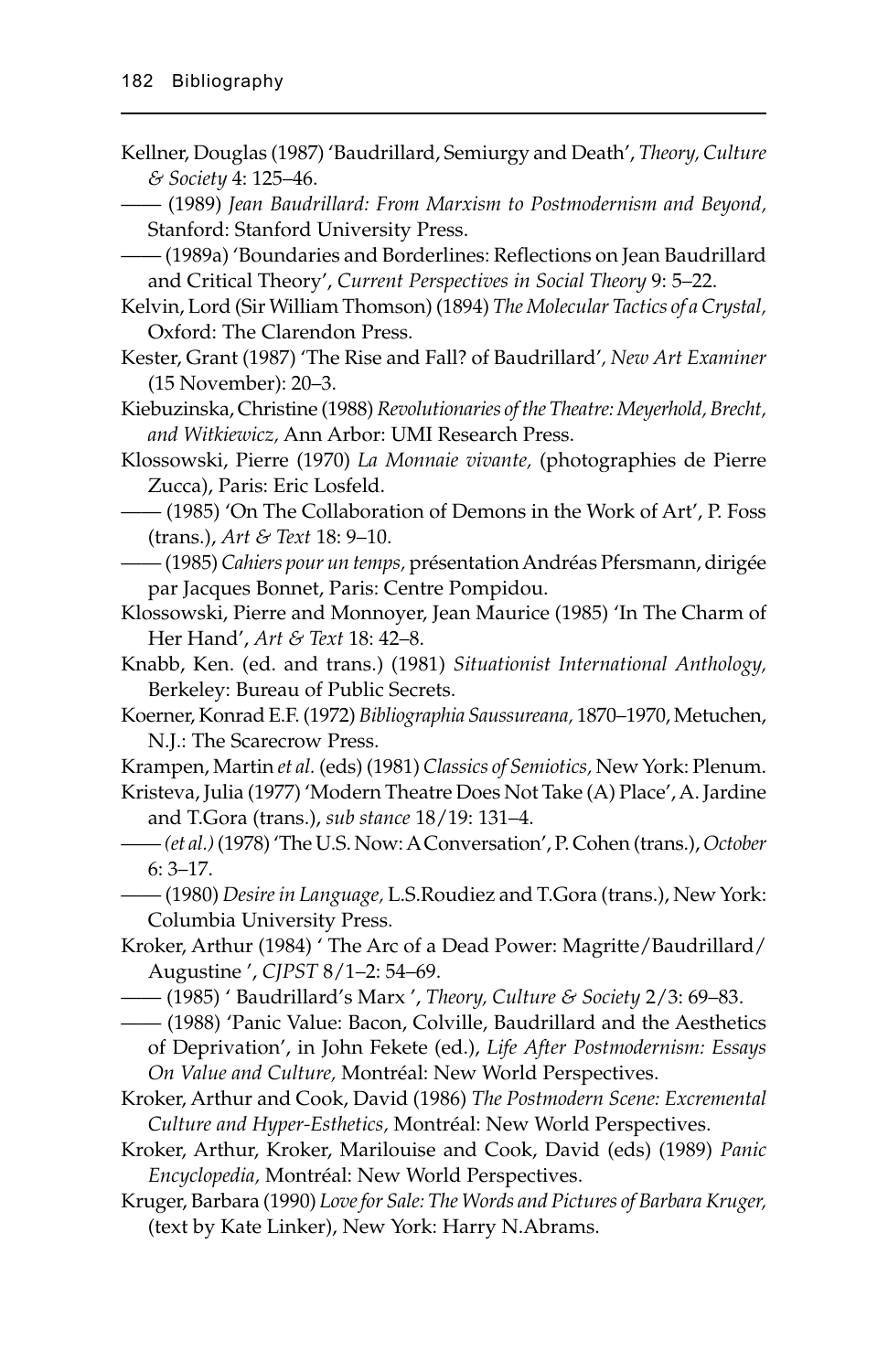Kellner, Douglas (1987) 'Baudrillard, Semiurgy and Death', *Theory, Culture & Society* 4: 125–46.

—— (1989) *Jean Baudrillard: From Marxism to Postmodernism and Beyond,* Stanford: Stanford University Press.

—— (1989a) 'Boundaries and Borderlines: Reflections on Jean Baudrillard and Critical Theory', *Current Perspectives in Social Theory* 9: 5–22.

Kelvin, Lord (Sir William Thomson) (1894) *The Molecular Tactics of a Crystal,* Oxford: The Clarendon Press.

Kester, Grant (1987) 'The Rise and Fall? of Baudrillard', *New Art Examiner* (15 November): 20–3.

Kiebuzinska, Christine (1988) *Revolutionaries of the Theatre: Meyerhold, Brecht, and Witkiewicz,* Ann Arbor: UMI Research Press.

Klossowski, Pierre (1970) *La Monnaie vivante,* (photographies de Pierre Zucca), Paris: Eric Losfeld.

—— (1985) 'On The Collaboration of Demons in the Work of Art', P. Foss (trans.), *Art & Text* 18: 9–10.

—— (1985) *Cahiers pour un temps,* présentation Andréas Pfersmann, dirigée par Jacques Bonnet, Paris: Centre Pompidou.

Klossowski, Pierre and Monnoyer, Jean Maurice (1985) 'In The Charm of Her Hand', *Art & Text* 18: 42–8.

Knabb, Ken. (ed. and trans.) (1981) *Situationist International Anthology,* Berkeley: Bureau of Public Secrets.

Koerner, Konrad E.F. (1972) *Bibliographia Saussureana,* 1870–1970, Metuchen, N.J.: The Scarecrow Press.

Krampen, Martin *et al.* (eds) (1981) *Classics of Semiotics,* New York: Plenum.

Kristeva, Julia (1977) 'Modern Theatre Does Not Take (A) Place', A. Jardine and T.Gora (trans.), *sub stance* 18/19: 131–4.

—— *(et al.)* (1978) 'The U.S. Now: A Conversation', P. Cohen (trans.), *October* 6: 3–17.

—— (1980) *Desire in Language,* L.S.Roudiez and T.Gora (trans.), New York: Columbia University Press.

Kroker, Arthur (1984) ' The Arc of a Dead Power: Magritte/Baudrillard/ Augustine ', *CJPST* 8/1–2: 54–69.

—— (1985) ' Baudrillard's Marx ', *Theory, Culture & Society* 2/3: 69–83.

—— (1988) 'Panic Value: Bacon, Colville, Baudrillard and the Aesthetics of Deprivation', in John Fekete (ed.), *Life After Postmodernism: Essays On Value and Culture,* Montréal: New World Perspectives.

Kroker, Arthur and Cook, David (1986) *The Postmodern Scene: Excremental Culture and Hyper-Esthetics,* Montréal: New World Perspectives.

Kroker, Arthur, Kroker, Marilouise and Cook, David (eds) (1989) *Panic Encyclopedia,* Montréal: New World Perspectives.

Kruger, Barbara (1990) *Love for Sale: The Words and Pictures of Barbara Kruger,* (text by Kate Linker), New York: Harry N.Abrams.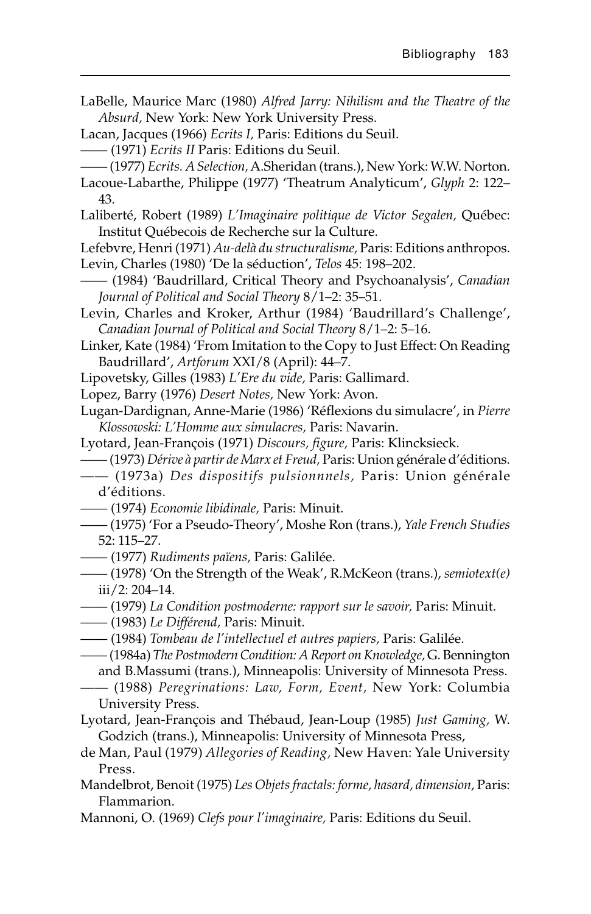LaBelle, Maurice Marc (1980) *Alfred Jarry: Nihilism and the Theatre of the Absurd,* New York: New York University Press.

Lacan, Jacques (1966) *Ecrits I,* Paris: Editions du Seuil.

—— (1971) *Ecrits II* Paris: Editions du Seuil.

—— (1977) *Ecrits. A Selection,* A.Sheridan (trans.), New York: W.W. Norton.

Lacoue-Labarthe, Philippe (1977) 'Theatrum Analyticum', *Glyph* 2: 122–43.

Laliberté, Robert (1989) *L'Imaginaire politique de Victor Segalen,* Québec: Institut Québecois de Recherche sur la Culture.

Lefebvre, Henri (1971) *Au-delà du structuralisme,* Paris: Editions anthropos.

Levin, Charles (1980) 'De la séduction', *Telos* 45: 198–202.

—— (1984) 'Baudrillard, Critical Theory and Psychoanalysis', *Canadian Journal of Political and Social Theory* 8/1–2: 35–51.

Levin, Charles and Kroker, Arthur (1984) 'Baudrillard's Challenge', *Canadian Journal of Political and Social Theory* 8/1–2: 5–16.

Linker, Kate (1984) 'From Imitation to the Copy to Just Effect: On Reading Baudrillard', *Artforum* XXI/8 (April): 44–7.

Lipovetsky, Gilles (1983) *L'Ere du vide,* Paris: Gallimard.

Lopez, Barry (1976) *Desert Notes,* New York: Avon.

Lugan-Dardignan, Anne-Marie (1986) 'Réflexions du simulacre', in *Pierre Klossowski: L'Homme aux simulacres,* Paris: Navarin.

Lyotard, Jean-François (1971) *Discours, figure,* Paris: Klincksieck.

—— (1973) *Dérive à partir de Marx et Freud,* Paris: Union générale d'éditions.

—— (1973a) *Des dispositifs pulsionnnels,* Paris: Union générale d'éditions.

—— (1974) *Economie libidinale,* Paris: Minuit.

—— (1975) 'For a Pseudo-Theory', Moshe Ron (trans.), *Yale French Studies* 52: 115–27.

—— (1977) *Rudiments païens,* Paris: Galilée.

—— (1978) 'On the Strength of the Weak', R.McKeon (trans.), *semiotext(e)* iii/2: 204–14.

—— (1979) *La Condition postmoderne: rapport sur le savoir,* Paris: Minuit.

—— (1983) *Le Différend,* Paris: Minuit.

—— (1984) *Tombeau de l'intellectuel et autres papiers,* Paris: Galilée.

—— (1984a) *The Postmodern Condition: A Report on Knowledge,* G. Bennington and B.Massumi (trans.), Minneapolis: University of Minnesota Press.

—— (1988) *Peregrinations: Law, Form, Event,* New York: Columbia University Press.

Lyotard, Jean-François and Thébaud, Jean-Loup (1985) *Just Gaming,* W. Godzich (trans.), Minneapolis: University of Minnesota Press,

de Man, Paul (1979) *Allegories of Reading,* New Haven: Yale University Press.

Mandelbrot, Benoit (1975) *Les Objets fractals: forme, hasard, dimension,* Paris: Flammarion.

Mannoni, O. (1969) *Clefs pour l'imaginaire,* Paris: Editions du Seuil.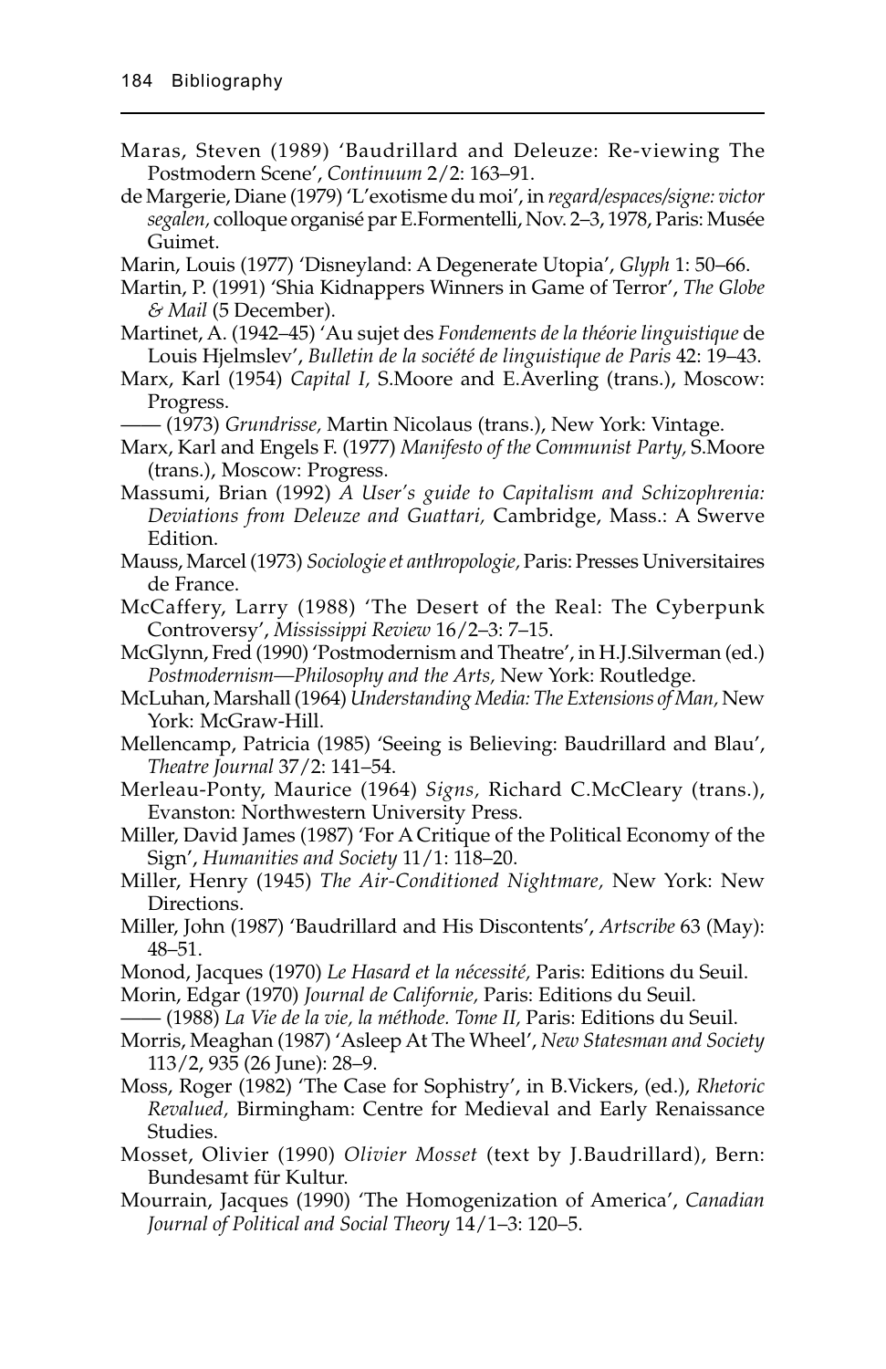Maras, Steven (1989) 'Baudrillard and Deleuze: Re-viewing The Postmodern Scene', *Continuum* 2/2: 163–91.

de Margerie, Diane (1979) 'L'exotisme du moi', in *regard/espaces/signe: victor segalen,* colloque organisé par E.Formentelli, Nov. 2–3, 1978, Paris: Musée Guimet.

Marin, Louis (1977) 'Disneyland: A Degenerate Utopia', *Glyph* 1: 50–66.

Martin, P. (1991) 'Shia Kidnappers Winners in Game of Terror', *The Globe & Mail* (5 December).

Martinet, A. (1942–45) 'Au sujet des *Fondements de la théorie linguistique* de Louis Hjelmslev', *Bulletin de la société de linguistique de Paris* 42: 19–43.

Marx, Karl (1954) *Capital I,* S.Moore and E.Averling (trans.), Moscow: Progress.

—— (1973) *Grundrisse,* Martin Nicolaus (trans.), New York: Vintage.

Marx, Karl and Engels F. (1977) *Manifesto of the Communist Party,* S.Moore (trans.), Moscow: Progress.

Massumi, Brian (1992) *A User's guide to Capitalism and Schizophrenia: Deviations from Deleuze and Guattari,* Cambridge, Mass.: A Swerve Edition.

Mauss, Marcel (1973) *Sociologie et anthropologie,* Paris: Presses Universitaires de France.

McCaffery, Larry (1988) 'The Desert of the Real: The Cyberpunk Controversy', *Mississippi Review* 16/2–3: 7–15.

McGlynn, Fred (1990) 'Postmodernism and Theatre', in H.J.Silverman (ed.) *Postmodernism—Philosophy and the Arts,* New York: Routledge.

McLuhan, Marshall (1964) *Understanding Media: The Extensions of Man,* New York: McGraw-Hill.

Mellencamp, Patricia (1985) 'Seeing is Believing: Baudrillard and Blau', *Theatre Journal* 37/2: 141–54.

Merleau-Ponty, Maurice (1964) *Signs,* Richard C.McCleary (trans.), Evanston: Northwestern University Press.

Miller, David James (1987) 'For A Critique of the Political Economy of the Sign', *Humanities and Society* 11/1: 118–20.

Miller, Henry (1945) *The Air-Conditioned Nightmare,* New York: New Directions.

Miller, John (1987) 'Baudrillard and His Discontents', *Artscribe* 63 (May): 48–51.

Monod, Jacques (1970) *Le Hasard et la nécessité,* Paris: Editions du Seuil.

Morin, Edgar (1970) *Journal de Californie,* Paris: Editions du Seuil.

—— (1988) *La Vie de la vie, la méthode. Tome II,* Paris: Editions du Seuil.

Morris, Meaghan (1987) 'Asleep At The Wheel', *New Statesman and Society* 113/2, 935 (26 June): 28–9.

Moss, Roger (1982) 'The Case for Sophistry', in B.Vickers, (ed.), *Rhetoric Revalued,* Birmingham: Centre for Medieval and Early Renaissance Studies.

Mosset, Olivier (1990) *Olivier Mosset* (text by J.Baudrillard), Bern: Bundesamt für Kultur.

Mourrain, Jacques (1990) 'The Homogenization of America', *Canadian Journal of Political and Social Theory* 14/1–3: 120–5.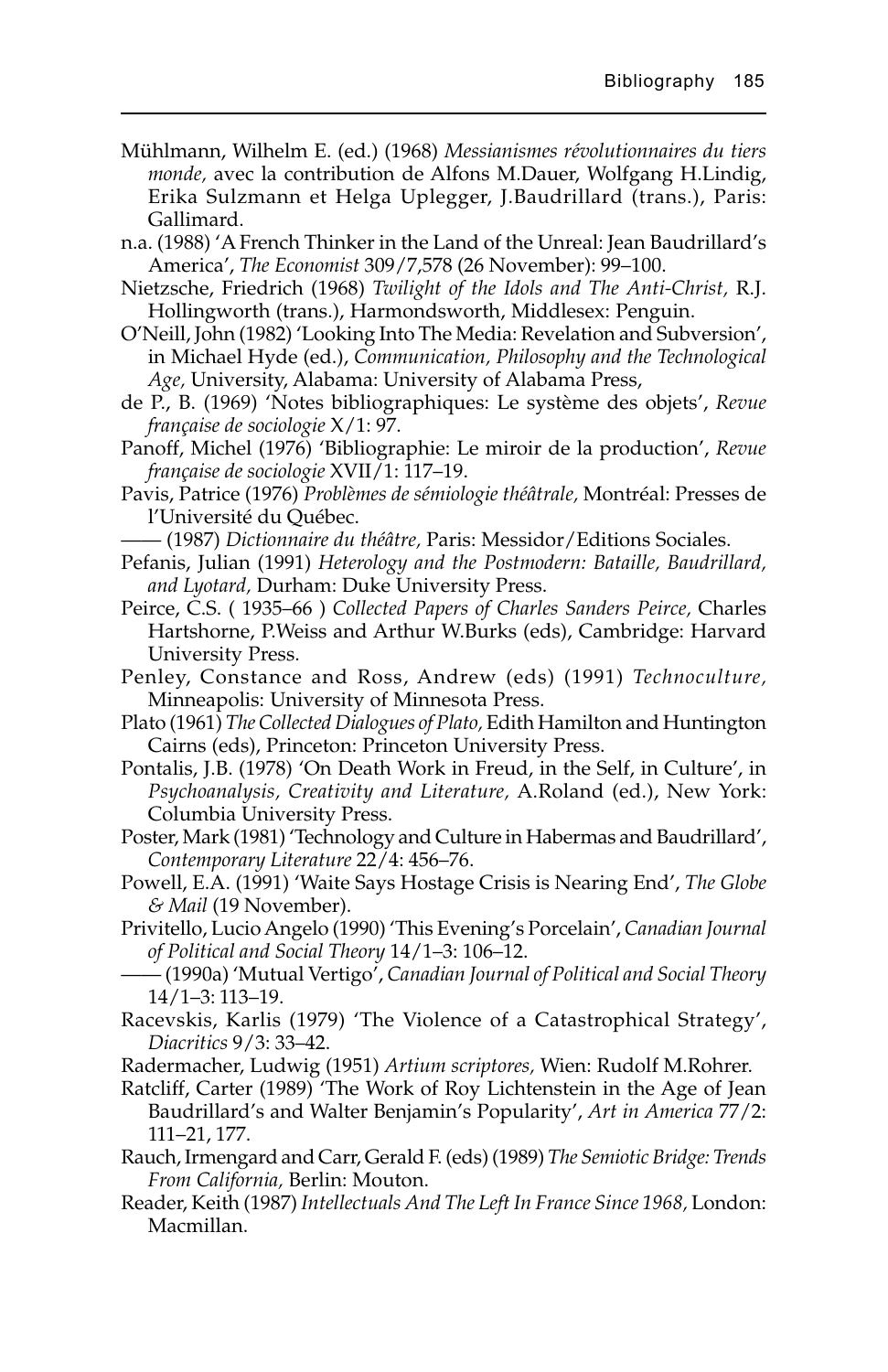Mühlmann, Wilhelm E. (ed.) (1968) *Messianismes révolutionnaires du tiers monde,* avec la contribution de Alfons M.Dauer, Wolfgang H.Lindig, Erika Sulzmann et Helga Uplegger, J.Baudrillard (trans.), Paris: Gallimard.

n.a. (1988) 'A French Thinker in the Land of the Unreal: Jean Baudrillard's America', *The Economist* 309/7,578 (26 November): 99–100.

Nietzsche, Friedrich (1968) *Twilight of the Idols and The Anti-Christ,* R.J. Hollingworth (trans.), Harmondsworth, Middlesex: Penguin.

O'Neill, John (1982) 'Looking Into The Media: Revelation and Subversion', in Michael Hyde (ed.), *Communication, Philosophy and the Technological Age,* University, Alabama: University of Alabama Press,

de P., B. (1969) 'Notes bibliographiques: Le système des objets', *Revue française de sociologie* X/1: 97.

Panoff, Michel (1976) 'Bibliographie: Le miroir de la production', *Revue française de sociologie* XVII/1: 117–19.

Pavis, Patrice (1976) *Problèmes de sémiologie théâtrale,* Montréal: Presses de l'Université du Québec.

—— (1987) *Dictionnaire du théâtre,* Paris: Messidor/Editions Sociales.

Pefanis, Julian (1991) *Heterology and the Postmodern: Bataille, Baudrillard, and Lyotard,* Durham: Duke University Press.

Peirce, C.S. ( 1935–66 ) *Collected Papers of Charles Sanders Peirce,* Charles Hartshorne, P.Weiss and Arthur W.Burks (eds), Cambridge: Harvard University Press.

Penley, Constance and Ross, Andrew (eds) (1991) *Technoculture,* Minneapolis: University of Minnesota Press.

Plato (1961) *The Collected Dialogues of Plato,* Edith Hamilton and Huntington Cairns (eds), Princeton: Princeton University Press.

Pontalis, J.B. (1978) 'On Death Work in Freud, in the Self, in Culture', in *Psychoanalysis, Creativity and Literature,* A.Roland (ed.), New York: Columbia University Press.

Poster, Mark (1981) 'Technology and Culture in Habermas and Baudrillard', *Contemporary Literature* 22/4: 456–76.

Powell, E.A. (1991) 'Waite Says Hostage Crisis is Nearing End', *The Globe & Mail* (19 November).

Privitello, Lucio Angelo (1990) 'This Evening's Porcelain', *Canadian Journal of Political and Social Theory* 14/1–3: 106–12.

—— (1990a) 'Mutual Vertigo', *Canadian Journal of Political and Social Theory* 14/1–3: 113–19.

Racevskis, Karlis (1979) 'The Violence of a Catastrophical Strategy', *Diacritics* 9/3: 33–42.

Radermacher, Ludwig (1951) *Artium scriptores,* Wien: Rudolf M.Rohrer.

Ratcliff, Carter (1989) 'The Work of Roy Lichtenstein in the Age of Jean Baudrillard's and Walter Benjamin's Popularity', *Art in America* 77/2: 111–21, 177.

Rauch, Irmengard and Carr, Gerald F. (eds) (1989) *The Semiotic Bridge: Trends From California,* Berlin: Mouton.

Reader, Keith (1987) *Intellectuals And The Left In France Since 1968,* London: Macmillan.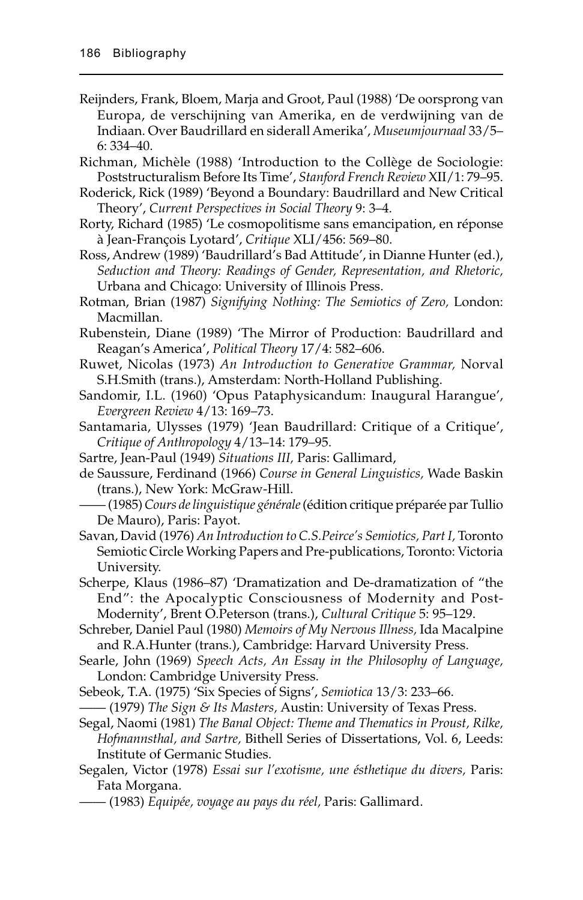Reijnders, Frank, Bloem, Marja and Groot, Paul (1988) 'De oorsprong van Europa, de verschijning van Amerika, en de verdwijning van de Indiaan. Over Baudrillard en siderall Amerika', *Museumjournaal* 33/5–6: 334–40.

Richman, Michèle (1988) 'Introduction to the Collège de Sociologie: Poststructuralism Before Its Time', *Stanford French Review* XII/1: 79–95.

Roderick, Rick (1989) 'Beyond a Boundary: Baudrillard and New Critical Theory', *Current Perspectives in Social Theory* 9: 3–4.

Rorty, Richard (1985) 'Le cosmopolitisme sans emancipation, en réponse à Jean-François Lyotard', *Critique* XLI/456: 569–80.

Ross, Andrew (1989) 'Baudrillard's Bad Attitude', in Dianne Hunter (ed.), *Seduction and Theory: Readings of Gender, Representation, and Rhetoric,* Urbana and Chicago: University of Illinois Press.

Rotman, Brian (1987) *Signifying Nothing: The Semiotics of Zero,* London: Macmillan.

Rubenstein, Diane (1989) 'The Mirror of Production: Baudrillard and Reagan's America', *Political Theory* 17/4: 582–606.

Ruwet, Nicolas (1973) *An Introduction to Generative Grammar,* Norval S.H.Smith (trans.), Amsterdam: North-Holland Publishing.

Sandomir, I.L. (1960) 'Opus Pataphysicandum: Inaugural Harangue', *Evergreen Review* 4/13: 169–73.

Santamaria, Ulysses (1979) 'Jean Baudrillard: Critique of a Critique', *Critique of Anthropology* 4/13–14: 179–95.

Sartre, Jean-Paul (1949) *Situations III,* Paris: Gallimard,

de Saussure, Ferdinand (1966) *Course in General Linguistics,* Wade Baskin (trans.), New York: McGraw-Hill.

—— (1985) *Cours de linguistique générale* (édition critique préparée par Tullio De Mauro), Paris: Payot.

Savan, David (1976) *An Introduction to C.S.Peirce's Semiotics, Part I,* Toronto Semiotic Circle Working Papers and Pre-publications, Toronto: Victoria University.

Scherpe, Klaus (1986–87) 'Dramatization and De-dramatization of "the End": the Apocalyptic Consciousness of Modernity and Post-Modernity', Brent O.Peterson (trans.), *Cultural Critique* 5: 95–129.

Schreber, Daniel Paul (1980) *Memoirs of My Nervous Illness,* Ida Macalpine and R.A.Hunter (trans.), Cambridge: Harvard University Press.

Searle, John (1969) *Speech Acts, An Essay in the Philosophy of Language,* London: Cambridge University Press.

Sebeok, T.A. (1975) 'Six Species of Signs', *Semiotica* 13/3: 233–66.

—— (1979) *The Sign & Its Masters,* Austin: University of Texas Press.

Segal, Naomi (1981) *The Banal Object: Theme and Thematics in Proust, Rilke, Hofmannsthal, and Sartre,* Bithell Series of Dissertations, Vol. 6, Leeds: Institute of Germanic Studies.

Segalen, Victor (1978) *Essai sur l'exotisme, une ésthetique du divers,* Paris: Fata Morgana.

—— (1983) *Equipée, voyage au pays du réel,* Paris: Gallimard.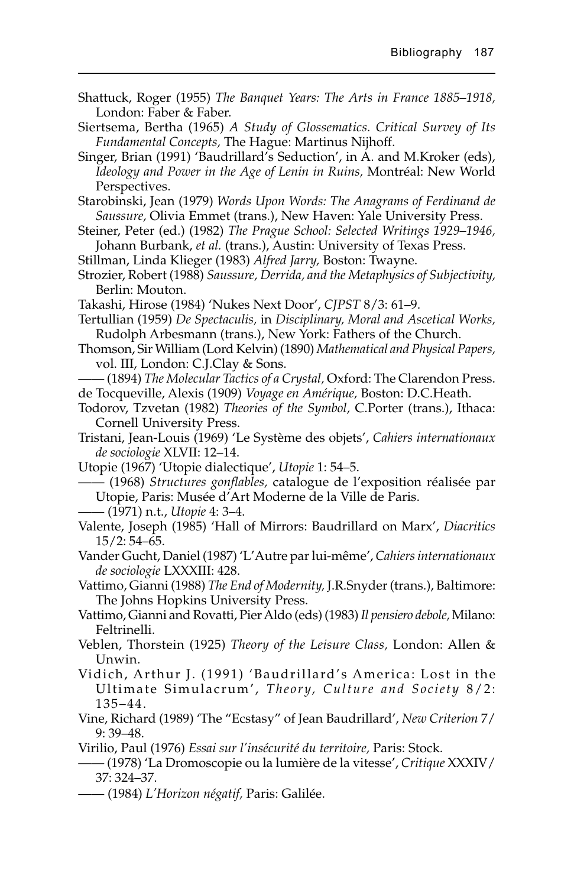Shattuck, Roger (1955) *The Banquet Years: The Arts in France 1885–1918,* London: Faber & Faber.

Siertsema, Bertha (1965) *A Study of Glossematics. Critical Survey of Its Fundamental Concepts,* The Hague: Martinus Nijhoff.

Singer, Brian (1991) 'Baudrillard's Seduction', in A. and M.Kroker (eds), *Ideology and Power in the Age of Lenin in Ruins,* Montréal: New World Perspectives.

Starobinski, Jean (1979) *Words Upon Words: The Anagrams of Ferdinand de Saussure,* Olivia Emmet (trans.), New Haven: Yale University Press.

Steiner, Peter (ed.) (1982) *The Prague School: Selected Writings 1929–1946,* Johann Burbank, *et al.* (trans.), Austin: University of Texas Press.

Stillman, Linda Klieger (1983) *Alfred Jarry,* Boston: Twayne.

Strozier, Robert (1988) *Saussure, Derrida, and the Metaphysics of Subjectivity,* Berlin: Mouton.

Takashi, Hirose (1984) 'Nukes Next Door', *CJPST* 8/3: 61–9.

Tertullian (1959) *De Spectaculis,* in *Disciplinary, Moral and Ascetical Works,* Rudolph Arbesmann (trans.), New York: Fathers of the Church.

Thomson, Sir William (Lord Kelvin) (1890) *Mathematical and Physical Papers,* vol. III, London: C.J.Clay & Sons.

—— (1894) *The Molecular Tactics of a Crystal,* Oxford: The Clarendon Press.

de Tocqueville, Alexis (1909) *Voyage en Amérique,* Boston: D.C.Heath.

Todorov, Tzvetan (1982) *Theories of the Symbol,* C.Porter (trans.), Ithaca: Cornell University Press.

Tristani, Jean-Louis (1969) 'Le Système des objets', *Cahiers internationaux de sociologie* XLVII: 12–14.

Utopie (1967) 'Utopie dialectique', *Utopie* 1: 54–5.

—— (1968) *Structures gonflables,* catalogue de l'exposition réalisée par Utopie, Paris: Musée d'Art Moderne de la Ville de Paris.

—— (1971) n.t., *Utopie* 4: 3–4.

Valente, Joseph (1985) 'Hall of Mirrors: Baudrillard on Marx', *Diacritics* 15/2: 54–65.

Vander Gucht, Daniel (1987) 'L'Autre par lui-même', *Cahiers internationaux de sociologie* LXXXIII: 428.

Vattimo, Gianni (1988) *The End of Modernity,* J.R.Snyder (trans.), Baltimore: The Johns Hopkins University Press.

Vattimo, Gianni and Rovatti, Pier Aldo (eds) (1983) *Il pensiero debole,* Milano: Feltrinelli.

Veblen, Thorstein (1925) *Theory of the Leisure Class,* London: Allen & Unwin.

Vidich, Arthur J. (1991) 'Baudrillard's America: Lost in the Ultimate Simulacrum', *Theory, Culture and Society* 8/2: 135–44.

Vine, Richard (1989) 'The "Ecstasy" of Jean Baudrillard', *New Criterion* 7/9: 39–48.

Virilio, Paul (1976) *Essai sur l'insécurité du territoire,* Paris: Stock.

—— (1978) 'La Dromoscopie ou la lumière de la vitesse', *Critique* XXXIV/37: 324–37.

—— (1984) *L'Horizon négatif,* Paris: Galilée.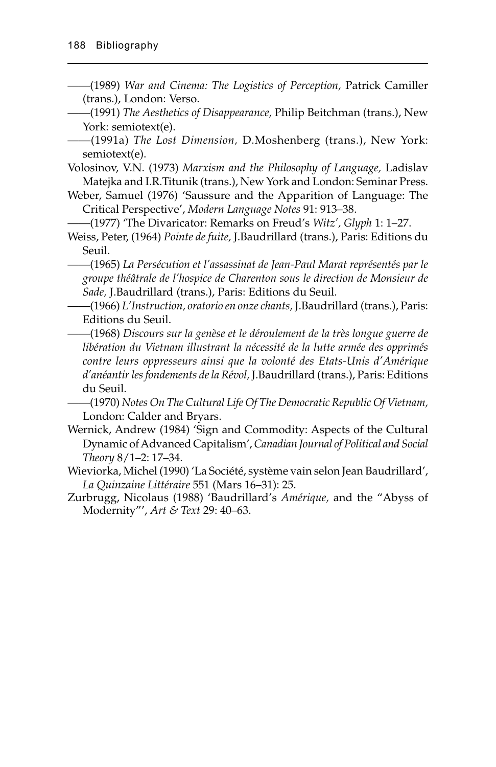——(1989) *War and Cinema: The Logistics of Perception*, Patrick Camiller (trans.), London: Verso.

——(1991) *The Aesthetics of Disappearance*, Philip Beitchman (trans.), New York: semiotext(e).

——(1991a) *The Lost Dimension*, D.Moshenberg (trans.), New York: semiotext(e).

Volosinov, V.N. (1973) *Marxism and the Philosophy of Language*, Ladislav Matejka and I.R.Titunik (trans.), New York and London: Seminar Press.

Weber, Samuel (1976) 'Saussure and the Apparition of Language: The Critical Perspective', *Modern Language Notes* 91: 913–38.

——(1977) 'The Divaricator: Remarks on Freud's *Witz*', *Glyph* 1: 1–27.

Weiss, Peter, (1964) *Pointe de fuite*, J.Baudrillard (trans.), Paris: Editions du Seuil.

——(1965) *La Persécution et l'assassinat de Jean-Paul Marat représentés par le groupe théâtrale de l'hospice de Charenton sous le direction de Monsieur de Sade*, J.Baudrillard (trans.), Paris: Editions du Seuil.

——(1966) *L'Instruction, oratorio en onze chants*, J.Baudrillard (trans.), Paris: Editions du Seuil.

——(1968) *Discours sur la genèse et le déroulement de la très longue guerre de libération du Vietnam illustrant la nécessité de la lutte armée des opprimés contre leurs oppresseurs ainsi que la volonté des Etats-Unis d'Amérique d'anéantir les fondements de la Révol*, J.Baudrillard (trans.), Paris: Editions du Seuil.

——(1970) *Notes On The Cultural Life Of The Democratic Republic Of Vietnam*, London: Calder and Bryars.

Wernick, Andrew (1984) 'Sign and Commodity: Aspects of the Cultural Dynamic of Advanced Capitalism', *Canadian Journal of Political and Social Theory* 8/1–2: 17–34.

Wieviorka, Michel (1990) 'La Société, système vain selon Jean Baudrillard', *La Quinzaine Littéraire* 551 (Mars 16–31): 25.

Zurbrugg, Nicolaus (1988) 'Baudrillard's *Amérique*, and the "Abyss of Modernity"', *Art & Text* 29: 40–63.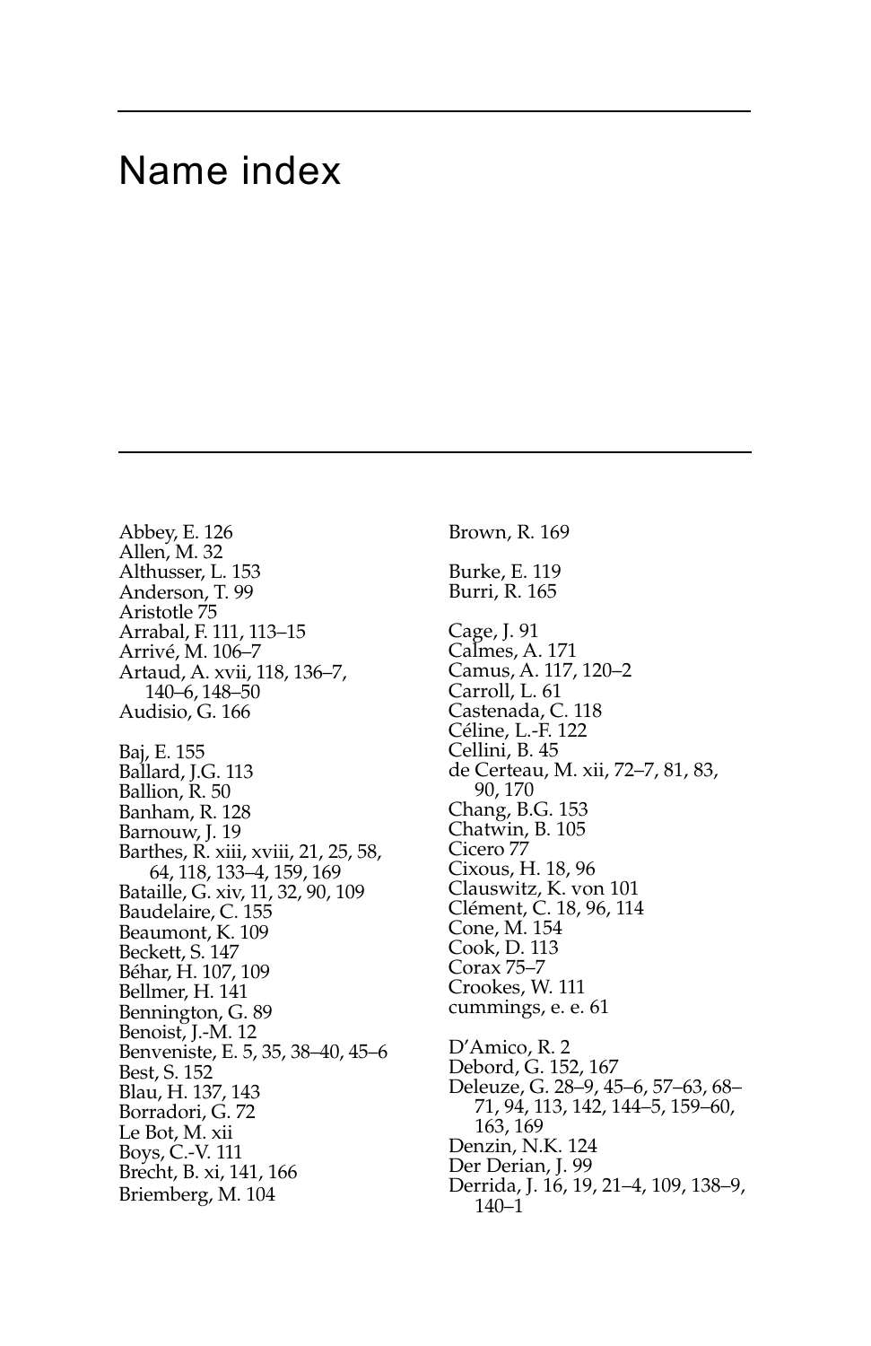# Name index

Abbey, E. 126
Allen, M. 32
Althusser, L. 153
Anderson, T. 99
Aristotle 75
Arrabal, F. 111, 113–15
Arrivé, M. 106–7
Artaud, A. xvii, 118, 136–7, 140–6, 148–50
Audisio, G. 166

Baj, E. 155
Ballard, J.G. 113
Ballion, R. 50
Banham, R. 128
Barnouw, J. 19
Barthes, R. xiii, xviii, 21, 25, 58, 64, 118, 133–4, 159, 169
Bataille, G. xiv, 11, 32, 90, 109
Baudelaire, C. 155
Beaumont, K. 109
Beckett, S. 147
Béhar, H. 107, 109
Bellmer, H. 141
Bennington, G. 89
Benoist, J.-M. 12
Benveniste, E. 5, 35, 38–40, 45–6
Best, S. 152
Blau, H. 137, 143
Borradori, G. 72
Le Bot, M. xii
Boys, C.-V. 111
Brecht, B. xi, 141, 166
Briemberg, M. 104
Brown, R. 169

Burke, E. 119
Burri, R. 165

Cage, J. 91
Calmes, A. 171
Camus, A. 117, 120–2
Carroll, L. 61
Castenada, C. 118
Céline, L.-F. 122
Cellini, B. 45
de Certeau, M. xii, 72–7, 81, 83, 90, 170
Chang, B.G. 153
Chatwin, B. 105
Cicero 77
Cixous, H. 18, 96
Clauswitz, K. von 101
Clément, C. 18, 96, 114
Cone, M. 154
Cook, D. 113
Corax 75–7
Crookes, W. 111
cummings, e. e. 61

D'Amico, R. 2
Debord, G. 152, 167
Deleuze, G. 28–9, 45–6, 57–63, 68–71, 94, 113, 142, 144–5, 159–60, 163, 169
Denzin, N.K. 124
Der Derian, J. 99
Derrida, J. 16, 19, 21–4, 109, 138–9, 140–1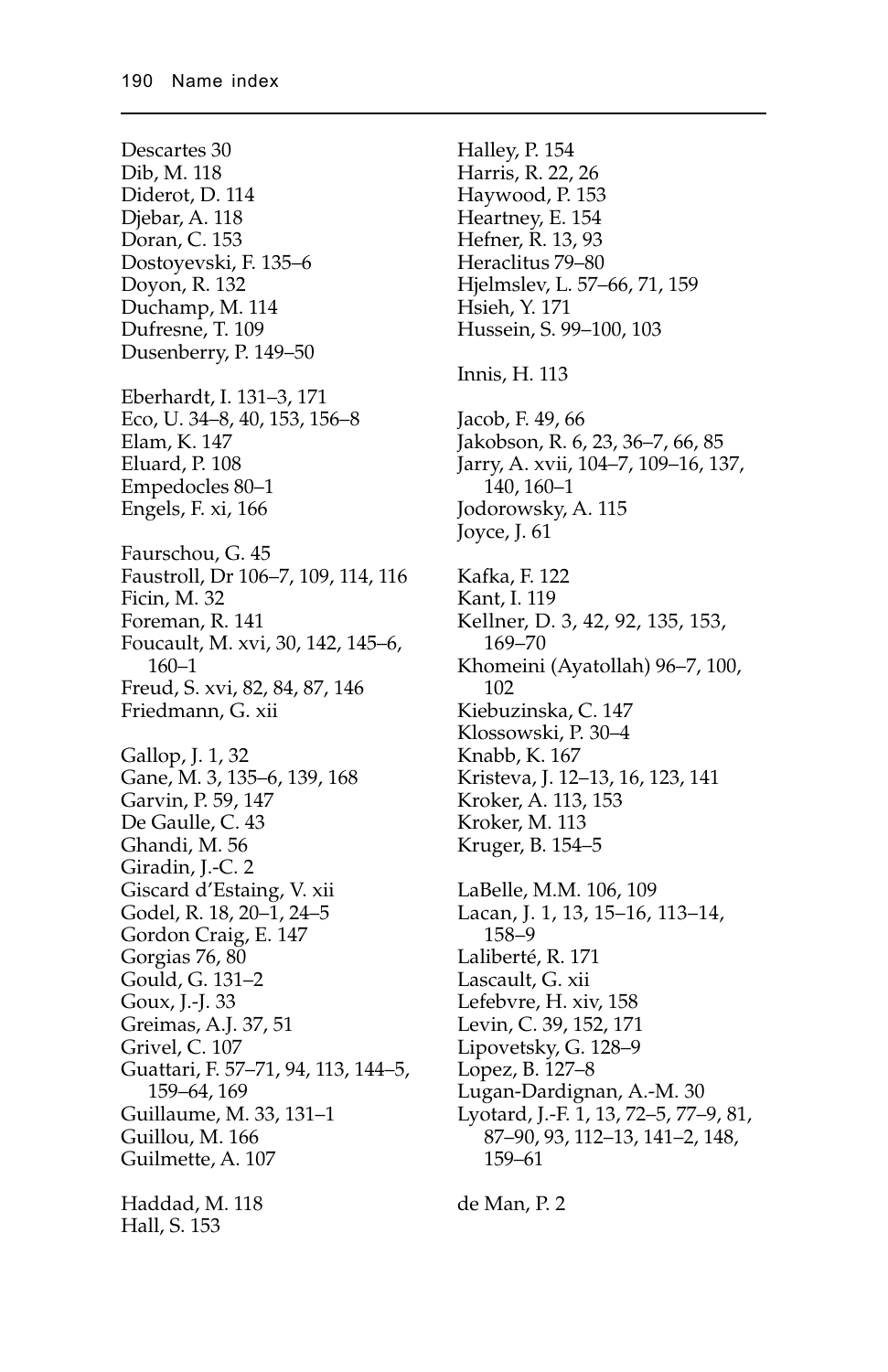Descartes 30
Dib, M. 118
Diderot, D. 114
Djebar, A. 118
Doran, C. 153
Dostoyevski, F. 135–6
Doyon, R. 132
Duchamp, M. 114
Dufresne, T. 109
Dusenberry, P. 149–50

Eberhardt, I. 131–3, 171
Eco, U. 34–8, 40, 153, 156–8
Elam, K. 147
Eluard, P. 108
Empedocles 80–1
Engels, F. xi, 166

Faurschou, G. 45
Faustroll, Dr 106–7, 109, 114, 116
Ficin, M. 32
Foreman, R. 141
Foucault, M. xvi, 30, 142, 145–6, 160–1
Freud, S. xvi, 82, 84, 87, 146
Friedmann, G. xii

Gallop, J. 1, 32
Gane, M. 3, 135–6, 139, 168
Garvin, P. 59, 147
De Gaulle, C. 43
Ghandi, M. 56
Giradin, J.-C. 2
Giscard d'Estaing, V. xii
Godel, R. 18, 20–1, 24–5
Gordon Craig, E. 147
Gorgias 76, 80
Gould, G. 131–2
Goux, J.-J. 33
Greimas, A.J. 37, 51
Grivel, C. 107
Guattari, F. 57–71, 94, 113, 144–5, 159–64, 169
Guillaume, M. 33, 131–1
Guillou, M. 166
Guilmette, A. 107

Haddad, M. 118
Hall, S. 153
Halley, P. 154
Harris, R. 22, 26
Haywood, P. 153
Heartney, E. 154
Hefner, R. 13, 93
Heraclitus 79–80
Hjelmslev, L. 57–66, 71, 159
Hsieh, Y. 171
Hussein, S. 99–100, 103

Innis, H. 113

Jacob, F. 49, 66
Jakobson, R. 6, 23, 36–7, 66, 85
Jarry, A. xvii, 104–7, 109–16, 137, 140, 160–1
Jodorowsky, A. 115
Joyce, J. 61

Kafka, F. 122
Kant, I. 119
Kellner, D. 3, 42, 92, 135, 153, 169–70
Khomeini (Ayatollah) 96–7, 100, 102
Kiebuzinska, C. 147
Klossowski, P. 30–4
Knabb, K. 167
Kristeva, J. 12–13, 16, 123, 141
Kroker, A. 113, 153
Kroker, M. 113
Kruger, B. 154–5

LaBelle, M.M. 106, 109
Lacan, J. 1, 13, 15–16, 113–14, 158–9
Laliberté, R. 171
Lascault, G. xii
Lefebvre, H. xiv, 158
Levin, C. 39, 152, 171
Lipovetsky, G. 128–9
Lopez, B. 127–8
Lugan-Dardignan, A.-M. 30
Lyotard, J.-F. 1, 13, 72–5, 77–9, 81, 87–90, 93, 112–13, 141–2, 148, 159–61

de Man, P. 2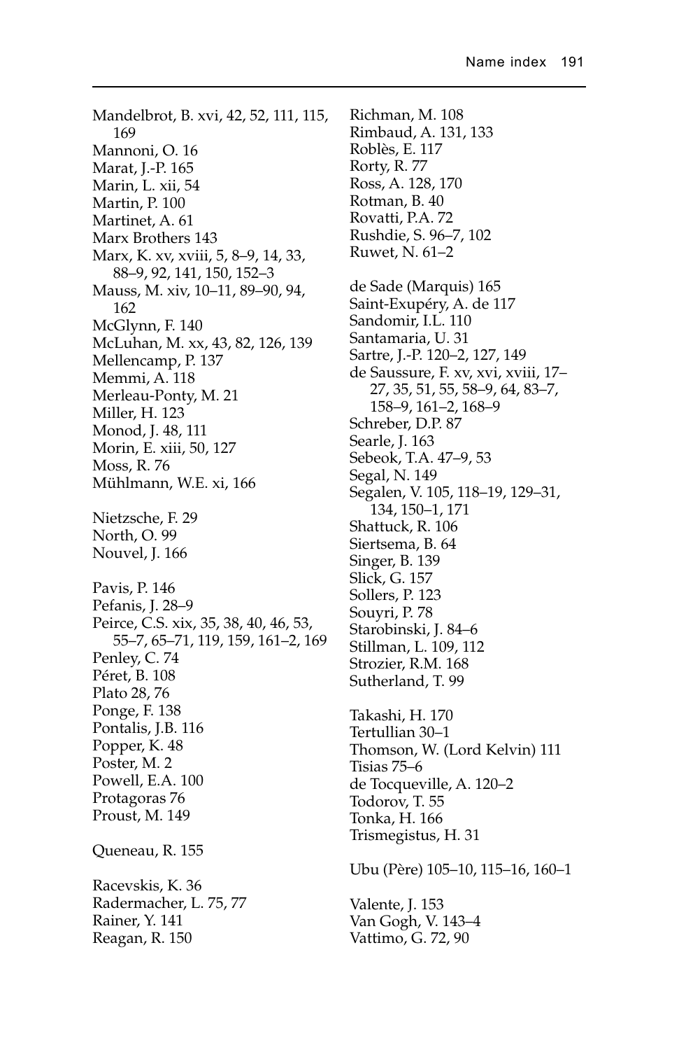Mandelbrot, B. xvi, 42, 52, 111, 115, 169
Mannoni, O. 16
Marat, J.-P. 165
Marin, L. xii, 54
Martin, P. 100
Martinet, A. 61
Marx Brothers 143
Marx, K. xv, xviii, 5, 8–9, 14, 33, 88–9, 92, 141, 150, 152–3
Mauss, M. xiv, 10–11, 89–90, 94, 162
McGlynn, F. 140
McLuhan, M. xx, 43, 82, 126, 139
Mellencamp, P. 137
Memmi, A. 118
Merleau-Ponty, M. 21
Miller, H. 123
Monod, J. 48, 111
Morin, E. xiii, 50, 127
Moss, R. 76
Mühlmann, W.E. xi, 166

Nietzsche, F. 29
North, O. 99
Nouvel, J. 166

Pavis, P. 146
Pefanis, J. 28–9
Peirce, C.S. xix, 35, 38, 40, 46, 53, 55–7, 65–71, 119, 159, 161–2, 169
Penley, C. 74
Péret, B. 108
Plato 28, 76
Ponge, F. 138
Pontalis, J.B. 116
Popper, K. 48
Poster, M. 2
Powell, E.A. 100
Protagoras 76
Proust, M. 149

Queneau, R. 155

Racevskis, K. 36
Radermacher, L. 75, 77
Rainer, Y. 141
Reagan, R. 150
Richman, M. 108
Rimbaud, A. 131, 133
Roblès, E. 117
Rorty, R. 77
Ross, A. 128, 170
Rotman, B. 40
Rovatti, P.A. 72
Rushdie, S. 96–7, 102
Ruwet, N. 61–2

de Sade (Marquis) 165
Saint-Exupéry, A. de 117
Sandomir, I.L. 110
Santamaria, U. 31
Sartre, J.-P. 120–2, 127, 149
de Saussure, F. xv, xvi, xviii, 17–27, 35, 51, 55, 58–9, 64, 83–7, 158–9, 161–2, 168–9
Schreber, D.P. 87
Searle, J. 163
Sebeok, T.A. 47–9, 53
Segal, N. 149
Segalen, V. 105, 118–19, 129–31, 134, 150–1, 171
Shattuck, R. 106
Siertsema, B. 64
Singer, B. 139
Slick, G. 157
Sollers, P. 123
Souyri, P. 78
Starobinski, J. 84–6
Stillman, L. 109, 112
Strozier, R.M. 168
Sutherland, T. 99

Takashi, H. 170
Tertullian 30–1
Thomson, W. (Lord Kelvin) 111
Tisias 75–6
de Tocqueville, A. 120–2
Todorov, T. 55
Tonka, H. 166
Trismegistus, H. 31

Ubu (Père) 105–10, 115–16, 160–1

Valente, J. 153
Van Gogh, V. 143–4
Vattimo, G. 72, 90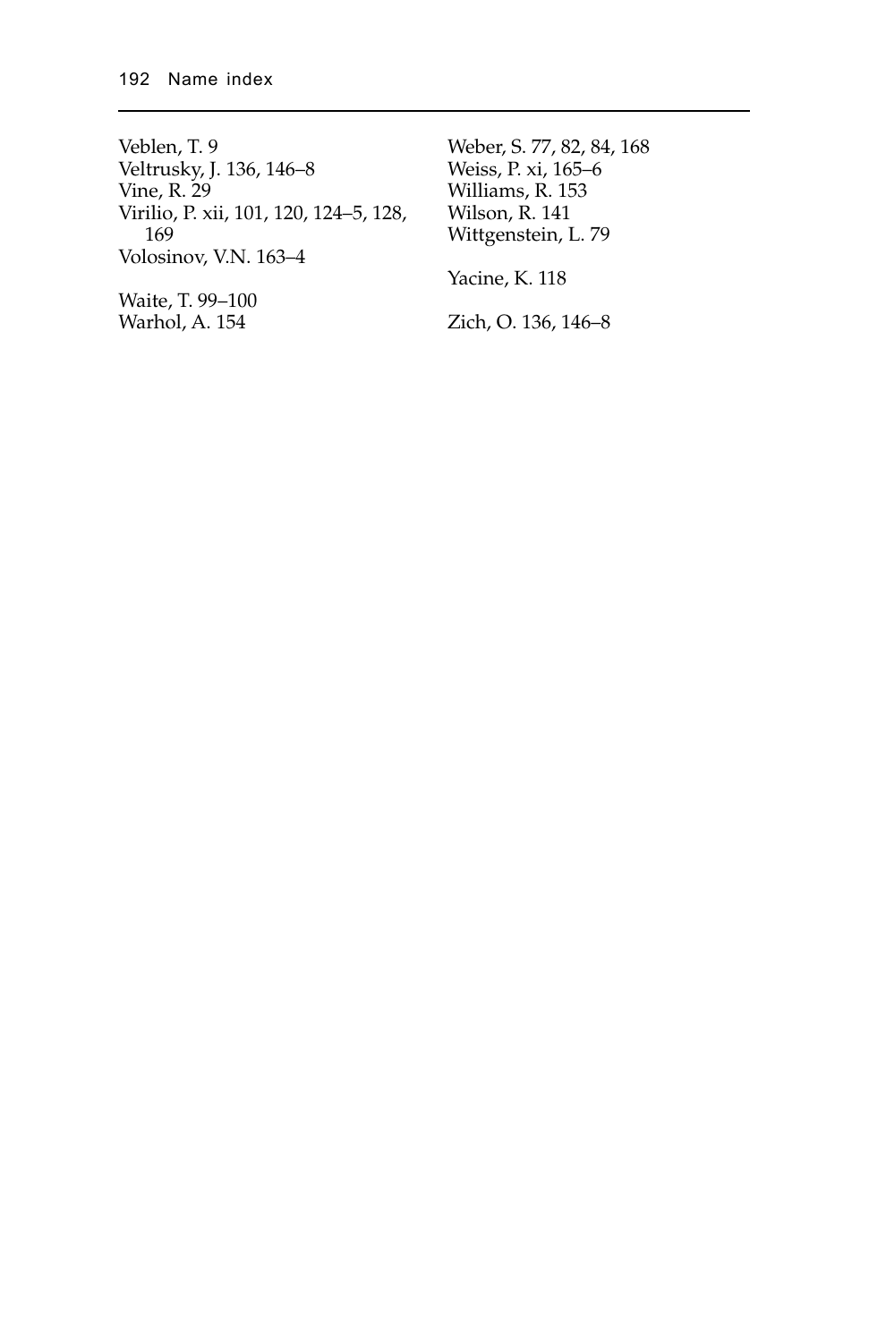Veblen, T. 9
Veltrusky, J. 136, 146–8
Vine, R. 29
Virilio, P. xii, 101, 120, 124–5, 128, 169
Volosinov, V.N. 163–4

Waite, T. 99–100
Warhol, A. 154
Weber, S. 77, 82, 84, 168
Weiss, P. xi, 165–6
Williams, R. 153
Wilson, R. 141
Wittgenstein, L. 79

Yacine, K. 118

Zich, O. 136, 146–8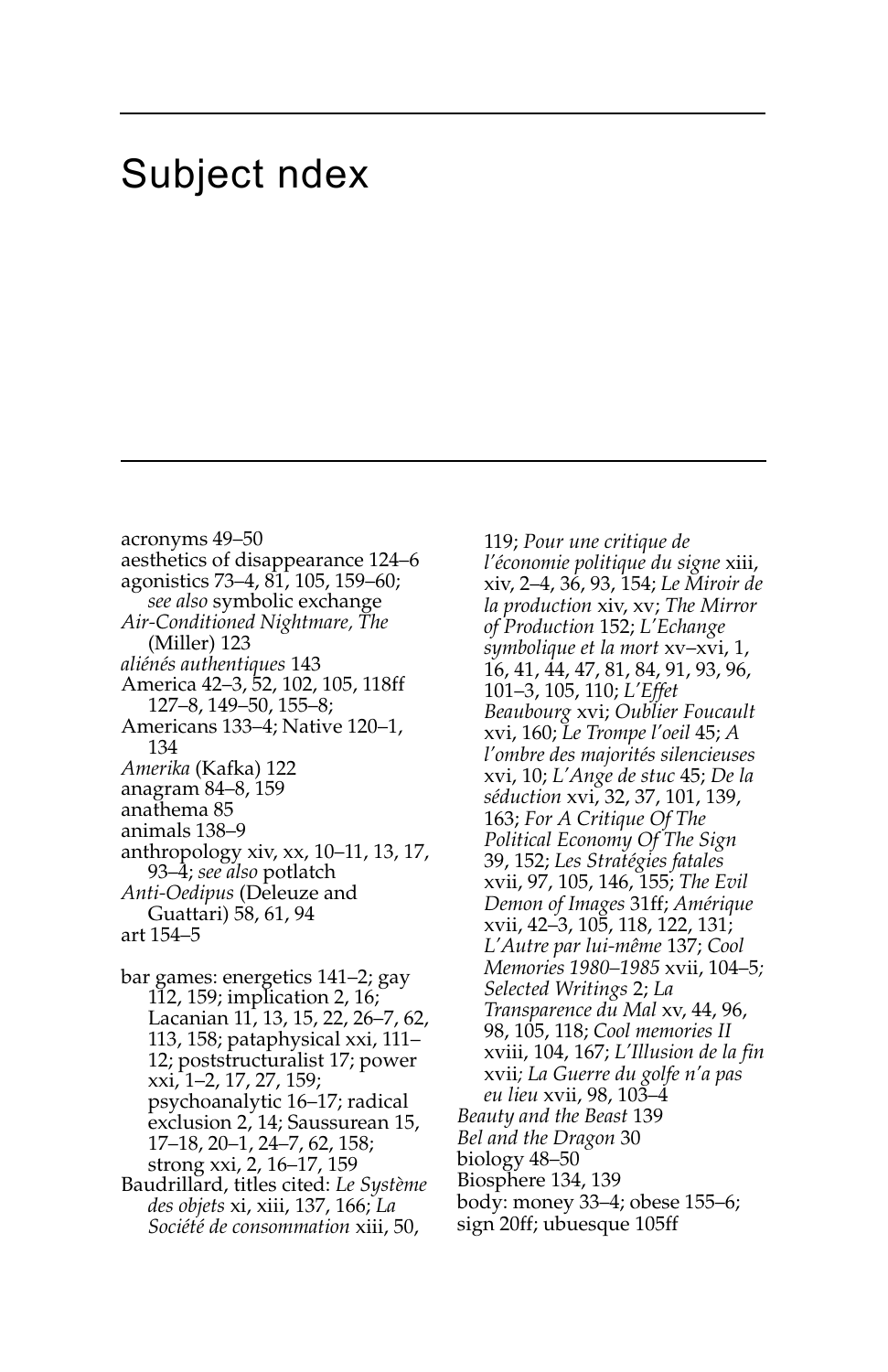# Subject ndex

acronyms 49–50
aesthetics of disappearance 124–6
agonistics 73–4, 81, 105, 159–60; *see also* symbolic exchange
*Air-Conditioned Nightmare, The* (Miller) 123
*aliénés authentiques* 143
America 42–3, 52, 102, 105, 118ff 127–8, 149–50, 155–8;
Americans 133–4; Native 120–1, 134
*Amerika* (Kafka) 122
anagram 84–8, 159
anathema 85
animals 138–9
anthropology xiv, xx, 10–11, 13, 17, 93–4; *see also* potlatch
*Anti-Oedipus* (Deleuze and Guattari) 58, 61, 94
art 154–5

bar games: energetics 141–2; gay 112, 159; implication 2, 16; Lacanian 11, 13, 15, 22, 26–7, 62, 113, 158; pataphysical xxi, 111–12; poststructuralist 17; power xxi, 1–2, 17, 27, 159; psychoanalytic 16–17; radical exclusion 2, 14; Saussurean 15, 17–18, 20–1, 24–7, 62, 158; strong xxi, 2, 16–17, 159
Baudrillard, titles cited: *Le Système des objets* xi, xiii, 137, 166; *La Société de consommation* xiii, 50, 119; *Pour une critique de l'économie politique du signe* xiii, xiv, 2–4, 36, 93, 154; *Le Miroir de la production* xiv, xv; *The Mirror of Production* 152; *L'Echange symbolique et la mort* xv–xvi, 1, 16, 41, 44, 47, 81, 84, 91, 93, 96, 101–3, 105, 110; *L'Effet Beaubourg* xvi; *Oublier Foucault* xvi, 160; *Le Trompe l'oeil* 45; *A l'ombre des majorités silencieuses* xvi, 10; *L'Ange de stuc* 45; *De la séduction* xvi, 32, 37, 101, 139, 163; *For A Critique Of The Political Economy Of The Sign* 39, 152; *Les Stratégies fatales* xvii, 97, 105, 146, 155; *The Evil Demon of Images* 31ff; *Amérique* xvii, 42–3, 105, 118, 122, 131; *L'Autre par lui-même* 137; *Cool Memories 1980–1985* xvii, 104–5; *Selected Writings* 2; *La Transparence du Mal* xv, 44, 96, 98, 105, 118; *Cool memories II* xviii, 104, 167; *L'Illusion de la fin* xvii; *La Guerre du golfe n'a pas eu lieu* xvii, 98, 103–4
*Beauty and the Beast* 139
*Bel and the Dragon* 30
biology 48–50
Biosphere 134, 139
body: money 33–4; obese 155–6; sign 20ff; ubuesque 105ff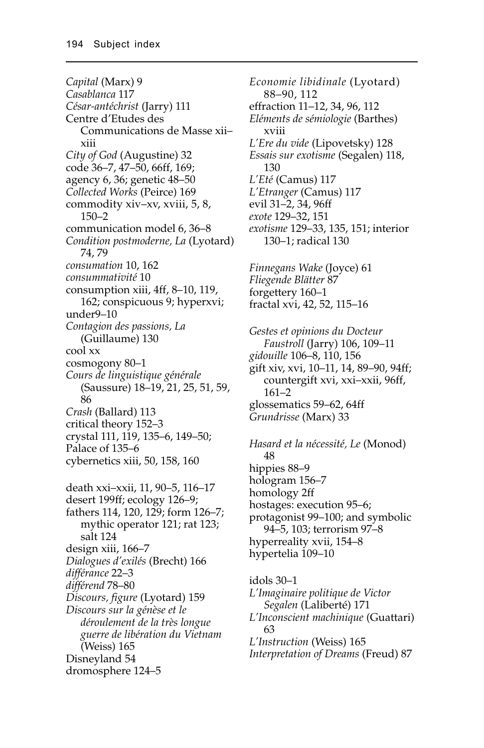*Capital* (Marx) 9
*Casablanca* 117
*César-antéchrist* (Jarry) 111
Centre d'Etudes des Communications de Masse xii–xiii
*City of God* (Augustine) 32
code 36–7, 47–50, 66ff, 169;
agency 6, 36; genetic 48–50
*Collected Works* (Peirce) 169
commodity xiv–xv, xviii, 5, 8, 150–2
communication model 6, 36–8
*Condition postmoderne, La* (Lyotard) 74, 79
*consumation* 10, 162
*consummativité* 10
consumption xiii, 4ff, 8–10, 119, 162; conspicuous 9; hyperxvi;
under9–10
*Contagion des passions, La* (Guillaume) 130
cool xx
cosmogony 80–1
*Cours de linguistique générale* (Saussure) 18–19, 21, 25, 51, 59, 86
*Crash* (Ballard) 113
critical theory 152–3
crystal 111, 119, 135–6, 149–50;
Palace of 135–6
cybernetics xiii, 50, 158, 160

death xxi–xxii, 11, 90–5, 116–17
desert 199ff; ecology 126–9;
fathers 114, 120, 129; form 126–7; mythic operator 121; rat 123; salt 124
design xiii, 166–7
*Dialogues d'exilés* (Brecht) 166
*différance* 22–3
*différend* 78–80
*Discours, figure* (Lyotard) 159
*Discours sur la génèse et le déroulement de la très longue guerre de libération du Vietnam* (Weiss) 165
Disneyland 54
dromosphere 124–5

*Economie libidinale* (Lyotard) 88–90, 112
effraction 11–12, 34, 96, 112
*Eléments de sémiologie* (Barthes) xviii
*L'Ere du vide* (Lipovetsky) 128
*Essais sur exotisme* (Segalen) 118, 130
*L'Eté* (Camus) 117
*L'Etranger* (Camus) 117
evil 31–2, 34, 96ff
*exote* 129–32, 151
*exotisme* 129–33, 135, 151; interior 130–1; radical 130

*Finnegans Wake* (Joyce) 61
*Fliegende Blätter* 87
forgettery 160–1
fractal xvi, 42, 52, 115–16

*Gestes et opinions du Docteur Faustroll* (Jarry) 106, 109–11
*gidouille* 106–8, 110, 156
gift xiv, xvi, 10–11, 14, 89–90, 94ff;
countergift xvi, xxi–xxii, 96ff, 161–2
glossematics 59–62, 64ff
*Grundrisse* (Marx) 33

*Hasard et la nécessité, Le* (Monod) 48
hippies 88–9
hologram 156–7
homology 2ff
hostages: execution 95–6;
protagonist 99–100; and symbolic 94–5, 103; terrorism 97–8
hyperreality xvii, 154–8
hypertelia 109–10

idols 30–1
*L'Imaginaire politique de Victor Segalen* (Laliberté) 171
*L'Inconscient machinique* (Guattari) 63
*L'Instruction* (Weiss) 165
*Interpretation of Dreams* (Freud) 87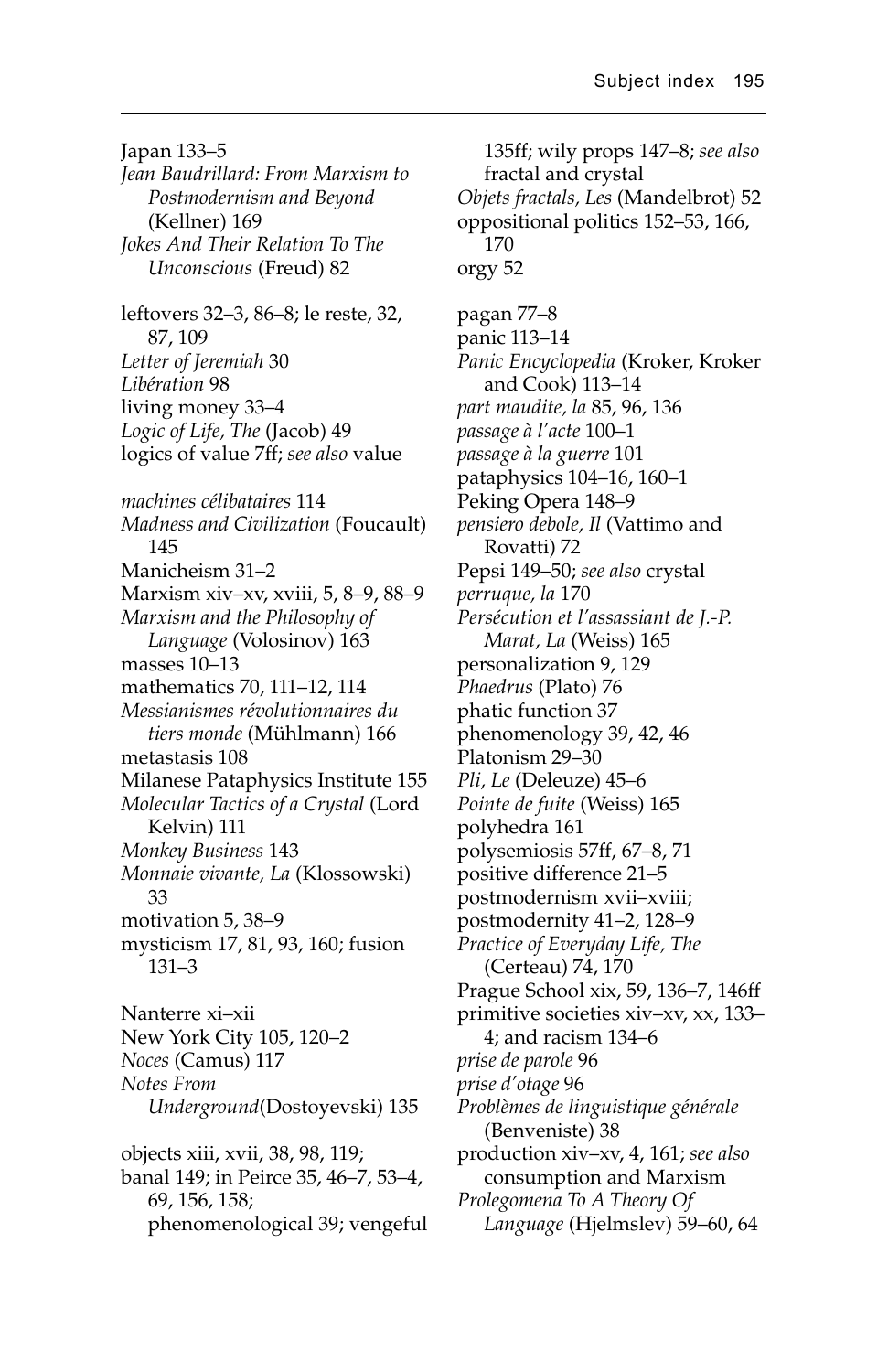Japan 133–5
*Jean Baudrillard: From Marxism to Postmodernism and Beyond* (Kellner) 169
*Jokes And Their Relation To The Unconscious* (Freud) 82

leftovers 32–3, 86–8; le reste, 32, 87, 109
*Letter of Jeremiah* 30
*Libération* 98
living money 33–4
*Logic of Life, The* (Jacob) 49
logics of value 7ff; *see also* value

*machines célibataires* 114
*Madness and Civilization* (Foucault) 145
Manicheism 31–2
Marxism xiv–xv, xviii, 5, 8–9, 88–9
*Marxism and the Philosophy of Language* (Volosinov) 163
masses 10–13
mathematics 70, 111–12, 114
*Messianismes révolutionnaires du tiers monde* (Mühlmann) 166
metastasis 108
Milanese Pataphysics Institute 155
*Molecular Tactics of a Crystal* (Lord Kelvin) 111
*Monkey Business* 143
*Monnaie vivante, La* (Klossowski) 33
motivation 5, 38–9
mysticism 17, 81, 93, 160; fusion 131–3

Nanterre xi–xii
New York City 105, 120–2
*Noces* (Camus) 117
*Notes From Underground*(Dostoyevski) 135

objects xiii, xvii, 38, 98, 119;
banal 149; in Peirce 35, 46–7, 53–4, 69, 156, 158;
phenomenological 39; vengeful 135ff; wily props 147–8; *see also* fractal and crystal
*Objets fractals, Les* (Mandelbrot) 52
oppositional politics 152–53, 166, 170
orgy 52

pagan 77–8
panic 113–14
*Panic Encyclopedia* (Kroker, Kroker and Cook) 113–14
*part maudite, la* 85, 96, 136
*passage à l'acte* 100–1
*passage à la guerre* 101
pataphysics 104–16, 160–1
Peking Opera 148–9
*pensiero debole, Il* (Vattimo and Rovatti) 72
Pepsi 149–50; *see also* crystal
*perruque, la* 170
*Persécution et l'assassiant de J.-P. Marat, La* (Weiss) 165
personalization 9, 129
*Phaedrus* (Plato) 76
phatic function 37
phenomenology 39, 42, 46
Platonism 29–30
*Pli, Le* (Deleuze) 45–6
*Pointe de fuite* (Weiss) 165
polyhedra 161
polysemiosis 57ff, 67–8, 71
positive difference 21–5
postmodernism xvii–xviii;
postmodernity 41–2, 128–9
*Practice of Everyday Life, The* (Certeau) 74, 170
Prague School xix, 59, 136–7, 146ff
primitive societies xiv–xv, xx, 133–4; and racism 134–6
*prise de parole* 96
*prise d'otage* 96
*Problèmes de linguistique générale* (Benveniste) 38
production xiv–xv, 4, 161; *see also* consumption and Marxism
*Prolegomena To A Theory Of Language* (Hjelmslev) 59–60, 64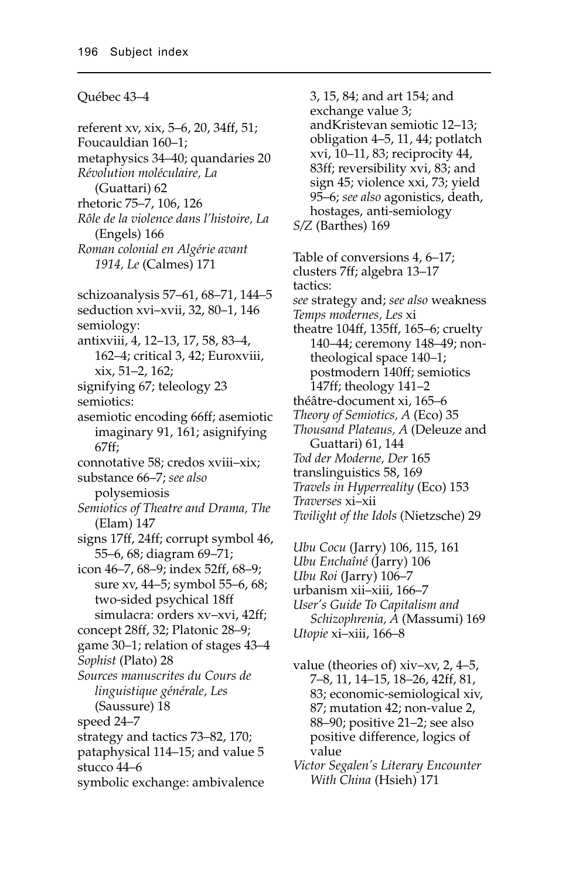Québec 43–4

referent xv, xix, 5–6, 20, 34ff, 51;
Foucauldian 160–1;
metaphysics 34–40; quandaries 20
*Révolution moléculaire, La* (Guattari) 62
rhetoric 75–7, 106, 126
*Rôle de la violence dans l'histoire, La* (Engels) 166
*Roman colonial en Algérie avant 1914, Le* (Calmes) 171

schizoanalysis 57–61, 68–71, 144–5
seduction xvi–xvii, 32, 80–1, 146
semiology:
antixviii, 4, 12–13, 17, 58, 83–4, 162–4; critical 3, 42; Euroxviii, xix, 51–2, 162;
signifying 67; teleology 23
semiotics:
asemiotic encoding 66ff; asemiotic imaginary 91, 161; asignifying 67ff;
connotative 58; credos xviii–xix;
substance 66–7; *see also* polysemiosis
*Semiotics of Theatre and Drama, The* (Elam) 147
signs 17ff, 24ff; corrupt symbol 46, 55–6, 68; diagram 69–71;
icon 46–7, 68–9; index 52ff, 68–9; sure xv, 44–5; symbol 55–6, 68; two-sided psychical 18ff
simulacra: orders xv–xvi, 42ff;
concept 28ff, 32; Platonic 28–9;
game 30–1; relation of stages 43–4
*Sophist* (Plato) 28
*Sources manuscrites du Cours de linguistique générale, Les* (Saussure) 18
speed 24–7
strategy and tactics 73–82, 170;
pataphysical 114–15; and value 5
stucco 44–6
symbolic exchange: ambivalence 3, 15, 84; and art 154; and exchange value 3; andKristevan semiotic 12–13; obligation 4–5, 11, 44; potlatch xvi, 10–11, 83; reciprocity 44, 83ff; reversibility xvi, 83; and sign 45; violence xxi, 73; yield 95–6; *see also* agonistics, death, hostages, anti-semiology
*S/Z* (Barthes) 169

Table of conversions 4, 6–17;
clusters 7ff; algebra 13–17
tactics:
*see* strategy and; *see also* weakness
*Temps modernes, Les* xi
theatre 104ff, 135ff, 165–6; cruelty 140–44; ceremony 148–49; non-theological space 140–1; postmodern 140ff; semiotics 147ff; theology 141–2
théâtre-document xi, 165–6
*Theory of Semiotics, A* (Eco) 35
*Thousand Plateaus, A* (Deleuze and Guattari) 61, 144
*Tod der Moderne, Der* 165
translinguistics 58, 169
*Travels in Hyperreality* (Eco) 153
*Traverses* xi–xii
*Twilight of the Idols* (Nietzsche) 29

*Ubu Cocu* (Jarry) 106, 115, 161
*Ubu Enchaîné* (Jarry) 106
*Ubu Roi* (Jarry) 106–7
urbanism xii–xiii, 166–7
*User's Guide To Capitalism and Schizophrenia, A* (Massumi) 169
*Utopie* xi–xiii, 166–8

value (theories of) xiv–xv, 2, 4–5, 7–8, 11, 14–15, 18–26, 42ff, 81, 83; economic-semiological xiv, 87; mutation 42; non-value 2, 88–90; positive 21–2; see also positive difference, logics of value
*Victor Segalen's Literary Encounter With China* (Hsieh) 171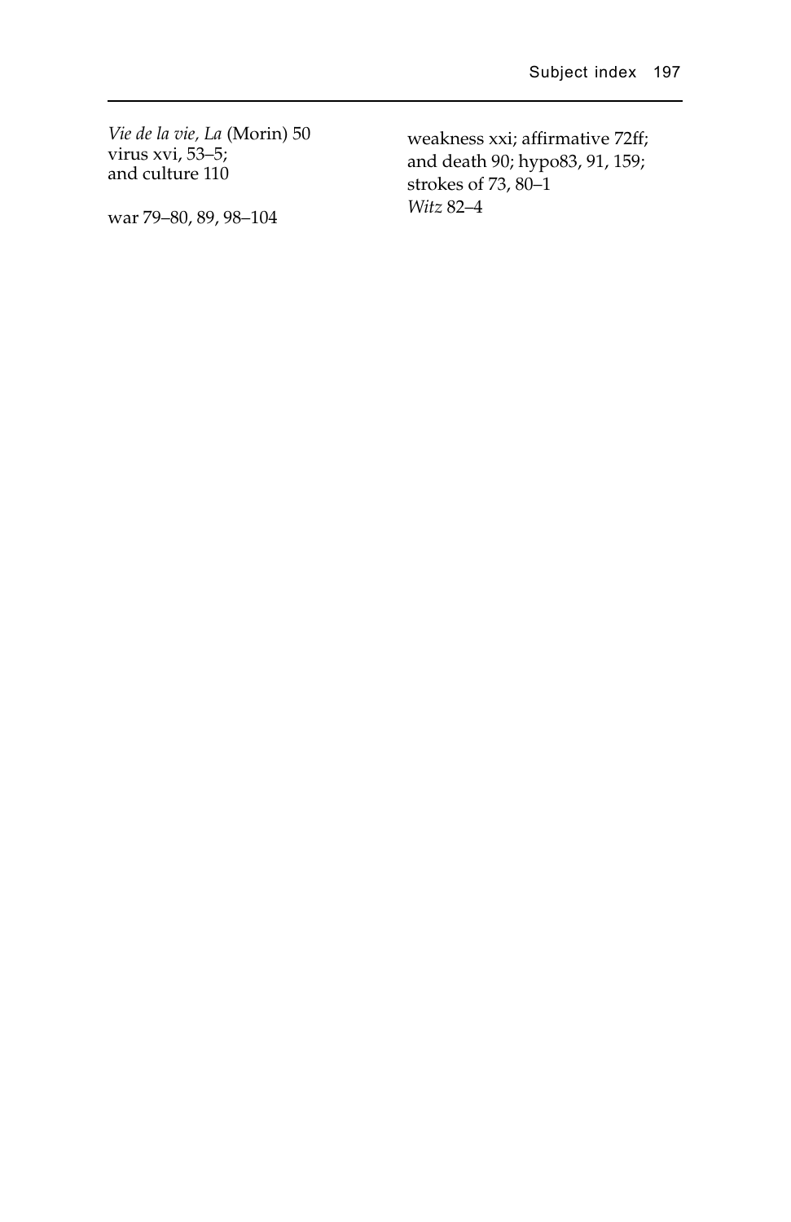*Vie de la vie, La* (Morin) 50
virus xvi, 53–5;
and culture 110

war 79–80, 89, 98–104

weakness xxi; affirmative 72ff;
and death 90; hypo83, 91, 159;
strokes of 73, 80–1
*Witz* 82–4